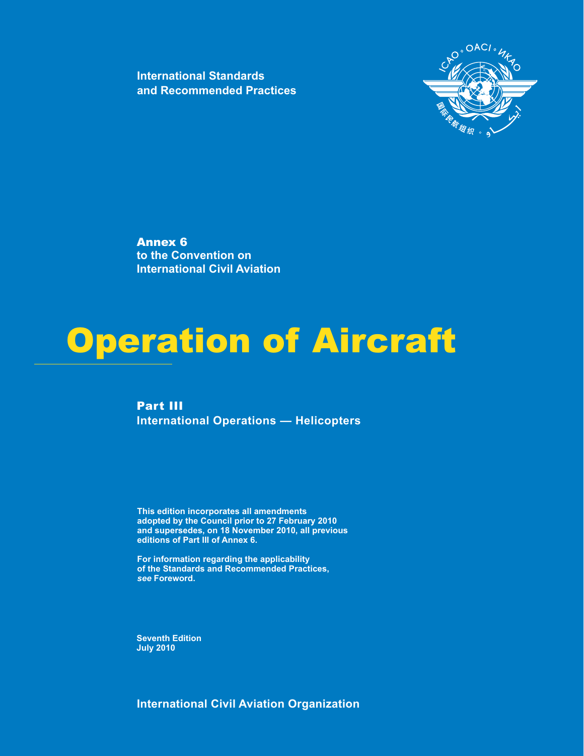International Standards
and Recommended Practices

**Annex 6**
**to the Convention on**
**International Civil Aviation**

# Operation of Aircraft

## Part III
## International Operations — Helicopters

**This edition incorporates all amendments adopted by the Council prior to 27 February 2010 and supersedes, on 18 November 2010, all previous editions of Part III of Annex 6.**

**For information regarding the applicability of the Standards and Recommended Practices, *see* Foreword.**

**Seventh Edition**
**July 2010**

**International Civil Aviation Organization**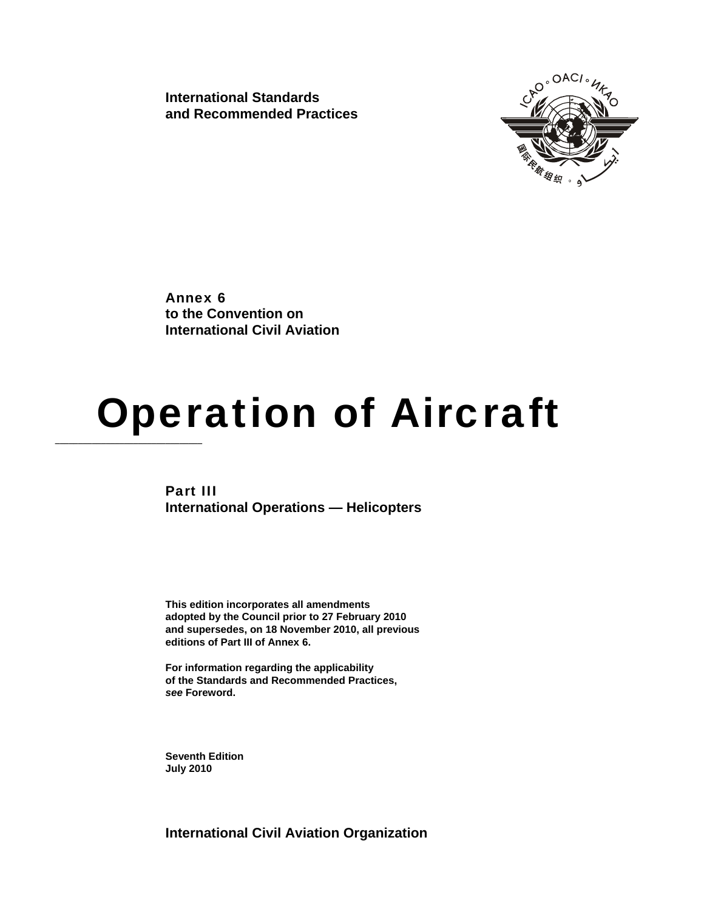International Standards
and Recommended Practices

**Annex 6**
**to the Convention on**
**International Civil Aviation**

# Operation of Aircraft

## Part III
## International Operations — Helicopters

**This edition incorporates all amendments adopted by the Council prior to 27 February 2010 and supersedes, on 18 November 2010, all previous editions of Part III of Annex 6.**

**For information regarding the applicability of the Standards and Recommended Practices, *see* Foreword.**

**Seventh Edition**
**July 2010**

**International Civil Aviation Organization**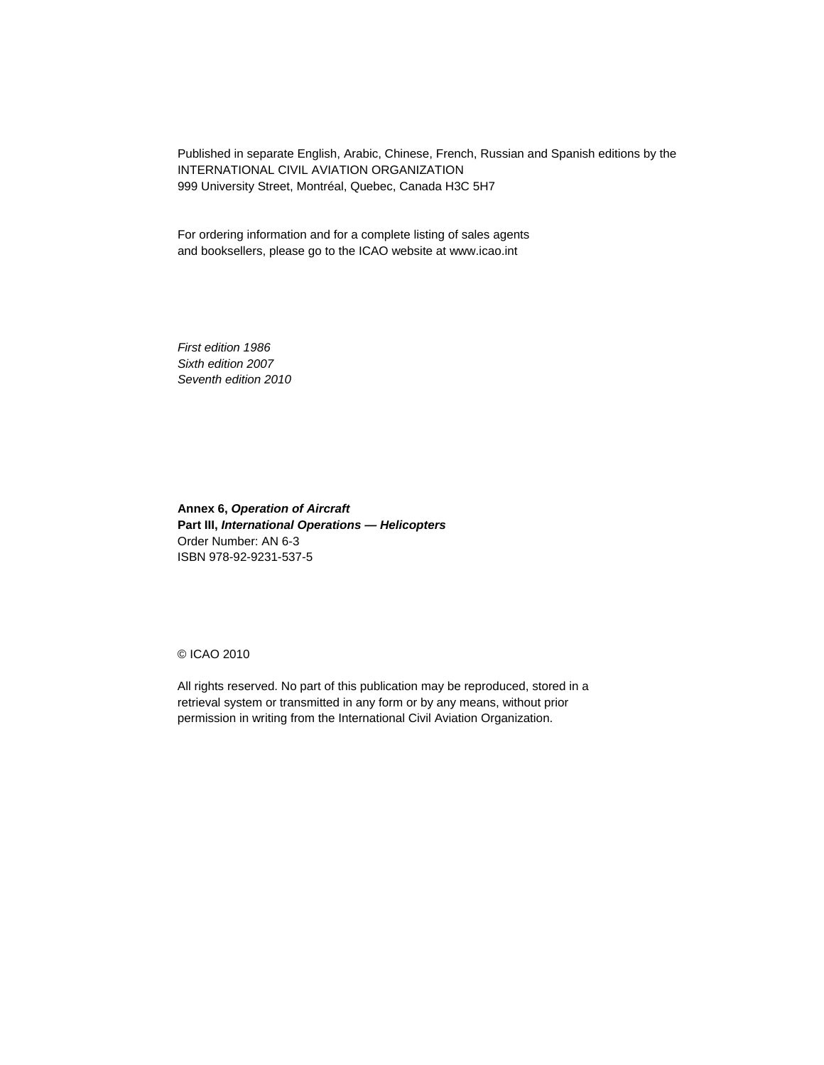Published in separate English, Arabic, Chinese, French, Russian and Spanish editions by the
INTERNATIONAL CIVIL AVIATION ORGANIZATION
999 University Street, Montréal, Quebec, Canada H3C 5H7

For ordering information and for a complete listing of sales agents
and booksellers, please go to the ICAO website at www.icao.int

*First edition 1986*
*Sixth edition 2007*
*Seventh edition 2010*

**Annex 6, *Operation of Aircraft***
**Part III, *International Operations — Helicopters***
Order Number: AN 6-3
ISBN 978-92-9231-537-5

© ICAO 2010

All rights reserved. No part of this publication may be reproduced, stored in a
retrieval system or transmitted in any form or by any means, without prior
permission in writing from the International Civil Aviation Organization.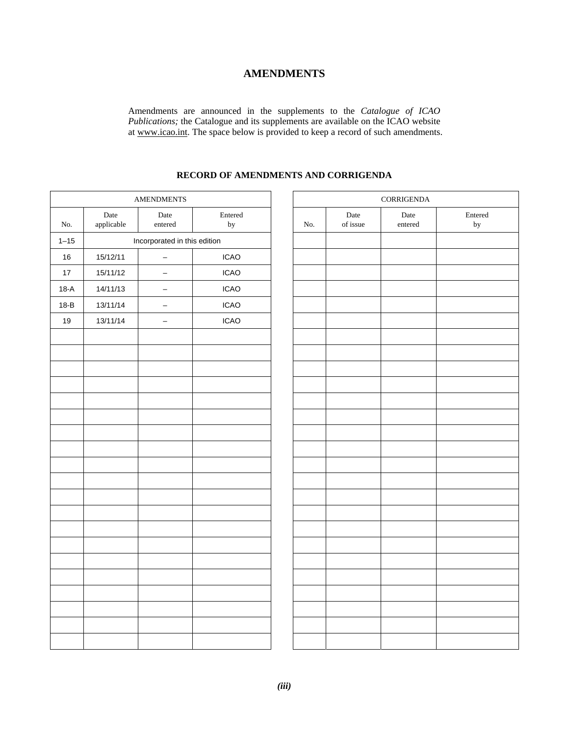# AMENDMENTS

Amendments are announced in the supplements to the *Catalogue of ICAO Publications;* the Catalogue and its supplements are available on the ICAO website at www.icao.int. The space below is provided to keep a record of such amendments.

## RECORD OF AMENDMENTS AND CORRIGENDA

| AMENDMENTS | | | |
|---|---|---|---|
| No. | Date applicable | Date entered | Entered by |
| 1–15 | Incorporated in this edition | | |
| 16 | 15/12/11 | – | ICAO |
| 17 | 15/11/12 | – | ICAO |
| 18-A | 14/11/13 | – | ICAO |
| 18-B | 13/11/14 | – | ICAO |
| 19 | 13/11/14 | – | ICAO |
| | | | |
| | | | |
| | | | |
| | | | |
| | | | |
| | | | |
| | | | |
| | | | |
| | | | |
| | | | |
| | | | |
| | | | |
| | | | |
| | | | |
| | | | |
| | | | |
| | | | |
| | | | |
| | | | |
| | | | |

| CORRIGENDA | | | |
|---|---|---|---|
| No. | Date of issue | Date entered | Entered by |
| | | | |
| | | | |
| | | | |
| | | | |
| | | | |
| | | | |
| | | | |
| | | | |
| | | | |
| | | | |
| | | | |
| | | | |
| | | | |
| | | | |
| | | | |
| | | | |
| | | | |
| | | | |
| | | | |
| | | | |
| | | | |
| | | | |
| | | | |
| | | | |
| | | | |
| | | | |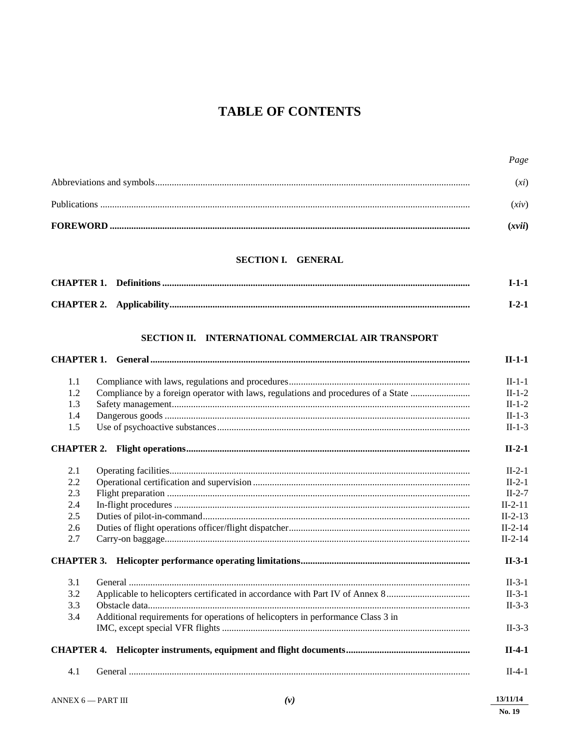# TABLE OF CONTENTS

| | | Page |
|---|---|---|
| Abbreviations and symbols | | (*xi*) |
| Publications | | (*xiv*) |
| **FOREWORD** | | **(*xvii*)** |

## SECTION I. GENERAL

| | | |
|---|---|---|
| **CHAPTER 1.** | **Definitions** | **I-1-1** |
| **CHAPTER 2.** | **Applicability** | **I-2-1** |

## SECTION II. INTERNATIONAL COMMERCIAL AIR TRANSPORT

| | | |
|---|---|---|
| **CHAPTER 1.** | **General** | **II-1-1** |
| 1.1 | Compliance with laws, regulations and procedures | II-1-1 |
| 1.2 | Compliance by a foreign operator with laws, regulations and procedures of a State | II-1-2 |
| 1.3 | Safety management | II-1-2 |
| 1.4 | Dangerous goods | II-1-3 |
| 1.5 | Use of psychoactive substances | II-1-3 |
| **CHAPTER 2.** | **Flight operations** | **II-2-1** |
| 2.1 | Operating facilities | II-2-1 |
| 2.2 | Operational certification and supervision | II-2-1 |
| 2.3 | Flight preparation | II-2-7 |
| 2.4 | In-flight procedures | II-2-11 |
| 2.5 | Duties of pilot-in-command | II-2-13 |
| 2.6 | Duties of flight operations officer/flight dispatcher | II-2-14 |
| 2.7 | Carry-on baggage | II-2-14 |
| **CHAPTER 3.** | **Helicopter performance operating limitations** | **II-3-1** |
| 3.1 | General | II-3-1 |
| 3.2 | Applicable to helicopters certificated in accordance with Part IV of Annex 8 | II-3-1 |
| 3.3 | Obstacle data | II-3-3 |
| 3.4 | Additional requirements for operations of helicopters in performance Class 3 in IMC, except special VFR flights | II-3-3 |
| **CHAPTER 4.** | **Helicopter instruments, equipment and flight documents** | **II-4-1** |
| 4.1 | General | II-4-1 |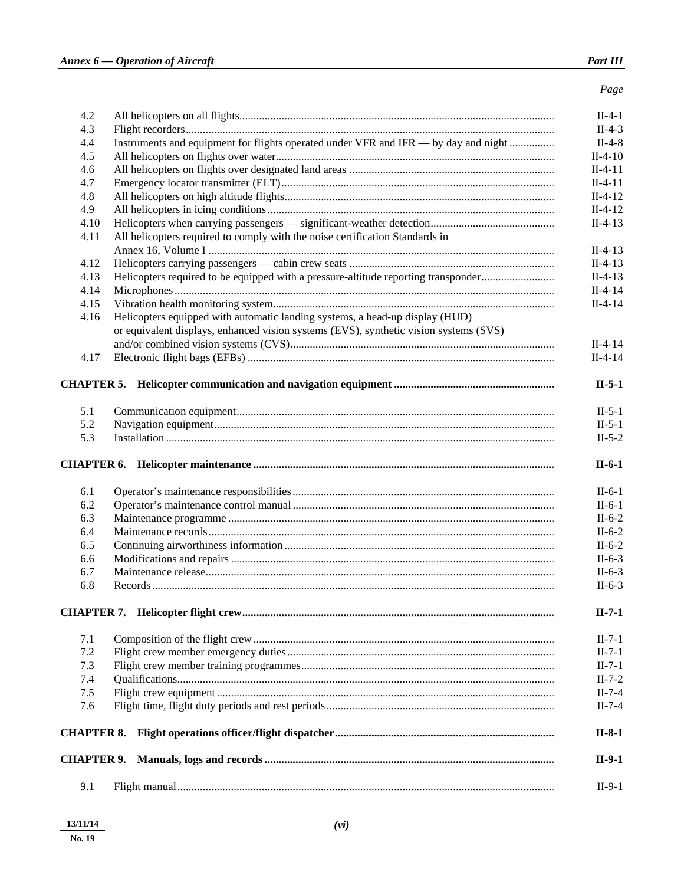| | | Page |
|---|---|---|
| 4.2 | All helicopters on all flights | II-4-1 |
| 4.3 | Flight recorders | II-4-3 |
| 4.4 | Instruments and equipment for flights operated under VFR and IFR — by day and night | II-4-8 |
| 4.5 | All helicopters on flights over water | II-4-10 |
| 4.6 | All helicopters on flights over designated land areas | II-4-11 |
| 4.7 | Emergency locator transmitter (ELT) | II-4-11 |
| 4.8 | All helicopters on high altitude flights | II-4-12 |
| 4.9 | All helicopters in icing conditions | II-4-12 |
| 4.10 | Helicopters when carrying passengers — significant-weather detection | II-4-13 |
| 4.11 | All helicopters required to comply with the noise certification Standards in Annex 16, Volume I | II-4-13 |
| 4.12 | Helicopters carrying passengers — cabin crew seats | II-4-13 |
| 4.13 | Helicopters required to be equipped with a pressure-altitude reporting transponder | II-4-13 |
| 4.14 | Microphones | II-4-14 |
| 4.15 | Vibration health monitoring system | II-4-14 |
| 4.16 | Helicopters equipped with automatic landing systems, a head-up display (HUD) or equivalent displays, enhanced vision systems (EVS), synthetic vision systems (SVS) and/or combined vision systems (CVS) | II-4-14 |
| 4.17 | Electronic flight bags (EFBs) | II-4-14 |
| **CHAPTER 5.** | **Helicopter communication and navigation equipment** | **II-5-1** |
| 5.1 | Communication equipment | II-5-1 |
| 5.2 | Navigation equipment | II-5-1 |
| 5.3 | Installation | II-5-2 |
| **CHAPTER 6.** | **Helicopter maintenance** | **II-6-1** |
| 6.1 | Operator's maintenance responsibilities | II-6-1 |
| 6.2 | Operator's maintenance control manual | II-6-1 |
| 6.3 | Maintenance programme | II-6-2 |
| 6.4 | Maintenance records | II-6-2 |
| 6.5 | Continuing airworthiness information | II-6-2 |
| 6.6 | Modifications and repairs | II-6-3 |
| 6.7 | Maintenance release | II-6-3 |
| 6.8 | Records | II-6-3 |
| **CHAPTER 7.** | **Helicopter flight crew** | **II-7-1** |
| 7.1 | Composition of the flight crew | II-7-1 |
| 7.2 | Flight crew member emergency duties | II-7-1 |
| 7.3 | Flight crew member training programmes | II-7-1 |
| 7.4 | Qualifications | II-7-2 |
| 7.5 | Flight crew equipment | II-7-4 |
| 7.6 | Flight time, flight duty periods and rest periods | II-7-4 |
| **CHAPTER 8.** | **Flight operations officer/flight dispatcher** | **II-8-1** |
| **CHAPTER 9.** | **Manuals, logs and records** | **II-9-1** |
| 9.1 | Flight manual | II-9-1 |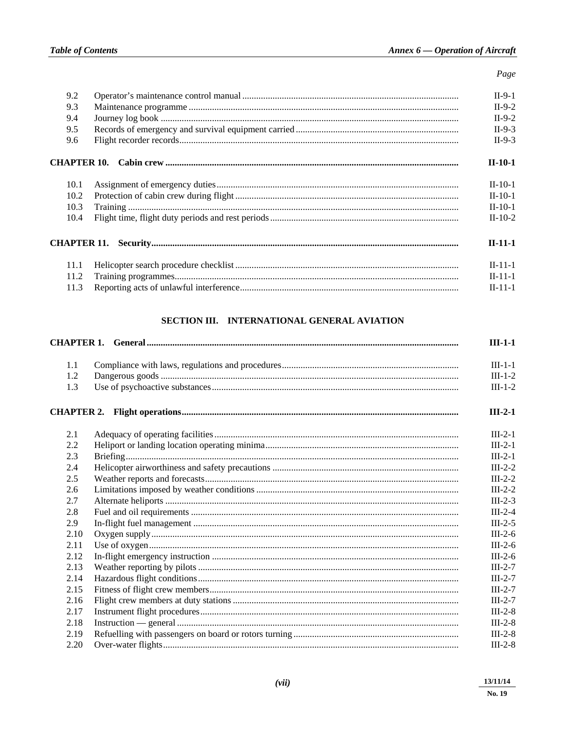| | | Page |
|---|---|---|
| 9.2 | Operator's maintenance control manual | II-9-1 |
| 9.3 | Maintenance programme | II-9-2 |
| 9.4 | Journey log book | II-9-2 |
| 9.5 | Records of emergency and survival equipment carried | II-9-3 |
| 9.6 | Flight recorder records | II-9-3 |
| **CHAPTER 10.** | **Cabin crew** | **II-10-1** |
| 10.1 | Assignment of emergency duties | II-10-1 |
| 10.2 | Protection of cabin crew during flight | II-10-1 |
| 10.3 | Training | II-10-1 |
| 10.4 | Flight time, flight duty periods and rest periods | II-10-2 |
| **CHAPTER 11.** | **Security** | **II-11-1** |
| 11.1 | Helicopter search procedure checklist | II-11-1 |
| 11.2 | Training programmes | II-11-1 |
| 11.3 | Reporting acts of unlawful interference | II-11-1 |

## SECTION III. INTERNATIONAL GENERAL AVIATION

| | | |
|---|---|---|
| **CHAPTER 1.** | **General** | **III-1-1** |
| 1.1 | Compliance with laws, regulations and procedures | III-1-1 |
| 1.2 | Dangerous goods | III-1-2 |
| 1.3 | Use of psychoactive substances | III-1-2 |
| **CHAPTER 2.** | **Flight operations** | **III-2-1** |
| 2.1 | Adequacy of operating facilities | III-2-1 |
| 2.2 | Heliport or landing location operating minima | III-2-1 |
| 2.3 | Briefing | III-2-1 |
| 2.4 | Helicopter airworthiness and safety precautions | III-2-2 |
| 2.5 | Weather reports and forecasts | III-2-2 |
| 2.6 | Limitations imposed by weather conditions | III-2-2 |
| 2.7 | Alternate heliports | III-2-3 |
| 2.8 | Fuel and oil requirements | III-2-4 |
| 2.9 | In-flight fuel management | III-2-5 |
| 2.10 | Oxygen supply | III-2-6 |
| 2.11 | Use of oxygen | III-2-6 |
| 2.12 | In-flight emergency instruction | III-2-6 |
| 2.13 | Weather reporting by pilots | III-2-7 |
| 2.14 | Hazardous flight conditions | III-2-7 |
| 2.15 | Fitness of flight crew members | III-2-7 |
| 2.16 | Flight crew members at duty stations | III-2-7 |
| 2.17 | Instrument flight procedures | III-2-8 |
| 2.18 | Instruction — general | III-2-8 |
| 2.19 | Refuelling with passengers on board or rotors turning | III-2-8 |
| 2.20 | Over-water flights | III-2-8 |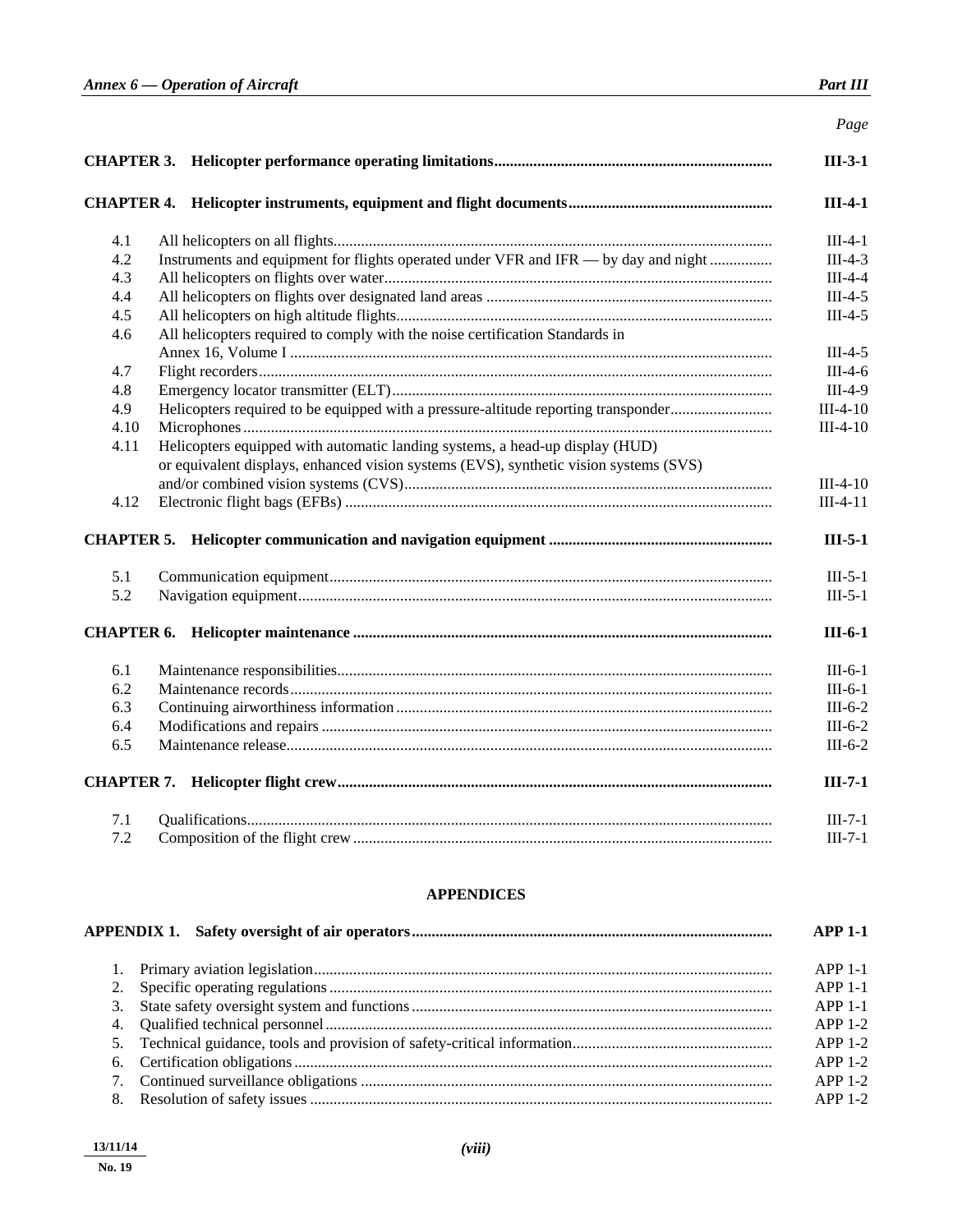| | Page |
|---|---|
| **CHAPTER 3. Helicopter performance operating limitations** | **III-3-1** |
| **CHAPTER 4. Helicopter instruments, equipment and flight documents** | **III-4-1** |
| 4.1 All helicopters on all flights | III-4-1 |
| 4.2 Instruments and equipment for flights operated under VFR and IFR — by day and night | III-4-3 |
| 4.3 All helicopters on flights over water | III-4-4 |
| 4.4 All helicopters on flights over designated land areas | III-4-5 |
| 4.5 All helicopters on high altitude flights | III-4-5 |
| 4.6 All helicopters required to comply with the noise certification Standards in Annex 16, Volume I | III-4-5 |
| 4.7 Flight recorders | III-4-6 |
| 4.8 Emergency locator transmitter (ELT) | III-4-9 |
| 4.9 Helicopters required to be equipped with a pressure-altitude reporting transponder | III-4-10 |
| 4.10 Microphones | III-4-10 |
| 4.11 Helicopters equipped with automatic landing systems, a head-up display (HUD) or equivalent displays, enhanced vision systems (EVS), synthetic vision systems (SVS) and/or combined vision systems (CVS) | III-4-10 |
| 4.12 Electronic flight bags (EFBs) | III-4-11 |
| **CHAPTER 5. Helicopter communication and navigation equipment** | **III-5-1** |
| 5.1 Communication equipment | III-5-1 |
| 5.2 Navigation equipment | III-5-1 |
| **CHAPTER 6. Helicopter maintenance** | **III-6-1** |
| 6.1 Maintenance responsibilities | III-6-1 |
| 6.2 Maintenance records | III-6-1 |
| 6.3 Continuing airworthiness information | III-6-2 |
| 6.4 Modifications and repairs | III-6-2 |
| 6.5 Maintenance release | III-6-2 |
| **CHAPTER 7. Helicopter flight crew** | **III-7-1** |
| 7.1 Qualifications | III-7-1 |
| 7.2 Composition of the flight crew | III-7-1 |

## APPENDICES

| | |
|---|---|
| **APPENDIX 1. Safety oversight of air operators** | **APP 1-1** |
| 1. Primary aviation legislation | APP 1-1 |
| 2. Specific operating regulations | APP 1-1 |
| 3. State safety oversight system and functions | APP 1-1 |
| 4. Qualified technical personnel | APP 1-2 |
| 5. Technical guidance, tools and provision of safety-critical information | APP 1-2 |
| 6. Certification obligations | APP 1-2 |
| 7. Continued surveillance obligations | APP 1-2 |
| 8. Resolution of safety issues | APP 1-2 |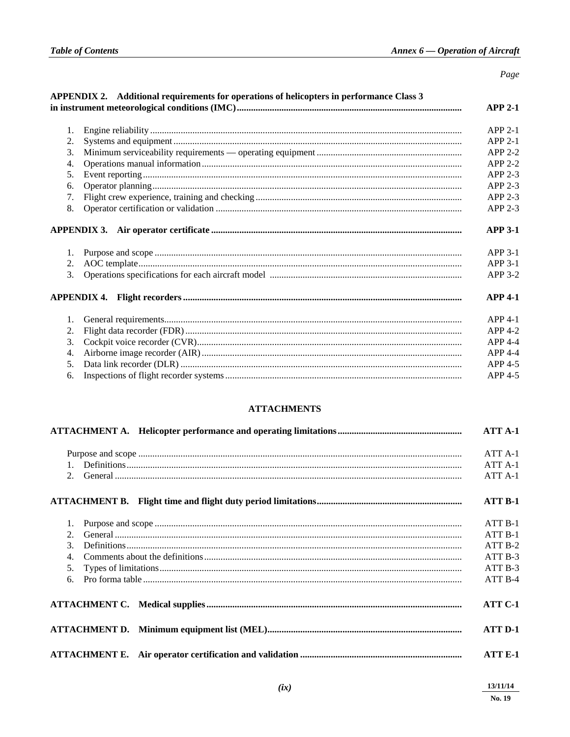| | Page |
|---|---|
| **APPENDIX 2. Additional requirements for operations of helicopters in performance Class 3 in instrument meteorological conditions (IMC)** | **APP 2-1** |
| 1. Engine reliability | APP 2-1 |
| 2. Systems and equipment | APP 2-1 |
| 3. Minimum serviceability requirements — operating equipment | APP 2-2 |
| 4. Operations manual information | APP 2-2 |
| 5. Event reporting | APP 2-3 |
| 6. Operator planning | APP 2-3 |
| 7. Flight crew experience, training and checking | APP 2-3 |
| 8. Operator certification or validation | APP 2-3 |
| **APPENDIX 3. Air operator certificate** | **APP 3-1** |
| 1. Purpose and scope | APP 3-1 |
| 2. AOC template | APP 3-1 |
| 3. Operations specifications for each aircraft model | APP 3-2 |
| **APPENDIX 4. Flight recorders** | **APP 4-1** |
| 1. General requirements | APP 4-1 |
| 2. Flight data recorder (FDR) | APP 4-2 |
| 3. Cockpit voice recorder (CVR) | APP 4-4 |
| 4. Airborne image recorder (AIR) | APP 4-4 |
| 5. Data link recorder (DLR) | APP 4-5 |
| 6. Inspections of flight recorder systems | APP 4-5 |

## ATTACHMENTS

| | |
|---|---|
| **ATTACHMENT A. Helicopter performance and operating limitations** | **ATT A-1** |
| Purpose and scope | ATT A-1 |
| 1. Definitions | ATT A-1 |
| 2. General | ATT A-1 |
| **ATTACHMENT B. Flight time and flight duty period limitations** | **ATT B-1** |
| 1. Purpose and scope | ATT B-1 |
| 2. General | ATT B-1 |
| 3. Definitions | ATT B-2 |
| 4. Comments about the definitions | ATT B-3 |
| 5. Types of limitations | ATT B-3 |
| 6. Pro forma table | ATT B-4 |
| **ATTACHMENT C. Medical supplies** | **ATT C-1** |
| **ATTACHMENT D. Minimum equipment list (MEL)** | **ATT D-1** |
| **ATTACHMENT E. Air operator certification and validation** | **ATT E-1** |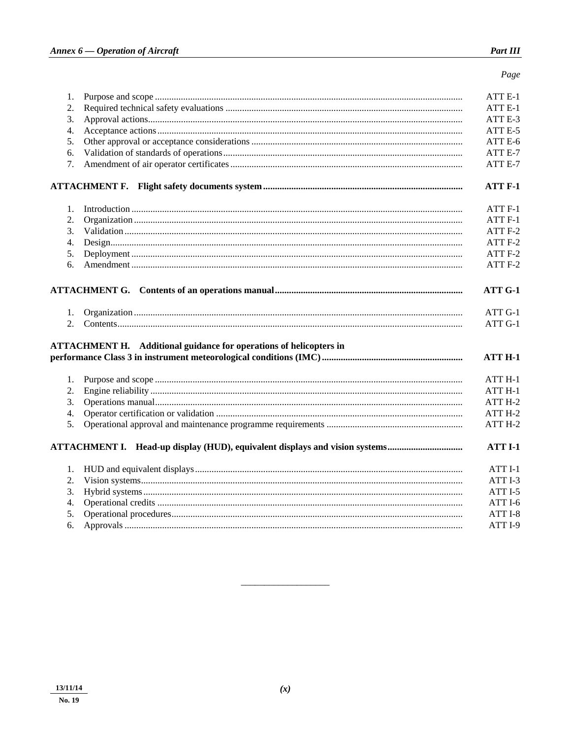| | Page |
|---|---|
| 1. Purpose and scope | ATT E-1 |
| 2. Required technical safety evaluations | ATT E-1 |
| 3. Approval actions | ATT E-3 |
| 4. Acceptance actions | ATT E-5 |
| 5. Other approval or acceptance considerations | ATT E-6 |
| 6. Validation of standards of operations | ATT E-7 |
| 7. Amendment of air operator certificates | ATT E-7 |
| **ATTACHMENT F. Flight safety documents system** | **ATT F-1** |
| 1. Introduction | ATT F-1 |
| 2. Organization | ATT F-1 |
| 3. Validation | ATT F-2 |
| 4. Design | ATT F-2 |
| 5. Deployment | ATT F-2 |
| 6. Amendment | ATT F-2 |
| **ATTACHMENT G. Contents of an operations manual** | **ATT G-1** |
| 1. Organization | ATT G-1 |
| 2. Contents | ATT G-1 |
| **ATTACHMENT H. Additional guidance for operations of helicopters in performance Class 3 in instrument meteorological conditions (IMC)** | **ATT H-1** |
| 1. Purpose and scope | ATT H-1 |
| 2. Engine reliability | ATT H-1 |
| 3. Operations manual | ATT H-2 |
| 4. Operator certification or validation | ATT H-2 |
| 5. Operational approval and maintenance programme requirements | ATT H-2 |
| **ATTACHMENT I. Head-up display (HUD), equivalent displays and vision systems** | **ATT I-1** |
| 1. HUD and equivalent displays | ATT I-1 |
| 2. Vision systems | ATT I-3 |
| 3. Hybrid systems | ATT I-5 |
| 4. Operational credits | ATT I-6 |
| 5. Operational procedures | ATT I-8 |
| 6. Approvals | ATT I-9 |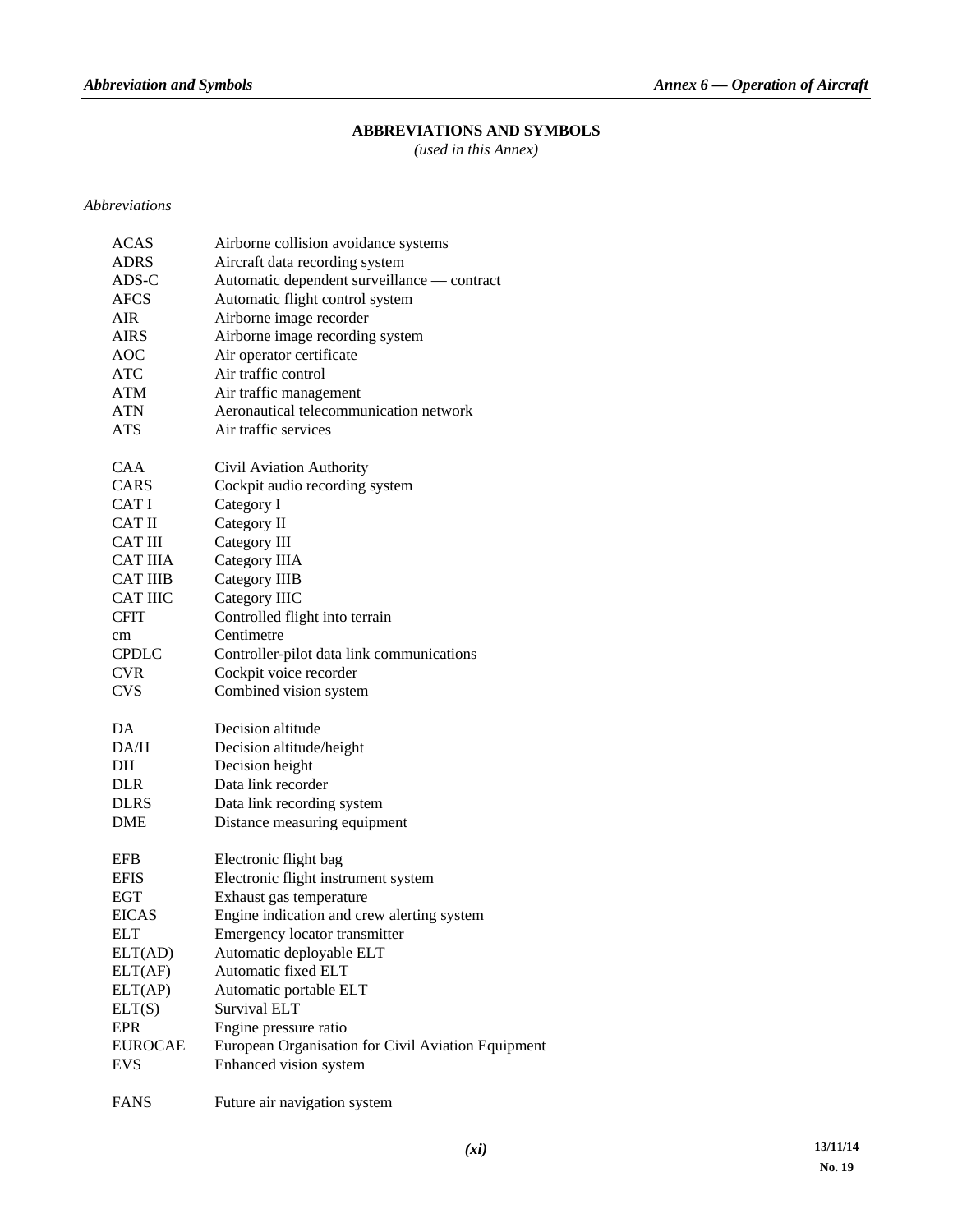# ABBREVIATIONS AND SYMBOLS

*(used in this Annex)*

*Abbreviations*

| | |
|---|---|
| ACAS | Airborne collision avoidance systems |
| ADRS | Aircraft data recording system |
| ADS-C | Automatic dependent surveillance — contract |
| AFCS | Automatic flight control system |
| AIR | Airborne image recorder |
| AIRS | Airborne image recording system |
| AOC | Air operator certificate |
| ATC | Air traffic control |
| ATM | Air traffic management |
| ATN | Aeronautical telecommunication network |
| ATS | Air traffic services |
| | |
| CAA | Civil Aviation Authority |
| CARS | Cockpit audio recording system |
| CAT I | Category I |
| CAT II | Category II |
| CAT III | Category III |
| CAT IIIA | Category IIIA |
| CAT IIIB | Category IIIB |
| CAT IIIC | Category IIIC |
| CFIT | Controlled flight into terrain |
| cm | Centimetre |
| CPDLC | Controller-pilot data link communications |
| CVR | Cockpit voice recorder |
| CVS | Combined vision system |
| | |
| DA | Decision altitude |
| DA/H | Decision altitude/height |
| DH | Decision height |
| DLR | Data link recorder |
| DLRS | Data link recording system |
| DME | Distance measuring equipment |
| | |
| EFB | Electronic flight bag |
| EFIS | Electronic flight instrument system |
| EGT | Exhaust gas temperature |
| EICAS | Engine indication and crew alerting system |
| ELT | Emergency locator transmitter |
| ELT(AD) | Automatic deployable ELT |
| ELT(AF) | Automatic fixed ELT |
| ELT(AP) | Automatic portable ELT |
| ELT(S) | Survival ELT |
| EPR | Engine pressure ratio |
| EUROCAE | European Organisation for Civil Aviation Equipment |
| EVS | Enhanced vision system |
| | |
| FANS | Future air navigation system |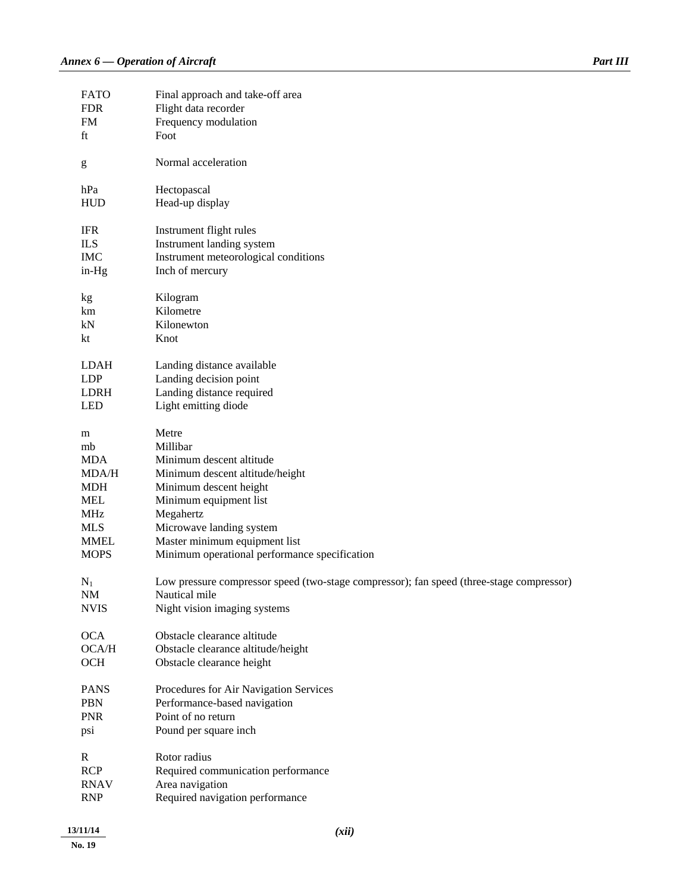| | |
|---|---|
| FATO | Final approach and take-off area |
| FDR | Flight data recorder |
| FM | Frequency modulation |
| ft | Foot |
| | |
| g | Normal acceleration |
| | |
| hPa | Hectopascal |
| HUD | Head-up display |
| | |
| IFR | Instrument flight rules |
| ILS | Instrument landing system |
| IMC | Instrument meteorological conditions |
| in-Hg | Inch of mercury |
| | |
| kg | Kilogram |
| km | Kilometre |
| kN | Kilonewton |
| kt | Knot |
| | |
| LDAH | Landing distance available |
| LDP | Landing decision point |
| LDRH | Landing distance required |
| LED | Light emitting diode |
| | |
| m | Metre |
| mb | Millibar |
| MDA | Minimum descent altitude |
| MDA/H | Minimum descent altitude/height |
| MDH | Minimum descent height |
| MEL | Minimum equipment list |
| MHz | Megahertz |
| MLS | Microwave landing system |
| MMEL | Master minimum equipment list |
| MOPS | Minimum operational performance specification |
| | |
| $N_1$ | Low pressure compressor speed (two-stage compressor); fan speed (three-stage compressor) |
| NM | Nautical mile |
| NVIS | Night vision imaging systems |
| | |
| OCA | Obstacle clearance altitude |
| OCA/H | Obstacle clearance altitude/height |
| OCH | Obstacle clearance height |
| | |
| PANS | Procedures for Air Navigation Services |
| PBN | Performance-based navigation |
| PNR | Point of no return |
| psi | Pound per square inch |
| | |
| R | Rotor radius |
| RCP | Required communication performance |
| RNAV | Area navigation |
| RNP | Required navigation performance |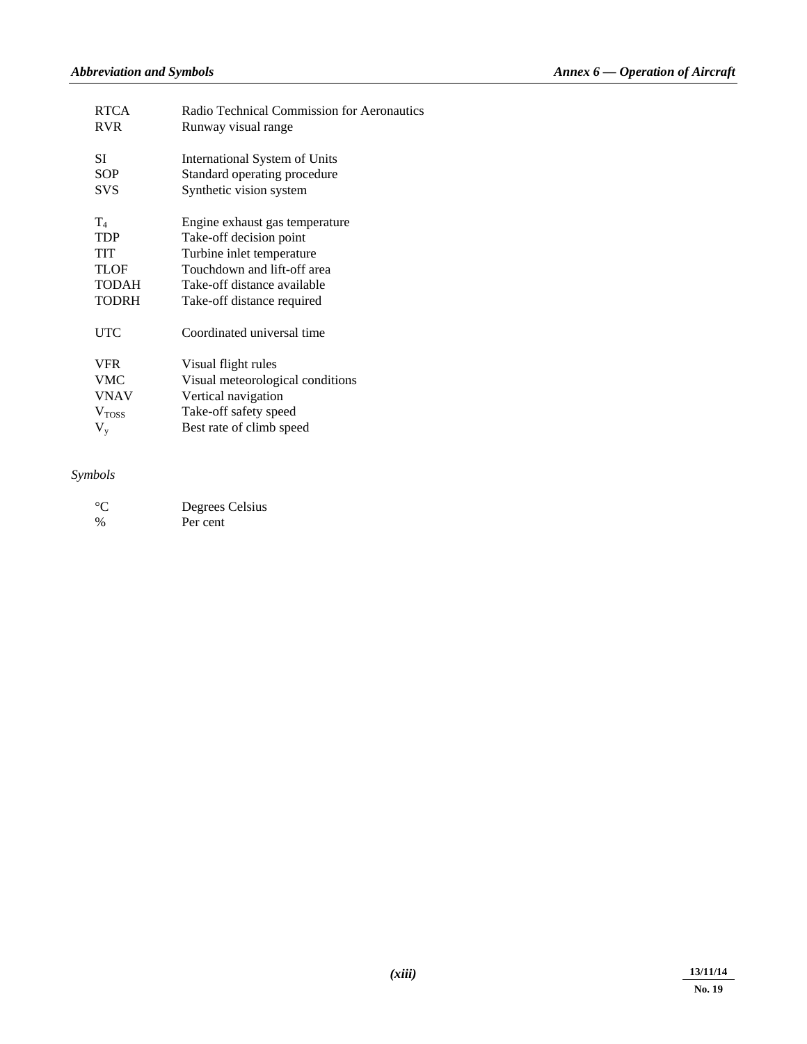| | |
|---|---|
| RTCA | Radio Technical Commission for Aeronautics |
| RVR | Runway visual range |
| | |
| SI | International System of Units |
| SOP | Standard operating procedure |
| SVS | Synthetic vision system |
| | |
| $T_4$ | Engine exhaust gas temperature |
| TDP | Take-off decision point |
| TIT | Turbine inlet temperature |
| TLOF | Touchdown and lift-off area |
| TODAH | Take-off distance available |
| TODRH | Take-off distance required |
| | |
| UTC | Coordinated universal time |
| | |
| VFR | Visual flight rules |
| VMC | Visual meteorological conditions |
| VNAV | Vertical navigation |
| $V_{TOSS}$ | Take-off safety speed |
| $V_y$ | Best rate of climb speed |

*Symbols*

| | |
|---|---|
| °C | Degrees Celsius |
| % | Per cent |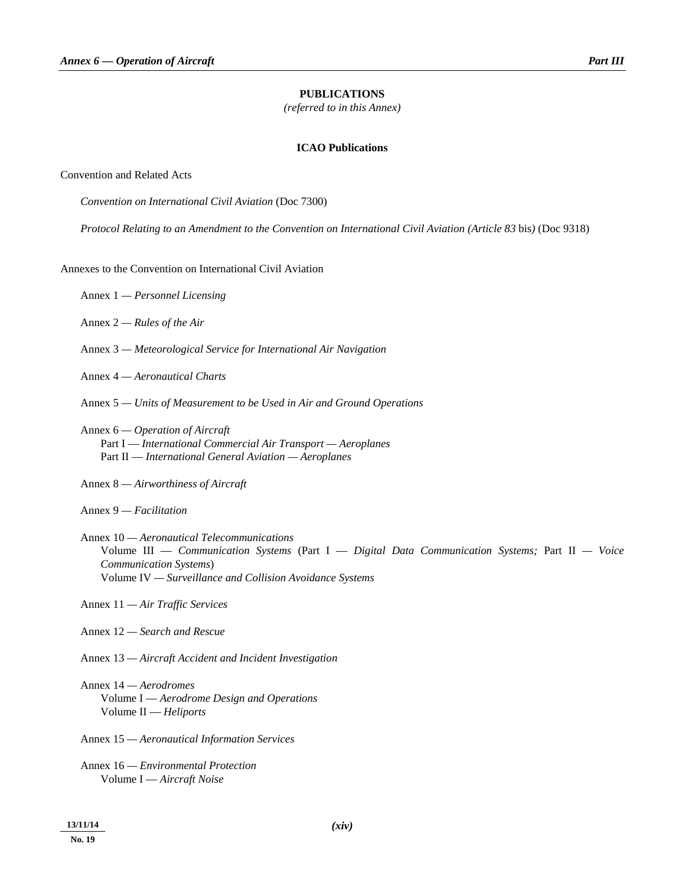## PUBLICATIONS

*(referred to in this Annex)*

### ICAO Publications

Convention and Related Acts

*Convention on International Civil Aviation* (Doc 7300)

*Protocol Relating to an Amendment to the Convention on International Civil Aviation (Article 83* bis*)* (Doc 9318)

Annexes to the Convention on International Civil Aviation

Annex 1 — *Personnel Licensing*

Annex 2 — *Rules of the Air*

Annex 3 — *Meteorological Service for International Air Navigation*

Annex 4 — *Aeronautical Charts*

Annex 5 — *Units of Measurement to be Used in Air and Ground Operations*

Annex 6 — *Operation of Aircraft*
 Part I — *International Commercial Air Transport — Aeroplanes*
 Part II — *International General Aviation — Aeroplanes*

Annex 8 — *Airworthiness of Aircraft*

Annex 9 — *Facilitation*

Annex 10 — *Aeronautical Telecommunications*
 Volume III — *Communication Systems* (Part I — *Digital Data Communication Systems;* Part II — *Voice Communication Systems*)
 Volume IV — *Surveillance and Collision Avoidance Systems*

Annex 11 — *Air Traffic Services*

Annex 12 — *Search and Rescue*

Annex 13 — *Aircraft Accident and Incident Investigation*

Annex 14 — *Aerodromes*
 Volume I — *Aerodrome Design and Operations*
 Volume II — *Heliports*

Annex 15 — *Aeronautical Information Services*

Annex 16 — *Environmental Protection*
 Volume I — *Aircraft Noise*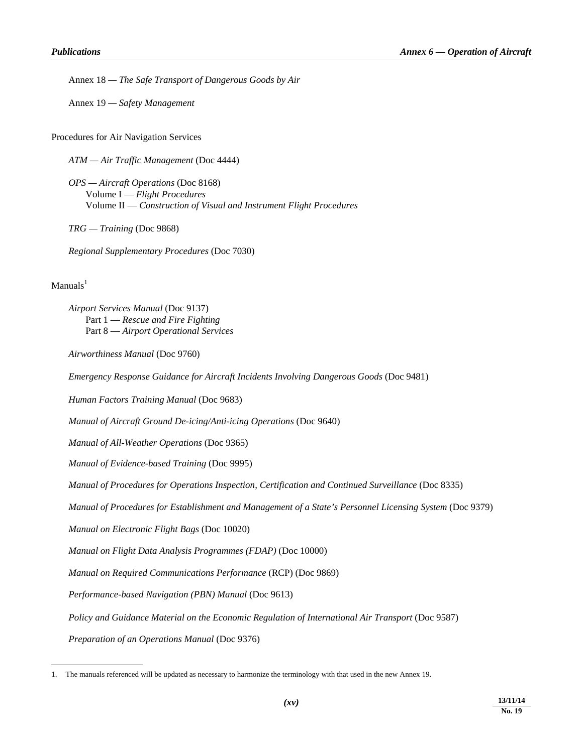Annex 18 — *The Safe Transport of Dangerous Goods by Air*

Annex 19 — *Safety Management*

Procedures for Air Navigation Services

*ATM — Air Traffic Management* (Doc 4444)

*OPS — Aircraft Operations* (Doc 8168)
Volume I — *Flight Procedures*
Volume II — *Construction of Visual and Instrument Flight Procedures*

*TRG — Training* (Doc 9868)

*Regional Supplementary Procedures* (Doc 7030)

Manuals[1]

*Airport Services Manual* (Doc 9137)
Part 1 — *Rescue and Fire Fighting*
Part 8 — *Airport Operational Services*

*Airworthiness Manual* (Doc 9760)

*Emergency Response Guidance for Aircraft Incidents Involving Dangerous Goods* (Doc 9481)

*Human Factors Training Manual* (Doc 9683)

*Manual of Aircraft Ground De-icing/Anti-icing Operations* (Doc 9640)

*Manual of All-Weather Operations* (Doc 9365)

*Manual of Evidence-based Training* (Doc 9995)

*Manual of Procedures for Operations Inspection, Certification and Continued Surveillance* (Doc 8335)

*Manual of Procedures for Establishment and Management of a State's Personnel Licensing System* (Doc 9379)

*Manual on Electronic Flight Bags* (Doc 10020)

*Manual on Flight Data Analysis Programmes (FDAP)* (Doc 10000)

*Manual on Required Communications Performance* (RCP) (Doc 9869)

*Performance-based Navigation (PBN) Manual* (Doc 9613)

*Policy and Guidance Material on the Economic Regulation of International Air Transport* (Doc 9587)

*Preparation of an Operations Manual* (Doc 9376)

---

1. The manuals referenced will be updated as necessary to harmonize the terminology with that used in the new Annex 19.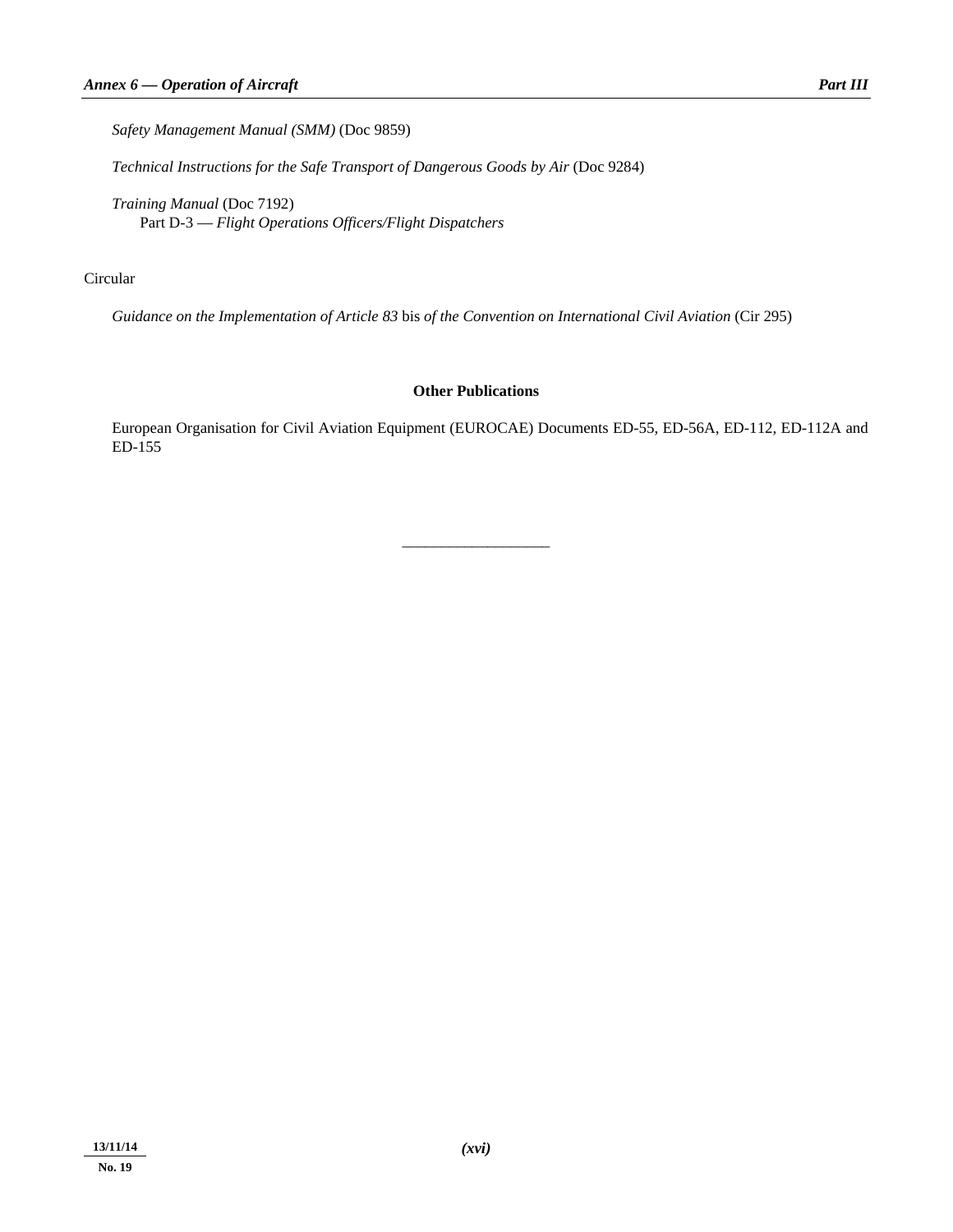*Safety Management Manual (SMM)* (Doc 9859)

*Technical Instructions for the Safe Transport of Dangerous Goods by Air* (Doc 9284)

*Training Manual* (Doc 7192)
Part D-3 — *Flight Operations Officers/Flight Dispatchers*

Circular

*Guidance on the Implementation of Article 83* bis *of the Convention on International Civil Aviation* (Cir 295)

**Other Publications**

European Organisation for Civil Aviation Equipment (EUROCAE) Documents ED-55, ED-56A, ED-112, ED-112A and ED-155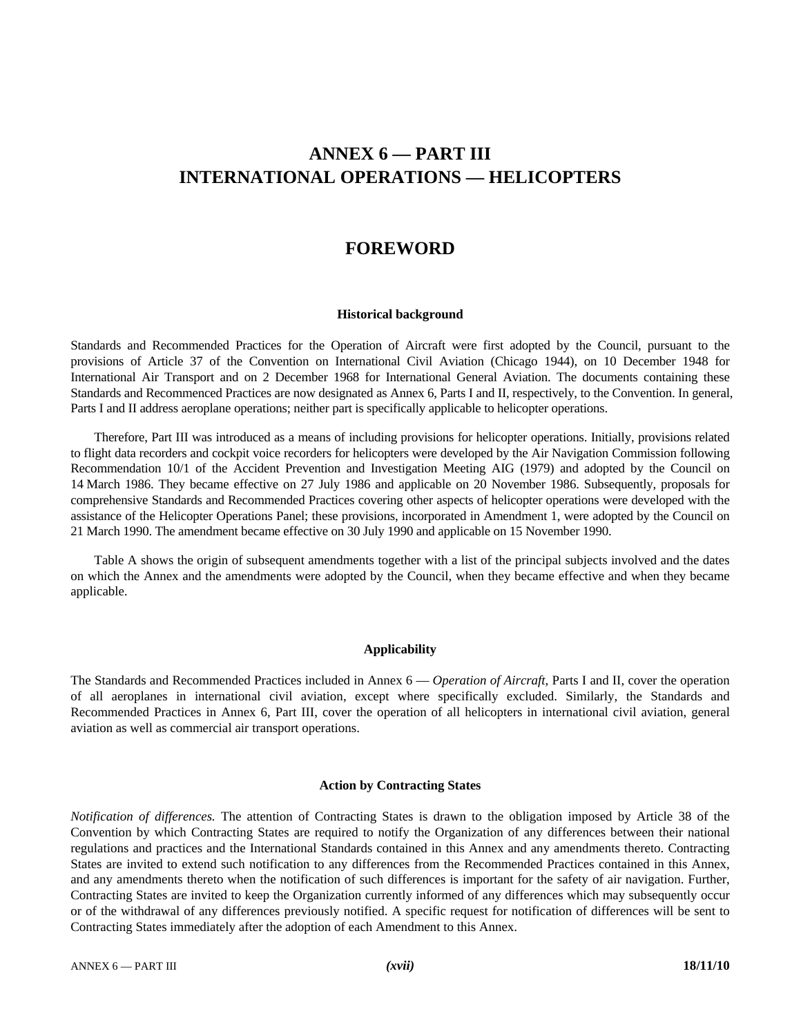# ANNEX 6 — PART III
# INTERNATIONAL OPERATIONS — HELICOPTERS

## FOREWORD

### Historical background

Standards and Recommended Practices for the Operation of Aircraft were first adopted by the Council, pursuant to the provisions of Article 37 of the Convention on International Civil Aviation (Chicago 1944), on 10 December 1948 for International Air Transport and on 2 December 1968 for International General Aviation. The documents containing these Standards and Recommenced Practices are now designated as Annex 6, Parts I and II, respectively, to the Convention. In general, Parts I and II address aeroplane operations; neither part is specifically applicable to helicopter operations.

Therefore, Part III was introduced as a means of including provisions for helicopter operations. Initially, provisions related to flight data recorders and cockpit voice recorders for helicopters were developed by the Air Navigation Commission following Recommendation 10/1 of the Accident Prevention and Investigation Meeting AIG (1979) and adopted by the Council on 14 March 1986. They became effective on 27 July 1986 and applicable on 20 November 1986. Subsequently, proposals for comprehensive Standards and Recommended Practices covering other aspects of helicopter operations were developed with the assistance of the Helicopter Operations Panel; these provisions, incorporated in Amendment 1, were adopted by the Council on 21 March 1990. The amendment became effective on 30 July 1990 and applicable on 15 November 1990.

Table A shows the origin of subsequent amendments together with a list of the principal subjects involved and the dates on which the Annex and the amendments were adopted by the Council, when they became effective and when they became applicable.

### Applicability

The Standards and Recommended Practices included in Annex 6 — *Operation of Aircraft,* Parts I and II, cover the operation of all aeroplanes in international civil aviation, except where specifically excluded. Similarly, the Standards and Recommended Practices in Annex 6, Part III, cover the operation of all helicopters in international civil aviation, general aviation as well as commercial air transport operations.

### Action by Contracting States

*Notification of differences.* The attention of Contracting States is drawn to the obligation imposed by Article 38 of the Convention by which Contracting States are required to notify the Organization of any differences between their national regulations and practices and the International Standards contained in this Annex and any amendments thereto. Contracting States are invited to extend such notification to any differences from the Recommended Practices contained in this Annex, and any amendments thereto when the notification of such differences is important for the safety of air navigation. Further, Contracting States are invited to keep the Organization currently informed of any differences which may subsequently occur or of the withdrawal of any differences previously notified. A specific request for notification of differences will be sent to Contracting States immediately after the adoption of each Amendment to this Annex.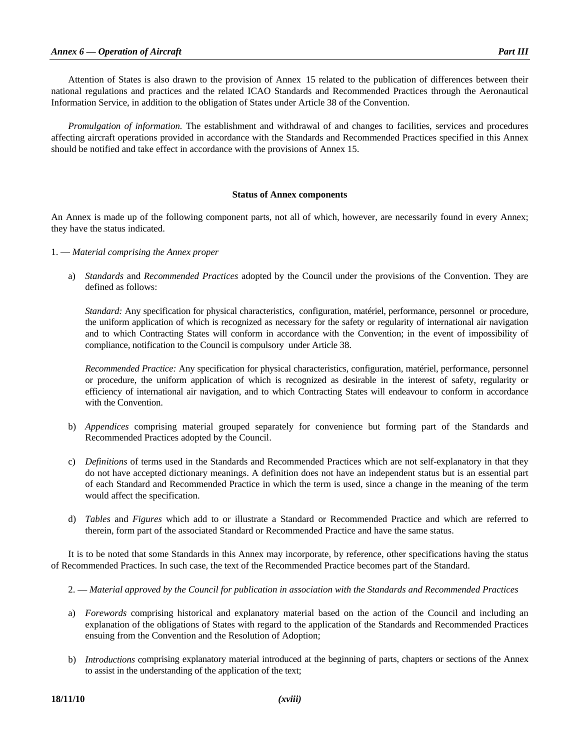Attention of States is also drawn to the provision of Annex 15 related to the publication of differences between their national regulations and practices and the related ICAO Standards and Recommended Practices through the Aeronautical Information Service, in addition to the obligation of States under Article 38 of the Convention.

*Promulgation of information.* The establishment and withdrawal of and changes to facilities, services and procedures affecting aircraft operations provided in accordance with the Standards and Recommended Practices specified in this Annex should be notified and take effect in accordance with the provisions of Annex 15.

**Status of Annex components**

An Annex is made up of the following component parts, not all of which, however, are necessarily found in every Annex; they have the status indicated.

1. — *Material comprising the Annex proper*

a) *Standards* and *Recommended Practices* adopted by the Council under the provisions of the Convention. They are defined as follows:

   *Standard:* Any specification for physical characteristics, configuration, matériel, performance, personnel or procedure, the uniform application of which is recognized as necessary for the safety or regularity of international air navigation and to which Contracting States will conform in accordance with the Convention; in the event of impossibility of compliance, notification to the Council is compulsory under Article 38.

   *Recommended Practice:* Any specification for physical characteristics, configuration, matériel, performance, personnel or procedure, the uniform application of which is recognized as desirable in the interest of safety, regularity or efficiency of international air navigation, and to which Contracting States will endeavour to conform in accordance with the Convention.

b) *Appendices* comprising material grouped separately for convenience but forming part of the Standards and Recommended Practices adopted by the Council.

c) *Definitions* of terms used in the Standards and Recommended Practices which are not self-explanatory in that they do not have accepted dictionary meanings. A definition does not have an independent status but is an essential part of each Standard and Recommended Practice in which the term is used, since a change in the meaning of the term would affect the specification.

d) *Tables* and *Figures* which add to or illustrate a Standard or Recommended Practice and which are referred to therein, form part of the associated Standard or Recommended Practice and have the same status.

It is to be noted that some Standards in this Annex may incorporate, by reference, other specifications having the status of Recommended Practices. In such case, the text of the Recommended Practice becomes part of the Standard.

2. — *Material approved by the Council for publication in association with the Standards and Recommended Practices*

a) *Forewords* comprising historical and explanatory material based on the action of the Council and including an explanation of the obligations of States with regard to the application of the Standards and Recommended Practices ensuing from the Convention and the Resolution of Adoption;

b) *Introductions* comprising explanatory material introduced at the beginning of parts, chapters or sections of the Annex to assist in the understanding of the application of the text;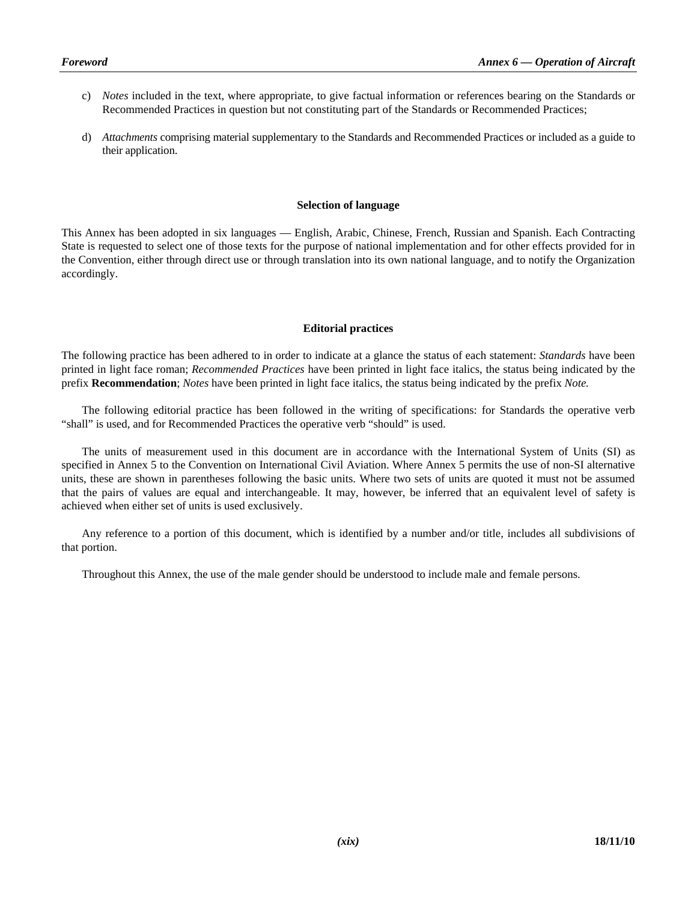c) *Notes* included in the text, where appropriate, to give factual information or references bearing on the Standards or Recommended Practices in question but not constituting part of the Standards or Recommended Practices;

d) *Attachments* comprising material supplementary to the Standards and Recommended Practices or included as a guide to their application.

### Selection of language

This Annex has been adopted in six languages — English, Arabic, Chinese, French, Russian and Spanish. Each Contracting State is requested to select one of those texts for the purpose of national implementation and for other effects provided for in the Convention, either through direct use or through translation into its own national language, and to notify the Organization accordingly.

### Editorial practices

The following practice has been adhered to in order to indicate at a glance the status of each statement: *Standards* have been printed in light face roman; *Recommended Practices* have been printed in light face italics, the status being indicated by the prefix **Recommendation**; *Notes* have been printed in light face italics, the status being indicated by the prefix *Note.*

The following editorial practice has been followed in the writing of specifications: for Standards the operative verb "shall" is used, and for Recommended Practices the operative verb "should" is used.

The units of measurement used in this document are in accordance with the International System of Units (SI) as specified in Annex 5 to the Convention on International Civil Aviation. Where Annex 5 permits the use of non-SI alternative units, these are shown in parentheses following the basic units. Where two sets of units are quoted it must not be assumed that the pairs of values are equal and interchangeable. It may, however, be inferred that an equivalent level of safety is achieved when either set of units is used exclusively.

Any reference to a portion of this document, which is identified by a number and/or title, includes all subdivisions of that portion.

Throughout this Annex, the use of the male gender should be understood to include male and female persons.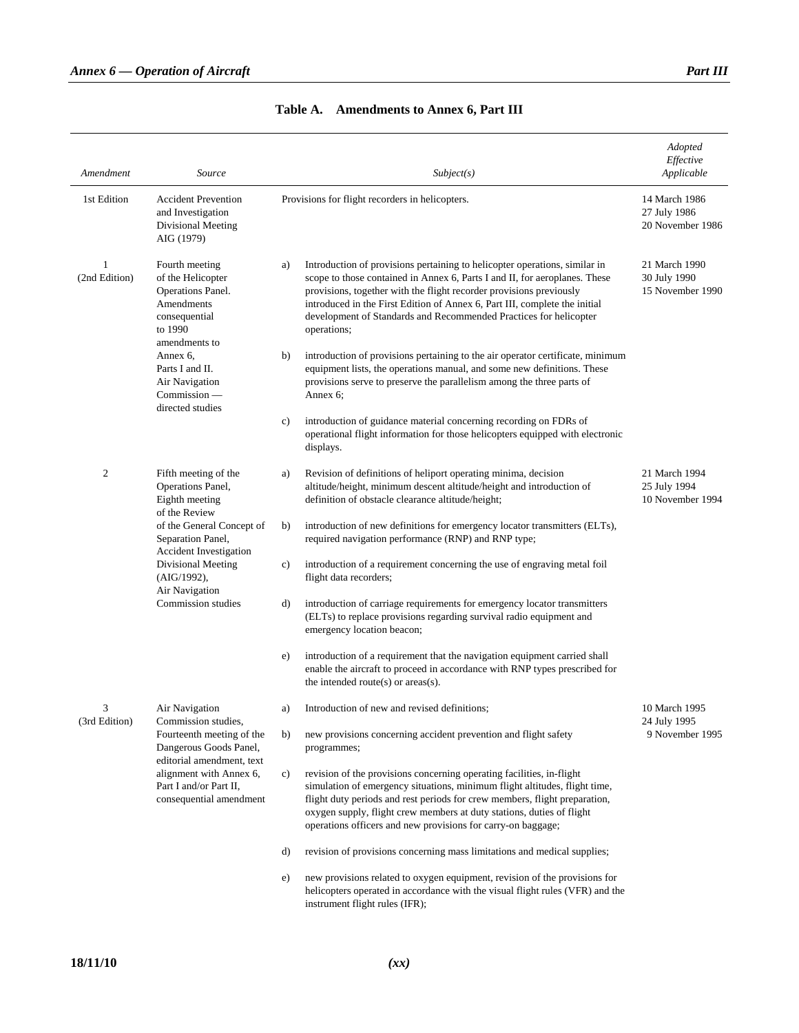## Table A. Amendments to Annex 6, Part III

| *Amendment* | *Source* | *Subject(s)* | *Adopted Effective Applicable* |
|---|---|---|---|
| 1st Edition | Accident Prevention and Investigation Divisional Meeting AIG (1979) | Provisions for flight recorders in helicopters. | 14 March 1986<br>27 July 1986<br>20 November 1986 |
| 1 (2nd Edition) | Fourth meeting of the Helicopter Operations Panel. Amendments consequential to 1990 amendments to Annex 6, Parts I and II. Air Navigation Commission — directed studies | a) Introduction of provisions pertaining to helicopter operations, similar in scope to those contained in Annex 6, Parts I and II, for aeroplanes. These provisions, together with the flight recorder provisions previously introduced in the First Edition of Annex 6, Part III, complete the initial development of Standards and Recommended Practices for helicopter operations;<br><br>b) introduction of provisions pertaining to the air operator certificate, minimum equipment lists, the operations manual, and some new definitions. These provisions serve to preserve the parallelism among the three parts of Annex 6;<br><br>c) introduction of guidance material concerning recording on FDRs of operational flight information for those helicopters equipped with electronic displays. | 21 March 1990<br>30 July 1990<br>15 November 1990 |
| 2 | Fifth meeting of the Operations Panel, Eighth meeting of the Review of the General Concept of Separation Panel, Accident Investigation Divisional Meeting (AIG/1992), Air Navigation Commission studies | a) Revision of definitions of heliport operating minima, decision altitude/height, minimum descent altitude/height and introduction of definition of obstacle clearance altitude/height;<br><br>b) introduction of new definitions for emergency locator transmitters (ELTs), required navigation performance (RNP) and RNP type;<br><br>c) introduction of a requirement concerning the use of engraving metal foil flight data recorders;<br><br>d) introduction of carriage requirements for emergency locator transmitters (ELTs) to replace provisions regarding survival radio equipment and emergency location beacon;<br><br>e) introduction of a requirement that the navigation equipment carried shall enable the aircraft to proceed in accordance with RNP types prescribed for the intended route(s) or areas(s). | 21 March 1994<br>25 July 1994<br>10 November 1994 |
| 3 (3rd Edition) | Air Navigation Commission studies, Fourteenth meeting of the Dangerous Goods Panel, editorial amendment, text alignment with Annex 6, Part I and/or Part II, consequential amendment | a) Introduction of new and revised definitions;<br><br>b) new provisions concerning accident prevention and flight safety programmes;<br><br>c) revision of the provisions concerning operating facilities, in-flight simulation of emergency situations, minimum flight altitudes, flight time, flight duty periods and rest periods for crew members, flight preparation, oxygen supply, flight crew members at duty stations, duties of flight operations officers and new provisions for carry-on baggage;<br><br>d) revision of provisions concerning mass limitations and medical supplies;<br><br>e) new provisions related to oxygen equipment, revision of the provisions for helicopters operated in accordance with the visual flight rules (VFR) and the instrument flight rules (IFR); | 10 March 1995<br>24 July 1995<br>9 November 1995 |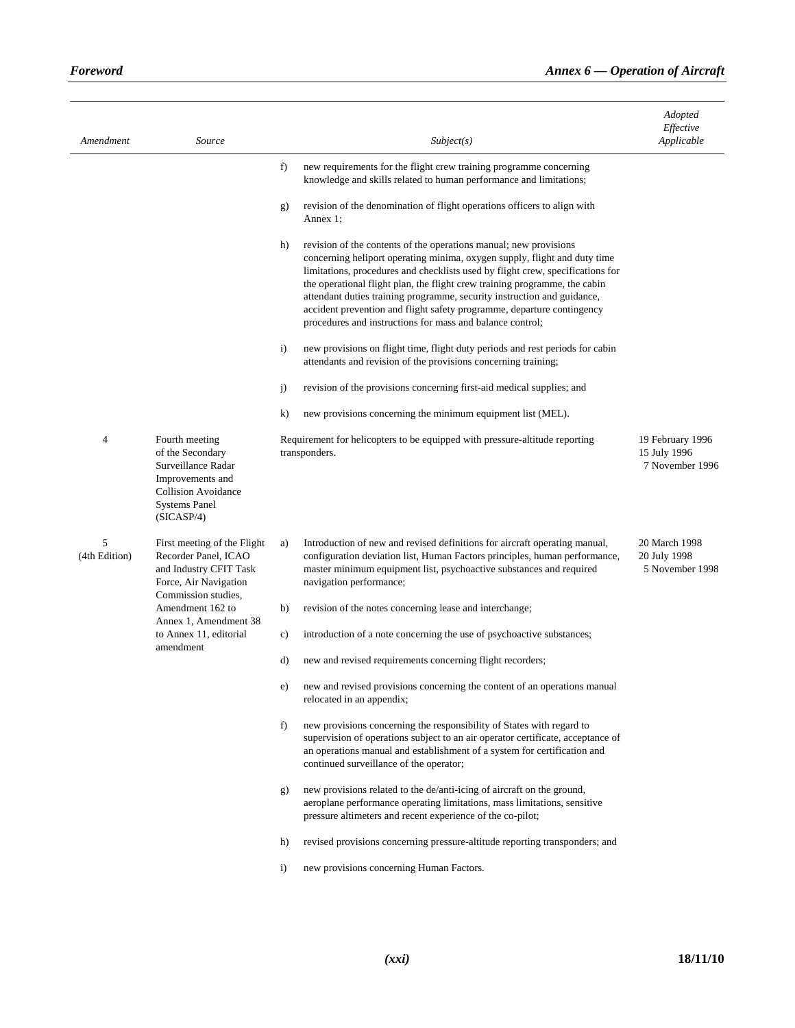| Amendment | Source | Subject(s) | Adopted Effective Applicable |
|---|---|---|---|
| | | f) new requirements for the flight crew training programme concerning knowledge and skills related to human performance and limitations; | |
| | | g) revision of the denomination of flight operations officers to align with Annex 1; | |
| | | h) revision of the contents of the operations manual; new provisions concerning heliport operating minima, oxygen supply, flight and duty time limitations, procedures and checklists used by flight crew, specifications for the operational flight plan, the flight crew training programme, the cabin attendant duties training programme, security instruction and guidance, accident prevention and flight safety programme, departure contingency procedures and instructions for mass and balance control; | |
| | | i) new provisions on flight time, flight duty periods and rest periods for cabin attendants and revision of the provisions concerning training; | |
| | | j) revision of the provisions concerning first-aid medical supplies; and | |
| | | k) new provisions concerning the minimum equipment list (MEL). | |
| 4 | Fourth meeting of the Secondary Surveillance Radar Improvements and Collision Avoidance Systems Panel (SICASP/4) | Requirement for helicopters to be equipped with pressure-altitude reporting transponders. | 19 February 1996<br>15 July 1996<br>7 November 1996 |
| 5 (4th Edition) | First meeting of the Flight Recorder Panel, ICAO and Industry CFIT Task Force, Air Navigation Commission studies, Amendment 162 to Annex 1, Amendment 38 to Annex 11, editorial amendment | a) Introduction of new and revised definitions for aircraft operating manual, configuration deviation list, Human Factors principles, human performance, master minimum equipment list, psychoactive substances and required navigation performance; | 20 March 1998<br>20 July 1998<br>5 November 1998 |
| | | b) revision of the notes concerning lease and interchange; | |
| | | c) introduction of a note concerning the use of psychoactive substances; | |
| | | d) new and revised requirements concerning flight recorders; | |
| | | e) new and revised provisions concerning the content of an operations manual relocated in an appendix; | |
| | | f) new provisions concerning the responsibility of States with regard to supervision of operations subject to an air operator certificate, acceptance of an operations manual and establishment of a system for certification and continued surveillance of the operator; | |
| | | g) new provisions related to the de/anti-icing of aircraft on the ground, aeroplane performance operating limitations, mass limitations, sensitive pressure altimeters and recent experience of the co-pilot; | |
| | | h) revised provisions concerning pressure-altitude reporting transponders; and | |
| | | i) new provisions concerning Human Factors. | |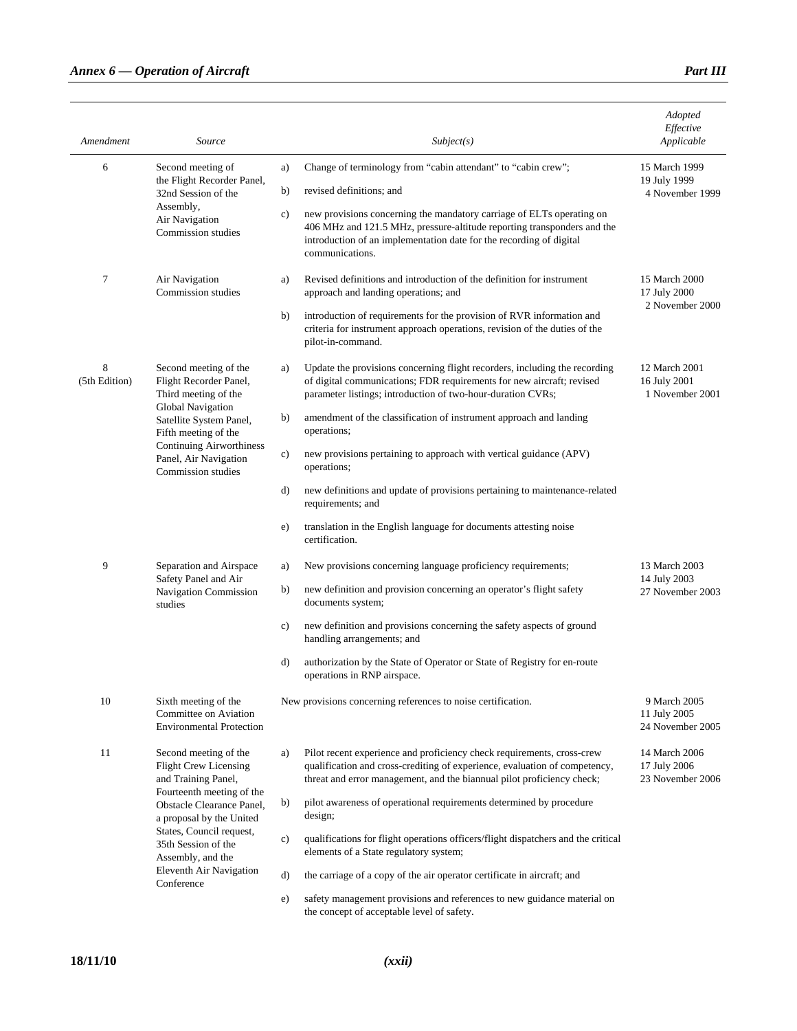| Amendment | Source | Subject(s) | Adopted Effective Applicable |
|---|---|---|---|
| 6 | Second meeting of the Flight Recorder Panel, 32nd Session of the Assembly, Air Navigation Commission studies | a) Change of terminology from "cabin attendant" to "cabin crew";<br>b) revised definitions; and<br>c) new provisions concerning the mandatory carriage of ELTs operating on 406 MHz and 121.5 MHz, pressure-altitude reporting transponders and the introduction of an implementation date for the recording of digital communications. | 15 March 1999<br>19 July 1999<br>4 November 1999 |
| 7 | Air Navigation Commission studies | a) Revised definitions and introduction of the definition for instrument approach and landing operations; and<br>b) introduction of requirements for the provision of RVR information and criteria for instrument approach operations, revision of the duties of the pilot-in-command. | 15 March 2000<br>17 July 2000<br>2 November 2000 |
| 8 (5th Edition) | Second meeting of the Flight Recorder Panel, Third meeting of the Global Navigation Satellite System Panel, Fifth meeting of the Continuing Airworthiness Panel, Air Navigation Commission studies | a) Update the provisions concerning flight recorders, including the recording of digital communications; FDR requirements for new aircraft; revised parameter listings; introduction of two-hour-duration CVRs;<br>b) amendment of the classification of instrument approach and landing operations;<br>c) new provisions pertaining to approach with vertical guidance (APV) operations;<br>d) new definitions and update of provisions pertaining to maintenance-related requirements; and<br>e) translation in the English language for documents attesting noise certification. | 12 March 2001<br>16 July 2001<br>1 November 2001 |
| 9 | Separation and Airspace Safety Panel and Air Navigation Commission studies | a) New provisions concerning language proficiency requirements;<br>b) new definition and provision concerning an operator's flight safety documents system;<br>c) new definition and provisions concerning the safety aspects of ground handling arrangements; and<br>d) authorization by the State of Operator or State of Registry for en-route operations in RNP airspace. | 13 March 2003<br>14 July 2003<br>27 November 2003 |
| 10 | Sixth meeting of the Committee on Aviation Environmental Protection | New provisions concerning references to noise certification. | 9 March 2005<br>11 July 2005<br>24 November 2005 |
| 11 | Second meeting of the Flight Crew Licensing and Training Panel, Fourteenth meeting of the Obstacle Clearance Panel, a proposal by the United States, Council request, 35th Session of the Assembly, and the Eleventh Air Navigation Conference | a) Pilot recent experience and proficiency check requirements, cross-crew qualification and cross-crediting of experience, evaluation of competency, threat and error management, and the biannual pilot proficiency check;<br>b) pilot awareness of operational requirements determined by procedure design;<br>c) qualifications for flight operations officers/flight dispatchers and the critical elements of a State regulatory system;<br>d) the carriage of a copy of the air operator certificate in aircraft; and<br>e) safety management provisions and references to new guidance material on the concept of acceptable level of safety. | 14 March 2006<br>17 July 2006<br>23 November 2006 |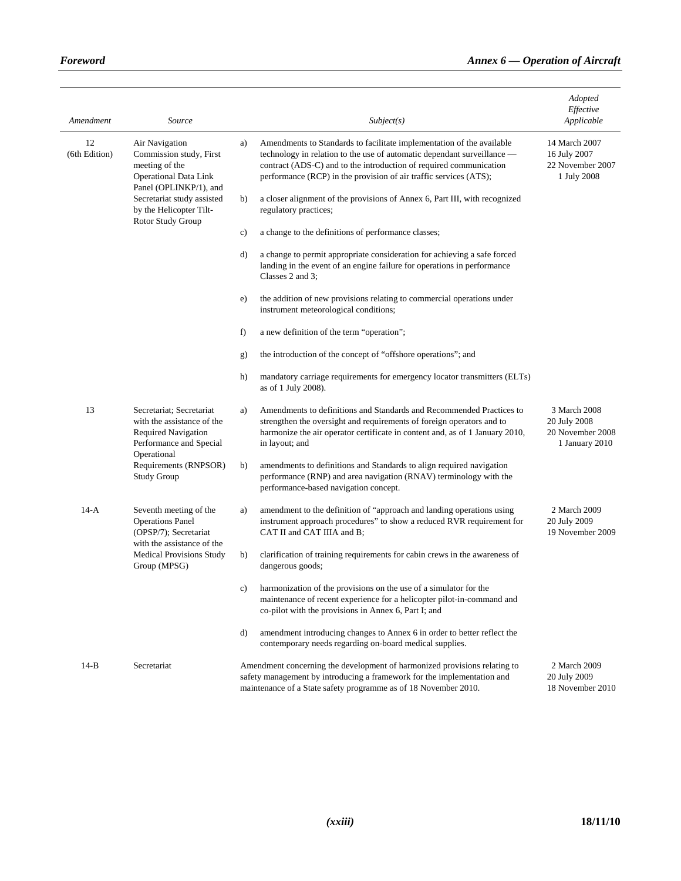| Amendment | Source | Subject(s) | Adopted Effective Applicable |
|---|---|---|---|
| 12 (6th Edition) | Air Navigation Commission study, First meeting of the Operational Data Link Panel (OPLINKP/1), and Secretariat study assisted by the Helicopter Tilt-Rotor Study Group | a) Amendments to Standards to facilitate implementation of the available technology in relation to the use of automatic dependant surveillance — contract (ADS-C) and to the introduction of required communication performance (RCP) in the provision of air traffic services (ATS);<br>b) a closer alignment of the provisions of Annex 6, Part III, with recognized regulatory practices;<br>c) a change to the definitions of performance classes;<br>d) a change to permit appropriate consideration for achieving a safe forced landing in the event of an engine failure for operations in performance Classes 2 and 3;<br>e) the addition of new provisions relating to commercial operations under instrument meteorological conditions;<br>f) a new definition of the term "operation";<br>g) the introduction of the concept of "offshore operations"; and<br>h) mandatory carriage requirements for emergency locator transmitters (ELTs) as of 1 July 2008). | 14 March 2007<br>16 July 2007<br>22 November 2007<br>1 July 2008 |
| 13 | Secretariat; Secretariat with the assistance of the Required Navigation Performance and Special Operational Requirements (RNPSOR) Study Group | a) Amendments to definitions and Standards and Recommended Practices to strengthen the oversight and requirements of foreign operators and to harmonize the air operator certificate in content and, as of 1 January 2010, in layout; and<br>b) amendments to definitions and Standards to align required navigation performance (RNP) and area navigation (RNAV) terminology with the performance-based navigation concept. | 3 March 2008<br>20 July 2008<br>20 November 2008<br>1 January 2010 |
| 14-A | Seventh meeting of the Operations Panel (OPSP/7); Secretariat with the assistance of the Medical Provisions Study Group (MPSG) | a) amendment to the definition of "approach and landing operations using instrument approach procedures" to show a reduced RVR requirement for CAT II and CAT IIIA and B;<br>b) clarification of training requirements for cabin crews in the awareness of dangerous goods;<br>c) harmonization of the provisions on the use of a simulator for the maintenance of recent experience for a helicopter pilot-in-command and co-pilot with the provisions in Annex 6, Part I; and<br>d) amendment introducing changes to Annex 6 in order to better reflect the contemporary needs regarding on-board medical supplies. | 2 March 2009<br>20 July 2009<br>19 November 2009 |
| 14-B | Secretariat | Amendment concerning the development of harmonized provisions relating to safety management by introducing a framework for the implementation and maintenance of a State safety programme as of 18 November 2010. | 2 March 2009<br>20 July 2009<br>18 November 2010 |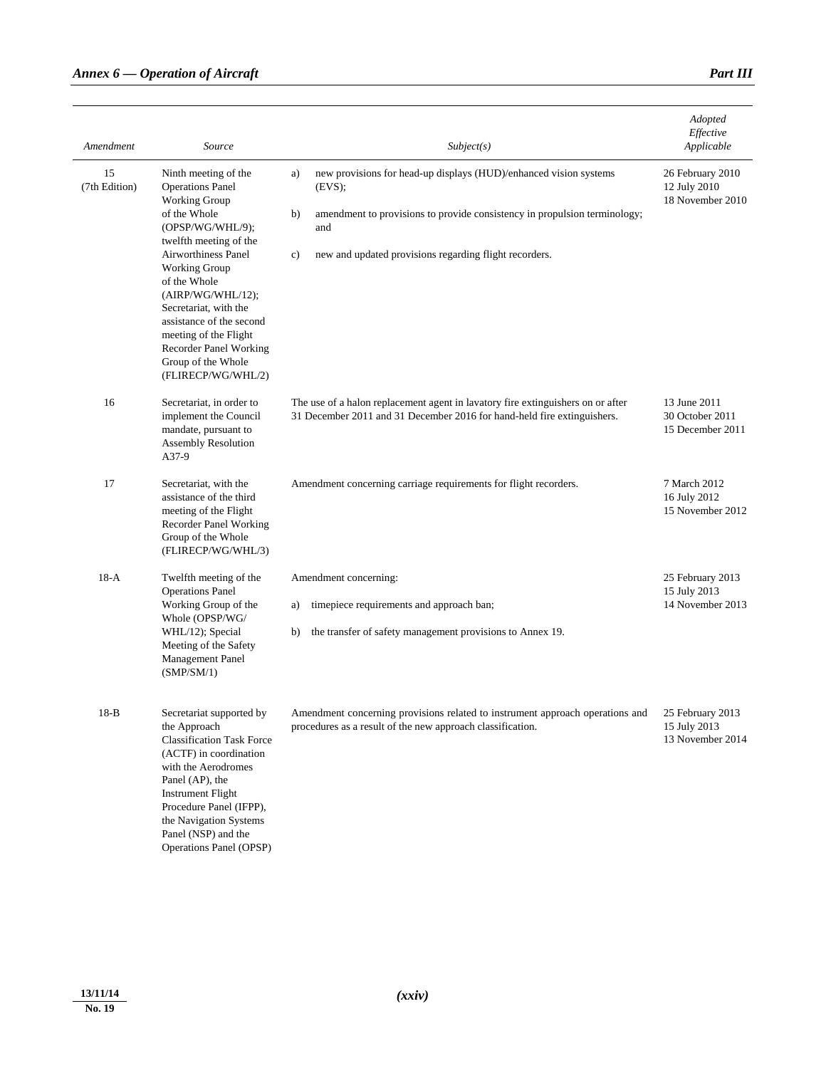| *Amendment* | *Source* | *Subject(s)* | *Adopted Effective Applicable* |
|---|---|---|---|
| 15 (7th Edition) | Ninth meeting of the Operations Panel Working Group of the Whole (OPSP/WG/WHL/9); twelfth meeting of the Airworthiness Panel Working Group of the Whole (AIRP/WG/WHL/12); Secretariat, with the assistance of the second meeting of the Flight Recorder Panel Working Group of the Whole (FLIRECP/WG/WHL/2) | a) new provisions for head-up displays (HUD)/enhanced vision systems (EVS); b) amendment to provisions to provide consistency in propulsion terminology; and c) new and updated provisions regarding flight recorders. | 26 February 2010 12 July 2010 18 November 2010 |
| 16 | Secretariat, in order to implement the Council mandate, pursuant to Assembly Resolution A37-9 | The use of a halon replacement agent in lavatory fire extinguishers on or after 31 December 2011 and 31 December 2016 for hand-held fire extinguishers. | 13 June 2011 30 October 2011 15 December 2011 |
| 17 | Secretariat, with the assistance of the third meeting of the Flight Recorder Panel Working Group of the Whole (FLIRECP/WG/WHL/3) | Amendment concerning carriage requirements for flight recorders. | 7 March 2012 16 July 2012 15 November 2012 |
| 18-A | Twelfth meeting of the Operations Panel Working Group of the Whole (OPSP/WG/WHL/12); Special Meeting of the Safety Management Panel (SMP/SM/1) | Amendment concerning: a) timepiece requirements and approach ban; b) the transfer of safety management provisions to Annex 19. | 25 February 2013 15 July 2013 14 November 2013 |
| 18-B | Secretariat supported by the Approach Classification Task Force (ACTF) in coordination with the Aerodromes Panel (AP), the Instrument Flight Procedure Panel (IFPP), the Navigation Systems Panel (NSP) and the Operations Panel (OPSP) | Amendment concerning provisions related to instrument approach operations and procedures as a result of the new approach classification. | 25 February 2013 15 July 2013 13 November 2014 |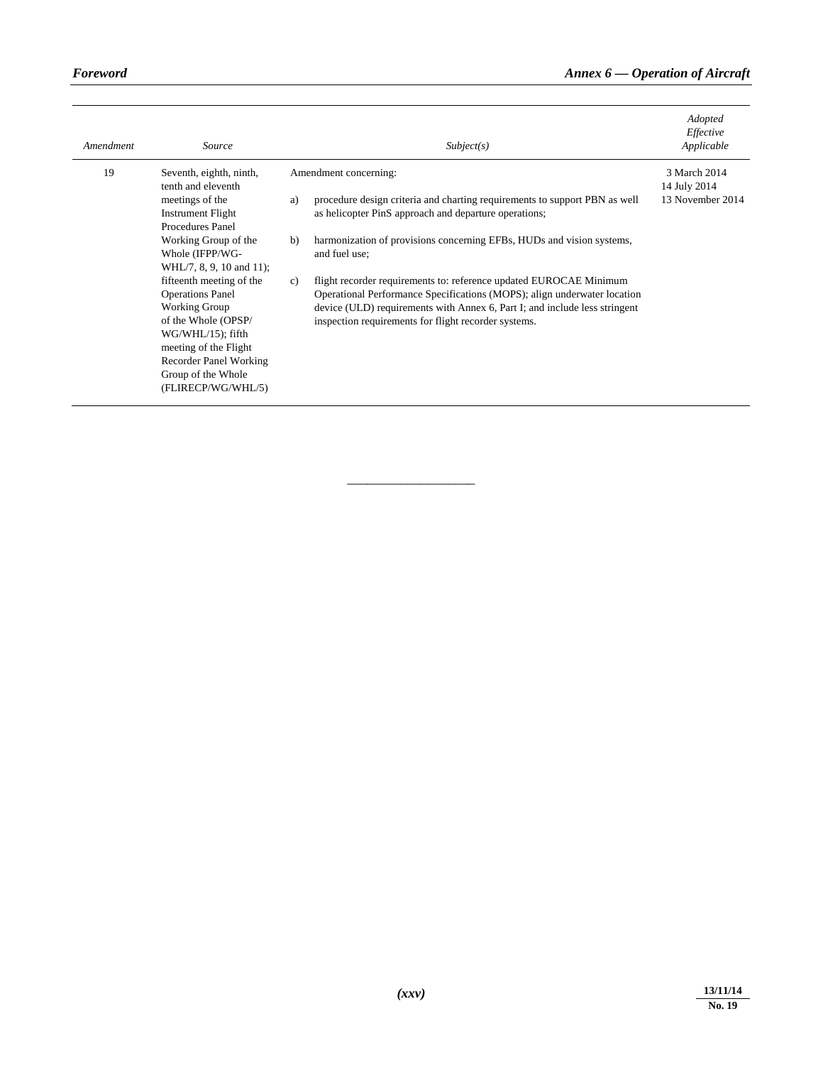| Amendment | Source | Subject(s) | Adopted Effective Applicable |
|---|---|---|---|
| 19 | Seventh, eighth, ninth, tenth and eleventh meetings of the Instrument Flight Procedures Panel Working Group of the Whole (IFPP/WG-WHL/7, 8, 9, 10 and 11); fifteenth meeting of the Operations Panel Working Group of the Whole (OPSP/ WG/WHL/15); fifth meeting of the Flight Recorder Panel Working Group of the Whole (FLIRECP/WG/WHL/5) | Amendment concerning: a) procedure design criteria and charting requirements to support PBN as well as helicopter PinS approach and departure operations; b) harmonization of provisions concerning EFBs, HUDs and vision systems, and fuel use; c) flight recorder requirements to: reference updated EUROCAE Minimum Operational Performance Specifications (MOPS); align underwater location device (ULD) requirements with Annex 6, Part I; and include less stringent inspection requirements for flight recorder systems. | 3 March 2014 14 July 2014 13 November 2014 |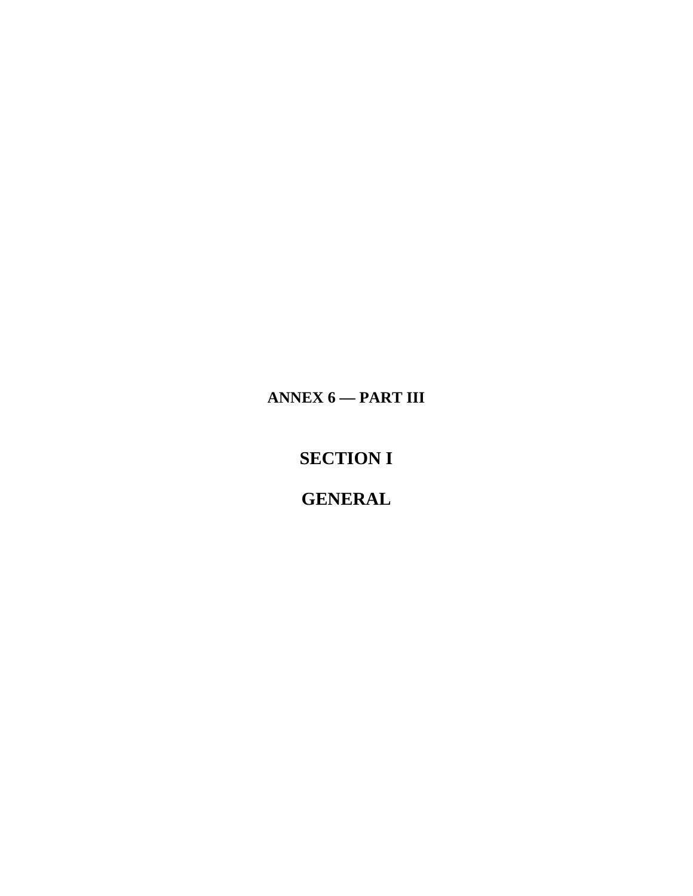**ANNEX 6 — PART III**

# SECTION I

# GENERAL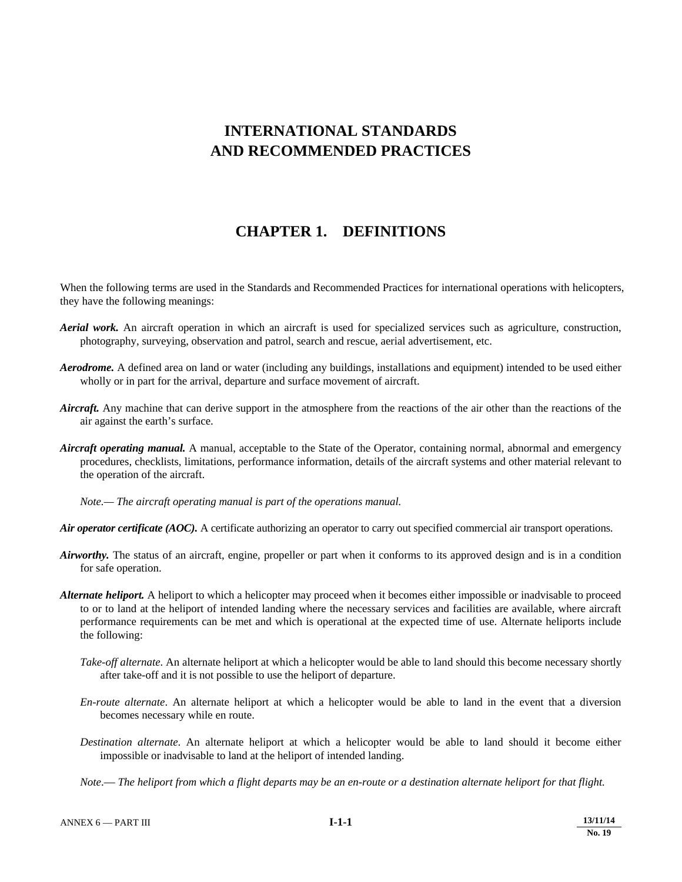# INTERNATIONAL STANDARDS AND RECOMMENDED PRACTICES

## CHAPTER 1. DEFINITIONS

When the following terms are used in the Standards and Recommended Practices for international operations with helicopters, they have the following meanings:

***Aerial work.*** An aircraft operation in which an aircraft is used for specialized services such as agriculture, construction, photography, surveying, observation and patrol, search and rescue, aerial advertisement, etc.

***Aerodrome.*** A defined area on land or water (including any buildings, installations and equipment) intended to be used either wholly or in part for the arrival, departure and surface movement of aircraft.

***Aircraft.*** Any machine that can derive support in the atmosphere from the reactions of the air other than the reactions of the air against the earth's surface.

***Aircraft operating manual.*** A manual, acceptable to the State of the Operator, containing normal, abnormal and emergency procedures, checklists, limitations, performance information, details of the aircraft systems and other material relevant to the operation of the aircraft.

*Note.— The aircraft operating manual is part of the operations manual.*

***Air operator certificate (AOC).*** A certificate authorizing an operator to carry out specified commercial air transport operations.

***Airworthy.*** The status of an aircraft, engine, propeller or part when it conforms to its approved design and is in a condition for safe operation.

***Alternate heliport.*** A heliport to which a helicopter may proceed when it becomes either impossible or inadvisable to proceed to or to land at the heliport of intended landing where the necessary services and facilities are available, where aircraft performance requirements can be met and which is operational at the expected time of use. Alternate heliports include the following:

*Take-off alternate*. An alternate heliport at which a helicopter would be able to land should this become necessary shortly after take-off and it is not possible to use the heliport of departure.

*En-route alternate*. An alternate heliport at which a helicopter would be able to land in the event that a diversion becomes necessary while en route.

*Destination alternate*. An alternate heliport at which a helicopter would be able to land should it become either impossible or inadvisable to land at the heliport of intended landing.

*Note.— The heliport from which a flight departs may be an en-route or a destination alternate heliport for that flight.*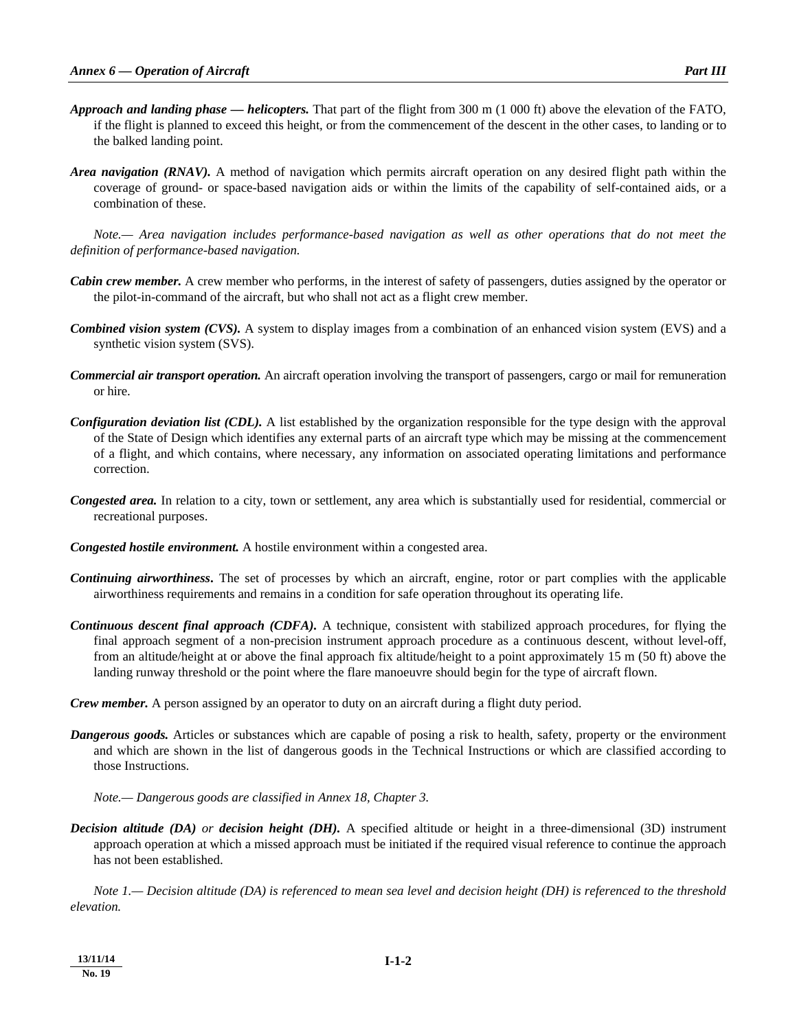***Approach and landing phase — helicopters.*** That part of the flight from 300 m (1 000 ft) above the elevation of the FATO, if the flight is planned to exceed this height, or from the commencement of the descent in the other cases, to landing or to the balked landing point.

***Area navigation (RNAV).*** A method of navigation which permits aircraft operation on any desired flight path within the coverage of ground- or space-based navigation aids or within the limits of the capability of self-contained aids, or a combination of these.

*Note.— Area navigation includes performance-based navigation as well as other operations that do not meet the definition of performance-based navigation.*

***Cabin crew member.*** A crew member who performs, in the interest of safety of passengers, duties assigned by the operator or the pilot-in-command of the aircraft, but who shall not act as a flight crew member.

***Combined vision system (CVS).*** A system to display images from a combination of an enhanced vision system (EVS) and a synthetic vision system (SVS).

***Commercial air transport operation.*** An aircraft operation involving the transport of passengers, cargo or mail for remuneration or hire.

***Configuration deviation list (CDL).*** A list established by the organization responsible for the type design with the approval of the State of Design which identifies any external parts of an aircraft type which may be missing at the commencement of a flight, and which contains, where necessary, any information on associated operating limitations and performance correction.

***Congested area.*** In relation to a city, town or settlement, any area which is substantially used for residential, commercial or recreational purposes.

***Congested hostile environment.*** A hostile environment within a congested area.

***Continuing airworthiness.*** The set of processes by which an aircraft, engine, rotor or part complies with the applicable airworthiness requirements and remains in a condition for safe operation throughout its operating life.

***Continuous descent final approach (CDFA).*** A technique, consistent with stabilized approach procedures, for flying the final approach segment of a non-precision instrument approach procedure as a continuous descent, without level-off, from an altitude/height at or above the final approach fix altitude/height to a point approximately 15 m (50 ft) above the landing runway threshold or the point where the flare manoeuvre should begin for the type of aircraft flown.

***Crew member.*** A person assigned by an operator to duty on an aircraft during a flight duty period.

***Dangerous goods.*** Articles or substances which are capable of posing a risk to health, safety, property or the environment and which are shown in the list of dangerous goods in the Technical Instructions or which are classified according to those Instructions.

*Note.— Dangerous goods are classified in Annex 18, Chapter 3.*

***Decision altitude (DA)** or **decision height (DH).*** A specified altitude or height in a three-dimensional (3D) instrument approach operation at which a missed approach must be initiated if the required visual reference to continue the approach has not been established.

*Note 1.— Decision altitude (DA) is referenced to mean sea level and decision height (DH) is referenced to the threshold elevation.*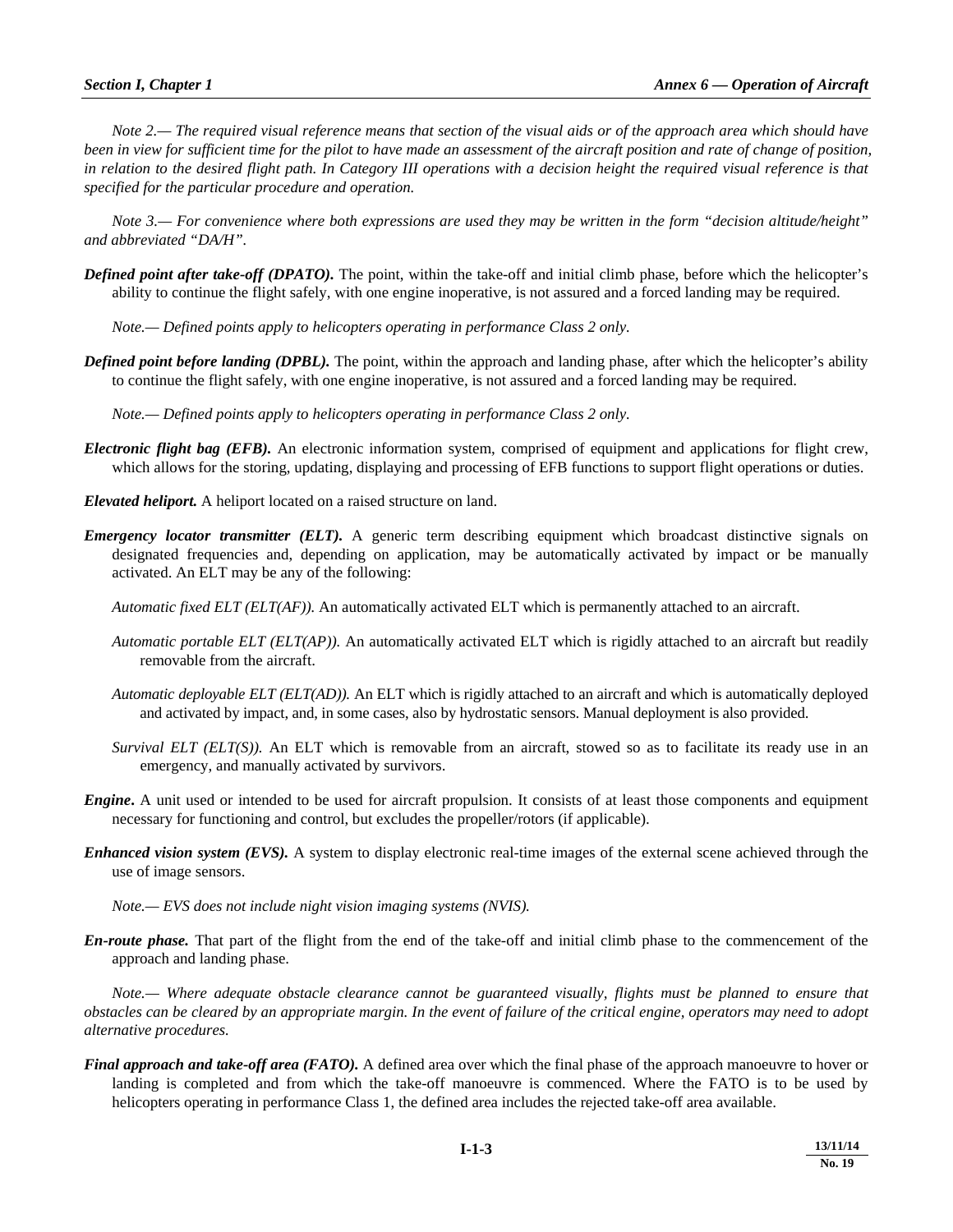*Note 2.— The required visual reference means that section of the visual aids or of the approach area which should have been in view for sufficient time for the pilot to have made an assessment of the aircraft position and rate of change of position, in relation to the desired flight path. In Category III operations with a decision height the required visual reference is that specified for the particular procedure and operation.*

*Note 3.— For convenience where both expressions are used they may be written in the form "decision altitude/height" and abbreviated "DA/H".*

***Defined point after take-off (DPATO).*** The point, within the take-off and initial climb phase, before which the helicopter's ability to continue the flight safely, with one engine inoperative, is not assured and a forced landing may be required.

*Note.— Defined points apply to helicopters operating in performance Class 2 only.*

***Defined point before landing (DPBL).*** The point, within the approach and landing phase, after which the helicopter's ability to continue the flight safely, with one engine inoperative, is not assured and a forced landing may be required.

*Note.— Defined points apply to helicopters operating in performance Class 2 only.*

***Electronic flight bag (EFB).*** An electronic information system, comprised of equipment and applications for flight crew, which allows for the storing, updating, displaying and processing of EFB functions to support flight operations or duties.

***Elevated heliport.*** A heliport located on a raised structure on land.

***Emergency locator transmitter (ELT).*** A generic term describing equipment which broadcast distinctive signals on designated frequencies and, depending on application, may be automatically activated by impact or be manually activated. An ELT may be any of the following:

*Automatic fixed ELT (ELT(AF)).* An automatically activated ELT which is permanently attached to an aircraft.

*Automatic portable ELT (ELT(AP)).* An automatically activated ELT which is rigidly attached to an aircraft but readily removable from the aircraft.

*Automatic deployable ELT (ELT(AD)).* An ELT which is rigidly attached to an aircraft and which is automatically deployed and activated by impact, and, in some cases, also by hydrostatic sensors. Manual deployment is also provided.

*Survival ELT (ELT(S)).* An ELT which is removable from an aircraft, stowed so as to facilitate its ready use in an emergency, and manually activated by survivors.

***Engine***. A unit used or intended to be used for aircraft propulsion. It consists of at least those components and equipment necessary for functioning and control, but excludes the propeller/rotors (if applicable).

***Enhanced vision system (EVS).*** A system to display electronic real-time images of the external scene achieved through the use of image sensors.

*Note.— EVS does not include night vision imaging systems (NVIS).*

***En-route phase.*** That part of the flight from the end of the take-off and initial climb phase to the commencement of the approach and landing phase.

*Note.— Where adequate obstacle clearance cannot be guaranteed visually, flights must be planned to ensure that obstacles can be cleared by an appropriate margin. In the event of failure of the critical engine, operators may need to adopt alternative procedures.*

***Final approach and take-off area (FATO).*** A defined area over which the final phase of the approach manoeuvre to hover or landing is completed and from which the take-off manoeuvre is commenced. Where the FATO is to be used by helicopters operating in performance Class 1, the defined area includes the rejected take-off area available.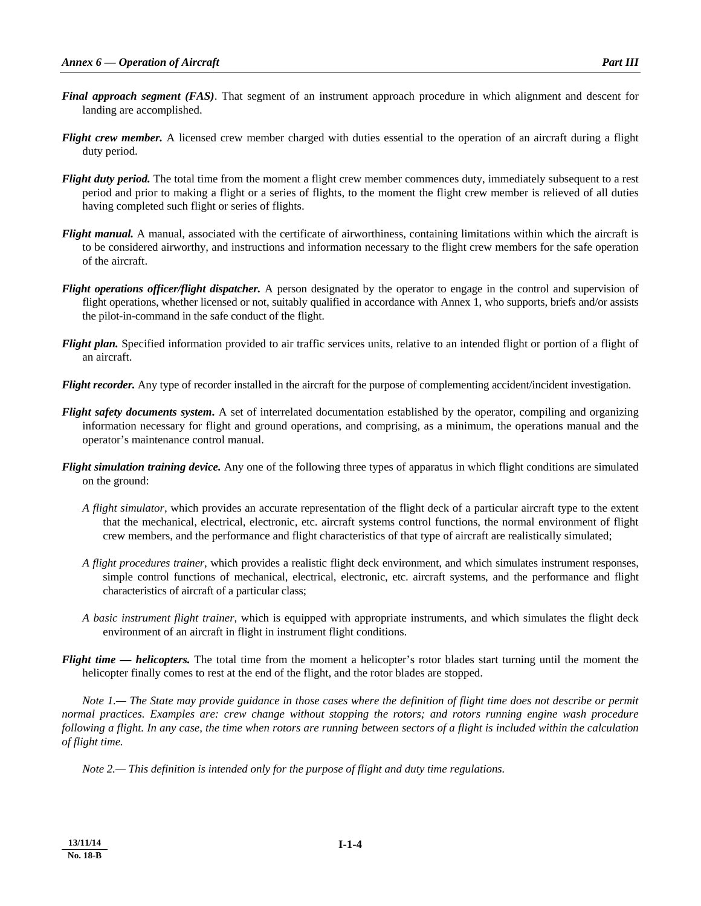***Final approach segment (FAS)***. That segment of an instrument approach procedure in which alignment and descent for landing are accomplished.

***Flight crew member.*** A licensed crew member charged with duties essential to the operation of an aircraft during a flight duty period.

***Flight duty period.*** The total time from the moment a flight crew member commences duty, immediately subsequent to a rest period and prior to making a flight or a series of flights, to the moment the flight crew member is relieved of all duties having completed such flight or series of flights.

***Flight manual.*** A manual, associated with the certificate of airworthiness, containing limitations within which the aircraft is to be considered airworthy, and instructions and information necessary to the flight crew members for the safe operation of the aircraft.

***Flight operations officer/flight dispatcher.*** A person designated by the operator to engage in the control and supervision of flight operations, whether licensed or not, suitably qualified in accordance with Annex 1, who supports, briefs and/or assists the pilot-in-command in the safe conduct of the flight.

***Flight plan.*** Specified information provided to air traffic services units, relative to an intended flight or portion of a flight of an aircraft.

***Flight recorder.*** Any type of recorder installed in the aircraft for the purpose of complementing accident/incident investigation.

***Flight safety documents system***. A set of interrelated documentation established by the operator, compiling and organizing information necessary for flight and ground operations, and comprising, as a minimum, the operations manual and the operator's maintenance control manual.

***Flight simulation training device.*** Any one of the following three types of apparatus in which flight conditions are simulated on the ground:

*A flight simulator,* which provides an accurate representation of the flight deck of a particular aircraft type to the extent that the mechanical, electrical, electronic, etc. aircraft systems control functions, the normal environment of flight crew members, and the performance and flight characteristics of that type of aircraft are realistically simulated;

*A flight procedures trainer*, which provides a realistic flight deck environment, and which simulates instrument responses, simple control functions of mechanical, electrical, electronic, etc. aircraft systems, and the performance and flight characteristics of aircraft of a particular class;

*A basic instrument flight trainer,* which is equipped with appropriate instruments, and which simulates the flight deck environment of an aircraft in flight in instrument flight conditions.

***Flight time — helicopters.*** The total time from the moment a helicopter's rotor blades start turning until the moment the helicopter finally comes to rest at the end of the flight, and the rotor blades are stopped.

*Note 1.— The State may provide guidance in those cases where the definition of flight time does not describe or permit normal practices. Examples are: crew change without stopping the rotors; and rotors running engine wash procedure following a flight. In any case, the time when rotors are running between sectors of a flight is included within the calculation of flight time.*

*Note 2.— This definition is intended only for the purpose of flight and duty time regulations.*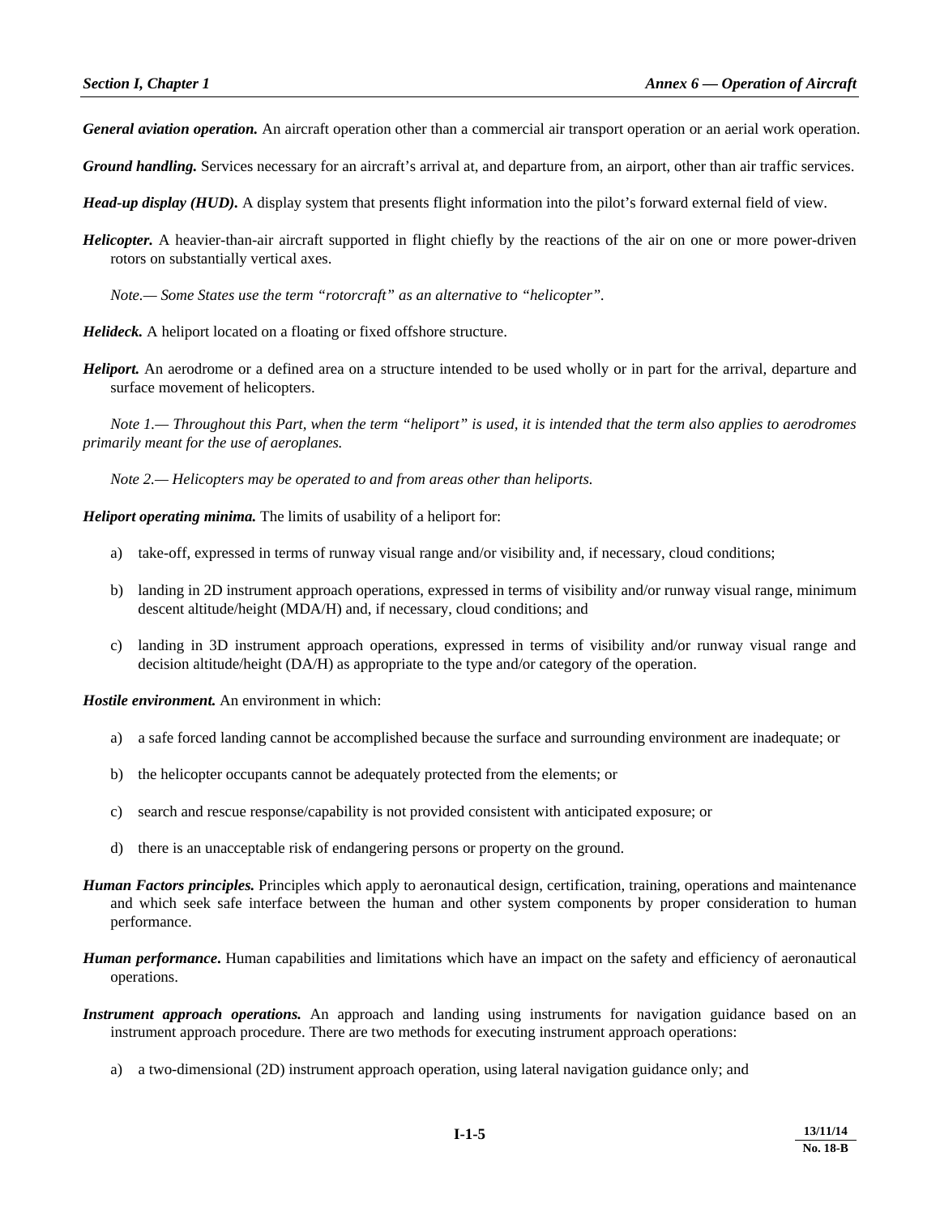***General aviation operation.*** An aircraft operation other than a commercial air transport operation or an aerial work operation.

***Ground handling.*** Services necessary for an aircraft's arrival at, and departure from, an airport, other than air traffic services.

***Head-up display (HUD).*** A display system that presents flight information into the pilot's forward external field of view.

***Helicopter.*** A heavier-than-air aircraft supported in flight chiefly by the reactions of the air on one or more power-driven rotors on substantially vertical axes.

*Note.— Some States use the term "rotorcraft" as an alternative to "helicopter".*

***Helideck.*** A heliport located on a floating or fixed offshore structure.

***Heliport.*** An aerodrome or a defined area on a structure intended to be used wholly or in part for the arrival, departure and surface movement of helicopters.

*Note 1.— Throughout this Part, when the term "heliport" is used, it is intended that the term also applies to aerodromes primarily meant for the use of aeroplanes.*

*Note 2.— Helicopters may be operated to and from areas other than heliports.*

***Heliport operating minima.*** The limits of usability of a heliport for:

a) take-off, expressed in terms of runway visual range and/or visibility and, if necessary, cloud conditions;

b) landing in 2D instrument approach operations, expressed in terms of visibility and/or runway visual range, minimum descent altitude/height (MDA/H) and, if necessary, cloud conditions; and

c) landing in 3D instrument approach operations, expressed in terms of visibility and/or runway visual range and decision altitude/height (DA/H) as appropriate to the type and/or category of the operation.

***Hostile environment.*** An environment in which:

a) a safe forced landing cannot be accomplished because the surface and surrounding environment are inadequate; or

b) the helicopter occupants cannot be adequately protected from the elements; or

c) search and rescue response/capability is not provided consistent with anticipated exposure; or

d) there is an unacceptable risk of endangering persons or property on the ground.

***Human Factors principles.*** Principles which apply to aeronautical design, certification, training, operations and maintenance and which seek safe interface between the human and other system components by proper consideration to human performance.

***Human performance.*** Human capabilities and limitations which have an impact on the safety and efficiency of aeronautical operations.

***Instrument approach operations.*** An approach and landing using instruments for navigation guidance based on an instrument approach procedure. There are two methods for executing instrument approach operations:

a) a two-dimensional (2D) instrument approach operation, using lateral navigation guidance only; and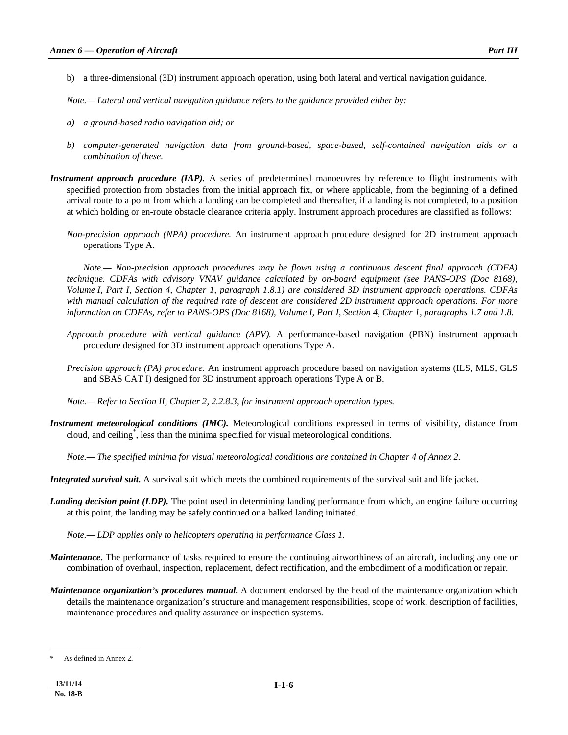b) a three-dimensional (3D) instrument approach operation, using both lateral and vertical navigation guidance.

*Note.— Lateral and vertical navigation guidance refers to the guidance provided either by:*

*a) a ground-based radio navigation aid; or*

*b) computer-generated navigation data from ground-based, space-based, self-contained navigation aids or a combination of these.*

***Instrument approach procedure (IAP).*** A series of predetermined manoeuvres by reference to flight instruments with specified protection from obstacles from the initial approach fix, or where applicable, from the beginning of a defined arrival route to a point from which a landing can be completed and thereafter, if a landing is not completed, to a position at which holding or en-route obstacle clearance criteria apply. Instrument approach procedures are classified as follows:

*Non-precision approach (NPA) procedure.* An instrument approach procedure designed for 2D instrument approach operations Type A.

*Note.— Non-precision approach procedures may be flown using a continuous descent final approach (CDFA) technique. CDFAs with advisory VNAV guidance calculated by on-board equipment (see PANS-OPS (Doc 8168), Volume I, Part I, Section 4, Chapter 1, paragraph 1.8.1) are considered 3D instrument approach operations. CDFAs with manual calculation of the required rate of descent are considered 2D instrument approach operations. For more information on CDFAs, refer to PANS-OPS (Doc 8168), Volume I, Part I, Section 4, Chapter 1, paragraphs 1.7 and 1.8.*

*Approach procedure with vertical guidance (APV).* A performance-based navigation (PBN) instrument approach procedure designed for 3D instrument approach operations Type A.

*Precision approach (PA) procedure.* An instrument approach procedure based on navigation systems (ILS, MLS, GLS and SBAS CAT I) designed for 3D instrument approach operations Type A or B.

*Note.— Refer to Section II, Chapter 2, 2.2.8.3, for instrument approach operation types.*

***Instrument meteorological conditions (IMC).*** Meteorological conditions expressed in terms of visibility, distance from cloud, and ceiling*, less than the minima specified for visual meteorological conditions.

*Note.— The specified minima for visual meteorological conditions are contained in Chapter 4 of Annex 2.*

***Integrated survival suit.*** A survival suit which meets the combined requirements of the survival suit and life jacket.

***Landing decision point (LDP).*** The point used in determining landing performance from which, an engine failure occurring at this point, the landing may be safely continued or a balked landing initiated.

*Note.— LDP applies only to helicopters operating in performance Class 1.*

***Maintenance*.** The performance of tasks required to ensure the continuing airworthiness of an aircraft, including any one or combination of overhaul, inspection, replacement, defect rectification, and the embodiment of a modification or repair.

***Maintenance organization's procedures manual*.** A document endorsed by the head of the maintenance organization which details the maintenance organization's structure and management responsibilities, scope of work, description of facilities, maintenance procedures and quality assurance or inspection systems.

---

\* As defined in Annex 2.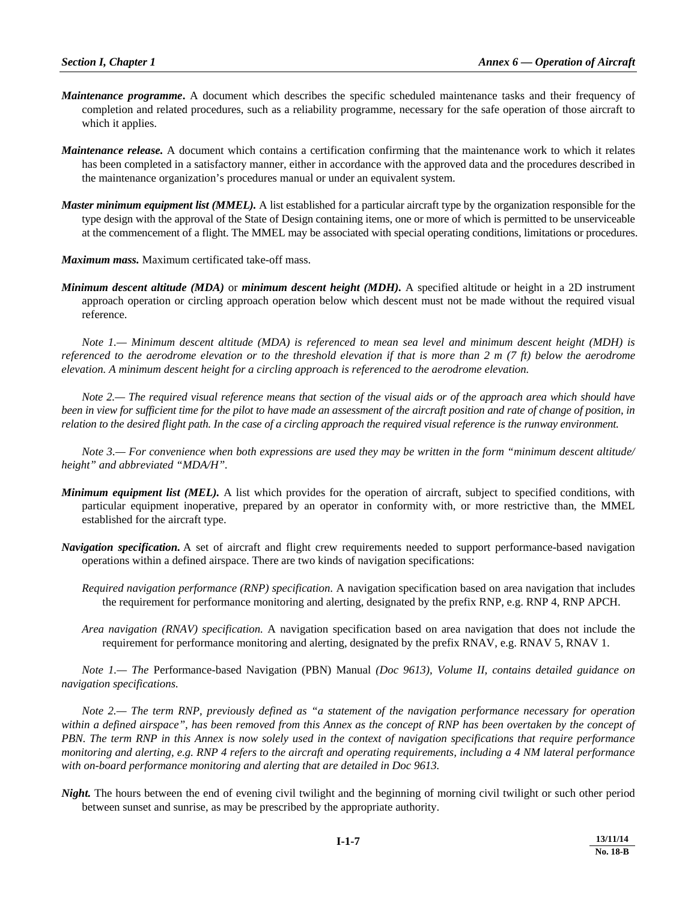***Maintenance programme*.** A document which describes the specific scheduled maintenance tasks and their frequency of completion and related procedures, such as a reliability programme, necessary for the safe operation of those aircraft to which it applies.

***Maintenance release.*** A document which contains a certification confirming that the maintenance work to which it relates has been completed in a satisfactory manner, either in accordance with the approved data and the procedures described in the maintenance organization's procedures manual or under an equivalent system.

***Master minimum equipment list (MMEL).*** A list established for a particular aircraft type by the organization responsible for the type design with the approval of the State of Design containing items, one or more of which is permitted to be unserviceable at the commencement of a flight. The MMEL may be associated with special operating conditions, limitations or procedures.

***Maximum mass.*** Maximum certificated take-off mass.

***Minimum descent altitude (MDA)*** or ***minimum descent height (MDH).*** A specified altitude or height in a 2D instrument approach operation or circling approach operation below which descent must not be made without the required visual reference.

*Note 1.— Minimum descent altitude (MDA) is referenced to mean sea level and minimum descent height (MDH) is referenced to the aerodrome elevation or to the threshold elevation if that is more than 2 m (7 ft) below the aerodrome elevation. A minimum descent height for a circling approach is referenced to the aerodrome elevation.*

*Note 2.— The required visual reference means that section of the visual aids or of the approach area which should have been in view for sufficient time for the pilot to have made an assessment of the aircraft position and rate of change of position, in relation to the desired flight path. In the case of a circling approach the required visual reference is the runway environment.*

*Note 3.— For convenience when both expressions are used they may be written in the form "minimum descent altitude/ height" and abbreviated "MDA/H".*

***Minimum equipment list (MEL).*** A list which provides for the operation of aircraft, subject to specified conditions, with particular equipment inoperative, prepared by an operator in conformity with, or more restrictive than, the MMEL established for the aircraft type.

***Navigation specification.*** A set of aircraft and flight crew requirements needed to support performance-based navigation operations within a defined airspace. There are two kinds of navigation specifications:

*Required navigation performance (RNP) specification.* A navigation specification based on area navigation that includes the requirement for performance monitoring and alerting, designated by the prefix RNP, e.g. RNP 4, RNP APCH.

*Area navigation (RNAV) specification.* A navigation specification based on area navigation that does not include the requirement for performance monitoring and alerting, designated by the prefix RNAV, e.g. RNAV 5, RNAV 1.

*Note 1.— The* Performance-based Navigation (PBN) Manual *(Doc 9613), Volume II, contains detailed guidance on navigation specifications.*

*Note 2.— The term RNP, previously defined as "a statement of the navigation performance necessary for operation within a defined airspace", has been removed from this Annex as the concept of RNP has been overtaken by the concept of PBN. The term RNP in this Annex is now solely used in the context of navigation specifications that require performance monitoring and alerting, e.g. RNP 4 refers to the aircraft and operating requirements, including a 4 NM lateral performance with on-board performance monitoring and alerting that are detailed in Doc 9613.*

***Night.*** The hours between the end of evening civil twilight and the beginning of morning civil twilight or such other period between sunset and sunrise, as may be prescribed by the appropriate authority.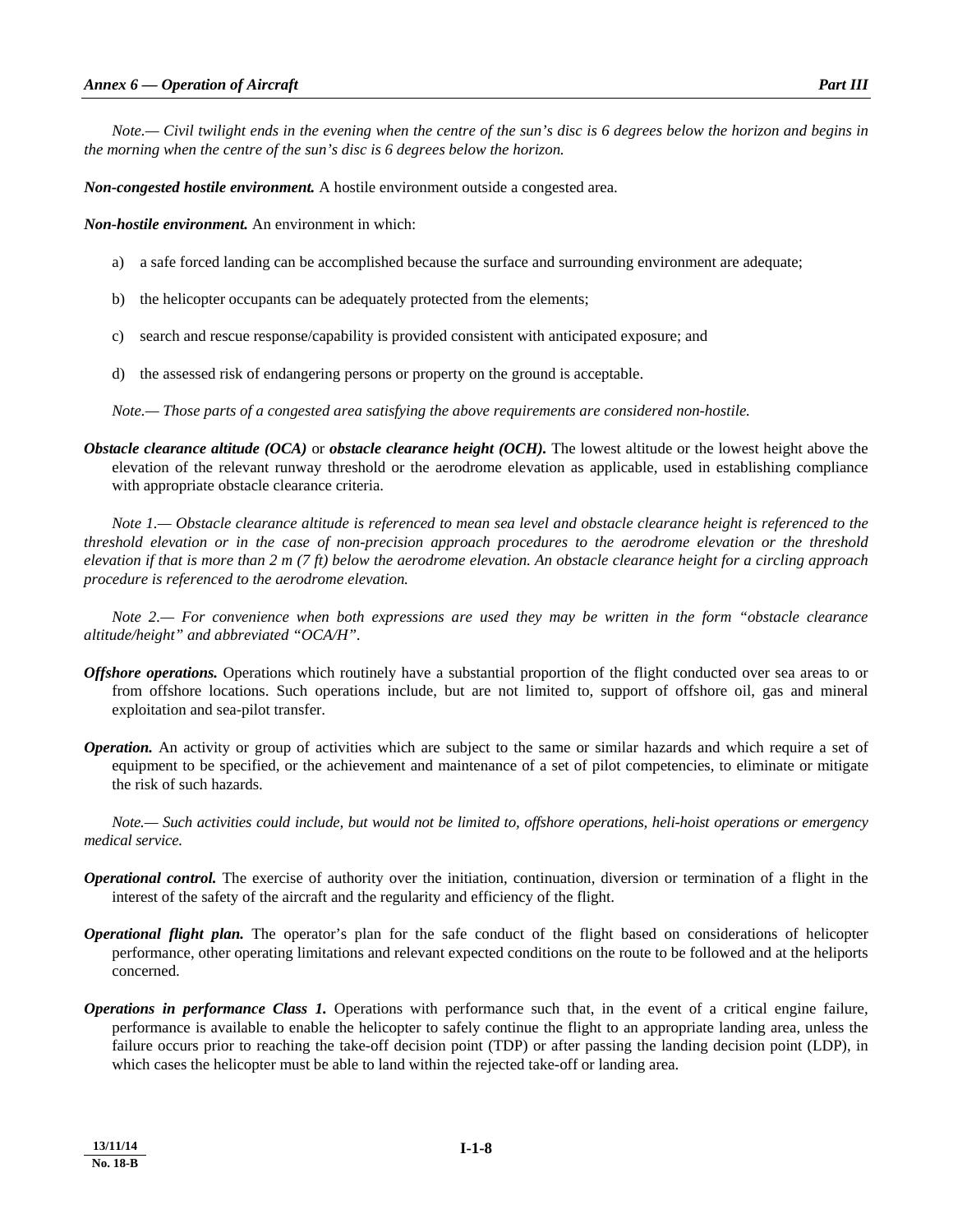*Note.— Civil twilight ends in the evening when the centre of the sun's disc is 6 degrees below the horizon and begins in the morning when the centre of the sun's disc is 6 degrees below the horizon.*

***Non-congested hostile environment.*** A hostile environment outside a congested area.

***Non-hostile environment.*** An environment in which:

a) a safe forced landing can be accomplished because the surface and surrounding environment are adequate;

b) the helicopter occupants can be adequately protected from the elements;

c) search and rescue response/capability is provided consistent with anticipated exposure; and

d) the assessed risk of endangering persons or property on the ground is acceptable.

*Note.— Those parts of a congested area satisfying the above requirements are considered non-hostile.*

***Obstacle clearance altitude (OCA)*** or ***obstacle clearance height (OCH).*** The lowest altitude or the lowest height above the elevation of the relevant runway threshold or the aerodrome elevation as applicable, used in establishing compliance with appropriate obstacle clearance criteria.

*Note 1.— Obstacle clearance altitude is referenced to mean sea level and obstacle clearance height is referenced to the threshold elevation or in the case of non-precision approach procedures to the aerodrome elevation or the threshold elevation if that is more than 2 m (7 ft) below the aerodrome elevation. An obstacle clearance height for a circling approach procedure is referenced to the aerodrome elevation.*

*Note 2.— For convenience when both expressions are used they may be written in the form "obstacle clearance altitude/height" and abbreviated "OCA/H".*

***Offshore operations.*** Operations which routinely have a substantial proportion of the flight conducted over sea areas to or from offshore locations. Such operations include, but are not limited to, support of offshore oil, gas and mineral exploitation and sea-pilot transfer.

***Operation.*** An activity or group of activities which are subject to the same or similar hazards and which require a set of equipment to be specified, or the achievement and maintenance of a set of pilot competencies, to eliminate or mitigate the risk of such hazards.

*Note.— Such activities could include, but would not be limited to, offshore operations, heli-hoist operations or emergency medical service.*

***Operational control.*** The exercise of authority over the initiation, continuation, diversion or termination of a flight in the interest of the safety of the aircraft and the regularity and efficiency of the flight.

***Operational flight plan.*** The operator's plan for the safe conduct of the flight based on considerations of helicopter performance, other operating limitations and relevant expected conditions on the route to be followed and at the heliports concerned.

***Operations in performance Class 1.*** Operations with performance such that, in the event of a critical engine failure, performance is available to enable the helicopter to safely continue the flight to an appropriate landing area, unless the failure occurs prior to reaching the take-off decision point (TDP) or after passing the landing decision point (LDP), in which cases the helicopter must be able to land within the rejected take-off or landing area.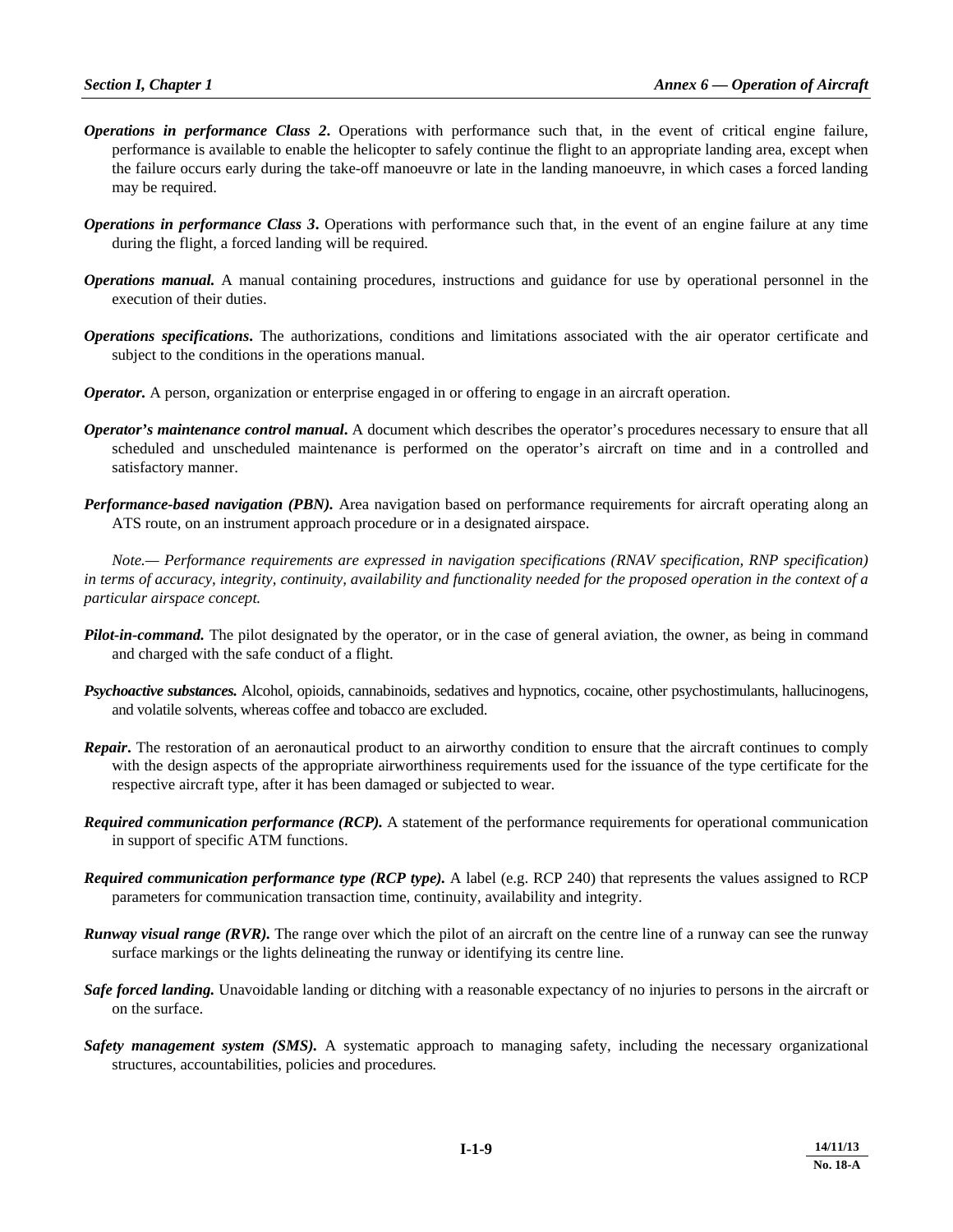***Operations in performance Class 2***. Operations with performance such that, in the event of critical engine failure, performance is available to enable the helicopter to safely continue the flight to an appropriate landing area, except when the failure occurs early during the take-off manoeuvre or late in the landing manoeuvre, in which cases a forced landing may be required.

***Operations in performance Class 3***. Operations with performance such that, in the event of an engine failure at any time during the flight, a forced landing will be required.

***Operations manual.*** A manual containing procedures, instructions and guidance for use by operational personnel in the execution of their duties.

***Operations specifications***. The authorizations, conditions and limitations associated with the air operator certificate and subject to the conditions in the operations manual.

***Operator.*** A person, organization or enterprise engaged in or offering to engage in an aircraft operation.

***Operator's maintenance control manual***. A document which describes the operator's procedures necessary to ensure that all scheduled and unscheduled maintenance is performed on the operator's aircraft on time and in a controlled and satisfactory manner.

***Performance-based navigation (PBN).*** Area navigation based on performance requirements for aircraft operating along an ATS route, on an instrument approach procedure or in a designated airspace.

*Note.— Performance requirements are expressed in navigation specifications (RNAV specification, RNP specification) in terms of accuracy, integrity, continuity, availability and functionality needed for the proposed operation in the context of a particular airspace concept.*

***Pilot-in-command.*** The pilot designated by the operator, or in the case of general aviation, the owner, as being in command and charged with the safe conduct of a flight.

***Psychoactive substances.*** Alcohol, opioids, cannabinoids, sedatives and hypnotics, cocaine, other psychostimulants, hallucinogens, and volatile solvents, whereas coffee and tobacco are excluded.

***Repair***. The restoration of an aeronautical product to an airworthy condition to ensure that the aircraft continues to comply with the design aspects of the appropriate airworthiness requirements used for the issuance of the type certificate for the respective aircraft type, after it has been damaged or subjected to wear.

***Required communication performance (RCP).*** A statement of the performance requirements for operational communication in support of specific ATM functions.

***Required communication performance type (RCP type).*** A label (e.g. RCP 240) that represents the values assigned to RCP parameters for communication transaction time, continuity, availability and integrity.

***Runway visual range (RVR).*** The range over which the pilot of an aircraft on the centre line of a runway can see the runway surface markings or the lights delineating the runway or identifying its centre line.

***Safe forced landing.*** Unavoidable landing or ditching with a reasonable expectancy of no injuries to persons in the aircraft or on the surface.

***Safety management system (SMS).*** A systematic approach to managing safety, including the necessary organizational structures, accountabilities, policies and procedures.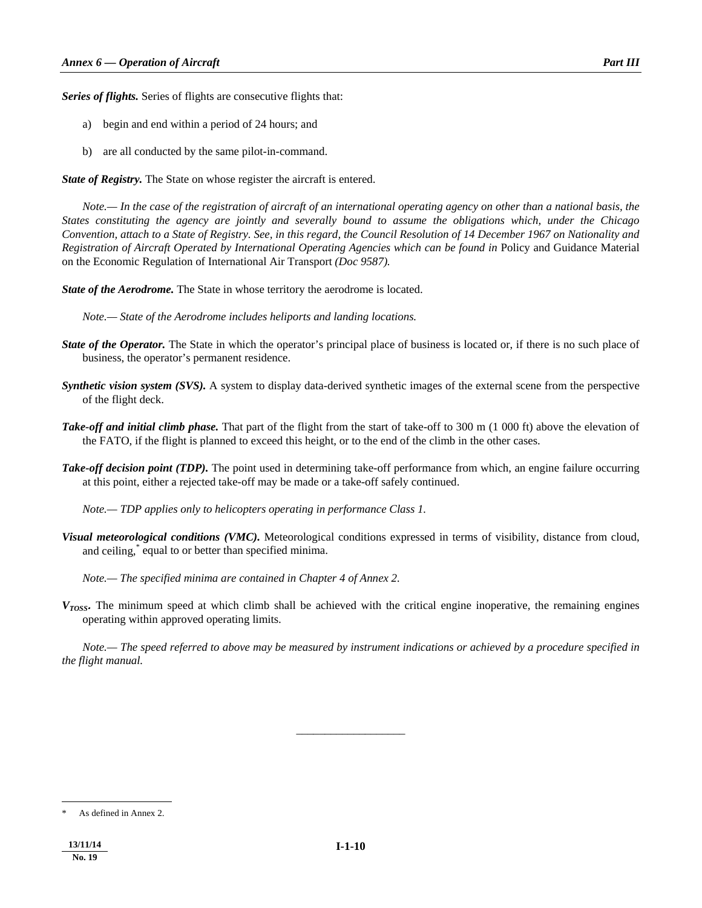***Series of flights.*** Series of flights are consecutive flights that:

a) begin and end within a period of 24 hours; and

b) are all conducted by the same pilot-in-command.

***State of Registry.*** The State on whose register the aircraft is entered.

*Note.— In the case of the registration of aircraft of an international operating agency on other than a national basis, the States constituting the agency are jointly and severally bound to assume the obligations which, under the Chicago Convention, attach to a State of Registry. See, in this regard, the Council Resolution of 14 December 1967 on Nationality and Registration of Aircraft Operated by International Operating Agencies which can be found in* Policy and Guidance Material on the Economic Regulation of International Air Transport *(Doc 9587).*

***State of the Aerodrome.*** The State in whose territory the aerodrome is located.

*Note.— State of the Aerodrome includes heliports and landing locations.*

***State of the Operator.*** The State in which the operator's principal place of business is located or, if there is no such place of business, the operator's permanent residence.

***Synthetic vision system (SVS).*** A system to display data-derived synthetic images of the external scene from the perspective of the flight deck.

***Take-off and initial climb phase.*** That part of the flight from the start of take-off to 300 m (1 000 ft) above the elevation of the FATO, if the flight is planned to exceed this height, or to the end of the climb in the other cases.

***Take-off decision point (TDP).*** The point used in determining take-off performance from which, an engine failure occurring at this point, either a rejected take-off may be made or a take-off safely continued.

*Note.— TDP applies only to helicopters operating in performance Class 1.*

***Visual meteorological conditions (VMC).*** Meteorological conditions expressed in terms of visibility, distance from cloud, and ceiling,[*] equal to or better than specified minima.

*Note.— The specified minima are contained in Chapter 4 of Annex 2.*

***$V_{TOSS}$.*** The minimum speed at which climb shall be achieved with the critical engine inoperative, the remaining engines operating within approved operating limits.

*Note.— The speed referred to above may be measured by instrument indications or achieved by a procedure specified in the flight manual.*

---

[*] As defined in Annex 2.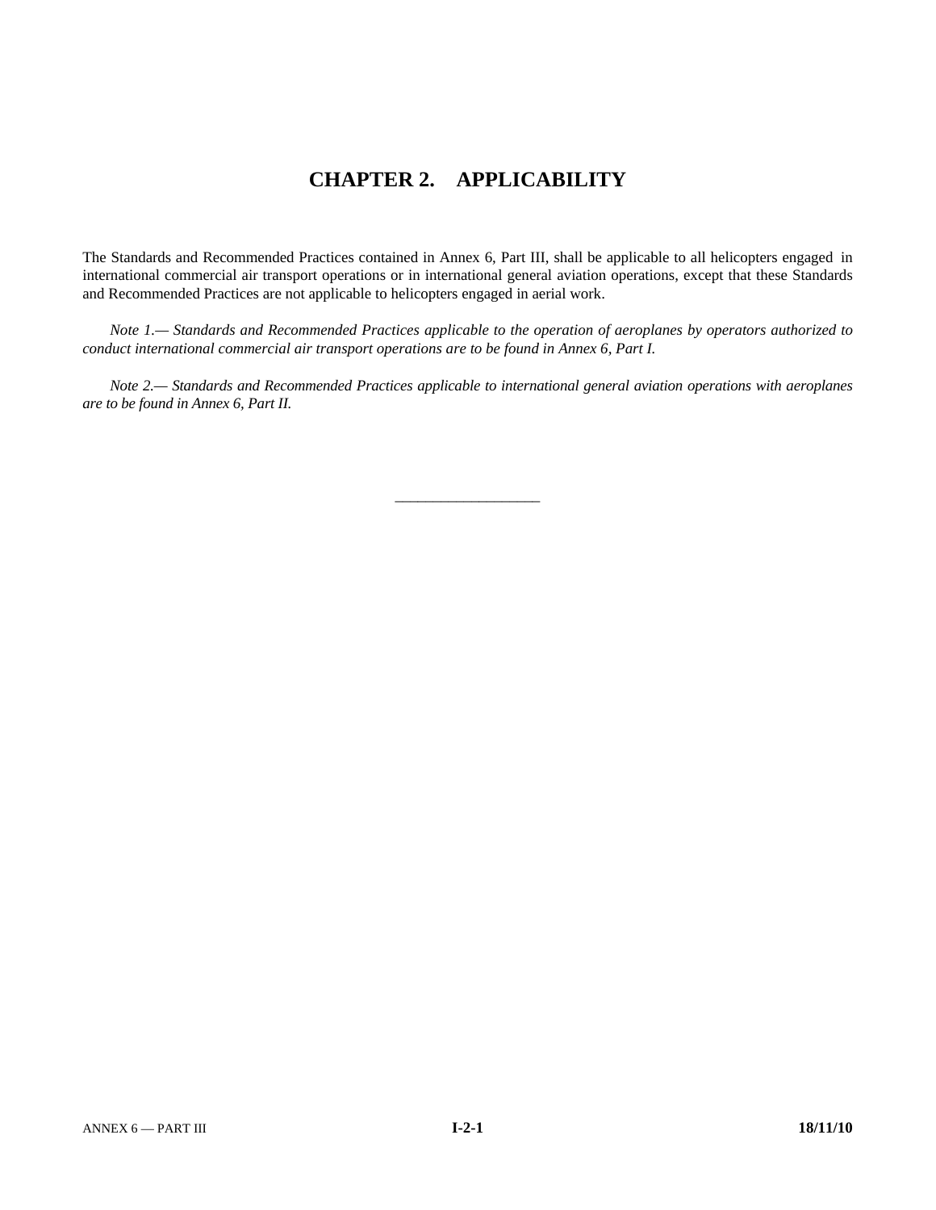# CHAPTER 2. APPLICABILITY

The Standards and Recommended Practices contained in Annex 6, Part III, shall be applicable to all helicopters engaged in international commercial air transport operations or in international general aviation operations, except that these Standards and Recommended Practices are not applicable to helicopters engaged in aerial work.

*Note 1.— Standards and Recommended Practices applicable to the operation of aeroplanes by operators authorized to conduct international commercial air transport operations are to be found in Annex 6, Part I.*

*Note 2.— Standards and Recommended Practices applicable to international general aviation operations with aeroplanes are to be found in Annex 6, Part II.*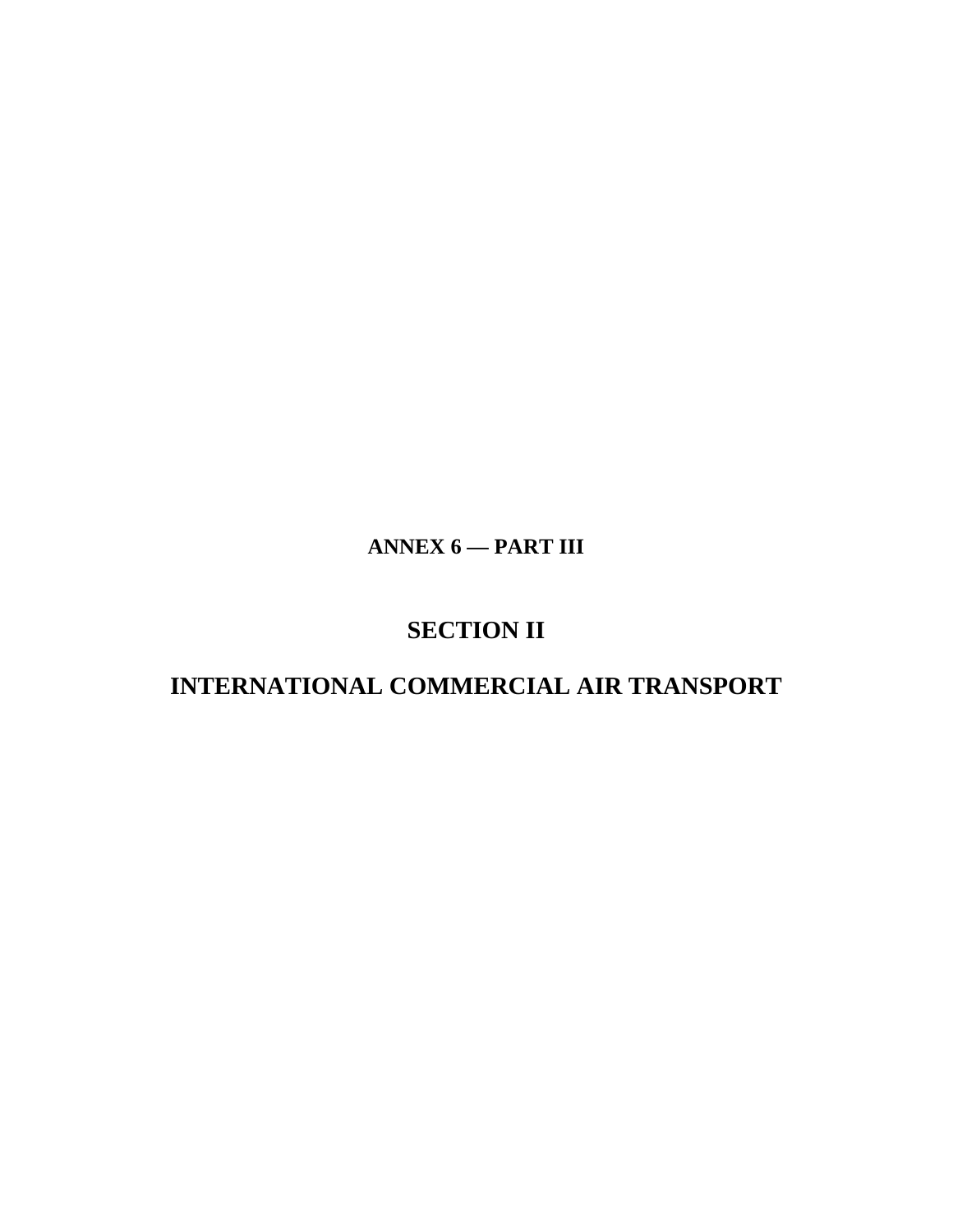**ANNEX 6 — PART III**

# SECTION II

# INTERNATIONAL COMMERCIAL AIR TRANSPORT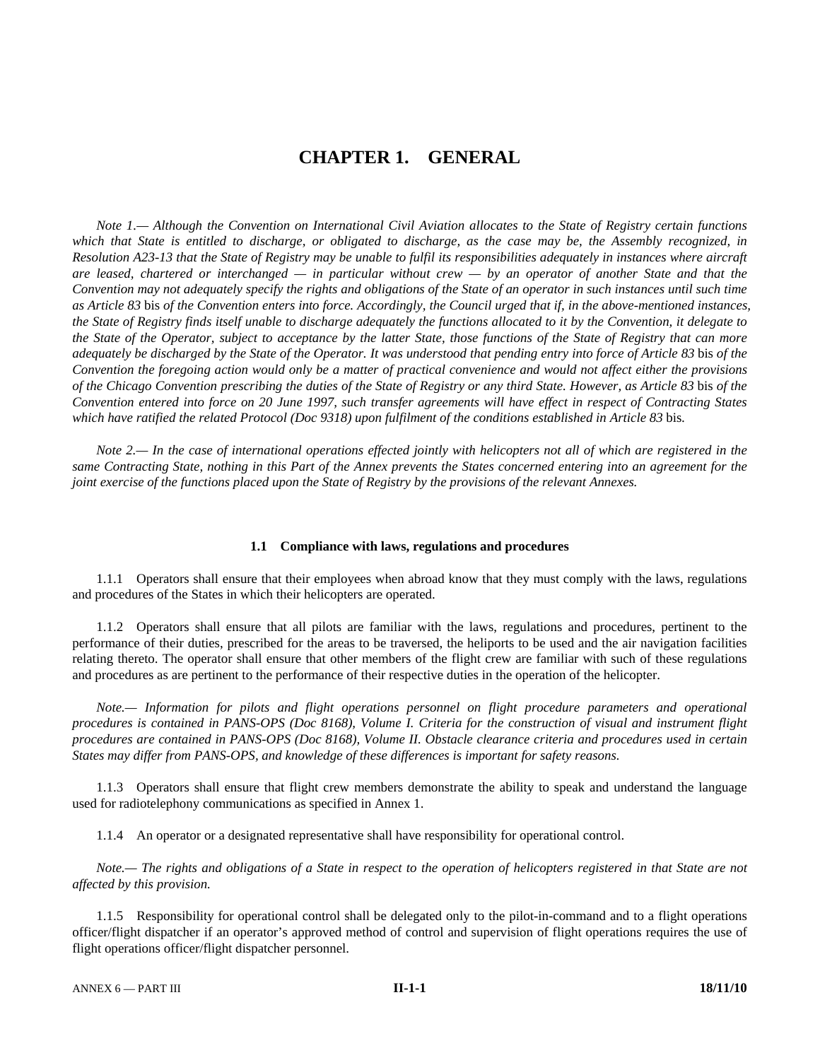# CHAPTER 1. GENERAL

*Note 1.— Although the Convention on International Civil Aviation allocates to the State of Registry certain functions which that State is entitled to discharge, or obligated to discharge, as the case may be, the Assembly recognized, in Resolution A23-13 that the State of Registry may be unable to fulfil its responsibilities adequately in instances where aircraft are leased, chartered or interchanged — in particular without crew — by an operator of another State and that the Convention may not adequately specify the rights and obligations of the State of an operator in such instances until such time as Article 83* bis *of the Convention enters into force. Accordingly, the Council urged that if, in the above-mentioned instances, the State of Registry finds itself unable to discharge adequately the functions allocated to it by the Convention, it delegate to the State of the Operator, subject to acceptance by the latter State, those functions of the State of Registry that can more adequately be discharged by the State of the Operator. It was understood that pending entry into force of Article 83* bis *of the Convention the foregoing action would only be a matter of practical convenience and would not affect either the provisions of the Chicago Convention prescribing the duties of the State of Registry or any third State. However, as Article 83* bis *of the Convention entered into force on 20 June 1997, such transfer agreements will have effect in respect of Contracting States which have ratified the related Protocol (Doc 9318) upon fulfilment of the conditions established in Article 83* bis*.*

*Note 2.— In the case of international operations effected jointly with helicopters not all of which are registered in the same Contracting State, nothing in this Part of the Annex prevents the States concerned entering into an agreement for the joint exercise of the functions placed upon the State of Registry by the provisions of the relevant Annexes.*

### 1.1 Compliance with laws, regulations and procedures

1.1.1 Operators shall ensure that their employees when abroad know that they must comply with the laws, regulations and procedures of the States in which their helicopters are operated.

1.1.2 Operators shall ensure that all pilots are familiar with the laws, regulations and procedures, pertinent to the performance of their duties, prescribed for the areas to be traversed, the heliports to be used and the air navigation facilities relating thereto. The operator shall ensure that other members of the flight crew are familiar with such of these regulations and procedures as are pertinent to the performance of their respective duties in the operation of the helicopter.

*Note.— Information for pilots and flight operations personnel on flight procedure parameters and operational procedures is contained in PANS-OPS (Doc 8168), Volume I. Criteria for the construction of visual and instrument flight procedures are contained in PANS-OPS (Doc 8168), Volume II. Obstacle clearance criteria and procedures used in certain States may differ from PANS-OPS, and knowledge of these differences is important for safety reasons.*

1.1.3 Operators shall ensure that flight crew members demonstrate the ability to speak and understand the language used for radiotelephony communications as specified in Annex 1.

1.1.4 An operator or a designated representative shall have responsibility for operational control.

*Note.— The rights and obligations of a State in respect to the operation of helicopters registered in that State are not affected by this provision.*

1.1.5 Responsibility for operational control shall be delegated only to the pilot-in-command and to a flight operations officer/flight dispatcher if an operator's approved method of control and supervision of flight operations requires the use of flight operations officer/flight dispatcher personnel.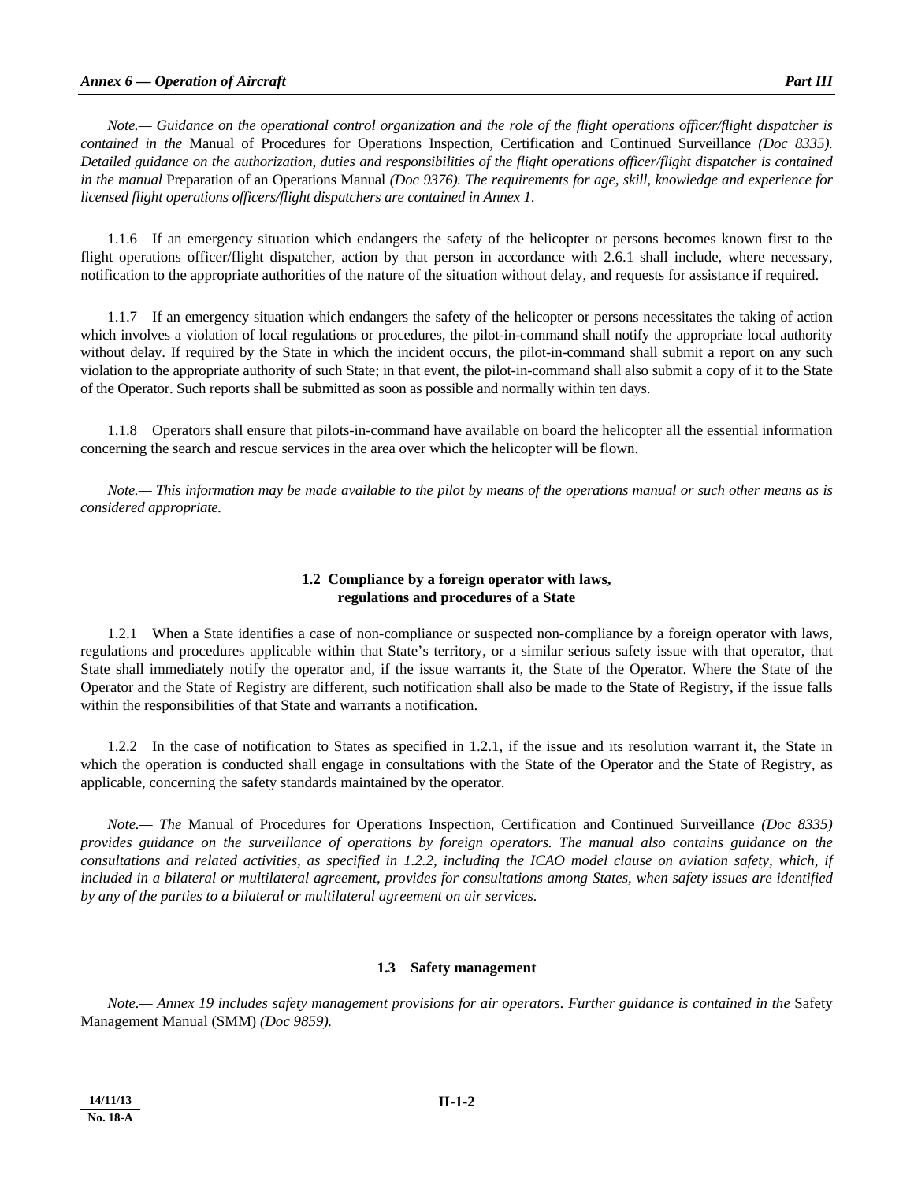*Note.— Guidance on the operational control organization and the role of the flight operations officer/flight dispatcher is contained in the* Manual of Procedures for Operations Inspection, Certification and Continued Surveillance *(Doc 8335). Detailed guidance on the authorization, duties and responsibilities of the flight operations officer/flight dispatcher is contained in the manual* Preparation of an Operations Manual *(Doc 9376). The requirements for age, skill, knowledge and experience for licensed flight operations officers/flight dispatchers are contained in Annex 1.*

1.1.6 If an emergency situation which endangers the safety of the helicopter or persons becomes known first to the flight operations officer/flight dispatcher, action by that person in accordance with 2.6.1 shall include, where necessary, notification to the appropriate authorities of the nature of the situation without delay, and requests for assistance if required.

1.1.7 If an emergency situation which endangers the safety of the helicopter or persons necessitates the taking of action which involves a violation of local regulations or procedures, the pilot-in-command shall notify the appropriate local authority without delay. If required by the State in which the incident occurs, the pilot-in-command shall submit a report on any such violation to the appropriate authority of such State; in that event, the pilot-in-command shall also submit a copy of it to the State of the Operator. Such reports shall be submitted as soon as possible and normally within ten days.

1.1.8 Operators shall ensure that pilots-in-command have available on board the helicopter all the essential information concerning the search and rescue services in the area over which the helicopter will be flown.

*Note.— This information may be made available to the pilot by means of the operations manual or such other means as is considered appropriate.*

## 1.2 Compliance by a foreign operator with laws, regulations and procedures of a State

1.2.1 When a State identifies a case of non-compliance or suspected non-compliance by a foreign operator with laws, regulations and procedures applicable within that State's territory, or a similar serious safety issue with that operator, that State shall immediately notify the operator and, if the issue warrants it, the State of the Operator. Where the State of the Operator and the State of Registry are different, such notification shall also be made to the State of Registry, if the issue falls within the responsibilities of that State and warrants a notification.

1.2.2 In the case of notification to States as specified in 1.2.1, if the issue and its resolution warrant it, the State in which the operation is conducted shall engage in consultations with the State of the Operator and the State of Registry, as applicable, concerning the safety standards maintained by the operator.

*Note.— The* Manual of Procedures for Operations Inspection, Certification and Continued Surveillance *(Doc 8335) provides guidance on the surveillance of operations by foreign operators. The manual also contains guidance on the consultations and related activities, as specified in 1.2.2, including the ICAO model clause on aviation safety, which, if included in a bilateral or multilateral agreement, provides for consultations among States, when safety issues are identified by any of the parties to a bilateral or multilateral agreement on air services.*

## 1.3 Safety management

*Note.— Annex 19 includes safety management provisions for air operators. Further guidance is contained in the* Safety Management Manual (SMM) *(Doc 9859).*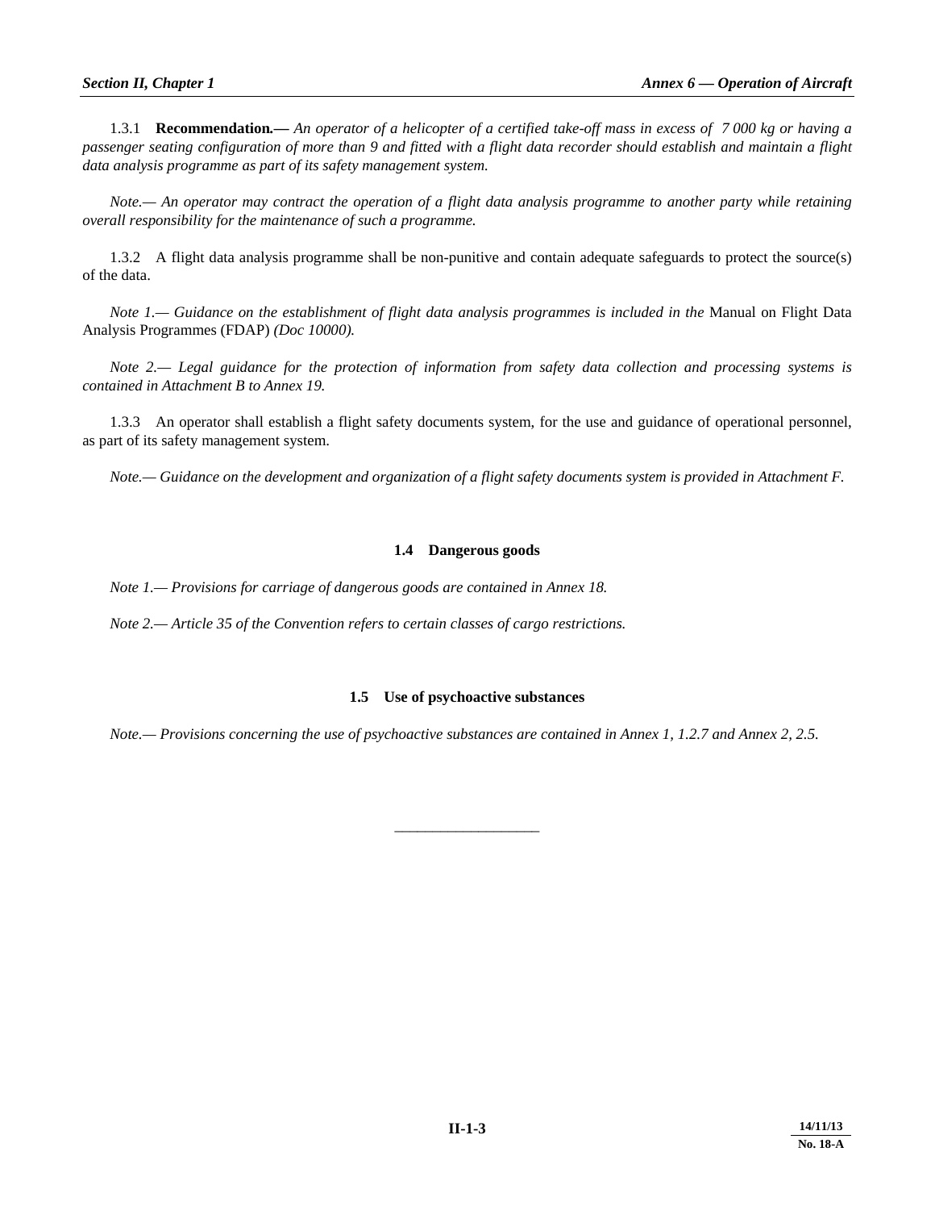1.3.1 **Recommendation.—** *An operator of a helicopter of a certified take-off mass in excess of 7 000 kg or having a passenger seating configuration of more than 9 and fitted with a flight data recorder should establish and maintain a flight data analysis programme as part of its safety management system.*

*Note.— An operator may contract the operation of a flight data analysis programme to another party while retaining overall responsibility for the maintenance of such a programme.*

1.3.2 A flight data analysis programme shall be non-punitive and contain adequate safeguards to protect the source(s) of the data.

*Note 1.— Guidance on the establishment of flight data analysis programmes is included in the* Manual on Flight Data Analysis Programmes (FDAP) *(Doc 10000).*

*Note 2.— Legal guidance for the protection of information from safety data collection and processing systems is contained in Attachment B to Annex 19.*

1.3.3 An operator shall establish a flight safety documents system, for the use and guidance of operational personnel, as part of its safety management system.

*Note.— Guidance on the development and organization of a flight safety documents system is provided in Attachment F.*

## 1.4 Dangerous goods

*Note 1.— Provisions for carriage of dangerous goods are contained in Annex 18.*

*Note 2.— Article 35 of the Convention refers to certain classes of cargo restrictions.*

## 1.5 Use of psychoactive substances

*Note.— Provisions concerning the use of psychoactive substances are contained in Annex 1, 1.2.7 and Annex 2, 2.5.*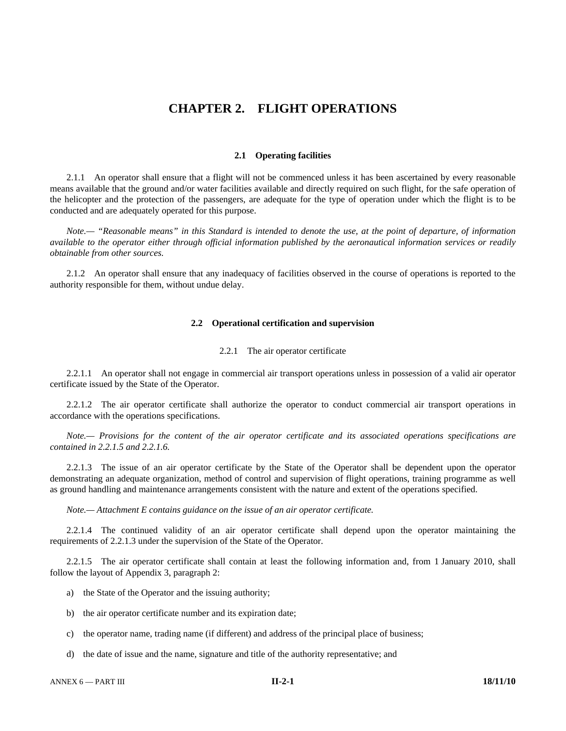# CHAPTER 2. FLIGHT OPERATIONS

### 2.1 Operating facilities

2.1.1 An operator shall ensure that a flight will not be commenced unless it has been ascertained by every reasonable means available that the ground and/or water facilities available and directly required on such flight, for the safe operation of the helicopter and the protection of the passengers, are adequate for the type of operation under which the flight is to be conducted and are adequately operated for this purpose.

*Note.— "Reasonable means" in this Standard is intended to denote the use, at the point of departure, of information available to the operator either through official information published by the aeronautical information services or readily obtainable from other sources.*

2.1.2 An operator shall ensure that any inadequacy of facilities observed in the course of operations is reported to the authority responsible for them, without undue delay.

### 2.2 Operational certification and supervision

#### 2.2.1 The air operator certificate

2.2.1.1 An operator shall not engage in commercial air transport operations unless in possession of a valid air operator certificate issued by the State of the Operator.

2.2.1.2 The air operator certificate shall authorize the operator to conduct commercial air transport operations in accordance with the operations specifications.

*Note.— Provisions for the content of the air operator certificate and its associated operations specifications are contained in 2.2.1.5 and 2.2.1.6.*

2.2.1.3 The issue of an air operator certificate by the State of the Operator shall be dependent upon the operator demonstrating an adequate organization, method of control and supervision of flight operations, training programme as well as ground handling and maintenance arrangements consistent with the nature and extent of the operations specified.

*Note.— Attachment E contains guidance on the issue of an air operator certificate.*

2.2.1.4 The continued validity of an air operator certificate shall depend upon the operator maintaining the requirements of 2.2.1.3 under the supervision of the State of the Operator.

2.2.1.5 The air operator certificate shall contain at least the following information and, from 1 January 2010, shall follow the layout of Appendix 3, paragraph 2:

a) the State of the Operator and the issuing authority;

b) the air operator certificate number and its expiration date;

c) the operator name, trading name (if different) and address of the principal place of business;

d) the date of issue and the name, signature and title of the authority representative; and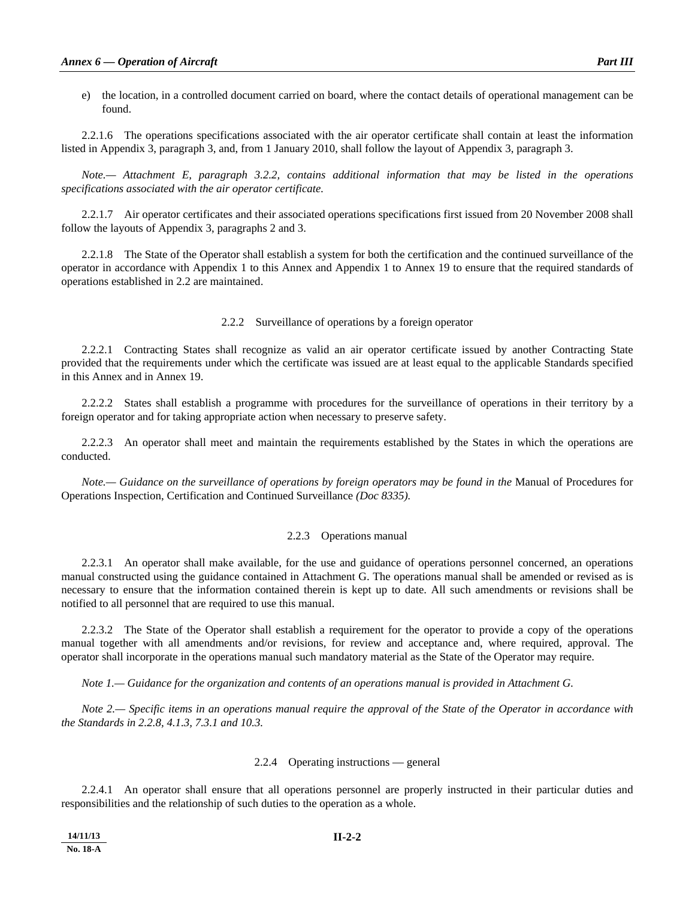e) the location, in a controlled document carried on board, where the contact details of operational management can be found.

2.2.1.6 The operations specifications associated with the air operator certificate shall contain at least the information listed in Appendix 3, paragraph 3, and, from 1 January 2010, shall follow the layout of Appendix 3, paragraph 3.

*Note.— Attachment E, paragraph 3.2.2, contains additional information that may be listed in the operations specifications associated with the air operator certificate.*

2.2.1.7 Air operator certificates and their associated operations specifications first issued from 20 November 2008 shall follow the layouts of Appendix 3, paragraphs 2 and 3.

2.2.1.8 The State of the Operator shall establish a system for both the certification and the continued surveillance of the operator in accordance with Appendix 1 to this Annex and Appendix 1 to Annex 19 to ensure that the required standards of operations established in 2.2 are maintained.

### 2.2.2 Surveillance of operations by a foreign operator

2.2.2.1 Contracting States shall recognize as valid an air operator certificate issued by another Contracting State provided that the requirements under which the certificate was issued are at least equal to the applicable Standards specified in this Annex and in Annex 19.

2.2.2.2 States shall establish a programme with procedures for the surveillance of operations in their territory by a foreign operator and for taking appropriate action when necessary to preserve safety.

2.2.2.3 An operator shall meet and maintain the requirements established by the States in which the operations are conducted.

*Note.— Guidance on the surveillance of operations by foreign operators may be found in the* Manual of Procedures for Operations Inspection, Certification and Continued Surveillance *(Doc 8335).*

### 2.2.3 Operations manual

2.2.3.1 An operator shall make available, for the use and guidance of operations personnel concerned, an operations manual constructed using the guidance contained in Attachment G. The operations manual shall be amended or revised as is necessary to ensure that the information contained therein is kept up to date. All such amendments or revisions shall be notified to all personnel that are required to use this manual.

2.2.3.2 The State of the Operator shall establish a requirement for the operator to provide a copy of the operations manual together with all amendments and/or revisions, for review and acceptance and, where required, approval. The operator shall incorporate in the operations manual such mandatory material as the State of the Operator may require.

*Note 1.— Guidance for the organization and contents of an operations manual is provided in Attachment G.*

*Note 2.— Specific items in an operations manual require the approval of the State of the Operator in accordance with the Standards in 2.2.8, 4.1.3, 7.3.1 and 10.3.*

### 2.2.4 Operating instructions — general

2.2.4.1 An operator shall ensure that all operations personnel are properly instructed in their particular duties and responsibilities and the relationship of such duties to the operation as a whole.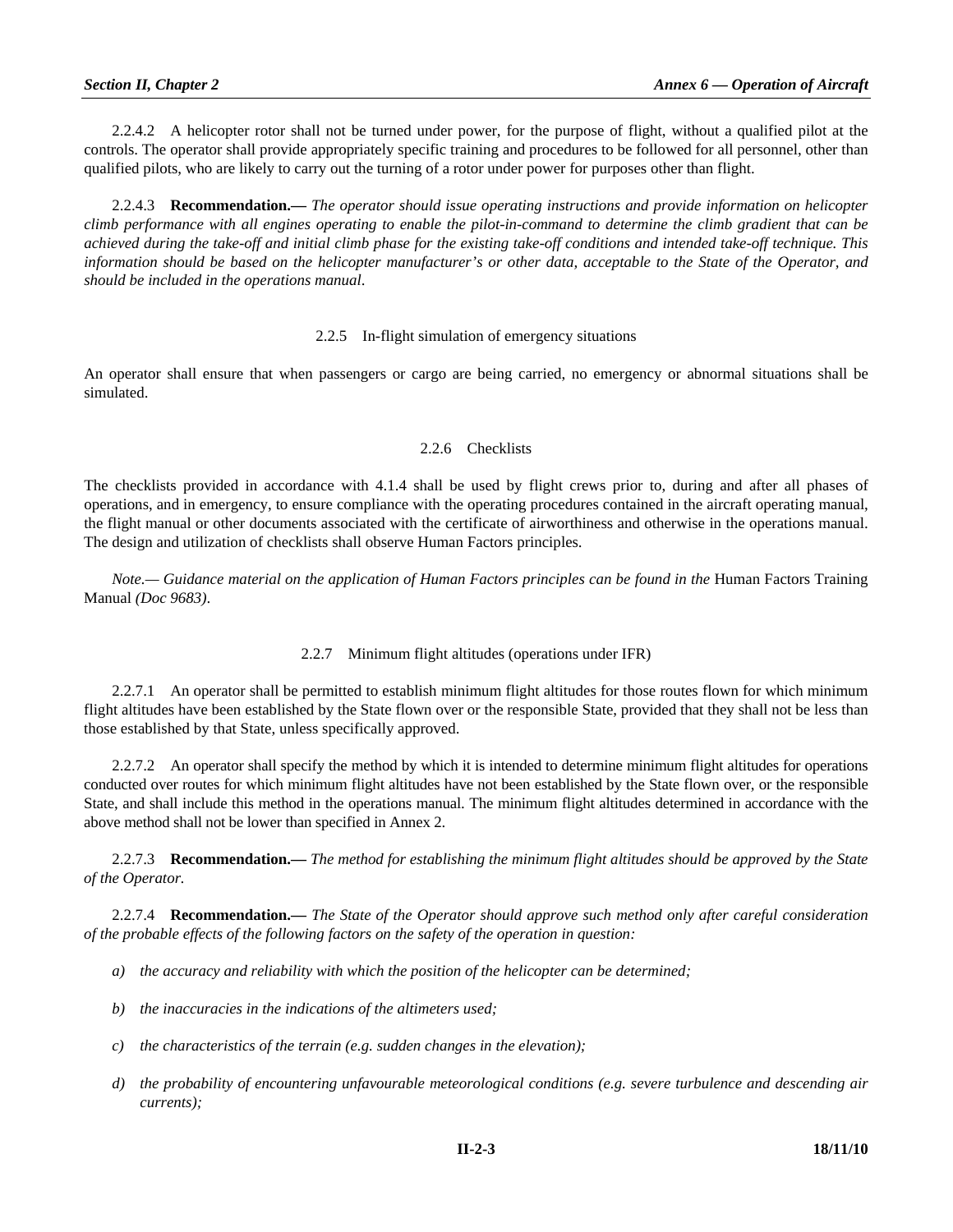2.2.4.2 A helicopter rotor shall not be turned under power, for the purpose of flight, without a qualified pilot at the controls. The operator shall provide appropriately specific training and procedures to be followed for all personnel, other than qualified pilots, who are likely to carry out the turning of a rotor under power for purposes other than flight.

2.2.4.3 **Recommendation.—** *The operator should issue operating instructions and provide information on helicopter climb performance with all engines operating to enable the pilot-in-command to determine the climb gradient that can be achieved during the take-off and initial climb phase for the existing take-off conditions and intended take-off technique. This information should be based on the helicopter manufacturer's or other data, acceptable to the State of the Operator, and should be included in the operations manual.*

### 2.2.5 In-flight simulation of emergency situations

An operator shall ensure that when passengers or cargo are being carried, no emergency or abnormal situations shall be simulated.

### 2.2.6 Checklists

The checklists provided in accordance with 4.1.4 shall be used by flight crews prior to, during and after all phases of operations, and in emergency, to ensure compliance with the operating procedures contained in the aircraft operating manual, the flight manual or other documents associated with the certificate of airworthiness and otherwise in the operations manual. The design and utilization of checklists shall observe Human Factors principles.

*Note.— Guidance material on the application of Human Factors principles can be found in the* Human Factors Training Manual *(Doc 9683).*

### 2.2.7 Minimum flight altitudes (operations under IFR)

2.2.7.1 An operator shall be permitted to establish minimum flight altitudes for those routes flown for which minimum flight altitudes have been established by the State flown over or the responsible State, provided that they shall not be less than those established by that State, unless specifically approved.

2.2.7.2 An operator shall specify the method by which it is intended to determine minimum flight altitudes for operations conducted over routes for which minimum flight altitudes have not been established by the State flown over, or the responsible State, and shall include this method in the operations manual. The minimum flight altitudes determined in accordance with the above method shall not be lower than specified in Annex 2.

2.2.7.3 **Recommendation.—** *The method for establishing the minimum flight altitudes should be approved by the State of the Operator.*

2.2.7.4 **Recommendation.—** *The State of the Operator should approve such method only after careful consideration of the probable effects of the following factors on the safety of the operation in question:*

*a) the accuracy and reliability with which the position of the helicopter can be determined;*

*b) the inaccuracies in the indications of the altimeters used;*

*c) the characteristics of the terrain (e.g. sudden changes in the elevation);*

*d) the probability of encountering unfavourable meteorological conditions (e.g. severe turbulence and descending air currents);*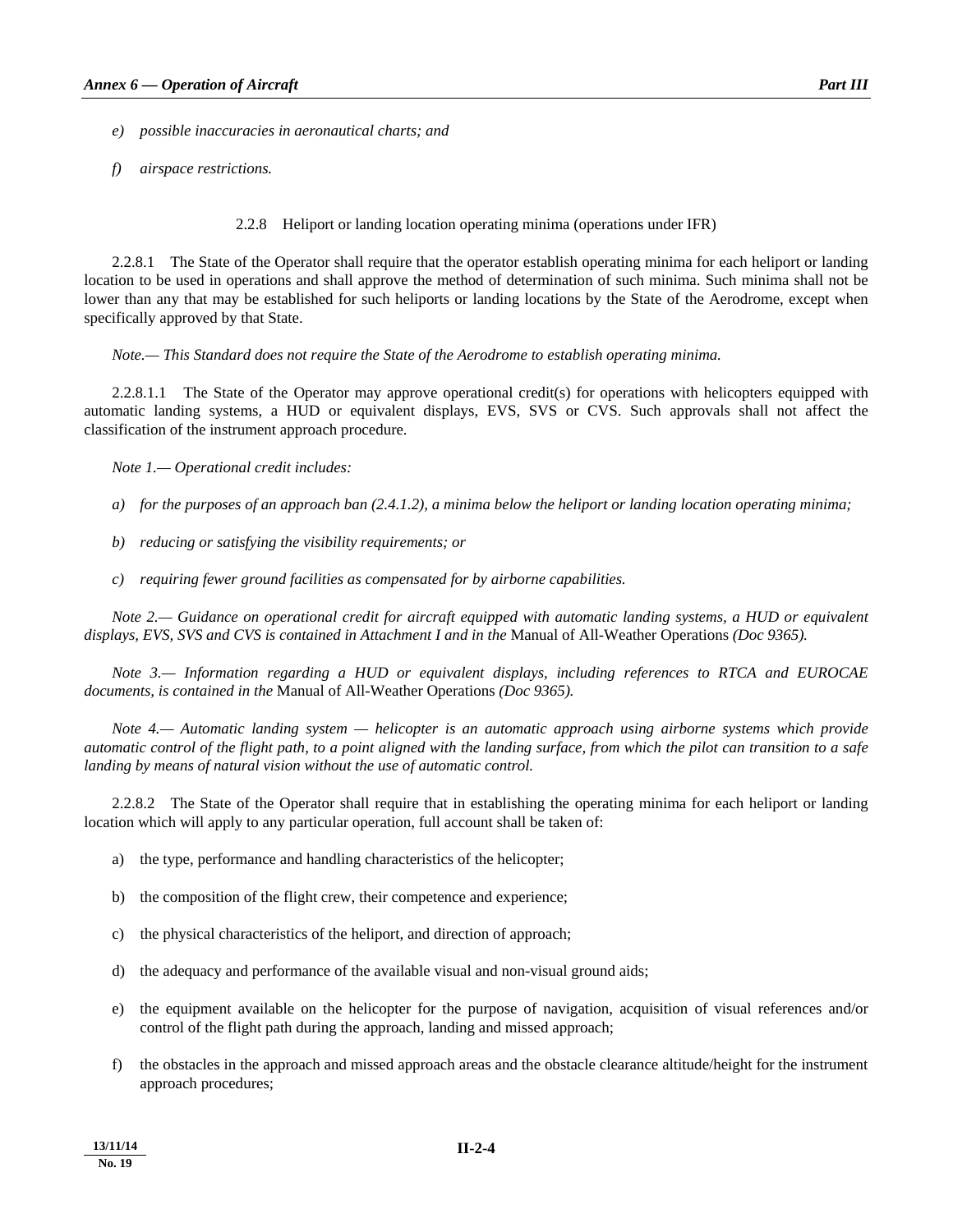*e) possible inaccuracies in aeronautical charts; and*

*f) airspace restrictions.*

### 2.2.8 Heliport or landing location operating minima (operations under IFR)

2.2.8.1 The State of the Operator shall require that the operator establish operating minima for each heliport or landing location to be used in operations and shall approve the method of determination of such minima. Such minima shall not be lower than any that may be established for such heliports or landing locations by the State of the Aerodrome, except when specifically approved by that State.

*Note.— This Standard does not require the State of the Aerodrome to establish operating minima.*

2.2.8.1.1 The State of the Operator may approve operational credit(s) for operations with helicopters equipped with automatic landing systems, a HUD or equivalent displays, EVS, SVS or CVS. Such approvals shall not affect the classification of the instrument approach procedure.

*Note 1.— Operational credit includes:*

*a) for the purposes of an approach ban (2.4.1.2), a minima below the heliport or landing location operating minima;*

*b) reducing or satisfying the visibility requirements; or*

*c) requiring fewer ground facilities as compensated for by airborne capabilities.*

*Note 2.— Guidance on operational credit for aircraft equipped with automatic landing systems, a HUD or equivalent displays, EVS, SVS and CVS is contained in Attachment I and in the* Manual of All-Weather Operations *(Doc 9365).*

*Note 3.— Information regarding a HUD or equivalent displays, including references to RTCA and EUROCAE documents, is contained in the* Manual of All-Weather Operations *(Doc 9365).*

*Note 4.— Automatic landing system — helicopter is an automatic approach using airborne systems which provide automatic control of the flight path, to a point aligned with the landing surface, from which the pilot can transition to a safe landing by means of natural vision without the use of automatic control.*

2.2.8.2 The State of the Operator shall require that in establishing the operating minima for each heliport or landing location which will apply to any particular operation, full account shall be taken of:

a) the type, performance and handling characteristics of the helicopter;

b) the composition of the flight crew, their competence and experience;

c) the physical characteristics of the heliport, and direction of approach;

d) the adequacy and performance of the available visual and non-visual ground aids;

e) the equipment available on the helicopter for the purpose of navigation, acquisition of visual references and/or control of the flight path during the approach, landing and missed approach;

f) the obstacles in the approach and missed approach areas and the obstacle clearance altitude/height for the instrument approach procedures;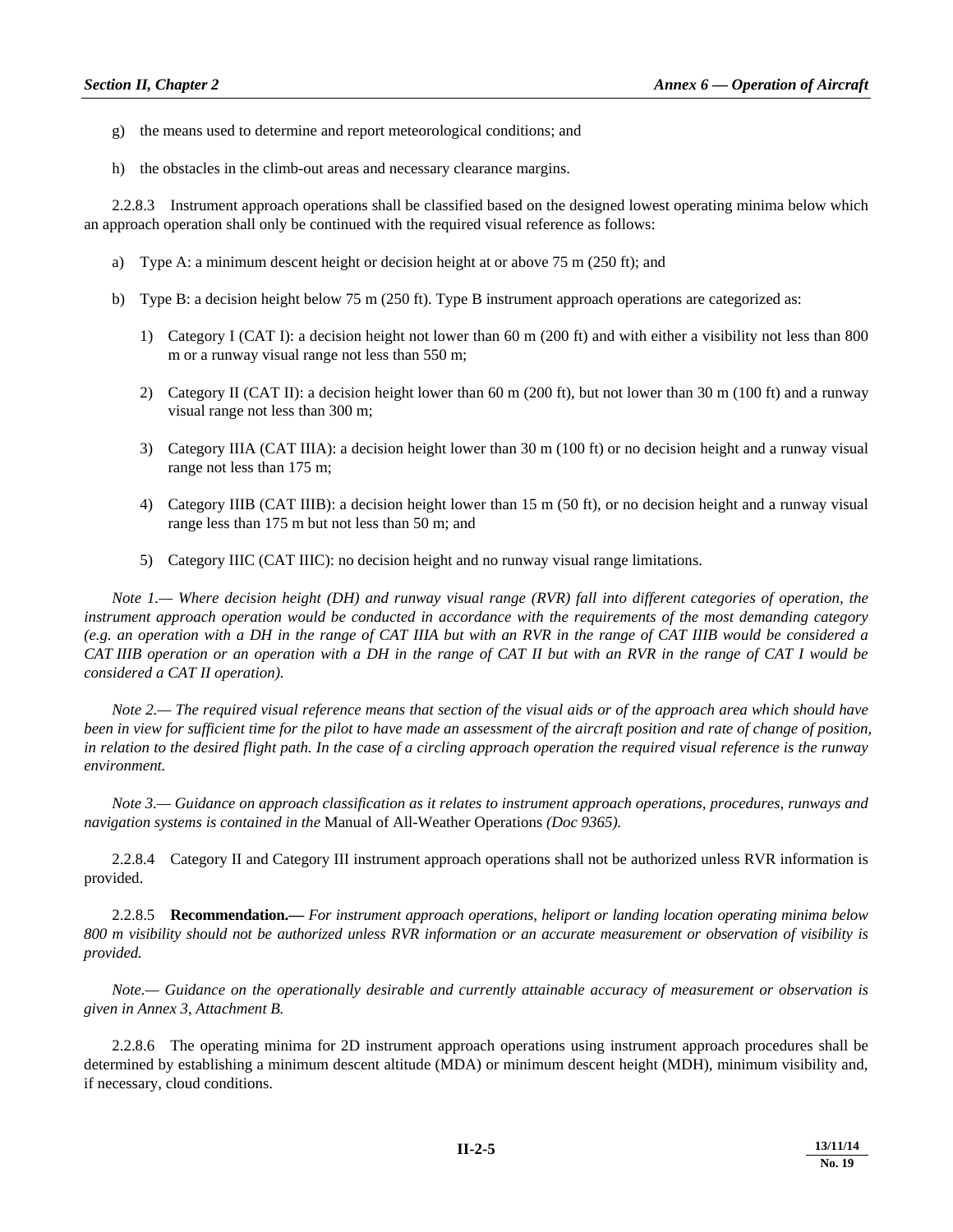g) the means used to determine and report meteorological conditions; and

h) the obstacles in the climb-out areas and necessary clearance margins.

2.2.8.3 Instrument approach operations shall be classified based on the designed lowest operating minima below which an approach operation shall only be continued with the required visual reference as follows:

a) Type A: a minimum descent height or decision height at or above 75 m (250 ft); and

b) Type B: a decision height below 75 m (250 ft). Type B instrument approach operations are categorized as:

   1) Category I (CAT I): a decision height not lower than 60 m (200 ft) and with either a visibility not less than 800 m or a runway visual range not less than 550 m;

   2) Category II (CAT II): a decision height lower than 60 m (200 ft), but not lower than 30 m (100 ft) and a runway visual range not less than 300 m;

   3) Category IIIA (CAT IIIA): a decision height lower than 30 m (100 ft) or no decision height and a runway visual range not less than 175 m;

   4) Category IIIB (CAT IIIB): a decision height lower than 15 m (50 ft), or no decision height and a runway visual range less than 175 m but not less than 50 m; and

   5) Category IIIC (CAT IIIC): no decision height and no runway visual range limitations.

*Note 1.— Where decision height (DH) and runway visual range (RVR) fall into different categories of operation, the instrument approach operation would be conducted in accordance with the requirements of the most demanding category (e.g. an operation with a DH in the range of CAT IIIA but with an RVR in the range of CAT IIIB would be considered a CAT IIIB operation or an operation with a DH in the range of CAT II but with an RVR in the range of CAT I would be considered a CAT II operation).*

*Note 2.— The required visual reference means that section of the visual aids or of the approach area which should have been in view for sufficient time for the pilot to have made an assessment of the aircraft position and rate of change of position, in relation to the desired flight path. In the case of a circling approach operation the required visual reference is the runway environment.*

*Note 3.— Guidance on approach classification as it relates to instrument approach operations, procedures, runways and navigation systems is contained in the* Manual of All-Weather Operations *(Doc 9365).*

2.2.8.4 Category II and Category III instrument approach operations shall not be authorized unless RVR information is provided.

2.2.8.5 **Recommendation.—** *For instrument approach operations, heliport or landing location operating minima below 800 m visibility should not be authorized unless RVR information or an accurate measurement or observation of visibility is provided.*

*Note.— Guidance on the operationally desirable and currently attainable accuracy of measurement or observation is given in Annex 3, Attachment B.*

2.2.8.6 The operating minima for 2D instrument approach operations using instrument approach procedures shall be determined by establishing a minimum descent altitude (MDA) or minimum descent height (MDH), minimum visibility and, if necessary, cloud conditions.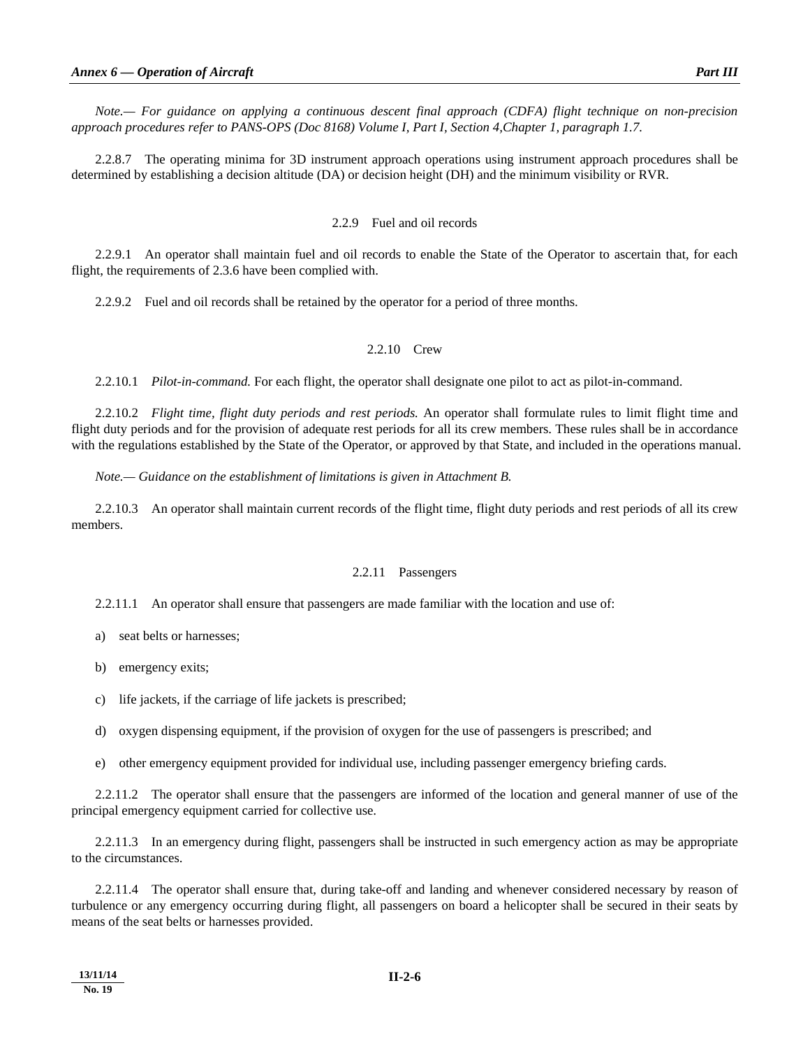*Note.— For guidance on applying a continuous descent final approach (CDFA) flight technique on non-precision approach procedures refer to PANS-OPS (Doc 8168) Volume I, Part I, Section 4,Chapter 1, paragraph 1.7.*

2.2.8.7 The operating minima for 3D instrument approach operations using instrument approach procedures shall be determined by establishing a decision altitude (DA) or decision height (DH) and the minimum visibility or RVR.

### 2.2.9 Fuel and oil records

2.2.9.1 An operator shall maintain fuel and oil records to enable the State of the Operator to ascertain that, for each flight, the requirements of 2.3.6 have been complied with.

2.2.9.2 Fuel and oil records shall be retained by the operator for a period of three months.

### 2.2.10 Crew

2.2.10.1 *Pilot-in-command.* For each flight, the operator shall designate one pilot to act as pilot-in-command.

2.2.10.2 *Flight time, flight duty periods and rest periods.* An operator shall formulate rules to limit flight time and flight duty periods and for the provision of adequate rest periods for all its crew members. These rules shall be in accordance with the regulations established by the State of the Operator, or approved by that State, and included in the operations manual.

*Note.— Guidance on the establishment of limitations is given in Attachment B.*

2.2.10.3 An operator shall maintain current records of the flight time, flight duty periods and rest periods of all its crew members.

### 2.2.11 Passengers

2.2.11.1 An operator shall ensure that passengers are made familiar with the location and use of:

a) seat belts or harnesses;

b) emergency exits;

c) life jackets, if the carriage of life jackets is prescribed;

d) oxygen dispensing equipment, if the provision of oxygen for the use of passengers is prescribed; and

e) other emergency equipment provided for individual use, including passenger emergency briefing cards.

2.2.11.2 The operator shall ensure that the passengers are informed of the location and general manner of use of the principal emergency equipment carried for collective use.

2.2.11.3 In an emergency during flight, passengers shall be instructed in such emergency action as may be appropriate to the circumstances.

2.2.11.4 The operator shall ensure that, during take-off and landing and whenever considered necessary by reason of turbulence or any emergency occurring during flight, all passengers on board a helicopter shall be secured in their seats by means of the seat belts or harnesses provided.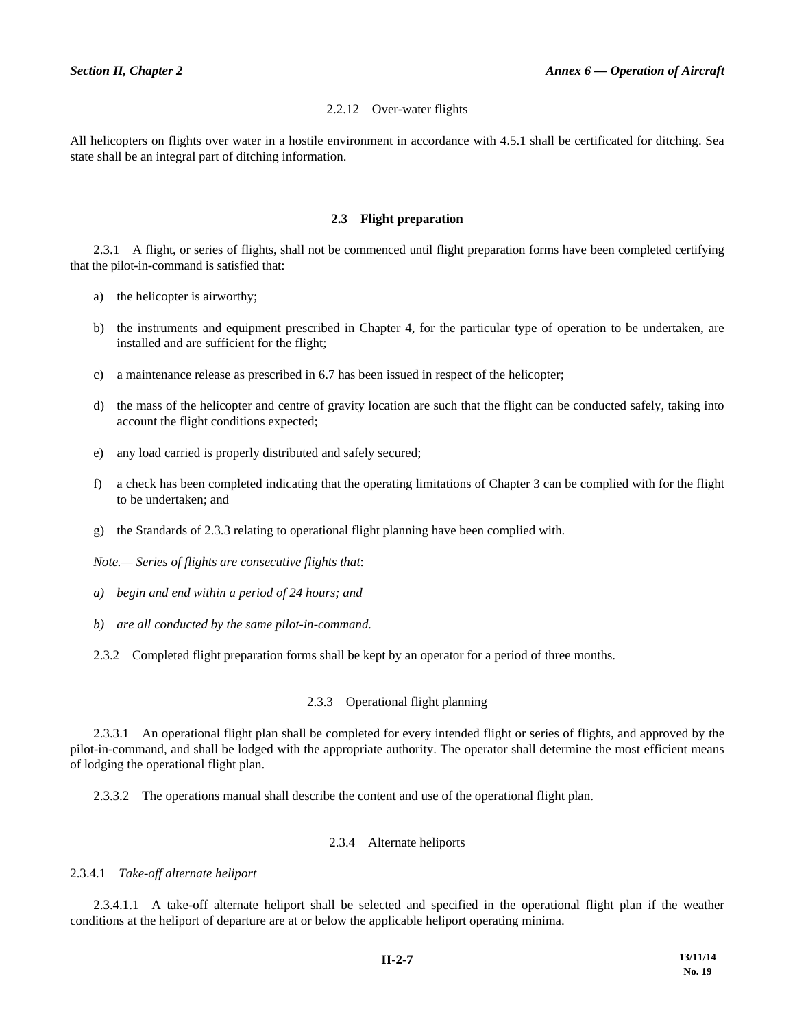### 2.2.12 Over-water flights

All helicopters on flights over water in a hostile environment in accordance with 4.5.1 shall be certificated for ditching. Sea state shall be an integral part of ditching information.

## 2.3 Flight preparation

2.3.1 A flight, or series of flights, shall not be commenced until flight preparation forms have been completed certifying that the pilot-in-command is satisfied that:

a) the helicopter is airworthy;

b) the instruments and equipment prescribed in Chapter 4, for the particular type of operation to be undertaken, are installed and are sufficient for the flight;

c) a maintenance release as prescribed in 6.7 has been issued in respect of the helicopter;

d) the mass of the helicopter and centre of gravity location are such that the flight can be conducted safely, taking into account the flight conditions expected;

e) any load carried is properly distributed and safely secured;

f) a check has been completed indicating that the operating limitations of Chapter 3 can be complied with for the flight to be undertaken; and

g) the Standards of 2.3.3 relating to operational flight planning have been complied with.

*Note.— Series of flights are consecutive flights that*:

*a) begin and end within a period of 24 hours; and*

*b) are all conducted by the same pilot-in-command.*

2.3.2 Completed flight preparation forms shall be kept by an operator for a period of three months.

### 2.3.3 Operational flight planning

2.3.3.1 An operational flight plan shall be completed for every intended flight or series of flights, and approved by the pilot-in-command, and shall be lodged with the appropriate authority. The operator shall determine the most efficient means of lodging the operational flight plan.

2.3.3.2 The operations manual shall describe the content and use of the operational flight plan.

### 2.3.4 Alternate heliports

2.3.4.1 *Take-off alternate heliport*

2.3.4.1.1 A take-off alternate heliport shall be selected and specified in the operational flight plan if the weather conditions at the heliport of departure are at or below the applicable heliport operating minima.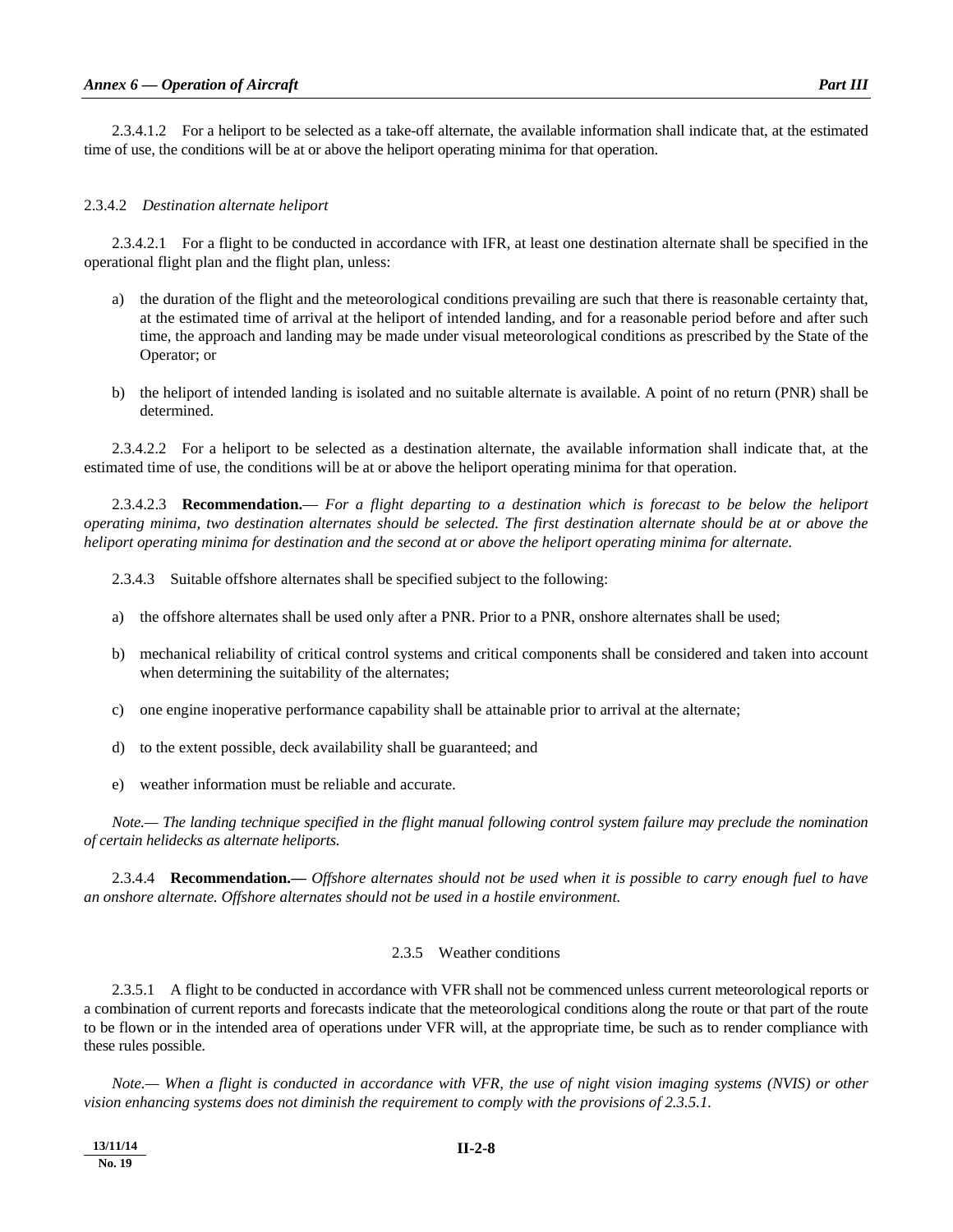2.3.4.1.2 For a heliport to be selected as a take-off alternate, the available information shall indicate that, at the estimated time of use, the conditions will be at or above the heliport operating minima for that operation.

2.3.4.2 *Destination alternate heliport*

2.3.4.2.1 For a flight to be conducted in accordance with IFR, at least one destination alternate shall be specified in the operational flight plan and the flight plan, unless:

a) the duration of the flight and the meteorological conditions prevailing are such that there is reasonable certainty that, at the estimated time of arrival at the heliport of intended landing, and for a reasonable period before and after such time, the approach and landing may be made under visual meteorological conditions as prescribed by the State of the Operator; or

b) the heliport of intended landing is isolated and no suitable alternate is available. A point of no return (PNR) shall be determined.

2.3.4.2.2 For a heliport to be selected as a destination alternate, the available information shall indicate that, at the estimated time of use, the conditions will be at or above the heliport operating minima for that operation.

2.3.4.2.3 **Recommendation.**— *For a flight departing to a destination which is forecast to be below the heliport operating minima, two destination alternates should be selected. The first destination alternate should be at or above the heliport operating minima for destination and the second at or above the heliport operating minima for alternate.*

2.3.4.3 Suitable offshore alternates shall be specified subject to the following:

a) the offshore alternates shall be used only after a PNR. Prior to a PNR, onshore alternates shall be used;

b) mechanical reliability of critical control systems and critical components shall be considered and taken into account when determining the suitability of the alternates;

c) one engine inoperative performance capability shall be attainable prior to arrival at the alternate;

d) to the extent possible, deck availability shall be guaranteed; and

e) weather information must be reliable and accurate.

*Note.— The landing technique specified in the flight manual following control system failure may preclude the nomination of certain helidecks as alternate heliports.*

2.3.4.4 **Recommendation.—** *Offshore alternates should not be used when it is possible to carry enough fuel to have an onshore alternate. Offshore alternates should not be used in a hostile environment.*

## 2.3.5 Weather conditions

2.3.5.1 A flight to be conducted in accordance with VFR shall not be commenced unless current meteorological reports or a combination of current reports and forecasts indicate that the meteorological conditions along the route or that part of the route to be flown or in the intended area of operations under VFR will, at the appropriate time, be such as to render compliance with these rules possible.

*Note.— When a flight is conducted in accordance with VFR, the use of night vision imaging systems (NVIS) or other vision enhancing systems does not diminish the requirement to comply with the provisions of 2.3.5.1.*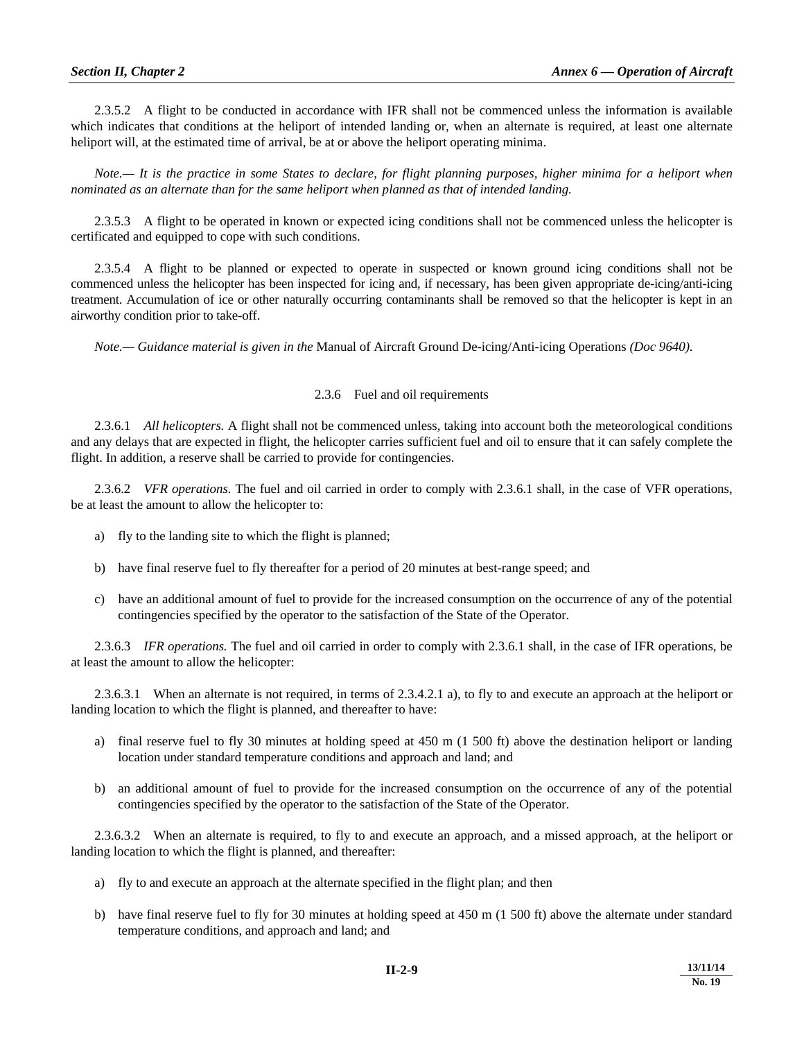2.3.5.2 A flight to be conducted in accordance with IFR shall not be commenced unless the information is available which indicates that conditions at the heliport of intended landing or, when an alternate is required, at least one alternate heliport will, at the estimated time of arrival, be at or above the heliport operating minima.

*Note.— It is the practice in some States to declare, for flight planning purposes, higher minima for a heliport when nominated as an alternate than for the same heliport when planned as that of intended landing.*

2.3.5.3 A flight to be operated in known or expected icing conditions shall not be commenced unless the helicopter is certificated and equipped to cope with such conditions.

2.3.5.4 A flight to be planned or expected to operate in suspected or known ground icing conditions shall not be commenced unless the helicopter has been inspected for icing and, if necessary, has been given appropriate de-icing/anti-icing treatment. Accumulation of ice or other naturally occurring contaminants shall be removed so that the helicopter is kept in an airworthy condition prior to take-off.

*Note.— Guidance material is given in the* Manual of Aircraft Ground De-icing/Anti-icing Operations *(Doc 9640).*

### 2.3.6 Fuel and oil requirements

2.3.6.1 *All helicopters.* A flight shall not be commenced unless, taking into account both the meteorological conditions and any delays that are expected in flight, the helicopter carries sufficient fuel and oil to ensure that it can safely complete the flight. In addition, a reserve shall be carried to provide for contingencies.

2.3.6.2 *VFR operations.* The fuel and oil carried in order to comply with 2.3.6.1 shall, in the case of VFR operations, be at least the amount to allow the helicopter to:

a) fly to the landing site to which the flight is planned;

b) have final reserve fuel to fly thereafter for a period of 20 minutes at best-range speed; and

c) have an additional amount of fuel to provide for the increased consumption on the occurrence of any of the potential contingencies specified by the operator to the satisfaction of the State of the Operator.

2.3.6.3 *IFR operations.* The fuel and oil carried in order to comply with 2.3.6.1 shall, in the case of IFR operations, be at least the amount to allow the helicopter:

2.3.6.3.1 When an alternate is not required, in terms of 2.3.4.2.1 a), to fly to and execute an approach at the heliport or landing location to which the flight is planned, and thereafter to have:

a) final reserve fuel to fly 30 minutes at holding speed at 450 m (1 500 ft) above the destination heliport or landing location under standard temperature conditions and approach and land; and

b) an additional amount of fuel to provide for the increased consumption on the occurrence of any of the potential contingencies specified by the operator to the satisfaction of the State of the Operator.

2.3.6.3.2 When an alternate is required, to fly to and execute an approach, and a missed approach, at the heliport or landing location to which the flight is planned, and thereafter:

a) fly to and execute an approach at the alternate specified in the flight plan; and then

b) have final reserve fuel to fly for 30 minutes at holding speed at 450 m (1 500 ft) above the alternate under standard temperature conditions, and approach and land; and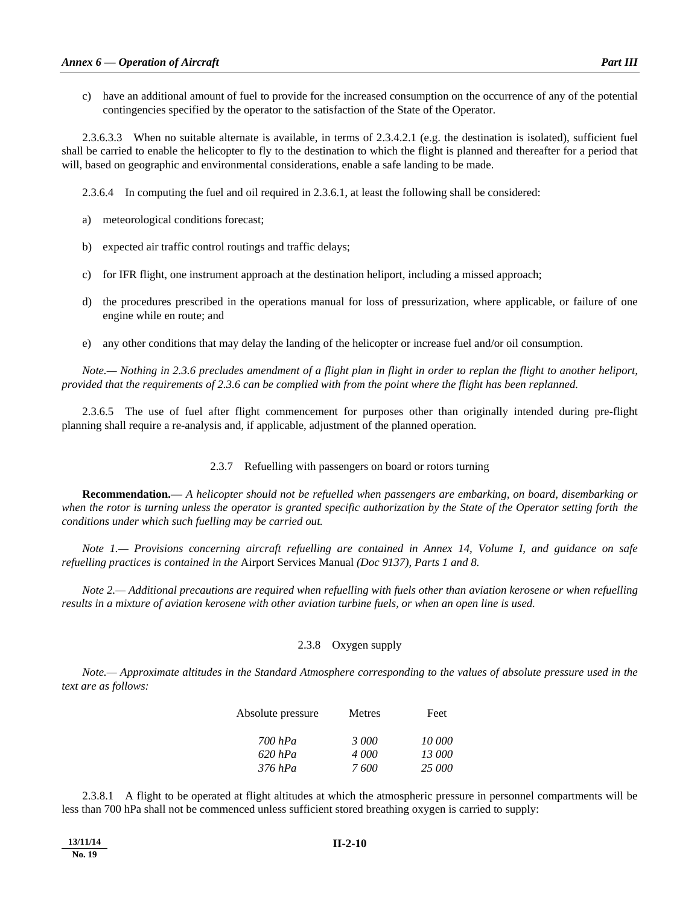c) have an additional amount of fuel to provide for the increased consumption on the occurrence of any of the potential contingencies specified by the operator to the satisfaction of the State of the Operator.

2.3.6.3.3 When no suitable alternate is available, in terms of 2.3.4.2.1 (e.g. the destination is isolated), sufficient fuel shall be carried to enable the helicopter to fly to the destination to which the flight is planned and thereafter for a period that will, based on geographic and environmental considerations, enable a safe landing to be made.

2.3.6.4 In computing the fuel and oil required in 2.3.6.1, at least the following shall be considered:

a) meteorological conditions forecast;

b) expected air traffic control routings and traffic delays;

c) for IFR flight, one instrument approach at the destination heliport, including a missed approach;

d) the procedures prescribed in the operations manual for loss of pressurization, where applicable, or failure of one engine while en route; and

e) any other conditions that may delay the landing of the helicopter or increase fuel and/or oil consumption.

*Note.— Nothing in 2.3.6 precludes amendment of a flight plan in flight in order to replan the flight to another heliport, provided that the requirements of 2.3.6 can be complied with from the point where the flight has been replanned.*

2.3.6.5 The use of fuel after flight commencement for purposes other than originally intended during pre-flight planning shall require a re-analysis and, if applicable, adjustment of the planned operation.

### 2.3.7 Refuelling with passengers on board or rotors turning

**Recommendation.—** *A helicopter should not be refuelled when passengers are embarking, on board, disembarking or when the rotor is turning unless the operator is granted specific authorization by the State of the Operator setting forth the conditions under which such fuelling may be carried out.*

*Note 1.— Provisions concerning aircraft refuelling are contained in Annex 14, Volume I, and guidance on safe refuelling practices is contained in the* Airport Services Manual *(Doc 9137), Parts 1 and 8.*

*Note 2.— Additional precautions are required when refuelling with fuels other than aviation kerosene or when refuelling results in a mixture of aviation kerosene with other aviation turbine fuels, or when an open line is used.*

### 2.3.8 Oxygen supply

*Note.— Approximate altitudes in the Standard Atmosphere corresponding to the values of absolute pressure used in the text are as follows:*

| Absolute pressure | Metres | Feet |
|---|---|---|
| *700 hPa* | *3 000* | *10 000* |
| *620 hPa* | *4 000* | *13 000* |
| *376 hPa* | *7 600* | *25 000* |

2.3.8.1 A flight to be operated at flight altitudes at which the atmospheric pressure in personnel compartments will be less than 700 hPa shall not be commenced unless sufficient stored breathing oxygen is carried to supply: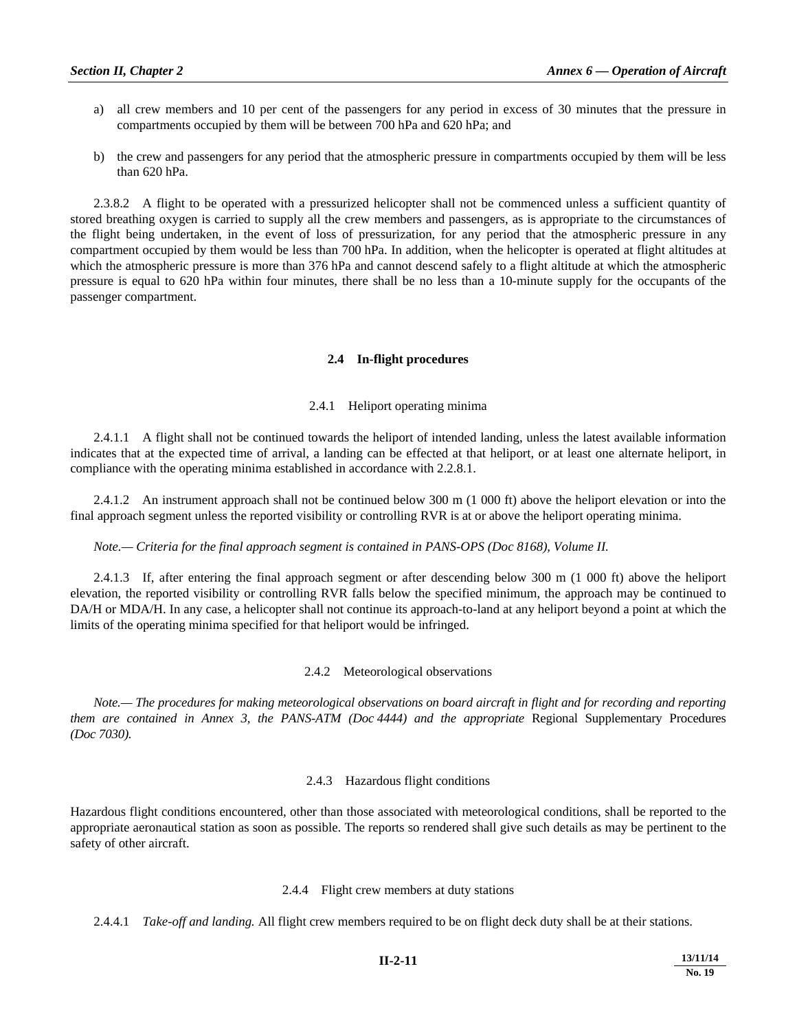a) all crew members and 10 per cent of the passengers for any period in excess of 30 minutes that the pressure in compartments occupied by them will be between 700 hPa and 620 hPa; and

b) the crew and passengers for any period that the atmospheric pressure in compartments occupied by them will be less than 620 hPa.

2.3.8.2 A flight to be operated with a pressurized helicopter shall not be commenced unless a sufficient quantity of stored breathing oxygen is carried to supply all the crew members and passengers, as is appropriate to the circumstances of the flight being undertaken, in the event of loss of pressurization, for any period that the atmospheric pressure in any compartment occupied by them would be less than 700 hPa. In addition, when the helicopter is operated at flight altitudes at which the atmospheric pressure is more than 376 hPa and cannot descend safely to a flight altitude at which the atmospheric pressure is equal to 620 hPa within four minutes, there shall be no less than a 10-minute supply for the occupants of the passenger compartment.

## 2.4 In-flight procedures

### 2.4.1 Heliport operating minima

2.4.1.1 A flight shall not be continued towards the heliport of intended landing, unless the latest available information indicates that at the expected time of arrival, a landing can be effected at that heliport, or at least one alternate heliport, in compliance with the operating minima established in accordance with 2.2.8.1.

2.4.1.2 An instrument approach shall not be continued below 300 m (1 000 ft) above the heliport elevation or into the final approach segment unless the reported visibility or controlling RVR is at or above the heliport operating minima.

*Note.— Criteria for the final approach segment is contained in PANS-OPS (Doc 8168), Volume II.*

2.4.1.3 If, after entering the final approach segment or after descending below 300 m (1 000 ft) above the heliport elevation, the reported visibility or controlling RVR falls below the specified minimum, the approach may be continued to DA/H or MDA/H. In any case, a helicopter shall not continue its approach-to-land at any heliport beyond a point at which the limits of the operating minima specified for that heliport would be infringed.

### 2.4.2 Meteorological observations

*Note.— The procedures for making meteorological observations on board aircraft in flight and for recording and reporting them are contained in Annex 3, the PANS-ATM (Doc 4444) and the appropriate* Regional Supplementary Procedures *(Doc 7030).*

### 2.4.3 Hazardous flight conditions

Hazardous flight conditions encountered, other than those associated with meteorological conditions, shall be reported to the appropriate aeronautical station as soon as possible. The reports so rendered shall give such details as may be pertinent to the safety of other aircraft.

### 2.4.4 Flight crew members at duty stations

2.4.4.1 *Take-off and landing.* All flight crew members required to be on flight deck duty shall be at their stations.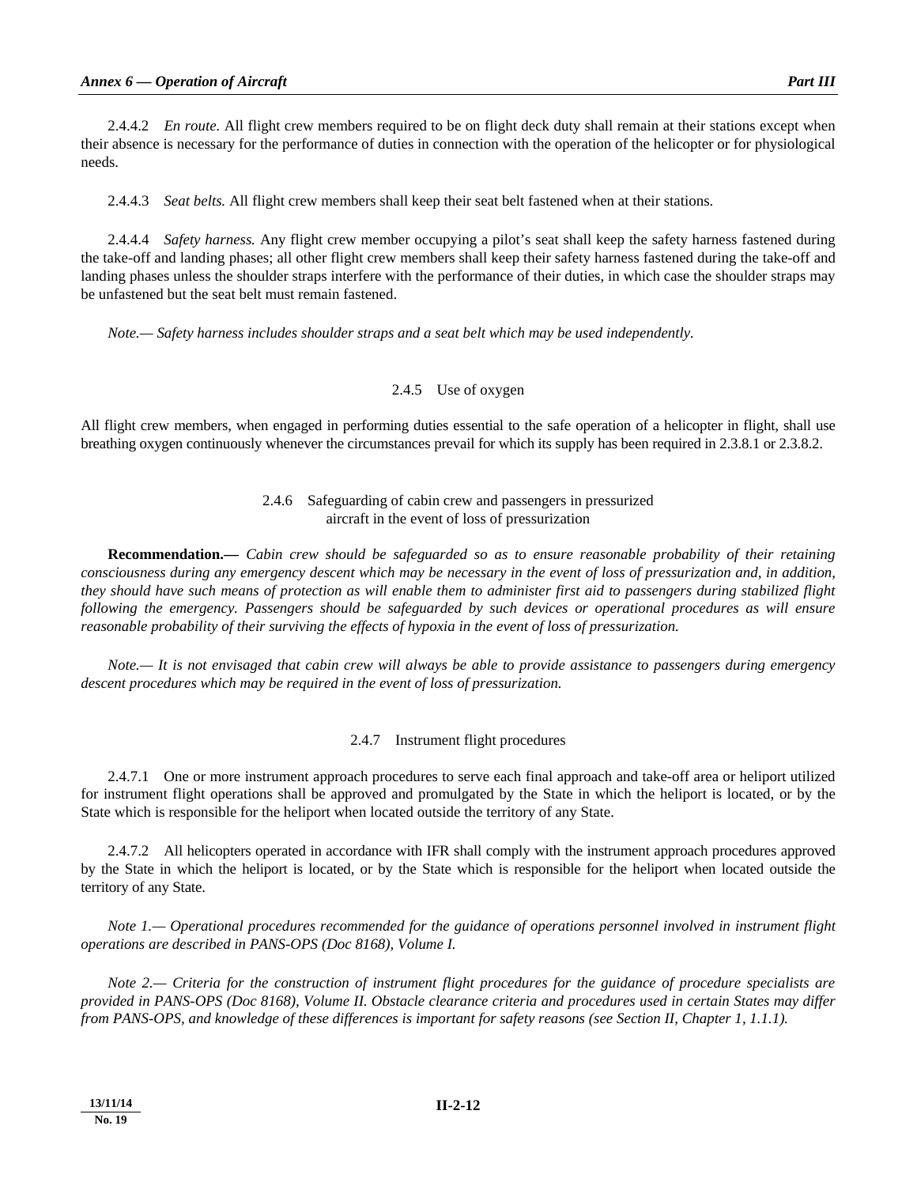2.4.4.2 *En route.* All flight crew members required to be on flight deck duty shall remain at their stations except when their absence is necessary for the performance of duties in connection with the operation of the helicopter or for physiological needs.

2.4.4.3 *Seat belts.* All flight crew members shall keep their seat belt fastened when at their stations.

2.4.4.4 *Safety harness.* Any flight crew member occupying a pilot's seat shall keep the safety harness fastened during the take-off and landing phases; all other flight crew members shall keep their safety harness fastened during the take-off and landing phases unless the shoulder straps interfere with the performance of their duties, in which case the shoulder straps may be unfastened but the seat belt must remain fastened.

*Note.— Safety harness includes shoulder straps and a seat belt which may be used independently.*

### 2.4.5 Use of oxygen

All flight crew members, when engaged in performing duties essential to the safe operation of a helicopter in flight, shall use breathing oxygen continuously whenever the circumstances prevail for which its supply has been required in 2.3.8.1 or 2.3.8.2.

### 2.4.6 Safeguarding of cabin crew and passengers in pressurized aircraft in the event of loss of pressurization

**Recommendation.—** *Cabin crew should be safeguarded so as to ensure reasonable probability of their retaining consciousness during any emergency descent which may be necessary in the event of loss of pressurization and, in addition, they should have such means of protection as will enable them to administer first aid to passengers during stabilized flight following the emergency. Passengers should be safeguarded by such devices or operational procedures as will ensure reasonable probability of their surviving the effects of hypoxia in the event of loss of pressurization.*

*Note.— It is not envisaged that cabin crew will always be able to provide assistance to passengers during emergency descent procedures which may be required in the event of loss of pressurization.*

### 2.4.7 Instrument flight procedures

2.4.7.1 One or more instrument approach procedures to serve each final approach and take-off area or heliport utilized for instrument flight operations shall be approved and promulgated by the State in which the heliport is located, or by the State which is responsible for the heliport when located outside the territory of any State.

2.4.7.2 All helicopters operated in accordance with IFR shall comply with the instrument approach procedures approved by the State in which the heliport is located, or by the State which is responsible for the heliport when located outside the territory of any State.

*Note 1.— Operational procedures recommended for the guidance of operations personnel involved in instrument flight operations are described in PANS-OPS (Doc 8168), Volume I.*

*Note 2.— Criteria for the construction of instrument flight procedures for the guidance of procedure specialists are provided in PANS-OPS (Doc 8168), Volume II. Obstacle clearance criteria and procedures used in certain States may differ from PANS-OPS, and knowledge of these differences is important for safety reasons (see Section II, Chapter 1, 1.1.1).*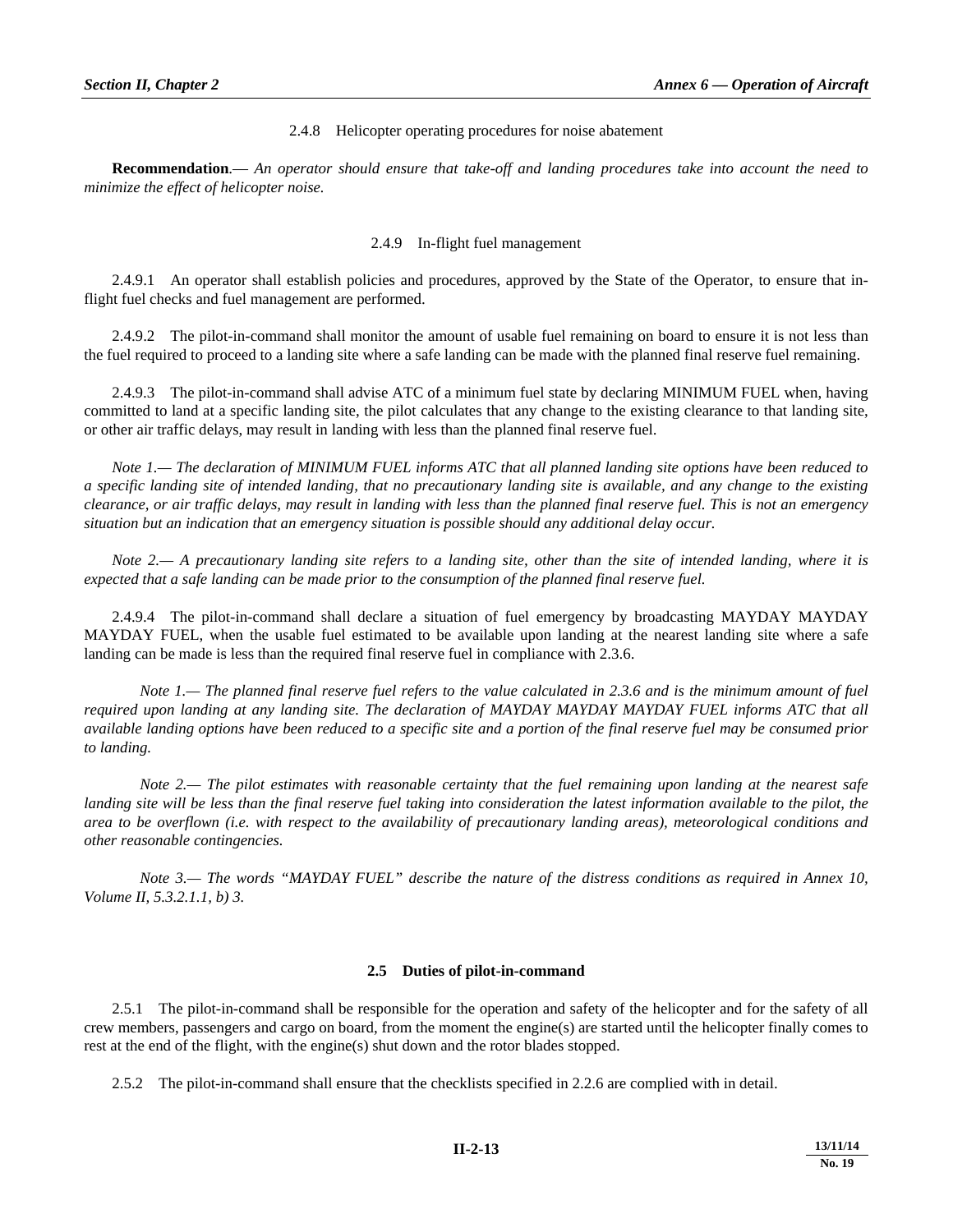### 2.4.8 Helicopter operating procedures for noise abatement

**Recommendation**.— *An operator should ensure that take-off and landing procedures take into account the need to minimize the effect of helicopter noise.*

### 2.4.9 In-flight fuel management

2.4.9.1 An operator shall establish policies and procedures, approved by the State of the Operator, to ensure that in-flight fuel checks and fuel management are performed.

2.4.9.2 The pilot-in-command shall monitor the amount of usable fuel remaining on board to ensure it is not less than the fuel required to proceed to a landing site where a safe landing can be made with the planned final reserve fuel remaining.

2.4.9.3 The pilot-in-command shall advise ATC of a minimum fuel state by declaring MINIMUM FUEL when, having committed to land at a specific landing site, the pilot calculates that any change to the existing clearance to that landing site, or other air traffic delays, may result in landing with less than the planned final reserve fuel.

*Note 1.— The declaration of MINIMUM FUEL informs ATC that all planned landing site options have been reduced to a specific landing site of intended landing, that no precautionary landing site is available, and any change to the existing clearance, or air traffic delays, may result in landing with less than the planned final reserve fuel. This is not an emergency situation but an indication that an emergency situation is possible should any additional delay occur.*

*Note 2.— A precautionary landing site refers to a landing site, other than the site of intended landing, where it is expected that a safe landing can be made prior to the consumption of the planned final reserve fuel.*

2.4.9.4 The pilot-in-command shall declare a situation of fuel emergency by broadcasting MAYDAY MAYDAY MAYDAY FUEL, when the usable fuel estimated to be available upon landing at the nearest landing site where a safe landing can be made is less than the required final reserve fuel in compliance with 2.3.6.

*Note 1.— The planned final reserve fuel refers to the value calculated in 2.3.6 and is the minimum amount of fuel required upon landing at any landing site. The declaration of MAYDAY MAYDAY MAYDAY FUEL informs ATC that all available landing options have been reduced to a specific site and a portion of the final reserve fuel may be consumed prior to landing.*

*Note 2.— The pilot estimates with reasonable certainty that the fuel remaining upon landing at the nearest safe landing site will be less than the final reserve fuel taking into consideration the latest information available to the pilot, the area to be overflown (i.e. with respect to the availability of precautionary landing areas), meteorological conditions and other reasonable contingencies.*

*Note 3.— The words "MAYDAY FUEL" describe the nature of the distress conditions as required in Annex 10, Volume II, 5.3.2.1.1, b) 3.*

## 2.5 Duties of pilot-in-command

2.5.1 The pilot-in-command shall be responsible for the operation and safety of the helicopter and for the safety of all crew members, passengers and cargo on board, from the moment the engine(s) are started until the helicopter finally comes to rest at the end of the flight, with the engine(s) shut down and the rotor blades stopped.

2.5.2 The pilot-in-command shall ensure that the checklists specified in 2.2.6 are complied with in detail.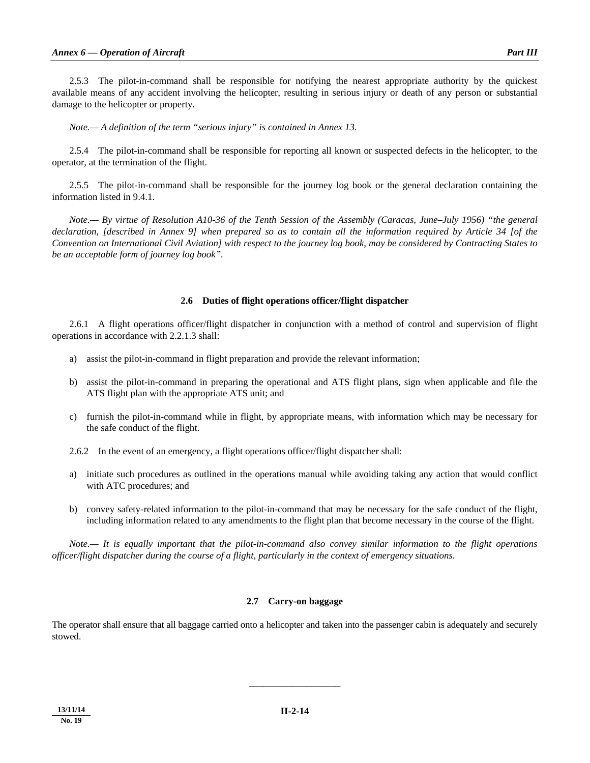2.5.3 The pilot-in-command shall be responsible for notifying the nearest appropriate authority by the quickest available means of any accident involving the helicopter, resulting in serious injury or death of any person or substantial damage to the helicopter or property.

*Note.— A definition of the term "serious injury" is contained in Annex 13.*

2.5.4 The pilot-in-command shall be responsible for reporting all known or suspected defects in the helicopter, to the operator, at the termination of the flight.

2.5.5 The pilot-in-command shall be responsible for the journey log book or the general declaration containing the information listed in 9.4.1.

*Note.— By virtue of Resolution A10-36 of the Tenth Session of the Assembly (Caracas, June–July 1956) "the general declaration, [described in Annex 9] when prepared so as to contain all the information required by Article 34 [of the Convention on International Civil Aviation] with respect to the journey log book, may be considered by Contracting States to be an acceptable form of journey log book".*

## 2.6 Duties of flight operations officer/flight dispatcher

2.6.1 A flight operations officer/flight dispatcher in conjunction with a method of control and supervision of flight operations in accordance with 2.2.1.3 shall:

a) assist the pilot-in-command in flight preparation and provide the relevant information;

b) assist the pilot-in-command in preparing the operational and ATS flight plans, sign when applicable and file the ATS flight plan with the appropriate ATS unit; and

c) furnish the pilot-in-command while in flight, by appropriate means, with information which may be necessary for the safe conduct of the flight.

2.6.2 In the event of an emergency, a flight operations officer/flight dispatcher shall:

a) initiate such procedures as outlined in the operations manual while avoiding taking any action that would conflict with ATC procedures; and

b) convey safety-related information to the pilot-in-command that may be necessary for the safe conduct of the flight, including information related to any amendments to the flight plan that become necessary in the course of the flight.

*Note.— It is equally important that the pilot-in-command also convey similar information to the flight operations officer/flight dispatcher during the course of a flight, particularly in the context of emergency situations.*

## 2.7 Carry-on baggage

The operator shall ensure that all baggage carried onto a helicopter and taken into the passenger cabin is adequately and securely stowed.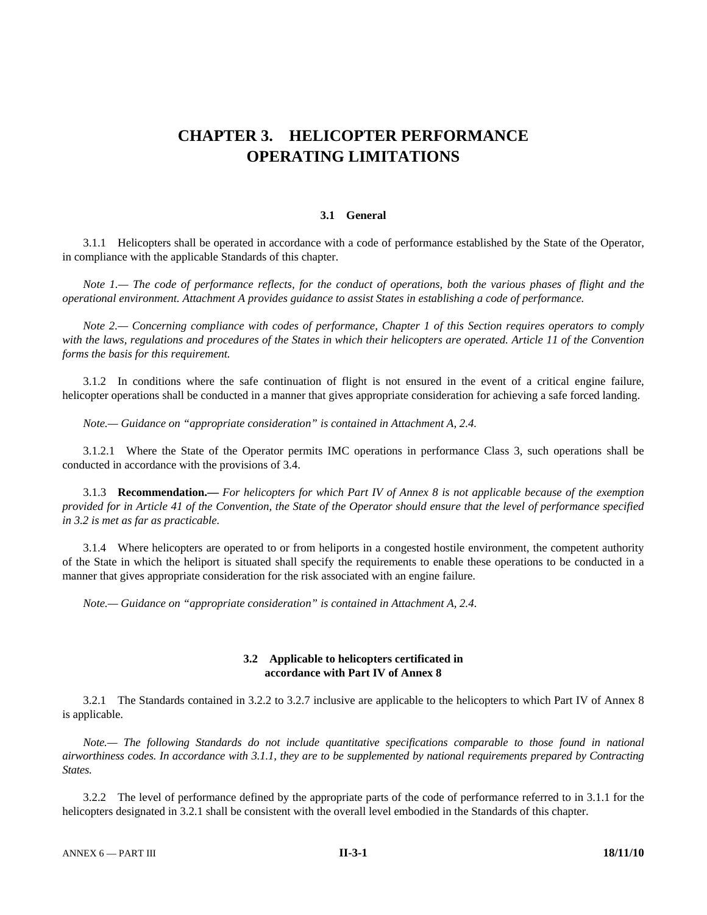# CHAPTER 3. HELICOPTER PERFORMANCE OPERATING LIMITATIONS

## 3.1 General

3.1.1 Helicopters shall be operated in accordance with a code of performance established by the State of the Operator, in compliance with the applicable Standards of this chapter.

*Note 1.— The code of performance reflects, for the conduct of operations, both the various phases of flight and the operational environment. Attachment A provides guidance to assist States in establishing a code of performance.*

*Note 2.— Concerning compliance with codes of performance, Chapter 1 of this Section requires operators to comply with the laws, regulations and procedures of the States in which their helicopters are operated. Article 11 of the Convention forms the basis for this requirement.*

3.1.2 In conditions where the safe continuation of flight is not ensured in the event of a critical engine failure, helicopter operations shall be conducted in a manner that gives appropriate consideration for achieving a safe forced landing.

*Note.— Guidance on "appropriate consideration" is contained in Attachment A, 2.4.*

3.1.2.1 Where the State of the Operator permits IMC operations in performance Class 3, such operations shall be conducted in accordance with the provisions of 3.4.

3.1.3 **Recommendation.—** *For helicopters for which Part IV of Annex 8 is not applicable because of the exemption provided for in Article 41 of the Convention, the State of the Operator should ensure that the level of performance specified in 3.2 is met as far as practicable.*

3.1.4 Where helicopters are operated to or from heliports in a congested hostile environment, the competent authority of the State in which the heliport is situated shall specify the requirements to enable these operations to be conducted in a manner that gives appropriate consideration for the risk associated with an engine failure.

*Note.— Guidance on "appropriate consideration" is contained in Attachment A, 2.4.*

## 3.2 Applicable to helicopters certificated in accordance with Part IV of Annex 8

3.2.1 The Standards contained in 3.2.2 to 3.2.7 inclusive are applicable to the helicopters to which Part IV of Annex 8 is applicable.

*Note.— The following Standards do not include quantitative specifications comparable to those found in national airworthiness codes. In accordance with 3.1.1, they are to be supplemented by national requirements prepared by Contracting States.*

3.2.2 The level of performance defined by the appropriate parts of the code of performance referred to in 3.1.1 for the helicopters designated in 3.2.1 shall be consistent with the overall level embodied in the Standards of this chapter.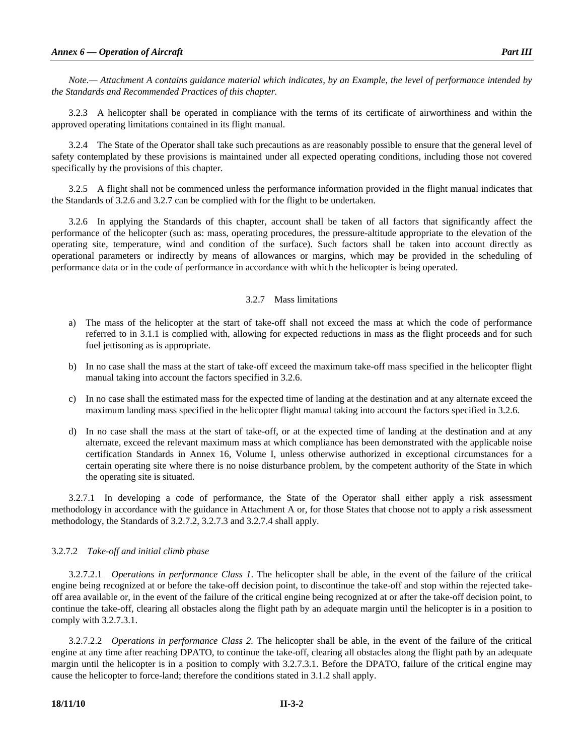*Note.— Attachment A contains guidance material which indicates, by an Example, the level of performance intended by the Standards and Recommended Practices of this chapter.*

3.2.3 A helicopter shall be operated in compliance with the terms of its certificate of airworthiness and within the approved operating limitations contained in its flight manual.

3.2.4 The State of the Operator shall take such precautions as are reasonably possible to ensure that the general level of safety contemplated by these provisions is maintained under all expected operating conditions, including those not covered specifically by the provisions of this chapter.

3.2.5 A flight shall not be commenced unless the performance information provided in the flight manual indicates that the Standards of 3.2.6 and 3.2.7 can be complied with for the flight to be undertaken.

3.2.6 In applying the Standards of this chapter, account shall be taken of all factors that significantly affect the performance of the helicopter (such as: mass, operating procedures, the pressure-altitude appropriate to the elevation of the operating site, temperature, wind and condition of the surface). Such factors shall be taken into account directly as operational parameters or indirectly by means of allowances or margins, which may be provided in the scheduling of performance data or in the code of performance in accordance with which the helicopter is being operated.

### 3.2.7 Mass limitations

a) The mass of the helicopter at the start of take-off shall not exceed the mass at which the code of performance referred to in 3.1.1 is complied with, allowing for expected reductions in mass as the flight proceeds and for such fuel jettisoning as is appropriate.

b) In no case shall the mass at the start of take-off exceed the maximum take-off mass specified in the helicopter flight manual taking into account the factors specified in 3.2.6.

c) In no case shall the estimated mass for the expected time of landing at the destination and at any alternate exceed the maximum landing mass specified in the helicopter flight manual taking into account the factors specified in 3.2.6.

d) In no case shall the mass at the start of take-off, or at the expected time of landing at the destination and at any alternate, exceed the relevant maximum mass at which compliance has been demonstrated with the applicable noise certification Standards in Annex 16, Volume I, unless otherwise authorized in exceptional circumstances for a certain operating site where there is no noise disturbance problem, by the competent authority of the State in which the operating site is situated.

3.2.7.1 In developing a code of performance, the State of the Operator shall either apply a risk assessment methodology in accordance with the guidance in Attachment A or, for those States that choose not to apply a risk assessment methodology, the Standards of 3.2.7.2, 3.2.7.3 and 3.2.7.4 shall apply.

3.2.7.2 *Take-off and initial climb phase*

3.2.7.2.1 *Operations in performance Class 1*. The helicopter shall be able, in the event of the failure of the critical engine being recognized at or before the take-off decision point, to discontinue the take-off and stop within the rejected take-off area available or, in the event of the failure of the critical engine being recognized at or after the take-off decision point, to continue the take-off, clearing all obstacles along the flight path by an adequate margin until the helicopter is in a position to comply with 3.2.7.3.1.

3.2.7.2.2 *Operations in performance Class 2.* The helicopter shall be able, in the event of the failure of the critical engine at any time after reaching DPATO, to continue the take-off, clearing all obstacles along the flight path by an adequate margin until the helicopter is in a position to comply with 3.2.7.3.1. Before the DPATO, failure of the critical engine may cause the helicopter to force-land; therefore the conditions stated in 3.1.2 shall apply.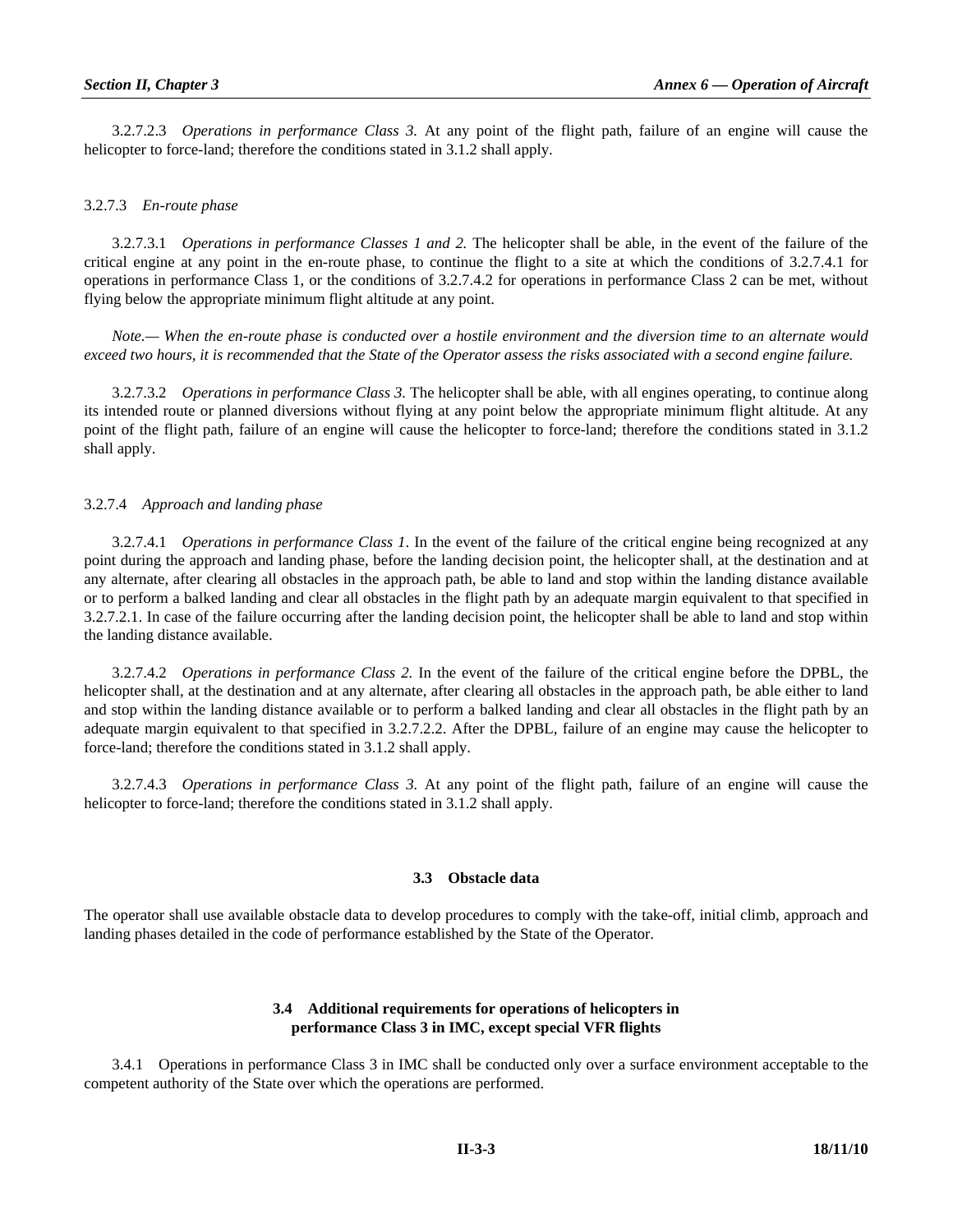3.2.7.2.3 *Operations in performance Class 3.* At any point of the flight path, failure of an engine will cause the helicopter to force-land; therefore the conditions stated in 3.1.2 shall apply.

3.2.7.3 *En-route phase*

3.2.7.3.1 *Operations in performance Classes 1 and 2.* The helicopter shall be able, in the event of the failure of the critical engine at any point in the en-route phase, to continue the flight to a site at which the conditions of 3.2.7.4.1 for operations in performance Class 1, or the conditions of 3.2.7.4.2 for operations in performance Class 2 can be met, without flying below the appropriate minimum flight altitude at any point.

*Note.— When the en-route phase is conducted over a hostile environment and the diversion time to an alternate would exceed two hours, it is recommended that the State of the Operator assess the risks associated with a second engine failure.*

3.2.7.3.2 *Operations in performance Class 3.* The helicopter shall be able, with all engines operating, to continue along its intended route or planned diversions without flying at any point below the appropriate minimum flight altitude. At any point of the flight path, failure of an engine will cause the helicopter to force-land; therefore the conditions stated in 3.1.2 shall apply.

3.2.7.4 *Approach and landing phase*

3.2.7.4.1 *Operations in performance Class 1.* In the event of the failure of the critical engine being recognized at any point during the approach and landing phase, before the landing decision point, the helicopter shall, at the destination and at any alternate, after clearing all obstacles in the approach path, be able to land and stop within the landing distance available or to perform a balked landing and clear all obstacles in the flight path by an adequate margin equivalent to that specified in 3.2.7.2.1. In case of the failure occurring after the landing decision point, the helicopter shall be able to land and stop within the landing distance available.

3.2.7.4.2 *Operations in performance Class 2.* In the event of the failure of the critical engine before the DPBL, the helicopter shall, at the destination and at any alternate, after clearing all obstacles in the approach path, be able either to land and stop within the landing distance available or to perform a balked landing and clear all obstacles in the flight path by an adequate margin equivalent to that specified in 3.2.7.2.2. After the DPBL, failure of an engine may cause the helicopter to force-land; therefore the conditions stated in 3.1.2 shall apply.

3.2.7.4.3 *Operations in performance Class 3.* At any point of the flight path, failure of an engine will cause the helicopter to force-land; therefore the conditions stated in 3.1.2 shall apply.

## 3.3 Obstacle data

The operator shall use available obstacle data to develop procedures to comply with the take-off, initial climb, approach and landing phases detailed in the code of performance established by the State of the Operator.

## 3.4 Additional requirements for operations of helicopters in performance Class 3 in IMC, except special VFR flights

3.4.1 Operations in performance Class 3 in IMC shall be conducted only over a surface environment acceptable to the competent authority of the State over which the operations are performed.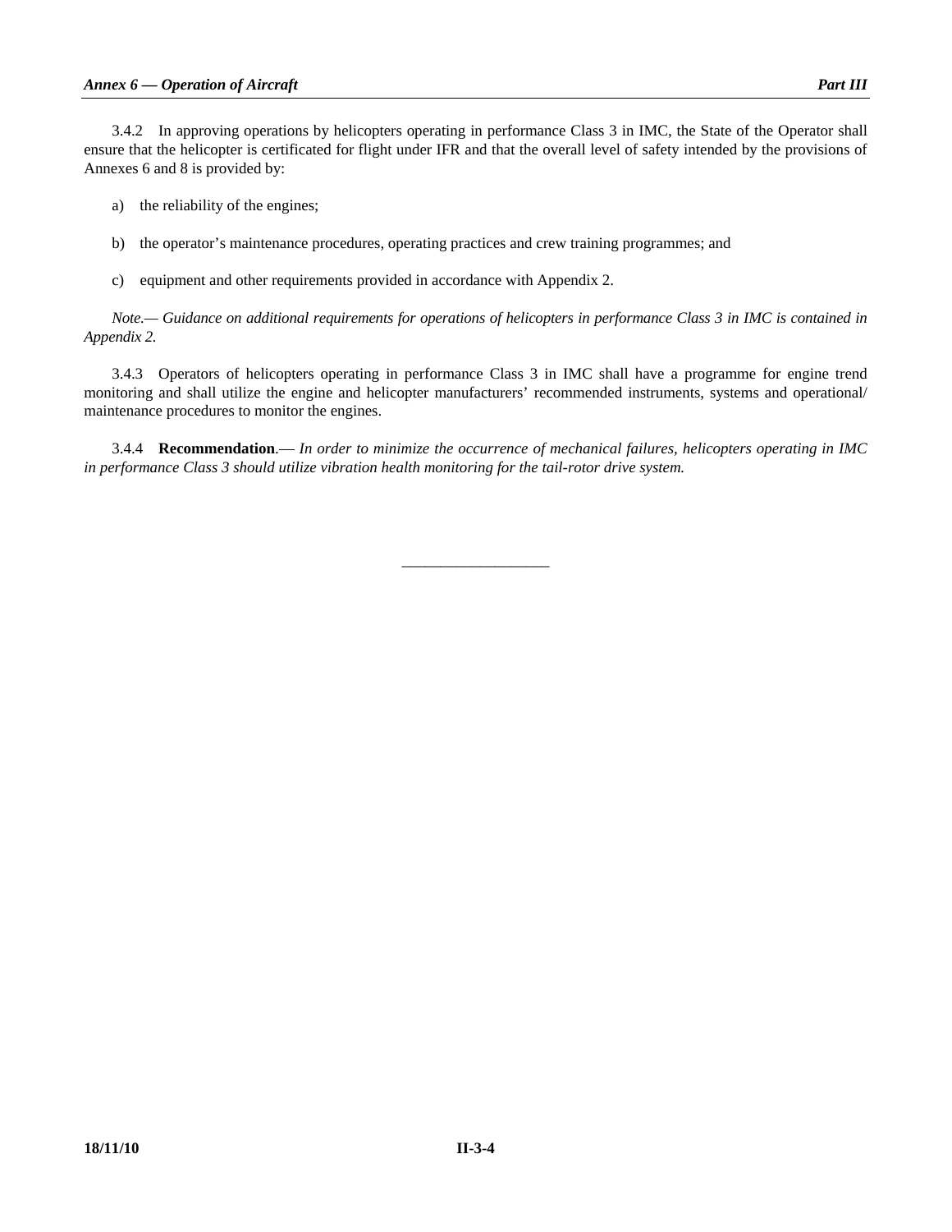3.4.2 In approving operations by helicopters operating in performance Class 3 in IMC, the State of the Operator shall ensure that the helicopter is certificated for flight under IFR and that the overall level of safety intended by the provisions of Annexes 6 and 8 is provided by:

a) the reliability of the engines;

b) the operator's maintenance procedures, operating practices and crew training programmes; and

c) equipment and other requirements provided in accordance with Appendix 2.

*Note.— Guidance on additional requirements for operations of helicopters in performance Class 3 in IMC is contained in Appendix 2.*

3.4.3 Operators of helicopters operating in performance Class 3 in IMC shall have a programme for engine trend monitoring and shall utilize the engine and helicopter manufacturers' recommended instruments, systems and operational/ maintenance procedures to monitor the engines.

3.4.4 **Recommendation**.— *In order to minimize the occurrence of mechanical failures, helicopters operating in IMC in performance Class 3 should utilize vibration health monitoring for the tail-rotor drive system.*

---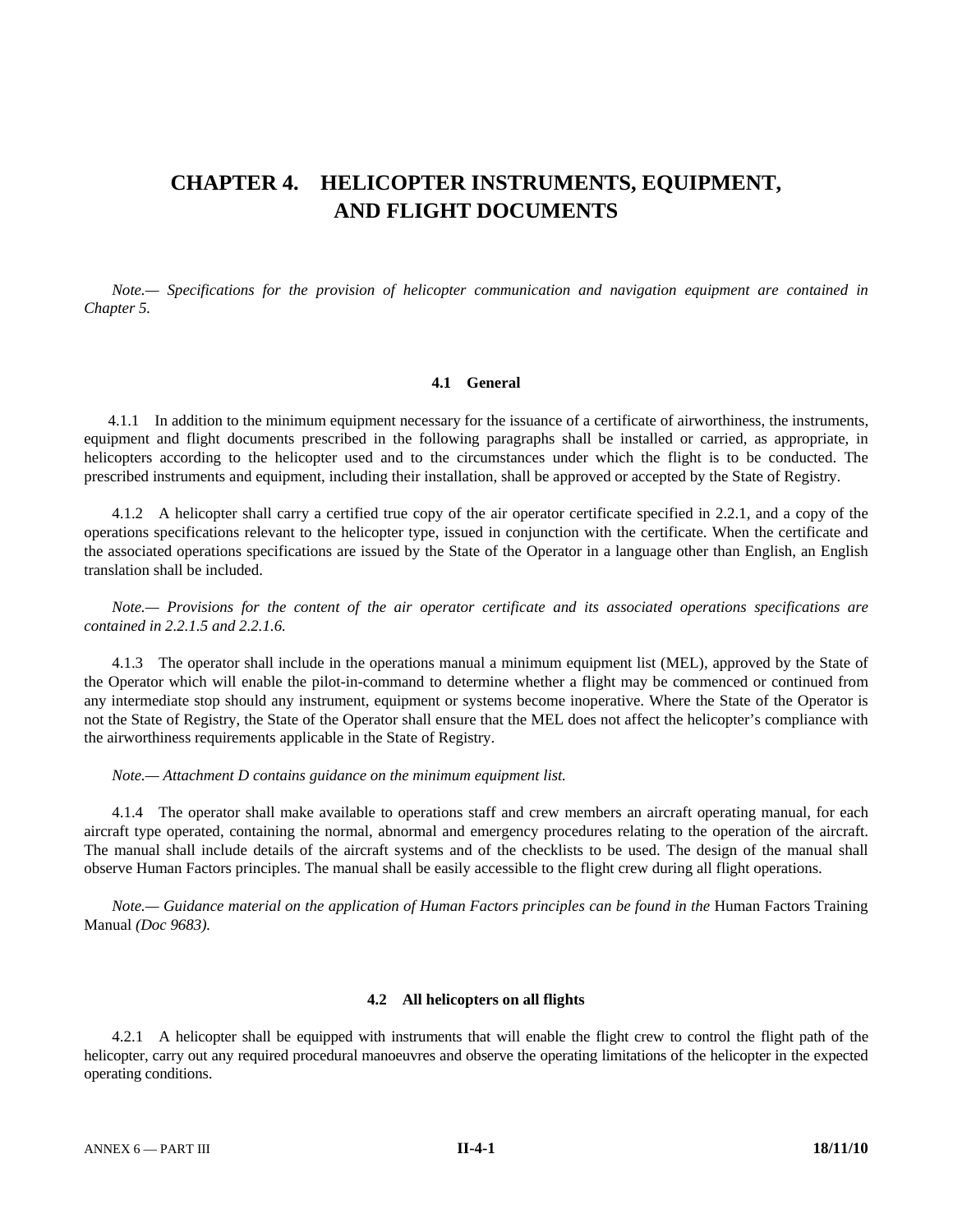# CHAPTER 4. HELICOPTER INSTRUMENTS, EQUIPMENT, AND FLIGHT DOCUMENTS

*Note.— Specifications for the provision of helicopter communication and navigation equipment are contained in Chapter 5.*

## 4.1 General

4.1.1 In addition to the minimum equipment necessary for the issuance of a certificate of airworthiness, the instruments, equipment and flight documents prescribed in the following paragraphs shall be installed or carried, as appropriate, in helicopters according to the helicopter used and to the circumstances under which the flight is to be conducted. The prescribed instruments and equipment, including their installation, shall be approved or accepted by the State of Registry.

4.1.2 A helicopter shall carry a certified true copy of the air operator certificate specified in 2.2.1, and a copy of the operations specifications relevant to the helicopter type, issued in conjunction with the certificate. When the certificate and the associated operations specifications are issued by the State of the Operator in a language other than English, an English translation shall be included.

*Note.— Provisions for the content of the air operator certificate and its associated operations specifications are contained in 2.2.1.5 and 2.2.1.6.*

4.1.3 The operator shall include in the operations manual a minimum equipment list (MEL), approved by the State of the Operator which will enable the pilot-in-command to determine whether a flight may be commenced or continued from any intermediate stop should any instrument, equipment or systems become inoperative. Where the State of the Operator is not the State of Registry, the State of the Operator shall ensure that the MEL does not affect the helicopter's compliance with the airworthiness requirements applicable in the State of Registry.

*Note.— Attachment D contains guidance on the minimum equipment list.*

4.1.4 The operator shall make available to operations staff and crew members an aircraft operating manual, for each aircraft type operated, containing the normal, abnormal and emergency procedures relating to the operation of the aircraft. The manual shall include details of the aircraft systems and of the checklists to be used. The design of the manual shall observe Human Factors principles. The manual shall be easily accessible to the flight crew during all flight operations.

*Note.— Guidance material on the application of Human Factors principles can be found in the* Human Factors Training Manual *(Doc 9683).*

## 4.2 All helicopters on all flights

4.2.1 A helicopter shall be equipped with instruments that will enable the flight crew to control the flight path of the helicopter, carry out any required procedural manoeuvres and observe the operating limitations of the helicopter in the expected operating conditions.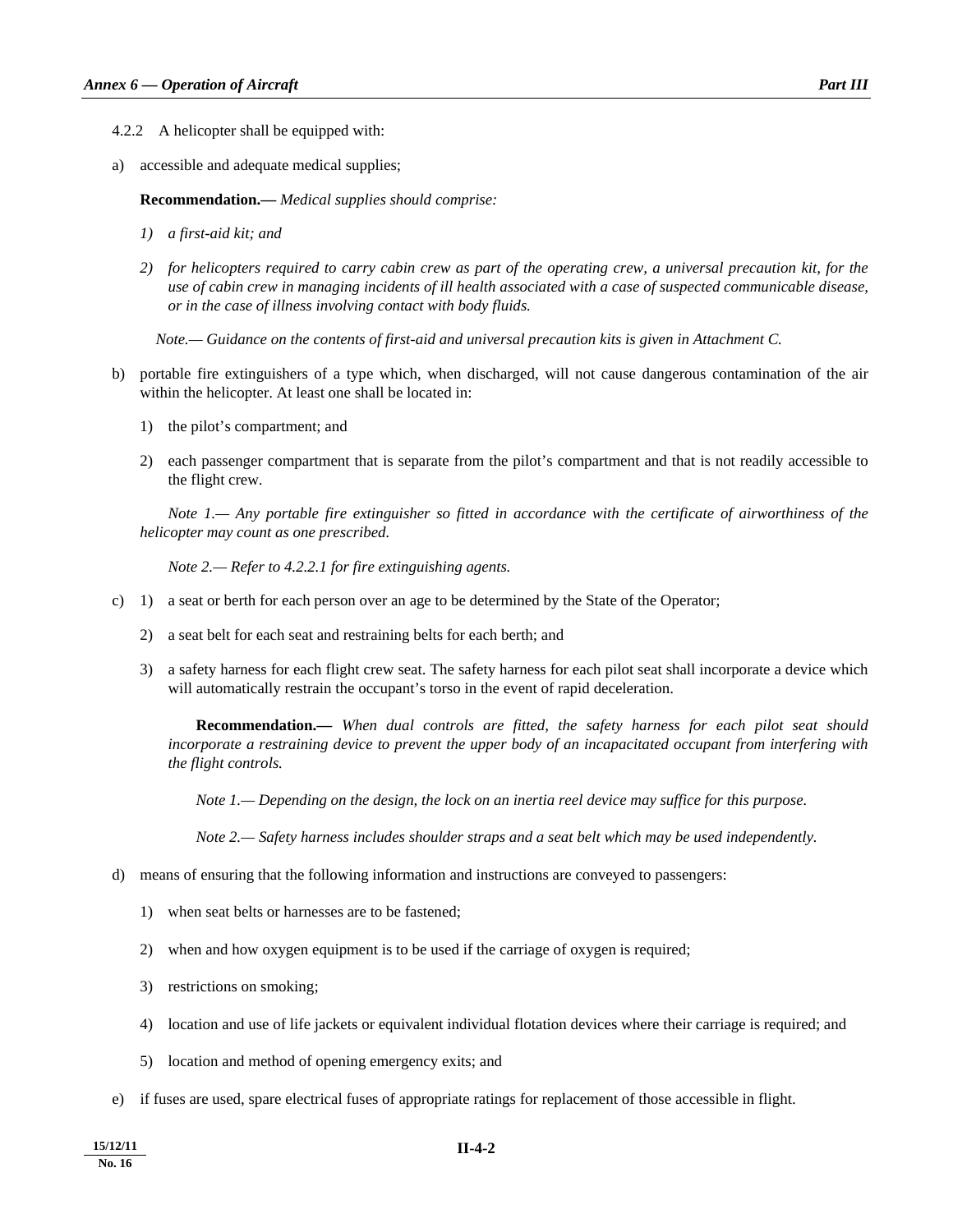4.2.2 A helicopter shall be equipped with:

a) accessible and adequate medical supplies;

**Recommendation.—** *Medical supplies should comprise:*

*1) a first-aid kit; and*

*2) for helicopters required to carry cabin crew as part of the operating crew, a universal precaution kit, for the use of cabin crew in managing incidents of ill health associated with a case of suspected communicable disease, or in the case of illness involving contact with body fluids.*

*Note.— Guidance on the contents of first-aid and universal precaution kits is given in Attachment C.*

b) portable fire extinguishers of a type which, when discharged, will not cause dangerous contamination of the air within the helicopter. At least one shall be located in:

1) the pilot's compartment; and

2) each passenger compartment that is separate from the pilot's compartment and that is not readily accessible to the flight crew.

*Note 1.— Any portable fire extinguisher so fitted in accordance with the certificate of airworthiness of the helicopter may count as one prescribed.*

*Note 2.— Refer to 4.2.2.1 for fire extinguishing agents.*

c) 1) a seat or berth for each person over an age to be determined by the State of the Operator;

2) a seat belt for each seat and restraining belts for each berth; and

3) a safety harness for each flight crew seat. The safety harness for each pilot seat shall incorporate a device which will automatically restrain the occupant's torso in the event of rapid deceleration.

**Recommendation.—** *When dual controls are fitted, the safety harness for each pilot seat should incorporate a restraining device to prevent the upper body of an incapacitated occupant from interfering with the flight controls.*

*Note 1.— Depending on the design, the lock on an inertia reel device may suffice for this purpose.*

*Note 2.— Safety harness includes shoulder straps and a seat belt which may be used independently.*

d) means of ensuring that the following information and instructions are conveyed to passengers:

1) when seat belts or harnesses are to be fastened;

2) when and how oxygen equipment is to be used if the carriage of oxygen is required;

3) restrictions on smoking;

4) location and use of life jackets or equivalent individual flotation devices where their carriage is required; and

5) location and method of opening emergency exits; and

e) if fuses are used, spare electrical fuses of appropriate ratings for replacement of those accessible in flight.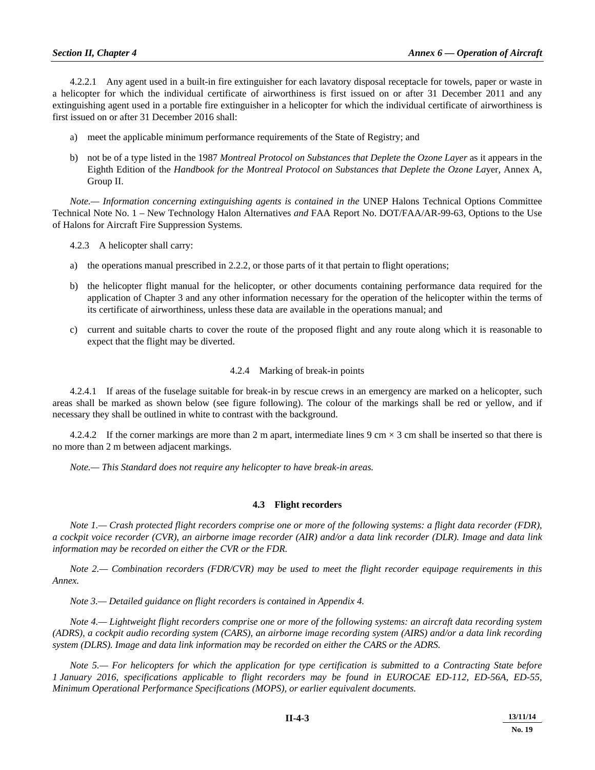4.2.2.1 Any agent used in a built-in fire extinguisher for each lavatory disposal receptacle for towels, paper or waste in a helicopter for which the individual certificate of airworthiness is first issued on or after 31 December 2011 and any extinguishing agent used in a portable fire extinguisher in a helicopter for which the individual certificate of airworthiness is first issued on or after 31 December 2016 shall:

a) meet the applicable minimum performance requirements of the State of Registry; and

b) not be of a type listed in the 1987 *Montreal Protocol on Substances that Deplete the Ozone Layer* as it appears in the Eighth Edition of the *Handbook for the Montreal Protocol on Substances that Deplete the Ozone La*yer, Annex A, Group II.

*Note.— Information concerning extinguishing agents is contained in the* UNEP Halons Technical Options Committee Technical Note No. 1 – New Technology Halon Alternatives *and* FAA Report No. DOT/FAA/AR-99-63, Options to the Use of Halons for Aircraft Fire Suppression Systems*.*

4.2.3 A helicopter shall carry:

a) the operations manual prescribed in 2.2.2, or those parts of it that pertain to flight operations;

b) the helicopter flight manual for the helicopter, or other documents containing performance data required for the application of Chapter 3 and any other information necessary for the operation of the helicopter within the terms of its certificate of airworthiness, unless these data are available in the operations manual; and

c) current and suitable charts to cover the route of the proposed flight and any route along which it is reasonable to expect that the flight may be diverted.

#### 4.2.4 Marking of break-in points

4.2.4.1 If areas of the fuselage suitable for break-in by rescue crews in an emergency are marked on a helicopter, such areas shall be marked as shown below (see figure following). The colour of the markings shall be red or yellow, and if necessary they shall be outlined in white to contrast with the background.

4.2.4.2 If the corner markings are more than 2 m apart, intermediate lines 9 cm × 3 cm shall be inserted so that there is no more than 2 m between adjacent markings.

*Note.— This Standard does not require any helicopter to have break-in areas.*

### 4.3 Flight recorders

*Note 1.— Crash protected flight recorders comprise one or more of the following systems: a flight data recorder (FDR), a cockpit voice recorder (CVR), an airborne image recorder (AIR) and/or a data link recorder (DLR). Image and data link information may be recorded on either the CVR or the FDR.*

*Note 2.— Combination recorders (FDR/CVR) may be used to meet the flight recorder equipage requirements in this Annex.*

*Note 3.— Detailed guidance on flight recorders is contained in Appendix 4.*

*Note 4.— Lightweight flight recorders comprise one or more of the following systems: an aircraft data recording system (ADRS), a cockpit audio recording system (CARS), an airborne image recording system (AIRS) and/or a data link recording system (DLRS). Image and data link information may be recorded on either the CARS or the ADRS.*

*Note 5.— For helicopters for which the application for type certification is submitted to a Contracting State before 1 January 2016, specifications applicable to flight recorders may be found in EUROCAE ED-112, ED-56A, ED-55, Minimum Operational Performance Specifications (MOPS), or earlier equivalent documents.*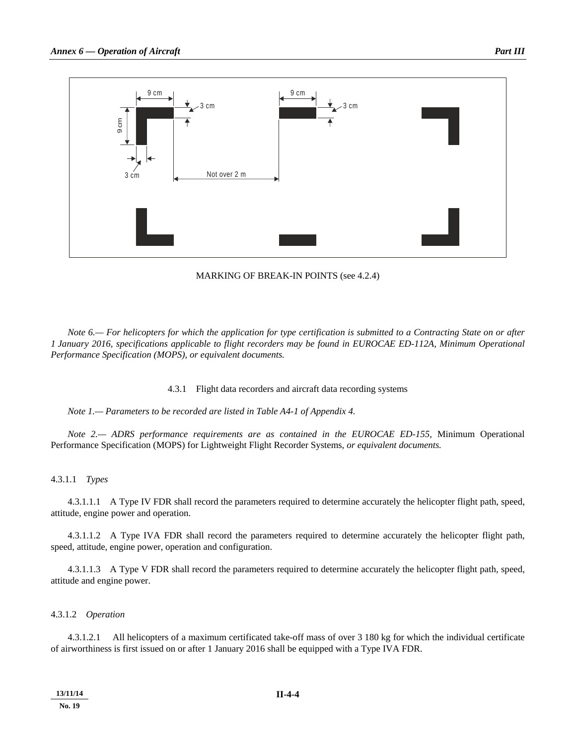MARKING OF BREAK-IN POINTS (see 4.2.4)

*Note 6.— For helicopters for which the application for type certification is submitted to a Contracting State on or after 1 January 2016, specifications applicable to flight recorders may be found in EUROCAE ED-112A, Minimum Operational Performance Specification (MOPS), or equivalent documents.*

### 4.3.1 Flight data recorders and aircraft data recording systems

*Note 1.— Parameters to be recorded are listed in Table A4-1 of Appendix 4.*

*Note 2.— ADRS performance requirements are as contained in the EUROCAE ED-155,* Minimum Operational Performance Specification (MOPS) for Lightweight Flight Recorder Systems*, or equivalent documents.*

#### 4.3.1.1 *Types*

4.3.1.1.1 A Type IV FDR shall record the parameters required to determine accurately the helicopter flight path, speed, attitude, engine power and operation.

4.3.1.1.2 A Type IVA FDR shall record the parameters required to determine accurately the helicopter flight path, speed, attitude, engine power, operation and configuration.

4.3.1.1.3 A Type V FDR shall record the parameters required to determine accurately the helicopter flight path, speed, attitude and engine power.

#### 4.3.1.2 *Operation*

4.3.1.2.1 All helicopters of a maximum certificated take-off mass of over 3 180 kg for which the individual certificate of airworthiness is first issued on or after 1 January 2016 shall be equipped with a Type IVA FDR.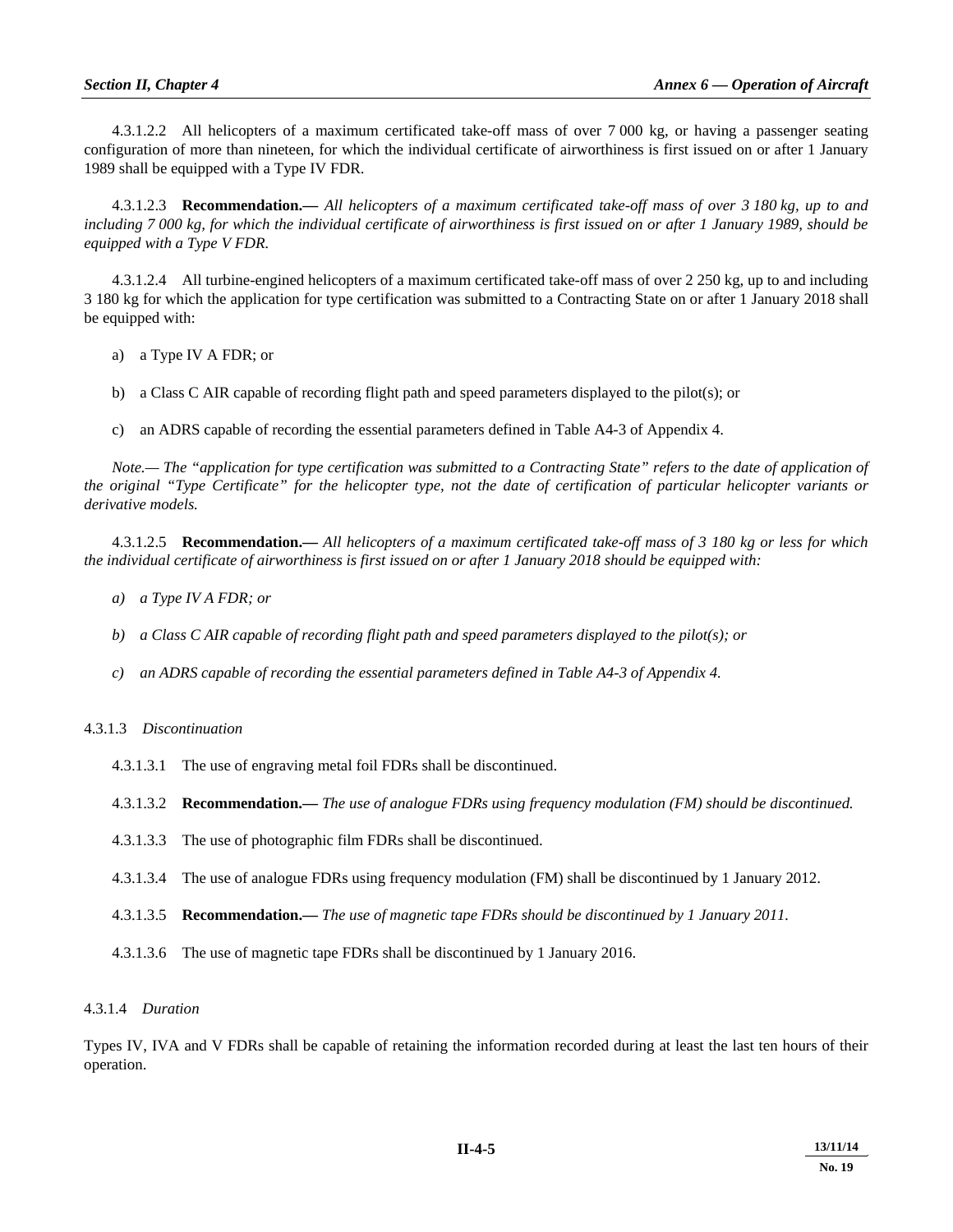4.3.1.2.2 All helicopters of a maximum certificated take-off mass of over 7 000 kg, or having a passenger seating configuration of more than nineteen, for which the individual certificate of airworthiness is first issued on or after 1 January 1989 shall be equipped with a Type IV FDR.

4.3.1.2.3 **Recommendation.—** *All helicopters of a maximum certificated take-off mass of over 3 180 kg, up to and including 7 000 kg, for which the individual certificate of airworthiness is first issued on or after 1 January 1989, should be equipped with a Type V FDR.*

4.3.1.2.4 All turbine-engined helicopters of a maximum certificated take-off mass of over 2 250 kg, up to and including 3 180 kg for which the application for type certification was submitted to a Contracting State on or after 1 January 2018 shall be equipped with:

a) a Type IV A FDR; or

b) a Class C AIR capable of recording flight path and speed parameters displayed to the pilot(s); or

c) an ADRS capable of recording the essential parameters defined in Table A4-3 of Appendix 4.

*Note.— The "application for type certification was submitted to a Contracting State" refers to the date of application of the original "Type Certificate" for the helicopter type, not the date of certification of particular helicopter variants or derivative models.*

4.3.1.2.5 **Recommendation.—** *All helicopters of a maximum certificated take-off mass of 3 180 kg or less for which the individual certificate of airworthiness is first issued on or after 1 January 2018 should be equipped with:*

*a) a Type IV A FDR; or*

*b) a Class C AIR capable of recording flight path and speed parameters displayed to the pilot(s); or*

*c) an ADRS capable of recording the essential parameters defined in Table A4-3 of Appendix 4.*

4.3.1.3 *Discontinuation*

4.3.1.3.1 The use of engraving metal foil FDRs shall be discontinued.

4.3.1.3.2 **Recommendation.—** *The use of analogue FDRs using frequency modulation (FM) should be discontinued.*

4.3.1.3.3 The use of photographic film FDRs shall be discontinued.

4.3.1.3.4 The use of analogue FDRs using frequency modulation (FM) shall be discontinued by 1 January 2012.

4.3.1.3.5 **Recommendation.—** *The use of magnetic tape FDRs should be discontinued by 1 January 2011.*

4.3.1.3.6 The use of magnetic tape FDRs shall be discontinued by 1 January 2016.

4.3.1.4 *Duration*

Types IV, IVA and V FDRs shall be capable of retaining the information recorded during at least the last ten hours of their operation.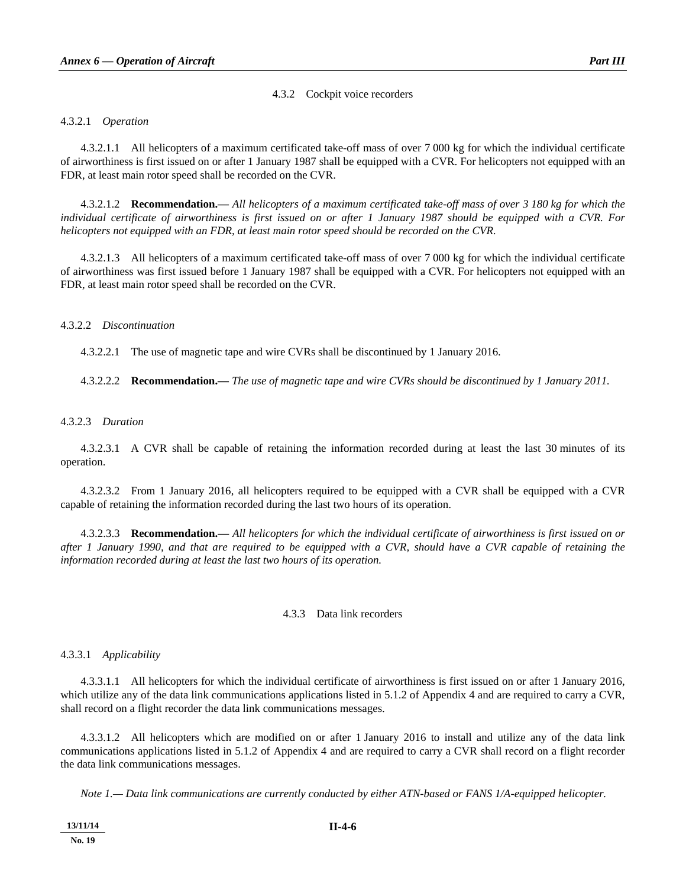#### 4.3.2 Cockpit voice recorders

4.3.2.1 *Operation*

4.3.2.1.1 All helicopters of a maximum certificated take-off mass of over 7 000 kg for which the individual certificate of airworthiness is first issued on or after 1 January 1987 shall be equipped with a CVR. For helicopters not equipped with an FDR, at least main rotor speed shall be recorded on the CVR.

4.3.2.1.2 **Recommendation.—** *All helicopters of a maximum certificated take-off mass of over 3 180 kg for which the individual certificate of airworthiness is first issued on or after 1 January 1987 should be equipped with a CVR. For helicopters not equipped with an FDR, at least main rotor speed should be recorded on the CVR.*

4.3.2.1.3 All helicopters of a maximum certificated take-off mass of over 7 000 kg for which the individual certificate of airworthiness was first issued before 1 January 1987 shall be equipped with a CVR. For helicopters not equipped with an FDR, at least main rotor speed shall be recorded on the CVR.

4.3.2.2 *Discontinuation*

4.3.2.2.1 The use of magnetic tape and wire CVRs shall be discontinued by 1 January 2016.

4.3.2.2.2 **Recommendation.—** *The use of magnetic tape and wire CVRs should be discontinued by 1 January 2011.*

4.3.2.3 *Duration*

4.3.2.3.1 A CVR shall be capable of retaining the information recorded during at least the last 30 minutes of its operation.

4.3.2.3.2 From 1 January 2016, all helicopters required to be equipped with a CVR shall be equipped with a CVR capable of retaining the information recorded during the last two hours of its operation.

4.3.2.3.3 **Recommendation.—** *All helicopters for which the individual certificate of airworthiness is first issued on or after 1 January 1990, and that are required to be equipped with a CVR, should have a CVR capable of retaining the information recorded during at least the last two hours of its operation.*

#### 4.3.3 Data link recorders

4.3.3.1 *Applicability*

4.3.3.1.1 All helicopters for which the individual certificate of airworthiness is first issued on or after 1 January 2016, which utilize any of the data link communications applications listed in 5.1.2 of Appendix 4 and are required to carry a CVR, shall record on a flight recorder the data link communications messages.

4.3.3.1.2 All helicopters which are modified on or after 1 January 2016 to install and utilize any of the data link communications applications listed in 5.1.2 of Appendix 4 and are required to carry a CVR shall record on a flight recorder the data link communications messages.

*Note 1.— Data link communications are currently conducted by either ATN-based or FANS 1/A-equipped helicopter.*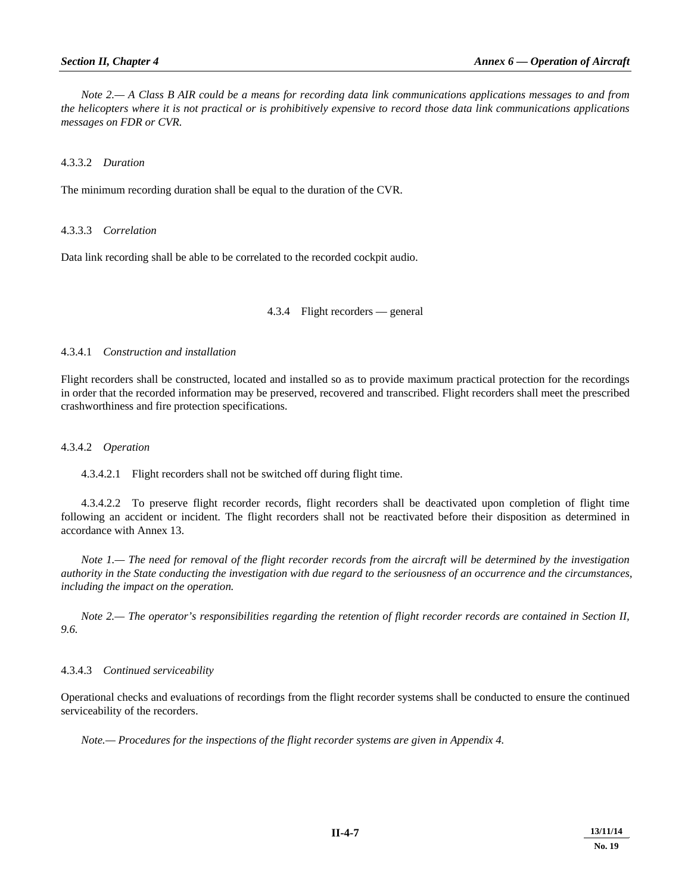*Note 2.— A Class B AIR could be a means for recording data link communications applications messages to and from the helicopters where it is not practical or is prohibitively expensive to record those data link communications applications messages on FDR or CVR.*

4.3.3.2 *Duration*

The minimum recording duration shall be equal to the duration of the CVR.

4.3.3.3 *Correlation*

Data link recording shall be able to be correlated to the recorded cockpit audio.

## 4.3.4 Flight recorders — general

4.3.4.1 *Construction and installation*

Flight recorders shall be constructed, located and installed so as to provide maximum practical protection for the recordings in order that the recorded information may be preserved, recovered and transcribed. Flight recorders shall meet the prescribed crashworthiness and fire protection specifications.

4.3.4.2 *Operation*

4.3.4.2.1 Flight recorders shall not be switched off during flight time.

4.3.4.2.2 To preserve flight recorder records, flight recorders shall be deactivated upon completion of flight time following an accident or incident. The flight recorders shall not be reactivated before their disposition as determined in accordance with Annex 13.

*Note 1.— The need for removal of the flight recorder records from the aircraft will be determined by the investigation authority in the State conducting the investigation with due regard to the seriousness of an occurrence and the circumstances, including the impact on the operation.*

*Note 2.— The operator's responsibilities regarding the retention of flight recorder records are contained in Section II, 9.6.*

4.3.4.3 *Continued serviceability*

Operational checks and evaluations of recordings from the flight recorder systems shall be conducted to ensure the continued serviceability of the recorders.

*Note.— Procedures for the inspections of the flight recorder systems are given in Appendix 4.*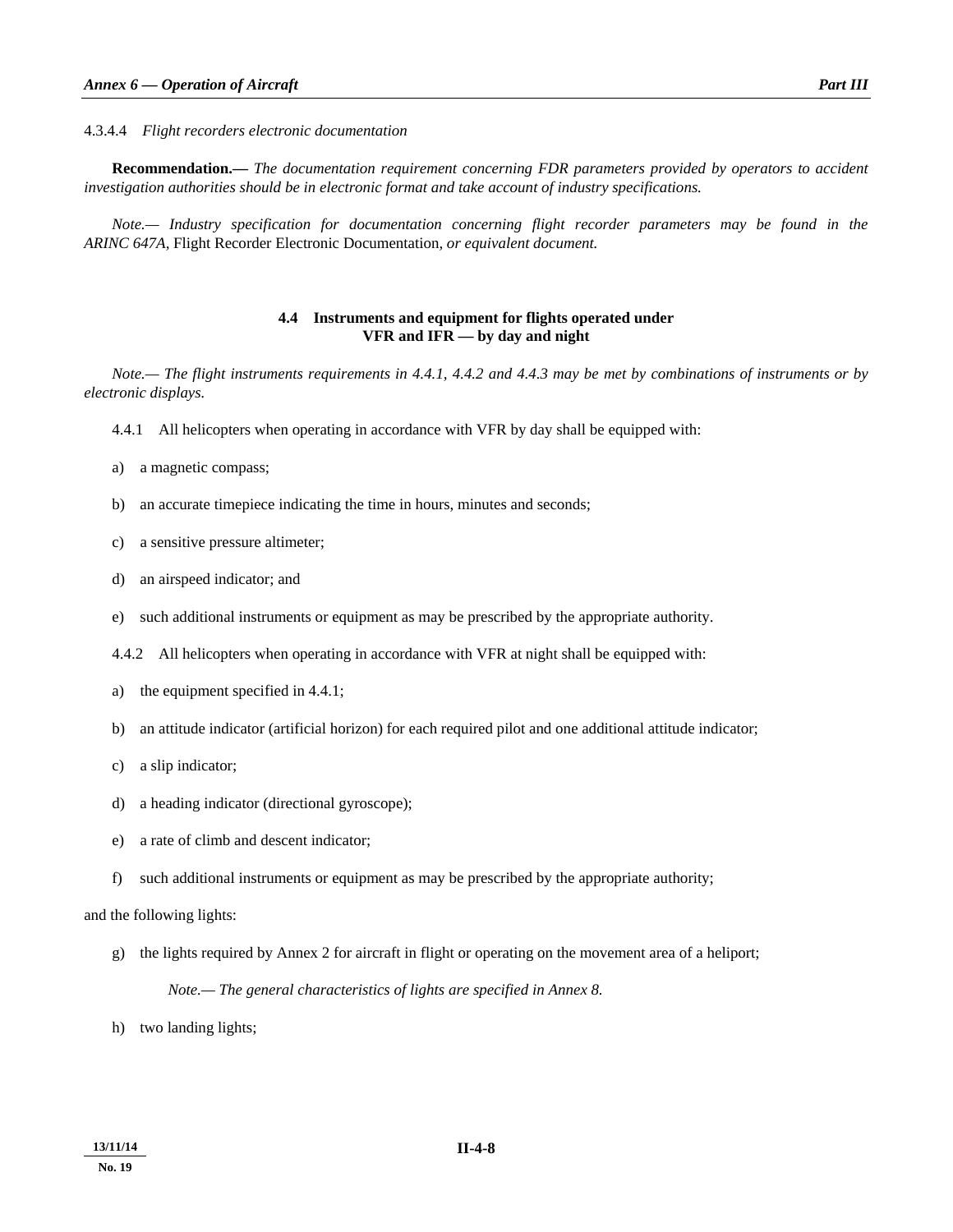4.3.4.4 *Flight recorders electronic documentation*

**Recommendation.—** *The documentation requirement concerning FDR parameters provided by operators to accident investigation authorities should be in electronic format and take account of industry specifications.*

*Note.— Industry specification for documentation concerning flight recorder parameters may be found in the ARINC 647A,* Flight Recorder Electronic Documentation*, or equivalent document.*

## 4.4 Instruments and equipment for flights operated under VFR and IFR — by day and night

*Note.— The flight instruments requirements in 4.4.1, 4.4.2 and 4.4.3 may be met by combinations of instruments or by electronic displays.*

4.4.1 All helicopters when operating in accordance with VFR by day shall be equipped with:

a) a magnetic compass;

b) an accurate timepiece indicating the time in hours, minutes and seconds;

c) a sensitive pressure altimeter;

d) an airspeed indicator; and

e) such additional instruments or equipment as may be prescribed by the appropriate authority.

4.4.2 All helicopters when operating in accordance with VFR at night shall be equipped with:

a) the equipment specified in 4.4.1;

b) an attitude indicator (artificial horizon) for each required pilot and one additional attitude indicator;

c) a slip indicator;

d) a heading indicator (directional gyroscope);

e) a rate of climb and descent indicator;

f) such additional instruments or equipment as may be prescribed by the appropriate authority;

and the following lights:

g) the lights required by Annex 2 for aircraft in flight or operating on the movement area of a heliport;

*Note.— The general characteristics of lights are specified in Annex 8.*

h) two landing lights;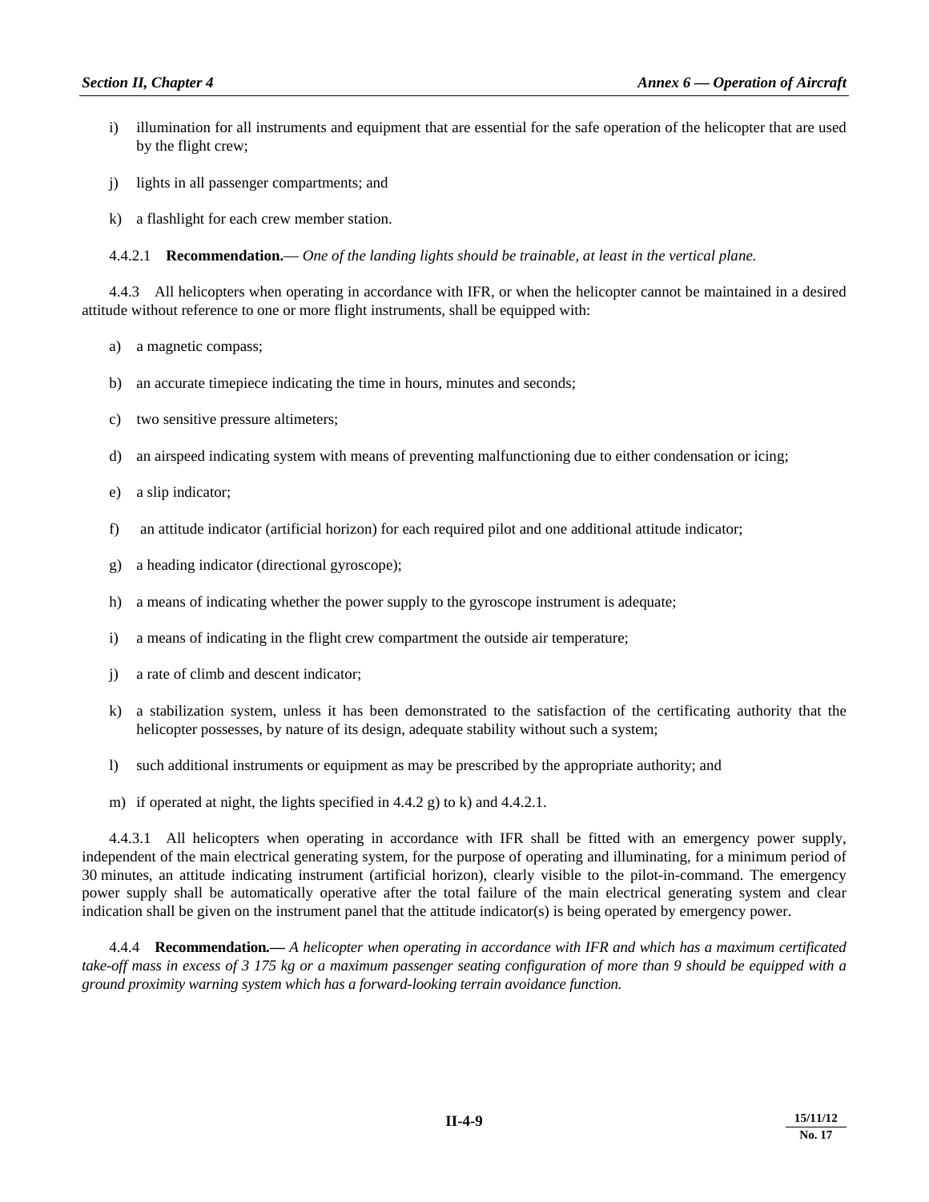i) illumination for all instruments and equipment that are essential for the safe operation of the helicopter that are used by the flight crew;

j) lights in all passenger compartments; and

k) a flashlight for each crew member station.

4.4.2.1 **Recommendation.**— *One of the landing lights should be trainable, at least in the vertical plane.*

4.4.3 All helicopters when operating in accordance with IFR, or when the helicopter cannot be maintained in a desired attitude without reference to one or more flight instruments, shall be equipped with:

a) a magnetic compass;

b) an accurate timepiece indicating the time in hours, minutes and seconds;

c) two sensitive pressure altimeters;

d) an airspeed indicating system with means of preventing malfunctioning due to either condensation or icing;

e) a slip indicator;

f) an attitude indicator (artificial horizon) for each required pilot and one additional attitude indicator;

g) a heading indicator (directional gyroscope);

h) a means of indicating whether the power supply to the gyroscope instrument is adequate;

i) a means of indicating in the flight crew compartment the outside air temperature;

j) a rate of climb and descent indicator;

k) a stabilization system, unless it has been demonstrated to the satisfaction of the certificating authority that the helicopter possesses, by nature of its design, adequate stability without such a system;

l) such additional instruments or equipment as may be prescribed by the appropriate authority; and

m) if operated at night, the lights specified in 4.4.2 g) to k) and 4.4.2.1.

4.4.3.1 All helicopters when operating in accordance with IFR shall be fitted with an emergency power supply, independent of the main electrical generating system, for the purpose of operating and illuminating, for a minimum period of 30 minutes, an attitude indicating instrument (artificial horizon), clearly visible to the pilot-in-command. The emergency power supply shall be automatically operative after the total failure of the main electrical generating system and clear indication shall be given on the instrument panel that the attitude indicator(s) is being operated by emergency power.

4.4.4 **Recommendation.—** *A helicopter when operating in accordance with IFR and which has a maximum certificated take-off mass in excess of 3 175 kg or a maximum passenger seating configuration of more than 9 should be equipped with a ground proximity warning system which has a forward-looking terrain avoidance function.*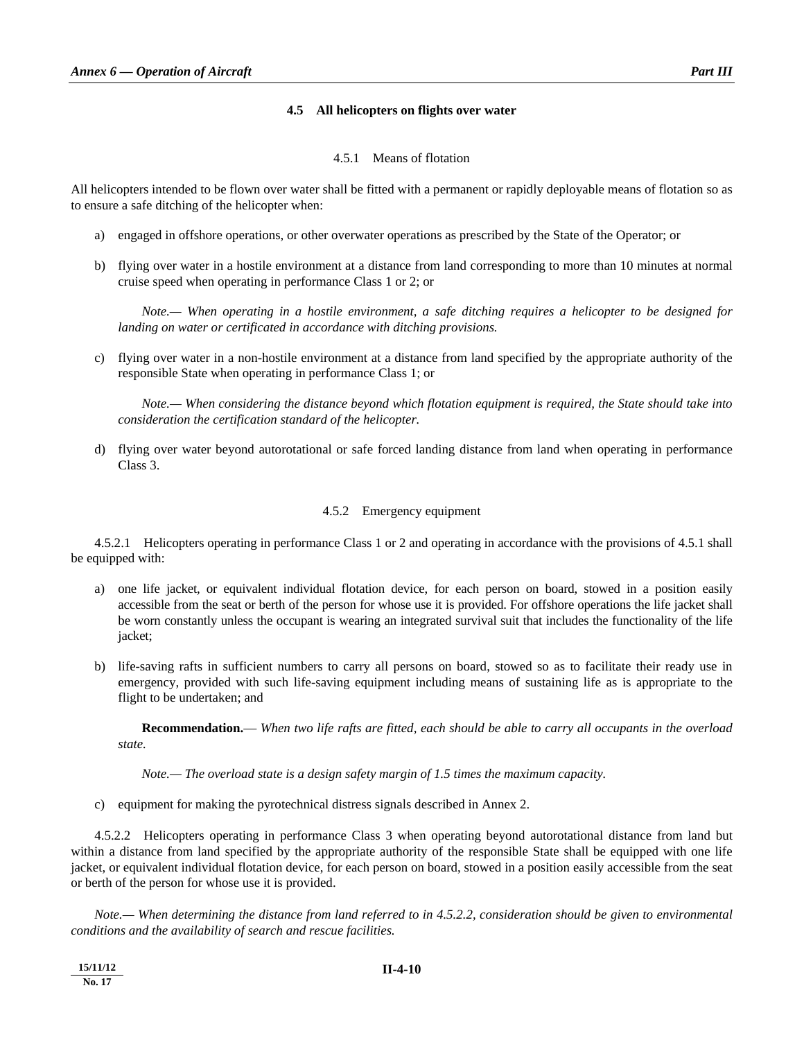## 4.5 All helicopters on flights over water

### 4.5.1 Means of flotation

All helicopters intended to be flown over water shall be fitted with a permanent or rapidly deployable means of flotation so as to ensure a safe ditching of the helicopter when:

a) engaged in offshore operations, or other overwater operations as prescribed by the State of the Operator; or

b) flying over water in a hostile environment at a distance from land corresponding to more than 10 minutes at normal cruise speed when operating in performance Class 1 or 2; or

   *Note.— When operating in a hostile environment, a safe ditching requires a helicopter to be designed for landing on water or certificated in accordance with ditching provisions.*

c) flying over water in a non-hostile environment at a distance from land specified by the appropriate authority of the responsible State when operating in performance Class 1; or

   *Note.— When considering the distance beyond which flotation equipment is required, the State should take into consideration the certification standard of the helicopter.*

d) flying over water beyond autorotational or safe forced landing distance from land when operating in performance Class 3.

### 4.5.2 Emergency equipment

4.5.2.1 Helicopters operating in performance Class 1 or 2 and operating in accordance with the provisions of 4.5.1 shall be equipped with:

a) one life jacket, or equivalent individual flotation device, for each person on board, stowed in a position easily accessible from the seat or berth of the person for whose use it is provided. For offshore operations the life jacket shall be worn constantly unless the occupant is wearing an integrated survival suit that includes the functionality of the life jacket;

b) life-saving rafts in sufficient numbers to carry all persons on board, stowed so as to facilitate their ready use in emergency, provided with such life-saving equipment including means of sustaining life as is appropriate to the flight to be undertaken; and

   **Recommendation.**— *When two life rafts are fitted, each should be able to carry all occupants in the overload state.*

   *Note.— The overload state is a design safety margin of 1.5 times the maximum capacity.*

c) equipment for making the pyrotechnical distress signals described in Annex 2.

4.5.2.2 Helicopters operating in performance Class 3 when operating beyond autorotational distance from land but within a distance from land specified by the appropriate authority of the responsible State shall be equipped with one life jacket, or equivalent individual flotation device, for each person on board, stowed in a position easily accessible from the seat or berth of the person for whose use it is provided.

*Note.— When determining the distance from land referred to in 4.5.2.2, consideration should be given to environmental conditions and the availability of search and rescue facilities.*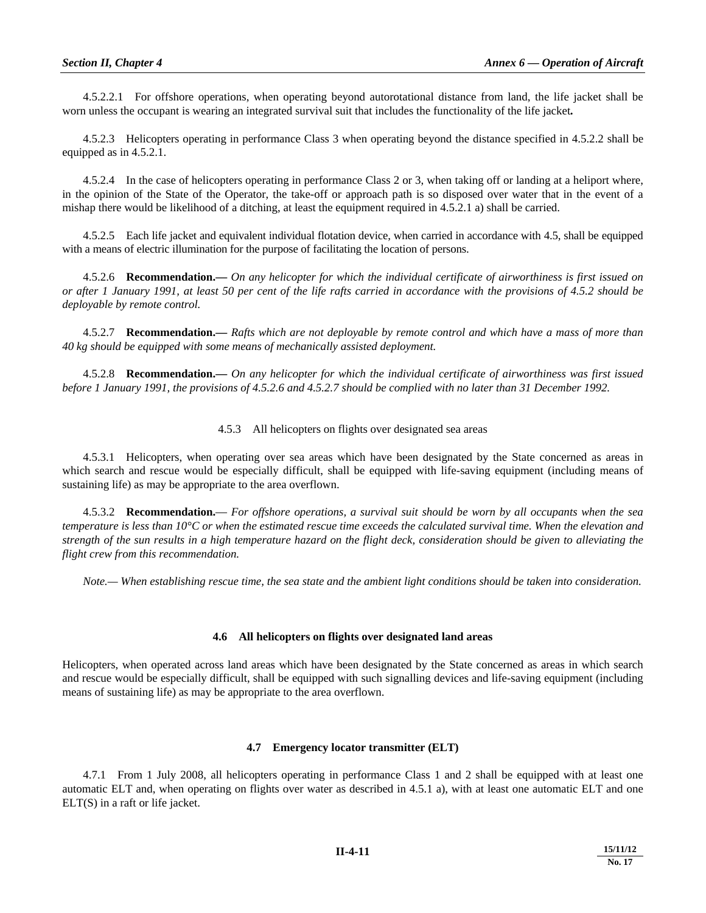4.5.2.2.1 For offshore operations, when operating beyond autorotational distance from land, the life jacket shall be worn unless the occupant is wearing an integrated survival suit that includes the functionality of the life jacket**.**

4.5.2.3 Helicopters operating in performance Class 3 when operating beyond the distance specified in 4.5.2.2 shall be equipped as in 4.5.2.1.

4.5.2.4 In the case of helicopters operating in performance Class 2 or 3, when taking off or landing at a heliport where, in the opinion of the State of the Operator, the take-off or approach path is so disposed over water that in the event of a mishap there would be likelihood of a ditching, at least the equipment required in 4.5.2.1 a) shall be carried.

4.5.2.5 Each life jacket and equivalent individual flotation device, when carried in accordance with 4.5, shall be equipped with a means of electric illumination for the purpose of facilitating the location of persons.

4.5.2.6 **Recommendation.—** *On any helicopter for which the individual certificate of airworthiness is first issued on or after 1 January 1991, at least 50 per cent of the life rafts carried in accordance with the provisions of 4.5.2 should be deployable by remote control.*

4.5.2.7 **Recommendation.—** *Rafts which are not deployable by remote control and which have a mass of more than 40 kg should be equipped with some means of mechanically assisted deployment.*

4.5.2.8 **Recommendation.—** *On any helicopter for which the individual certificate of airworthiness was first issued before 1 January 1991, the provisions of 4.5.2.6 and 4.5.2.7 should be complied with no later than 31 December 1992.*

### 4.5.3 All helicopters on flights over designated sea areas

4.5.3.1 Helicopters, when operating over sea areas which have been designated by the State concerned as areas in which search and rescue would be especially difficult, shall be equipped with life-saving equipment (including means of sustaining life) as may be appropriate to the area overflown.

4.5.3.2 **Recommendation.**— *For offshore operations, a survival suit should be worn by all occupants when the sea temperature is less than 10°C or when the estimated rescue time exceeds the calculated survival time. When the elevation and strength of the sun results in a high temperature hazard on the flight deck, consideration should be given to alleviating the flight crew from this recommendation.*

*Note.— When establishing rescue time, the sea state and the ambient light conditions should be taken into consideration.*

## 4.6 All helicopters on flights over designated land areas

Helicopters, when operated across land areas which have been designated by the State concerned as areas in which search and rescue would be especially difficult, shall be equipped with such signalling devices and life-saving equipment (including means of sustaining life) as may be appropriate to the area overflown.

## 4.7 Emergency locator transmitter (ELT)

4.7.1 From 1 July 2008, all helicopters operating in performance Class 1 and 2 shall be equipped with at least one automatic ELT and, when operating on flights over water as described in 4.5.1 a), with at least one automatic ELT and one ELT(S) in a raft or life jacket.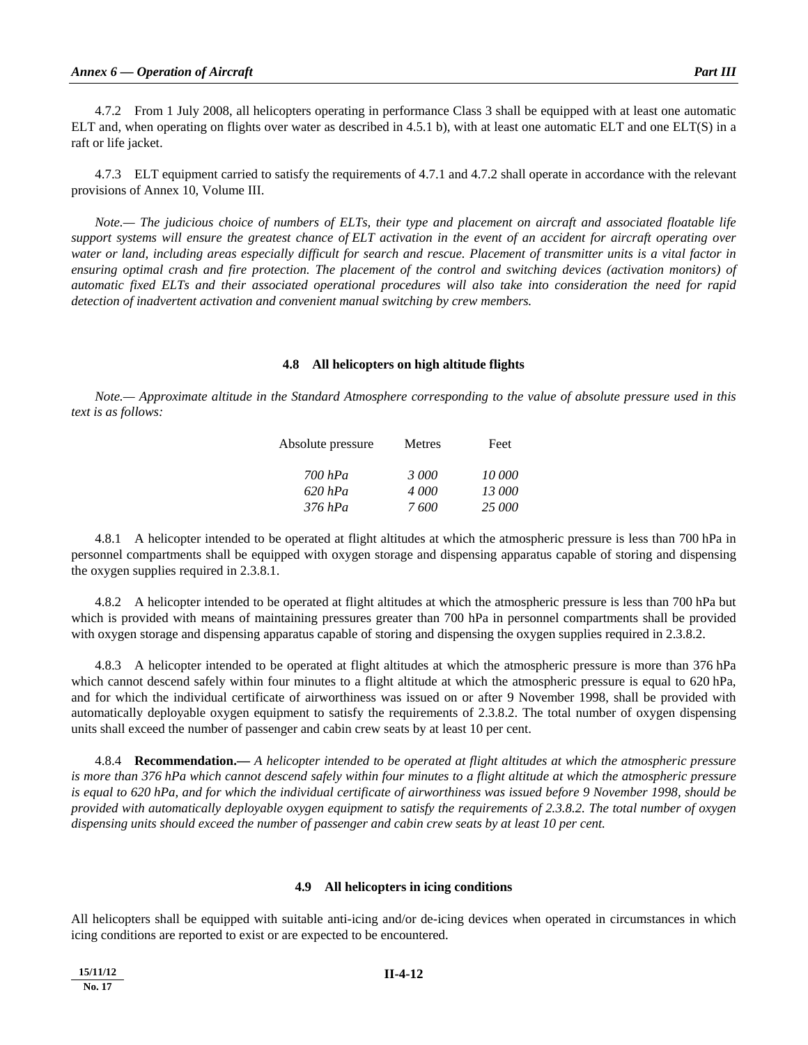4.7.2 From 1 July 2008, all helicopters operating in performance Class 3 shall be equipped with at least one automatic ELT and, when operating on flights over water as described in 4.5.1 b), with at least one automatic ELT and one ELT(S) in a raft or life jacket.

4.7.3 ELT equipment carried to satisfy the requirements of 4.7.1 and 4.7.2 shall operate in accordance with the relevant provisions of Annex 10, Volume III.

*Note.— The judicious choice of numbers of ELTs, their type and placement on aircraft and associated floatable life support systems will ensure the greatest chance of ELT activation in the event of an accident for aircraft operating over water or land, including areas especially difficult for search and rescue. Placement of transmitter units is a vital factor in ensuring optimal crash and fire protection. The placement of the control and switching devices (activation monitors) of automatic fixed ELTs and their associated operational procedures will also take into consideration the need for rapid detection of inadvertent activation and convenient manual switching by crew members.*

## 4.8 All helicopters on high altitude flights

*Note.— Approximate altitude in the Standard Atmosphere corresponding to the value of absolute pressure used in this text is as follows:*

| Absolute pressure | Metres | Feet |
|---|---|---|
| *700 hPa* | *3 000* | *10 000* |
| *620 hPa* | *4 000* | *13 000* |
| *376 hPa* | *7 600* | *25 000* |

4.8.1 A helicopter intended to be operated at flight altitudes at which the atmospheric pressure is less than 700 hPa in personnel compartments shall be equipped with oxygen storage and dispensing apparatus capable of storing and dispensing the oxygen supplies required in 2.3.8.1.

4.8.2 A helicopter intended to be operated at flight altitudes at which the atmospheric pressure is less than 700 hPa but which is provided with means of maintaining pressures greater than 700 hPa in personnel compartments shall be provided with oxygen storage and dispensing apparatus capable of storing and dispensing the oxygen supplies required in 2.3.8.2.

4.8.3 A helicopter intended to be operated at flight altitudes at which the atmospheric pressure is more than 376 hPa which cannot descend safely within four minutes to a flight altitude at which the atmospheric pressure is equal to 620 hPa, and for which the individual certificate of airworthiness was issued on or after 9 November 1998, shall be provided with automatically deployable oxygen equipment to satisfy the requirements of 2.3.8.2. The total number of oxygen dispensing units shall exceed the number of passenger and cabin crew seats by at least 10 per cent.

4.8.4 **Recommendation.—** *A helicopter intended to be operated at flight altitudes at which the atmospheric pressure is more than 376 hPa which cannot descend safely within four minutes to a flight altitude at which the atmospheric pressure is equal to 620 hPa, and for which the individual certificate of airworthiness was issued before 9 November 1998, should be provided with automatically deployable oxygen equipment to satisfy the requirements of 2.3.8.2. The total number of oxygen dispensing units should exceed the number of passenger and cabin crew seats by at least 10 per cent.*

## 4.9 All helicopters in icing conditions

All helicopters shall be equipped with suitable anti-icing and/or de-icing devices when operated in circumstances in which icing conditions are reported to exist or are expected to be encountered.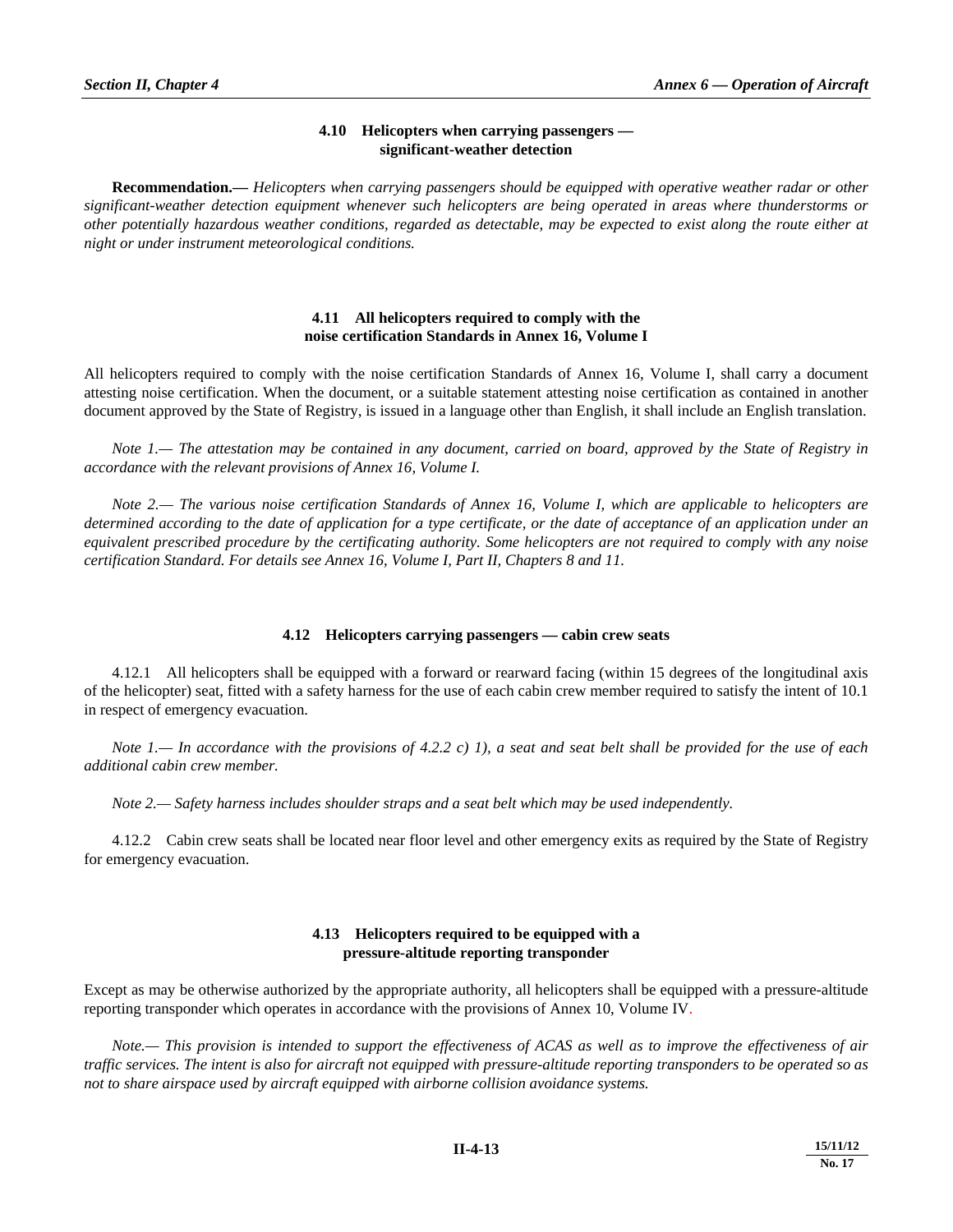### 4.10 Helicopters when carrying passengers — significant-weather detection

**Recommendation.—** *Helicopters when carrying passengers should be equipped with operative weather radar or other significant-weather detection equipment whenever such helicopters are being operated in areas where thunderstorms or other potentially hazardous weather conditions, regarded as detectable, may be expected to exist along the route either at night or under instrument meteorological conditions.*

### 4.11 All helicopters required to comply with the noise certification Standards in Annex 16, Volume I

All helicopters required to comply with the noise certification Standards of Annex 16, Volume I, shall carry a document attesting noise certification. When the document, or a suitable statement attesting noise certification as contained in another document approved by the State of Registry, is issued in a language other than English, it shall include an English translation.

*Note 1.— The attestation may be contained in any document, carried on board, approved by the State of Registry in accordance with the relevant provisions of Annex 16, Volume I.*

*Note 2.— The various noise certification Standards of Annex 16, Volume I, which are applicable to helicopters are determined according to the date of application for a type certificate, or the date of acceptance of an application under an equivalent prescribed procedure by the certificating authority. Some helicopters are not required to comply with any noise certification Standard. For details see Annex 16, Volume I, Part II, Chapters 8 and 11.*

### 4.12 Helicopters carrying passengers — cabin crew seats

4.12.1 All helicopters shall be equipped with a forward or rearward facing (within 15 degrees of the longitudinal axis of the helicopter) seat, fitted with a safety harness for the use of each cabin crew member required to satisfy the intent of 10.1 in respect of emergency evacuation.

*Note 1.— In accordance with the provisions of 4.2.2 c) 1), a seat and seat belt shall be provided for the use of each additional cabin crew member.*

*Note 2.— Safety harness includes shoulder straps and a seat belt which may be used independently.*

4.12.2 Cabin crew seats shall be located near floor level and other emergency exits as required by the State of Registry for emergency evacuation.

### 4.13 Helicopters required to be equipped with a pressure-altitude reporting transponder

Except as may be otherwise authorized by the appropriate authority, all helicopters shall be equipped with a pressure-altitude reporting transponder which operates in accordance with the provisions of Annex 10, Volume IV.

*Note.— This provision is intended to support the effectiveness of ACAS as well as to improve the effectiveness of air traffic services. The intent is also for aircraft not equipped with pressure-altitude reporting transponders to be operated so as not to share airspace used by aircraft equipped with airborne collision avoidance systems.*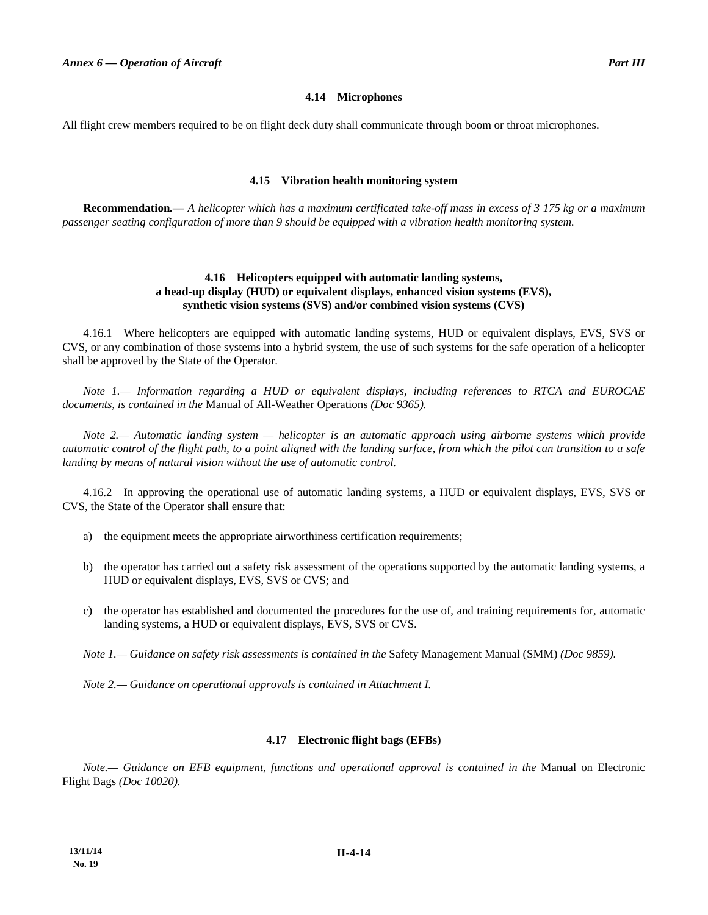### 4.14 Microphones

All flight crew members required to be on flight deck duty shall communicate through boom or throat microphones.

### 4.15 Vibration health monitoring system

**Recommendation.—** *A helicopter which has a maximum certificated take-off mass in excess of 3 175 kg or a maximum passenger seating configuration of more than 9 should be equipped with a vibration health monitoring system.*

### 4.16 Helicopters equipped with automatic landing systems, a head-up display (HUD) or equivalent displays, enhanced vision systems (EVS), synthetic vision systems (SVS) and/or combined vision systems (CVS)

4.16.1 Where helicopters are equipped with automatic landing systems, HUD or equivalent displays, EVS, SVS or CVS, or any combination of those systems into a hybrid system, the use of such systems for the safe operation of a helicopter shall be approved by the State of the Operator.

*Note 1.— Information regarding a HUD or equivalent displays, including references to RTCA and EUROCAE documents, is contained in the* Manual of All-Weather Operations *(Doc 9365).*

*Note 2.— Automatic landing system — helicopter is an automatic approach using airborne systems which provide automatic control of the flight path, to a point aligned with the landing surface, from which the pilot can transition to a safe landing by means of natural vision without the use of automatic control.*

4.16.2 In approving the operational use of automatic landing systems, a HUD or equivalent displays, EVS, SVS or CVS, the State of the Operator shall ensure that:

a) the equipment meets the appropriate airworthiness certification requirements;

b) the operator has carried out a safety risk assessment of the operations supported by the automatic landing systems, a HUD or equivalent displays, EVS, SVS or CVS; and

c) the operator has established and documented the procedures for the use of, and training requirements for, automatic landing systems, a HUD or equivalent displays, EVS, SVS or CVS.

*Note 1.— Guidance on safety risk assessments is contained in the* Safety Management Manual (SMM) *(Doc 9859).*

*Note 2.— Guidance on operational approvals is contained in Attachment I.*

### 4.17 Electronic flight bags (EFBs)

*Note.— Guidance on EFB equipment, functions and operational approval is contained in the* Manual on Electronic Flight Bags *(Doc 10020).*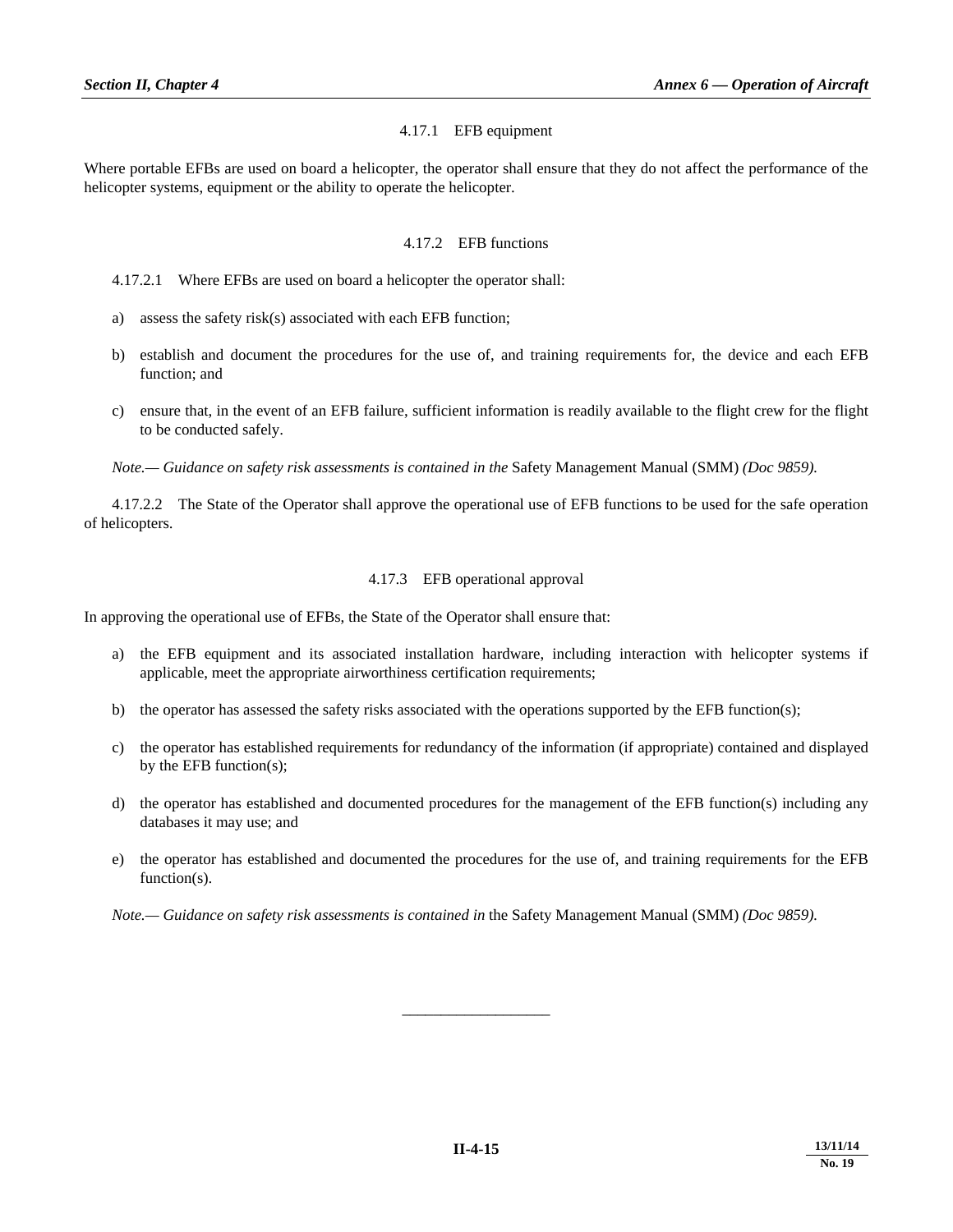#### 4.17.1 EFB equipment

Where portable EFBs are used on board a helicopter, the operator shall ensure that they do not affect the performance of the helicopter systems, equipment or the ability to operate the helicopter.

#### 4.17.2 EFB functions

4.17.2.1 Where EFBs are used on board a helicopter the operator shall:

a) assess the safety risk(s) associated with each EFB function;

b) establish and document the procedures for the use of, and training requirements for, the device and each EFB function; and

c) ensure that, in the event of an EFB failure, sufficient information is readily available to the flight crew for the flight to be conducted safely.

*Note.— Guidance on safety risk assessments is contained in the* Safety Management Manual (SMM) *(Doc 9859).*

4.17.2.2 The State of the Operator shall approve the operational use of EFB functions to be used for the safe operation of helicopters.

#### 4.17.3 EFB operational approval

In approving the operational use of EFBs, the State of the Operator shall ensure that:

a) the EFB equipment and its associated installation hardware, including interaction with helicopter systems if applicable, meet the appropriate airworthiness certification requirements;

b) the operator has assessed the safety risks associated with the operations supported by the EFB function(s);

c) the operator has established requirements for redundancy of the information (if appropriate) contained and displayed by the EFB function(s);

d) the operator has established and documented procedures for the management of the EFB function(s) including any databases it may use; and

e) the operator has established and documented the procedures for the use of, and training requirements for the EFB function(s).

*Note.— Guidance on safety risk assessments is contained in* the Safety Management Manual (SMM) *(Doc 9859).*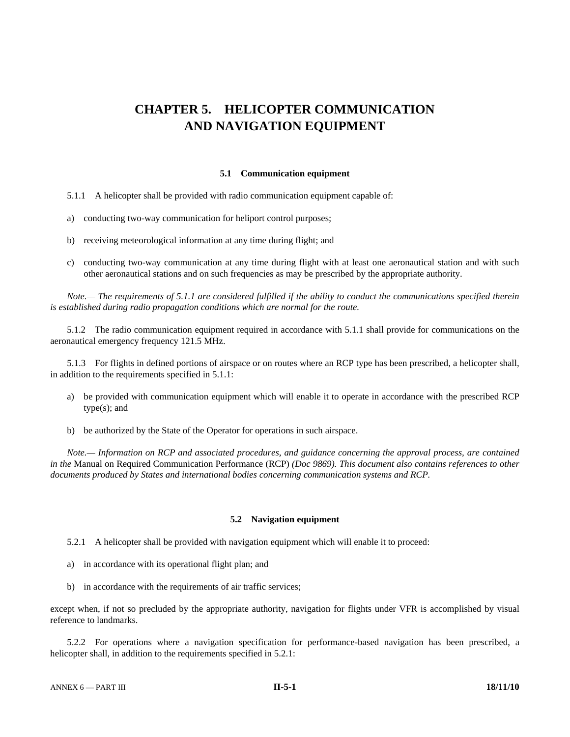# CHAPTER 5. HELICOPTER COMMUNICATION AND NAVIGATION EQUIPMENT

## 5.1 Communication equipment

5.1.1 A helicopter shall be provided with radio communication equipment capable of:

a) conducting two-way communication for heliport control purposes;

b) receiving meteorological information at any time during flight; and

c) conducting two-way communication at any time during flight with at least one aeronautical station and with such other aeronautical stations and on such frequencies as may be prescribed by the appropriate authority.

*Note.— The requirements of 5.1.1 are considered fulfilled if the ability to conduct the communications specified therein is established during radio propagation conditions which are normal for the route.*

5.1.2 The radio communication equipment required in accordance with 5.1.1 shall provide for communications on the aeronautical emergency frequency 121.5 MHz.

5.1.3 For flights in defined portions of airspace or on routes where an RCP type has been prescribed, a helicopter shall, in addition to the requirements specified in 5.1.1:

a) be provided with communication equipment which will enable it to operate in accordance with the prescribed RCP type(s); and

b) be authorized by the State of the Operator for operations in such airspace.

*Note.— Information on RCP and associated procedures, and guidance concerning the approval process, are contained in the* Manual on Required Communication Performance (RCP) *(Doc 9869). This document also contains references to other documents produced by States and international bodies concerning communication systems and RCP.*

## 5.2 Navigation equipment

5.2.1 A helicopter shall be provided with navigation equipment which will enable it to proceed:

a) in accordance with its operational flight plan; and

b) in accordance with the requirements of air traffic services;

except when, if not so precluded by the appropriate authority, navigation for flights under VFR is accomplished by visual reference to landmarks.

5.2.2 For operations where a navigation specification for performance-based navigation has been prescribed, a helicopter shall, in addition to the requirements specified in 5.2.1: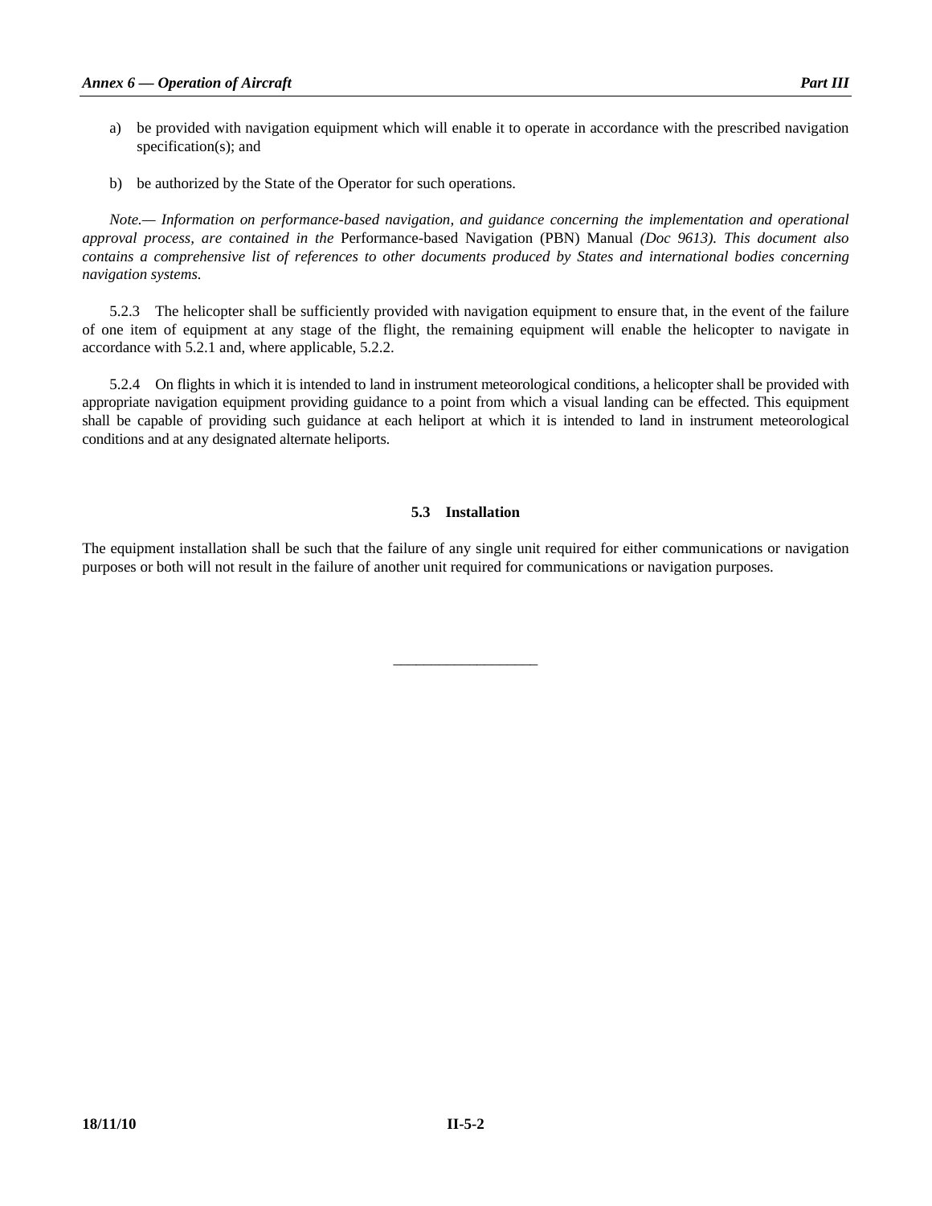a) be provided with navigation equipment which will enable it to operate in accordance with the prescribed navigation specification(s); and

b) be authorized by the State of the Operator for such operations.

*Note.— Information on performance-based navigation, and guidance concerning the implementation and operational approval process, are contained in the* Performance-based Navigation (PBN) Manual *(Doc 9613). This document also contains a comprehensive list of references to other documents produced by States and international bodies concerning navigation systems.*

5.2.3 The helicopter shall be sufficiently provided with navigation equipment to ensure that, in the event of the failure of one item of equipment at any stage of the flight, the remaining equipment will enable the helicopter to navigate in accordance with 5.2.1 and, where applicable, 5.2.2.

5.2.4 On flights in which it is intended to land in instrument meteorological conditions, a helicopter shall be provided with appropriate navigation equipment providing guidance to a point from which a visual landing can be effected. This equipment shall be capable of providing such guidance at each heliport at which it is intended to land in instrument meteorological conditions and at any designated alternate heliports.

### 5.3 Installation

The equipment installation shall be such that the failure of any single unit required for either communications or navigation purposes or both will not result in the failure of another unit required for communications or navigation purposes.

___________________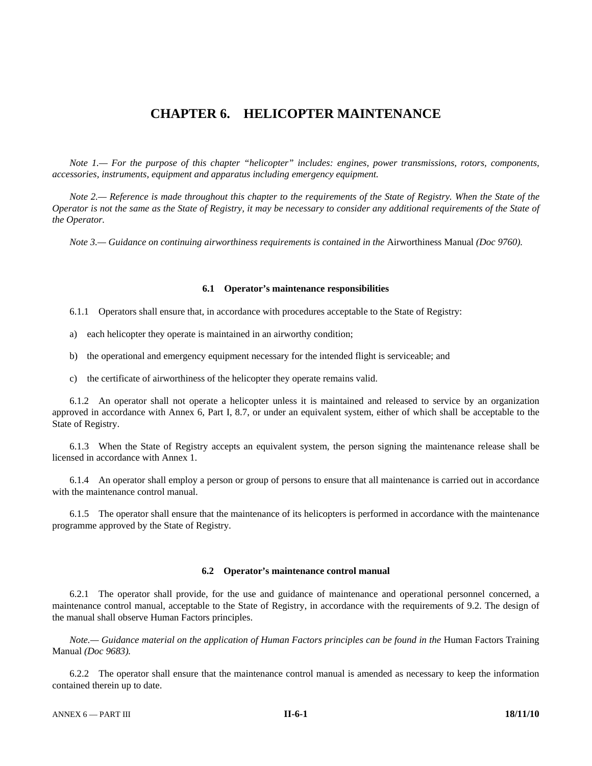# CHAPTER 6. HELICOPTER MAINTENANCE

*Note 1.— For the purpose of this chapter "helicopter" includes: engines, power transmissions, rotors, components, accessories, instruments, equipment and apparatus including emergency equipment.*

*Note 2.— Reference is made throughout this chapter to the requirements of the State of Registry. When the State of the Operator is not the same as the State of Registry, it may be necessary to consider any additional requirements of the State of the Operator.*

*Note 3.— Guidance on continuing airworthiness requirements is contained in the* Airworthiness Manual *(Doc 9760).*

### 6.1 Operator's maintenance responsibilities

6.1.1 Operators shall ensure that, in accordance with procedures acceptable to the State of Registry:

a) each helicopter they operate is maintained in an airworthy condition;

b) the operational and emergency equipment necessary for the intended flight is serviceable; and

c) the certificate of airworthiness of the helicopter they operate remains valid.

6.1.2 An operator shall not operate a helicopter unless it is maintained and released to service by an organization approved in accordance with Annex 6, Part I, 8.7, or under an equivalent system, either of which shall be acceptable to the State of Registry.

6.1.3 When the State of Registry accepts an equivalent system, the person signing the maintenance release shall be licensed in accordance with Annex 1.

6.1.4 An operator shall employ a person or group of persons to ensure that all maintenance is carried out in accordance with the maintenance control manual.

6.1.5 The operator shall ensure that the maintenance of its helicopters is performed in accordance with the maintenance programme approved by the State of Registry.

### 6.2 Operator's maintenance control manual

6.2.1 The operator shall provide, for the use and guidance of maintenance and operational personnel concerned, a maintenance control manual, acceptable to the State of Registry, in accordance with the requirements of 9.2. The design of the manual shall observe Human Factors principles.

*Note.— Guidance material on the application of Human Factors principles can be found in the* Human Factors Training Manual *(Doc 9683).*

6.2.2 The operator shall ensure that the maintenance control manual is amended as necessary to keep the information contained therein up to date.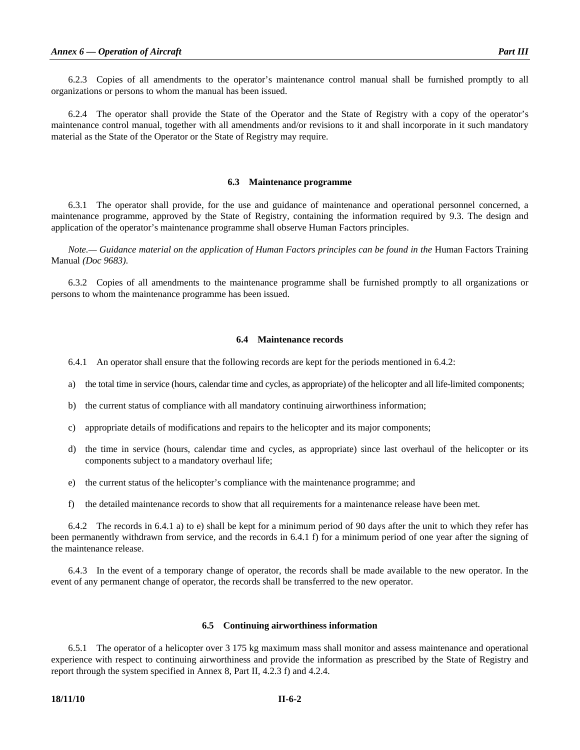6.2.3 Copies of all amendments to the operator's maintenance control manual shall be furnished promptly to all organizations or persons to whom the manual has been issued.

6.2.4 The operator shall provide the State of the Operator and the State of Registry with a copy of the operator's maintenance control manual, together with all amendments and/or revisions to it and shall incorporate in it such mandatory material as the State of the Operator or the State of Registry may require.

### 6.3 Maintenance programme

6.3.1 The operator shall provide, for the use and guidance of maintenance and operational personnel concerned, a maintenance programme, approved by the State of Registry, containing the information required by 9.3. The design and application of the operator's maintenance programme shall observe Human Factors principles.

*Note.— Guidance material on the application of Human Factors principles can be found in the* Human Factors Training Manual *(Doc 9683).*

6.3.2 Copies of all amendments to the maintenance programme shall be furnished promptly to all organizations or persons to whom the maintenance programme has been issued.

### 6.4 Maintenance records

6.4.1 An operator shall ensure that the following records are kept for the periods mentioned in 6.4.2:

a) the total time in service (hours, calendar time and cycles, as appropriate) of the helicopter and all life-limited components;

b) the current status of compliance with all mandatory continuing airworthiness information;

c) appropriate details of modifications and repairs to the helicopter and its major components;

d) the time in service (hours, calendar time and cycles, as appropriate) since last overhaul of the helicopter or its components subject to a mandatory overhaul life;

e) the current status of the helicopter's compliance with the maintenance programme; and

f) the detailed maintenance records to show that all requirements for a maintenance release have been met.

6.4.2 The records in 6.4.1 a) to e) shall be kept for a minimum period of 90 days after the unit to which they refer has been permanently withdrawn from service, and the records in 6.4.1 f) for a minimum period of one year after the signing of the maintenance release.

6.4.3 In the event of a temporary change of operator, the records shall be made available to the new operator. In the event of any permanent change of operator, the records shall be transferred to the new operator.

### 6.5 Continuing airworthiness information

6.5.1 The operator of a helicopter over 3 175 kg maximum mass shall monitor and assess maintenance and operational experience with respect to continuing airworthiness and provide the information as prescribed by the State of Registry and report through the system specified in Annex 8, Part II, 4.2.3 f) and 4.2.4.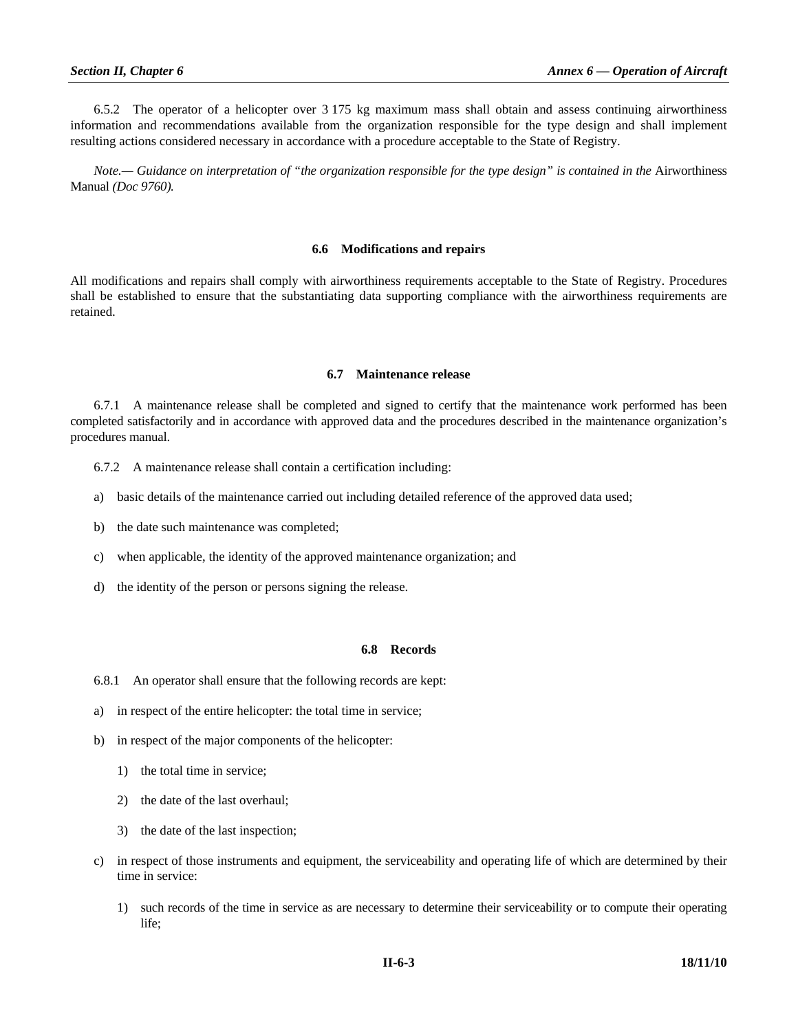6.5.2 The operator of a helicopter over 3 175 kg maximum mass shall obtain and assess continuing airworthiness information and recommendations available from the organization responsible for the type design and shall implement resulting actions considered necessary in accordance with a procedure acceptable to the State of Registry.

*Note.— Guidance on interpretation of "the organization responsible for the type design" is contained in the* Airworthiness Manual *(Doc 9760).*

### 6.6 Modifications and repairs

All modifications and repairs shall comply with airworthiness requirements acceptable to the State of Registry. Procedures shall be established to ensure that the substantiating data supporting compliance with the airworthiness requirements are retained.

### 6.7 Maintenance release

6.7.1 A maintenance release shall be completed and signed to certify that the maintenance work performed has been completed satisfactorily and in accordance with approved data and the procedures described in the maintenance organization's procedures manual.

6.7.2 A maintenance release shall contain a certification including:

a) basic details of the maintenance carried out including detailed reference of the approved data used;

b) the date such maintenance was completed;

c) when applicable, the identity of the approved maintenance organization; and

d) the identity of the person or persons signing the release.

### 6.8 Records

6.8.1 An operator shall ensure that the following records are kept:

a) in respect of the entire helicopter: the total time in service;

b) in respect of the major components of the helicopter:

   1) the total time in service;

   2) the date of the last overhaul;

   3) the date of the last inspection;

c) in respect of those instruments and equipment, the serviceability and operating life of which are determined by their time in service:

   1) such records of the time in service as are necessary to determine their serviceability or to compute their operating life;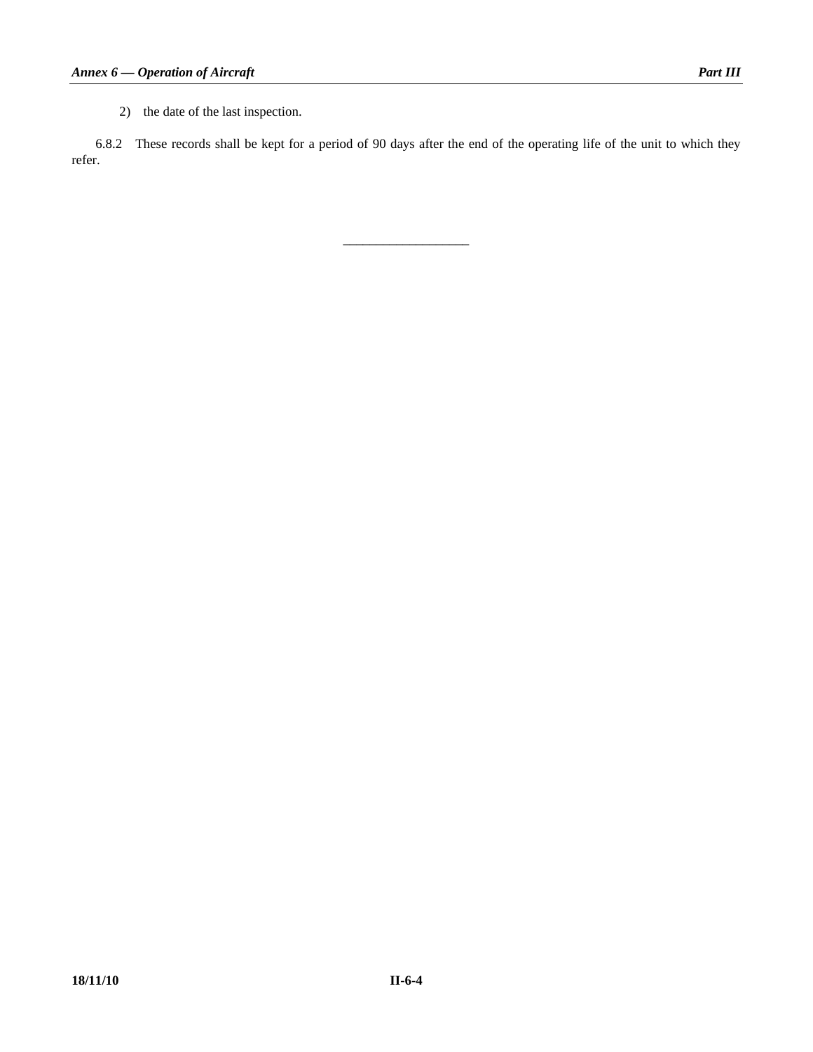2) the date of the last inspection.

6.8.2 These records shall be kept for a period of 90 days after the end of the operating life of the unit to which they refer.

---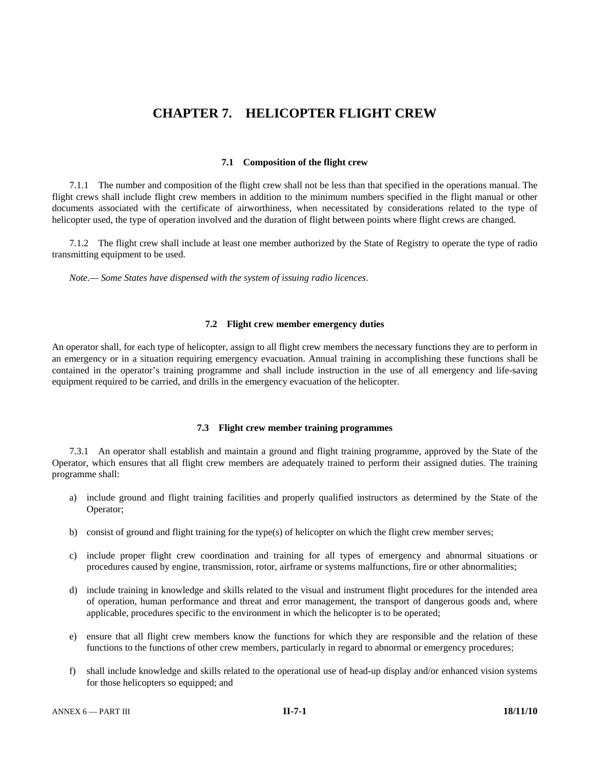# CHAPTER 7. HELICOPTER FLIGHT CREW

## 7.1 Composition of the flight crew

7.1.1 The number and composition of the flight crew shall not be less than that specified in the operations manual. The flight crews shall include flight crew members in addition to the minimum numbers specified in the flight manual or other documents associated with the certificate of airworthiness, when necessitated by considerations related to the type of helicopter used, the type of operation involved and the duration of flight between points where flight crews are changed.

7.1.2 The flight crew shall include at least one member authorized by the State of Registry to operate the type of radio transmitting equipment to be used.

*Note.— Some States have dispensed with the system of issuing radio licences*.

## 7.2 Flight crew member emergency duties

An operator shall, for each type of helicopter, assign to all flight crew members the necessary functions they are to perform in an emergency or in a situation requiring emergency evacuation. Annual training in accomplishing these functions shall be contained in the operator's training programme and shall include instruction in the use of all emergency and life-saving equipment required to be carried, and drills in the emergency evacuation of the helicopter.

## 7.3 Flight crew member training programmes

7.3.1 An operator shall establish and maintain a ground and flight training programme, approved by the State of the Operator, which ensures that all flight crew members are adequately trained to perform their assigned duties. The training programme shall:

a) include ground and flight training facilities and properly qualified instructors as determined by the State of the Operator;

b) consist of ground and flight training for the type(s) of helicopter on which the flight crew member serves;

c) include proper flight crew coordination and training for all types of emergency and abnormal situations or procedures caused by engine, transmission, rotor, airframe or systems malfunctions, fire or other abnormalities;

d) include training in knowledge and skills related to the visual and instrument flight procedures for the intended area of operation, human performance and threat and error management, the transport of dangerous goods and, where applicable, procedures specific to the environment in which the helicopter is to be operated;

e) ensure that all flight crew members know the functions for which they are responsible and the relation of these functions to the functions of other crew members, particularly in regard to abnormal or emergency procedures;

f) shall include knowledge and skills related to the operational use of head-up display and/or enhanced vision systems for those helicopters so equipped; and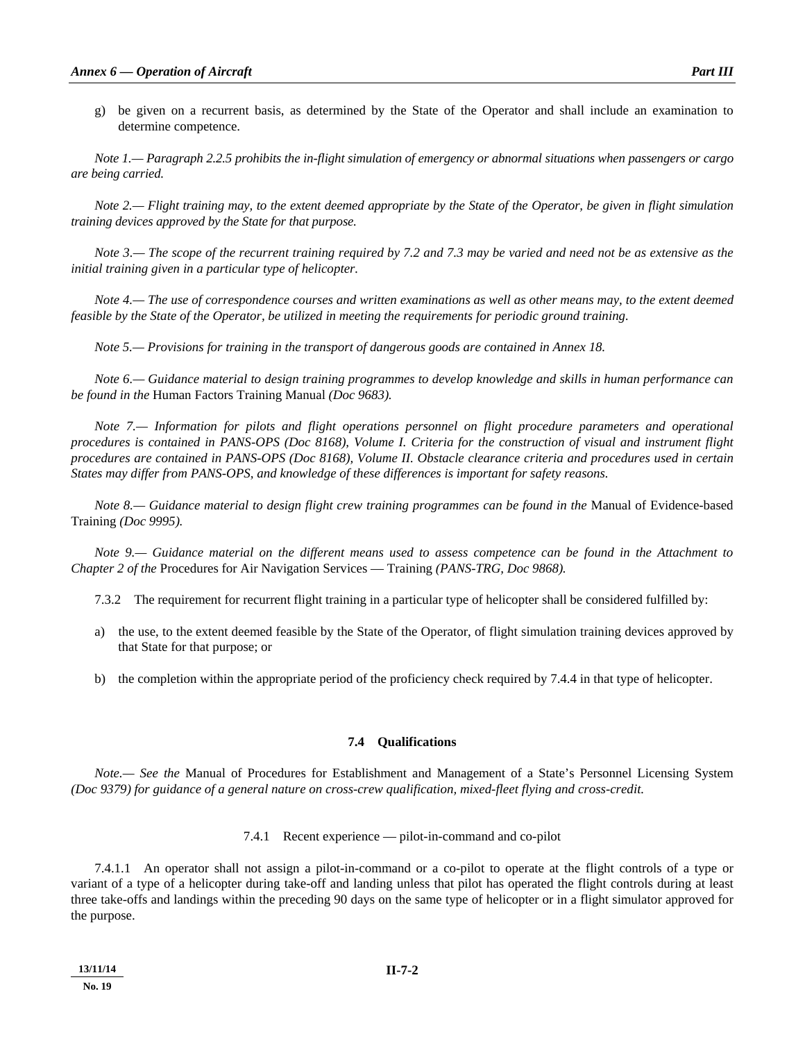g) be given on a recurrent basis, as determined by the State of the Operator and shall include an examination to determine competence.

*Note 1.— Paragraph 2.2.5 prohibits the in-flight simulation of emergency or abnormal situations when passengers or cargo are being carried.*

*Note 2.— Flight training may, to the extent deemed appropriate by the State of the Operator, be given in flight simulation training devices approved by the State for that purpose.*

*Note 3.— The scope of the recurrent training required by 7.2 and 7.3 may be varied and need not be as extensive as the initial training given in a particular type of helicopter.*

*Note 4.— The use of correspondence courses and written examinations as well as other means may, to the extent deemed feasible by the State of the Operator, be utilized in meeting the requirements for periodic ground training.*

*Note 5.— Provisions for training in the transport of dangerous goods are contained in Annex 18.*

*Note 6.— Guidance material to design training programmes to develop knowledge and skills in human performance can be found in the* Human Factors Training Manual *(Doc 9683).*

*Note 7.— Information for pilots and flight operations personnel on flight procedure parameters and operational procedures is contained in PANS-OPS (Doc 8168), Volume I. Criteria for the construction of visual and instrument flight procedures are contained in PANS-OPS (Doc 8168), Volume II. Obstacle clearance criteria and procedures used in certain States may differ from PANS-OPS, and knowledge of these differences is important for safety reasons.*

*Note 8.— Guidance material to design flight crew training programmes can be found in the* Manual of Evidence-based Training *(Doc 9995).*

*Note 9.— Guidance material on the different means used to assess competence can be found in the Attachment to Chapter 2 of the* Procedures for Air Navigation Services — Training *(PANS-TRG, Doc 9868).*

7.3.2 The requirement for recurrent flight training in a particular type of helicopter shall be considered fulfilled by:

a) the use, to the extent deemed feasible by the State of the Operator, of flight simulation training devices approved by that State for that purpose; or

b) the completion within the appropriate period of the proficiency check required by 7.4.4 in that type of helicopter.

## 7.4 Qualifications

*Note.— See the* Manual of Procedures for Establishment and Management of a State's Personnel Licensing System *(Doc 9379) for guidance of a general nature on cross-crew qualification, mixed-fleet flying and cross-credit.*

### 7.4.1 Recent experience — pilot-in-command and co-pilot

7.4.1.1 An operator shall not assign a pilot-in-command or a co-pilot to operate at the flight controls of a type or variant of a type of a helicopter during take-off and landing unless that pilot has operated the flight controls during at least three take-offs and landings within the preceding 90 days on the same type of helicopter or in a flight simulator approved for the purpose.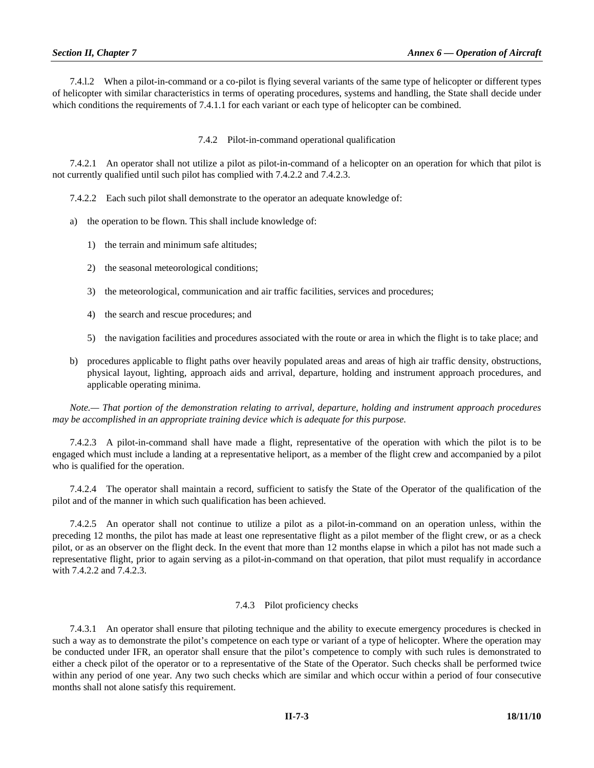7.4.l.2 When a pilot-in-command or a co-pilot is flying several variants of the same type of helicopter or different types of helicopter with similar characteristics in terms of operating procedures, systems and handling, the State shall decide under which conditions the requirements of 7.4.1.1 for each variant or each type of helicopter can be combined.

### 7.4.2 Pilot-in-command operational qualification

7.4.2.1 An operator shall not utilize a pilot as pilot-in-command of a helicopter on an operation for which that pilot is not currently qualified until such pilot has complied with 7.4.2.2 and 7.4.2.3.

7.4.2.2 Each such pilot shall demonstrate to the operator an adequate knowledge of:

a) the operation to be flown. This shall include knowledge of:

   1) the terrain and minimum safe altitudes;

   2) the seasonal meteorological conditions;

   3) the meteorological, communication and air traffic facilities, services and procedures;

   4) the search and rescue procedures; and

   5) the navigation facilities and procedures associated with the route or area in which the flight is to take place; and

b) procedures applicable to flight paths over heavily populated areas and areas of high air traffic density, obstructions, physical layout, lighting, approach aids and arrival, departure, holding and instrument approach procedures, and applicable operating minima.

*Note.— That portion of the demonstration relating to arrival, departure, holding and instrument approach procedures may be accomplished in an appropriate training device which is adequate for this purpose.*

7.4.2.3 A pilot-in-command shall have made a flight, representative of the operation with which the pilot is to be engaged which must include a landing at a representative heliport, as a member of the flight crew and accompanied by a pilot who is qualified for the operation.

7.4.2.4 The operator shall maintain a record, sufficient to satisfy the State of the Operator of the qualification of the pilot and of the manner in which such qualification has been achieved.

7.4.2.5 An operator shall not continue to utilize a pilot as a pilot-in-command on an operation unless, within the preceding 12 months, the pilot has made at least one representative flight as a pilot member of the flight crew, or as a check pilot, or as an observer on the flight deck. In the event that more than 12 months elapse in which a pilot has not made such a representative flight, prior to again serving as a pilot-in-command on that operation, that pilot must requalify in accordance with 7.4.2.2 and 7.4.2.3.

### 7.4.3 Pilot proficiency checks

7.4.3.1 An operator shall ensure that piloting technique and the ability to execute emergency procedures is checked in such a way as to demonstrate the pilot's competence on each type or variant of a type of helicopter. Where the operation may be conducted under IFR, an operator shall ensure that the pilot's competence to comply with such rules is demonstrated to either a check pilot of the operator or to a representative of the State of the Operator. Such checks shall be performed twice within any period of one year. Any two such checks which are similar and which occur within a period of four consecutive months shall not alone satisfy this requirement.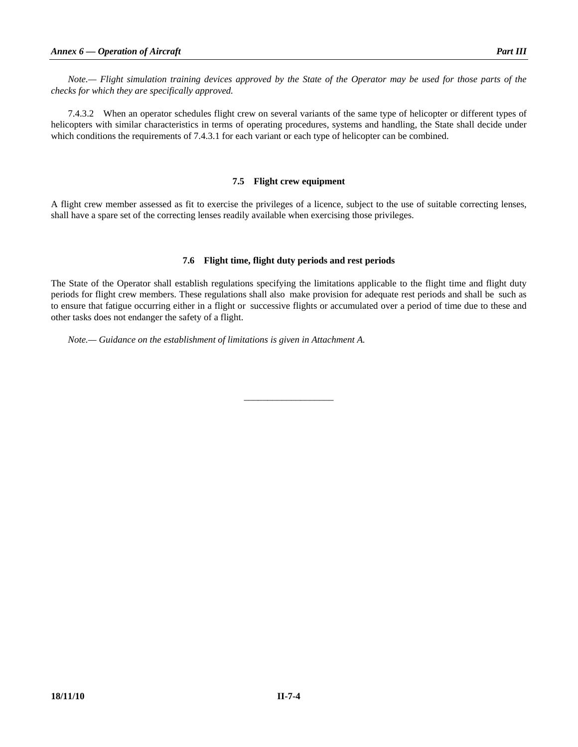*Note.— Flight simulation training devices approved by the State of the Operator may be used for those parts of the checks for which they are specifically approved.*

7.4.3.2 When an operator schedules flight crew on several variants of the same type of helicopter or different types of helicopters with similar characteristics in terms of operating procedures, systems and handling, the State shall decide under which conditions the requirements of 7.4.3.1 for each variant or each type of helicopter can be combined.

## 7.5 Flight crew equipment

A flight crew member assessed as fit to exercise the privileges of a licence, subject to the use of suitable correcting lenses, shall have a spare set of the correcting lenses readily available when exercising those privileges.

## 7.6 Flight time, flight duty periods and rest periods

The State of the Operator shall establish regulations specifying the limitations applicable to the flight time and flight duty periods for flight crew members. These regulations shall also make provision for adequate rest periods and shall be such as to ensure that fatigue occurring either in a flight or successive flights or accumulated over a period of time due to these and other tasks does not endanger the safety of a flight.

*Note.— Guidance on the establishment of limitations is given in Attachment A.*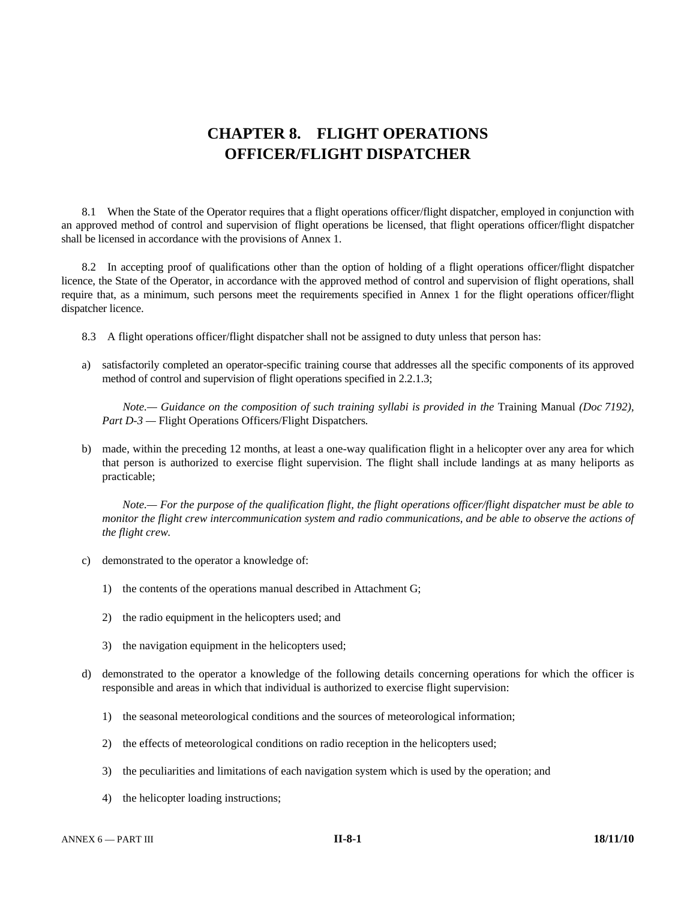# CHAPTER 8. FLIGHT OPERATIONS OFFICER/FLIGHT DISPATCHER

8.1 When the State of the Operator requires that a flight operations officer/flight dispatcher, employed in conjunction with an approved method of control and supervision of flight operations be licensed, that flight operations officer/flight dispatcher shall be licensed in accordance with the provisions of Annex 1.

8.2 In accepting proof of qualifications other than the option of holding of a flight operations officer/flight dispatcher licence, the State of the Operator, in accordance with the approved method of control and supervision of flight operations, shall require that, as a minimum, such persons meet the requirements specified in Annex 1 for the flight operations officer/flight dispatcher licence.

8.3 A flight operations officer/flight dispatcher shall not be assigned to duty unless that person has:

a) satisfactorily completed an operator-specific training course that addresses all the specific components of its approved method of control and supervision of flight operations specified in 2.2.1.3;

   *Note.— Guidance on the composition of such training syllabi is provided in the* Training Manual *(Doc 7192), Part D-3 —* Flight Operations Officers/Flight Dispatchers*.*

b) made, within the preceding 12 months, at least a one-way qualification flight in a helicopter over any area for which that person is authorized to exercise flight supervision. The flight shall include landings at as many heliports as practicable;

   *Note.— For the purpose of the qualification flight, the flight operations officer/flight dispatcher must be able to monitor the flight crew intercommunication system and radio communications, and be able to observe the actions of the flight crew.*

c) demonstrated to the operator a knowledge of:

   1) the contents of the operations manual described in Attachment G;

   2) the radio equipment in the helicopters used; and

   3) the navigation equipment in the helicopters used;

d) demonstrated to the operator a knowledge of the following details concerning operations for which the officer is responsible and areas in which that individual is authorized to exercise flight supervision:

   1) the seasonal meteorological conditions and the sources of meteorological information;

   2) the effects of meteorological conditions on radio reception in the helicopters used;

   3) the peculiarities and limitations of each navigation system which is used by the operation; and

   4) the helicopter loading instructions;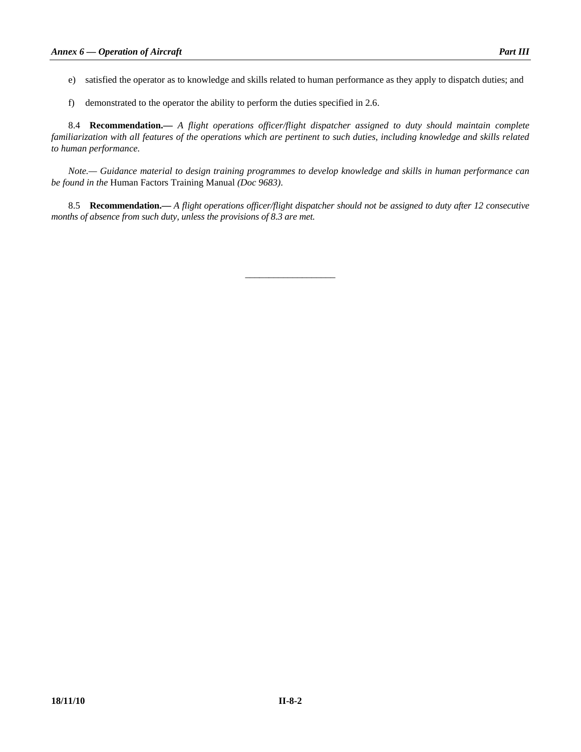e) satisfied the operator as to knowledge and skills related to human performance as they apply to dispatch duties; and

f) demonstrated to the operator the ability to perform the duties specified in 2.6.

8.4 **Recommendation.—** *A flight operations officer/flight dispatcher assigned to duty should maintain complete familiarization with all features of the operations which are pertinent to such duties, including knowledge and skills related to human performance.*

*Note.— Guidance material to design training programmes to develop knowledge and skills in human performance can be found in the* Human Factors Training Manual *(Doc 9683).*

8.5 **Recommendation.—** *A flight operations officer/flight dispatcher should not be assigned to duty after 12 consecutive months of absence from such duty, unless the provisions of 8.3 are met.*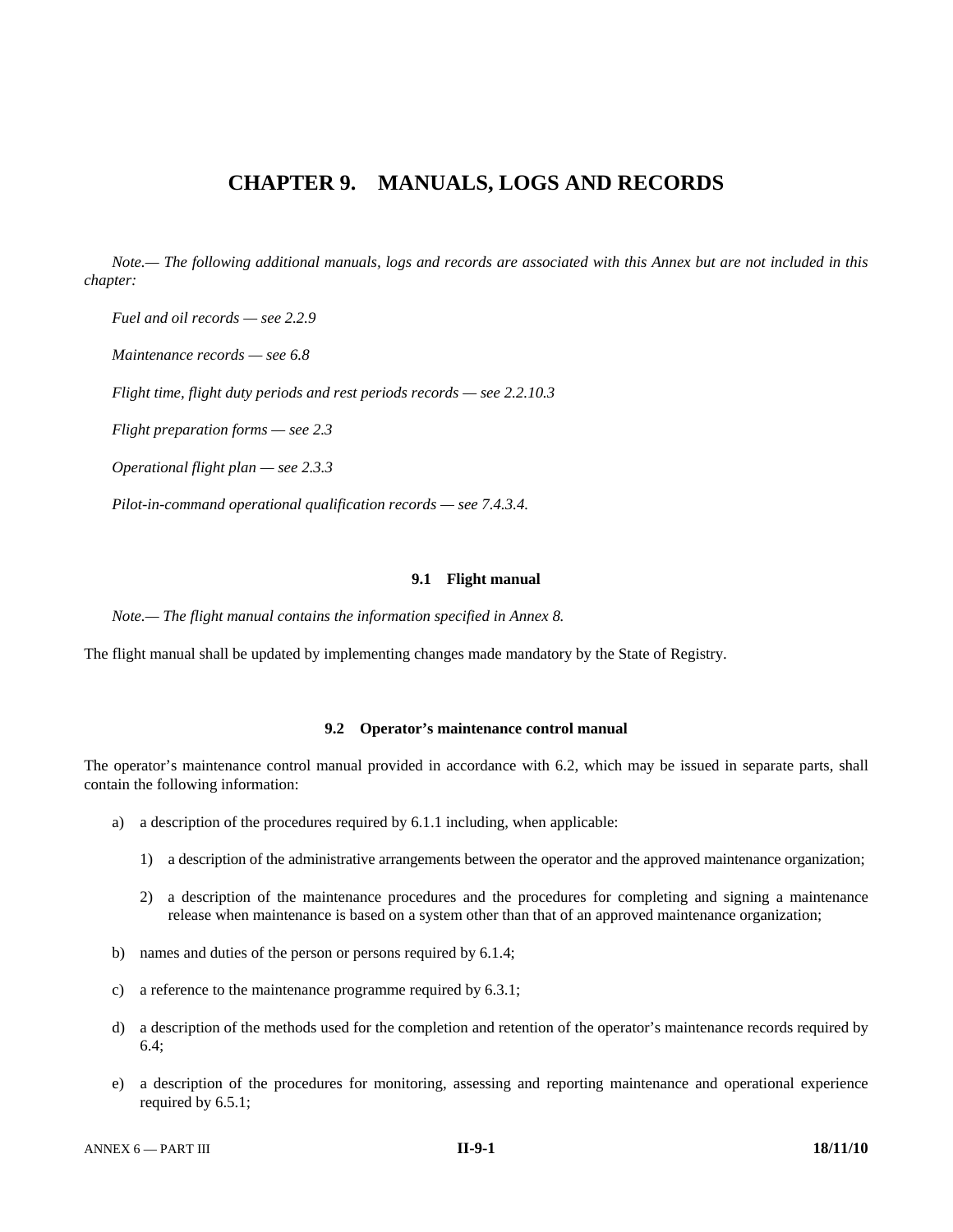# CHAPTER 9. MANUALS, LOGS AND RECORDS

*Note.— The following additional manuals, logs and records are associated with this Annex but are not included in this chapter:*

*Fuel and oil records — see 2.2.9*

*Maintenance records — see 6.8*

*Flight time, flight duty periods and rest periods records — see 2.2.10.3*

*Flight preparation forms — see 2.3*

*Operational flight plan — see 2.3.3*

*Pilot-in-command operational qualification records — see 7.4.3.4.*

## 9.1 Flight manual

*Note.— The flight manual contains the information specified in Annex 8.*

The flight manual shall be updated by implementing changes made mandatory by the State of Registry.

## 9.2 Operator's maintenance control manual

The operator's maintenance control manual provided in accordance with 6.2, which may be issued in separate parts, shall contain the following information:

a) a description of the procedures required by 6.1.1 including, when applicable:

   1) a description of the administrative arrangements between the operator and the approved maintenance organization;

   2) a description of the maintenance procedures and the procedures for completing and signing a maintenance release when maintenance is based on a system other than that of an approved maintenance organization;

b) names and duties of the person or persons required by 6.1.4;

c) a reference to the maintenance programme required by 6.3.1;

d) a description of the methods used for the completion and retention of the operator's maintenance records required by 6.4;

e) a description of the procedures for monitoring, assessing and reporting maintenance and operational experience required by 6.5.1;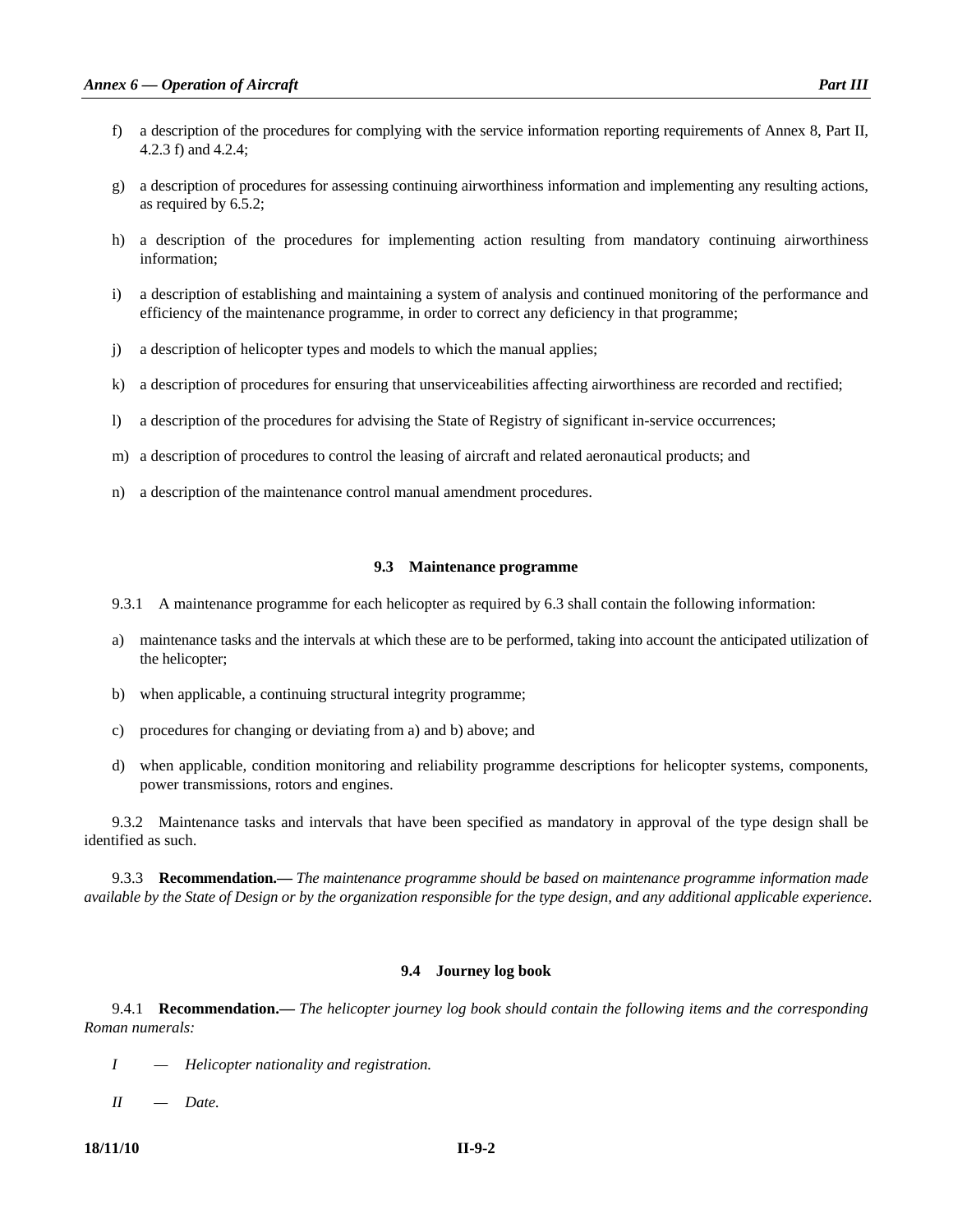f) a description of the procedures for complying with the service information reporting requirements of Annex 8, Part II, 4.2.3 f) and 4.2.4;

g) a description of procedures for assessing continuing airworthiness information and implementing any resulting actions, as required by 6.5.2;

h) a description of the procedures for implementing action resulting from mandatory continuing airworthiness information;

i) a description of establishing and maintaining a system of analysis and continued monitoring of the performance and efficiency of the maintenance programme, in order to correct any deficiency in that programme;

j) a description of helicopter types and models to which the manual applies;

k) a description of procedures for ensuring that unserviceabilities affecting airworthiness are recorded and rectified;

l) a description of the procedures for advising the State of Registry of significant in-service occurrences;

m) a description of procedures to control the leasing of aircraft and related aeronautical products; and

n) a description of the maintenance control manual amendment procedures.

### 9.3 Maintenance programme

9.3.1 A maintenance programme for each helicopter as required by 6.3 shall contain the following information:

a) maintenance tasks and the intervals at which these are to be performed, taking into account the anticipated utilization of the helicopter;

b) when applicable, a continuing structural integrity programme;

c) procedures for changing or deviating from a) and b) above; and

d) when applicable, condition monitoring and reliability programme descriptions for helicopter systems, components, power transmissions, rotors and engines.

9.3.2 Maintenance tasks and intervals that have been specified as mandatory in approval of the type design shall be identified as such.

9.3.3 **Recommendation.—** *The maintenance programme should be based on maintenance programme information made available by the State of Design or by the organization responsible for the type design, and any additional applicable experience.*

### 9.4 Journey log book

9.4.1 **Recommendation.—** *The helicopter journey log book should contain the following items and the corresponding Roman numerals:*

*I — Helicopter nationality and registration.*

*II — Date.*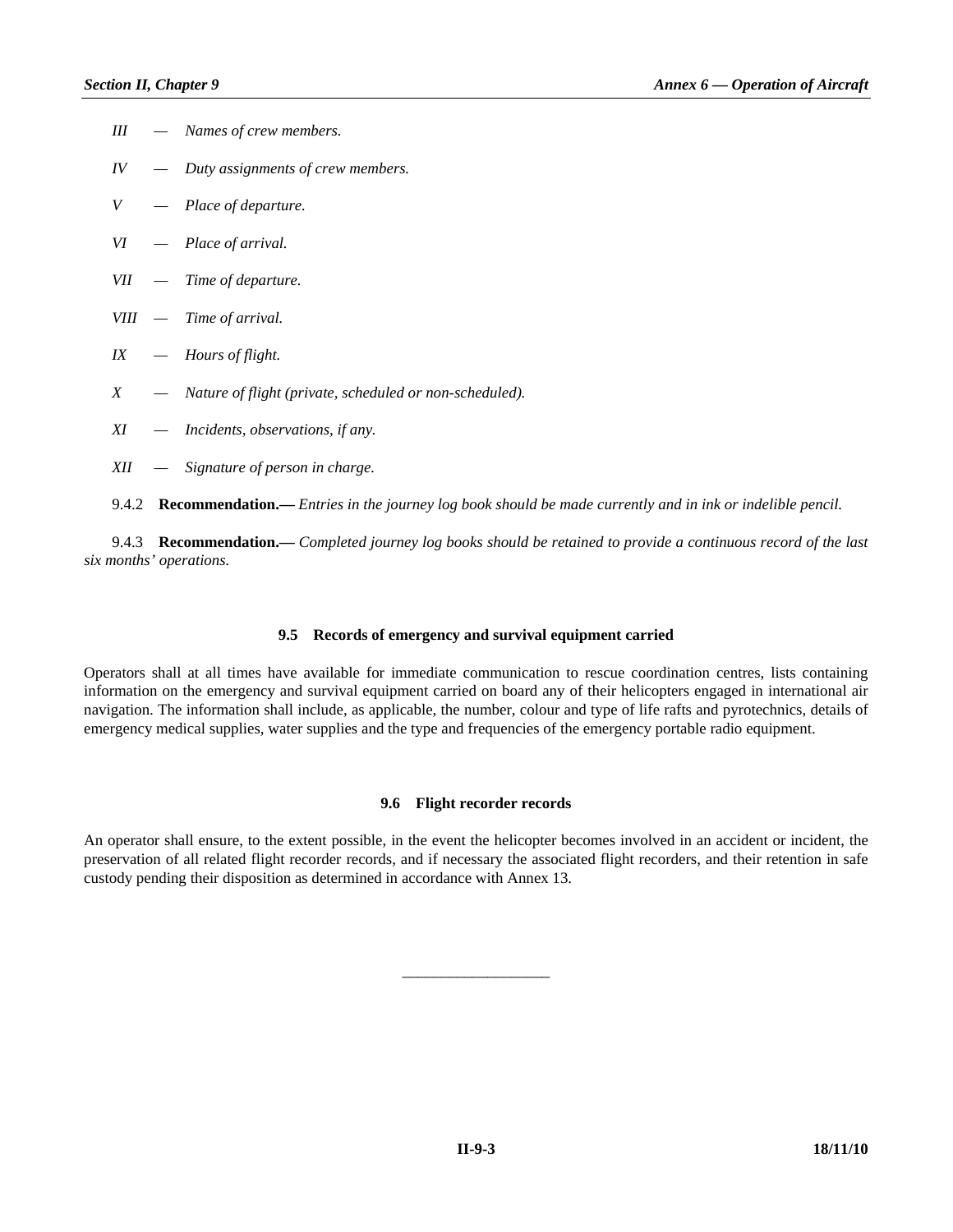*III — Names of crew members.*

*IV — Duty assignments of crew members.*

*V — Place of departure.*

*VI — Place of arrival.*

*VII — Time of departure.*

*VIII — Time of arrival.*

*IX — Hours of flight.*

*X — Nature of flight (private, scheduled or non-scheduled).*

*XI — Incidents, observations, if any.*

*XII — Signature of person in charge.*

9.4.2 **Recommendation.—** *Entries in the journey log book should be made currently and in ink or indelible pencil.*

9.4.3 **Recommendation.—** *Completed journey log books should be retained to provide a continuous record of the last six months' operations.*

### 9.5 Records of emergency and survival equipment carried

Operators shall at all times have available for immediate communication to rescue coordination centres, lists containing information on the emergency and survival equipment carried on board any of their helicopters engaged in international air navigation. The information shall include, as applicable, the number, colour and type of life rafts and pyrotechnics, details of emergency medical supplies, water supplies and the type and frequencies of the emergency portable radio equipment.

### 9.6 Flight recorder records

An operator shall ensure, to the extent possible, in the event the helicopter becomes involved in an accident or incident, the preservation of all related flight recorder records, and if necessary the associated flight recorders, and their retention in safe custody pending their disposition as determined in accordance with Annex 13.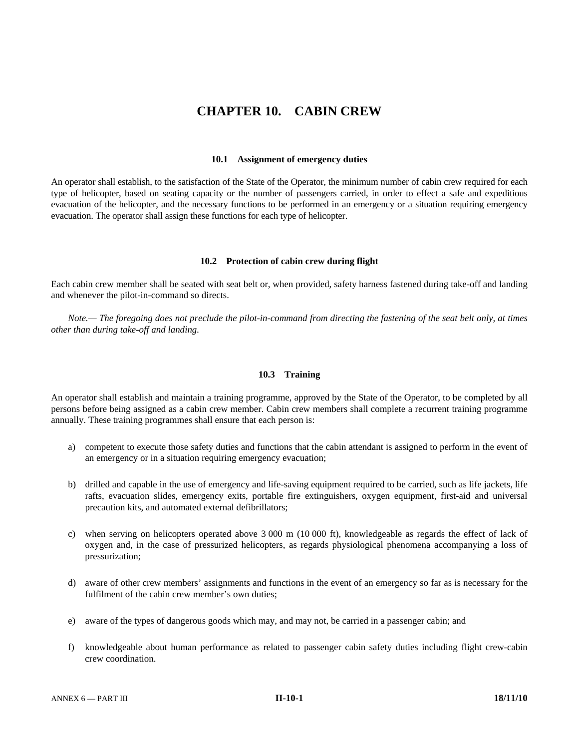# CHAPTER 10. CABIN CREW

### 10.1 Assignment of emergency duties

An operator shall establish, to the satisfaction of the State of the Operator, the minimum number of cabin crew required for each type of helicopter, based on seating capacity or the number of passengers carried, in order to effect a safe and expeditious evacuation of the helicopter, and the necessary functions to be performed in an emergency or a situation requiring emergency evacuation. The operator shall assign these functions for each type of helicopter.

### 10.2 Protection of cabin crew during flight

Each cabin crew member shall be seated with seat belt or, when provided, safety harness fastened during take-off and landing and whenever the pilot-in-command so directs.

*Note.— The foregoing does not preclude the pilot-in-command from directing the fastening of the seat belt only, at times other than during take-off and landing.*

### 10.3 Training

An operator shall establish and maintain a training programme, approved by the State of the Operator, to be completed by all persons before being assigned as a cabin crew member. Cabin crew members shall complete a recurrent training programme annually. These training programmes shall ensure that each person is:

a) competent to execute those safety duties and functions that the cabin attendant is assigned to perform in the event of an emergency or in a situation requiring emergency evacuation;

b) drilled and capable in the use of emergency and life-saving equipment required to be carried, such as life jackets, life rafts, evacuation slides, emergency exits, portable fire extinguishers, oxygen equipment, first-aid and universal precaution kits, and automated external defibrillators;

c) when serving on helicopters operated above 3 000 m (10 000 ft), knowledgeable as regards the effect of lack of oxygen and, in the case of pressurized helicopters, as regards physiological phenomena accompanying a loss of pressurization;

d) aware of other crew members' assignments and functions in the event of an emergency so far as is necessary for the fulfilment of the cabin crew member's own duties;

e) aware of the types of dangerous goods which may, and may not, be carried in a passenger cabin; and

f) knowledgeable about human performance as related to passenger cabin safety duties including flight crew-cabin crew coordination.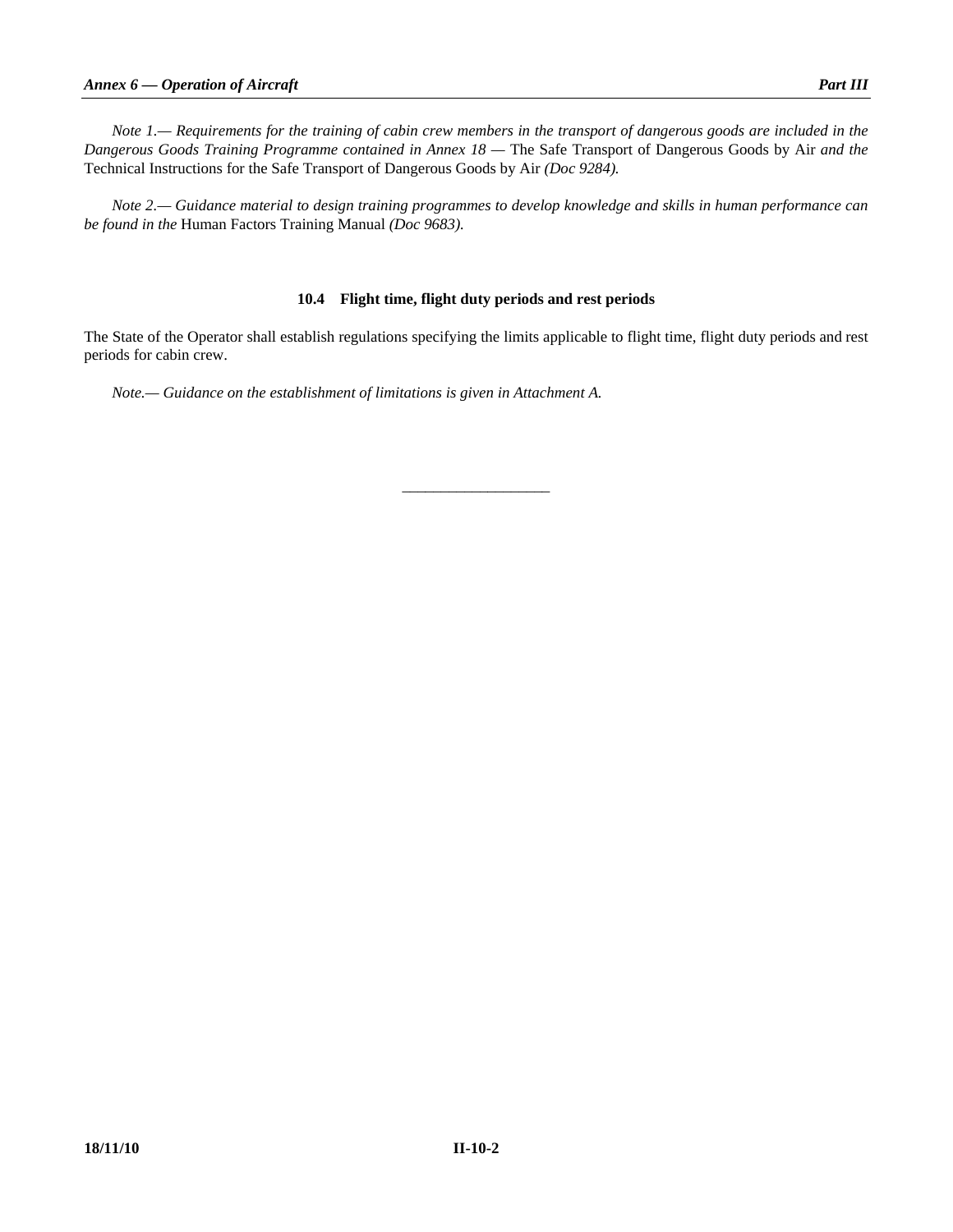*Note 1.— Requirements for the training of cabin crew members in the transport of dangerous goods are included in the Dangerous Goods Training Programme contained in Annex 18 —* The Safe Transport of Dangerous Goods by Air *and the* Technical Instructions for the Safe Transport of Dangerous Goods by Air *(Doc 9284).*

*Note 2.— Guidance material to design training programmes to develop knowledge and skills in human performance can be found in the* Human Factors Training Manual *(Doc 9683).*

### 10.4 Flight time, flight duty periods and rest periods

The State of the Operator shall establish regulations specifying the limits applicable to flight time, flight duty periods and rest periods for cabin crew.

*Note.— Guidance on the establishment of limitations is given in Attachment A.*

———————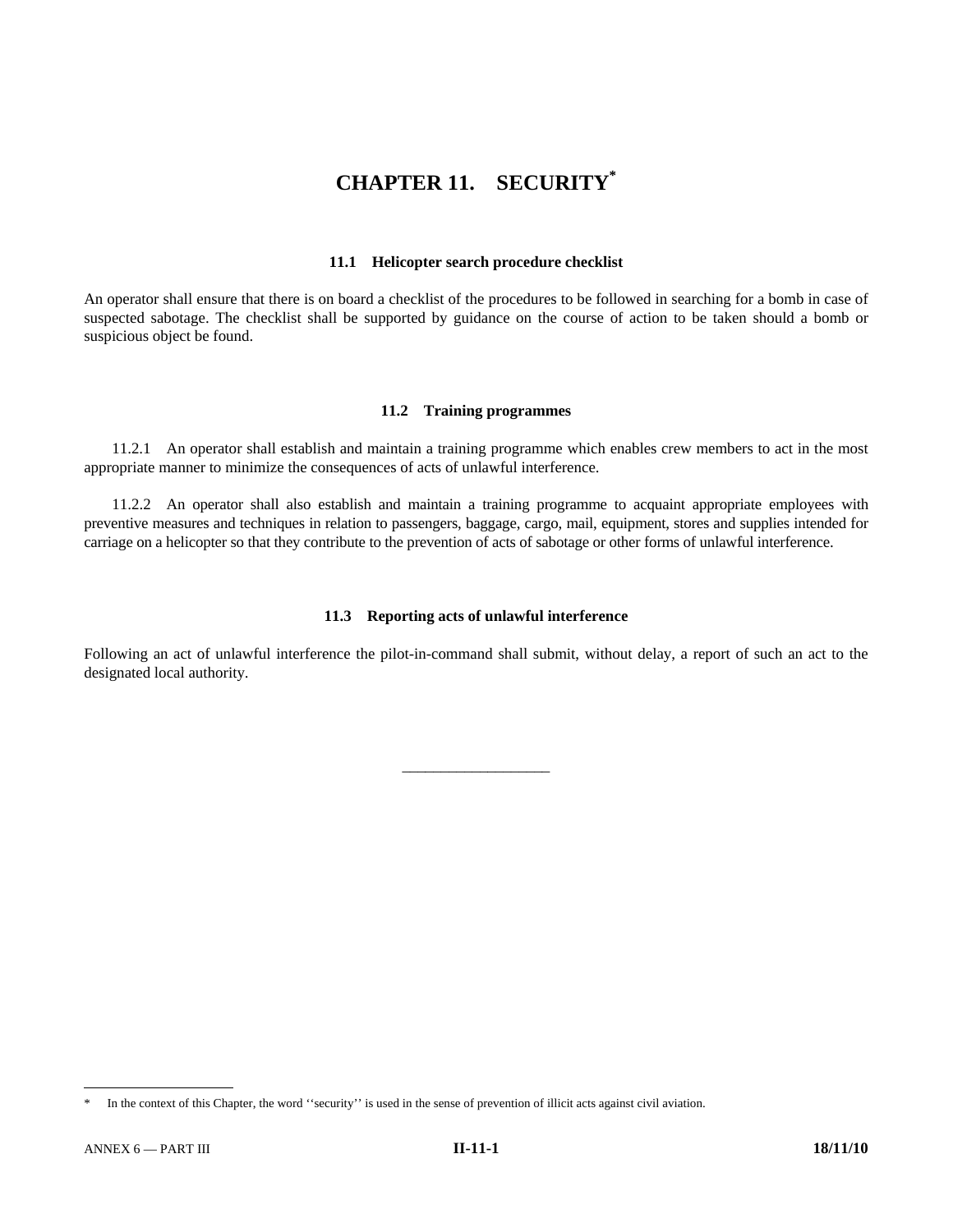# CHAPTER 11. SECURITY*

## 11.1 Helicopter search procedure checklist

An operator shall ensure that there is on board a checklist of the procedures to be followed in searching for a bomb in case of suspected sabotage. The checklist shall be supported by guidance on the course of action to be taken should a bomb or suspicious object be found.

## 11.2 Training programmes

11.2.1 An operator shall establish and maintain a training programme which enables crew members to act in the most appropriate manner to minimize the consequences of acts of unlawful interference.

11.2.2 An operator shall also establish and maintain a training programme to acquaint appropriate employees with preventive measures and techniques in relation to passengers, baggage, cargo, mail, equipment, stores and supplies intended for carriage on a helicopter so that they contribute to the prevention of acts of sabotage or other forms of unlawful interference.

## 11.3 Reporting acts of unlawful interference

Following an act of unlawful interference the pilot-in-command shall submit, without delay, a report of such an act to the designated local authority.

---

\* In the context of this Chapter, the word ''security'' is used in the sense of prevention of illicit acts against civil aviation.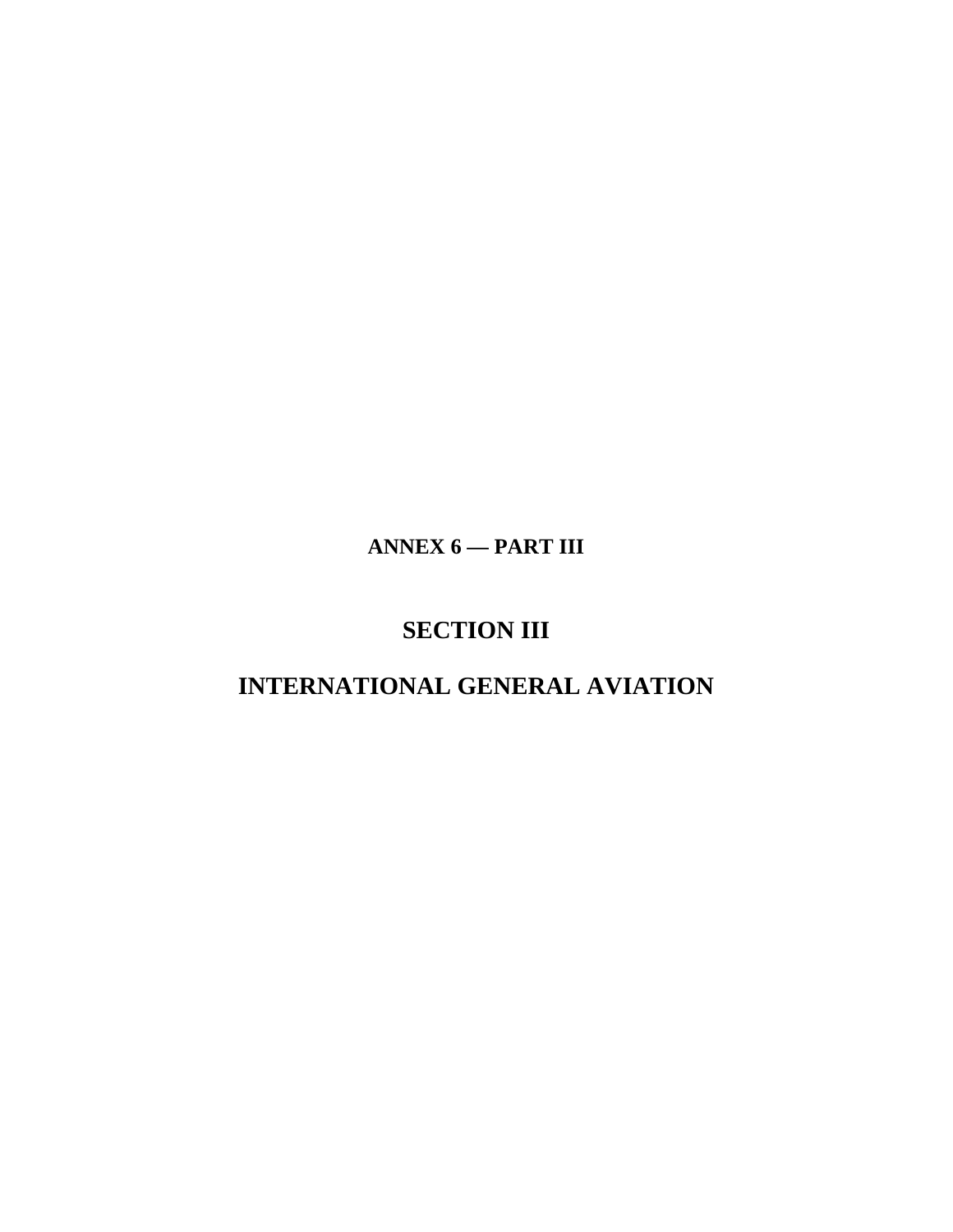**ANNEX 6 — PART III**

# SECTION III

# INTERNATIONAL GENERAL AVIATION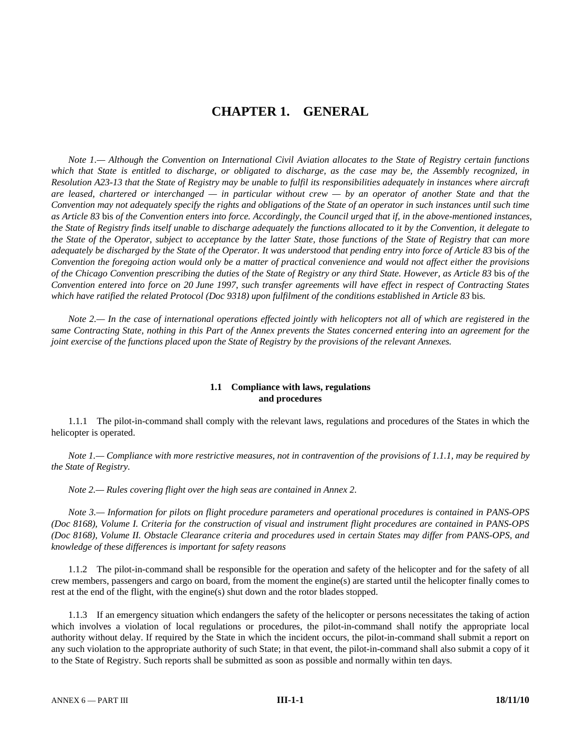# CHAPTER 1. GENERAL

*Note 1.— Although the Convention on International Civil Aviation allocates to the State of Registry certain functions which that State is entitled to discharge, or obligated to discharge, as the case may be, the Assembly recognized, in Resolution A23-13 that the State of Registry may be unable to fulfil its responsibilities adequately in instances where aircraft are leased, chartered or interchanged — in particular without crew — by an operator of another State and that the Convention may not adequately specify the rights and obligations of the State of an operator in such instances until such time as Article 83* bis *of the Convention enters into force. Accordingly, the Council urged that if, in the above-mentioned instances, the State of Registry finds itself unable to discharge adequately the functions allocated to it by the Convention, it delegate to the State of the Operator, subject to acceptance by the latter State, those functions of the State of Registry that can more adequately be discharged by the State of the Operator. It was understood that pending entry into force of Article 83* bis *of the Convention the foregoing action would only be a matter of practical convenience and would not affect either the provisions of the Chicago Convention prescribing the duties of the State of Registry or any third State. However, as Article 83* bis *of the Convention entered into force on 20 June 1997, such transfer agreements will have effect in respect of Contracting States which have ratified the related Protocol (Doc 9318) upon fulfilment of the conditions established in Article 83* bis*.*

*Note 2.— In the case of international operations effected jointly with helicopters not all of which are registered in the same Contracting State, nothing in this Part of the Annex prevents the States concerned entering into an agreement for the joint exercise of the functions placed upon the State of Registry by the provisions of the relevant Annexes.*

### 1.1 Compliance with laws, regulations and procedures

1.1.1 The pilot-in-command shall comply with the relevant laws, regulations and procedures of the States in which the helicopter is operated.

*Note 1.— Compliance with more restrictive measures, not in contravention of the provisions of 1.1.1, may be required by the State of Registry.*

*Note 2.— Rules covering flight over the high seas are contained in Annex 2.*

*Note 3.— Information for pilots on flight procedure parameters and operational procedures is contained in PANS-OPS (Doc 8168), Volume I. Criteria for the construction of visual and instrument flight procedures are contained in PANS-OPS (Doc 8168), Volume II. Obstacle Clearance criteria and procedures used in certain States may differ from PANS-OPS, and knowledge of these differences is important for safety reasons*

1.1.2 The pilot-in-command shall be responsible for the operation and safety of the helicopter and for the safety of all crew members, passengers and cargo on board, from the moment the engine(s) are started until the helicopter finally comes to rest at the end of the flight, with the engine(s) shut down and the rotor blades stopped.

1.1.3 If an emergency situation which endangers the safety of the helicopter or persons necessitates the taking of action which involves a violation of local regulations or procedures, the pilot-in-command shall notify the appropriate local authority without delay. If required by the State in which the incident occurs, the pilot-in-command shall submit a report on any such violation to the appropriate authority of such State; in that event, the pilot-in-command shall also submit a copy of it to the State of Registry. Such reports shall be submitted as soon as possible and normally within ten days.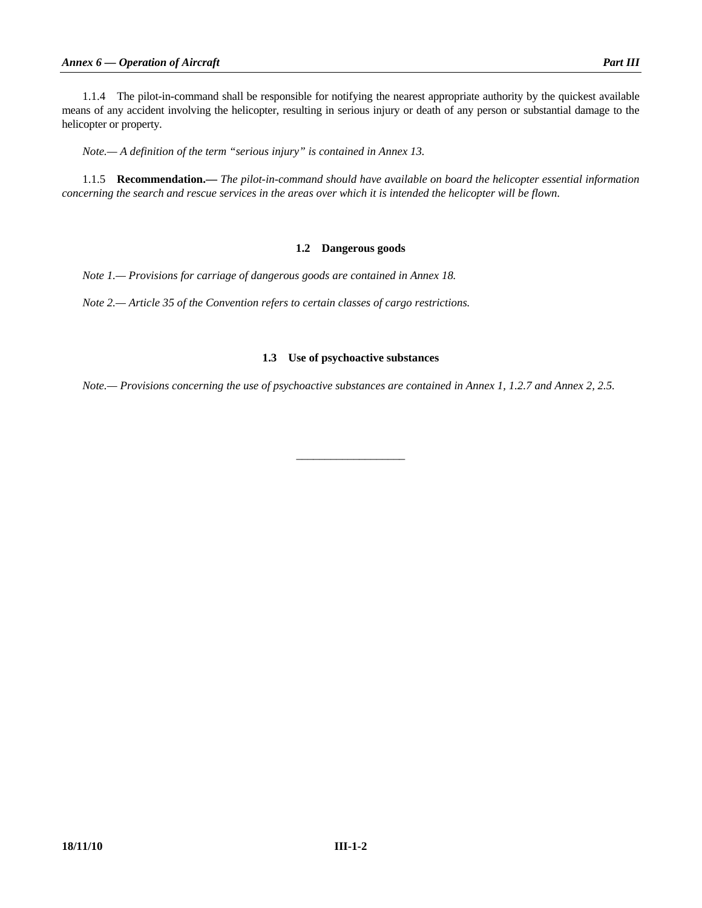1.1.4 The pilot-in-command shall be responsible for notifying the nearest appropriate authority by the quickest available means of any accident involving the helicopter, resulting in serious injury or death of any person or substantial damage to the helicopter or property.

*Note.— A definition of the term "serious injury" is contained in Annex 13.*

1.1.5 **Recommendation.—** *The pilot-in-command should have available on board the helicopter essential information concerning the search and rescue services in the areas over which it is intended the helicopter will be flown.*

### 1.2 Dangerous goods

*Note 1.— Provisions for carriage of dangerous goods are contained in Annex 18.*

*Note 2.— Article 35 of the Convention refers to certain classes of cargo restrictions.*

### 1.3 Use of psychoactive substances

*Note.— Provisions concerning the use of psychoactive substances are contained in Annex 1, 1.2.7 and Annex 2, 2.5.*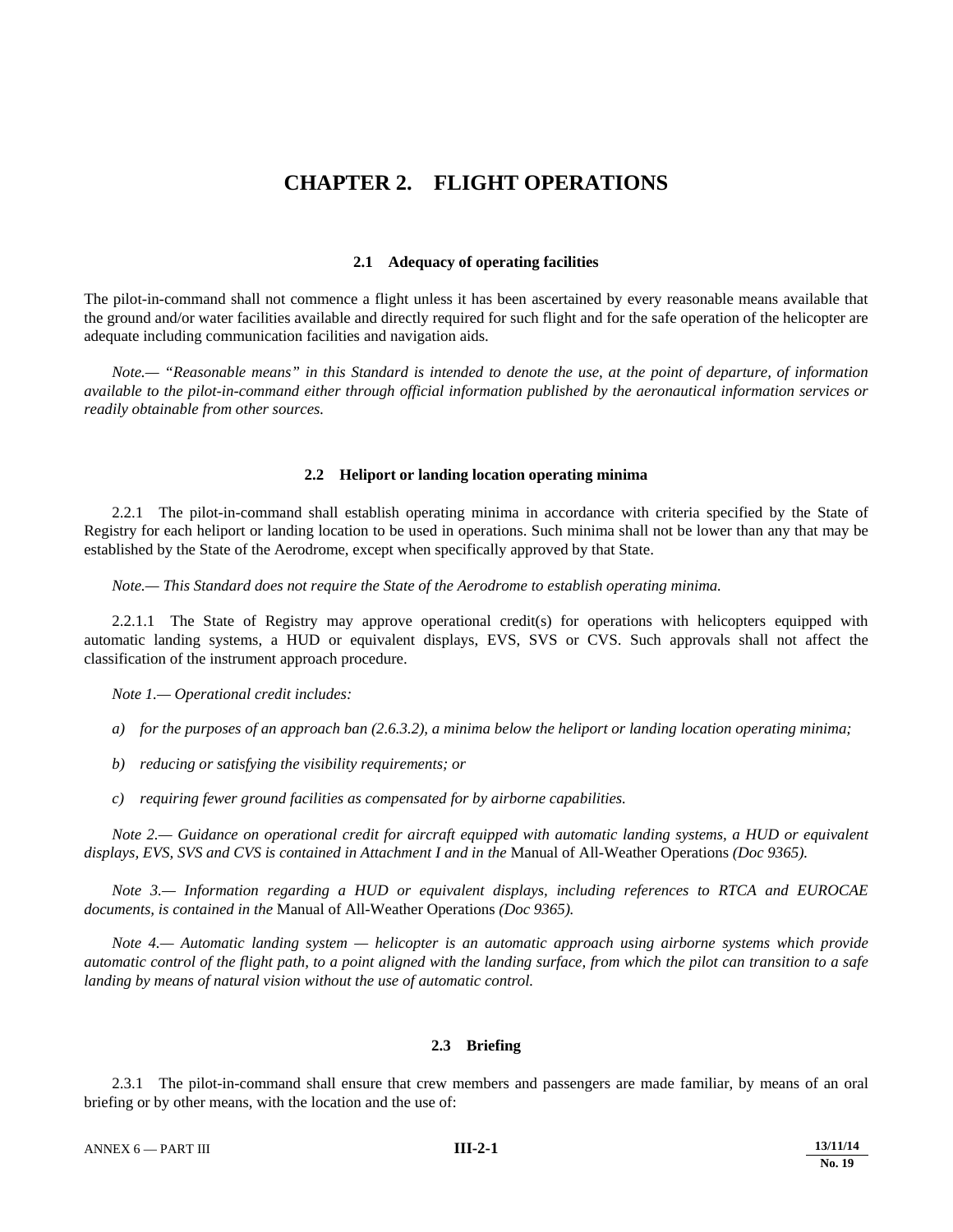# CHAPTER 2. FLIGHT OPERATIONS

### 2.1 Adequacy of operating facilities

The pilot-in-command shall not commence a flight unless it has been ascertained by every reasonable means available that the ground and/or water facilities available and directly required for such flight and for the safe operation of the helicopter are adequate including communication facilities and navigation aids.

*Note.— "Reasonable means" in this Standard is intended to denote the use, at the point of departure, of information available to the pilot-in-command either through official information published by the aeronautical information services or readily obtainable from other sources.*

### 2.2 Heliport or landing location operating minima

2.2.1 The pilot-in-command shall establish operating minima in accordance with criteria specified by the State of Registry for each heliport or landing location to be used in operations. Such minima shall not be lower than any that may be established by the State of the Aerodrome, except when specifically approved by that State.

*Note.— This Standard does not require the State of the Aerodrome to establish operating minima.*

2.2.1.1 The State of Registry may approve operational credit(s) for operations with helicopters equipped with automatic landing systems, a HUD or equivalent displays, EVS, SVS or CVS. Such approvals shall not affect the classification of the instrument approach procedure.

*Note 1.— Operational credit includes:*

*a) for the purposes of an approach ban (2.6.3.2), a minima below the heliport or landing location operating minima;*

*b) reducing or satisfying the visibility requirements; or*

*c) requiring fewer ground facilities as compensated for by airborne capabilities.*

*Note 2.— Guidance on operational credit for aircraft equipped with automatic landing systems, a HUD or equivalent displays, EVS, SVS and CVS is contained in Attachment I and in the* Manual of All-Weather Operations *(Doc 9365).*

*Note 3.— Information regarding a HUD or equivalent displays, including references to RTCA and EUROCAE documents, is contained in the* Manual of All-Weather Operations *(Doc 9365).*

*Note 4.— Automatic landing system — helicopter is an automatic approach using airborne systems which provide automatic control of the flight path, to a point aligned with the landing surface, from which the pilot can transition to a safe landing by means of natural vision without the use of automatic control.*

### 2.3 Briefing

2.3.1 The pilot-in-command shall ensure that crew members and passengers are made familiar, by means of an oral briefing or by other means, with the location and the use of: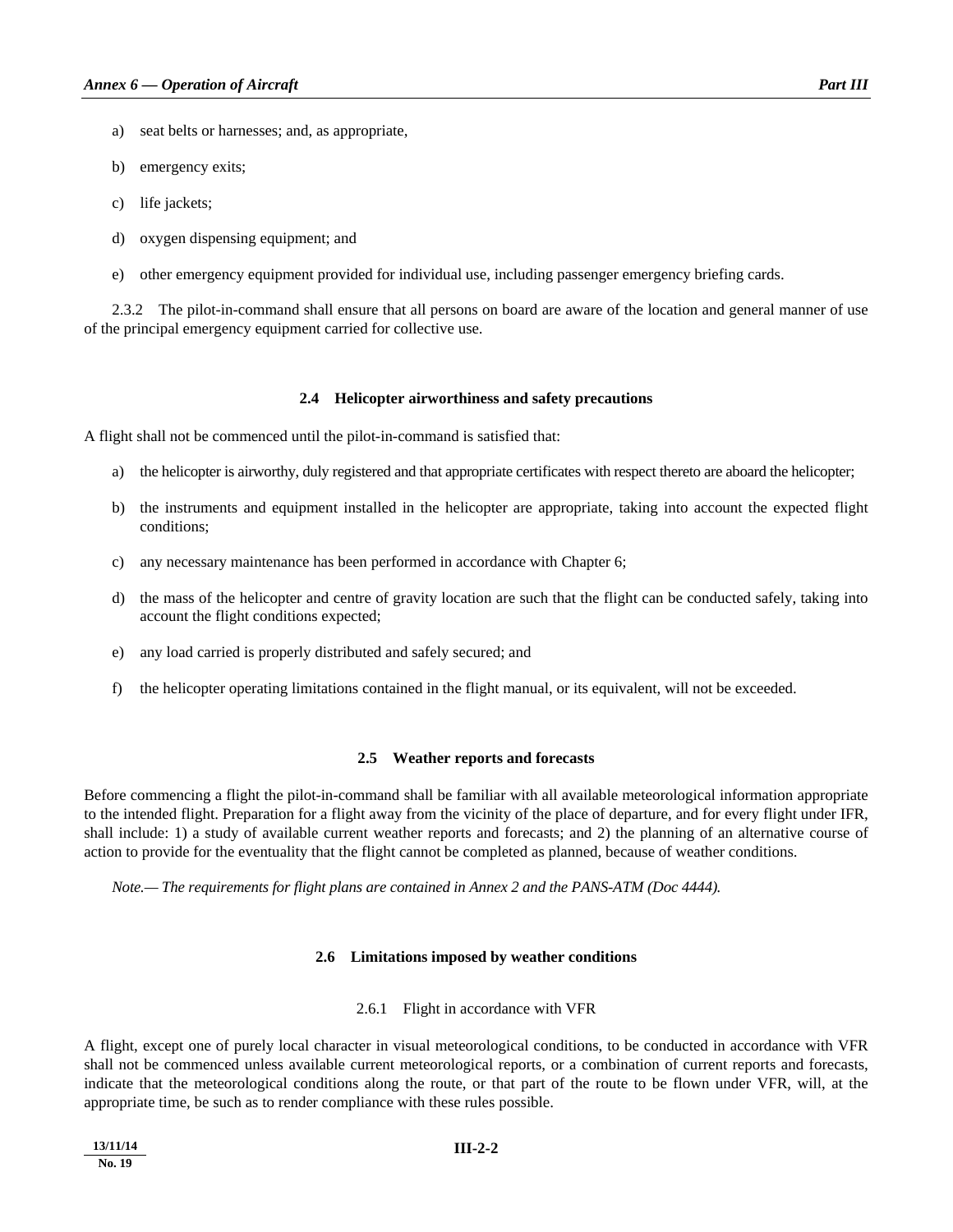a) seat belts or harnesses; and, as appropriate,

b) emergency exits;

c) life jackets;

d) oxygen dispensing equipment; and

e) other emergency equipment provided for individual use, including passenger emergency briefing cards.

2.3.2 The pilot-in-command shall ensure that all persons on board are aware of the location and general manner of use of the principal emergency equipment carried for collective use.

### 2.4 Helicopter airworthiness and safety precautions

A flight shall not be commenced until the pilot-in-command is satisfied that:

a) the helicopter is airworthy, duly registered and that appropriate certificates with respect thereto are aboard the helicopter;

b) the instruments and equipment installed in the helicopter are appropriate, taking into account the expected flight conditions;

c) any necessary maintenance has been performed in accordance with Chapter 6;

d) the mass of the helicopter and centre of gravity location are such that the flight can be conducted safely, taking into account the flight conditions expected;

e) any load carried is properly distributed and safely secured; and

f) the helicopter operating limitations contained in the flight manual, or its equivalent, will not be exceeded.

### 2.5 Weather reports and forecasts

Before commencing a flight the pilot-in-command shall be familiar with all available meteorological information appropriate to the intended flight. Preparation for a flight away from the vicinity of the place of departure, and for every flight under IFR, shall include: 1) a study of available current weather reports and forecasts; and 2) the planning of an alternative course of action to provide for the eventuality that the flight cannot be completed as planned, because of weather conditions.

*Note.— The requirements for flight plans are contained in Annex 2 and the PANS-ATM (Doc 4444).*

### 2.6 Limitations imposed by weather conditions

#### 2.6.1 Flight in accordance with VFR

A flight, except one of purely local character in visual meteorological conditions, to be conducted in accordance with VFR shall not be commenced unless available current meteorological reports, or a combination of current reports and forecasts, indicate that the meteorological conditions along the route, or that part of the route to be flown under VFR, will, at the appropriate time, be such as to render compliance with these rules possible.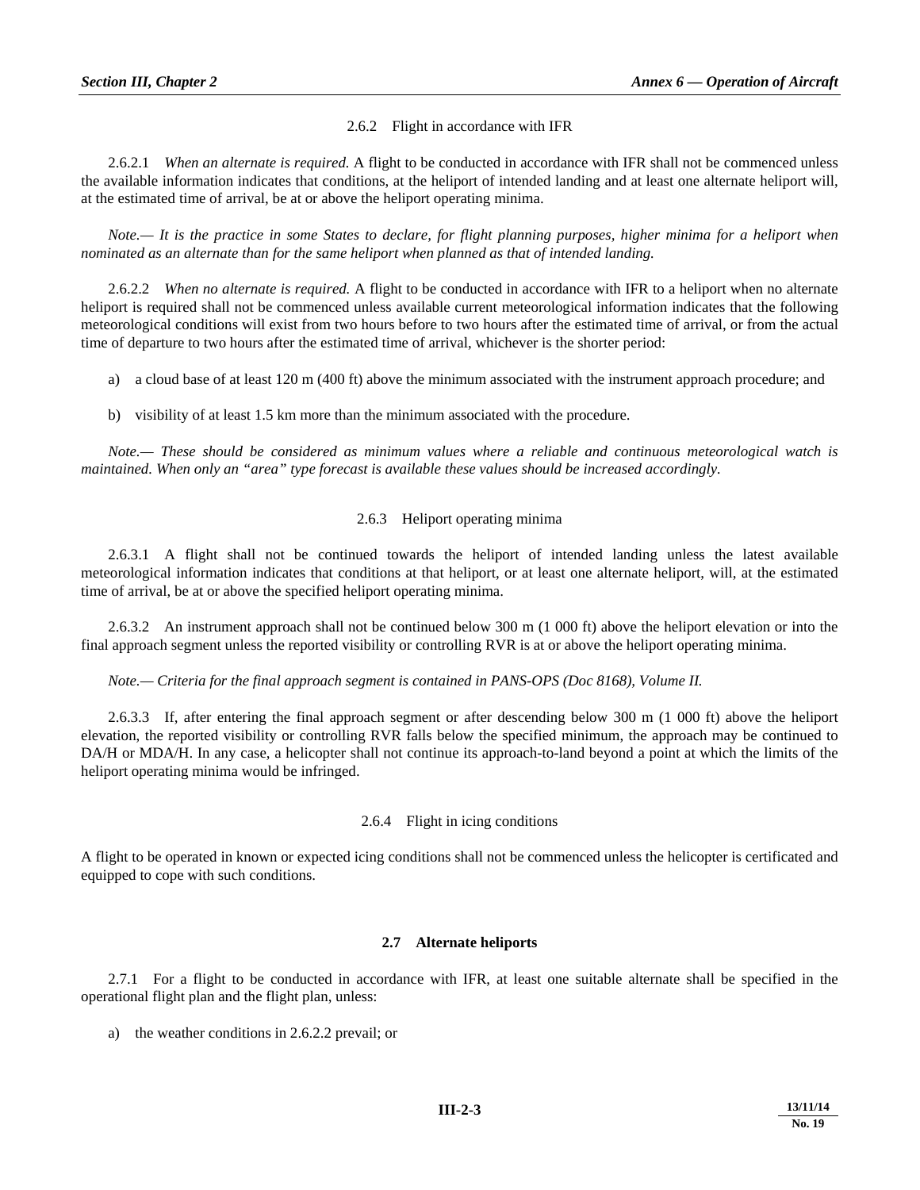2.6.2 Flight in accordance with IFR

2.6.2.1 *When an alternate is required.* A flight to be conducted in accordance with IFR shall not be commenced unless the available information indicates that conditions, at the heliport of intended landing and at least one alternate heliport will, at the estimated time of arrival, be at or above the heliport operating minima.

*Note.— It is the practice in some States to declare, for flight planning purposes, higher minima for a heliport when nominated as an alternate than for the same heliport when planned as that of intended landing.*

2.6.2.2 *When no alternate is required.* A flight to be conducted in accordance with IFR to a heliport when no alternate heliport is required shall not be commenced unless available current meteorological information indicates that the following meteorological conditions will exist from two hours before to two hours after the estimated time of arrival, or from the actual time of departure to two hours after the estimated time of arrival, whichever is the shorter period:

a) a cloud base of at least 120 m (400 ft) above the minimum associated with the instrument approach procedure; and

b) visibility of at least 1.5 km more than the minimum associated with the procedure.

*Note.— These should be considered as minimum values where a reliable and continuous meteorological watch is maintained. When only an "area" type forecast is available these values should be increased accordingly.*

2.6.3 Heliport operating minima

2.6.3.1 A flight shall not be continued towards the heliport of intended landing unless the latest available meteorological information indicates that conditions at that heliport, or at least one alternate heliport, will, at the estimated time of arrival, be at or above the specified heliport operating minima.

2.6.3.2 An instrument approach shall not be continued below 300 m (1 000 ft) above the heliport elevation or into the final approach segment unless the reported visibility or controlling RVR is at or above the heliport operating minima.

*Note.— Criteria for the final approach segment is contained in PANS-OPS (Doc 8168), Volume II.*

2.6.3.3 If, after entering the final approach segment or after descending below 300 m (1 000 ft) above the heliport elevation, the reported visibility or controlling RVR falls below the specified minimum, the approach may be continued to DA/H or MDA/H. In any case, a helicopter shall not continue its approach-to-land beyond a point at which the limits of the heliport operating minima would be infringed.

2.6.4 Flight in icing conditions

A flight to be operated in known or expected icing conditions shall not be commenced unless the helicopter is certificated and equipped to cope with such conditions.

### 2.7 Alternate heliports

2.7.1 For a flight to be conducted in accordance with IFR, at least one suitable alternate shall be specified in the operational flight plan and the flight plan, unless:

a) the weather conditions in 2.6.2.2 prevail; or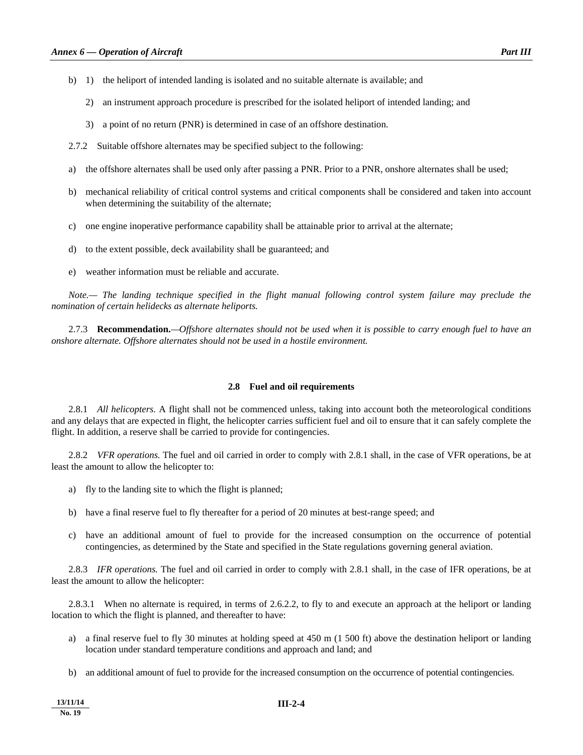b) 1) the heliport of intended landing is isolated and no suitable alternate is available; and

   2) an instrument approach procedure is prescribed for the isolated heliport of intended landing; and

   3) a point of no return (PNR) is determined in case of an offshore destination.

2.7.2 Suitable offshore alternates may be specified subject to the following:

a) the offshore alternates shall be used only after passing a PNR. Prior to a PNR, onshore alternates shall be used;

b) mechanical reliability of critical control systems and critical components shall be considered and taken into account when determining the suitability of the alternate;

c) one engine inoperative performance capability shall be attainable prior to arrival at the alternate;

d) to the extent possible, deck availability shall be guaranteed; and

e) weather information must be reliable and accurate.

*Note.— The landing technique specified in the flight manual following control system failure may preclude the nomination of certain helidecks as alternate heliports.*

2.7.3 **Recommendation.**—*Offshore alternates should not be used when it is possible to carry enough fuel to have an onshore alternate. Offshore alternates should not be used in a hostile environment.*

### 2.8 Fuel and oil requirements

2.8.1 *All helicopters.* A flight shall not be commenced unless, taking into account both the meteorological conditions and any delays that are expected in flight, the helicopter carries sufficient fuel and oil to ensure that it can safely complete the flight. In addition, a reserve shall be carried to provide for contingencies.

2.8.2 *VFR operations.* The fuel and oil carried in order to comply with 2.8.1 shall, in the case of VFR operations, be at least the amount to allow the helicopter to:

a) fly to the landing site to which the flight is planned;

b) have a final reserve fuel to fly thereafter for a period of 20 minutes at best-range speed; and

c) have an additional amount of fuel to provide for the increased consumption on the occurrence of potential contingencies, as determined by the State and specified in the State regulations governing general aviation.

2.8.3 *IFR operations.* The fuel and oil carried in order to comply with 2.8.1 shall, in the case of IFR operations, be at least the amount to allow the helicopter:

2.8.3.1 When no alternate is required, in terms of 2.6.2.2, to fly to and execute an approach at the heliport or landing location to which the flight is planned, and thereafter to have:

a) a final reserve fuel to fly 30 minutes at holding speed at 450 m (1 500 ft) above the destination heliport or landing location under standard temperature conditions and approach and land; and

b) an additional amount of fuel to provide for the increased consumption on the occurrence of potential contingencies.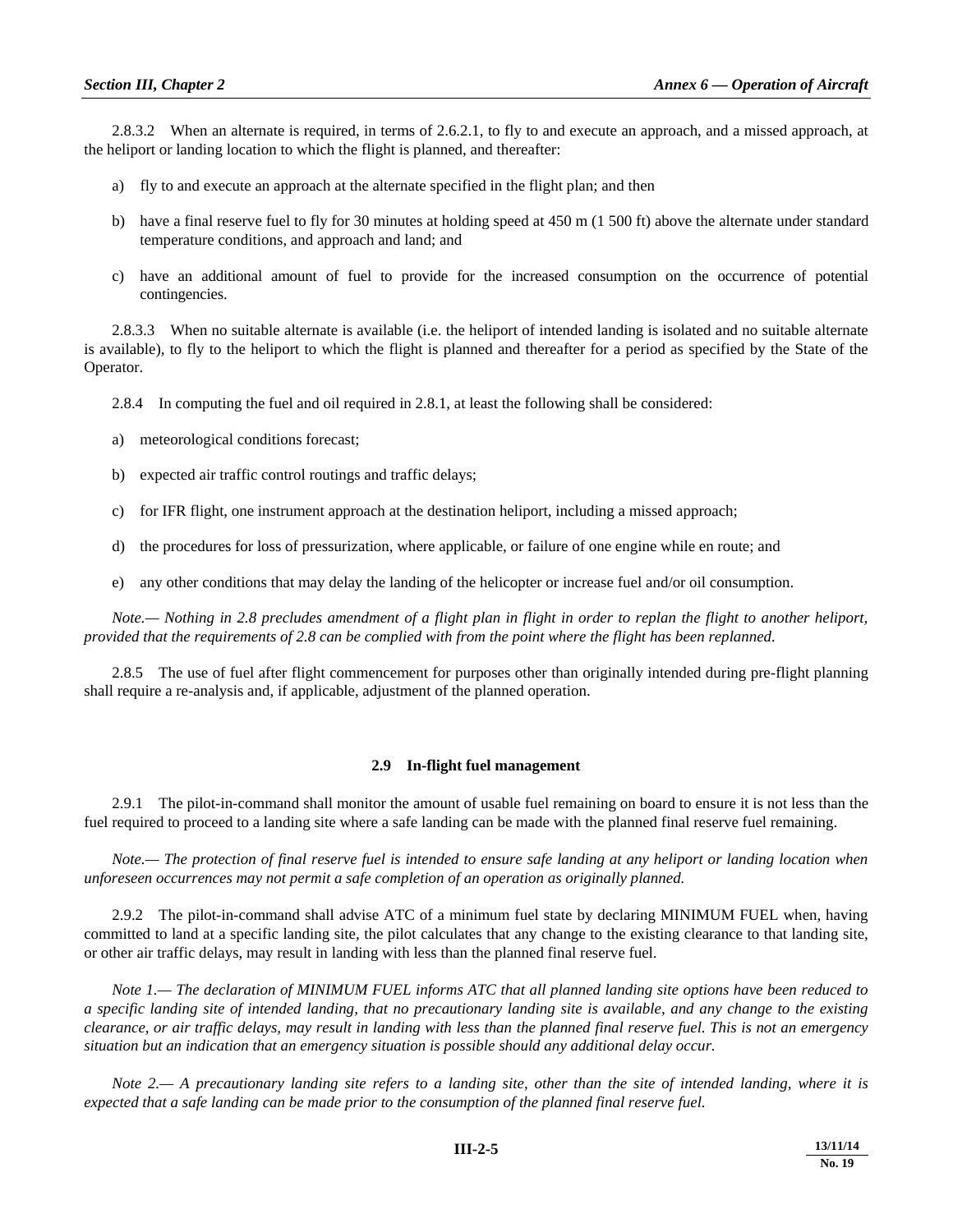2.8.3.2 When an alternate is required, in terms of 2.6.2.1, to fly to and execute an approach, and a missed approach, at the heliport or landing location to which the flight is planned, and thereafter:

a) fly to and execute an approach at the alternate specified in the flight plan; and then

b) have a final reserve fuel to fly for 30 minutes at holding speed at 450 m (1 500 ft) above the alternate under standard temperature conditions, and approach and land; and

c) have an additional amount of fuel to provide for the increased consumption on the occurrence of potential contingencies.

2.8.3.3 When no suitable alternate is available (i.e. the heliport of intended landing is isolated and no suitable alternate is available), to fly to the heliport to which the flight is planned and thereafter for a period as specified by the State of the Operator.

2.8.4 In computing the fuel and oil required in 2.8.1, at least the following shall be considered:

a) meteorological conditions forecast;

b) expected air traffic control routings and traffic delays;

c) for IFR flight, one instrument approach at the destination heliport, including a missed approach;

d) the procedures for loss of pressurization, where applicable, or failure of one engine while en route; and

e) any other conditions that may delay the landing of the helicopter or increase fuel and/or oil consumption.

*Note.— Nothing in 2.8 precludes amendment of a flight plan in flight in order to replan the flight to another heliport, provided that the requirements of 2.8 can be complied with from the point where the flight has been replanned.*

2.8.5 The use of fuel after flight commencement for purposes other than originally intended during pre-flight planning shall require a re-analysis and, if applicable, adjustment of the planned operation.

## 2.9 In-flight fuel management

2.9.1 The pilot-in-command shall monitor the amount of usable fuel remaining on board to ensure it is not less than the fuel required to proceed to a landing site where a safe landing can be made with the planned final reserve fuel remaining.

*Note.— The protection of final reserve fuel is intended to ensure safe landing at any heliport or landing location when unforeseen occurrences may not permit a safe completion of an operation as originally planned.*

2.9.2 The pilot-in-command shall advise ATC of a minimum fuel state by declaring MINIMUM FUEL when, having committed to land at a specific landing site, the pilot calculates that any change to the existing clearance to that landing site, or other air traffic delays, may result in landing with less than the planned final reserve fuel.

*Note 1.— The declaration of MINIMUM FUEL informs ATC that all planned landing site options have been reduced to a specific landing site of intended landing, that no precautionary landing site is available, and any change to the existing clearance, or air traffic delays, may result in landing with less than the planned final reserve fuel. This is not an emergency situation but an indication that an emergency situation is possible should any additional delay occur.*

*Note 2.— A precautionary landing site refers to a landing site, other than the site of intended landing, where it is expected that a safe landing can be made prior to the consumption of the planned final reserve fuel.*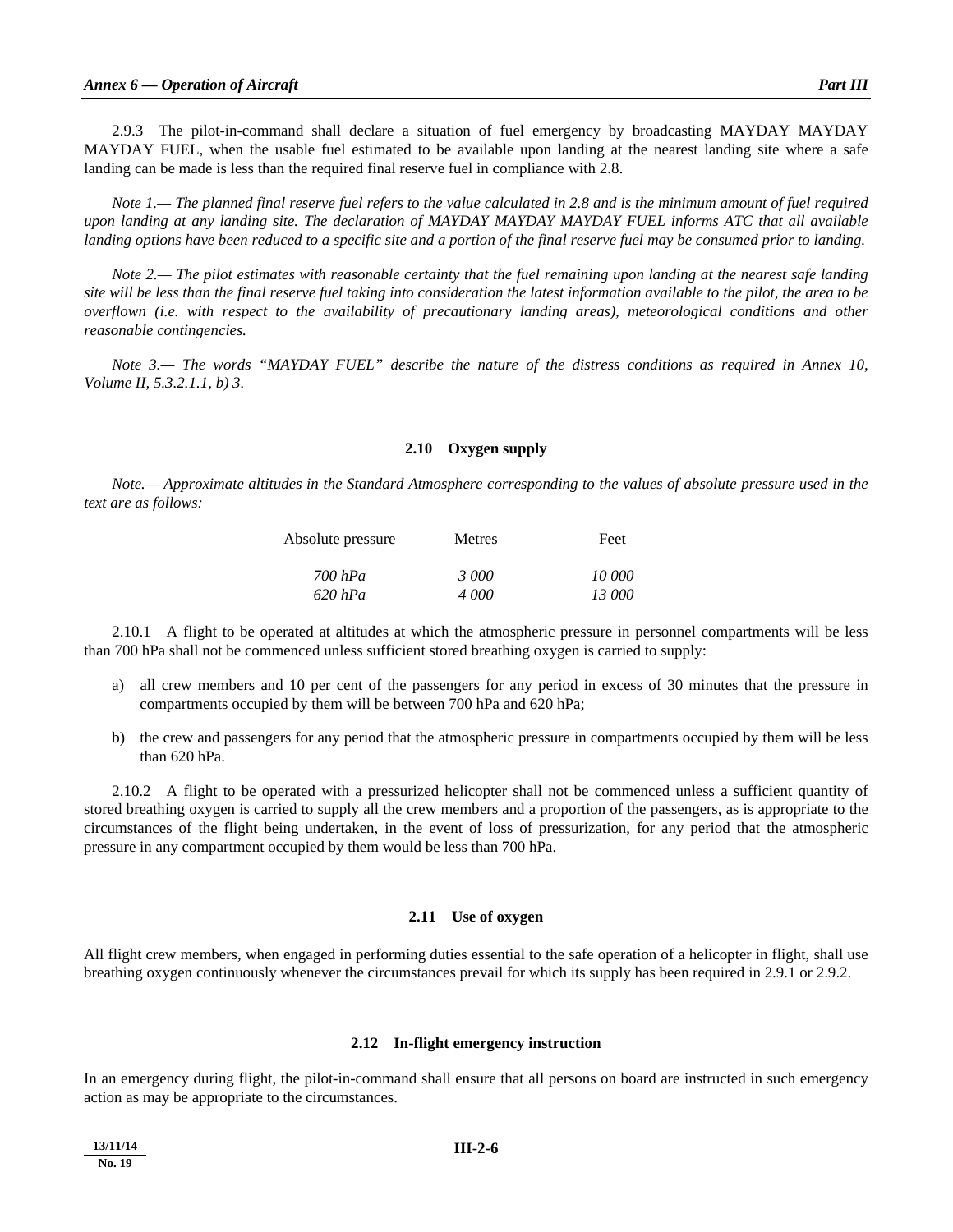2.9.3 The pilot-in-command shall declare a situation of fuel emergency by broadcasting MAYDAY MAYDAY MAYDAY FUEL, when the usable fuel estimated to be available upon landing at the nearest landing site where a safe landing can be made is less than the required final reserve fuel in compliance with 2.8.

*Note 1.— The planned final reserve fuel refers to the value calculated in 2.8 and is the minimum amount of fuel required upon landing at any landing site. The declaration of MAYDAY MAYDAY MAYDAY FUEL informs ATC that all available landing options have been reduced to a specific site and a portion of the final reserve fuel may be consumed prior to landing.*

*Note 2.— The pilot estimates with reasonable certainty that the fuel remaining upon landing at the nearest safe landing site will be less than the final reserve fuel taking into consideration the latest information available to the pilot, the area to be overflown (i.e. with respect to the availability of precautionary landing areas), meteorological conditions and other reasonable contingencies.*

*Note 3.— The words "MAYDAY FUEL" describe the nature of the distress conditions as required in Annex 10, Volume II, 5.3.2.1.1, b) 3.*

## 2.10 Oxygen supply

*Note.— Approximate altitudes in the Standard Atmosphere corresponding to the values of absolute pressure used in the text are as follows:*

| Absolute pressure | Metres | Feet |
|---|---|---|
| *700 hPa* | *3 000* | *10 000* |
| *620 hPa* | *4 000* | *13 000* |

2.10.1 A flight to be operated at altitudes at which the atmospheric pressure in personnel compartments will be less than 700 hPa shall not be commenced unless sufficient stored breathing oxygen is carried to supply:

a) all crew members and 10 per cent of the passengers for any period in excess of 30 minutes that the pressure in compartments occupied by them will be between 700 hPa and 620 hPa;

b) the crew and passengers for any period that the atmospheric pressure in compartments occupied by them will be less than 620 hPa.

2.10.2 A flight to be operated with a pressurized helicopter shall not be commenced unless a sufficient quantity of stored breathing oxygen is carried to supply all the crew members and a proportion of the passengers, as is appropriate to the circumstances of the flight being undertaken, in the event of loss of pressurization, for any period that the atmospheric pressure in any compartment occupied by them would be less than 700 hPa.

## 2.11 Use of oxygen

All flight crew members, when engaged in performing duties essential to the safe operation of a helicopter in flight, shall use breathing oxygen continuously whenever the circumstances prevail for which its supply has been required in 2.9.1 or 2.9.2.

## 2.12 In-flight emergency instruction

In an emergency during flight, the pilot-in-command shall ensure that all persons on board are instructed in such emergency action as may be appropriate to the circumstances.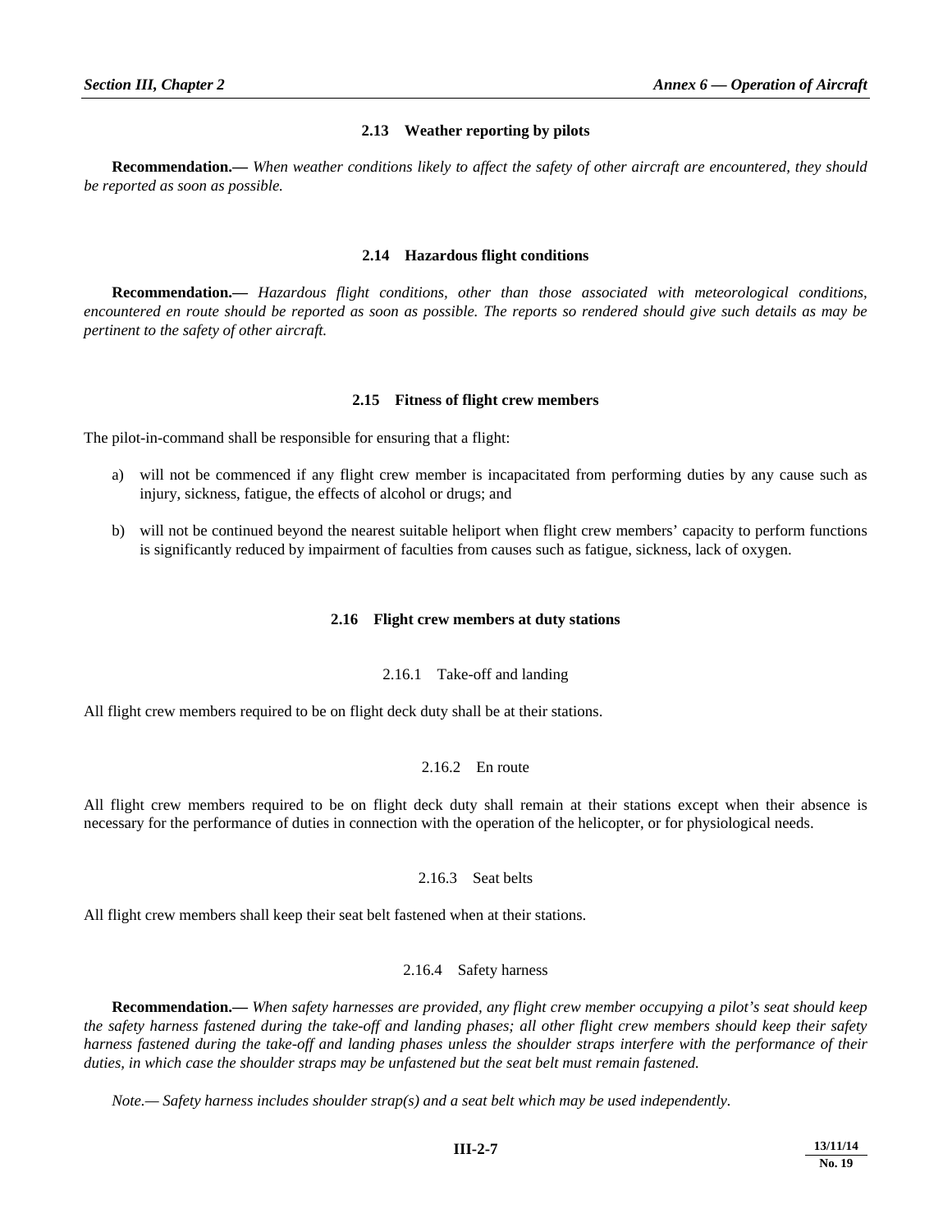## 2.13 Weather reporting by pilots

**Recommendation.—** *When weather conditions likely to affect the safety of other aircraft are encountered, they should be reported as soon as possible.*

## 2.14 Hazardous flight conditions

**Recommendation.—** *Hazardous flight conditions, other than those associated with meteorological conditions, encountered en route should be reported as soon as possible. The reports so rendered should give such details as may be pertinent to the safety of other aircraft.*

## 2.15 Fitness of flight crew members

The pilot-in-command shall be responsible for ensuring that a flight:

a) will not be commenced if any flight crew member is incapacitated from performing duties by any cause such as injury, sickness, fatigue, the effects of alcohol or drugs; and

b) will not be continued beyond the nearest suitable heliport when flight crew members' capacity to perform functions is significantly reduced by impairment of faculties from causes such as fatigue, sickness, lack of oxygen.

## 2.16 Flight crew members at duty stations

### 2.16.1 Take-off and landing

All flight crew members required to be on flight deck duty shall be at their stations.

### 2.16.2 En route

All flight crew members required to be on flight deck duty shall remain at their stations except when their absence is necessary for the performance of duties in connection with the operation of the helicopter, or for physiological needs.

### 2.16.3 Seat belts

All flight crew members shall keep their seat belt fastened when at their stations.

### 2.16.4 Safety harness

**Recommendation.—** *When safety harnesses are provided, any flight crew member occupying a pilot's seat should keep the safety harness fastened during the take-off and landing phases; all other flight crew members should keep their safety harness fastened during the take-off and landing phases unless the shoulder straps interfere with the performance of their duties, in which case the shoulder straps may be unfastened but the seat belt must remain fastened.*

*Note.— Safety harness includes shoulder strap(s) and a seat belt which may be used independently.*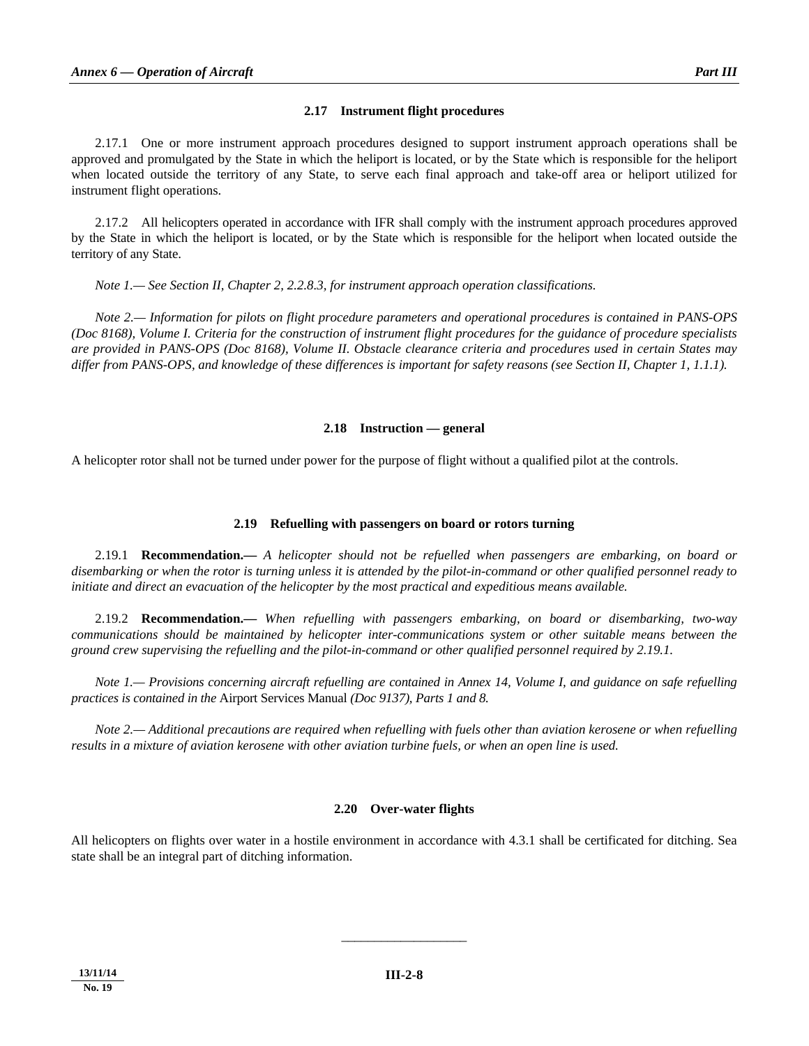### 2.17 Instrument flight procedures

2.17.1 One or more instrument approach procedures designed to support instrument approach operations shall be approved and promulgated by the State in which the heliport is located, or by the State which is responsible for the heliport when located outside the territory of any State, to serve each final approach and take-off area or heliport utilized for instrument flight operations.

2.17.2 All helicopters operated in accordance with IFR shall comply with the instrument approach procedures approved by the State in which the heliport is located, or by the State which is responsible for the heliport when located outside the territory of any State.

*Note 1.— See Section II, Chapter 2, 2.2.8.3, for instrument approach operation classifications.*

*Note 2.— Information for pilots on flight procedure parameters and operational procedures is contained in PANS-OPS (Doc 8168), Volume I. Criteria for the construction of instrument flight procedures for the guidance of procedure specialists are provided in PANS-OPS (Doc 8168), Volume II. Obstacle clearance criteria and procedures used in certain States may differ from PANS-OPS, and knowledge of these differences is important for safety reasons (see Section II, Chapter 1, 1.1.1).*

### 2.18 Instruction — general

A helicopter rotor shall not be turned under power for the purpose of flight without a qualified pilot at the controls.

### 2.19 Refuelling with passengers on board or rotors turning

2.19.1 **Recommendation.—** *A helicopter should not be refuelled when passengers are embarking, on board or disembarking or when the rotor is turning unless it is attended by the pilot-in-command or other qualified personnel ready to initiate and direct an evacuation of the helicopter by the most practical and expeditious means available.*

2.19.2 **Recommendation.—** *When refuelling with passengers embarking, on board or disembarking, two-way communications should be maintained by helicopter inter-communications system or other suitable means between the ground crew supervising the refuelling and the pilot-in-command or other qualified personnel required by 2.19.1.*

*Note 1.— Provisions concerning aircraft refuelling are contained in Annex 14, Volume I, and guidance on safe refuelling practices is contained in the* Airport Services Manual *(Doc 9137), Parts 1 and 8.*

*Note 2.— Additional precautions are required when refuelling with fuels other than aviation kerosene or when refuelling results in a mixture of aviation kerosene with other aviation turbine fuels, or when an open line is used.*

### 2.20 Over-water flights

All helicopters on flights over water in a hostile environment in accordance with 4.3.1 shall be certificated for ditching. Sea state shall be an integral part of ditching information.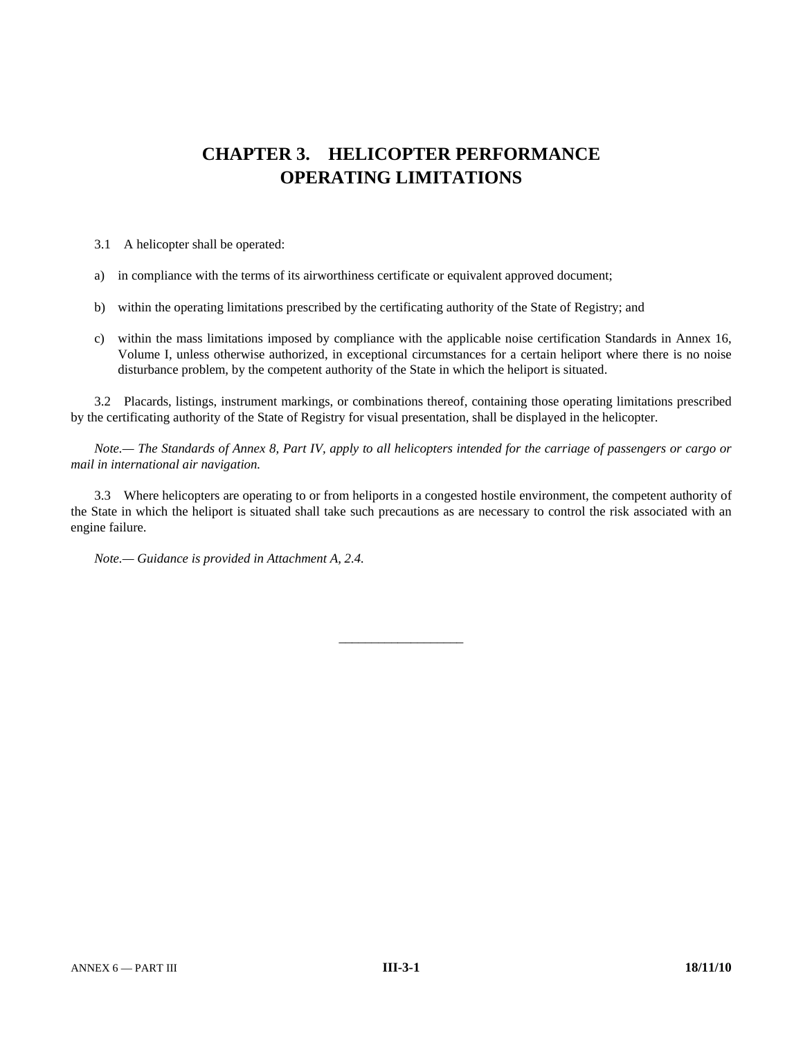# CHAPTER 3. HELICOPTER PERFORMANCE OPERATING LIMITATIONS

3.1 A helicopter shall be operated:

a) in compliance with the terms of its airworthiness certificate or equivalent approved document;

b) within the operating limitations prescribed by the certificating authority of the State of Registry; and

c) within the mass limitations imposed by compliance with the applicable noise certification Standards in Annex 16, Volume I, unless otherwise authorized, in exceptional circumstances for a certain heliport where there is no noise disturbance problem, by the competent authority of the State in which the heliport is situated.

3.2 Placards, listings, instrument markings, or combinations thereof, containing those operating limitations prescribed by the certificating authority of the State of Registry for visual presentation, shall be displayed in the helicopter.

*Note.— The Standards of Annex 8, Part IV, apply to all helicopters intended for the carriage of passengers or cargo or mail in international air navigation.*

3.3 Where helicopters are operating to or from heliports in a congested hostile environment, the competent authority of the State in which the heliport is situated shall take such precautions as are necessary to control the risk associated with an engine failure.

*Note.— Guidance is provided in Attachment A, 2.4.*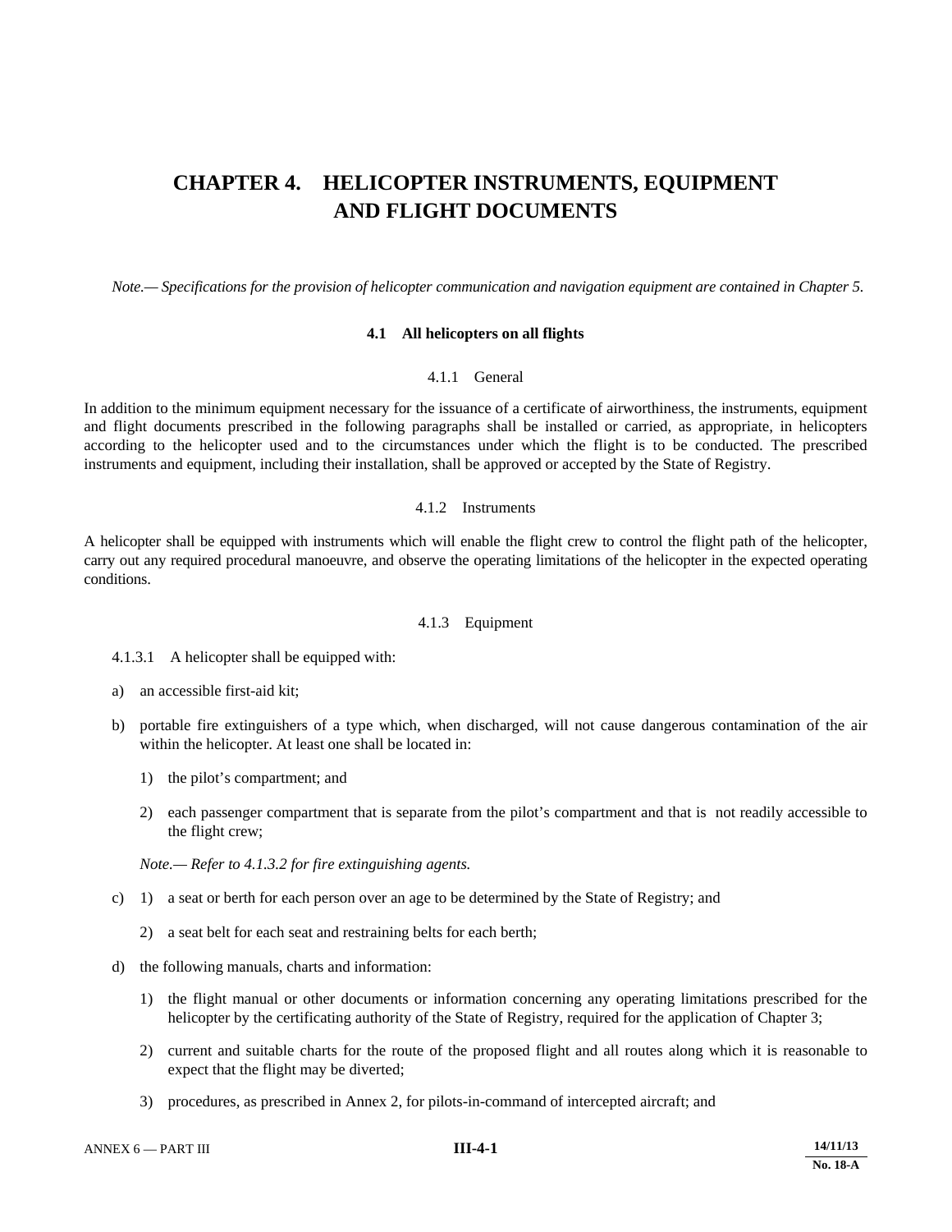# CHAPTER 4. HELICOPTER INSTRUMENTS, EQUIPMENT AND FLIGHT DOCUMENTS

*Note.— Specifications for the provision of helicopter communication and navigation equipment are contained in Chapter 5.*

## 4.1 All helicopters on all flights

### 4.1.1 General

In addition to the minimum equipment necessary for the issuance of a certificate of airworthiness, the instruments, equipment and flight documents prescribed in the following paragraphs shall be installed or carried, as appropriate, in helicopters according to the helicopter used and to the circumstances under which the flight is to be conducted. The prescribed instruments and equipment, including their installation, shall be approved or accepted by the State of Registry.

### 4.1.2 Instruments

A helicopter shall be equipped with instruments which will enable the flight crew to control the flight path of the helicopter, carry out any required procedural manoeuvre, and observe the operating limitations of the helicopter in the expected operating conditions.

### 4.1.3 Equipment

4.1.3.1 A helicopter shall be equipped with:

a) an accessible first-aid kit;

b) portable fire extinguishers of a type which, when discharged, will not cause dangerous contamination of the air within the helicopter. At least one shall be located in:

   1) the pilot's compartment; and

   2) each passenger compartment that is separate from the pilot's compartment and that is not readily accessible to the flight crew;

   *Note.— Refer to 4.1.3.2 for fire extinguishing agents.*

c) 1) a seat or berth for each person over an age to be determined by the State of Registry; and

   2) a seat belt for each seat and restraining belts for each berth;

d) the following manuals, charts and information:

   1) the flight manual or other documents or information concerning any operating limitations prescribed for the helicopter by the certificating authority of the State of Registry, required for the application of Chapter 3;

   2) current and suitable charts for the route of the proposed flight and all routes along which it is reasonable to expect that the flight may be diverted;

   3) procedures, as prescribed in Annex 2, for pilots-in-command of intercepted aircraft; and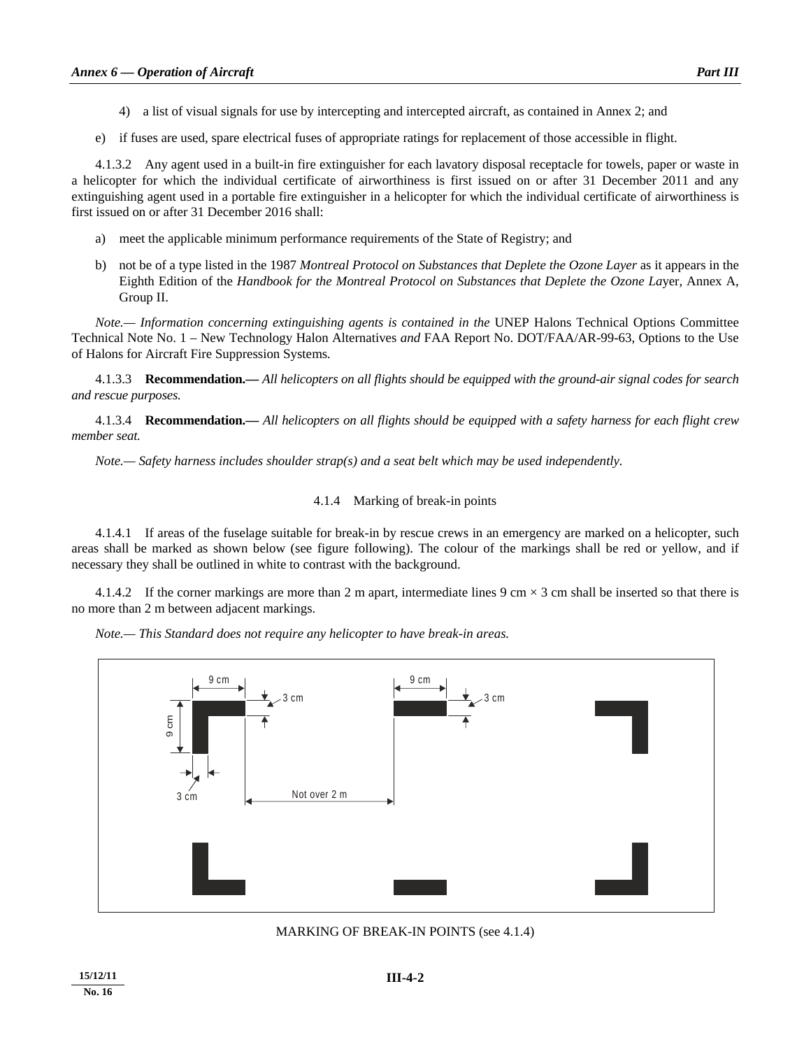4) a list of visual signals for use by intercepting and intercepted aircraft, as contained in Annex 2; and

e) if fuses are used, spare electrical fuses of appropriate ratings for replacement of those accessible in flight.

4.1.3.2 Any agent used in a built-in fire extinguisher for each lavatory disposal receptacle for towels, paper or waste in a helicopter for which the individual certificate of airworthiness is first issued on or after 31 December 2011 and any extinguishing agent used in a portable fire extinguisher in a helicopter for which the individual certificate of airworthiness is first issued on or after 31 December 2016 shall:

a) meet the applicable minimum performance requirements of the State of Registry; and

b) not be of a type listed in the 1987 *Montreal Protocol on Substances that Deplete the Ozone Layer* as it appears in the Eighth Edition of the *Handbook for the Montreal Protocol on Substances that Deplete the Ozone La*yer, Annex A, Group II.

*Note.— Information concerning extinguishing agents is contained in the* UNEP Halons Technical Options Committee Technical Note No. 1 – New Technology Halon Alternatives *and* FAA Report No. DOT/FAA/AR-99-63, Options to the Use of Halons for Aircraft Fire Suppression Systems*.*

4.1.3.3 **Recommendation.—** *All helicopters on all flights should be equipped with the ground-air signal codes for search and rescue purposes.*

4.1.3.4 **Recommendation.—** *All helicopters on all flights should be equipped with a safety harness for each flight crew member seat.*

*Note.— Safety harness includes shoulder strap(s) and a seat belt which may be used independently.*

### 4.1.4 Marking of break-in points

4.1.4.1 If areas of the fuselage suitable for break-in by rescue crews in an emergency are marked on a helicopter, such areas shall be marked as shown below (see figure following). The colour of the markings shall be red or yellow, and if necessary they shall be outlined in white to contrast with the background.

4.1.4.2 If the corner markings are more than 2 m apart, intermediate lines 9 cm × 3 cm shall be inserted so that there is no more than 2 m between adjacent markings.

*Note.— This Standard does not require any helicopter to have break-in areas.*

9 cm | 3 cm | 9 cm | 3 cm | 9 cm | 3 cm | Not over 2 m

MARKING OF BREAK-IN POINTS (see 4.1.4)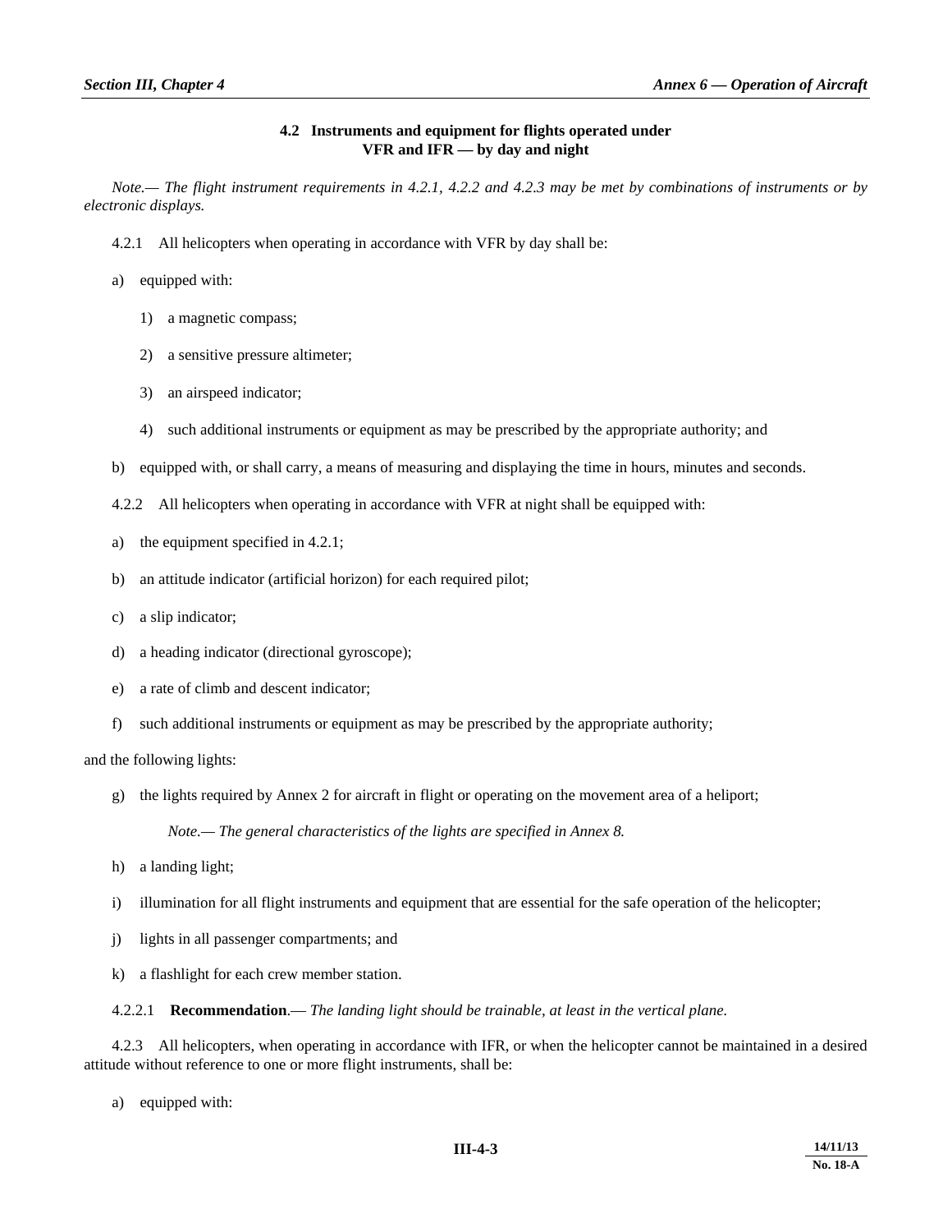### 4.2 Instruments and equipment for flights operated under VFR and IFR — by day and night

*Note.— The flight instrument requirements in 4.2.1, 4.2.2 and 4.2.3 may be met by combinations of instruments or by electronic displays.*

4.2.1 All helicopters when operating in accordance with VFR by day shall be:

a) equipped with:

   1) a magnetic compass;

   2) a sensitive pressure altimeter;

   3) an airspeed indicator;

   4) such additional instruments or equipment as may be prescribed by the appropriate authority; and

b) equipped with, or shall carry, a means of measuring and displaying the time in hours, minutes and seconds.

4.2.2 All helicopters when operating in accordance with VFR at night shall be equipped with:

a) the equipment specified in 4.2.1;

b) an attitude indicator (artificial horizon) for each required pilot;

c) a slip indicator;

d) a heading indicator (directional gyroscope);

e) a rate of climb and descent indicator;

f) such additional instruments or equipment as may be prescribed by the appropriate authority;

and the following lights:

g) the lights required by Annex 2 for aircraft in flight or operating on the movement area of a heliport;

   *Note.— The general characteristics of the lights are specified in Annex 8.*

h) a landing light;

i) illumination for all flight instruments and equipment that are essential for the safe operation of the helicopter;

j) lights in all passenger compartments; and

k) a flashlight for each crew member station.

4.2.2.1 **Recommendation**.— *The landing light should be trainable, at least in the vertical plane.*

4.2.3 All helicopters, when operating in accordance with IFR, or when the helicopter cannot be maintained in a desired attitude without reference to one or more flight instruments, shall be:

a) equipped with: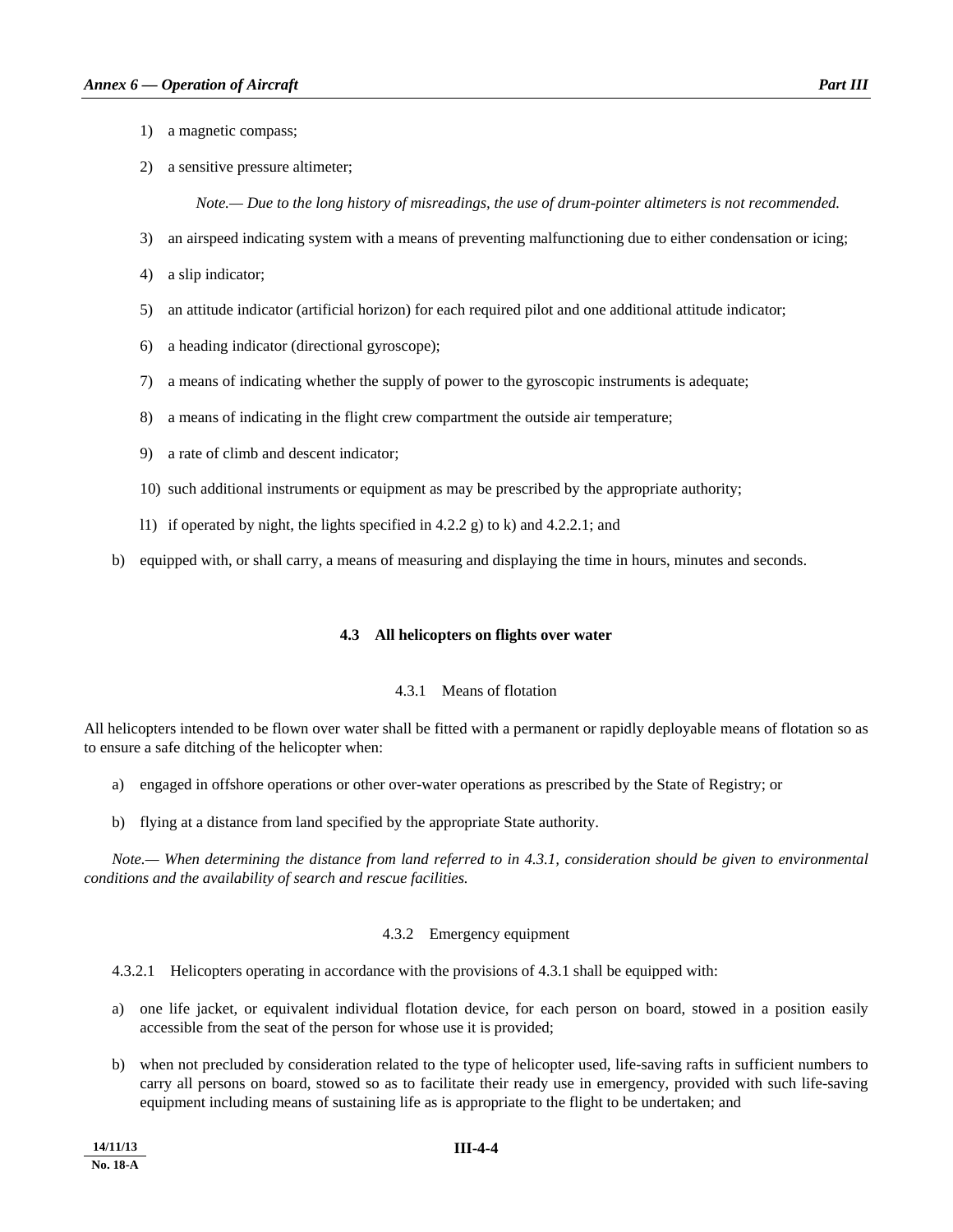1) a magnetic compass;

2) a sensitive pressure altimeter;

*Note.— Due to the long history of misreadings, the use of drum-pointer altimeters is not recommended.*

3) an airspeed indicating system with a means of preventing malfunctioning due to either condensation or icing;

4) a slip indicator;

5) an attitude indicator (artificial horizon) for each required pilot and one additional attitude indicator;

6) a heading indicator (directional gyroscope);

7) a means of indicating whether the supply of power to the gyroscopic instruments is adequate;

8) a means of indicating in the flight crew compartment the outside air temperature;

9) a rate of climb and descent indicator;

10) such additional instruments or equipment as may be prescribed by the appropriate authority;

11) if operated by night, the lights specified in 4.2.2 g) to k) and 4.2.2.1; and

b) equipped with, or shall carry, a means of measuring and displaying the time in hours, minutes and seconds.

## 4.3 All helicopters on flights over water

### 4.3.1 Means of flotation

All helicopters intended to be flown over water shall be fitted with a permanent or rapidly deployable means of flotation so as to ensure a safe ditching of the helicopter when:

a) engaged in offshore operations or other over-water operations as prescribed by the State of Registry; or

b) flying at a distance from land specified by the appropriate State authority.

*Note.— When determining the distance from land referred to in 4.3.1, consideration should be given to environmental conditions and the availability of search and rescue facilities.*

### 4.3.2 Emergency equipment

4.3.2.1 Helicopters operating in accordance with the provisions of 4.3.1 shall be equipped with:

a) one life jacket, or equivalent individual flotation device, for each person on board, stowed in a position easily accessible from the seat of the person for whose use it is provided;

b) when not precluded by consideration related to the type of helicopter used, life-saving rafts in sufficient numbers to carry all persons on board, stowed so as to facilitate their ready use in emergency, provided with such life-saving equipment including means of sustaining life as is appropriate to the flight to be undertaken; and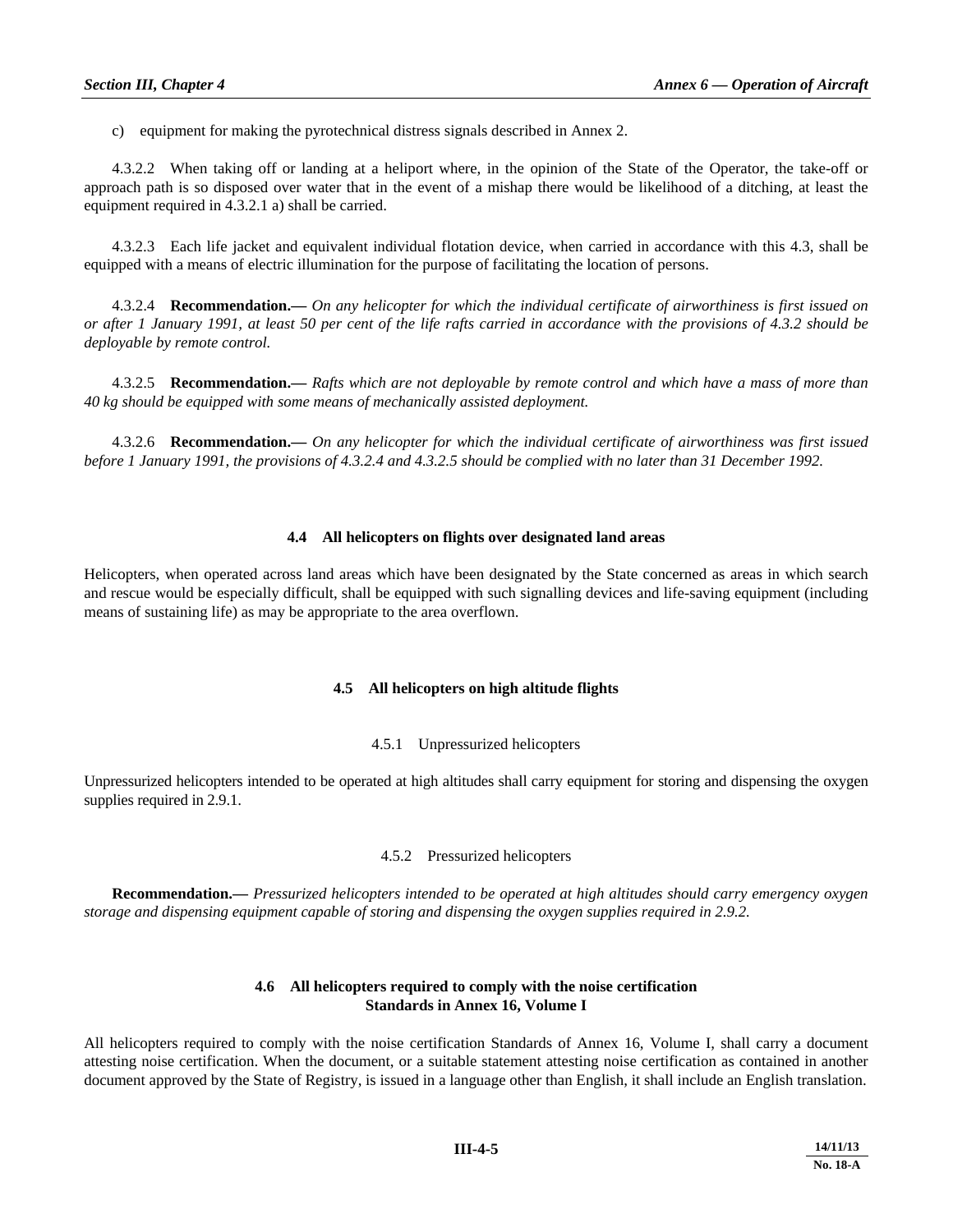c) equipment for making the pyrotechnical distress signals described in Annex 2.

4.3.2.2 When taking off or landing at a heliport where, in the opinion of the State of the Operator, the take-off or approach path is so disposed over water that in the event of a mishap there would be likelihood of a ditching, at least the equipment required in 4.3.2.1 a) shall be carried.

4.3.2.3 Each life jacket and equivalent individual flotation device, when carried in accordance with this 4.3, shall be equipped with a means of electric illumination for the purpose of facilitating the location of persons.

4.3.2.4 **Recommendation.—** *On any helicopter for which the individual certificate of airworthiness is first issued on or after 1 January 1991, at least 50 per cent of the life rafts carried in accordance with the provisions of 4.3.2 should be deployable by remote control.*

4.3.2.5 **Recommendation.—** *Rafts which are not deployable by remote control and which have a mass of more than 40 kg should be equipped with some means of mechanically assisted deployment.*

4.3.2.6 **Recommendation.—** *On any helicopter for which the individual certificate of airworthiness was first issued before 1 January 1991, the provisions of 4.3.2.4 and 4.3.2.5 should be complied with no later than 31 December 1992.*

## 4.4 All helicopters on flights over designated land areas

Helicopters, when operated across land areas which have been designated by the State concerned as areas in which search and rescue would be especially difficult, shall be equipped with such signalling devices and life-saving equipment (including means of sustaining life) as may be appropriate to the area overflown.

## 4.5 All helicopters on high altitude flights

### 4.5.1 Unpressurized helicopters

Unpressurized helicopters intended to be operated at high altitudes shall carry equipment for storing and dispensing the oxygen supplies required in 2.9.1.

### 4.5.2 Pressurized helicopters

**Recommendation.—** *Pressurized helicopters intended to be operated at high altitudes should carry emergency oxygen storage and dispensing equipment capable of storing and dispensing the oxygen supplies required in 2.9.2.*

## 4.6 All helicopters required to comply with the noise certification Standards in Annex 16, Volume I

All helicopters required to comply with the noise certification Standards of Annex 16, Volume I, shall carry a document attesting noise certification. When the document, or a suitable statement attesting noise certification as contained in another document approved by the State of Registry, is issued in a language other than English, it shall include an English translation.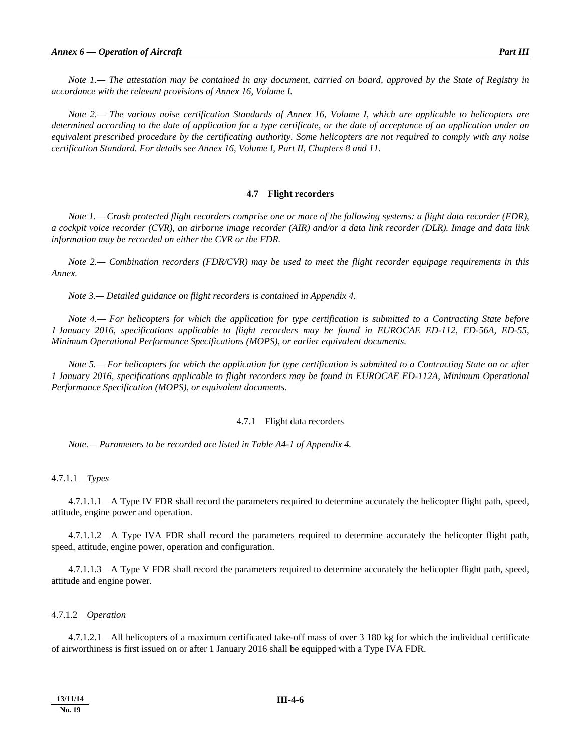*Note 1.— The attestation may be contained in any document, carried on board, approved by the State of Registry in accordance with the relevant provisions of Annex 16, Volume I.*

*Note 2.— The various noise certification Standards of Annex 16, Volume I, which are applicable to helicopters are determined according to the date of application for a type certificate, or the date of acceptance of an application under an equivalent prescribed procedure by the certificating authority. Some helicopters are not required to comply with any noise certification Standard. For details see Annex 16, Volume I, Part II, Chapters 8 and 11.*

## 4.7 Flight recorders

*Note 1.— Crash protected flight recorders comprise one or more of the following systems: a flight data recorder (FDR), a cockpit voice recorder (CVR), an airborne image recorder (AIR) and/or a data link recorder (DLR). Image and data link information may be recorded on either the CVR or the FDR.*

*Note 2.— Combination recorders (FDR/CVR) may be used to meet the flight recorder equipage requirements in this Annex.*

*Note 3.— Detailed guidance on flight recorders is contained in Appendix 4.*

*Note 4.— For helicopters for which the application for type certification is submitted to a Contracting State before 1 January 2016, specifications applicable to flight recorders may be found in EUROCAE ED-112, ED-56A, ED-55, Minimum Operational Performance Specifications (MOPS), or earlier equivalent documents.*

*Note 5.— For helicopters for which the application for type certification is submitted to a Contracting State on or after 1 January 2016, specifications applicable to flight recorders may be found in EUROCAE ED-112A, Minimum Operational Performance Specification (MOPS), or equivalent documents.*

### 4.7.1 Flight data recorders

*Note.— Parameters to be recorded are listed in Table A4-1 of Appendix 4.*

4.7.1.1 *Types*

4.7.1.1.1 A Type IV FDR shall record the parameters required to determine accurately the helicopter flight path, speed, attitude, engine power and operation.

4.7.1.1.2 A Type IVA FDR shall record the parameters required to determine accurately the helicopter flight path, speed, attitude, engine power, operation and configuration.

4.7.1.1.3 A Type V FDR shall record the parameters required to determine accurately the helicopter flight path, speed, attitude and engine power.

4.7.1.2 *Operation*

4.7.1.2.1 All helicopters of a maximum certificated take-off mass of over 3 180 kg for which the individual certificate of airworthiness is first issued on or after 1 January 2016 shall be equipped with a Type IVA FDR.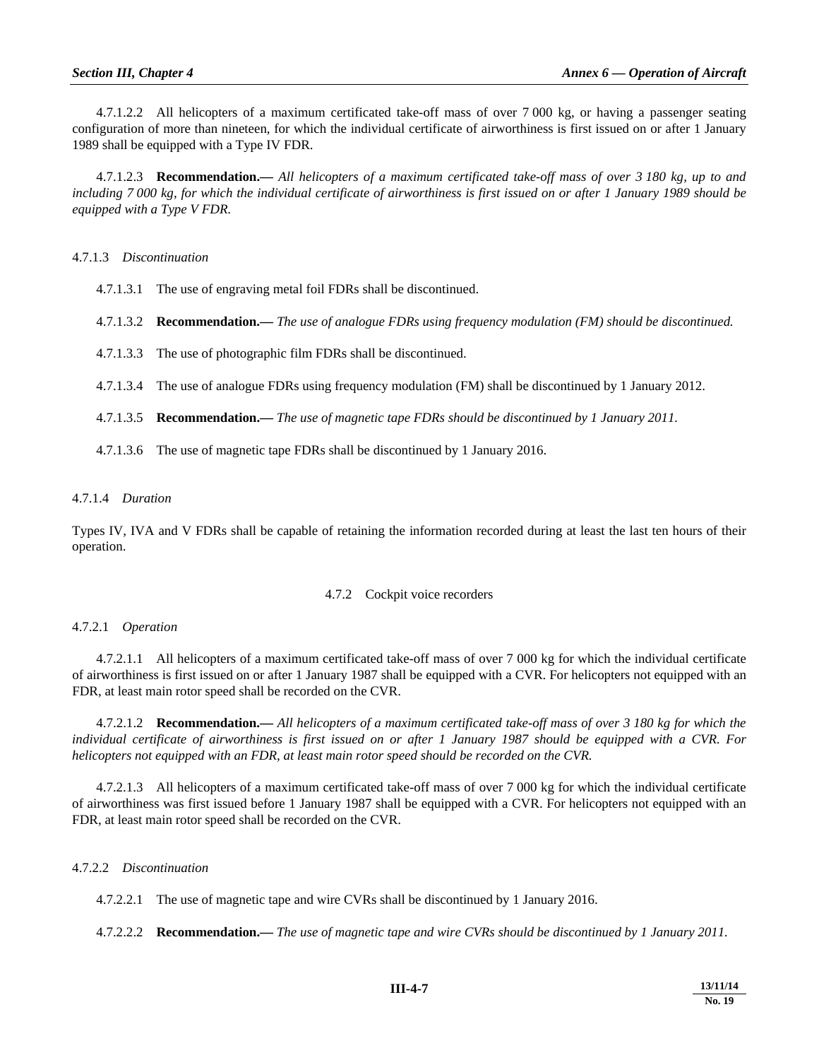4.7.1.2.2 All helicopters of a maximum certificated take-off mass of over 7 000 kg, or having a passenger seating configuration of more than nineteen, for which the individual certificate of airworthiness is first issued on or after 1 January 1989 shall be equipped with a Type IV FDR.

4.7.1.2.3 **Recommendation.—** *All helicopters of a maximum certificated take-off mass of over 3 180 kg, up to and including 7 000 kg, for which the individual certificate of airworthiness is first issued on or after 1 January 1989 should be equipped with a Type V FDR.*

4.7.1.3 *Discontinuation*

4.7.1.3.1 The use of engraving metal foil FDRs shall be discontinued.

4.7.1.3.2 **Recommendation.—** *The use of analogue FDRs using frequency modulation (FM) should be discontinued.*

4.7.1.3.3 The use of photographic film FDRs shall be discontinued.

4.7.1.3.4 The use of analogue FDRs using frequency modulation (FM) shall be discontinued by 1 January 2012.

4.7.1.3.5 **Recommendation.—** *The use of magnetic tape FDRs should be discontinued by 1 January 2011.*

4.7.1.3.6 The use of magnetic tape FDRs shall be discontinued by 1 January 2016.

4.7.1.4 *Duration*

Types IV, IVA and V FDRs shall be capable of retaining the information recorded during at least the last ten hours of their operation.

## 4.7.2 Cockpit voice recorders

4.7.2.1 *Operation*

4.7.2.1.1 All helicopters of a maximum certificated take-off mass of over 7 000 kg for which the individual certificate of airworthiness is first issued on or after 1 January 1987 shall be equipped with a CVR. For helicopters not equipped with an FDR, at least main rotor speed shall be recorded on the CVR.

4.7.2.1.2 **Recommendation.—** *All helicopters of a maximum certificated take-off mass of over 3 180 kg for which the individual certificate of airworthiness is first issued on or after 1 January 1987 should be equipped with a CVR. For helicopters not equipped with an FDR, at least main rotor speed should be recorded on the CVR.*

4.7.2.1.3 All helicopters of a maximum certificated take-off mass of over 7 000 kg for which the individual certificate of airworthiness was first issued before 1 January 1987 shall be equipped with a CVR. For helicopters not equipped with an FDR, at least main rotor speed shall be recorded on the CVR.

4.7.2.2 *Discontinuation*

4.7.2.2.1 The use of magnetic tape and wire CVRs shall be discontinued by 1 January 2016.

4.7.2.2.2 **Recommendation.—** *The use of magnetic tape and wire CVRs should be discontinued by 1 January 2011.*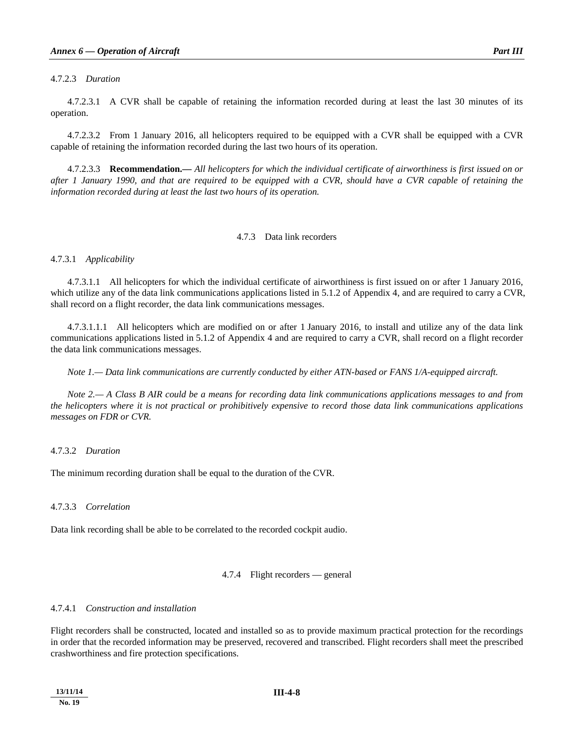4.7.2.3 *Duration*

4.7.2.3.1 A CVR shall be capable of retaining the information recorded during at least the last 30 minutes of its operation.

4.7.2.3.2 From 1 January 2016, all helicopters required to be equipped with a CVR shall be equipped with a CVR capable of retaining the information recorded during the last two hours of its operation.

4.7.2.3.3 **Recommendation.—** *All helicopters for which the individual certificate of airworthiness is first issued on or after 1 January 1990, and that are required to be equipped with a CVR, should have a CVR capable of retaining the information recorded during at least the last two hours of its operation.*

## 4.7.3 Data link recorders

4.7.3.1 *Applicability*

4.7.3.1.1 All helicopters for which the individual certificate of airworthiness is first issued on or after 1 January 2016, which utilize any of the data link communications applications listed in 5.1.2 of Appendix 4, and are required to carry a CVR, shall record on a flight recorder, the data link communications messages.

4.7.3.1.1.1 All helicopters which are modified on or after 1 January 2016, to install and utilize any of the data link communications applications listed in 5.1.2 of Appendix 4 and are required to carry a CVR, shall record on a flight recorder the data link communications messages.

*Note 1.— Data link communications are currently conducted by either ATN-based or FANS 1/A-equipped aircraft.*

*Note 2.— A Class B AIR could be a means for recording data link communications applications messages to and from the helicopters where it is not practical or prohibitively expensive to record those data link communications applications messages on FDR or CVR.*

4.7.3.2 *Duration*

The minimum recording duration shall be equal to the duration of the CVR.

4.7.3.3 *Correlation*

Data link recording shall be able to be correlated to the recorded cockpit audio.

## 4.7.4 Flight recorders — general

4.7.4.1 *Construction and installation*

Flight recorders shall be constructed, located and installed so as to provide maximum practical protection for the recordings in order that the recorded information may be preserved, recovered and transcribed. Flight recorders shall meet the prescribed crashworthiness and fire protection specifications.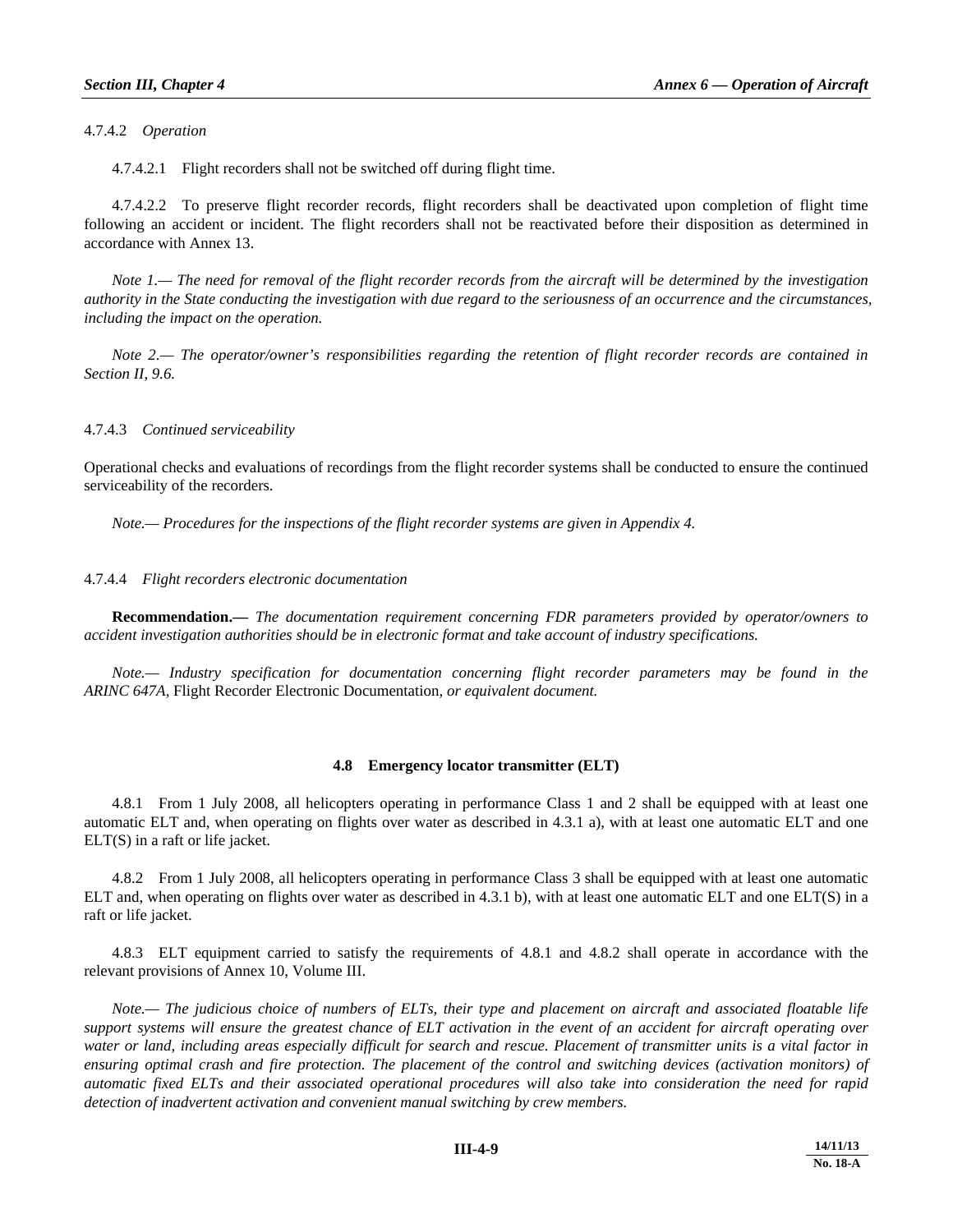4.7.4.2 *Operation*

4.7.4.2.1 Flight recorders shall not be switched off during flight time.

4.7.4.2.2 To preserve flight recorder records, flight recorders shall be deactivated upon completion of flight time following an accident or incident. The flight recorders shall not be reactivated before their disposition as determined in accordance with Annex 13.

*Note 1.— The need for removal of the flight recorder records from the aircraft will be determined by the investigation authority in the State conducting the investigation with due regard to the seriousness of an occurrence and the circumstances, including the impact on the operation.*

*Note 2.— The operator/owner's responsibilities regarding the retention of flight recorder records are contained in Section II, 9.6.*

4.7.4.3 *Continued serviceability*

Operational checks and evaluations of recordings from the flight recorder systems shall be conducted to ensure the continued serviceability of the recorders.

*Note.— Procedures for the inspections of the flight recorder systems are given in Appendix 4.*

4.7.4.4 *Flight recorders electronic documentation*

**Recommendation.—** *The documentation requirement concerning FDR parameters provided by operator/owners to accident investigation authorities should be in electronic format and take account of industry specifications.*

*Note.— Industry specification for documentation concerning flight recorder parameters may be found in the ARINC 647A,* Flight Recorder Electronic Documentation*, or equivalent document.*

## 4.8 Emergency locator transmitter (ELT)

4.8.1 From 1 July 2008, all helicopters operating in performance Class 1 and 2 shall be equipped with at least one automatic ELT and, when operating on flights over water as described in 4.3.1 a), with at least one automatic ELT and one ELT(S) in a raft or life jacket.

4.8.2 From 1 July 2008, all helicopters operating in performance Class 3 shall be equipped with at least one automatic ELT and, when operating on flights over water as described in 4.3.1 b), with at least one automatic ELT and one ELT(S) in a raft or life jacket.

4.8.3 ELT equipment carried to satisfy the requirements of 4.8.1 and 4.8.2 shall operate in accordance with the relevant provisions of Annex 10, Volume III.

*Note.— The judicious choice of numbers of ELTs, their type and placement on aircraft and associated floatable life support systems will ensure the greatest chance of ELT activation in the event of an accident for aircraft operating over water or land, including areas especially difficult for search and rescue. Placement of transmitter units is a vital factor in ensuring optimal crash and fire protection. The placement of the control and switching devices (activation monitors) of automatic fixed ELTs and their associated operational procedures will also take into consideration the need for rapid detection of inadvertent activation and convenient manual switching by crew members.*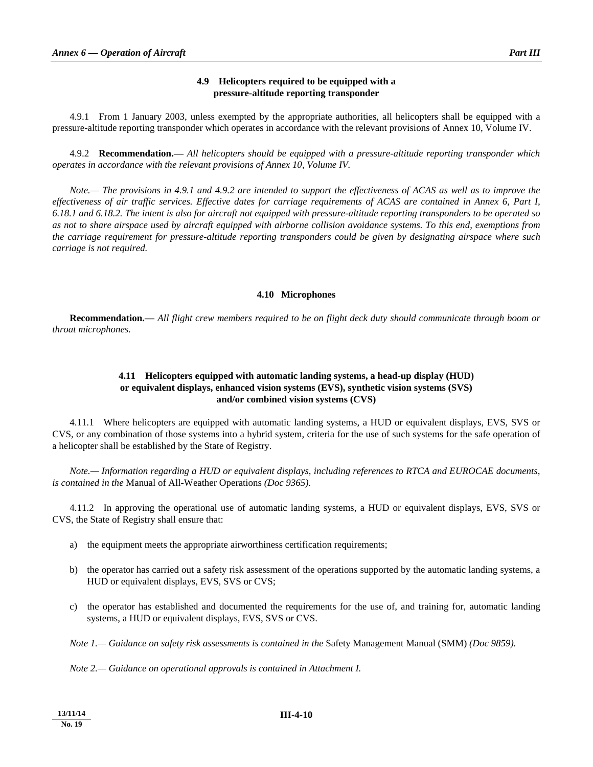### 4.9 Helicopters required to be equipped with a pressure-altitude reporting transponder

4.9.1 From 1 January 2003, unless exempted by the appropriate authorities, all helicopters shall be equipped with a pressure-altitude reporting transponder which operates in accordance with the relevant provisions of Annex 10, Volume IV.

4.9.2 **Recommendation.—** *All helicopters should be equipped with a pressure-altitude reporting transponder which operates in accordance with the relevant provisions of Annex 10, Volume IV.*

*Note.— The provisions in 4.9.1 and 4.9.2 are intended to support the effectiveness of ACAS as well as to improve the effectiveness of air traffic services. Effective dates for carriage requirements of ACAS are contained in Annex 6, Part I, 6.18.1 and 6.18.2. The intent is also for aircraft not equipped with pressure-altitude reporting transponders to be operated so as not to share airspace used by aircraft equipped with airborne collision avoidance systems. To this end, exemptions from the carriage requirement for pressure-altitude reporting transponders could be given by designating airspace where such carriage is not required.*

### 4.10 Microphones

**Recommendation.—** *All flight crew members required to be on flight deck duty should communicate through boom or throat microphones.*

### 4.11 Helicopters equipped with automatic landing systems, a head-up display (HUD) or equivalent displays, enhanced vision systems (EVS), synthetic vision systems (SVS) and/or combined vision systems (CVS)

4.11.1 Where helicopters are equipped with automatic landing systems, a HUD or equivalent displays, EVS, SVS or CVS, or any combination of those systems into a hybrid system, criteria for the use of such systems for the safe operation of a helicopter shall be established by the State of Registry.

*Note.— Information regarding a HUD or equivalent displays, including references to RTCA and EUROCAE documents, is contained in the* Manual of All-Weather Operations *(Doc 9365).*

4.11.2 In approving the operational use of automatic landing systems, a HUD or equivalent displays, EVS, SVS or CVS, the State of Registry shall ensure that:

a) the equipment meets the appropriate airworthiness certification requirements;

b) the operator has carried out a safety risk assessment of the operations supported by the automatic landing systems, a HUD or equivalent displays, EVS, SVS or CVS;

c) the operator has established and documented the requirements for the use of, and training for, automatic landing systems, a HUD or equivalent displays, EVS, SVS or CVS.

*Note 1.— Guidance on safety risk assessments is contained in the* Safety Management Manual (SMM) *(Doc 9859).*

*Note 2.— Guidance on operational approvals is contained in Attachment I.*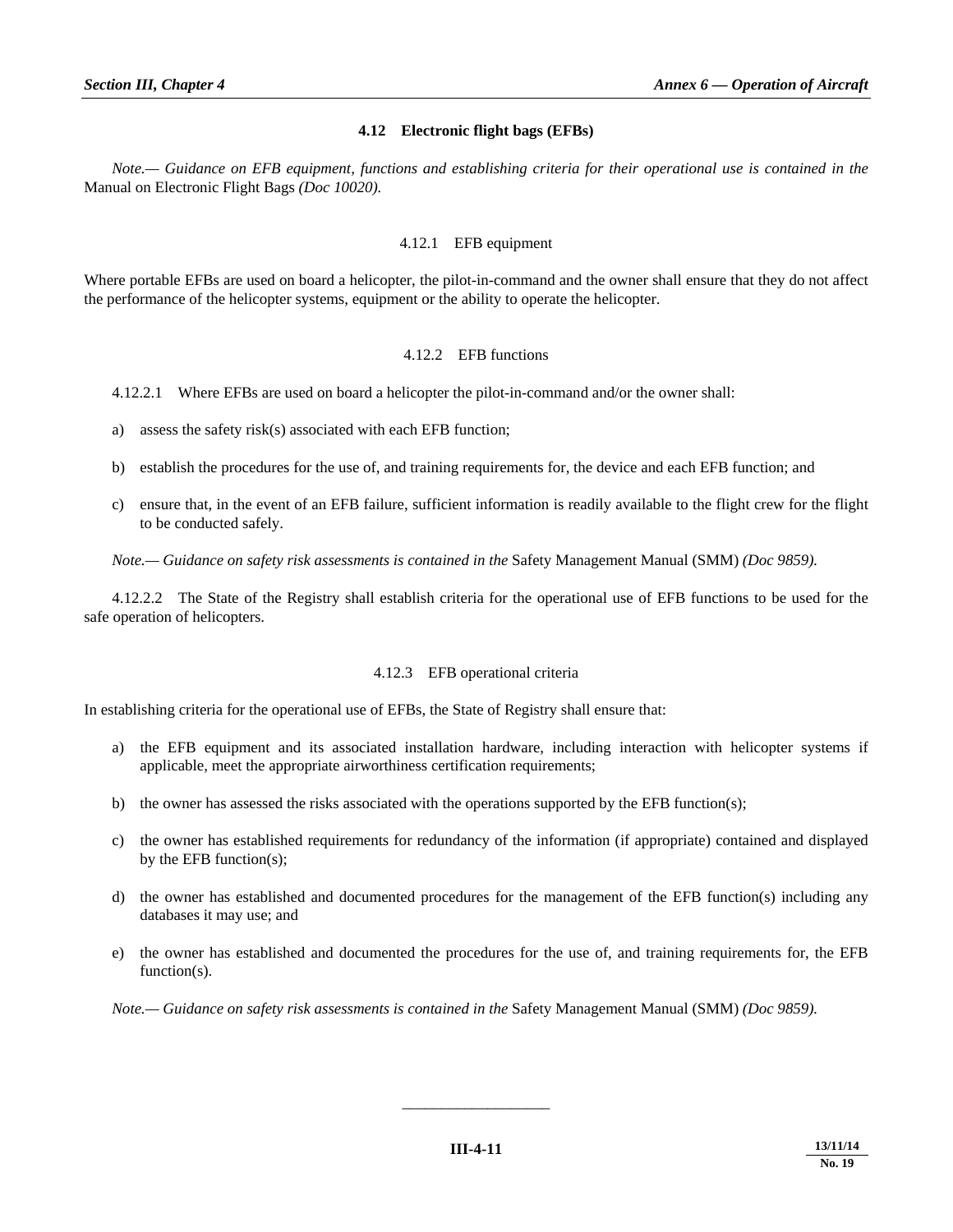## 4.12 Electronic flight bags (EFBs)

*Note.— Guidance on EFB equipment, functions and establishing criteria for their operational use is contained in the* Manual on Electronic Flight Bags *(Doc 10020).*

### 4.12.1 EFB equipment

Where portable EFBs are used on board a helicopter, the pilot-in-command and the owner shall ensure that they do not affect the performance of the helicopter systems, equipment or the ability to operate the helicopter.

### 4.12.2 EFB functions

4.12.2.1 Where EFBs are used on board a helicopter the pilot-in-command and/or the owner shall:

a) assess the safety risk(s) associated with each EFB function;

b) establish the procedures for the use of, and training requirements for, the device and each EFB function; and

c) ensure that, in the event of an EFB failure, sufficient information is readily available to the flight crew for the flight to be conducted safely.

*Note.— Guidance on safety risk assessments is contained in the* Safety Management Manual (SMM) *(Doc 9859).*

4.12.2.2 The State of the Registry shall establish criteria for the operational use of EFB functions to be used for the safe operation of helicopters.

### 4.12.3 EFB operational criteria

In establishing criteria for the operational use of EFBs, the State of Registry shall ensure that:

a) the EFB equipment and its associated installation hardware, including interaction with helicopter systems if applicable, meet the appropriate airworthiness certification requirements;

b) the owner has assessed the risks associated with the operations supported by the EFB function(s);

c) the owner has established requirements for redundancy of the information (if appropriate) contained and displayed by the EFB function(s);

d) the owner has established and documented procedures for the management of the EFB function(s) including any databases it may use; and

e) the owner has established and documented the procedures for the use of, and training requirements for, the EFB function(s).

*Note.— Guidance on safety risk assessments is contained in the* Safety Management Manual (SMM) *(Doc 9859).*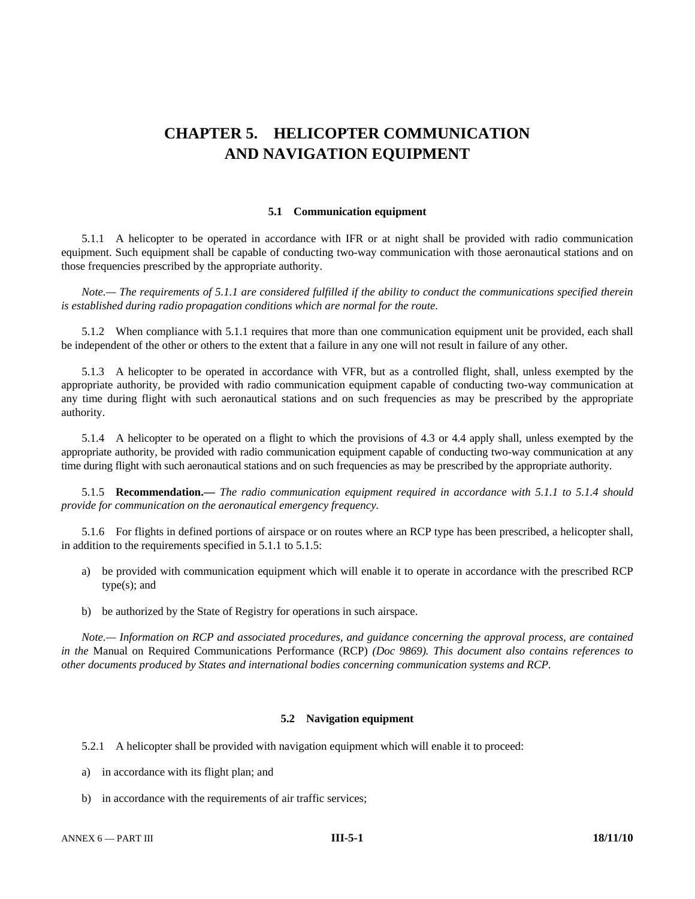# CHAPTER 5. HELICOPTER COMMUNICATION AND NAVIGATION EQUIPMENT

## 5.1 Communication equipment

5.1.1 A helicopter to be operated in accordance with IFR or at night shall be provided with radio communication equipment. Such equipment shall be capable of conducting two-way communication with those aeronautical stations and on those frequencies prescribed by the appropriate authority.

*Note.— The requirements of 5.1.1 are considered fulfilled if the ability to conduct the communications specified therein is established during radio propagation conditions which are normal for the route.*

5.1.2 When compliance with 5.1.1 requires that more than one communication equipment unit be provided, each shall be independent of the other or others to the extent that a failure in any one will not result in failure of any other.

5.1.3 A helicopter to be operated in accordance with VFR, but as a controlled flight, shall, unless exempted by the appropriate authority, be provided with radio communication equipment capable of conducting two-way communication at any time during flight with such aeronautical stations and on such frequencies as may be prescribed by the appropriate authority.

5.1.4 A helicopter to be operated on a flight to which the provisions of 4.3 or 4.4 apply shall, unless exempted by the appropriate authority, be provided with radio communication equipment capable of conducting two-way communication at any time during flight with such aeronautical stations and on such frequencies as may be prescribed by the appropriate authority.

5.1.5 **Recommendation.—** *The radio communication equipment required in accordance with 5.1.1 to 5.1.4 should provide for communication on the aeronautical emergency frequency.*

5.1.6 For flights in defined portions of airspace or on routes where an RCP type has been prescribed, a helicopter shall, in addition to the requirements specified in 5.1.1 to 5.1.5:

a) be provided with communication equipment which will enable it to operate in accordance with the prescribed RCP type(s); and

b) be authorized by the State of Registry for operations in such airspace.

*Note.— Information on RCP and associated procedures, and guidance concerning the approval process, are contained in the* Manual on Required Communications Performance (RCP) *(Doc 9869). This document also contains references to other documents produced by States and international bodies concerning communication systems and RCP.*

## 5.2 Navigation equipment

5.2.1 A helicopter shall be provided with navigation equipment which will enable it to proceed:

a) in accordance with its flight plan; and

b) in accordance with the requirements of air traffic services;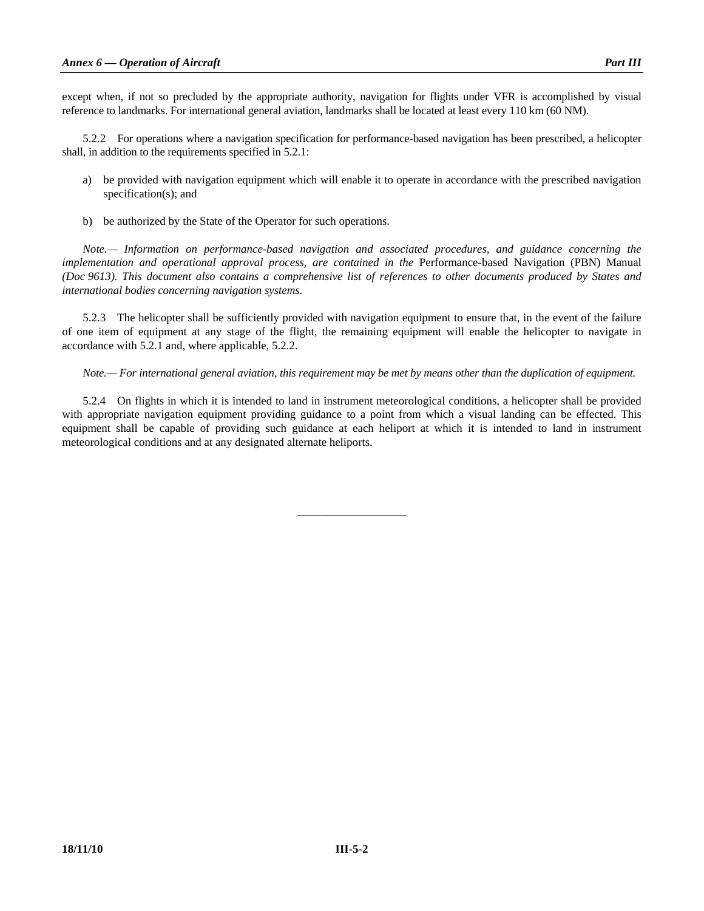except when, if not so precluded by the appropriate authority, navigation for flights under VFR is accomplished by visual reference to landmarks. For international general aviation, landmarks shall be located at least every 110 km (60 NM).

5.2.2 For operations where a navigation specification for performance-based navigation has been prescribed, a helicopter shall, in addition to the requirements specified in 5.2.1:

a) be provided with navigation equipment which will enable it to operate in accordance with the prescribed navigation specification(s); and

b) be authorized by the State of the Operator for such operations.

*Note.— Information on performance-based navigation and associated procedures, and guidance concerning the implementation and operational approval process, are contained in the* Performance-based Navigation (PBN) Manual *(Doc 9613). This document also contains a comprehensive list of references to other documents produced by States and international bodies concerning navigation systems.*

5.2.3 The helicopter shall be sufficiently provided with navigation equipment to ensure that, in the event of the failure of one item of equipment at any stage of the flight, the remaining equipment will enable the helicopter to navigate in accordance with 5.2.1 and, where applicable, 5.2.2.

*Note.— For international general aviation, this requirement may be met by means other than the duplication of equipment.*

5.2.4 On flights in which it is intended to land in instrument meteorological conditions, a helicopter shall be provided with appropriate navigation equipment providing guidance to a point from which a visual landing can be effected. This equipment shall be capable of providing such guidance at each heliport at which it is intended to land in instrument meteorological conditions and at any designated alternate heliports.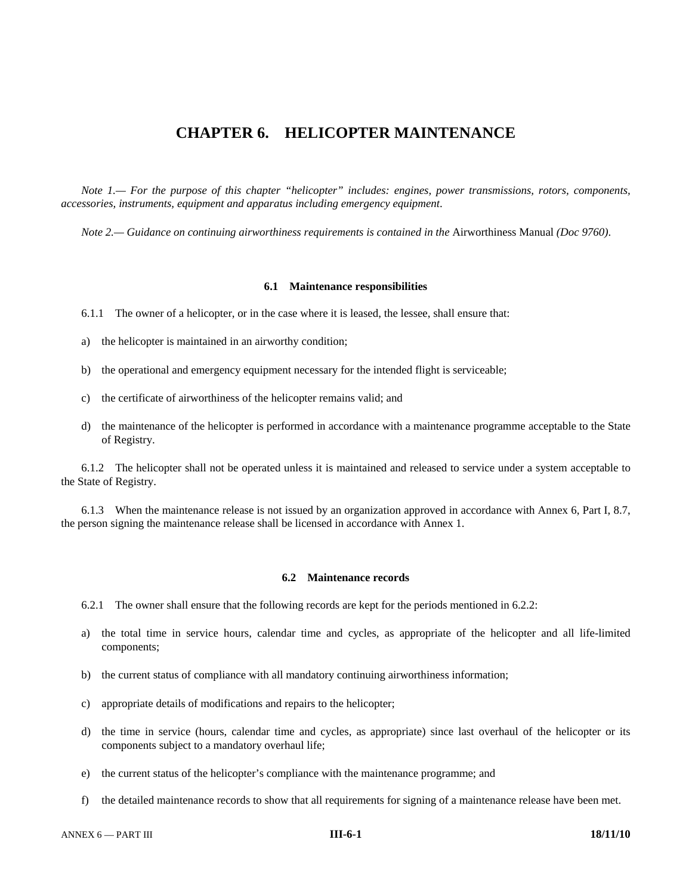# CHAPTER 6. HELICOPTER MAINTENANCE

*Note 1.— For the purpose of this chapter "helicopter" includes: engines, power transmissions, rotors, components, accessories, instruments, equipment and apparatus including emergency equipment.*

*Note 2.— Guidance on continuing airworthiness requirements is contained in the* Airworthiness Manual *(Doc 9760).*

## 6.1 Maintenance responsibilities

6.1.1 The owner of a helicopter, or in the case where it is leased, the lessee, shall ensure that:

a) the helicopter is maintained in an airworthy condition;

b) the operational and emergency equipment necessary for the intended flight is serviceable;

c) the certificate of airworthiness of the helicopter remains valid; and

d) the maintenance of the helicopter is performed in accordance with a maintenance programme acceptable to the State of Registry.

6.1.2 The helicopter shall not be operated unless it is maintained and released to service under a system acceptable to the State of Registry.

6.1.3 When the maintenance release is not issued by an organization approved in accordance with Annex 6, Part I, 8.7, the person signing the maintenance release shall be licensed in accordance with Annex 1.

## 6.2 Maintenance records

6.2.1 The owner shall ensure that the following records are kept for the periods mentioned in 6.2.2:

a) the total time in service hours, calendar time and cycles, as appropriate of the helicopter and all life-limited components;

b) the current status of compliance with all mandatory continuing airworthiness information;

c) appropriate details of modifications and repairs to the helicopter;

d) the time in service (hours, calendar time and cycles, as appropriate) since last overhaul of the helicopter or its components subject to a mandatory overhaul life;

e) the current status of the helicopter's compliance with the maintenance programme; and

f) the detailed maintenance records to show that all requirements for signing of a maintenance release have been met.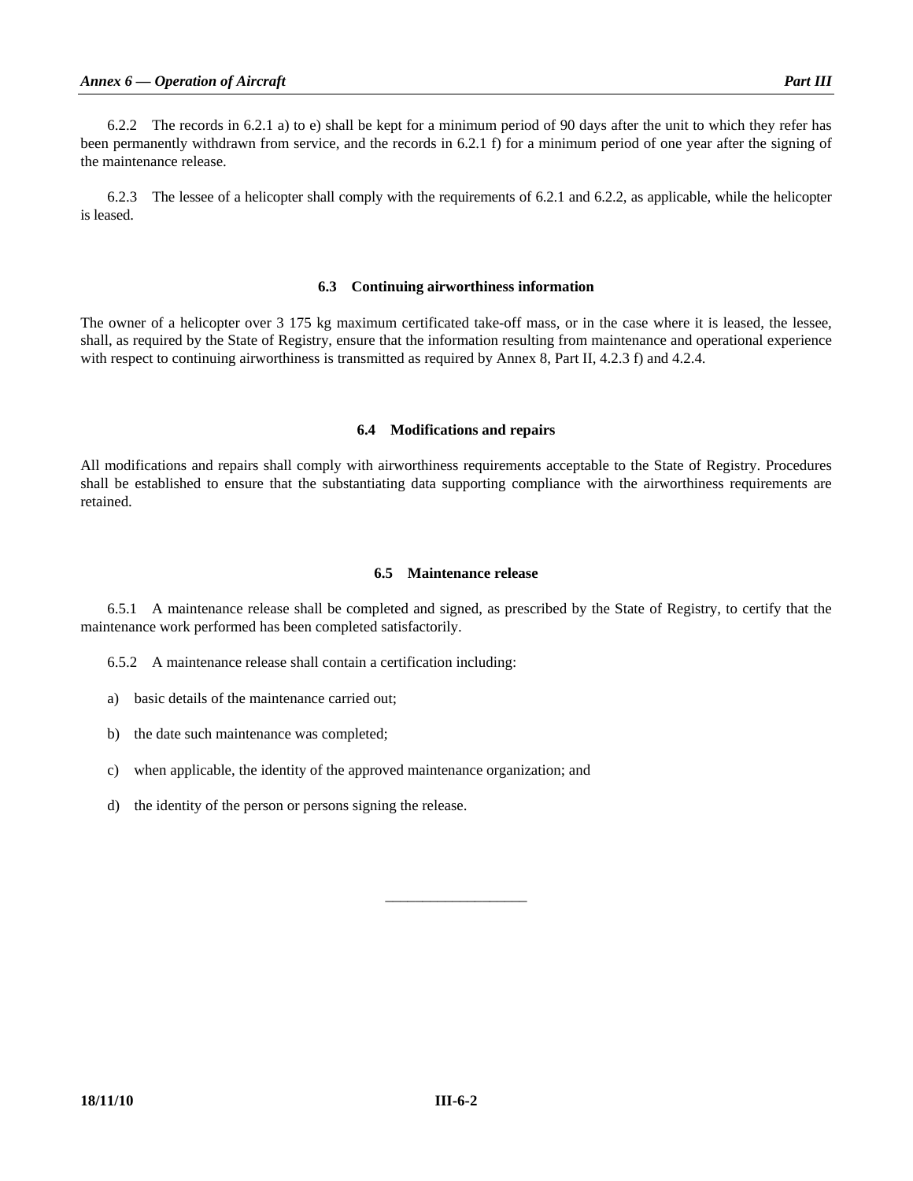6.2.2 The records in 6.2.1 a) to e) shall be kept for a minimum period of 90 days after the unit to which they refer has been permanently withdrawn from service, and the records in 6.2.1 f) for a minimum period of one year after the signing of the maintenance release.

6.2.3 The lessee of a helicopter shall comply with the requirements of 6.2.1 and 6.2.2, as applicable, while the helicopter is leased.

### 6.3 Continuing airworthiness information

The owner of a helicopter over 3 175 kg maximum certificated take-off mass, or in the case where it is leased, the lessee, shall, as required by the State of Registry, ensure that the information resulting from maintenance and operational experience with respect to continuing airworthiness is transmitted as required by Annex 8, Part II, 4.2.3 f) and 4.2.4.

### 6.4 Modifications and repairs

All modifications and repairs shall comply with airworthiness requirements acceptable to the State of Registry. Procedures shall be established to ensure that the substantiating data supporting compliance with the airworthiness requirements are retained.

### 6.5 Maintenance release

6.5.1 A maintenance release shall be completed and signed, as prescribed by the State of Registry, to certify that the maintenance work performed has been completed satisfactorily.

6.5.2 A maintenance release shall contain a certification including:

a) basic details of the maintenance carried out;

b) the date such maintenance was completed;

c) when applicable, the identity of the approved maintenance organization; and

d) the identity of the person or persons signing the release.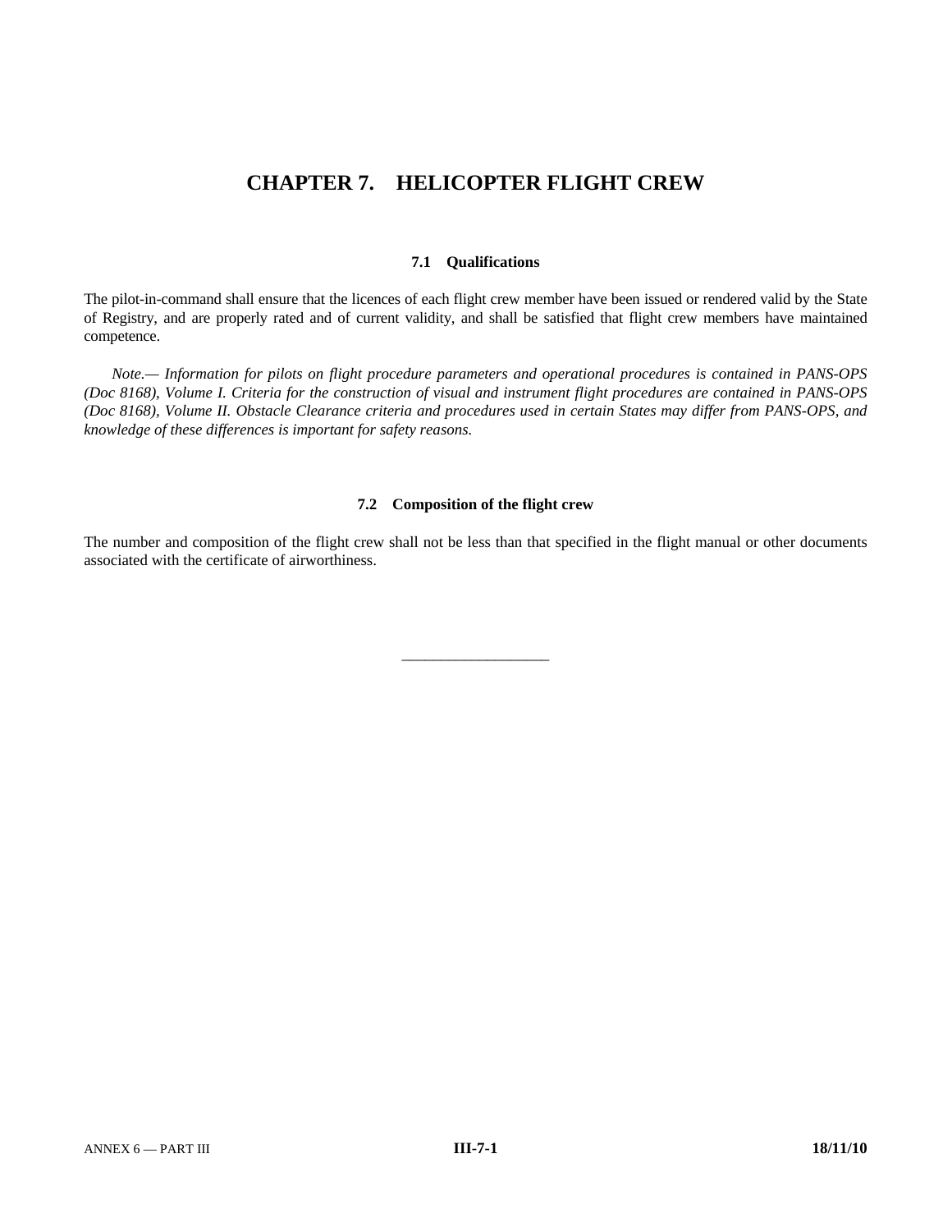# CHAPTER 7. HELICOPTER FLIGHT CREW

## 7.1 Qualifications

The pilot-in-command shall ensure that the licences of each flight crew member have been issued or rendered valid by the State of Registry, and are properly rated and of current validity, and shall be satisfied that flight crew members have maintained competence.

*Note.— Information for pilots on flight procedure parameters and operational procedures is contained in PANS-OPS (Doc 8168), Volume I. Criteria for the construction of visual and instrument flight procedures are contained in PANS-OPS (Doc 8168), Volume II. Obstacle Clearance criteria and procedures used in certain States may differ from PANS-OPS, and knowledge of these differences is important for safety reasons.*

## 7.2 Composition of the flight crew

The number and composition of the flight crew shall not be less than that specified in the flight manual or other documents associated with the certificate of airworthiness.

---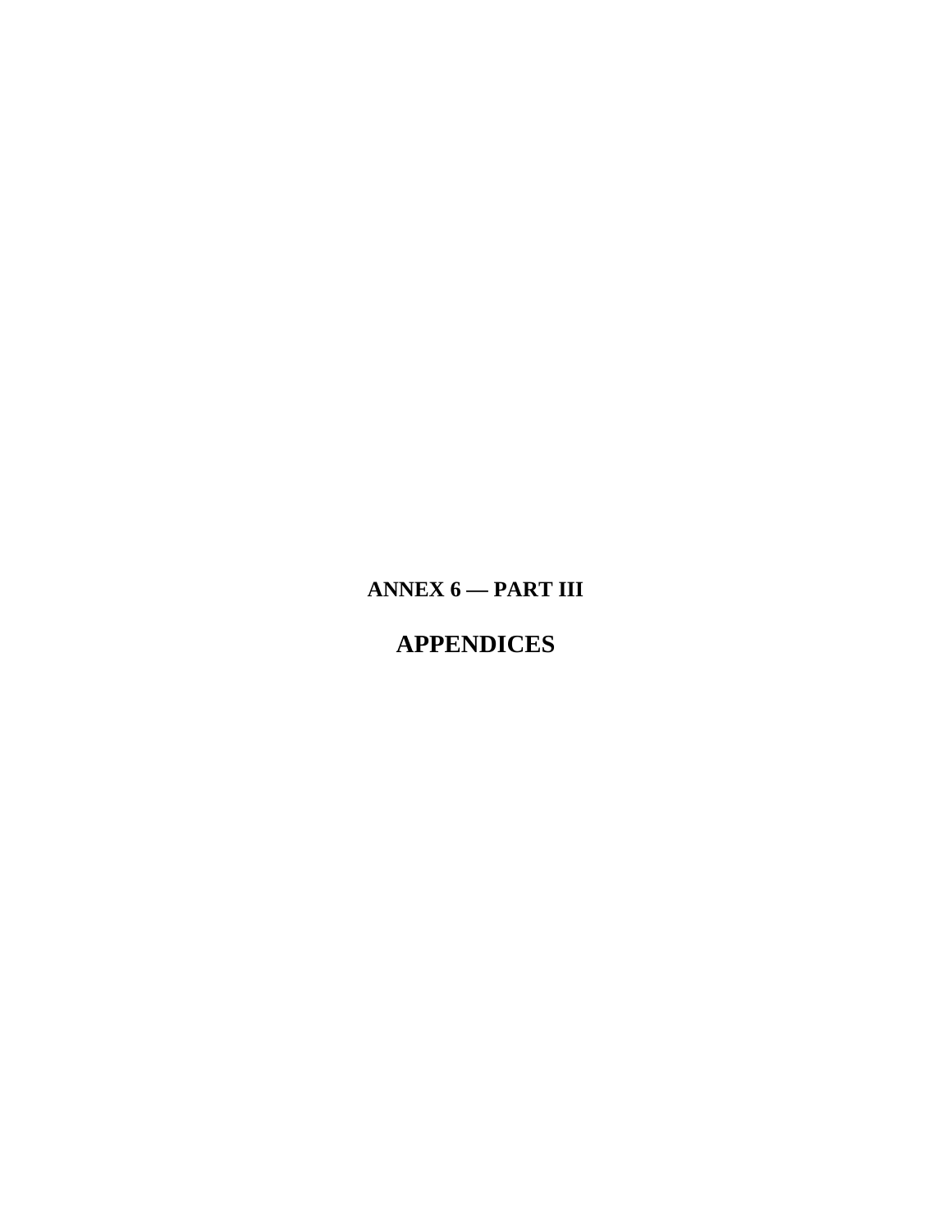# ANNEX 6 — PART III

# APPENDICES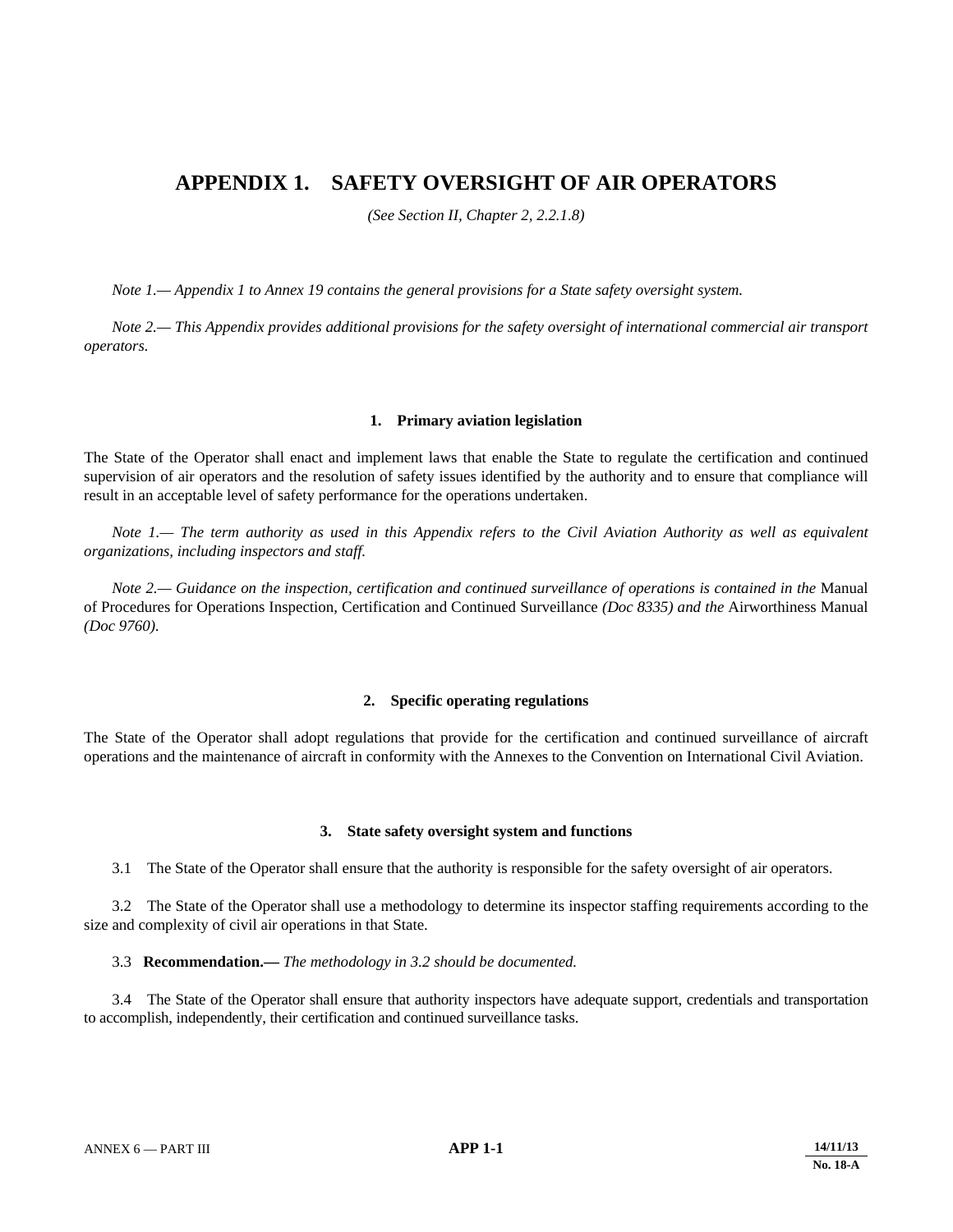# APPENDIX 1. SAFETY OVERSIGHT OF AIR OPERATORS

*(See Section II, Chapter 2, 2.2.1.8)*

*Note 1.— Appendix 1 to Annex 19 contains the general provisions for a State safety oversight system.*

*Note 2.— This Appendix provides additional provisions for the safety oversight of international commercial air transport operators.*

## 1. Primary aviation legislation

The State of the Operator shall enact and implement laws that enable the State to regulate the certification and continued supervision of air operators and the resolution of safety issues identified by the authority and to ensure that compliance will result in an acceptable level of safety performance for the operations undertaken.

*Note 1.— The term authority as used in this Appendix refers to the Civil Aviation Authority as well as equivalent organizations, including inspectors and staff.*

*Note 2.— Guidance on the inspection, certification and continued surveillance of operations is contained in the* Manual of Procedures for Operations Inspection, Certification and Continued Surveillance *(Doc 8335) and the* Airworthiness Manual *(Doc 9760).*

## 2. Specific operating regulations

The State of the Operator shall adopt regulations that provide for the certification and continued surveillance of aircraft operations and the maintenance of aircraft in conformity with the Annexes to the Convention on International Civil Aviation.

## 3. State safety oversight system and functions

3.1 The State of the Operator shall ensure that the authority is responsible for the safety oversight of air operators.

3.2 The State of the Operator shall use a methodology to determine its inspector staffing requirements according to the size and complexity of civil air operations in that State.

3.3 **Recommendation.—** *The methodology in 3.2 should be documented.*

3.4 The State of the Operator shall ensure that authority inspectors have adequate support, credentials and transportation to accomplish, independently, their certification and continued surveillance tasks.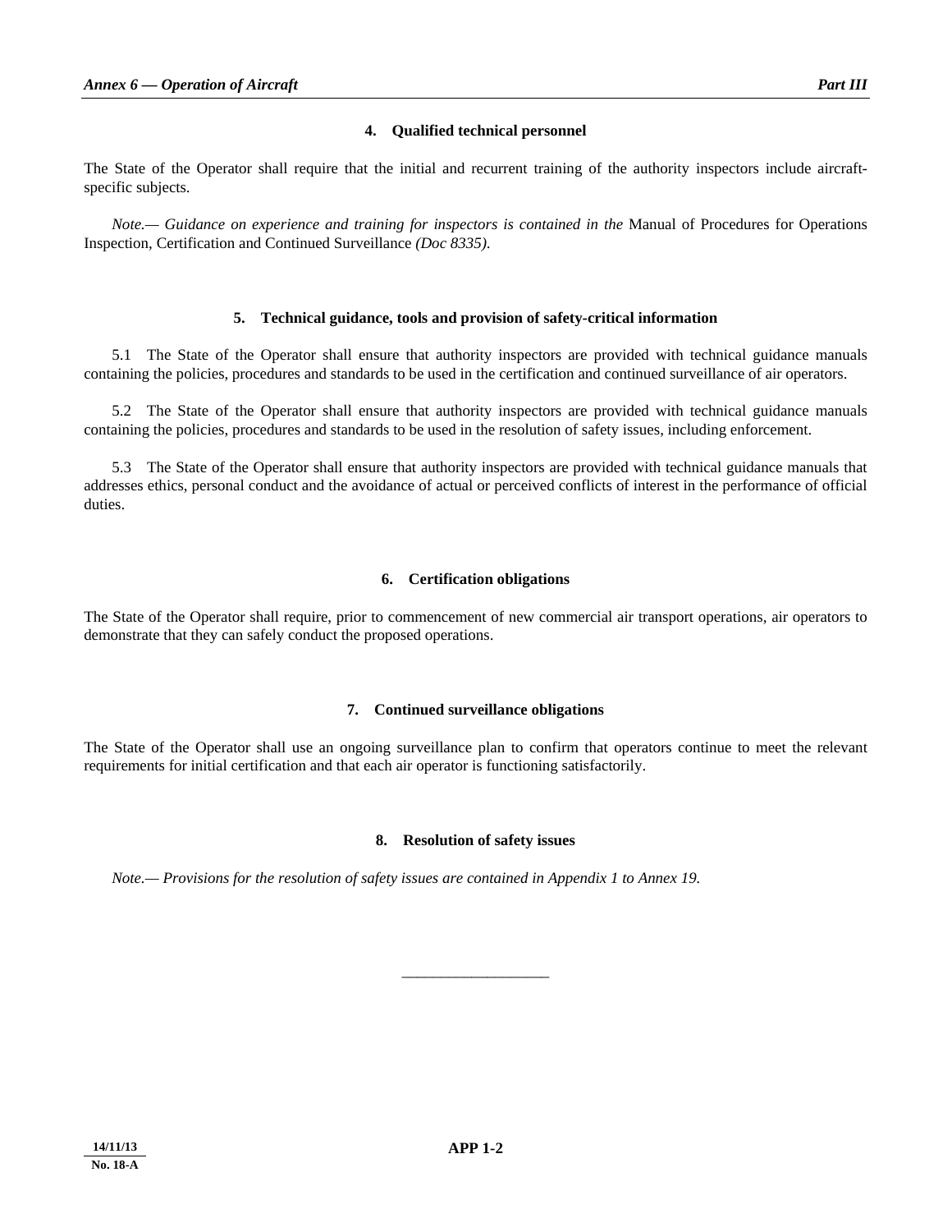## 4. Qualified technical personnel

The State of the Operator shall require that the initial and recurrent training of the authority inspectors include aircraft-specific subjects.

*Note.— Guidance on experience and training for inspectors is contained in the* Manual of Procedures for Operations Inspection, Certification and Continued Surveillance *(Doc 8335).*

## 5. Technical guidance, tools and provision of safety-critical information

5.1 The State of the Operator shall ensure that authority inspectors are provided with technical guidance manuals containing the policies, procedures and standards to be used in the certification and continued surveillance of air operators.

5.2 The State of the Operator shall ensure that authority inspectors are provided with technical guidance manuals containing the policies, procedures and standards to be used in the resolution of safety issues, including enforcement.

5.3 The State of the Operator shall ensure that authority inspectors are provided with technical guidance manuals that addresses ethics, personal conduct and the avoidance of actual or perceived conflicts of interest in the performance of official duties.

## 6. Certification obligations

The State of the Operator shall require, prior to commencement of new commercial air transport operations, air operators to demonstrate that they can safely conduct the proposed operations.

## 7. Continued surveillance obligations

The State of the Operator shall use an ongoing surveillance plan to confirm that operators continue to meet the relevant requirements for initial certification and that each air operator is functioning satisfactorily.

## 8. Resolution of safety issues

*Note.— Provisions for the resolution of safety issues are contained in Appendix 1 to Annex 19.*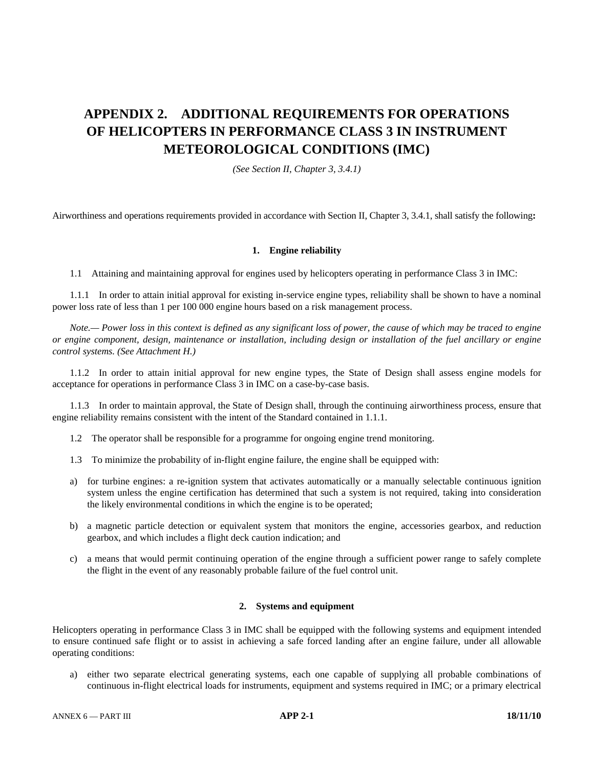# APPENDIX 2. ADDITIONAL REQUIREMENTS FOR OPERATIONS OF HELICOPTERS IN PERFORMANCE CLASS 3 IN INSTRUMENT METEOROLOGICAL CONDITIONS (IMC)

*(See Section II, Chapter 3, 3.4.1)*

Airworthiness and operations requirements provided in accordance with Section II, Chapter 3, 3.4.1, shall satisfy the following**:**

## 1. Engine reliability

1.1 Attaining and maintaining approval for engines used by helicopters operating in performance Class 3 in IMC:

1.1.1 In order to attain initial approval for existing in-service engine types, reliability shall be shown to have a nominal power loss rate of less than 1 per 100 000 engine hours based on a risk management process.

*Note.— Power loss in this context is defined as any significant loss of power, the cause of which may be traced to engine or engine component, design, maintenance or installation, including design or installation of the fuel ancillary or engine control systems. (See Attachment H.)*

1.1.2 In order to attain initial approval for new engine types, the State of Design shall assess engine models for acceptance for operations in performance Class 3 in IMC on a case-by-case basis.

1.1.3 In order to maintain approval, the State of Design shall, through the continuing airworthiness process, ensure that engine reliability remains consistent with the intent of the Standard contained in 1.1.1.

1.2 The operator shall be responsible for a programme for ongoing engine trend monitoring.

1.3 To minimize the probability of in-flight engine failure, the engine shall be equipped with:

a) for turbine engines: a re-ignition system that activates automatically or a manually selectable continuous ignition system unless the engine certification has determined that such a system is not required, taking into consideration the likely environmental conditions in which the engine is to be operated;

b) a magnetic particle detection or equivalent system that monitors the engine, accessories gearbox, and reduction gearbox, and which includes a flight deck caution indication; and

c) a means that would permit continuing operation of the engine through a sufficient power range to safely complete the flight in the event of any reasonably probable failure of the fuel control unit.

## 2. Systems and equipment

Helicopters operating in performance Class 3 in IMC shall be equipped with the following systems and equipment intended to ensure continued safe flight or to assist in achieving a safe forced landing after an engine failure, under all allowable operating conditions:

a) either two separate electrical generating systems, each one capable of supplying all probable combinations of continuous in-flight electrical loads for instruments, equipment and systems required in IMC; or a primary electrical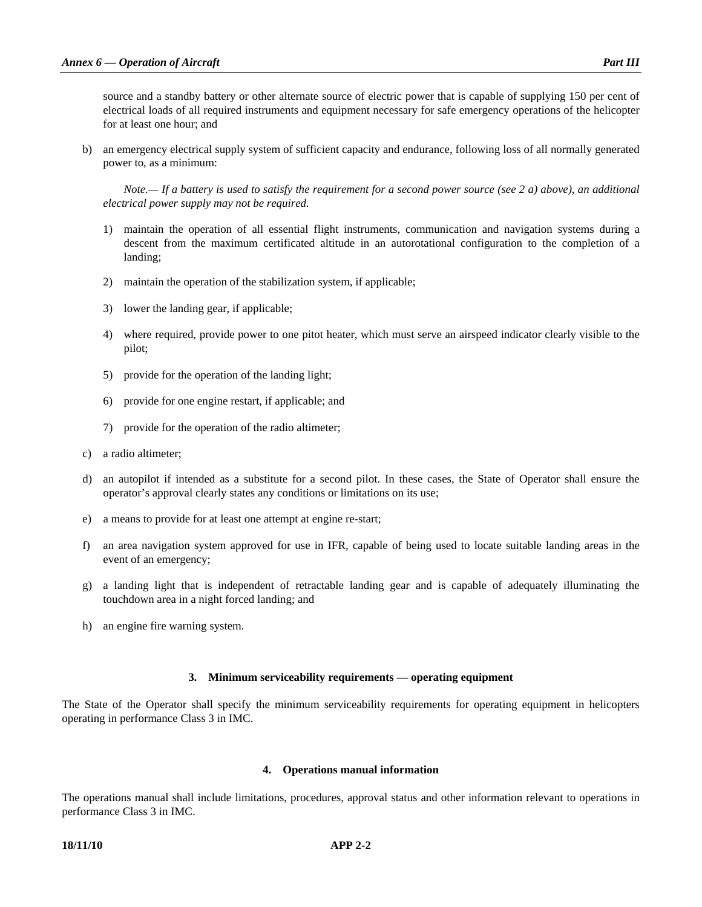source and a standby battery or other alternate source of electric power that is capable of supplying 150 per cent of electrical loads of all required instruments and equipment necessary for safe emergency operations of the helicopter for at least one hour; and

b) an emergency electrical supply system of sufficient capacity and endurance, following loss of all normally generated power to, as a minimum:

   *Note.— If a battery is used to satisfy the requirement for a second power source (see 2 a) above), an additional electrical power supply may not be required.*

   1) maintain the operation of all essential flight instruments, communication and navigation systems during a descent from the maximum certificated altitude in an autorotational configuration to the completion of a landing;

   2) maintain the operation of the stabilization system, if applicable;

   3) lower the landing gear, if applicable;

   4) where required, provide power to one pitot heater, which must serve an airspeed indicator clearly visible to the pilot;

   5) provide for the operation of the landing light;

   6) provide for one engine restart, if applicable; and

   7) provide for the operation of the radio altimeter;

c) a radio altimeter;

d) an autopilot if intended as a substitute for a second pilot. In these cases, the State of Operator shall ensure the operator's approval clearly states any conditions or limitations on its use;

e) a means to provide for at least one attempt at engine re-start;

f) an area navigation system approved for use in IFR, capable of being used to locate suitable landing areas in the event of an emergency;

g) a landing light that is independent of retractable landing gear and is capable of adequately illuminating the touchdown area in a night forced landing; and

h) an engine fire warning system.

## 3. Minimum serviceability requirements — operating equipment

The State of the Operator shall specify the minimum serviceability requirements for operating equipment in helicopters operating in performance Class 3 in IMC.

## 4. Operations manual information

The operations manual shall include limitations, procedures, approval status and other information relevant to operations in performance Class 3 in IMC.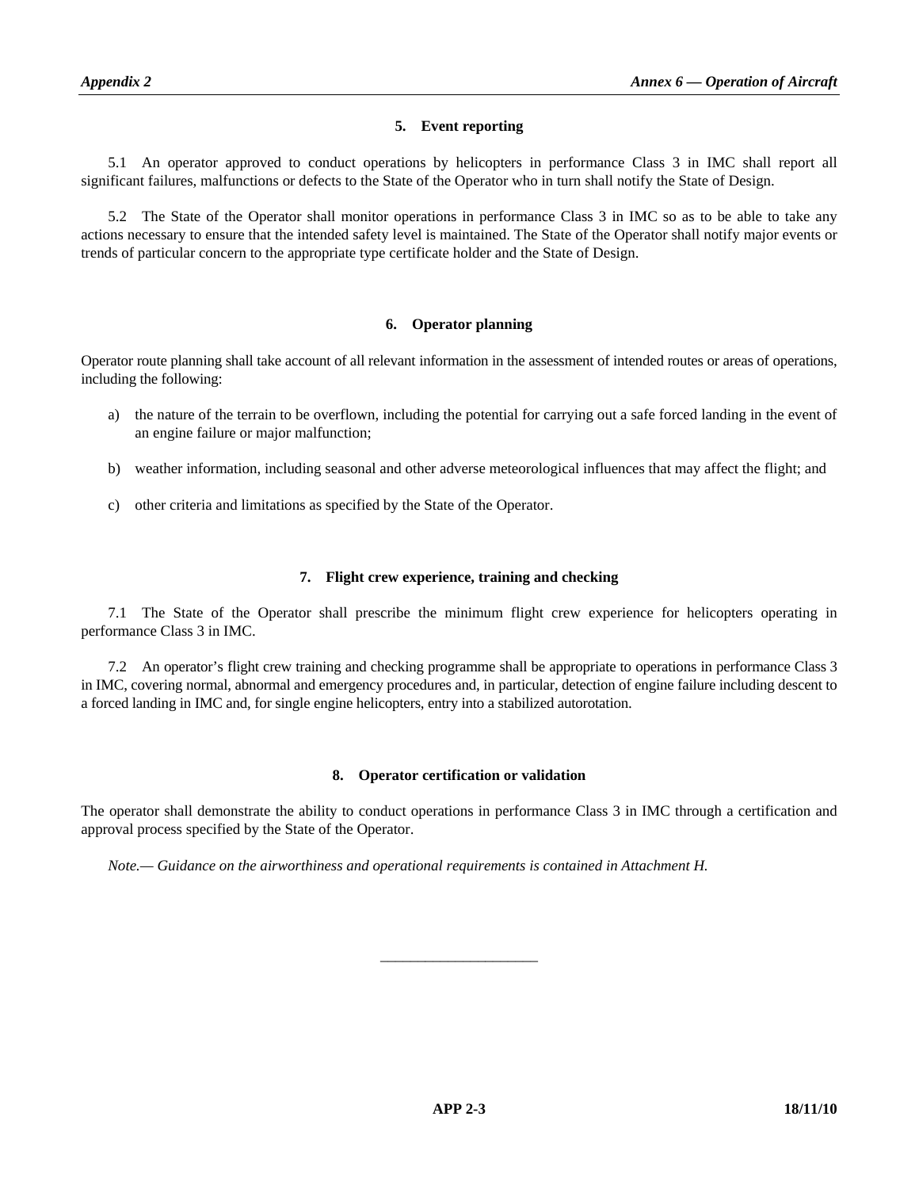## 5. Event reporting

5.1 An operator approved to conduct operations by helicopters in performance Class 3 in IMC shall report all significant failures, malfunctions or defects to the State of the Operator who in turn shall notify the State of Design.

5.2 The State of the Operator shall monitor operations in performance Class 3 in IMC so as to be able to take any actions necessary to ensure that the intended safety level is maintained. The State of the Operator shall notify major events or trends of particular concern to the appropriate type certificate holder and the State of Design.

## 6. Operator planning

Operator route planning shall take account of all relevant information in the assessment of intended routes or areas of operations, including the following:

a) the nature of the terrain to be overflown, including the potential for carrying out a safe forced landing in the event of an engine failure or major malfunction;

b) weather information, including seasonal and other adverse meteorological influences that may affect the flight; and

c) other criteria and limitations as specified by the State of the Operator.

## 7. Flight crew experience, training and checking

7.1 The State of the Operator shall prescribe the minimum flight crew experience for helicopters operating in performance Class 3 in IMC.

7.2 An operator's flight crew training and checking programme shall be appropriate to operations in performance Class 3 in IMC, covering normal, abnormal and emergency procedures and, in particular, detection of engine failure including descent to a forced landing in IMC and, for single engine helicopters, entry into a stabilized autorotation.

## 8. Operator certification or validation

The operator shall demonstrate the ability to conduct operations in performance Class 3 in IMC through a certification and approval process specified by the State of the Operator.

*Note.— Guidance on the airworthiness and operational requirements is contained in Attachment H.*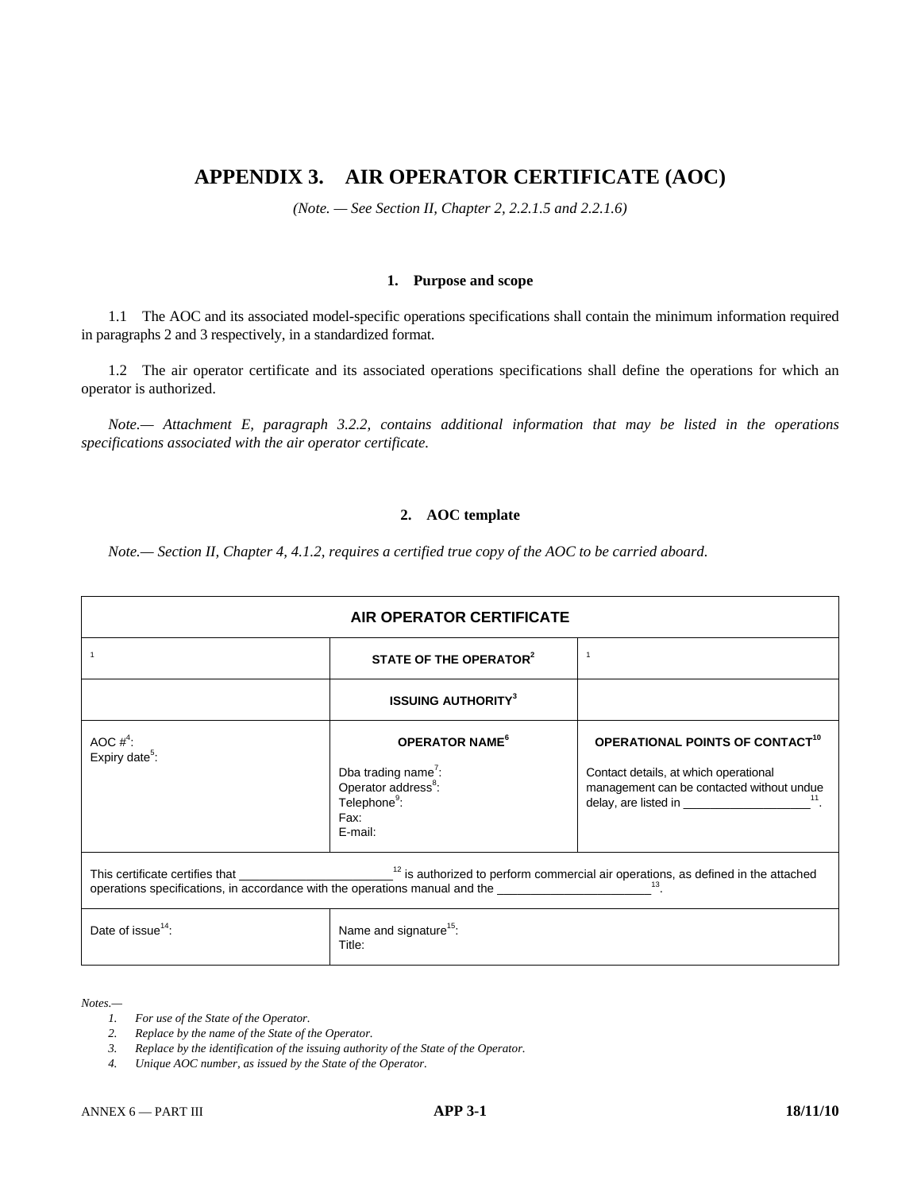# APPENDIX 3. AIR OPERATOR CERTIFICATE (AOC)

*(Note. — See Section II, Chapter 2, 2.2.1.5 and 2.2.1.6)*

## 1. Purpose and scope

1.1 The AOC and its associated model-specific operations specifications shall contain the minimum information required in paragraphs 2 and 3 respectively, in a standardized format.

1.2 The air operator certificate and its associated operations specifications shall define the operations for which an operator is authorized.

*Note.— Attachment E, paragraph 3.2.2, contains additional information that may be listed in the operations specifications associated with the air operator certificate.*

## 2. AOC template

*Note.— Section II, Chapter 4, 4.1.2, requires a certified true copy of the AOC to be carried aboard.*

| AIR OPERATOR CERTIFICATE | | |
|---|---|---|
| [1] | **STATE OF THE OPERATOR[2]** | [1] |
| | **ISSUING AUTHORITY[3]** | |
| AOC #[4]:<br>Expiry date[5]: | **OPERATOR NAME[6]**<br><br>Dba trading name[7]:<br>Operator address[8]:<br>Telephone[9]:<br>Fax:<br>E-mail: | **OPERATIONAL POINTS OF CONTACT[10]**<br><br>Contact details, at which operational management can be contacted without undue delay, are listed in ____________________[11]. |
| This certificate certifies that ______________________[12] is authorized to perform commercial air operations, as defined in the attached operations specifications, in accordance with the operations manual and the ______________________[13]. | | |
| Date of issue[14]: | Name and signature[15]:<br>Title: | |

*Notes.—*

1. *For use of the State of the Operator.*
2. *Replace by the name of the State of the Operator.*
3. *Replace by the identification of the issuing authority of the State of the Operator.*
4. *Unique AOC number, as issued by the State of the Operator.*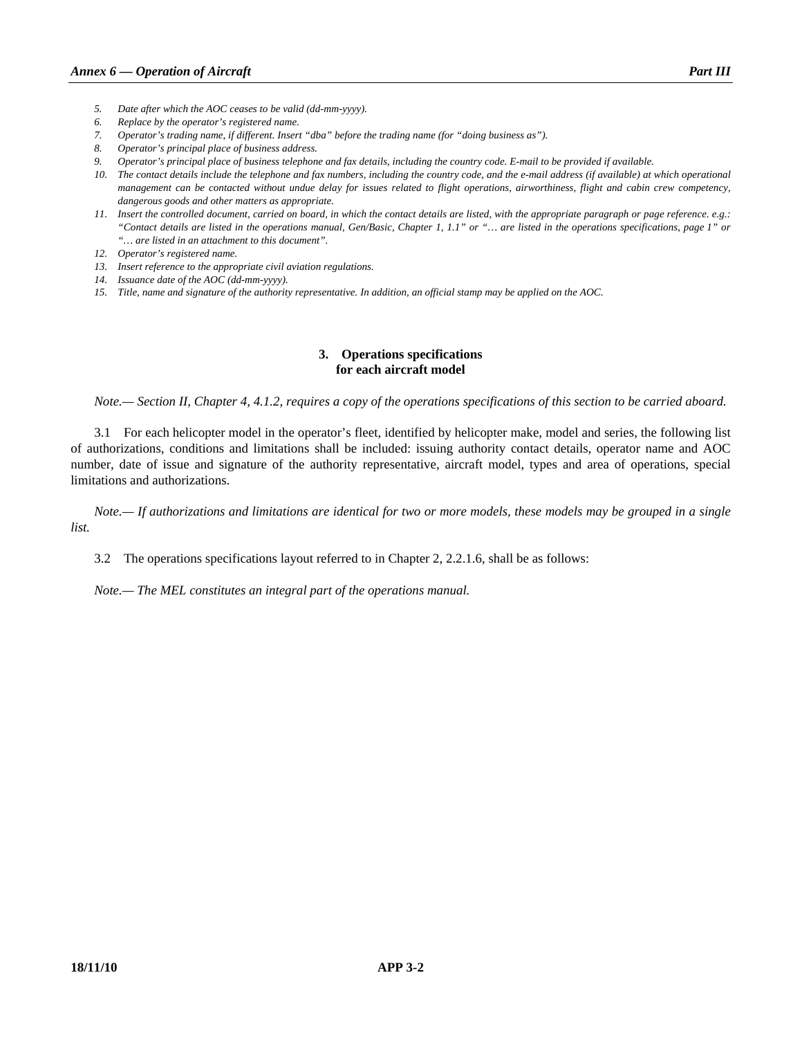5. *Date after which the AOC ceases to be valid (dd-mm-yyyy).*
6. *Replace by the operator's registered name.*
7. *Operator's trading name, if different. Insert "dba" before the trading name (for "doing business as").*
8. *Operator's principal place of business address.*
9. *Operator's principal place of business telephone and fax details, including the country code. E-mail to be provided if available.*
10. *The contact details include the telephone and fax numbers, including the country code, and the e-mail address (if available) at which operational management can be contacted without undue delay for issues related to flight operations, airworthiness, flight and cabin crew competency, dangerous goods and other matters as appropriate.*
11. *Insert the controlled document, carried on board, in which the contact details are listed, with the appropriate paragraph or page reference. e.g.: "Contact details are listed in the operations manual, Gen/Basic, Chapter 1, 1.1" or "… are listed in the operations specifications, page 1" or "… are listed in an attachment to this document".*
12. *Operator's registered name.*
13. *Insert reference to the appropriate civil aviation regulations.*
14. *Issuance date of the AOC (dd-mm-yyyy).*
15. *Title, name and signature of the authority representative. In addition, an official stamp may be applied on the AOC.*

## 3. Operations specifications for each aircraft model

*Note.— Section II, Chapter 4, 4.1.2, requires a copy of the operations specifications of this section to be carried aboard.*

3.1 For each helicopter model in the operator's fleet, identified by helicopter make, model and series, the following list of authorizations, conditions and limitations shall be included: issuing authority contact details, operator name and AOC number, date of issue and signature of the authority representative, aircraft model, types and area of operations, special limitations and authorizations.

*Note.— If authorizations and limitations are identical for two or more models, these models may be grouped in a single list.*

3.2 The operations specifications layout referred to in Chapter 2, 2.2.1.6, shall be as follows:

*Note.— The MEL constitutes an integral part of the operations manual.*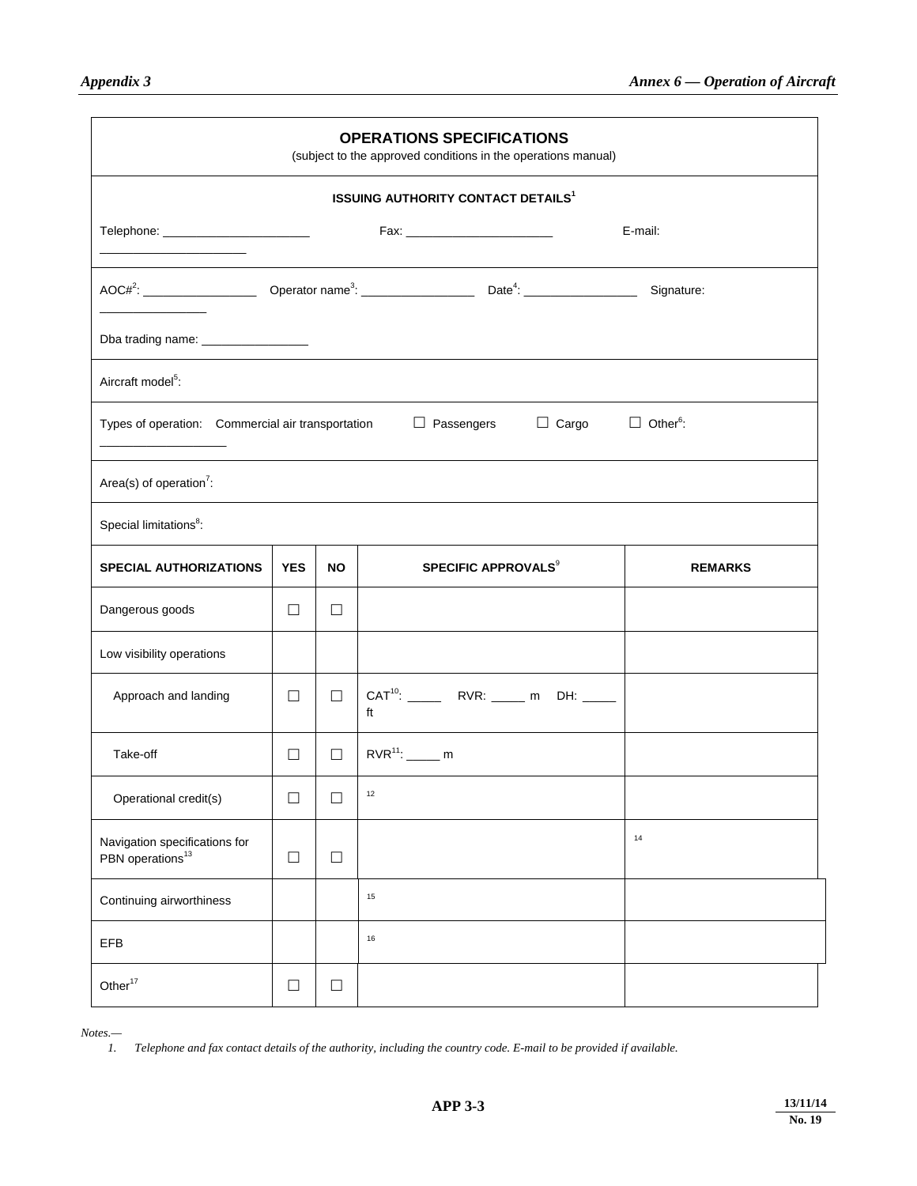## OPERATIONS SPECIFICATIONS

(subject to the approved conditions in the operations manual)

**ISSUING AUTHORITY CONTACT DETAILS**[1]

Telephone: ______________________ Fax: ______________________ E-mail: ______________________

AOC#[2]: _________________ Operator name[3]: _________________ Date[4]: _________________ Signature: ________________

Dba trading name: ________________

Aircraft model[5]:

Types of operation: Commercial air transportation ☐ Passengers ☐ Cargo ☐ Other[6]: __________________

Area(s) of operation[7]:

Special limitations[8]:

| SPECIAL AUTHORIZATIONS | YES | NO | SPECIFIC APPROVALS[9] | REMARKS |
|---|---|---|---|---|
| Dangerous goods | ☐ | ☐ | | |
| Low visibility operations | | | | |
| Approach and landing | ☐ | ☐ | CAT[10]: _____ RVR: _____ m DH: _____ ft | |
| Take-off | ☐ | ☐ | RVR[11]: _____ m | |
| Operational credit(s) | ☐ | ☐ | [12] | |
| Navigation specifications for PBN operations[13] | ☐ | ☐ | | [14] |
| Continuing airworthiness | | | [15] | |
| EFB | | | [16] | |
| Other[17] | ☐ | ☐ | | |

*Notes.—*

1. *Telephone and fax contact details of the authority, including the country code. E-mail to be provided if available.*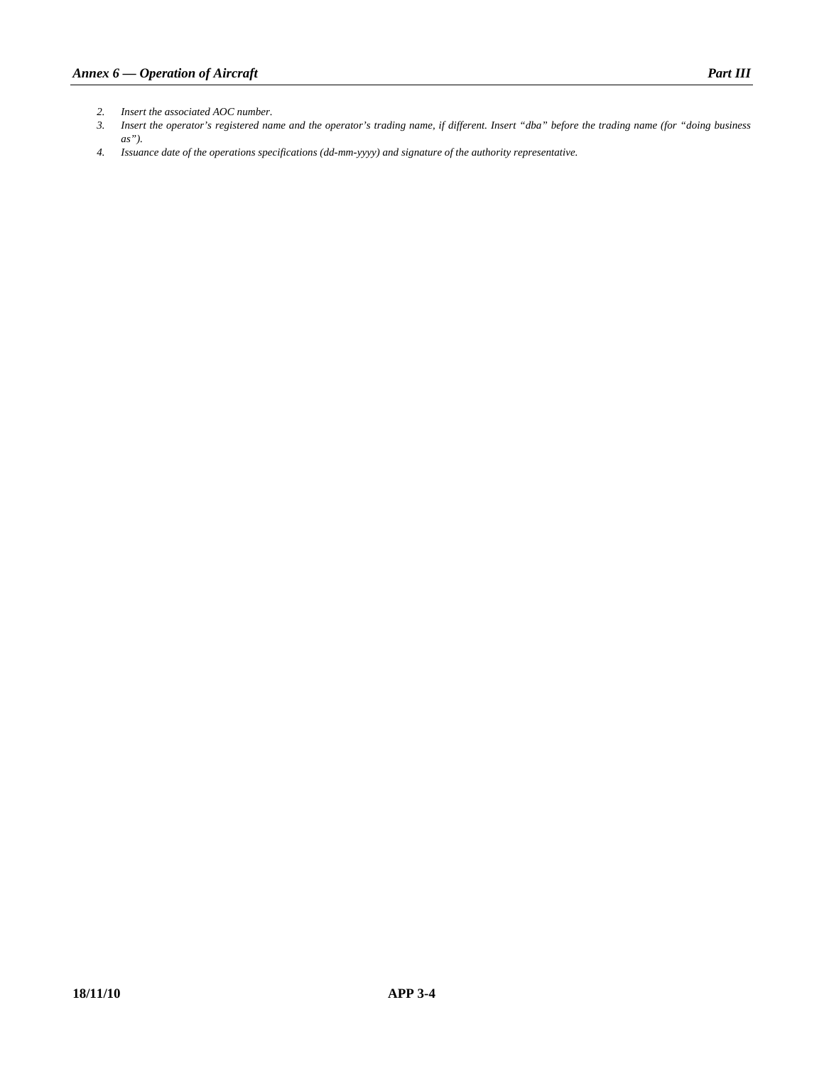2. *Insert the associated AOC number.*
3. *Insert the operator's registered name and the operator's trading name, if different. Insert "dba" before the trading name (for "doing business as").*
4. *Issuance date of the operations specifications (dd-mm-yyyy) and signature of the authority representative.*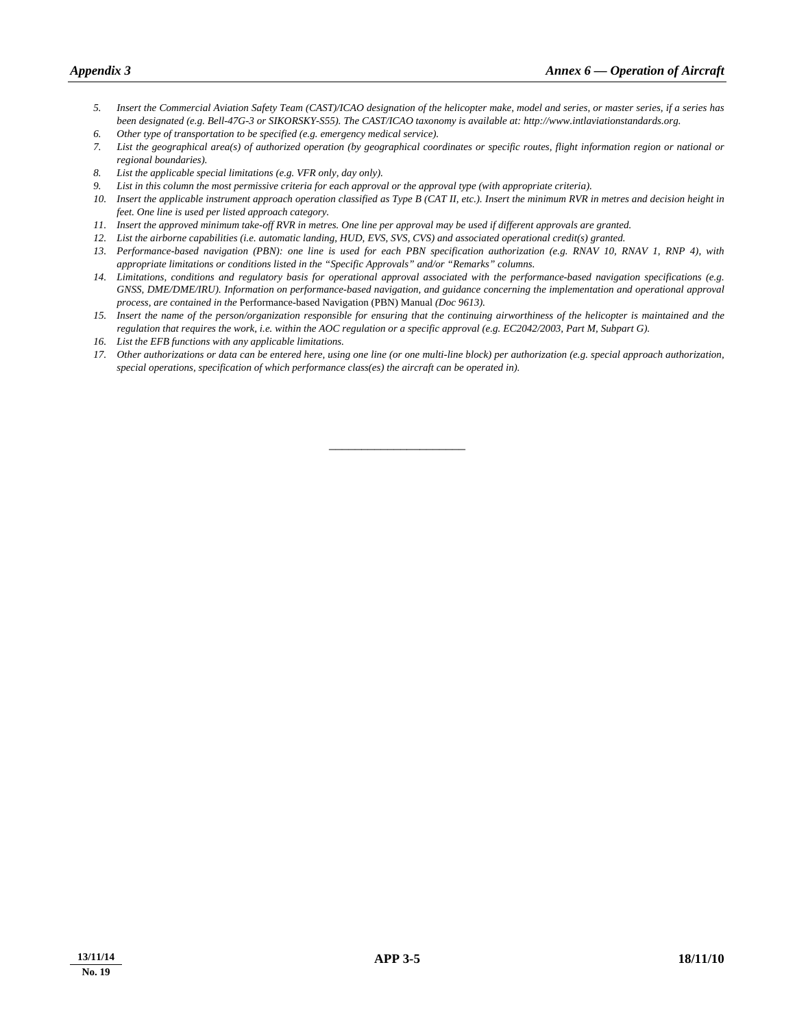5. *Insert the Commercial Aviation Safety Team (CAST)/ICAO designation of the helicopter make, model and series, or master series, if a series has been designated (e.g. Bell-47G-3 or SIKORSKY-S55). The CAST/ICAO taxonomy is available at: http://www.intlaviationstandards.org.*
6. *Other type of transportation to be specified (e.g. emergency medical service).*
7. *List the geographical area(s) of authorized operation (by geographical coordinates or specific routes, flight information region or national or regional boundaries).*
8. *List the applicable special limitations (e.g. VFR only, day only).*
9. *List in this column the most permissive criteria for each approval or the approval type (with appropriate criteria).*
10. *Insert the applicable instrument approach operation classified as Type B (CAT II, etc.). Insert the minimum RVR in metres and decision height in feet. One line is used per listed approach category.*
11. *Insert the approved minimum take-off RVR in metres. One line per approval may be used if different approvals are granted.*
12. *List the airborne capabilities (i.e. automatic landing, HUD, EVS, SVS, CVS) and associated operational credit(s) granted.*
13. *Performance-based navigation (PBN): one line is used for each PBN specification authorization (e.g. RNAV 10, RNAV 1, RNP 4), with appropriate limitations or conditions listed in the "Specific Approvals" and/or "Remarks" columns.*
14. *Limitations, conditions and regulatory basis for operational approval associated with the performance-based navigation specifications (e.g. GNSS, DME/DME/IRU). Information on performance-based navigation, and guidance concerning the implementation and operational approval process, are contained in the* Performance-based Navigation (PBN) Manual *(Doc 9613).*
15. *Insert the name of the person/organization responsible for ensuring that the continuing airworthiness of the helicopter is maintained and the regulation that requires the work, i.e. within the AOC regulation or a specific approval (e.g. EC2042/2003, Part M, Subpart G).*
16. *List the EFB functions with any applicable limitations.*
17. *Other authorizations or data can be entered here, using one line (or one multi-line block) per authorization (e.g. special approach authorization, special operations, specification of which performance class(es) the aircraft can be operated in).*

---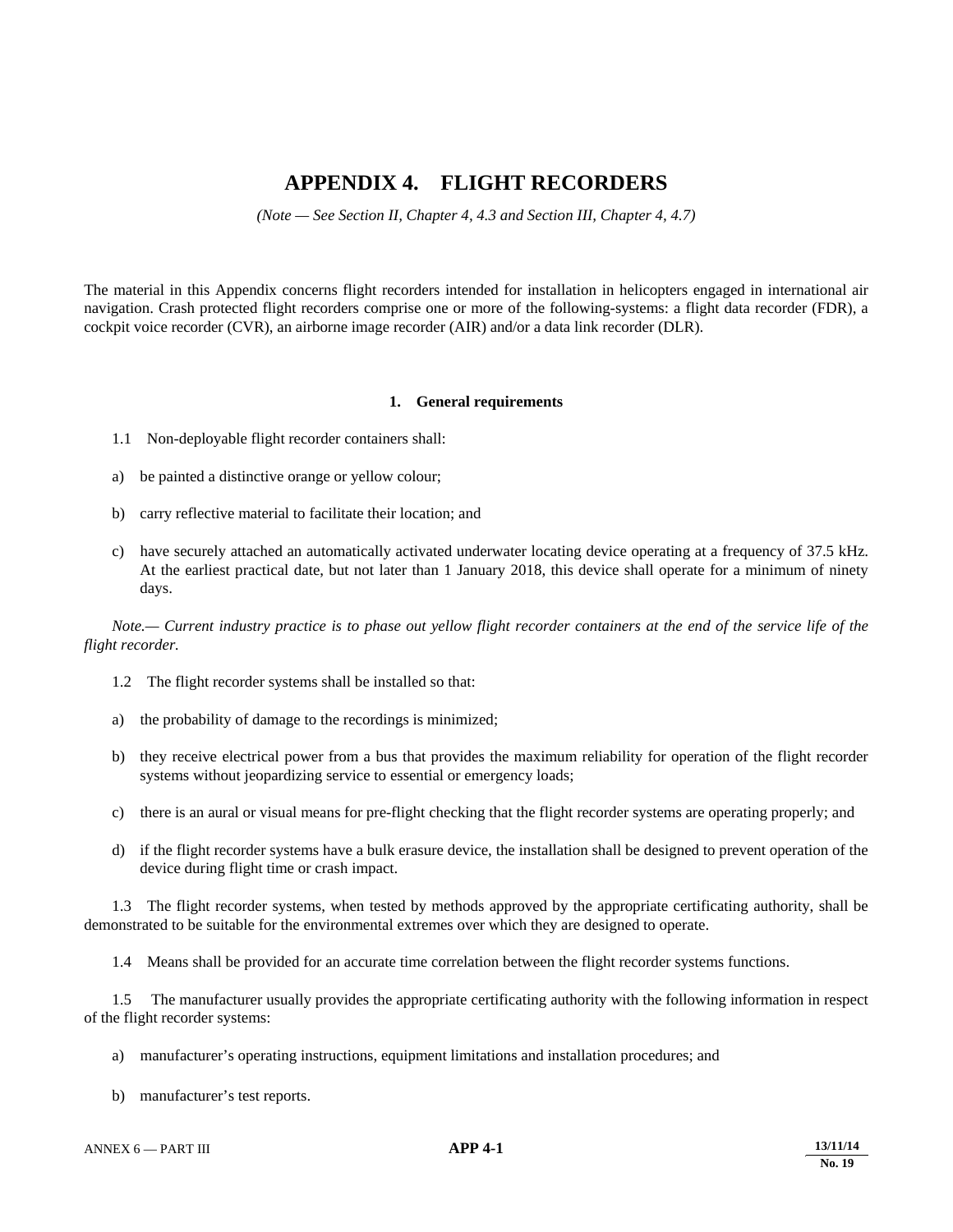# APPENDIX 4. FLIGHT RECORDERS

*(Note — See Section II, Chapter 4, 4.3 and Section III, Chapter 4, 4.7)*

The material in this Appendix concerns flight recorders intended for installation in helicopters engaged in international air navigation. Crash protected flight recorders comprise one or more of the following-systems: a flight data recorder (FDR), a cockpit voice recorder (CVR), an airborne image recorder (AIR) and/or a data link recorder (DLR).

## 1. General requirements

1.1 Non-deployable flight recorder containers shall:

a) be painted a distinctive orange or yellow colour;

b) carry reflective material to facilitate their location; and

c) have securely attached an automatically activated underwater locating device operating at a frequency of 37.5 kHz. At the earliest practical date, but not later than 1 January 2018, this device shall operate for a minimum of ninety days.

*Note.— Current industry practice is to phase out yellow flight recorder containers at the end of the service life of the flight recorder.*

1.2 The flight recorder systems shall be installed so that:

a) the probability of damage to the recordings is minimized;

b) they receive electrical power from a bus that provides the maximum reliability for operation of the flight recorder systems without jeopardizing service to essential or emergency loads;

c) there is an aural or visual means for pre-flight checking that the flight recorder systems are operating properly; and

d) if the flight recorder systems have a bulk erasure device, the installation shall be designed to prevent operation of the device during flight time or crash impact.

1.3 The flight recorder systems, when tested by methods approved by the appropriate certificating authority, shall be demonstrated to be suitable for the environmental extremes over which they are designed to operate.

1.4 Means shall be provided for an accurate time correlation between the flight recorder systems functions.

1.5 The manufacturer usually provides the appropriate certificating authority with the following information in respect of the flight recorder systems:

a) manufacturer's operating instructions, equipment limitations and installation procedures; and

b) manufacturer's test reports.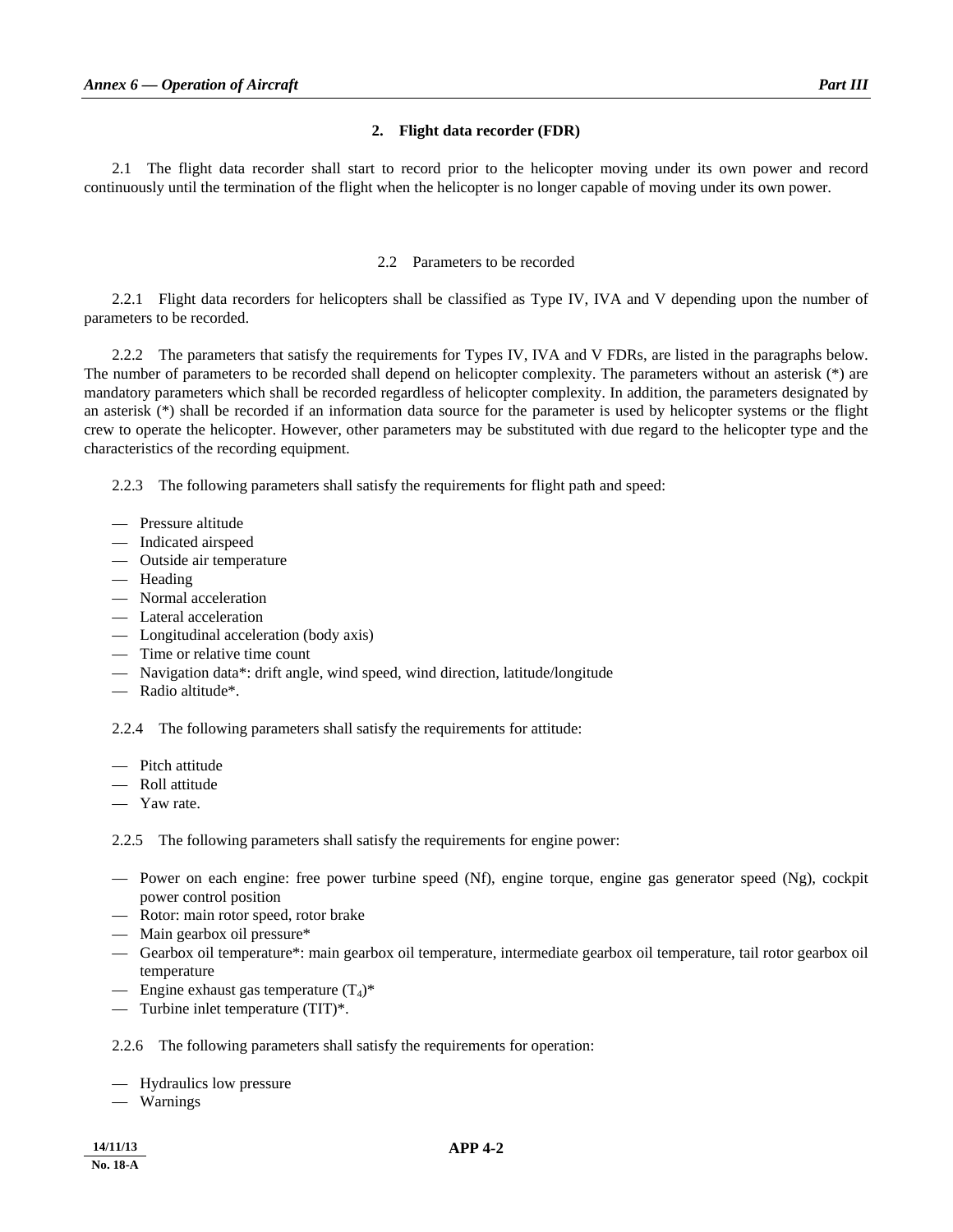## 2. Flight data recorder (FDR)

2.1 The flight data recorder shall start to record prior to the helicopter moving under its own power and record continuously until the termination of the flight when the helicopter is no longer capable of moving under its own power.

### 2.2 Parameters to be recorded

2.2.1 Flight data recorders for helicopters shall be classified as Type IV, IVA and V depending upon the number of parameters to be recorded.

2.2.2 The parameters that satisfy the requirements for Types IV, IVA and V FDRs, are listed in the paragraphs below. The number of parameters to be recorded shall depend on helicopter complexity. The parameters without an asterisk (*) are mandatory parameters which shall be recorded regardless of helicopter complexity. In addition, the parameters designated by an asterisk (*) shall be recorded if an information data source for the parameter is used by helicopter systems or the flight crew to operate the helicopter. However, other parameters may be substituted with due regard to the helicopter type and the characteristics of the recording equipment.

2.2.3 The following parameters shall satisfy the requirements for flight path and speed:

- Pressure altitude
- Indicated airspeed
- Outside air temperature
- Heading
- Normal acceleration
- Lateral acceleration
- Longitudinal acceleration (body axis)
- Time or relative time count
- Navigation data*: drift angle, wind speed, wind direction, latitude/longitude
- Radio altitude*.

2.2.4 The following parameters shall satisfy the requirements for attitude:

- Pitch attitude
- Roll attitude
- Yaw rate.

2.2.5 The following parameters shall satisfy the requirements for engine power:

- Power on each engine: free power turbine speed (Nf), engine torque, engine gas generator speed (Ng), cockpit power control position
- Rotor: main rotor speed, rotor brake
- Main gearbox oil pressure*
- Gearbox oil temperature*: main gearbox oil temperature, intermediate gearbox oil temperature, tail rotor gearbox oil temperature
- Engine exhaust gas temperature ($T_4$)*
- Turbine inlet temperature (TIT)*.

2.2.6 The following parameters shall satisfy the requirements for operation:

- Hydraulics low pressure
- Warnings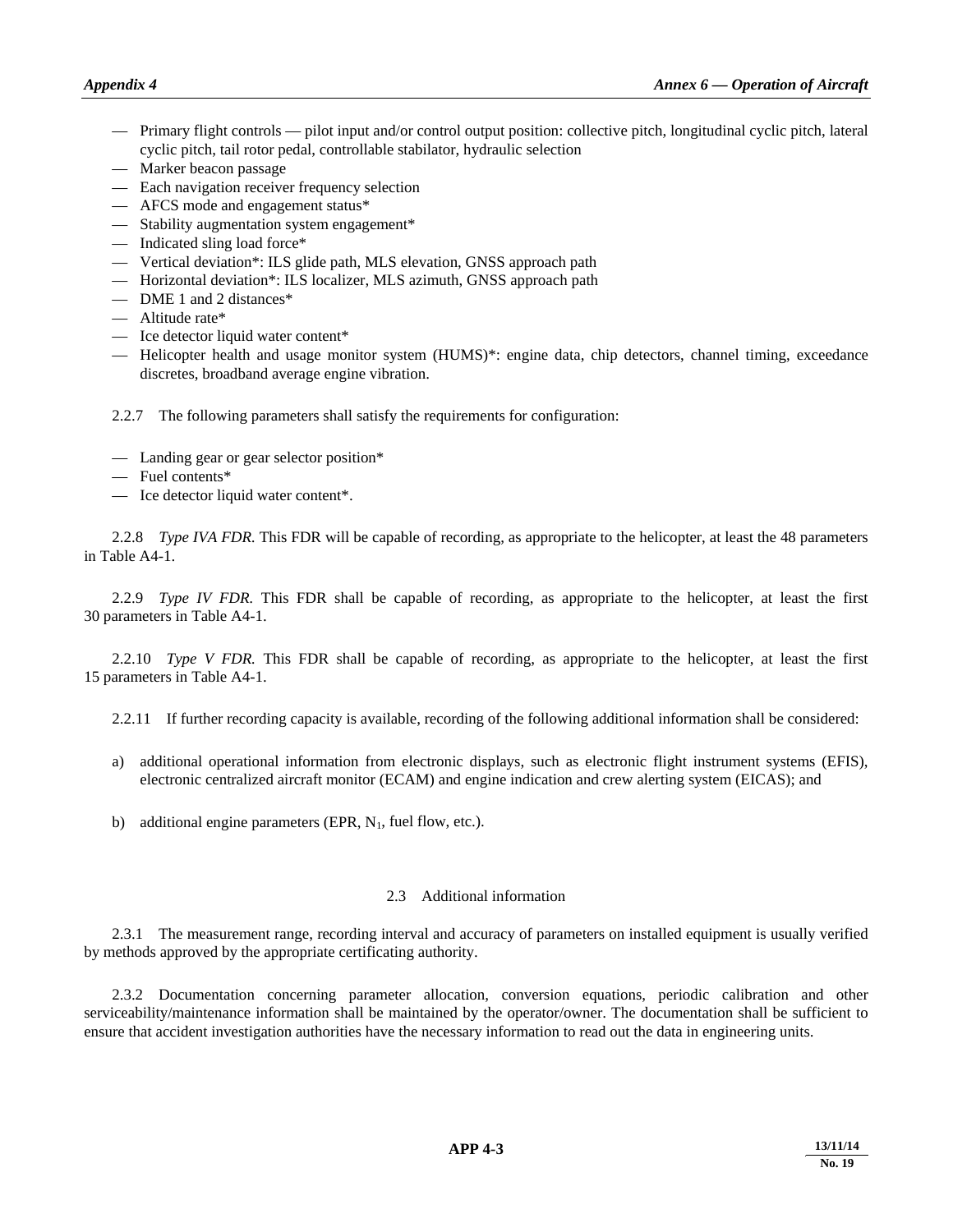- Primary flight controls — pilot input and/or control output position: collective pitch, longitudinal cyclic pitch, lateral cyclic pitch, tail rotor pedal, controllable stabilator, hydraulic selection
- Marker beacon passage
- Each navigation receiver frequency selection
- AFCS mode and engagement status*
- Stability augmentation system engagement*
- Indicated sling load force*
- Vertical deviation*: ILS glide path, MLS elevation, GNSS approach path
- Horizontal deviation*: ILS localizer, MLS azimuth, GNSS approach path
- DME 1 and 2 distances*
- Altitude rate*
- Ice detector liquid water content*
- Helicopter health and usage monitor system (HUMS)*: engine data, chip detectors, channel timing, exceedance discretes, broadband average engine vibration.

2.2.7 The following parameters shall satisfy the requirements for configuration:

- Landing gear or gear selector position*
- Fuel contents*
- Ice detector liquid water content*.

2.2.8 *Type IVA FDR.* This FDR will be capable of recording, as appropriate to the helicopter, at least the 48 parameters in Table A4-1.

2.2.9 *Type IV FDR.* This FDR shall be capable of recording, as appropriate to the helicopter, at least the first 30 parameters in Table A4-1.

2.2.10 *Type V FDR.* This FDR shall be capable of recording, as appropriate to the helicopter, at least the first 15 parameters in Table A4-1.

2.2.11 If further recording capacity is available, recording of the following additional information shall be considered:

a) additional operational information from electronic displays, such as electronic flight instrument systems (EFIS), electronic centralized aircraft monitor (ECAM) and engine indication and crew alerting system (EICAS); and

b) additional engine parameters (EPR, $N_1$, fuel flow, etc.).

## 2.3 Additional information

2.3.1 The measurement range, recording interval and accuracy of parameters on installed equipment is usually verified by methods approved by the appropriate certificating authority.

2.3.2 Documentation concerning parameter allocation, conversion equations, periodic calibration and other serviceability/maintenance information shall be maintained by the operator/owner. The documentation shall be sufficient to ensure that accident investigation authorities have the necessary information to read out the data in engineering units.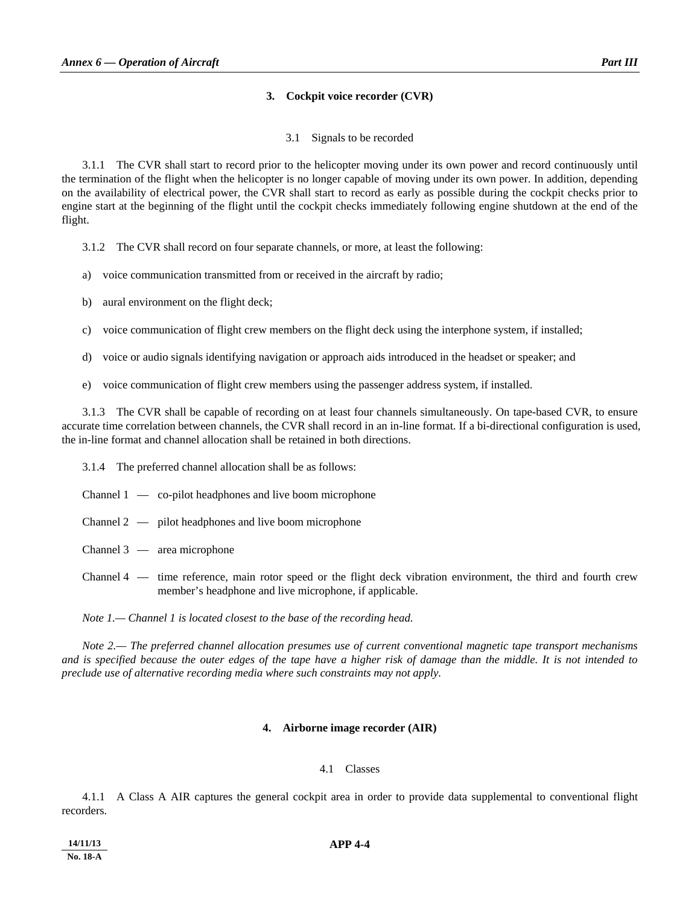## 3. Cockpit voice recorder (CVR)

### 3.1 Signals to be recorded

3.1.1 The CVR shall start to record prior to the helicopter moving under its own power and record continuously until the termination of the flight when the helicopter is no longer capable of moving under its own power. In addition, depending on the availability of electrical power, the CVR shall start to record as early as possible during the cockpit checks prior to engine start at the beginning of the flight until the cockpit checks immediately following engine shutdown at the end of the flight.

3.1.2 The CVR shall record on four separate channels, or more, at least the following:

a) voice communication transmitted from or received in the aircraft by radio;

b) aural environment on the flight deck;

c) voice communication of flight crew members on the flight deck using the interphone system, if installed;

d) voice or audio signals identifying navigation or approach aids introduced in the headset or speaker; and

e) voice communication of flight crew members using the passenger address system, if installed.

3.1.3 The CVR shall be capable of recording on at least four channels simultaneously. On tape-based CVR, to ensure accurate time correlation between channels, the CVR shall record in an in-line format. If a bi-directional configuration is used, the in-line format and channel allocation shall be retained in both directions.

3.1.4 The preferred channel allocation shall be as follows:

Channel 1 — co-pilot headphones and live boom microphone

Channel 2 — pilot headphones and live boom microphone

Channel 3 — area microphone

Channel 4 — time reference, main rotor speed or the flight deck vibration environment, the third and fourth crew member's headphone and live microphone, if applicable.

*Note 1.— Channel 1 is located closest to the base of the recording head.*

*Note 2.— The preferred channel allocation presumes use of current conventional magnetic tape transport mechanisms and is specified because the outer edges of the tape have a higher risk of damage than the middle. It is not intended to preclude use of alternative recording media where such constraints may not apply.*

## 4. Airborne image recorder (AIR)

### 4.1 Classes

4.1.1 A Class A AIR captures the general cockpit area in order to provide data supplemental to conventional flight recorders.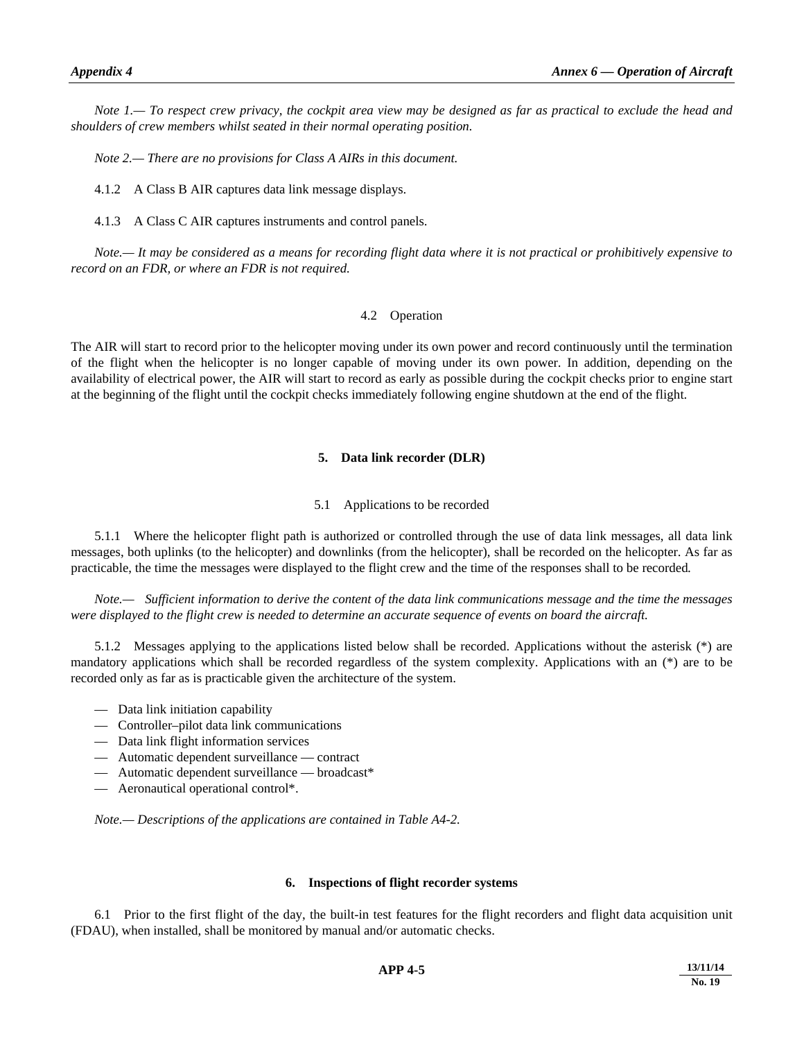*Note 1.— To respect crew privacy, the cockpit area view may be designed as far as practical to exclude the head and shoulders of crew members whilst seated in their normal operating position.*

*Note 2.— There are no provisions for Class A AIRs in this document.*

4.1.2 A Class B AIR captures data link message displays.

4.1.3 A Class C AIR captures instruments and control panels.

*Note.— It may be considered as a means for recording flight data where it is not practical or prohibitively expensive to record on an FDR, or where an FDR is not required.*

### 4.2 Operation

The AIR will start to record prior to the helicopter moving under its own power and record continuously until the termination of the flight when the helicopter is no longer capable of moving under its own power. In addition, depending on the availability of electrical power, the AIR will start to record as early as possible during the cockpit checks prior to engine start at the beginning of the flight until the cockpit checks immediately following engine shutdown at the end of the flight.

## 5. Data link recorder (DLR)

### 5.1 Applications to be recorded

5.1.1 Where the helicopter flight path is authorized or controlled through the use of data link messages, all data link messages, both uplinks (to the helicopter) and downlinks (from the helicopter), shall be recorded on the helicopter. As far as practicable, the time the messages were displayed to the flight crew and the time of the responses shall to be recorded*.*

*Note.— Sufficient information to derive the content of the data link communications message and the time the messages were displayed to the flight crew is needed to determine an accurate sequence of events on board the aircraft.*

5.1.2 Messages applying to the applications listed below shall be recorded. Applications without the asterisk (*) are mandatory applications which shall be recorded regardless of the system complexity. Applications with an (*) are to be recorded only as far as is practicable given the architecture of the system.

- Data link initiation capability
- Controller–pilot data link communications
- Data link flight information services
- Automatic dependent surveillance — contract
- Automatic dependent surveillance — broadcast*
- Aeronautical operational control*.

*Note.— Descriptions of the applications are contained in Table A4-2.*

## 6. Inspections of flight recorder systems

6.1 Prior to the first flight of the day, the built-in test features for the flight recorders and flight data acquisition unit (FDAU), when installed, shall be monitored by manual and/or automatic checks.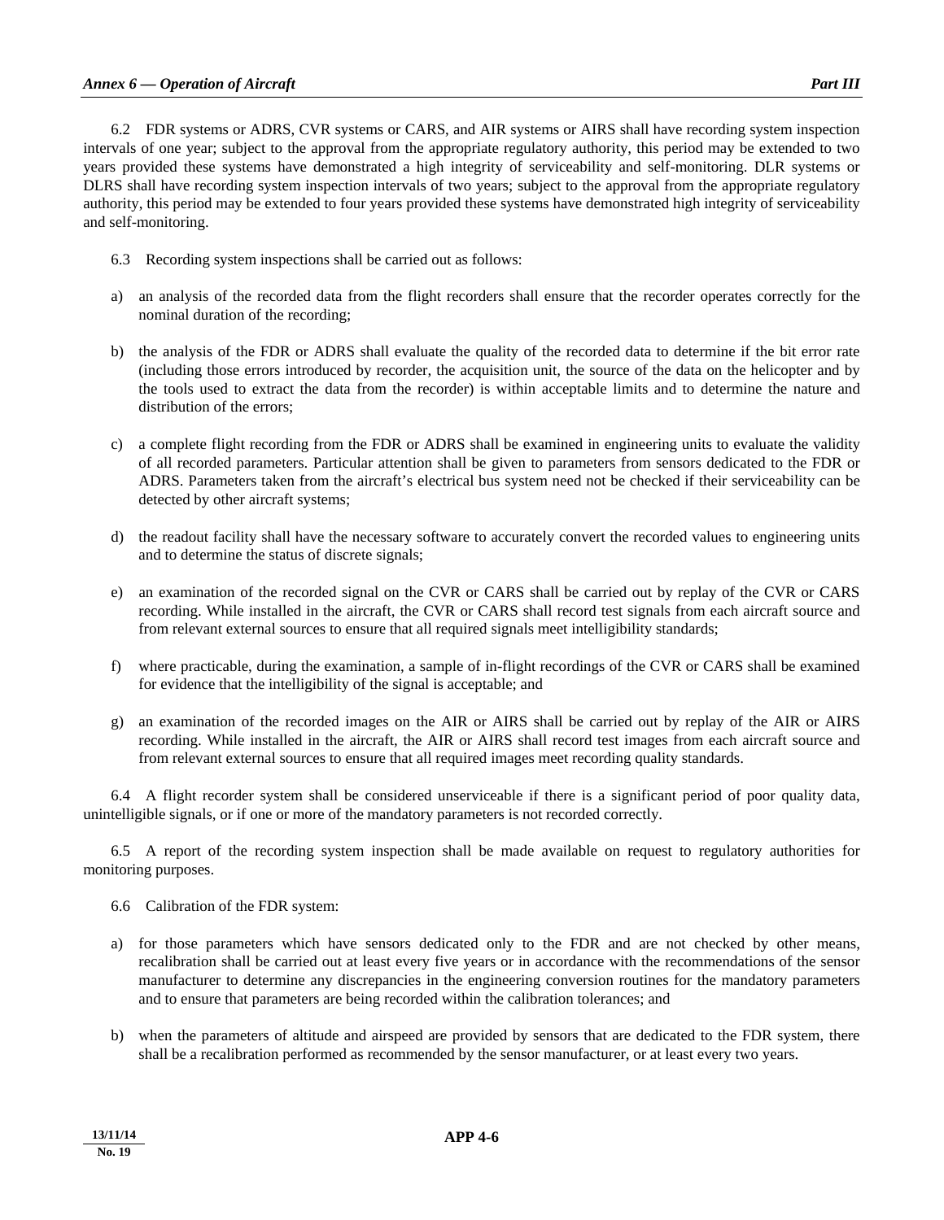6.2 FDR systems or ADRS, CVR systems or CARS, and AIR systems or AIRS shall have recording system inspection intervals of one year; subject to the approval from the appropriate regulatory authority, this period may be extended to two years provided these systems have demonstrated a high integrity of serviceability and self-monitoring. DLR systems or DLRS shall have recording system inspection intervals of two years; subject to the approval from the appropriate regulatory authority, this period may be extended to four years provided these systems have demonstrated high integrity of serviceability and self-monitoring.

6.3 Recording system inspections shall be carried out as follows:

a) an analysis of the recorded data from the flight recorders shall ensure that the recorder operates correctly for the nominal duration of the recording;

b) the analysis of the FDR or ADRS shall evaluate the quality of the recorded data to determine if the bit error rate (including those errors introduced by recorder, the acquisition unit, the source of the data on the helicopter and by the tools used to extract the data from the recorder) is within acceptable limits and to determine the nature and distribution of the errors;

c) a complete flight recording from the FDR or ADRS shall be examined in engineering units to evaluate the validity of all recorded parameters. Particular attention shall be given to parameters from sensors dedicated to the FDR or ADRS. Parameters taken from the aircraft's electrical bus system need not be checked if their serviceability can be detected by other aircraft systems;

d) the readout facility shall have the necessary software to accurately convert the recorded values to engineering units and to determine the status of discrete signals;

e) an examination of the recorded signal on the CVR or CARS shall be carried out by replay of the CVR or CARS recording. While installed in the aircraft, the CVR or CARS shall record test signals from each aircraft source and from relevant external sources to ensure that all required signals meet intelligibility standards;

f) where practicable, during the examination, a sample of in-flight recordings of the CVR or CARS shall be examined for evidence that the intelligibility of the signal is acceptable; and

g) an examination of the recorded images on the AIR or AIRS shall be carried out by replay of the AIR or AIRS recording. While installed in the aircraft, the AIR or AIRS shall record test images from each aircraft source and from relevant external sources to ensure that all required images meet recording quality standards.

6.4 A flight recorder system shall be considered unserviceable if there is a significant period of poor quality data, unintelligible signals, or if one or more of the mandatory parameters is not recorded correctly.

6.5 A report of the recording system inspection shall be made available on request to regulatory authorities for monitoring purposes.

6.6 Calibration of the FDR system:

a) for those parameters which have sensors dedicated only to the FDR and are not checked by other means, recalibration shall be carried out at least every five years or in accordance with the recommendations of the sensor manufacturer to determine any discrepancies in the engineering conversion routines for the mandatory parameters and to ensure that parameters are being recorded within the calibration tolerances; and

b) when the parameters of altitude and airspeed are provided by sensors that are dedicated to the FDR system, there shall be a recalibration performed as recommended by the sensor manufacturer, or at least every two years.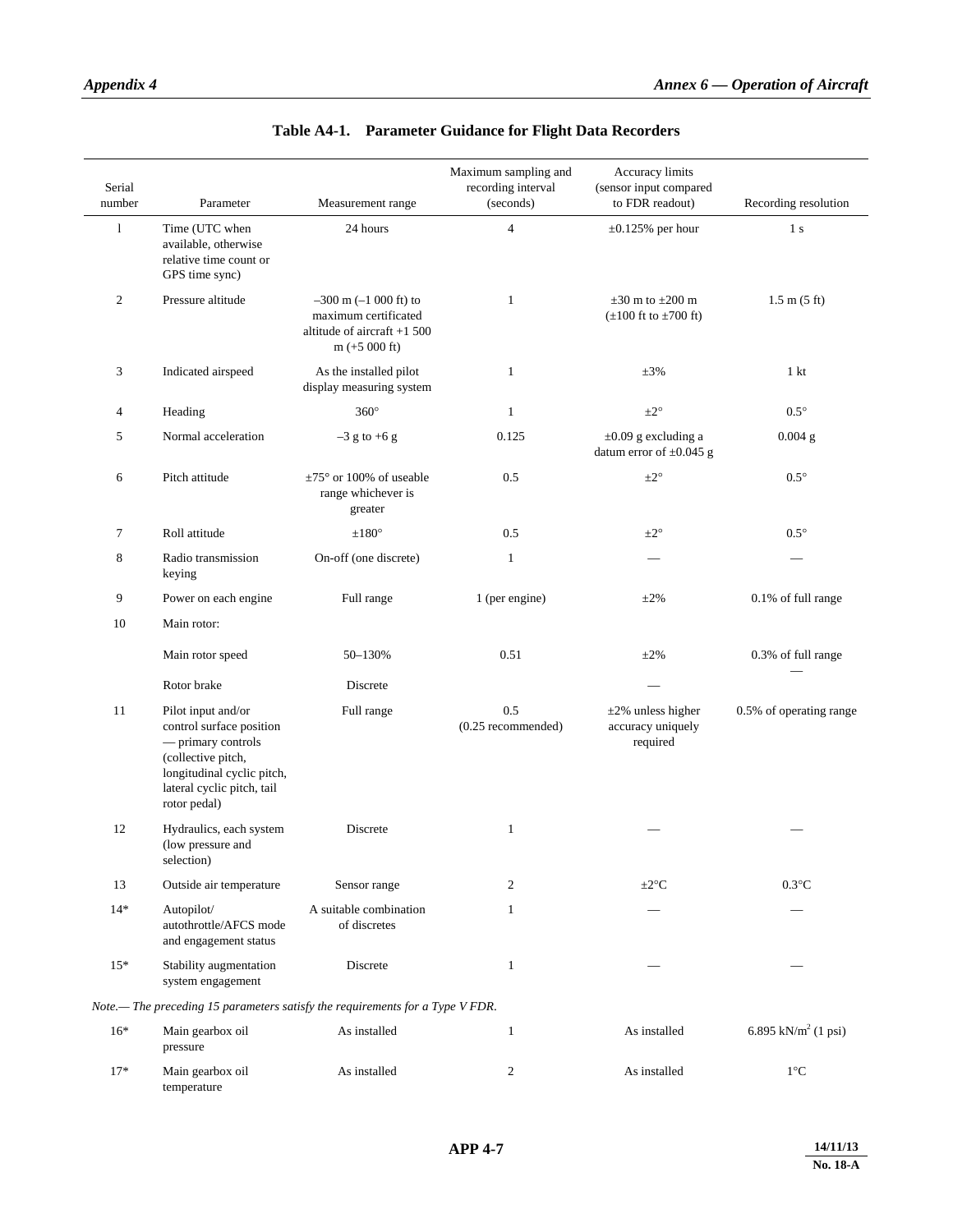## Table A4-1. Parameter Guidance for Flight Data Recorders

| Serial number | Parameter | Measurement range | Maximum sampling and recording interval (seconds) | Accuracy limits (sensor input compared to FDR readout) | Recording resolution |
|---|---|---|---|---|---|
| 1 | Time (UTC when available, otherwise relative time count or GPS time sync) | 24 hours | 4 | ±0.125% per hour | 1 s |
| 2 | Pressure altitude | –300 m (–1 000 ft) to maximum certificated altitude of aircraft +1 500 m (+5 000 ft) | 1 | ±30 m to ±200 m (±100 ft to ±700 ft) | 1.5 m (5 ft) |
| 3 | Indicated airspeed | As the installed pilot display measuring system | 1 | ±3% | 1 kt |
| 4 | Heading | 360° | 1 | ±2° | 0.5° |
| 5 | Normal acceleration | –3 g to +6 g | 0.125 | ±0.09 g excluding a datum error of ±0.045 g | 0.004 g |
| 6 | Pitch attitude | ±75° or 100% of useable range whichever is greater | 0.5 | ±2° | 0.5° |
| 7 | Roll attitude | ±180° | 0.5 | ±2° | 0.5° |
| 8 | Radio transmission keying | On-off (one discrete) | 1 | — | — |
| 9 | Power on each engine | Full range | 1 (per engine) | ±2% | 0.1% of full range |
| 10 | Main rotor: | | | | |
| | Main rotor speed | 50–130% | 0.51 | ±2% | 0.3% of full range |
| | Rotor brake | Discrete | | — | — |
| 11 | Pilot input and/or control surface position — primary controls (collective pitch, longitudinal cyclic pitch, lateral cyclic pitch, tail rotor pedal) | Full range | 0.5 (0.25 recommended) | ±2% unless higher accuracy uniquely required | 0.5% of operating range |
| 12 | Hydraulics, each system (low pressure and selection) | Discrete | 1 | — | — |
| 13 | Outside air temperature | Sensor range | 2 | ±2°C | 0.3°C |
| 14* | Autopilot/ autothrottle/AFCS mode and engagement status | A suitable combination of discretes | 1 | — | — |
| 15* | Stability augmentation system engagement | Discrete | 1 | — | — |
| *Note.— The preceding 15 parameters satisfy the requirements for a Type V FDR.* | | | | | |
| 16* | Main gearbox oil pressure | As installed | 1 | As installed | 6.895 kN/m² (1 psi) |
| 17* | Main gearbox oil temperature | As installed | 2 | As installed | 1°C |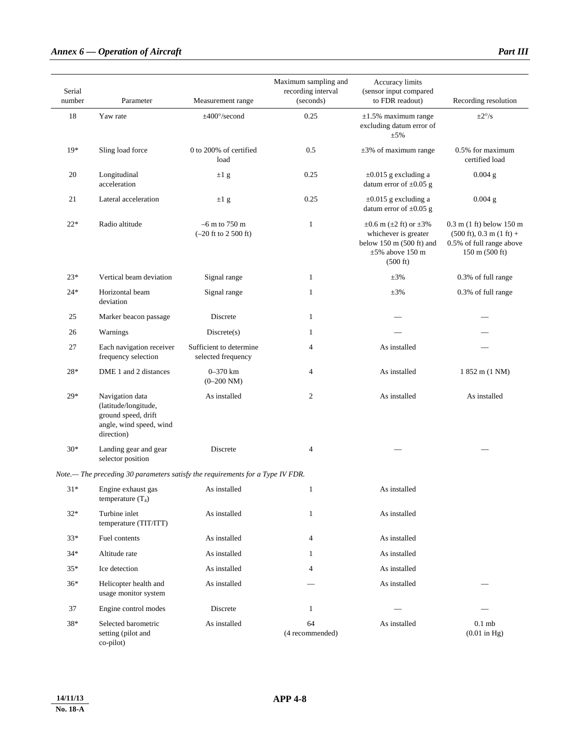| Serial number | Parameter | Measurement range | Maximum sampling and recording interval (seconds) | Accuracy limits (sensor input compared to FDR readout) | Recording resolution |
|---|---|---|---|---|---|
| 18 | Yaw rate | ±400°/second | 0.25 | ±1.5% maximum range excluding datum error of ±5% | ±2°/s |
| 19* | Sling load force | 0 to 200% of certified load | 0.5 | ±3% of maximum range | 0.5% for maximum certified load |
| 20 | Longitudinal acceleration | ±1 g | 0.25 | ±0.015 g excluding a datum error of ±0.05 g | 0.004 g |
| 21 | Lateral acceleration | ±1 g | 0.25 | ±0.015 g excluding a datum error of ±0.05 g | 0.004 g |
| 22* | Radio altitude | –6 m to 750 m (–20 ft to 2 500 ft) | 1 | ±0.6 m (±2 ft) or ±3% whichever is greater below 150 m (500 ft) and ±5% above 150 m (500 ft) | 0.3 m (1 ft) below 150 m (500 ft), 0.3 m (1 ft) + 0.5% of full range above 150 m (500 ft) |
| 23* | Vertical beam deviation | Signal range | 1 | ±3% | 0.3% of full range |
| 24* | Horizontal beam deviation | Signal range | 1 | ±3% | 0.3% of full range |
| 25 | Marker beacon passage | Discrete | 1 | — | — |
| 26 | Warnings | Discrete(s) | 1 | — | — |
| 27 | Each navigation receiver frequency selection | Sufficient to determine selected frequency | 4 | As installed | — |
| 28* | DME 1 and 2 distances | 0–370 km (0–200 NM) | 4 | As installed | 1 852 m (1 NM) |
| 29* | Navigation data (latitude/longitude, ground speed, drift angle, wind speed, wind direction) | As installed | 2 | As installed | As installed |
| 30* | Landing gear and gear selector position | Discrete | 4 | — | — |

*Note.— The preceding 30 parameters satisfy the requirements for a Type IV FDR.*

| Serial number | Parameter | Measurement range | Maximum sampling and recording interval (seconds) | Accuracy limits (sensor input compared to FDR readout) | Recording resolution |
|---|---|---|---|---|---|
| 31* | Engine exhaust gas temperature ($T_4$) | As installed | 1 | As installed | |
| 32* | Turbine inlet temperature (TIT/ITT) | As installed | 1 | As installed | |
| 33* | Fuel contents | As installed | 4 | As installed | |
| 34* | Altitude rate | As installed | 1 | As installed | |
| 35* | Ice detection | As installed | 4 | As installed | |
| 36* | Helicopter health and usage monitor system | As installed | — | As installed | — |
| 37 | Engine control modes | Discrete | 1 | — | — |
| 38* | Selected barometric setting (pilot and co-pilot) | As installed | 64 (4 recommended) | As installed | 0.1 mb (0.01 in Hg) |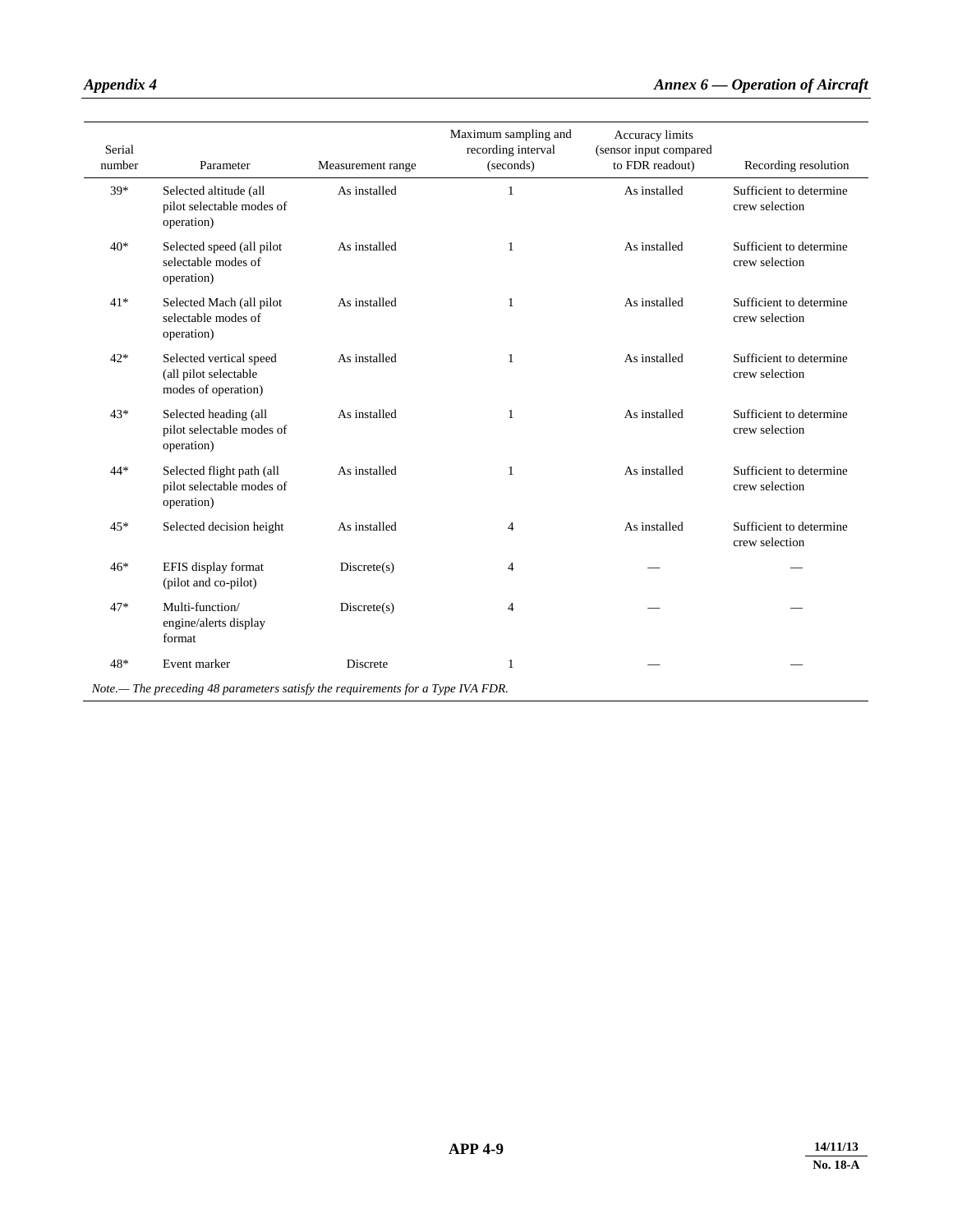| Serial number | Parameter | Measurement range | Maximum sampling and recording interval (seconds) | Accuracy limits (sensor input compared to FDR readout) | Recording resolution |
|---|---|---|---|---|---|
| 39* | Selected altitude (all pilot selectable modes of operation) | As installed | 1 | As installed | Sufficient to determine crew selection |
| 40* | Selected speed (all pilot selectable modes of operation) | As installed | 1 | As installed | Sufficient to determine crew selection |
| 41* | Selected Mach (all pilot selectable modes of operation) | As installed | 1 | As installed | Sufficient to determine crew selection |
| 42* | Selected vertical speed (all pilot selectable modes of operation) | As installed | 1 | As installed | Sufficient to determine crew selection |
| 43* | Selected heading (all pilot selectable modes of operation) | As installed | 1 | As installed | Sufficient to determine crew selection |
| 44* | Selected flight path (all pilot selectable modes of operation) | As installed | 1 | As installed | Sufficient to determine crew selection |
| 45* | Selected decision height | As installed | 4 | As installed | Sufficient to determine crew selection |
| 46* | EFIS display format (pilot and co-pilot) | Discrete(s) | 4 | — | — |
| 47* | Multi-function/ engine/alerts display format | Discrete(s) | 4 | — | — |
| 48* | Event marker | Discrete | 1 | — | — |

*Note.— The preceding 48 parameters satisfy the requirements for a Type IVA FDR.*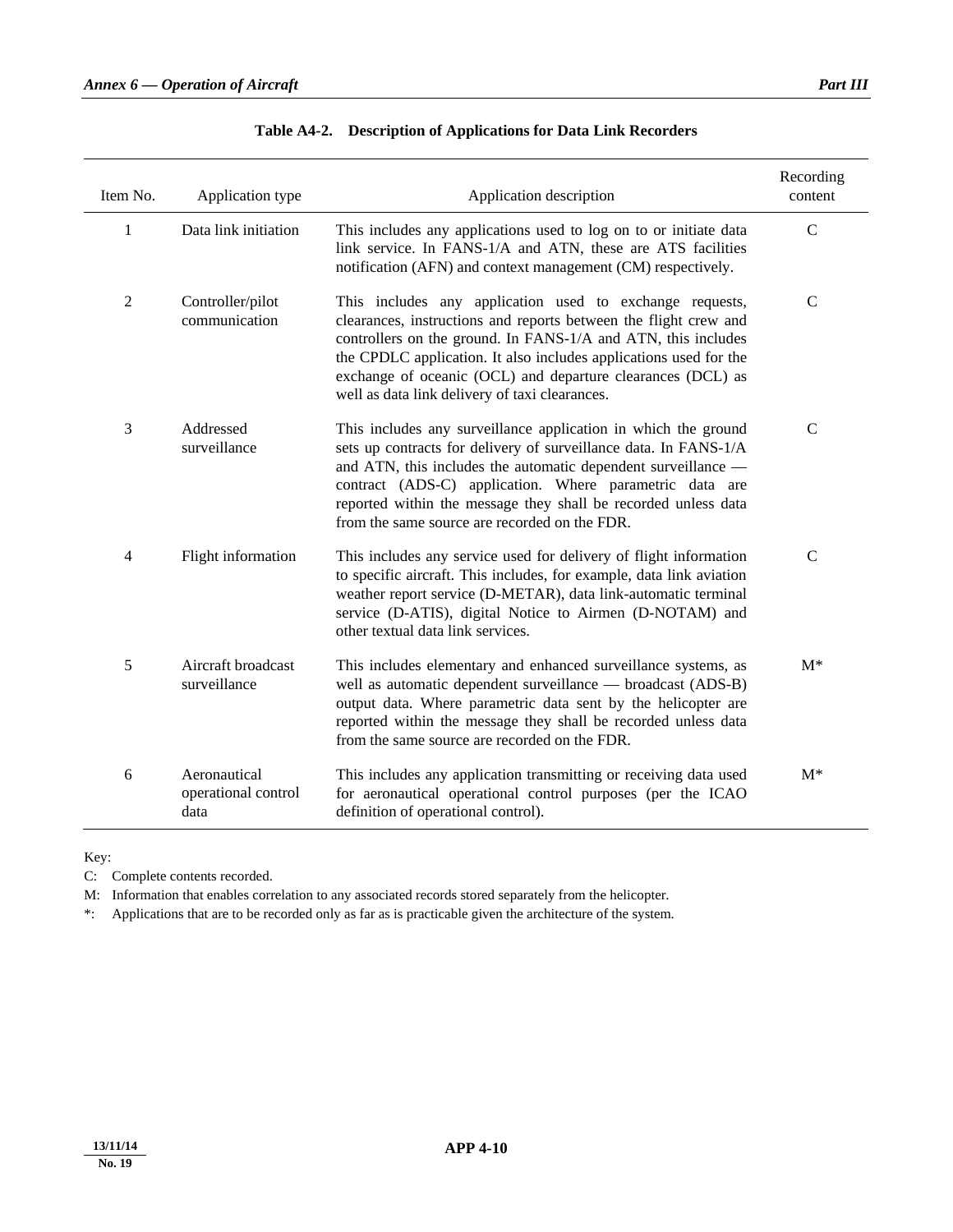**Table A4-2. Description of Applications for Data Link Recorders**

| Item No. | Application type | Application description | Recording content |
|---|---|---|---|
| 1 | Data link initiation | This includes any applications used to log on to or initiate data link service. In FANS-1/A and ATN, these are ATS facilities notification (AFN) and context management (CM) respectively. | C |
| 2 | Controller/pilot communication | This includes any application used to exchange requests, clearances, instructions and reports between the flight crew and controllers on the ground. In FANS-1/A and ATN, this includes the CPDLC application. It also includes applications used for the exchange of oceanic (OCL) and departure clearances (DCL) as well as data link delivery of taxi clearances. | C |
| 3 | Addressed surveillance | This includes any surveillance application in which the ground sets up contracts for delivery of surveillance data. In FANS-1/A and ATN, this includes the automatic dependent surveillance — contract (ADS-C) application. Where parametric data are reported within the message they shall be recorded unless data from the same source are recorded on the FDR. | C |
| 4 | Flight information | This includes any service used for delivery of flight information to specific aircraft. This includes, for example, data link aviation weather report service (D-METAR), data link-automatic terminal service (D-ATIS), digital Notice to Airmen (D-NOTAM) and other textual data link services. | C |
| 5 | Aircraft broadcast surveillance | This includes elementary and enhanced surveillance systems, as well as automatic dependent surveillance — broadcast (ADS-B) output data. Where parametric data sent by the helicopter are reported within the message they shall be recorded unless data from the same source are recorded on the FDR. | M* |
| 6 | Aeronautical operational control data | This includes any application transmitting or receiving data used for aeronautical operational control purposes (per the ICAO definition of operational control). | M* |

Key:

C: Complete contents recorded.

M: Information that enables correlation to any associated records stored separately from the helicopter.

*: Applications that are to be recorded only as far as is practicable given the architecture of the system.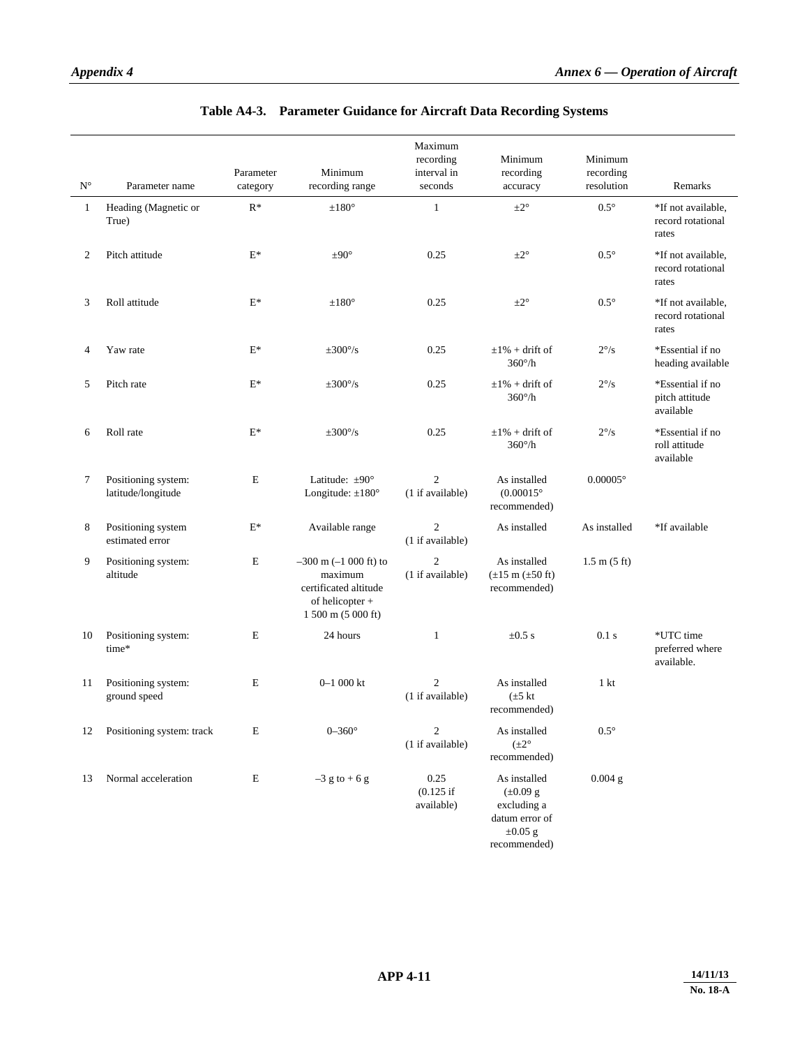### Table A4-3. Parameter Guidance for Aircraft Data Recording Systems

| N° | Parameter name | Parameter category | Minimum recording range | Maximum recording interval in seconds | Minimum recording accuracy | Minimum recording resolution | Remarks |
|---|---|---|---|---|---|---|---|
| 1 | Heading (Magnetic or True) | R* | ±180° | 1 | ±2° | 0.5° | *If not available, record rotational rates |
| 2 | Pitch attitude | E* | ±90° | 0.25 | ±2° | 0.5° | *If not available, record rotational rates |
| 3 | Roll attitude | E* | ±180° | 0.25 | ±2° | 0.5° | *If not available, record rotational rates |
| 4 | Yaw rate | E* | ±300°/s | 0.25 | ±1% + drift of 360°/h | 2°/s | *Essential if no heading available |
| 5 | Pitch rate | E* | ±300°/s | 0.25 | ±1% + drift of 360°/h | 2°/s | *Essential if no pitch attitude available |
| 6 | Roll rate | E* | ±300°/s | 0.25 | ±1% + drift of 360°/h | 2°/s | *Essential if no roll attitude available |
| 7 | Positioning system: latitude/longitude | E | Latitude: ±90° Longitude: ±180° | 2 (1 if available) | As installed (0.00015° recommended) | 0.00005° | |
| 8 | Positioning system estimated error | E* | Available range | 2 (1 if available) | As installed | As installed | *If available |
| 9 | Positioning system: altitude | E | –300 m (–1 000 ft) to maximum certificated altitude of helicopter + 1 500 m (5 000 ft) | 2 (1 if available) | As installed (±15 m (±50 ft) recommended) | 1.5 m (5 ft) | |
| 10 | Positioning system: time* | E | 24 hours | 1 | ±0.5 s | 0.1 s | *UTC time preferred where available. |
| 11 | Positioning system: ground speed | E | 0–1 000 kt | 2 (1 if available) | As installed (±5 kt recommended) | 1 kt | |
| 12 | Positioning system: track | E | 0–360° | 2 (1 if available) | As installed (±2° recommended) | 0.5° | |
| 13 | Normal acceleration | E | –3 g to + 6 g | 0.25 (0.125 if available) | As installed (±0.09 g excluding a datum error of ±0.05 g recommended) | 0.004 g | |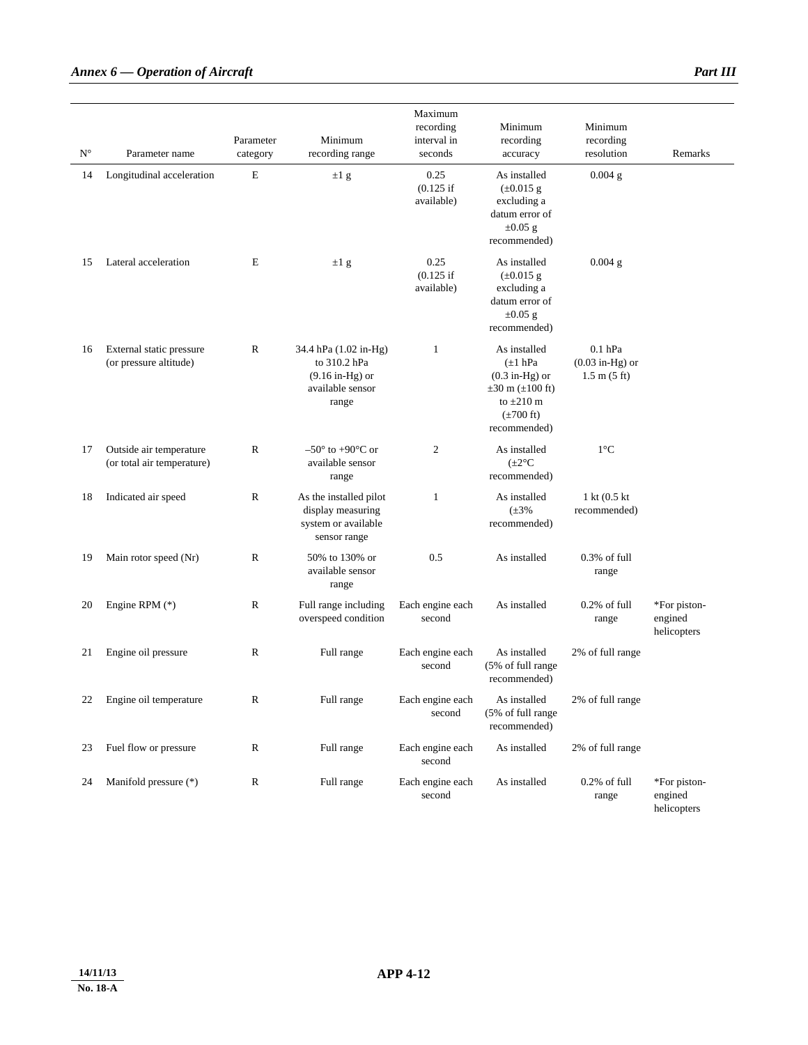| N° | Parameter name | Parameter category | Minimum recording range | Maximum recording interval in seconds | Minimum recording accuracy | Minimum recording resolution | Remarks |
|---|---|---|---|---|---|---|---|
| 14 | Longitudinal acceleration | E | ±1 g | 0.25 (0.125 if available) | As installed (±0.015 g excluding a datum error of ±0.05 g recommended) | 0.004 g | |
| 15 | Lateral acceleration | E | ±1 g | 0.25 (0.125 if available) | As installed (±0.015 g excluding a datum error of ±0.05 g recommended) | 0.004 g | |
| 16 | External static pressure (or pressure altitude) | R | 34.4 hPa (1.02 in-Hg) to 310.2 hPa (9.16 in-Hg) or available sensor range | 1 | As installed (±1 hPa (0.3 in-Hg) or ±30 m (±100 ft) to ±210 m (±700 ft) recommended) | 0.1 hPa (0.03 in-Hg) or 1.5 m (5 ft) | |
| 17 | Outside air temperature (or total air temperature) | R | –50° to +90°C or available sensor range | 2 | As installed (±2°C recommended) | 1°C | |
| 18 | Indicated air speed | R | As the installed pilot display measuring system or available sensor range | 1 | As installed (±3% recommended) | 1 kt (0.5 kt recommended) | |
| 19 | Main rotor speed (Nr) | R | 50% to 130% or available sensor range | 0.5 | As installed | 0.3% of full range | |
| 20 | Engine RPM (*) | R | Full range including overspeed condition | Each engine each second | As installed | 0.2% of full range | *For piston-engined helicopters |
| 21 | Engine oil pressure | R | Full range | Each engine each second | As installed (5% of full range recommended) | 2% of full range | |
| 22 | Engine oil temperature | R | Full range | Each engine each second | As installed (5% of full range recommended) | 2% of full range | |
| 23 | Fuel flow or pressure | R | Full range | Each engine each second | As installed | 2% of full range | |
| 24 | Manifold pressure (*) | R | Full range | Each engine each second | As installed | 0.2% of full range | *For piston-engined helicopters |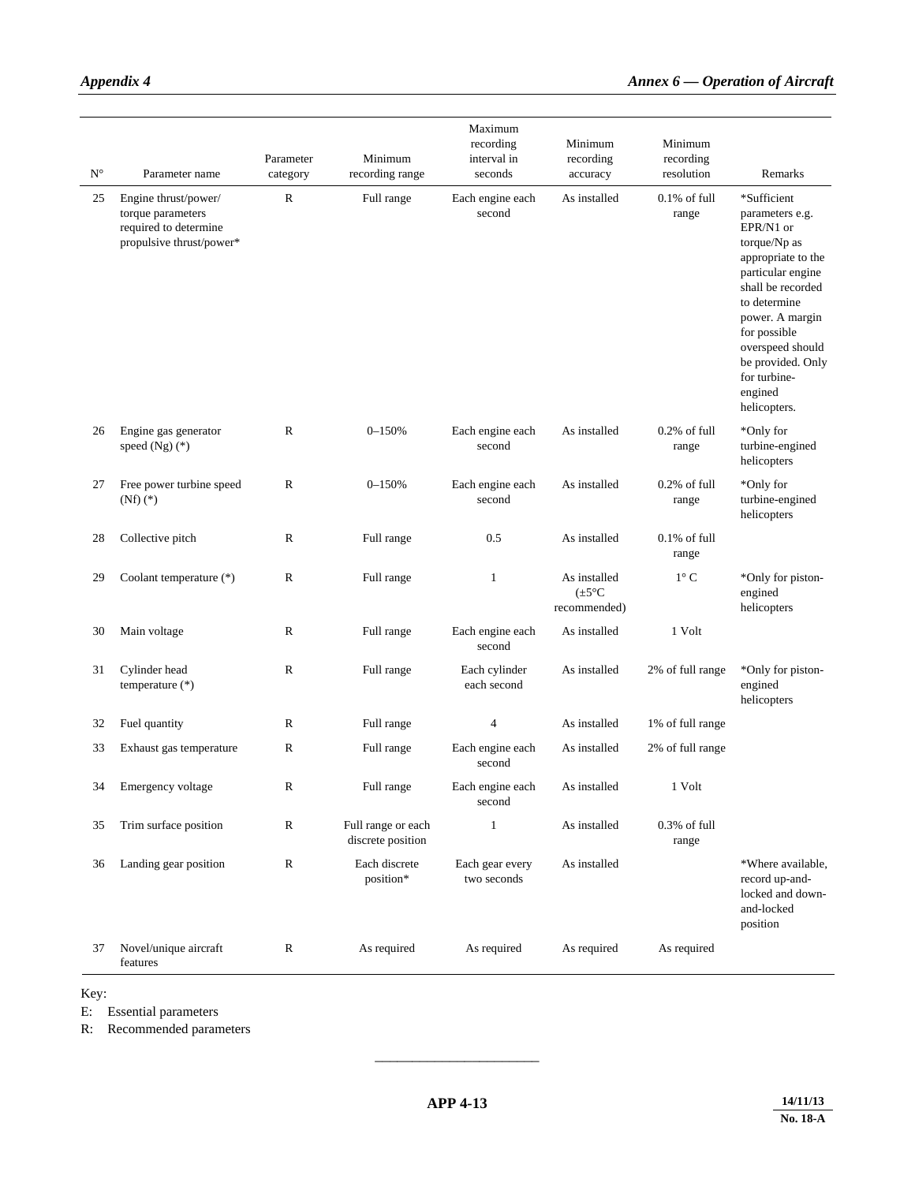| N° | Parameter name | Parameter category | Minimum recording range | Maximum recording interval in seconds | Minimum recording accuracy | Minimum recording resolution | Remarks |
|---|---|---|---|---|---|---|---|
| 25 | Engine thrust/power/ torque parameters required to determine propulsive thrust/power* | R | Full range | Each engine each second | As installed | 0.1% of full range | *Sufficient parameters e.g. EPR/N1 or torque/Np as appropriate to the particular engine shall be recorded to determine power. A margin for possible overspeed should be provided. Only for turbine-engined helicopters. |
| 26 | Engine gas generator speed (Ng) (*) | R | 0–150% | Each engine each second | As installed | 0.2% of full range | *Only for turbine-engined helicopters |
| 27 | Free power turbine speed (Nf) (*) | R | 0–150% | Each engine each second | As installed | 0.2% of full range | *Only for turbine-engined helicopters |
| 28 | Collective pitch | R | Full range | 0.5 | As installed | 0.1% of full range | |
| 29 | Coolant temperature (*) | R | Full range | 1 | As installed (±5°C recommended) | 1° C | *Only for piston-engined helicopters |
| 30 | Main voltage | R | Full range | Each engine each second | As installed | 1 Volt | |
| 31 | Cylinder head temperature (*) | R | Full range | Each cylinder each second | As installed | 2% of full range | *Only for piston-engined helicopters |
| 32 | Fuel quantity | R | Full range | 4 | As installed | 1% of full range | |
| 33 | Exhaust gas temperature | R | Full range | Each engine each second | As installed | 2% of full range | |
| 34 | Emergency voltage | R | Full range | Each engine each second | As installed | 1 Volt | |
| 35 | Trim surface position | R | Full range or each discrete position | 1 | As installed | 0.3% of full range | |
| 36 | Landing gear position | R | Each discrete position* | Each gear every two seconds | As installed | | *Where available, record up-and-locked and down-and-locked position |
| 37 | Novel/unique aircraft features | R | As required | As required | As required | As required | |

Key:

E: Essential parameters

R: Recommended parameters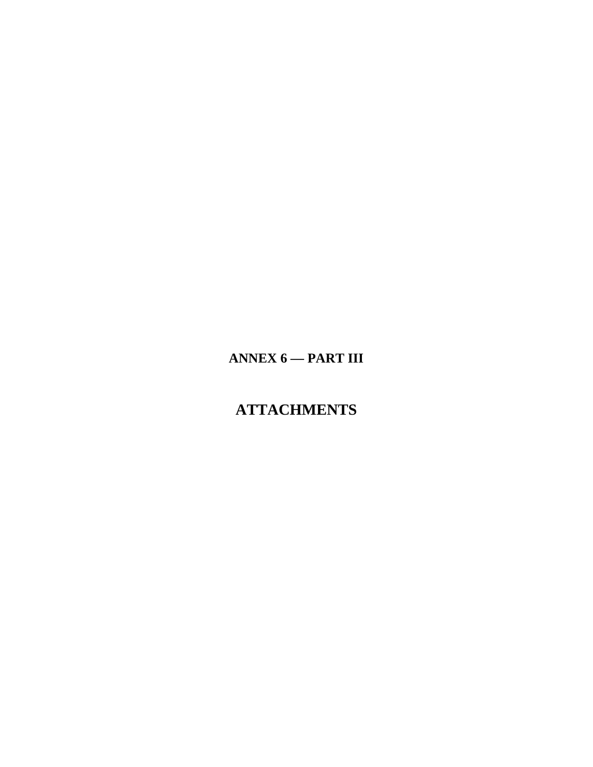# ANNEX 6 — PART III

# ATTACHMENTS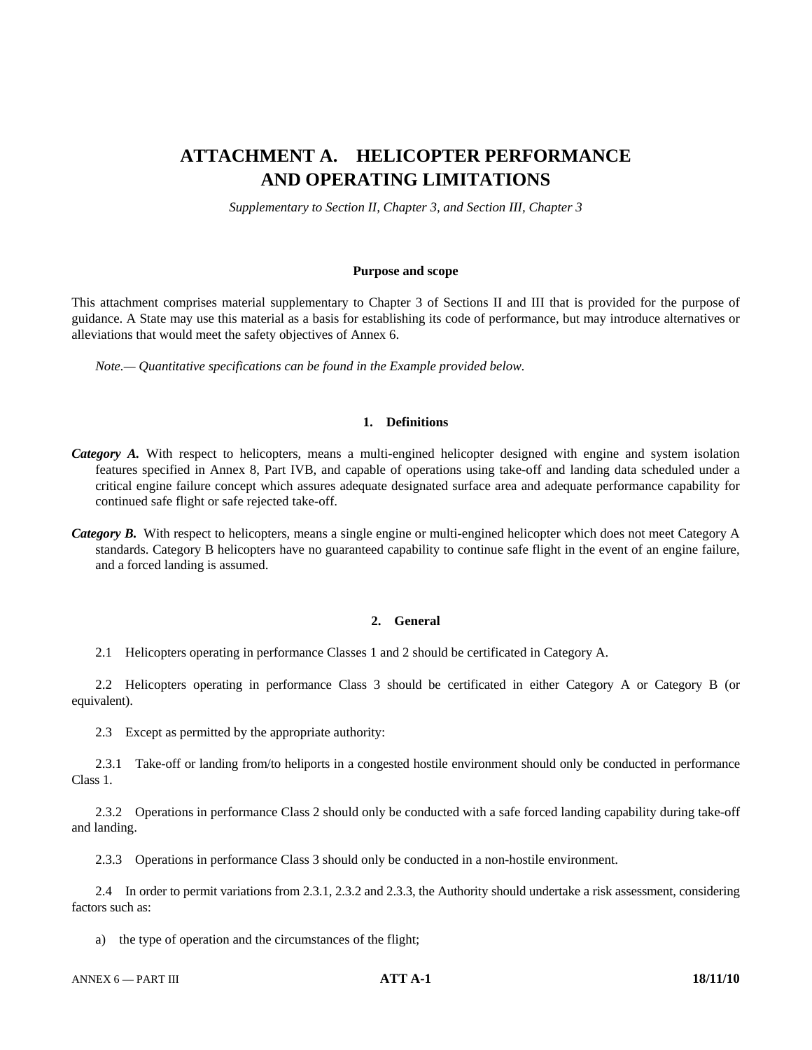# ATTACHMENT A. HELICOPTER PERFORMANCE AND OPERATING LIMITATIONS

*Supplementary to Section II, Chapter 3, and Section III, Chapter 3*

### Purpose and scope

This attachment comprises material supplementary to Chapter 3 of Sections II and III that is provided for the purpose of guidance. A State may use this material as a basis for establishing its code of performance, but may introduce alternatives or alleviations that would meet the safety objectives of Annex 6.

*Note.— Quantitative specifications can be found in the Example provided below.*

## 1. Definitions

***Category A.*** With respect to helicopters, means a multi-engined helicopter designed with engine and system isolation features specified in Annex 8, Part IVB, and capable of operations using take-off and landing data scheduled under a critical engine failure concept which assures adequate designated surface area and adequate performance capability for continued safe flight or safe rejected take-off.

***Category B.*** With respect to helicopters, means a single engine or multi-engined helicopter which does not meet Category A standards. Category B helicopters have no guaranteed capability to continue safe flight in the event of an engine failure, and a forced landing is assumed.

## 2. General

2.1 Helicopters operating in performance Classes 1 and 2 should be certificated in Category A.

2.2 Helicopters operating in performance Class 3 should be certificated in either Category A or Category B (or equivalent).

2.3 Except as permitted by the appropriate authority:

2.3.1 Take-off or landing from/to heliports in a congested hostile environment should only be conducted in performance Class 1.

2.3.2 Operations in performance Class 2 should only be conducted with a safe forced landing capability during take-off and landing.

2.3.3 Operations in performance Class 3 should only be conducted in a non-hostile environment.

2.4 In order to permit variations from 2.3.1, 2.3.2 and 2.3.3, the Authority should undertake a risk assessment, considering factors such as:

a) the type of operation and the circumstances of the flight;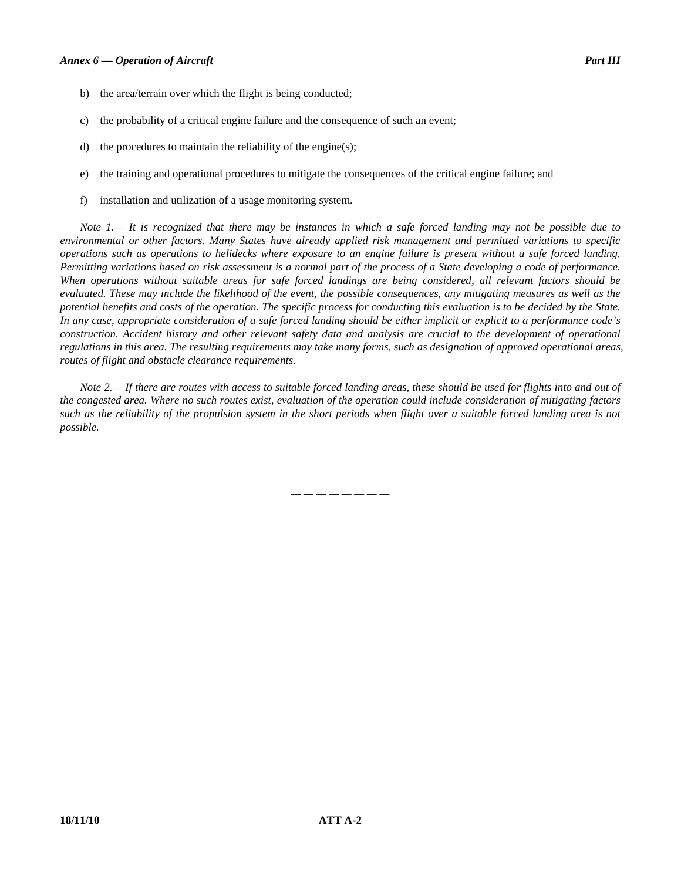b) the area/terrain over which the flight is being conducted;

c) the probability of a critical engine failure and the consequence of such an event;

d) the procedures to maintain the reliability of the engine(s);

e) the training and operational procedures to mitigate the consequences of the critical engine failure; and

f) installation and utilization of a usage monitoring system.

*Note 1.— It is recognized that there may be instances in which a safe forced landing may not be possible due to environmental or other factors. Many States have already applied risk management and permitted variations to specific operations such as operations to helidecks where exposure to an engine failure is present without a safe forced landing. Permitting variations based on risk assessment is a normal part of the process of a State developing a code of performance. When operations without suitable areas for safe forced landings are being considered, all relevant factors should be evaluated. These may include the likelihood of the event, the possible consequences, any mitigating measures as well as the potential benefits and costs of the operation. The specific process for conducting this evaluation is to be decided by the State. In any case, appropriate consideration of a safe forced landing should be either implicit or explicit to a performance code's construction. Accident history and other relevant safety data and analysis are crucial to the development of operational regulations in this area. The resulting requirements may take many forms, such as designation of approved operational areas, routes of flight and obstacle clearance requirements.*

*Note 2.— If there are routes with access to suitable forced landing areas, these should be used for flights into and out of the congested area. Where no such routes exist, evaluation of the operation could include consideration of mitigating factors such as the reliability of the propulsion system in the short periods when flight over a suitable forced landing area is not possible.*

— — — — — — — —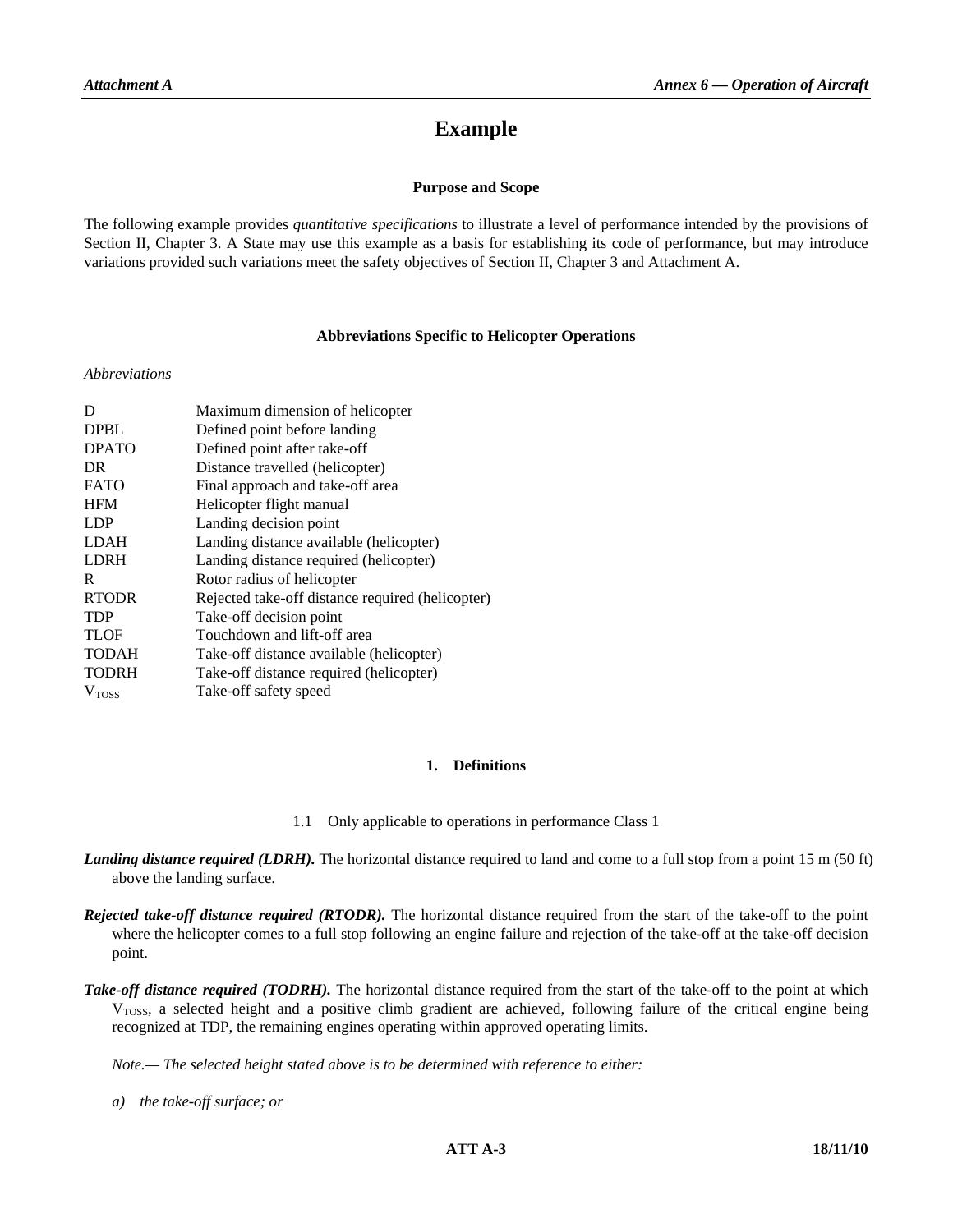# Example

### Purpose and Scope

The following example provides *quantitative specifications* to illustrate a level of performance intended by the provisions of Section II, Chapter 3. A State may use this example as a basis for establishing its code of performance, but may introduce variations provided such variations meet the safety objectives of Section II, Chapter 3 and Attachment A.

### Abbreviations Specific to Helicopter Operations

*Abbreviations*

| | |
|---|---|
| D | Maximum dimension of helicopter |
| DPBL | Defined point before landing |
| DPATO | Defined point after take-off |
| DR | Distance travelled (helicopter) |
| FATO | Final approach and take-off area |
| HFM | Helicopter flight manual |
| LDP | Landing decision point |
| LDAH | Landing distance available (helicopter) |
| LDRH | Landing distance required (helicopter) |
| R | Rotor radius of helicopter |
| RTODR | Rejected take-off distance required (helicopter) |
| TDP | Take-off decision point |
| TLOF | Touchdown and lift-off area |
| TODAH | Take-off distance available (helicopter) |
| TODRH | Take-off distance required (helicopter) |
| $V_{TOSS}$ | Take-off safety speed |

## 1. Definitions

1.1 Only applicable to operations in performance Class 1

***Landing distance required (LDRH).*** The horizontal distance required to land and come to a full stop from a point 15 m (50 ft) above the landing surface.

***Rejected take-off distance required (RTODR).*** The horizontal distance required from the start of the take-off to the point where the helicopter comes to a full stop following an engine failure and rejection of the take-off at the take-off decision point.

***Take-off distance required (TODRH).*** The horizontal distance required from the start of the take-off to the point at which $V_{TOSS}$, a selected height and a positive climb gradient are achieved, following failure of the critical engine being recognized at TDP, the remaining engines operating within approved operating limits.

*Note.— The selected height stated above is to be determined with reference to either:*

*a) the take-off surface; or*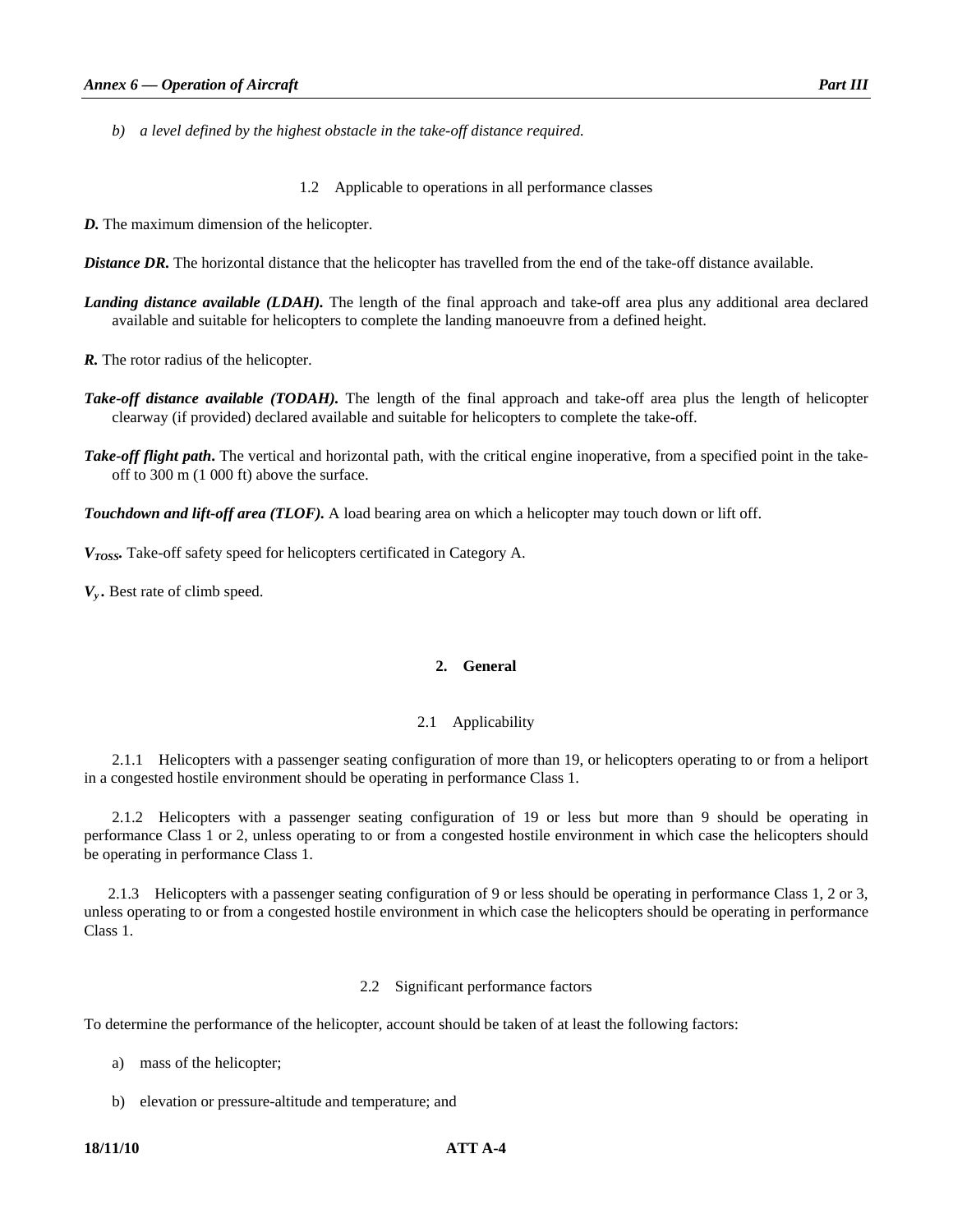*b) a level defined by the highest obstacle in the take-off distance required.*

### 1.2 Applicable to operations in all performance classes

***D.*** The maximum dimension of the helicopter.

***Distance DR.*** The horizontal distance that the helicopter has travelled from the end of the take-off distance available.

***Landing distance available (LDAH).*** The length of the final approach and take-off area plus any additional area declared available and suitable for helicopters to complete the landing manoeuvre from a defined height.

***R.*** The rotor radius of the helicopter.

***Take-off distance available (TODAH).*** The length of the final approach and take-off area plus the length of helicopter clearway (if provided) declared available and suitable for helicopters to complete the take-off.

***Take-off flight path.*** The vertical and horizontal path, with the critical engine inoperative, from a specified point in the take-off to 300 m (1 000 ft) above the surface.

***Touchdown and lift-off area (TLOF).*** A load bearing area on which a helicopter may touch down or lift off.

***$V_{TOSS}$.*** Take-off safety speed for helicopters certificated in Category A.

***$V_y$.*** Best rate of climb speed.

## 2. General

### 2.1 Applicability

2.1.1 Helicopters with a passenger seating configuration of more than 19, or helicopters operating to or from a heliport in a congested hostile environment should be operating in performance Class 1.

2.1.2 Helicopters with a passenger seating configuration of 19 or less but more than 9 should be operating in performance Class 1 or 2, unless operating to or from a congested hostile environment in which case the helicopters should be operating in performance Class 1.

2.1.3 Helicopters with a passenger seating configuration of 9 or less should be operating in performance Class 1, 2 or 3, unless operating to or from a congested hostile environment in which case the helicopters should be operating in performance Class 1.

### 2.2 Significant performance factors

To determine the performance of the helicopter, account should be taken of at least the following factors:

a) mass of the helicopter;

b) elevation or pressure-altitude and temperature; and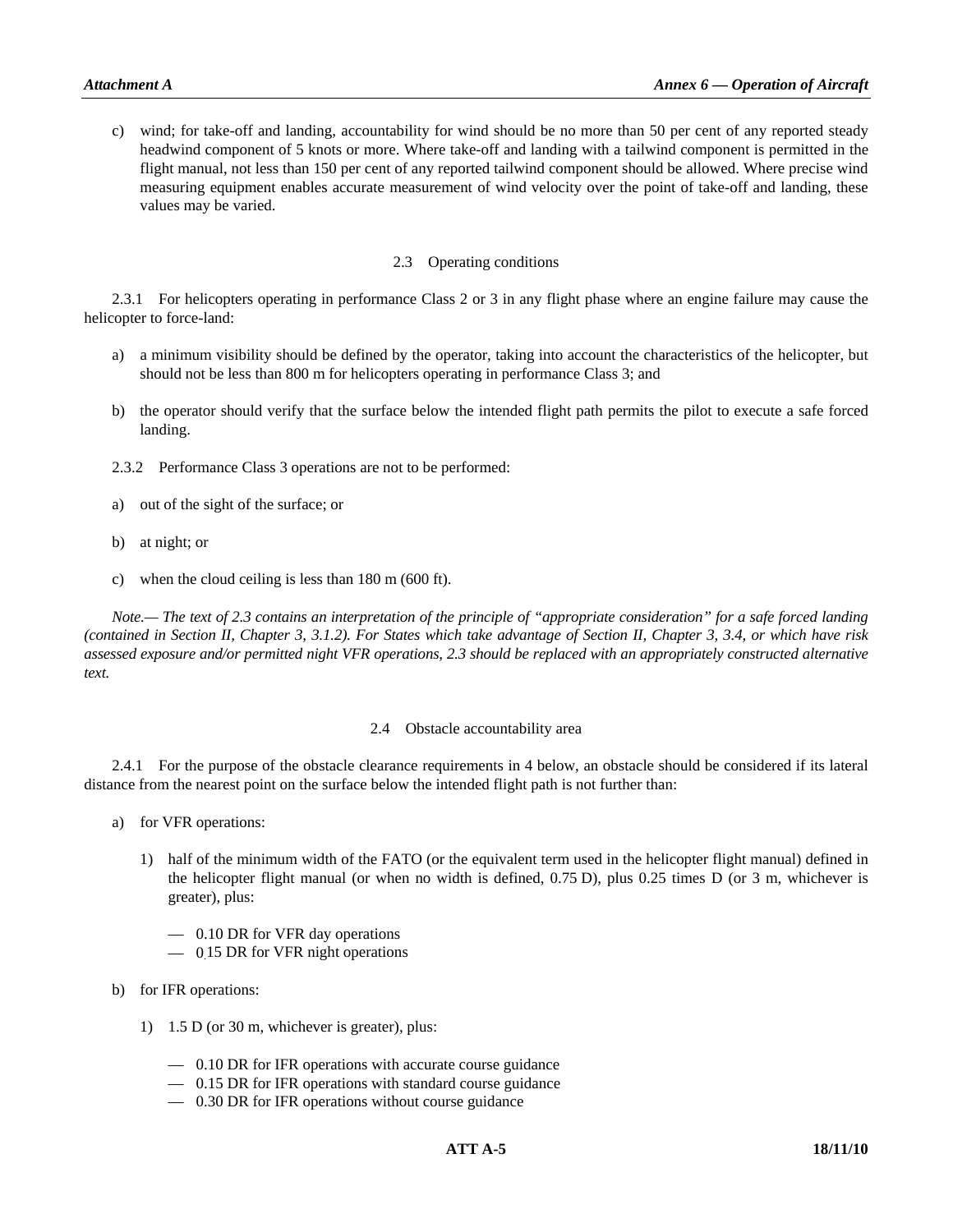c) wind; for take-off and landing, accountability for wind should be no more than 50 per cent of any reported steady headwind component of 5 knots or more. Where take-off and landing with a tailwind component is permitted in the flight manual, not less than 150 per cent of any reported tailwind component should be allowed. Where precise wind measuring equipment enables accurate measurement of wind velocity over the point of take-off and landing, these values may be varied.

### 2.3 Operating conditions

2.3.1 For helicopters operating in performance Class 2 or 3 in any flight phase where an engine failure may cause the helicopter to force-land:

a) a minimum visibility should be defined by the operator, taking into account the characteristics of the helicopter, but should not be less than 800 m for helicopters operating in performance Class 3; and

b) the operator should verify that the surface below the intended flight path permits the pilot to execute a safe forced landing.

2.3.2 Performance Class 3 operations are not to be performed:

a) out of the sight of the surface; or

b) at night; or

c) when the cloud ceiling is less than 180 m (600 ft).

*Note.— The text of 2.3 contains an interpretation of the principle of "appropriate consideration" for a safe forced landing (contained in Section II, Chapter 3, 3.1.2). For States which take advantage of Section II, Chapter 3, 3.4, or which have risk assessed exposure and/or permitted night VFR operations, 2.3 should be replaced with an appropriately constructed alternative text.*

### 2.4 Obstacle accountability area

2.4.1 For the purpose of the obstacle clearance requirements in 4 below, an obstacle should be considered if its lateral distance from the nearest point on the surface below the intended flight path is not further than:

a) for VFR operations:

1) half of the minimum width of the FATO (or the equivalent term used in the helicopter flight manual) defined in the helicopter flight manual (or when no width is defined, 0.75 D), plus 0.25 times D (or 3 m, whichever is greater), plus:

— 0.10 DR for VFR day operations
— 0.15 DR for VFR night operations

b) for IFR operations:

1) 1.5 D (or 30 m, whichever is greater), plus:

— 0.10 DR for IFR operations with accurate course guidance
— 0.15 DR for IFR operations with standard course guidance
— 0.30 DR for IFR operations without course guidance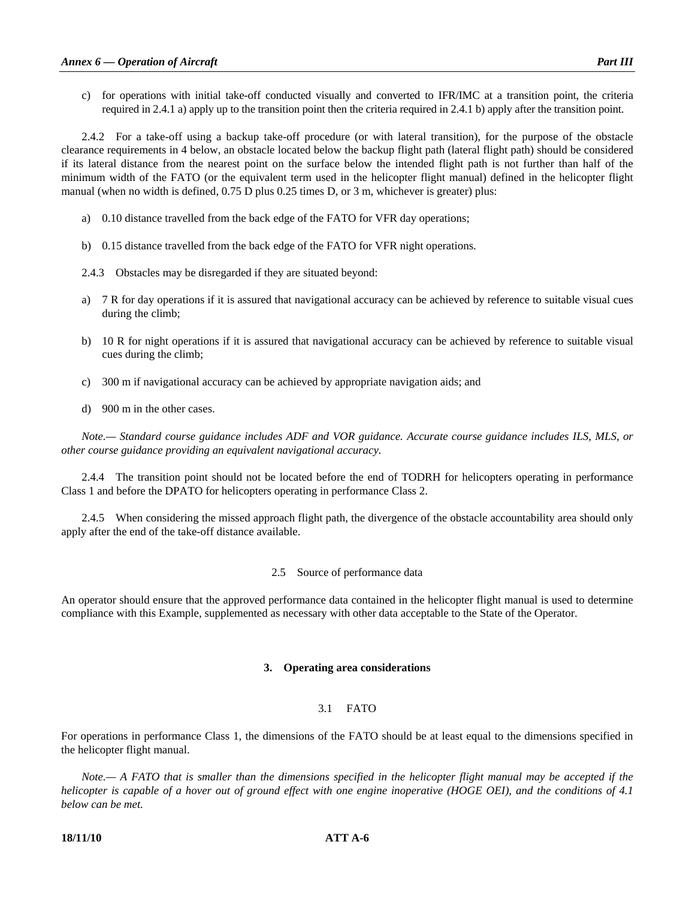c) for operations with initial take-off conducted visually and converted to IFR/IMC at a transition point, the criteria required in 2.4.1 a) apply up to the transition point then the criteria required in 2.4.1 b) apply after the transition point.

2.4.2 For a take-off using a backup take-off procedure (or with lateral transition), for the purpose of the obstacle clearance requirements in 4 below, an obstacle located below the backup flight path (lateral flight path) should be considered if its lateral distance from the nearest point on the surface below the intended flight path is not further than half of the minimum width of the FATO (or the equivalent term used in the helicopter flight manual) defined in the helicopter flight manual (when no width is defined, 0.75 D plus 0.25 times D, or 3 m, whichever is greater) plus:

a) 0.10 distance travelled from the back edge of the FATO for VFR day operations;

b) 0.15 distance travelled from the back edge of the FATO for VFR night operations.

2.4.3 Obstacles may be disregarded if they are situated beyond:

a) 7 R for day operations if it is assured that navigational accuracy can be achieved by reference to suitable visual cues during the climb;

b) 10 R for night operations if it is assured that navigational accuracy can be achieved by reference to suitable visual cues during the climb;

c) 300 m if navigational accuracy can be achieved by appropriate navigation aids; and

d) 900 m in the other cases.

*Note.— Standard course guidance includes ADF and VOR guidance. Accurate course guidance includes ILS, MLS, or other course guidance providing an equivalent navigational accuracy.*

2.4.4 The transition point should not be located before the end of TODRH for helicopters operating in performance Class 1 and before the DPATO for helicopters operating in performance Class 2.

2.4.5 When considering the missed approach flight path, the divergence of the obstacle accountability area should only apply after the end of the take-off distance available.

### 2.5 Source of performance data

An operator should ensure that the approved performance data contained in the helicopter flight manual is used to determine compliance with this Example, supplemented as necessary with other data acceptable to the State of the Operator.

## 3. Operating area considerations

### 3.1 FATO

For operations in performance Class 1, the dimensions of the FATO should be at least equal to the dimensions specified in the helicopter flight manual.

*Note.— A FATO that is smaller than the dimensions specified in the helicopter flight manual may be accepted if the helicopter is capable of a hover out of ground effect with one engine inoperative (HOGE OEI), and the conditions of 4.1 below can be met.*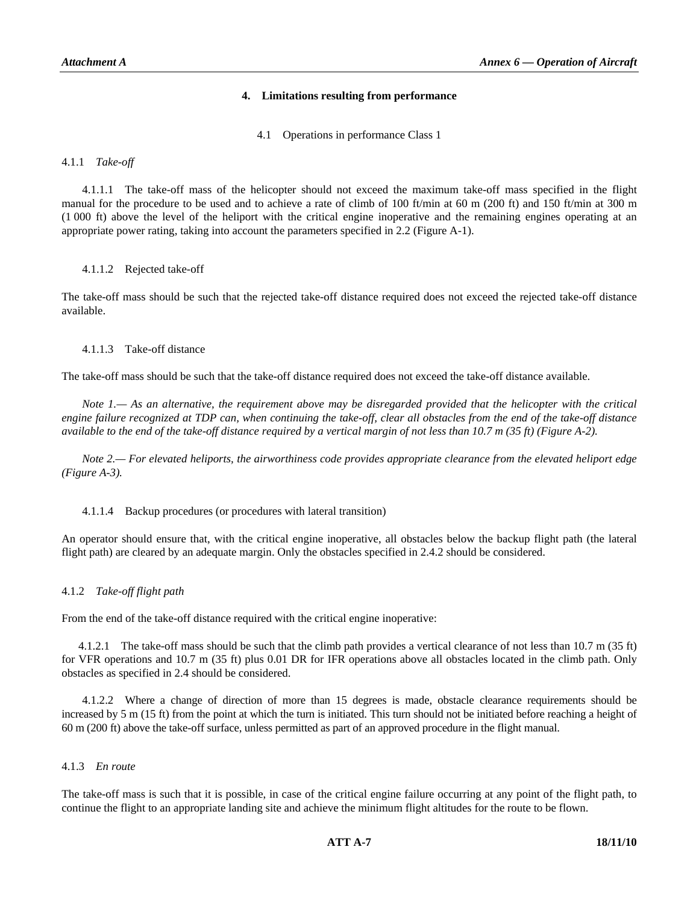## 4. Limitations resulting from performance

### 4.1 Operations in performance Class 1

4.1.1 *Take-off*

4.1.1.1 The take-off mass of the helicopter should not exceed the maximum take-off mass specified in the flight manual for the procedure to be used and to achieve a rate of climb of 100 ft/min at 60 m (200 ft) and 150 ft/min at 300 m (1 000 ft) above the level of the heliport with the critical engine inoperative and the remaining engines operating at an appropriate power rating, taking into account the parameters specified in 2.2 (Figure A-1).

4.1.1.2 Rejected take-off

The take-off mass should be such that the rejected take-off distance required does not exceed the rejected take-off distance available.

4.1.1.3 Take-off distance

The take-off mass should be such that the take-off distance required does not exceed the take-off distance available.

*Note 1.— As an alternative, the requirement above may be disregarded provided that the helicopter with the critical engine failure recognized at TDP can, when continuing the take-off, clear all obstacles from the end of the take-off distance available to the end of the take-off distance required by a vertical margin of not less than 10.7 m (35 ft) (Figure A-2).*

*Note 2.— For elevated heliports, the airworthiness code provides appropriate clearance from the elevated heliport edge (Figure A-3).*

4.1.1.4 Backup procedures (or procedures with lateral transition)

An operator should ensure that, with the critical engine inoperative, all obstacles below the backup flight path (the lateral flight path) are cleared by an adequate margin. Only the obstacles specified in 2.4.2 should be considered.

4.1.2 *Take-off flight path*

From the end of the take-off distance required with the critical engine inoperative:

4.1.2.1 The take-off mass should be such that the climb path provides a vertical clearance of not less than 10.7 m (35 ft) for VFR operations and 10.7 m (35 ft) plus 0.01 DR for IFR operations above all obstacles located in the climb path. Only obstacles as specified in 2.4 should be considered.

4.1.2.2 Where a change of direction of more than 15 degrees is made, obstacle clearance requirements should be increased by 5 m (15 ft) from the point at which the turn is initiated. This turn should not be initiated before reaching a height of 60 m (200 ft) above the take-off surface, unless permitted as part of an approved procedure in the flight manual.

4.1.3 *En route*

The take-off mass is such that it is possible, in case of the critical engine failure occurring at any point of the flight path, to continue the flight to an appropriate landing site and achieve the minimum flight altitudes for the route to be flown.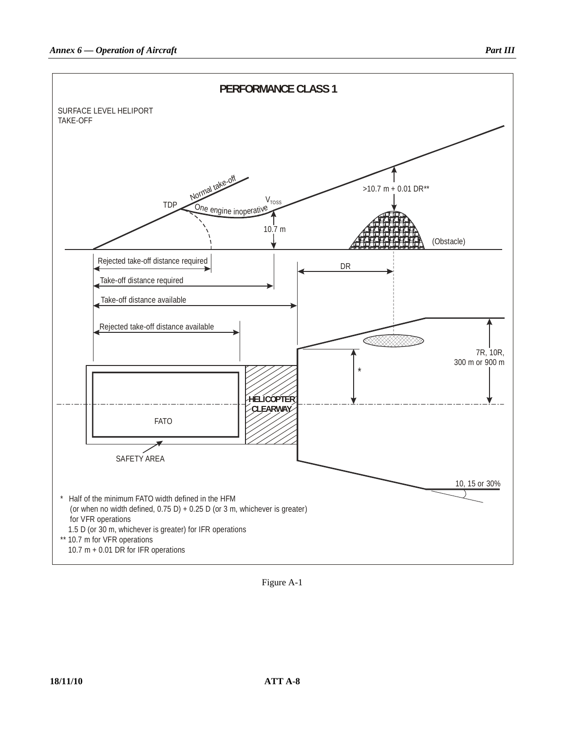**PERFORMANCE CLASS 1**

SURFACE LEVEL HELIPORT
TAKE-OFF

Normal take-off

TDP

One engine inoperative

$V_{TOSS}$

10.7 m

>10.7 m + 0.01 DR**

(Obstacle)

Rejected take-off distance required

DR

Take-off distance required

Take-off distance available

Rejected take-off distance available

7R, 10R,
300 m or 900 m

*

HELICOPTER CLEARWAY

FATO

SAFETY AREA

10, 15 or 30%

\* Half of the minimum FATO width defined in the HFM
(or when no width defined, 0.75 D) + 0.25 D (or 3 m, whichever is greater)
for VFR operations
1.5 D (or 30 m, whichever is greater) for IFR operations

** 10.7 m for VFR operations
10.7 m + 0.01 DR for IFR operations

Figure A-1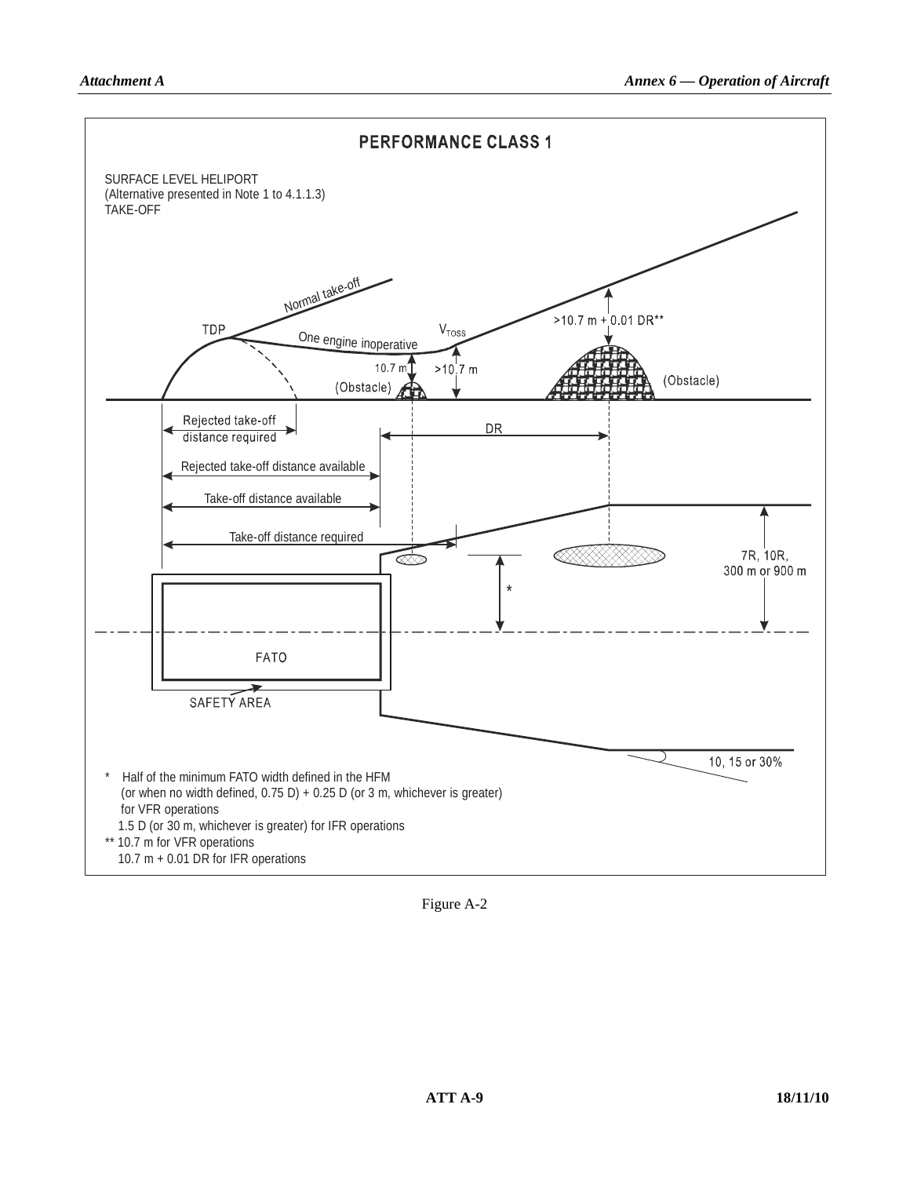**PERFORMANCE CLASS 1**

SURFACE LEVEL HELIPORT
(Alternative presented in Note 1 to 4.1.1.3)
TAKE-OFF

Normal take-off

TDP

One engine inoperative

$V_{TOSS}$

>10.7 m + 0.01 DR**

10.7 m

>10.7 m

(Obstacle)

(Obstacle)

Rejected take-off distance required

DR

Rejected take-off distance available

Take-off distance available

Take-off distance required

7R, 10R, 300 m or 900 m

FATO

SAFETY AREA

10, 15 or 30%

\* Half of the minimum FATO width defined in the HFM (or when no width defined, 0.75 D) + 0.25 D (or 3 m, whichever is greater) for VFR operations
1.5 D (or 30 m, whichever is greater) for IFR operations

** 10.7 m for VFR operations
10.7 m + 0.01 DR for IFR operations

Figure A-2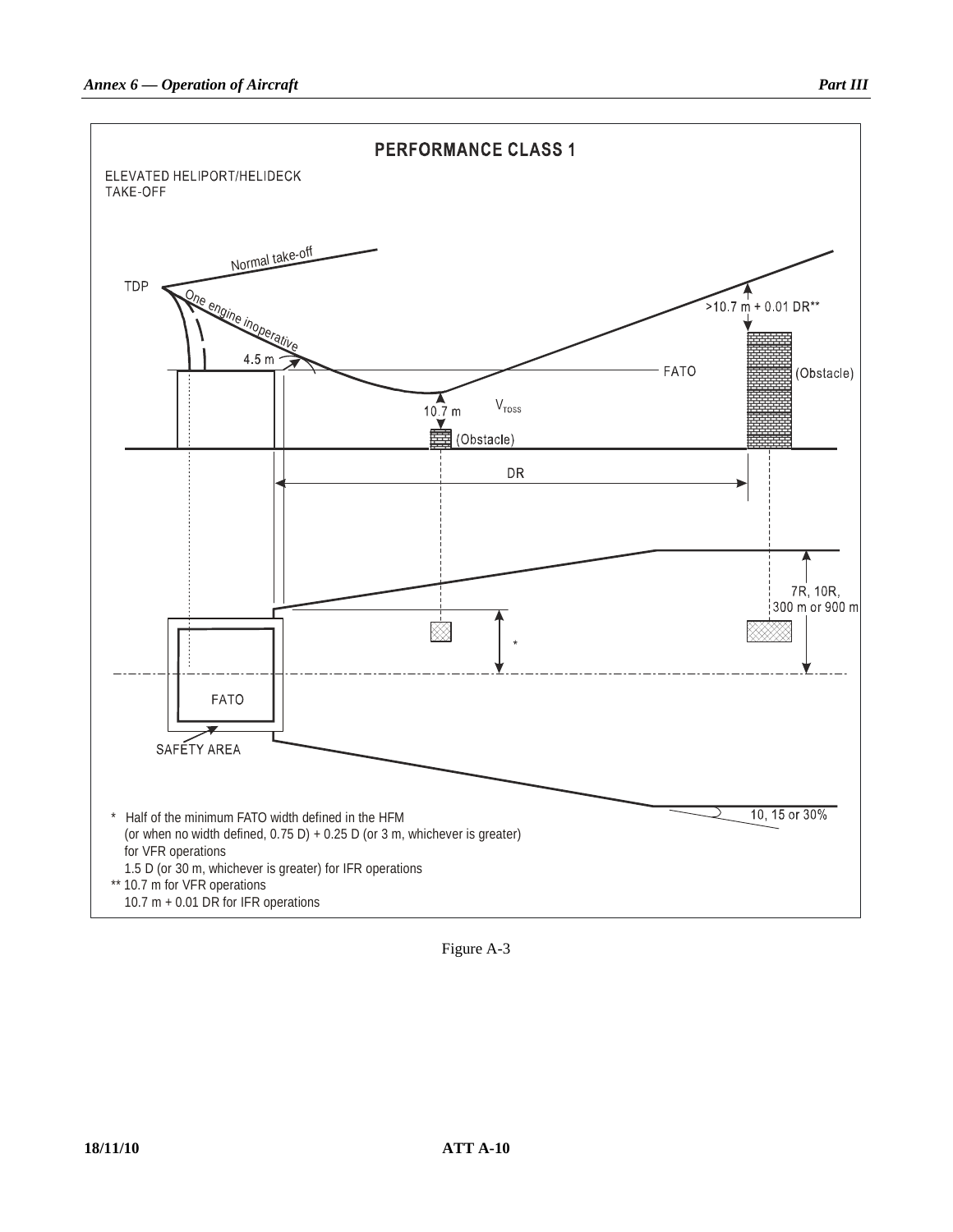**PERFORMANCE CLASS 1**

ELEVATED HELIPORT/HELIDECK
TAKE-OFF

Normal take-off

TDP

One engine inoperative

4.5 m

FATO

>10.7 m + 0.01 DR**

(Obstacle)

10.7 m

$V_{TOSS}$

(Obstacle)

DR

7R, 10R,
300 m or 900 m

*

FATO

SAFETY AREA

10, 15 or 30%

\* Half of the minimum FATO width defined in the HFM
(or when no width defined, 0.75 D) + 0.25 D (or 3 m, whichever is greater)
for VFR operations
1.5 D (or 30 m, whichever is greater) for IFR operations

** 10.7 m for VFR operations
10.7 m + 0.01 DR for IFR operations

Figure A-3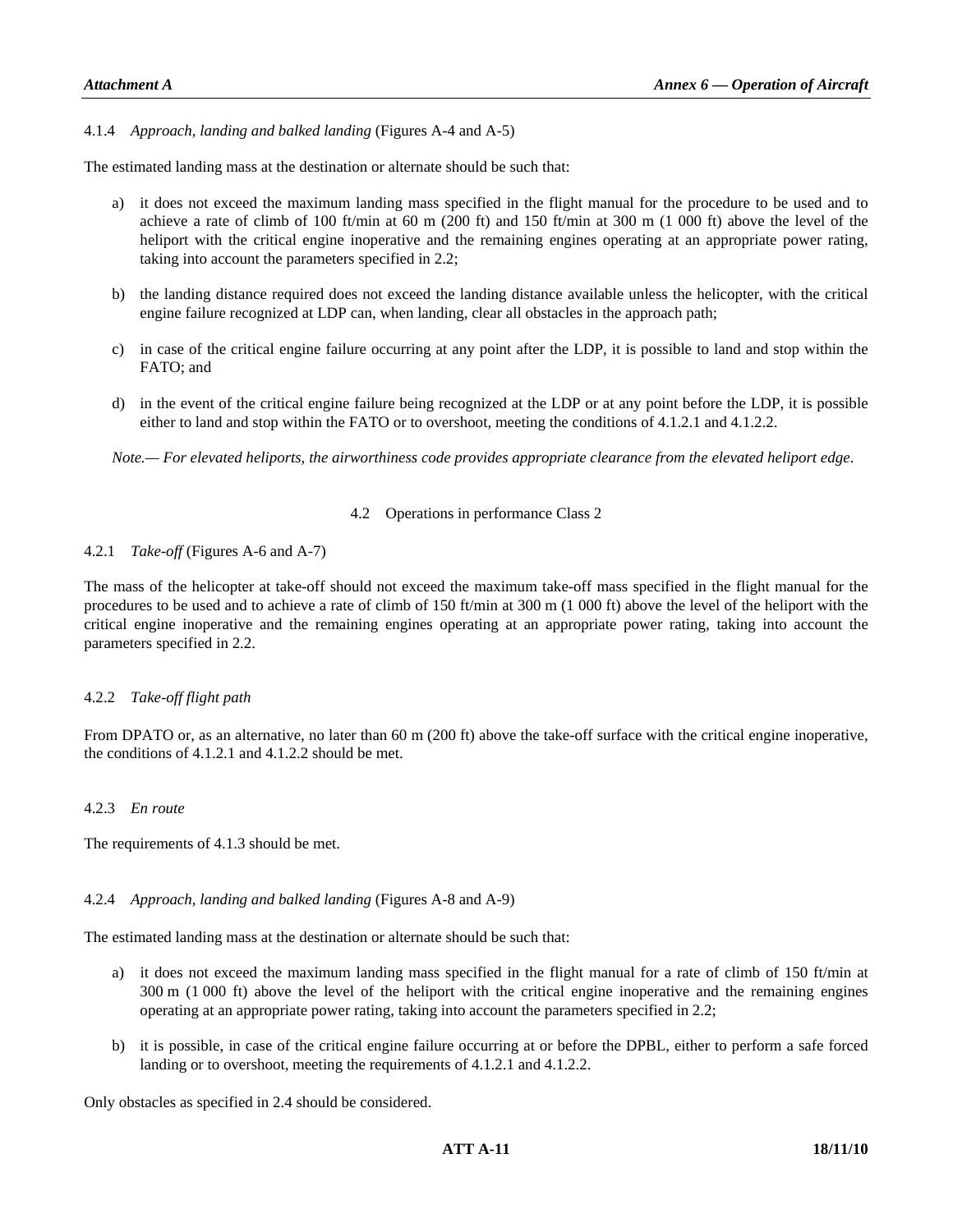4.1.4 *Approach, landing and balked landing* (Figures A-4 and A-5)

The estimated landing mass at the destination or alternate should be such that:

a) it does not exceed the maximum landing mass specified in the flight manual for the procedure to be used and to achieve a rate of climb of 100 ft/min at 60 m (200 ft) and 150 ft/min at 300 m (1 000 ft) above the level of the heliport with the critical engine inoperative and the remaining engines operating at an appropriate power rating, taking into account the parameters specified in 2.2;

b) the landing distance required does not exceed the landing distance available unless the helicopter, with the critical engine failure recognized at LDP can, when landing, clear all obstacles in the approach path;

c) in case of the critical engine failure occurring at any point after the LDP, it is possible to land and stop within the FATO; and

d) in the event of the critical engine failure being recognized at the LDP or at any point before the LDP, it is possible either to land and stop within the FATO or to overshoot, meeting the conditions of 4.1.2.1 and 4.1.2.2.

*Note.— For elevated heliports, the airworthiness code provides appropriate clearance from the elevated heliport edge.*

## 4.2 Operations in performance Class 2

4.2.1 *Take-off* (Figures A-6 and A-7)

The mass of the helicopter at take-off should not exceed the maximum take-off mass specified in the flight manual for the procedures to be used and to achieve a rate of climb of 150 ft/min at 300 m (1 000 ft) above the level of the heliport with the critical engine inoperative and the remaining engines operating at an appropriate power rating, taking into account the parameters specified in 2.2.

4.2.2 *Take-off flight path*

From DPATO or, as an alternative, no later than 60 m (200 ft) above the take-off surface with the critical engine inoperative, the conditions of 4.1.2.1 and 4.1.2.2 should be met.

4.2.3 *En route*

The requirements of 4.1.3 should be met.

4.2.4 *Approach, landing and balked landing* (Figures A-8 and A-9)

The estimated landing mass at the destination or alternate should be such that:

a) it does not exceed the maximum landing mass specified in the flight manual for a rate of climb of 150 ft/min at 300 m (1 000 ft) above the level of the heliport with the critical engine inoperative and the remaining engines operating at an appropriate power rating, taking into account the parameters specified in 2.2;

b) it is possible, in case of the critical engine failure occurring at or before the DPBL, either to perform a safe forced landing or to overshoot, meeting the requirements of 4.1.2.1 and 4.1.2.2.

Only obstacles as specified in 2.4 should be considered.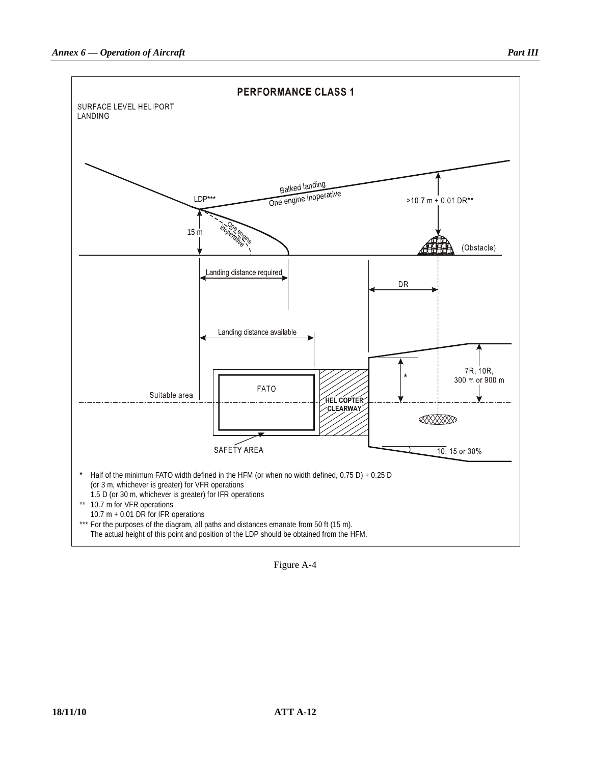**PERFORMANCE CLASS 1**

SURFACE LEVEL HELIPORT LANDING

LDP***

Balked landing

One engine inoperative

>10.7 m + 0.01 DR**

15 m

One engine inoperative

(Obstacle)

Landing distance required

DR

Landing distance available

7R, 10R, 300 m or 900 m

*

FATO

Suitable area

HELICOPTER CLEARWAY

SAFETY AREA

10, 15 or 30%

\* Half of the minimum FATO width defined in the HFM (or when no width defined, 0.75 D) + 0.25 D (or 3 m, whichever is greater) for VFR operations
1.5 D (or 30 m, whichever is greater) for IFR operations

\*\* 10.7 m for VFR operations
10.7 m + 0.01 DR for IFR operations

\*\*\* For the purposes of the diagram, all paths and distances emanate from 50 ft (15 m).
The actual height of this point and position of the LDP should be obtained from the HFM.

Figure A-4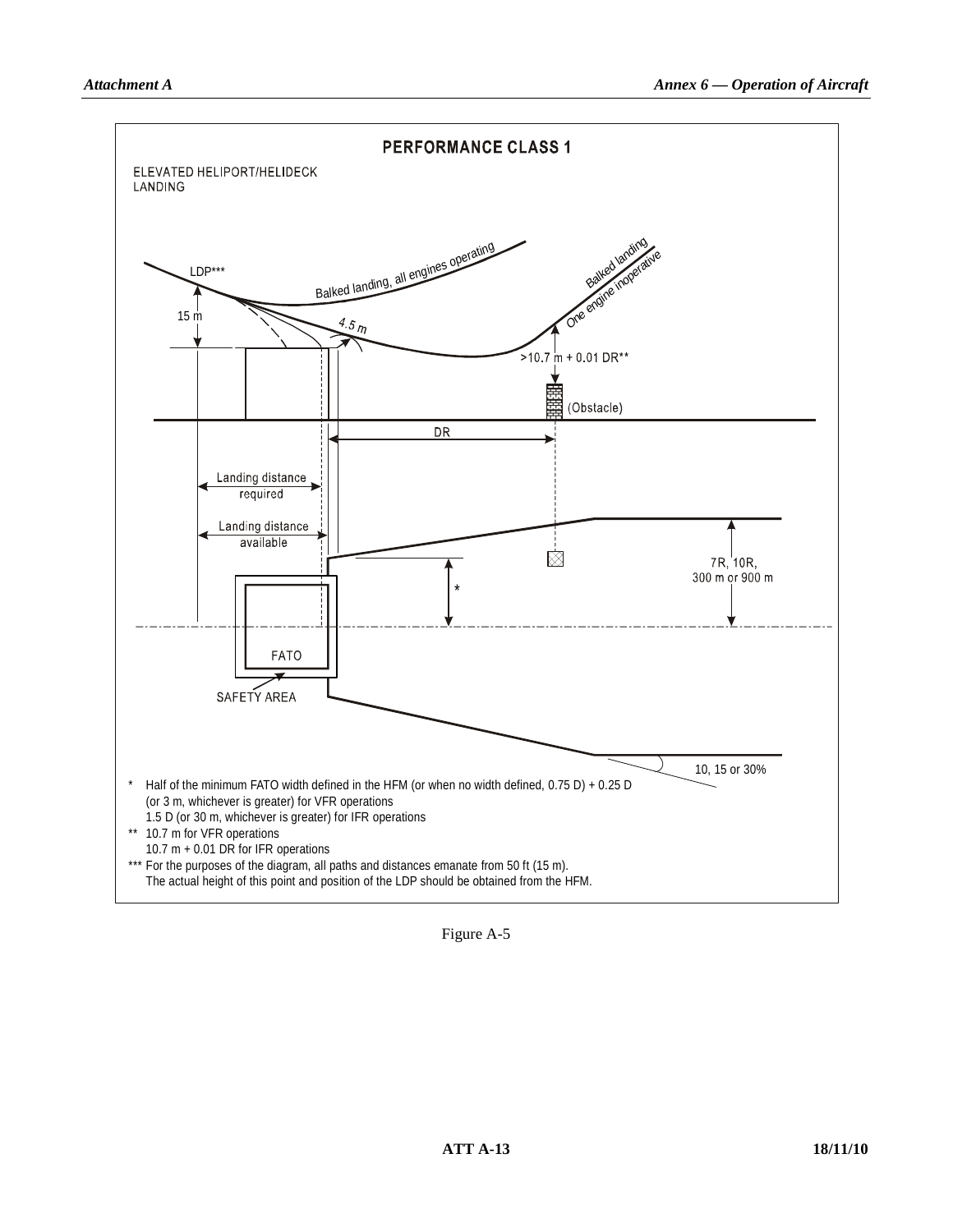**PERFORMANCE CLASS 1**

ELEVATED HELIPORT/HELIDECK LANDING

LDP***

Balked landing, all engines operating

Balked landing One engine inoperative

15 m

4.5 m

>10.7 m + 0.01 DR**

(Obstacle)

DR

Landing distance required

Landing distance available

7R, 10R, 300 m or 900 m

*

FATO

SAFETY AREA

10, 15 or 30%

\* Half of the minimum FATO width defined in the HFM (or when no width defined, 0.75 D) + 0.25 D (or 3 m, whichever is greater) for VFR operations
1.5 D (or 30 m, whichever is greater) for IFR operations

\** 10.7 m for VFR operations
10.7 m + 0.01 DR for IFR operations

\*** For the purposes of the diagram, all paths and distances emanate from 50 ft (15 m).
The actual height of this point and position of the LDP should be obtained from the HFM.

Figure A-5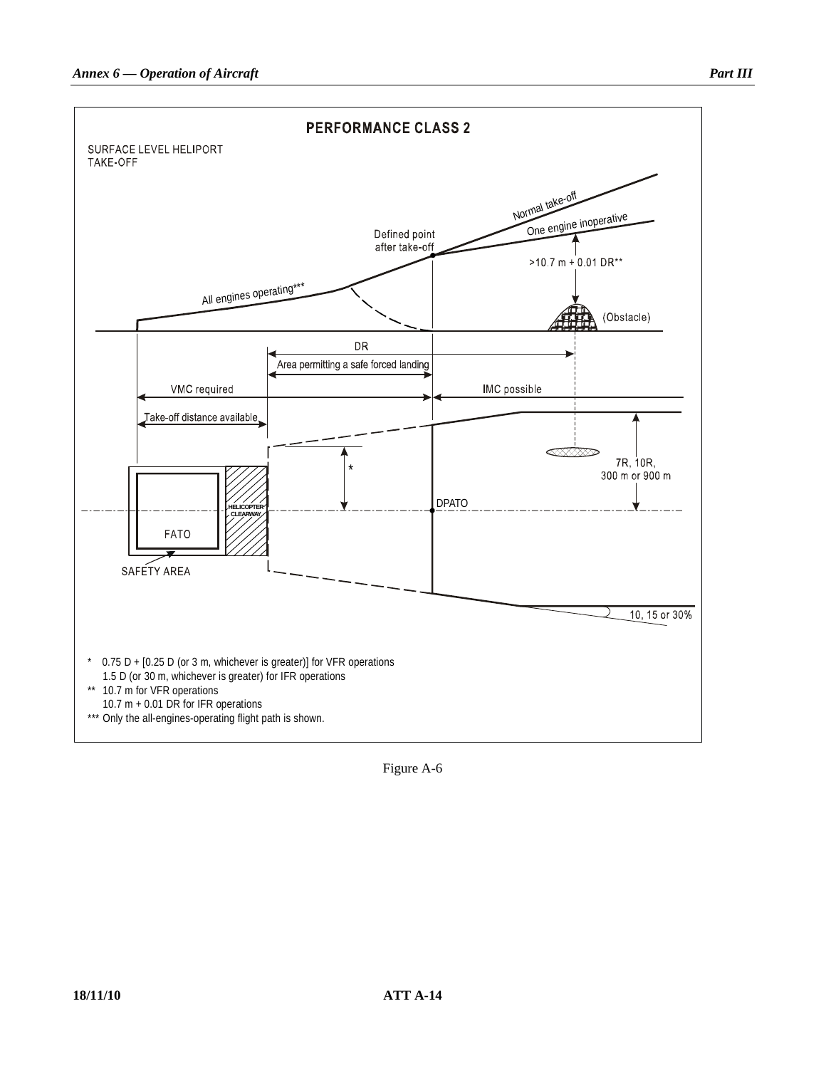**PERFORMANCE CLASS 2**

SURFACE LEVEL HELIPORT
TAKE-OFF

Normal take-off

One engine inoperative

Defined point after take-off

>10.7 m + 0.01 DR**

All engines operating***

(Obstacle)

DR

Area permitting a safe forced landing

VMC required

IMC possible

Take-off distance available

\*

7R, 10R, 300 m or 900 m

HELICOPTER CLEARWAY

DPATO

FATO

SAFETY AREA

10, 15 or 30%

\* 0.75 D + [0.25 D (or 3 m, whichever is greater)] for VFR operations
1.5 D (or 30 m, whichever is greater) for IFR operations

\*\* 10.7 m for VFR operations
10.7 m + 0.01 DR for IFR operations

\*\*\* Only the all-engines-operating flight path is shown.

Figure A-6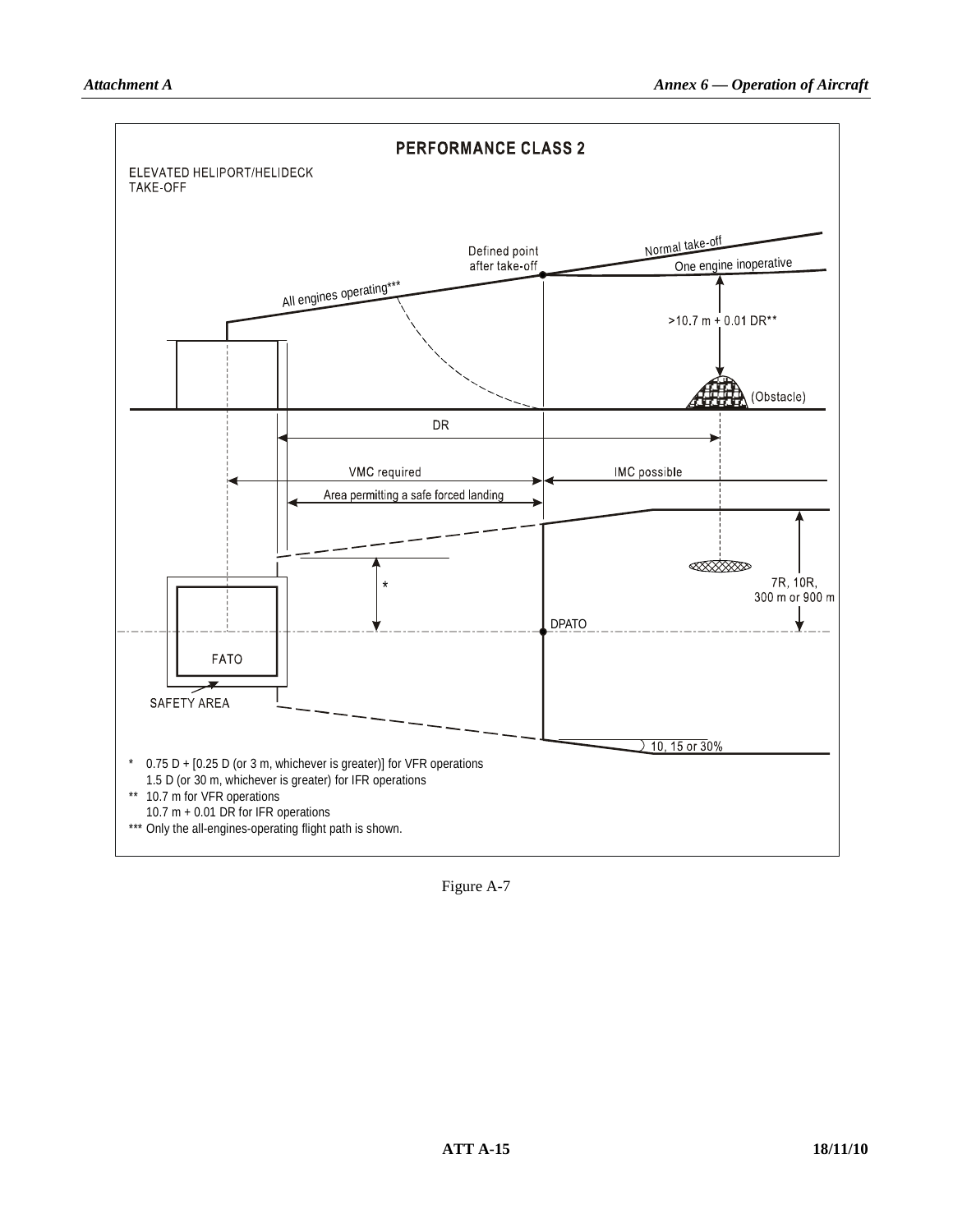**PERFORMANCE CLASS 2**

ELEVATED HELIPORT/HELIDECK
TAKE-OFF

Defined point after take-off

Normal take-off

One engine inoperative

All engines operating***

>10.7 m + 0.01 DR**

(Obstacle)

DR

VMC required

IMC possible

Area permitting a safe forced landing

*

7R, 10R, 300 m or 900 m

DPATO

FATO

SAFETY AREA

10, 15 or 30%

\* 0.75 D + [0.25 D (or 3 m, whichever is greater)] for VFR operations
  1.5 D (or 30 m, whichever is greater) for IFR operations

\*\* 10.7 m for VFR operations
  10.7 m + 0.01 DR for IFR operations

\*\*\* Only the all-engines-operating flight path is shown.

Figure A-7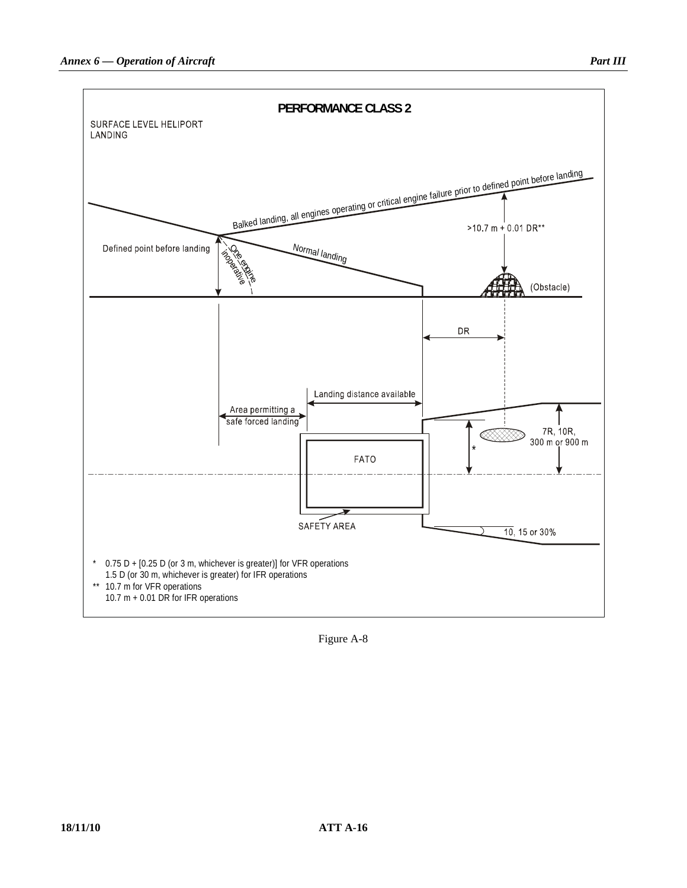**PERFORMANCE CLASS 2**

SURFACE LEVEL HELIPORT LANDING

Balked landing, all engines operating or critical engine failure prior to defined point before landing

>10.7 m + 0.01 DR**

Defined point before landing

One engine inoperative

Normal landing

(Obstacle)

DR

Landing distance available

Area permitting a safe forced landing

7R, 10R, 300 m or 900 m

FATO

SAFETY AREA

10, 15 or 30%

\* 0.75 D + [0.25 D (or 3 m, whichever is greater)] for VFR operations
1.5 D (or 30 m, whichever is greater) for IFR operations

\*\* 10.7 m for VFR operations
10.7 m + 0.01 DR for IFR operations

Figure A-8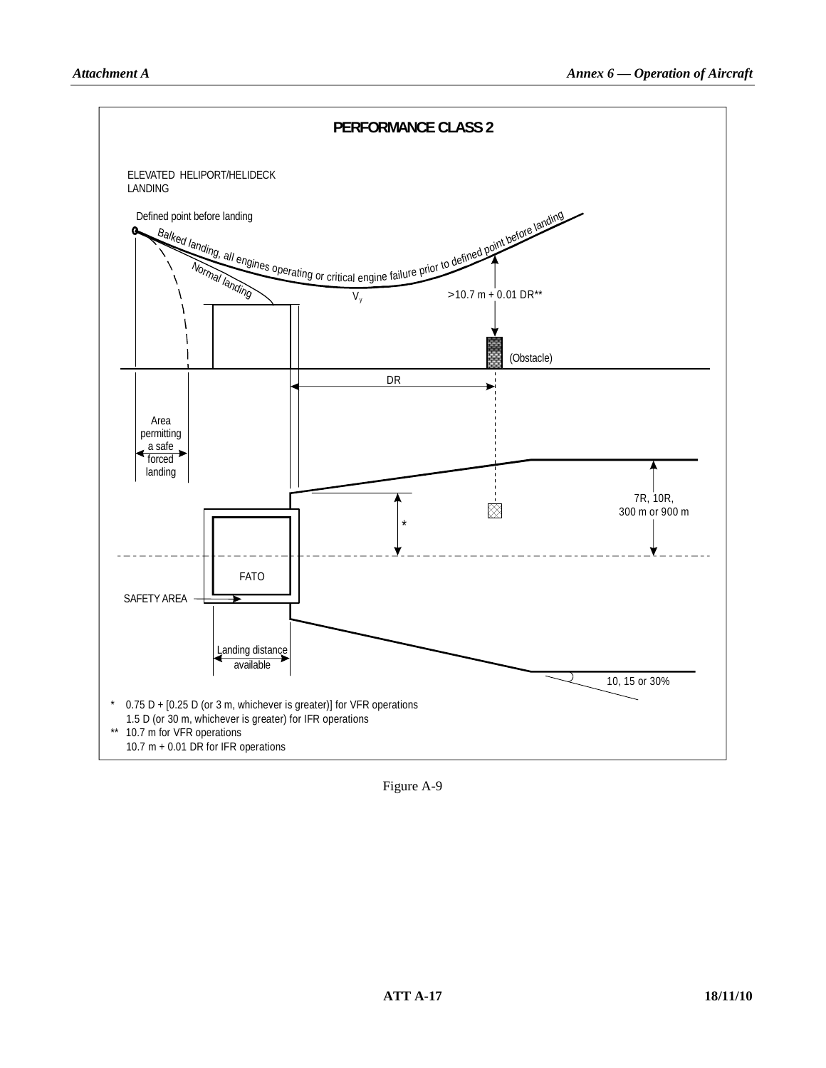**PERFORMANCE CLASS 2**

ELEVATED HELIPORT/HELIDECK LANDING

Defined point before landing

Balked landing, all engines operating or critical engine failure prior to defined point before landing

Normal landing

$V_y$

>10.7 m + 0.01 DR**

(Obstacle)

DR

Area permitting a safe forced landing

7R, 10R, 300 m or 900 m

*

FATO

SAFETY AREA

Landing distance available

10, 15 or 30%

\* 0.75 D + [0.25 D (or 3 m, whichever is greater)] for VFR operations
1.5 D (or 30 m, whichever is greater) for IFR operations

** 10.7 m for VFR operations
10.7 m + 0.01 DR for IFR operations

Figure A-9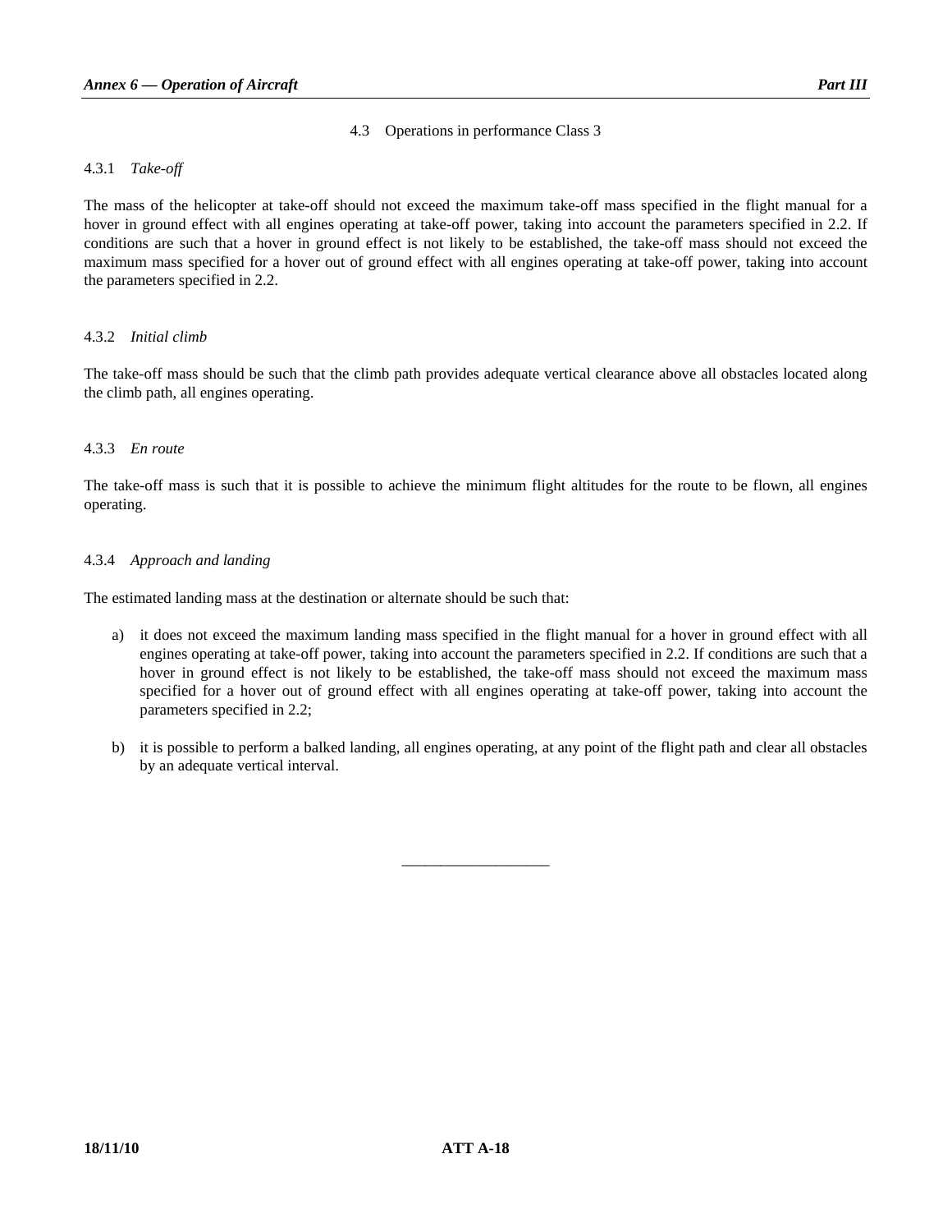## 4.3 Operations in performance Class 3

### 4.3.1 *Take-off*

The mass of the helicopter at take-off should not exceed the maximum take-off mass specified in the flight manual for a hover in ground effect with all engines operating at take-off power, taking into account the parameters specified in 2.2. If conditions are such that a hover in ground effect is not likely to be established, the take-off mass should not exceed the maximum mass specified for a hover out of ground effect with all engines operating at take-off power, taking into account the parameters specified in 2.2.

### 4.3.2 *Initial climb*

The take-off mass should be such that the climb path provides adequate vertical clearance above all obstacles located along the climb path, all engines operating.

### 4.3.3 *En route*

The take-off mass is such that it is possible to achieve the minimum flight altitudes for the route to be flown, all engines operating.

### 4.3.4 *Approach and landing*

The estimated landing mass at the destination or alternate should be such that:

a) it does not exceed the maximum landing mass specified in the flight manual for a hover in ground effect with all engines operating at take-off power, taking into account the parameters specified in 2.2. If conditions are such that a hover in ground effect is not likely to be established, the take-off mass should not exceed the maximum mass specified for a hover out of ground effect with all engines operating at take-off power, taking into account the parameters specified in 2.2;

b) it is possible to perform a balked landing, all engines operating, at any point of the flight path and clear all obstacles by an adequate vertical interval.

———————————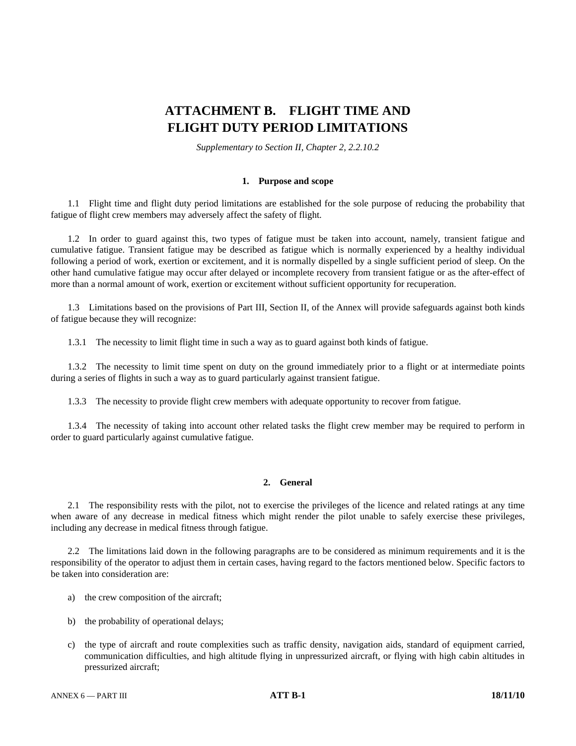# ATTACHMENT B. FLIGHT TIME AND FLIGHT DUTY PERIOD LIMITATIONS

*Supplementary to Section II, Chapter 2, 2.2.10.2*

## 1. Purpose and scope

1.1 Flight time and flight duty period limitations are established for the sole purpose of reducing the probability that fatigue of flight crew members may adversely affect the safety of flight.

1.2 In order to guard against this, two types of fatigue must be taken into account, namely, transient fatigue and cumulative fatigue. Transient fatigue may be described as fatigue which is normally experienced by a healthy individual following a period of work, exertion or excitement, and it is normally dispelled by a single sufficient period of sleep. On the other hand cumulative fatigue may occur after delayed or incomplete recovery from transient fatigue or as the after-effect of more than a normal amount of work, exertion or excitement without sufficient opportunity for recuperation.

1.3 Limitations based on the provisions of Part III, Section II, of the Annex will provide safeguards against both kinds of fatigue because they will recognize:

1.3.1 The necessity to limit flight time in such a way as to guard against both kinds of fatigue.

1.3.2 The necessity to limit time spent on duty on the ground immediately prior to a flight or at intermediate points during a series of flights in such a way as to guard particularly against transient fatigue.

1.3.3 The necessity to provide flight crew members with adequate opportunity to recover from fatigue.

1.3.4 The necessity of taking into account other related tasks the flight crew member may be required to perform in order to guard particularly against cumulative fatigue.

## 2. General

2.1 The responsibility rests with the pilot, not to exercise the privileges of the licence and related ratings at any time when aware of any decrease in medical fitness which might render the pilot unable to safely exercise these privileges, including any decrease in medical fitness through fatigue.

2.2 The limitations laid down in the following paragraphs are to be considered as minimum requirements and it is the responsibility of the operator to adjust them in certain cases, having regard to the factors mentioned below. Specific factors to be taken into consideration are:

a) the crew composition of the aircraft;

b) the probability of operational delays;

c) the type of aircraft and route complexities such as traffic density, navigation aids, standard of equipment carried, communication difficulties, and high altitude flying in unpressurized aircraft, or flying with high cabin altitudes in pressurized aircraft;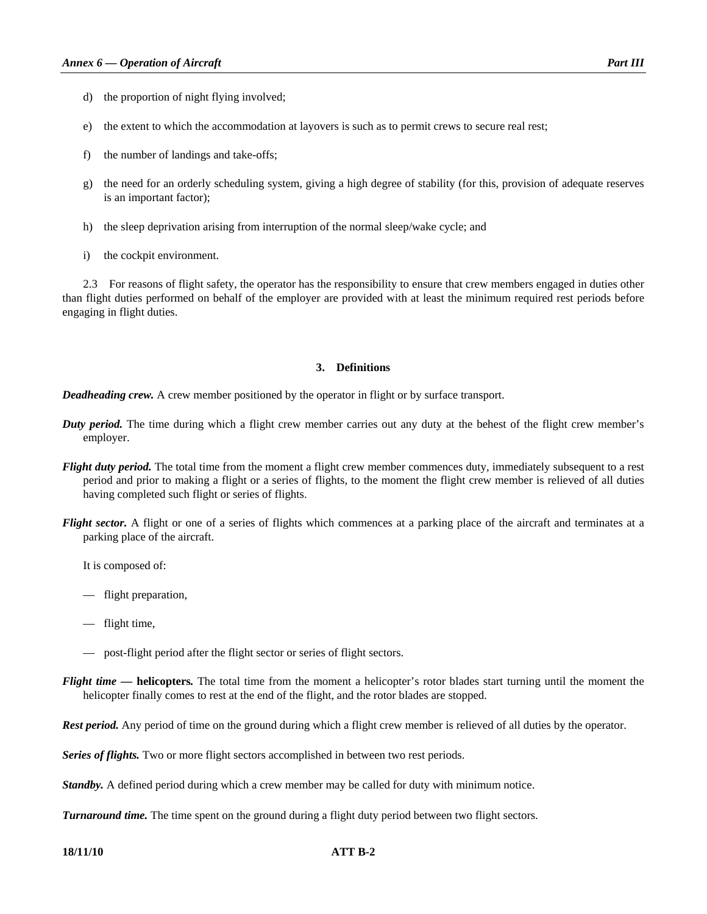d) the proportion of night flying involved;

e) the extent to which the accommodation at layovers is such as to permit crews to secure real rest;

f) the number of landings and take-offs;

g) the need for an orderly scheduling system, giving a high degree of stability (for this, provision of adequate reserves is an important factor);

h) the sleep deprivation arising from interruption of the normal sleep/wake cycle; and

i) the cockpit environment.

2.3 For reasons of flight safety, the operator has the responsibility to ensure that crew members engaged in duties other than flight duties performed on behalf of the employer are provided with at least the minimum required rest periods before engaging in flight duties.

## 3. Definitions

***Deadheading crew.*** A crew member positioned by the operator in flight or by surface transport.

***Duty period.*** The time during which a flight crew member carries out any duty at the behest of the flight crew member's employer.

***Flight duty period.*** The total time from the moment a flight crew member commences duty, immediately subsequent to a rest period and prior to making a flight or a series of flights, to the moment the flight crew member is relieved of all duties having completed such flight or series of flights.

***Flight sector.*** A flight or one of a series of flights which commences at a parking place of the aircraft and terminates at a parking place of the aircraft.

It is composed of:

— flight preparation,

— flight time,

— post-flight period after the flight sector or series of flight sectors.

***Flight time — helicopters.*** The total time from the moment a helicopter's rotor blades start turning until the moment the helicopter finally comes to rest at the end of the flight, and the rotor blades are stopped.

***Rest period.*** Any period of time on the ground during which a flight crew member is relieved of all duties by the operator.

***Series of flights.*** Two or more flight sectors accomplished in between two rest periods.

***Standby.*** A defined period during which a crew member may be called for duty with minimum notice.

***Turnaround time.*** The time spent on the ground during a flight duty period between two flight sectors.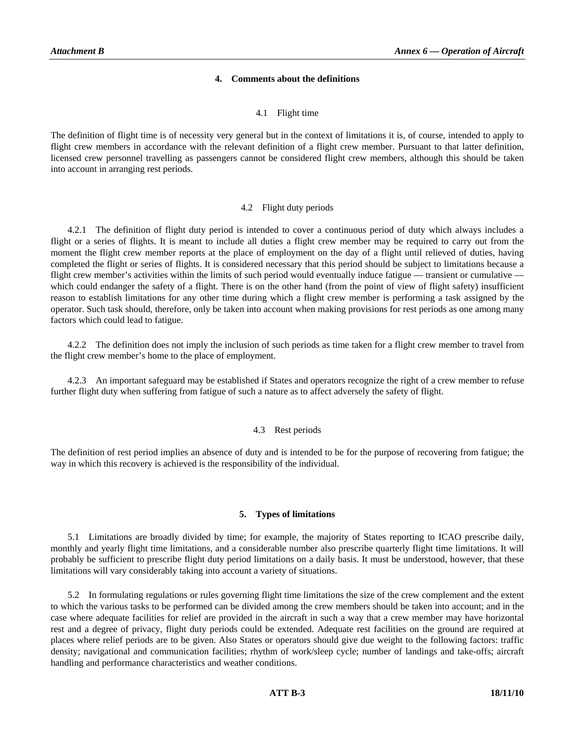## 4. Comments about the definitions

### 4.1 Flight time

The definition of flight time is of necessity very general but in the context of limitations it is, of course, intended to apply to flight crew members in accordance with the relevant definition of a flight crew member. Pursuant to that latter definition, licensed crew personnel travelling as passengers cannot be considered flight crew members, although this should be taken into account in arranging rest periods.

### 4.2 Flight duty periods

4.2.1 The definition of flight duty period is intended to cover a continuous period of duty which always includes a flight or a series of flights. It is meant to include all duties a flight crew member may be required to carry out from the moment the flight crew member reports at the place of employment on the day of a flight until relieved of duties, having completed the flight or series of flights. It is considered necessary that this period should be subject to limitations because a flight crew member's activities within the limits of such period would eventually induce fatigue — transient or cumulative — which could endanger the safety of a flight. There is on the other hand (from the point of view of flight safety) insufficient reason to establish limitations for any other time during which a flight crew member is performing a task assigned by the operator. Such task should, therefore, only be taken into account when making provisions for rest periods as one among many factors which could lead to fatigue.

4.2.2 The definition does not imply the inclusion of such periods as time taken for a flight crew member to travel from the flight crew member's home to the place of employment.

4.2.3 An important safeguard may be established if States and operators recognize the right of a crew member to refuse further flight duty when suffering from fatigue of such a nature as to affect adversely the safety of flight.

### 4.3 Rest periods

The definition of rest period implies an absence of duty and is intended to be for the purpose of recovering from fatigue; the way in which this recovery is achieved is the responsibility of the individual.

## 5. Types of limitations

5.1 Limitations are broadly divided by time; for example, the majority of States reporting to ICAO prescribe daily, monthly and yearly flight time limitations, and a considerable number also prescribe quarterly flight time limitations. It will probably be sufficient to prescribe flight duty period limitations on a daily basis. It must be understood, however, that these limitations will vary considerably taking into account a variety of situations.

5.2 In formulating regulations or rules governing flight time limitations the size of the crew complement and the extent to which the various tasks to be performed can be divided among the crew members should be taken into account; and in the case where adequate facilities for relief are provided in the aircraft in such a way that a crew member may have horizontal rest and a degree of privacy, flight duty periods could be extended. Adequate rest facilities on the ground are required at places where relief periods are to be given. Also States or operators should give due weight to the following factors: traffic density; navigational and communication facilities; rhythm of work/sleep cycle; number of landings and take-offs; aircraft handling and performance characteristics and weather conditions.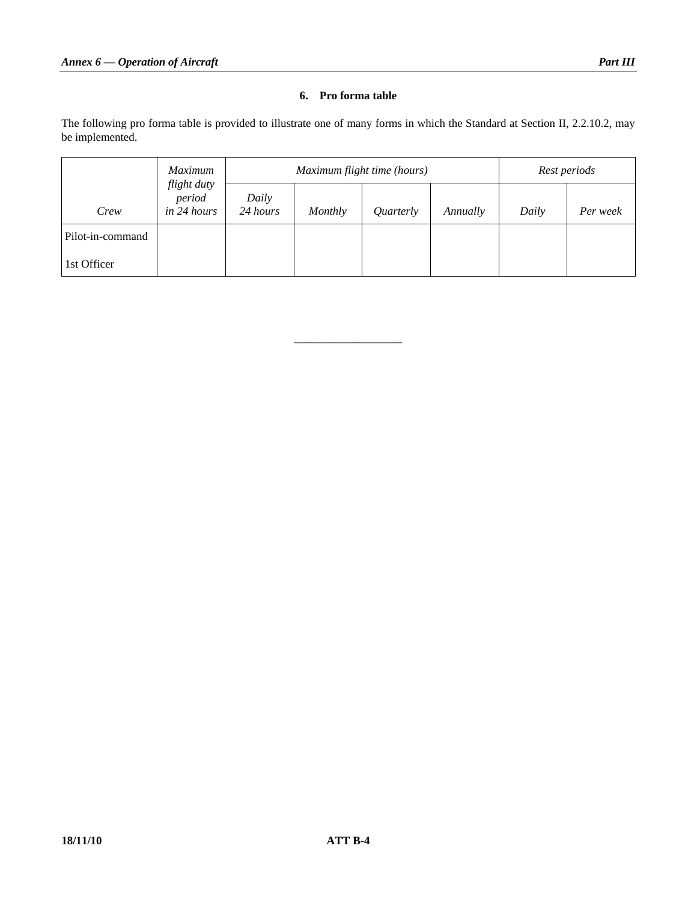## 6. Pro forma table

The following pro forma table is provided to illustrate one of many forms in which the Standard at Section II, 2.2.10.2, may be implemented.

| *Crew* | *Maximum flight duty period in 24 hours* | *Maximum flight time (hours)* | | | | *Rest periods* | |
|---|---|---|---|---|---|---|---|
| | | *Daily 24 hours* | *Monthly* | *Quarterly* | *Annually* | *Daily* | *Per week* |
| Pilot-in-command | | | | | | | |
| 1st Officer | | | | | | | |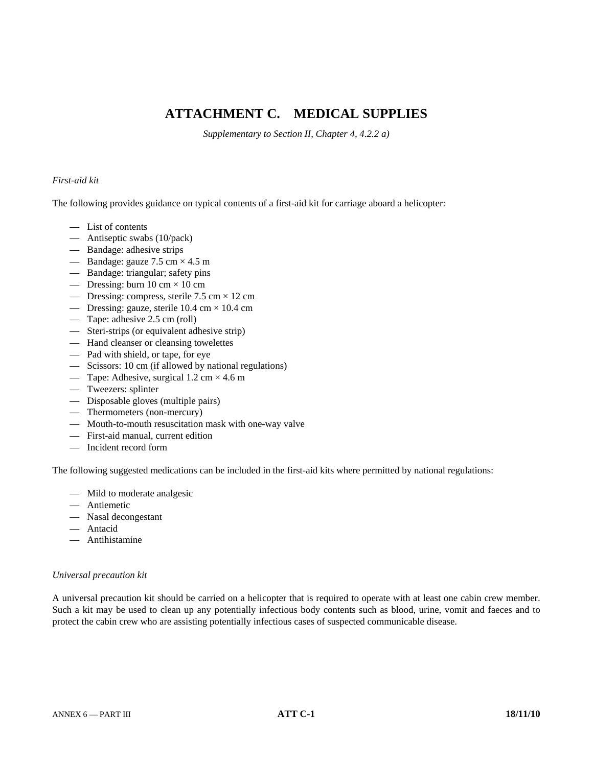# ATTACHMENT C. MEDICAL SUPPLIES

*Supplementary to Section II, Chapter 4, 4.2.2 a)*

*First-aid kit*

The following provides guidance on typical contents of a first-aid kit for carriage aboard a helicopter:

- List of contents
- Antiseptic swabs (10/pack)
- Bandage: adhesive strips
- Bandage: gauze 7.5 cm × 4.5 m
- Bandage: triangular; safety pins
- Dressing: burn 10 cm × 10 cm
- Dressing: compress, sterile 7.5 cm × 12 cm
- Dressing: gauze, sterile 10.4 cm × 10.4 cm
- Tape: adhesive 2.5 cm (roll)
- Steri-strips (or equivalent adhesive strip)
- Hand cleanser or cleansing towelettes
- Pad with shield, or tape, for eye
- Scissors: 10 cm (if allowed by national regulations)
- Tape: Adhesive, surgical 1.2 cm × 4.6 m
- Tweezers: splinter
- Disposable gloves (multiple pairs)
- Thermometers (non-mercury)
- Mouth-to-mouth resuscitation mask with one-way valve
- First-aid manual, current edition
- Incident record form

The following suggested medications can be included in the first-aid kits where permitted by national regulations:

- Mild to moderate analgesic
- Antiemetic
- Nasal decongestant
- Antacid
- Antihistamine

*Universal precaution kit*

A universal precaution kit should be carried on a helicopter that is required to operate with at least one cabin crew member. Such a kit may be used to clean up any potentially infectious body contents such as blood, urine, vomit and faeces and to protect the cabin crew who are assisting potentially infectious cases of suspected communicable disease.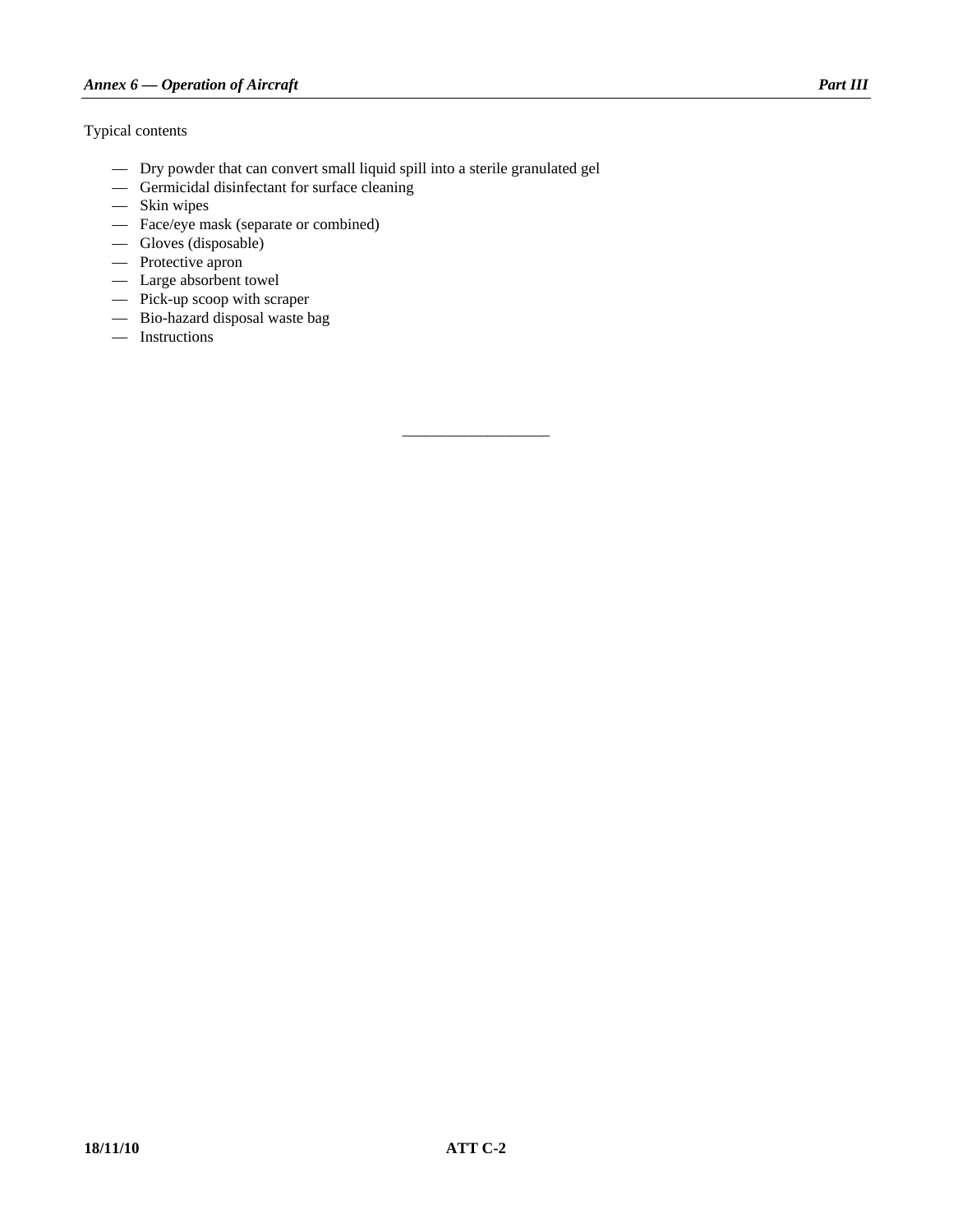Typical contents

- Dry powder that can convert small liquid spill into a sterile granulated gel
- Germicidal disinfectant for surface cleaning
- Skin wipes
- Face/eye mask (separate or combined)
- Gloves (disposable)
- Protective apron
- Large absorbent towel
- Pick-up scoop with scraper
- Bio-hazard disposal waste bag
- Instructions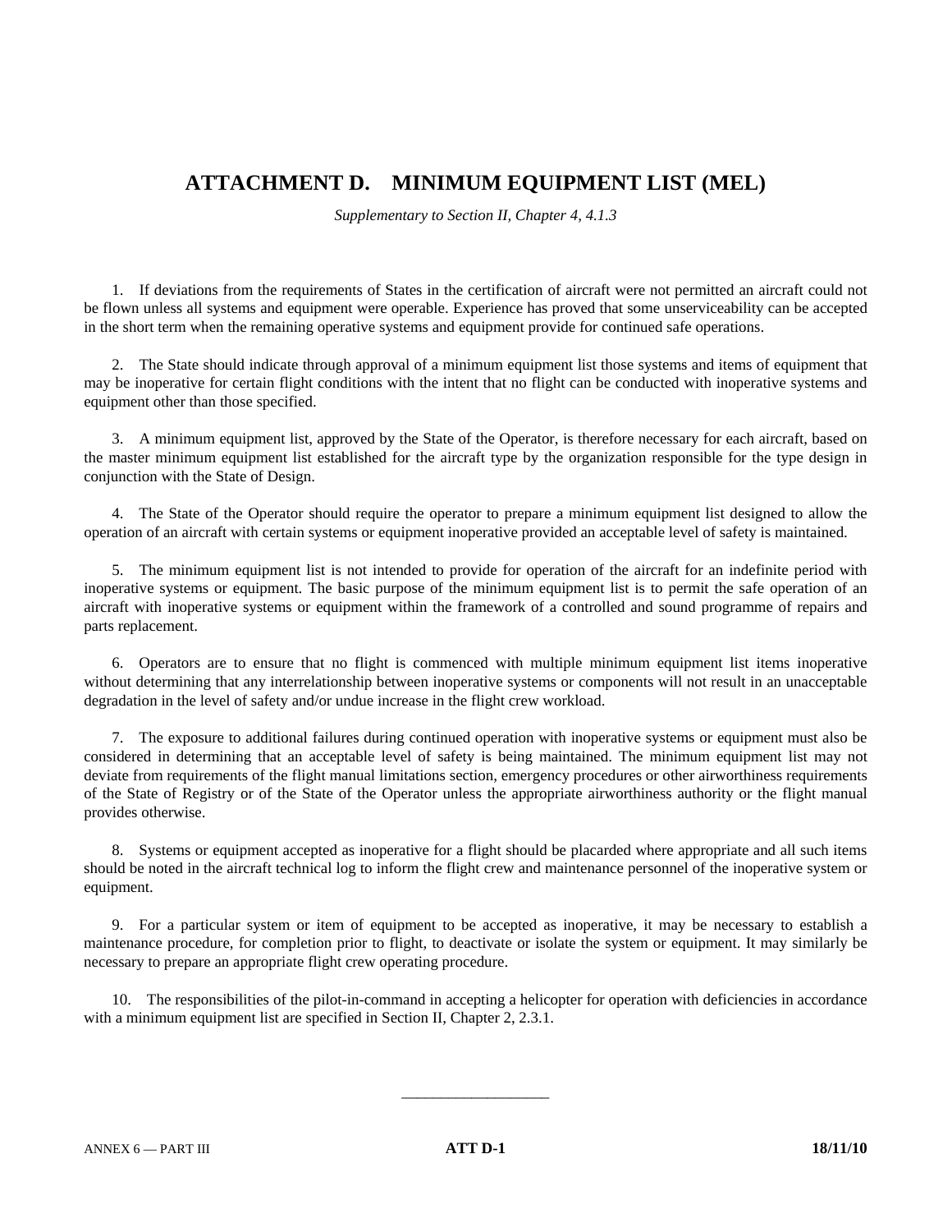# ATTACHMENT D. MINIMUM EQUIPMENT LIST (MEL)

*Supplementary to Section II, Chapter 4, 4.1.3*

1. If deviations from the requirements of States in the certification of aircraft were not permitted an aircraft could not be flown unless all systems and equipment were operable. Experience has proved that some unserviceability can be accepted in the short term when the remaining operative systems and equipment provide for continued safe operations.

2. The State should indicate through approval of a minimum equipment list those systems and items of equipment that may be inoperative for certain flight conditions with the intent that no flight can be conducted with inoperative systems and equipment other than those specified.

3. A minimum equipment list, approved by the State of the Operator, is therefore necessary for each aircraft, based on the master minimum equipment list established for the aircraft type by the organization responsible for the type design in conjunction with the State of Design.

4. The State of the Operator should require the operator to prepare a minimum equipment list designed to allow the operation of an aircraft with certain systems or equipment inoperative provided an acceptable level of safety is maintained.

5. The minimum equipment list is not intended to provide for operation of the aircraft for an indefinite period with inoperative systems or equipment. The basic purpose of the minimum equipment list is to permit the safe operation of an aircraft with inoperative systems or equipment within the framework of a controlled and sound programme of repairs and parts replacement.

6. Operators are to ensure that no flight is commenced with multiple minimum equipment list items inoperative without determining that any interrelationship between inoperative systems or components will not result in an unacceptable degradation in the level of safety and/or undue increase in the flight crew workload.

7. The exposure to additional failures during continued operation with inoperative systems or equipment must also be considered in determining that an acceptable level of safety is being maintained. The minimum equipment list may not deviate from requirements of the flight manual limitations section, emergency procedures or other airworthiness requirements of the State of Registry or of the State of the Operator unless the appropriate airworthiness authority or the flight manual provides otherwise.

8. Systems or equipment accepted as inoperative for a flight should be placarded where appropriate and all such items should be noted in the aircraft technical log to inform the flight crew and maintenance personnel of the inoperative system or equipment.

9. For a particular system or item of equipment to be accepted as inoperative, it may be necessary to establish a maintenance procedure, for completion prior to flight, to deactivate or isolate the system or equipment. It may similarly be necessary to prepare an appropriate flight crew operating procedure.

10. The responsibilities of the pilot-in-command in accepting a helicopter for operation with deficiencies in accordance with a minimum equipment list are specified in Section II, Chapter 2, 2.3.1.

———————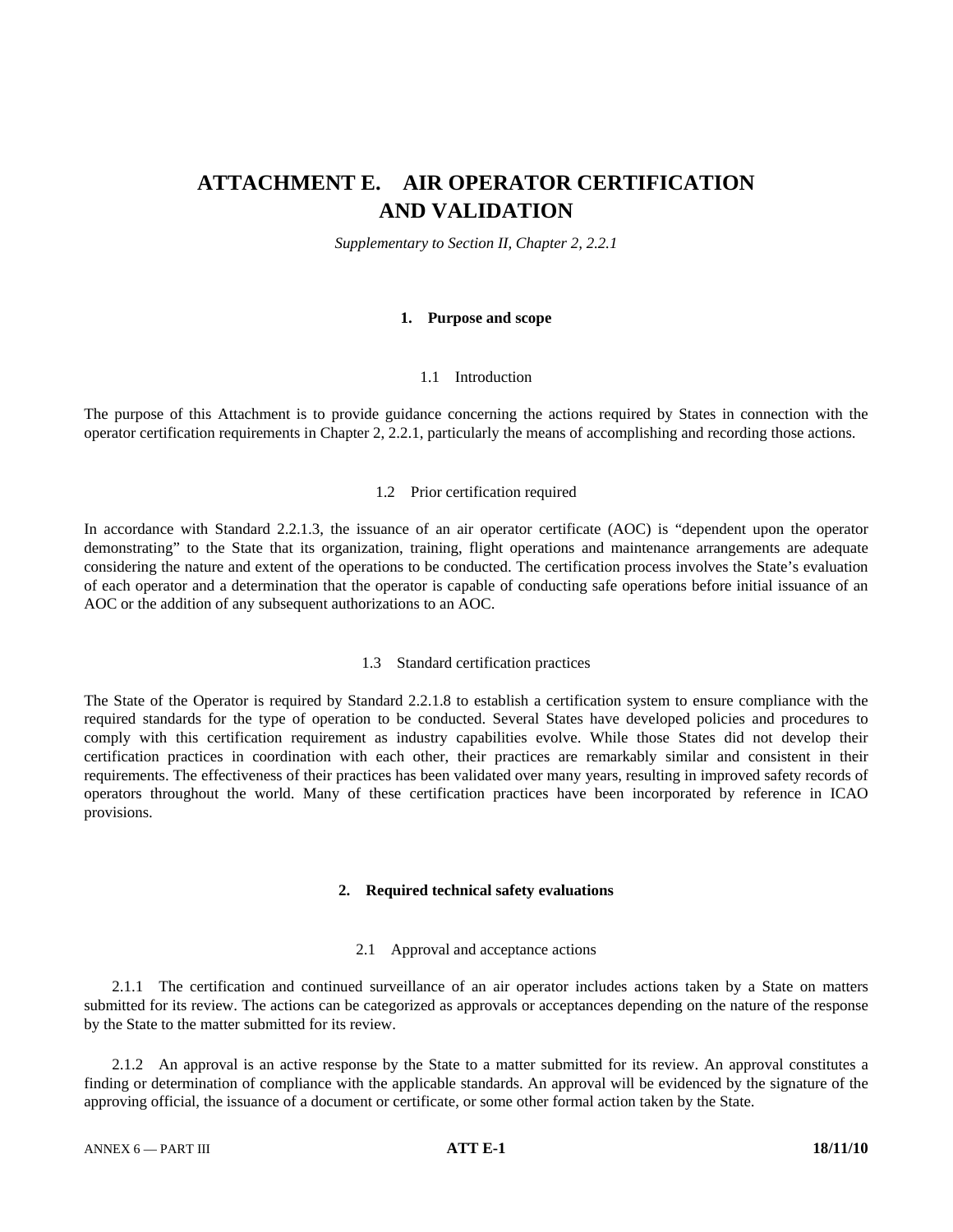# ATTACHMENT E. AIR OPERATOR CERTIFICATION AND VALIDATION

*Supplementary to Section II, Chapter 2, 2.2.1*

## 1. Purpose and scope

### 1.1 Introduction

The purpose of this Attachment is to provide guidance concerning the actions required by States in connection with the operator certification requirements in Chapter 2, 2.2.1, particularly the means of accomplishing and recording those actions.

### 1.2 Prior certification required

In accordance with Standard 2.2.1.3, the issuance of an air operator certificate (AOC) is "dependent upon the operator demonstrating" to the State that its organization, training, flight operations and maintenance arrangements are adequate considering the nature and extent of the operations to be conducted. The certification process involves the State's evaluation of each operator and a determination that the operator is capable of conducting safe operations before initial issuance of an AOC or the addition of any subsequent authorizations to an AOC.

### 1.3 Standard certification practices

The State of the Operator is required by Standard 2.2.1.8 to establish a certification system to ensure compliance with the required standards for the type of operation to be conducted. Several States have developed policies and procedures to comply with this certification requirement as industry capabilities evolve. While those States did not develop their certification practices in coordination with each other, their practices are remarkably similar and consistent in their requirements. The effectiveness of their practices has been validated over many years, resulting in improved safety records of operators throughout the world. Many of these certification practices have been incorporated by reference in ICAO provisions.

## 2. Required technical safety evaluations

### 2.1 Approval and acceptance actions

2.1.1 The certification and continued surveillance of an air operator includes actions taken by a State on matters submitted for its review. The actions can be categorized as approvals or acceptances depending on the nature of the response by the State to the matter submitted for its review.

2.1.2 An approval is an active response by the State to a matter submitted for its review. An approval constitutes a finding or determination of compliance with the applicable standards. An approval will be evidenced by the signature of the approving official, the issuance of a document or certificate, or some other formal action taken by the State.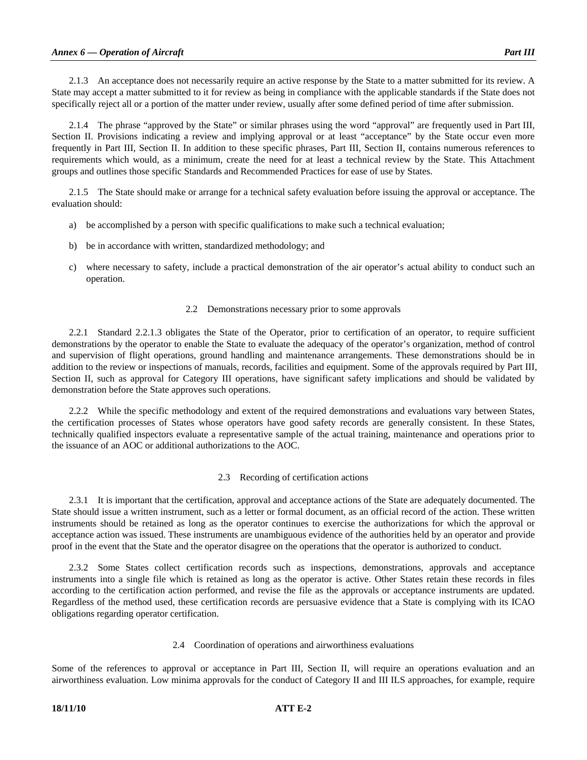2.1.3 An acceptance does not necessarily require an active response by the State to a matter submitted for its review. A State may accept a matter submitted to it for review as being in compliance with the applicable standards if the State does not specifically reject all or a portion of the matter under review, usually after some defined period of time after submission.

2.1.4 The phrase "approved by the State" or similar phrases using the word "approval" are frequently used in Part III, Section II. Provisions indicating a review and implying approval or at least "acceptance" by the State occur even more frequently in Part III, Section II. In addition to these specific phrases, Part III, Section II, contains numerous references to requirements which would, as a minimum, create the need for at least a technical review by the State. This Attachment groups and outlines those specific Standards and Recommended Practices for ease of use by States.

2.1.5 The State should make or arrange for a technical safety evaluation before issuing the approval or acceptance. The evaluation should:

a) be accomplished by a person with specific qualifications to make such a technical evaluation;

b) be in accordance with written, standardized methodology; and

c) where necessary to safety, include a practical demonstration of the air operator's actual ability to conduct such an operation.

### 2.2 Demonstrations necessary prior to some approvals

2.2.1 Standard 2.2.1.3 obligates the State of the Operator, prior to certification of an operator, to require sufficient demonstrations by the operator to enable the State to evaluate the adequacy of the operator's organization, method of control and supervision of flight operations, ground handling and maintenance arrangements. These demonstrations should be in addition to the review or inspections of manuals, records, facilities and equipment. Some of the approvals required by Part III, Section II, such as approval for Category III operations, have significant safety implications and should be validated by demonstration before the State approves such operations.

2.2.2 While the specific methodology and extent of the required demonstrations and evaluations vary between States, the certification processes of States whose operators have good safety records are generally consistent. In these States, technically qualified inspectors evaluate a representative sample of the actual training, maintenance and operations prior to the issuance of an AOC or additional authorizations to the AOC.

### 2.3 Recording of certification actions

2.3.1 It is important that the certification, approval and acceptance actions of the State are adequately documented. The State should issue a written instrument, such as a letter or formal document, as an official record of the action. These written instruments should be retained as long as the operator continues to exercise the authorizations for which the approval or acceptance action was issued. These instruments are unambiguous evidence of the authorities held by an operator and provide proof in the event that the State and the operator disagree on the operations that the operator is authorized to conduct.

2.3.2 Some States collect certification records such as inspections, demonstrations, approvals and acceptance instruments into a single file which is retained as long as the operator is active. Other States retain these records in files according to the certification action performed, and revise the file as the approvals or acceptance instruments are updated. Regardless of the method used, these certification records are persuasive evidence that a State is complying with its ICAO obligations regarding operator certification.

### 2.4 Coordination of operations and airworthiness evaluations

Some of the references to approval or acceptance in Part III, Section II, will require an operations evaluation and an airworthiness evaluation. Low minima approvals for the conduct of Category II and III ILS approaches, for example, require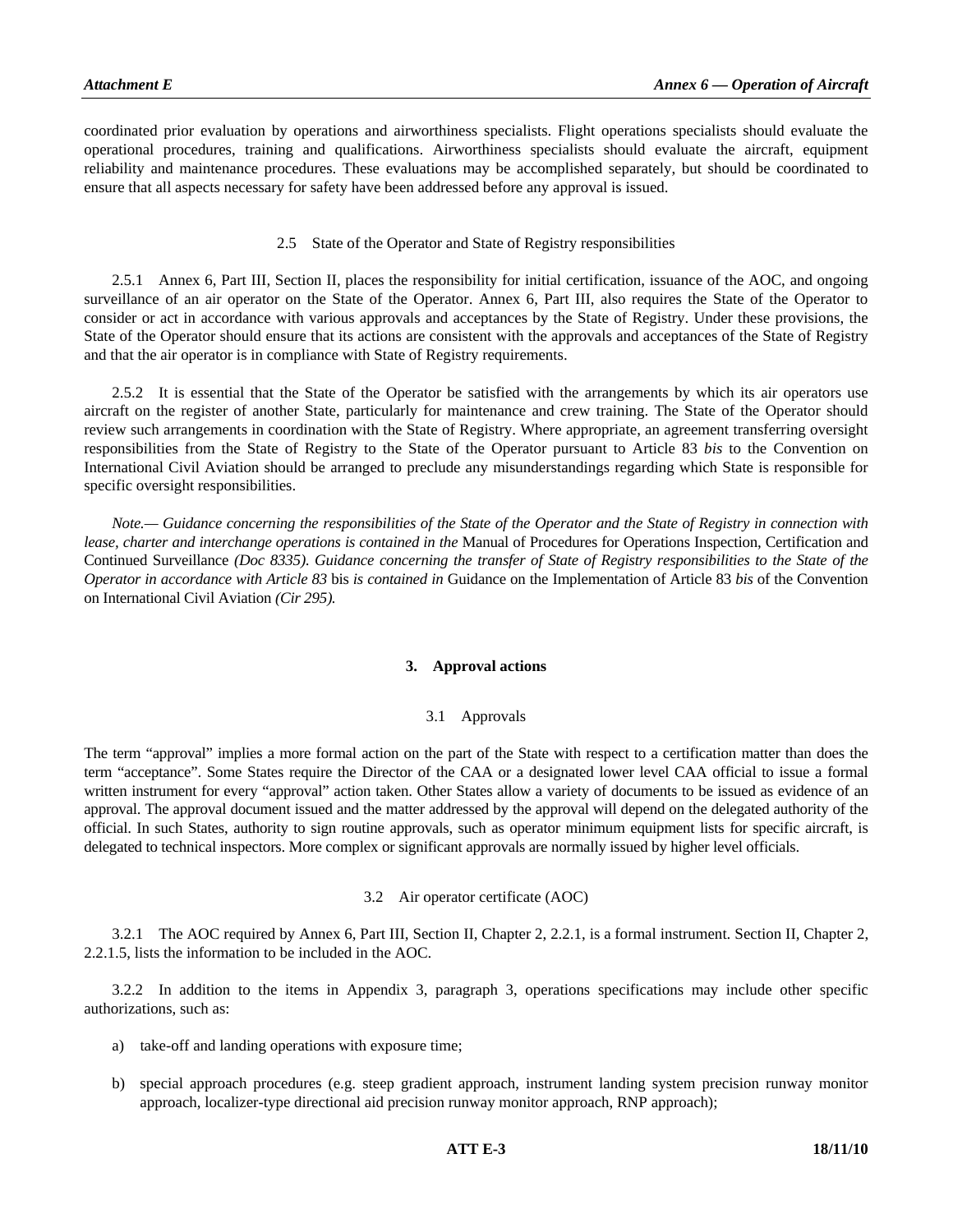coordinated prior evaluation by operations and airworthiness specialists. Flight operations specialists should evaluate the operational procedures, training and qualifications. Airworthiness specialists should evaluate the aircraft, equipment reliability and maintenance procedures. These evaluations may be accomplished separately, but should be coordinated to ensure that all aspects necessary for safety have been addressed before any approval is issued.

### 2.5 State of the Operator and State of Registry responsibilities

2.5.1 Annex 6, Part III, Section II, places the responsibility for initial certification, issuance of the AOC, and ongoing surveillance of an air operator on the State of the Operator. Annex 6, Part III, also requires the State of the Operator to consider or act in accordance with various approvals and acceptances by the State of Registry. Under these provisions, the State of the Operator should ensure that its actions are consistent with the approvals and acceptances of the State of Registry and that the air operator is in compliance with State of Registry requirements.

2.5.2 It is essential that the State of the Operator be satisfied with the arrangements by which its air operators use aircraft on the register of another State, particularly for maintenance and crew training. The State of the Operator should review such arrangements in coordination with the State of Registry. Where appropriate, an agreement transferring oversight responsibilities from the State of Registry to the State of the Operator pursuant to Article 83 *bis* to the Convention on International Civil Aviation should be arranged to preclude any misunderstandings regarding which State is responsible for specific oversight responsibilities.

*Note.— Guidance concerning the responsibilities of the State of the Operator and the State of Registry in connection with lease, charter and interchange operations is contained in the* Manual of Procedures for Operations Inspection, Certification and Continued Surveillance *(Doc 8335). Guidance concerning the transfer of State of Registry responsibilities to the State of the Operator in accordance with Article 83* bis *is contained in* Guidance on the Implementation of Article 83 *bis* of the Convention on International Civil Aviation *(Cir 295).*

## 3. Approval actions

### 3.1 Approvals

The term "approval" implies a more formal action on the part of the State with respect to a certification matter than does the term "acceptance". Some States require the Director of the CAA or a designated lower level CAA official to issue a formal written instrument for every "approval" action taken. Other States allow a variety of documents to be issued as evidence of an approval. The approval document issued and the matter addressed by the approval will depend on the delegated authority of the official. In such States, authority to sign routine approvals, such as operator minimum equipment lists for specific aircraft, is delegated to technical inspectors. More complex or significant approvals are normally issued by higher level officials.

### 3.2 Air operator certificate (AOC)

3.2.1 The AOC required by Annex 6, Part III, Section II, Chapter 2, 2.2.1, is a formal instrument. Section II, Chapter 2, 2.2.1.5, lists the information to be included in the AOC.

3.2.2 In addition to the items in Appendix 3, paragraph 3, operations specifications may include other specific authorizations, such as:

a) take-off and landing operations with exposure time;

b) special approach procedures (e.g. steep gradient approach, instrument landing system precision runway monitor approach, localizer-type directional aid precision runway monitor approach, RNP approach);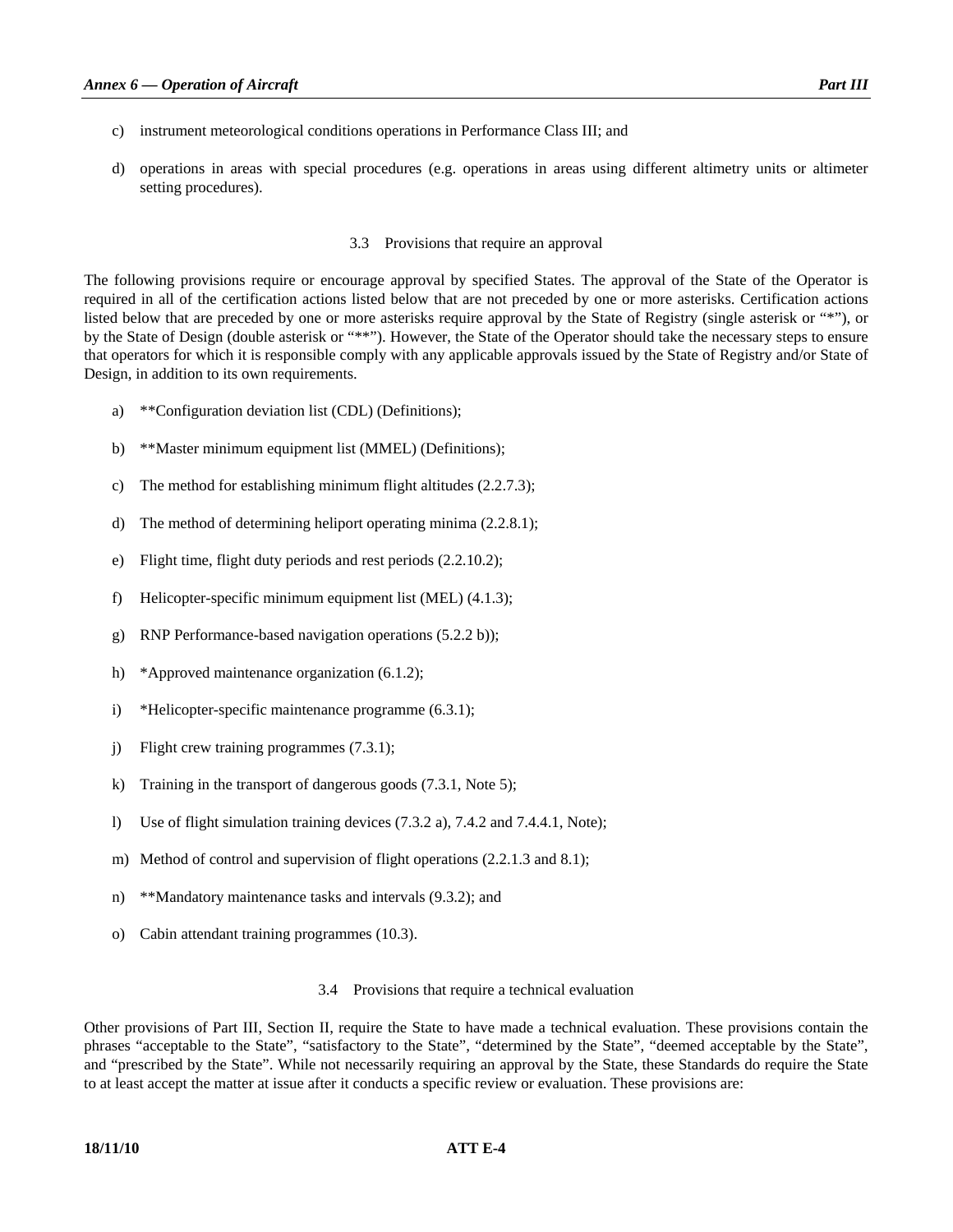c) instrument meteorological conditions operations in Performance Class III; and

d) operations in areas with special procedures (e.g. operations in areas using different altimetry units or altimeter setting procedures).

### 3.3 Provisions that require an approval

The following provisions require or encourage approval by specified States. The approval of the State of the Operator is required in all of the certification actions listed below that are not preceded by one or more asterisks. Certification actions listed below that are preceded by one or more asterisks require approval by the State of Registry (single asterisk or "*"), or by the State of Design (double asterisk or "**"). However, the State of the Operator should take the necessary steps to ensure that operators for which it is responsible comply with any applicable approvals issued by the State of Registry and/or State of Design, in addition to its own requirements.

a) **Configuration deviation list (CDL) (Definitions);

b) **Master minimum equipment list (MMEL) (Definitions);

c) The method for establishing minimum flight altitudes (2.2.7.3);

d) The method of determining heliport operating minima (2.2.8.1);

e) Flight time, flight duty periods and rest periods (2.2.10.2);

f) Helicopter-specific minimum equipment list (MEL) (4.1.3);

g) RNP Performance-based navigation operations (5.2.2 b));

h) *Approved maintenance organization (6.1.2);

i) *Helicopter-specific maintenance programme (6.3.1);

j) Flight crew training programmes (7.3.1);

k) Training in the transport of dangerous goods (7.3.1, Note 5);

l) Use of flight simulation training devices (7.3.2 a), 7.4.2 and 7.4.4.1, Note);

m) Method of control and supervision of flight operations (2.2.1.3 and 8.1);

n) **Mandatory maintenance tasks and intervals (9.3.2); and

o) Cabin attendant training programmes (10.3).

### 3.4 Provisions that require a technical evaluation

Other provisions of Part III, Section II, require the State to have made a technical evaluation. These provisions contain the phrases "acceptable to the State", "satisfactory to the State", "determined by the State", "deemed acceptable by the State", and "prescribed by the State". While not necessarily requiring an approval by the State, these Standards do require the State to at least accept the matter at issue after it conducts a specific review or evaluation. These provisions are: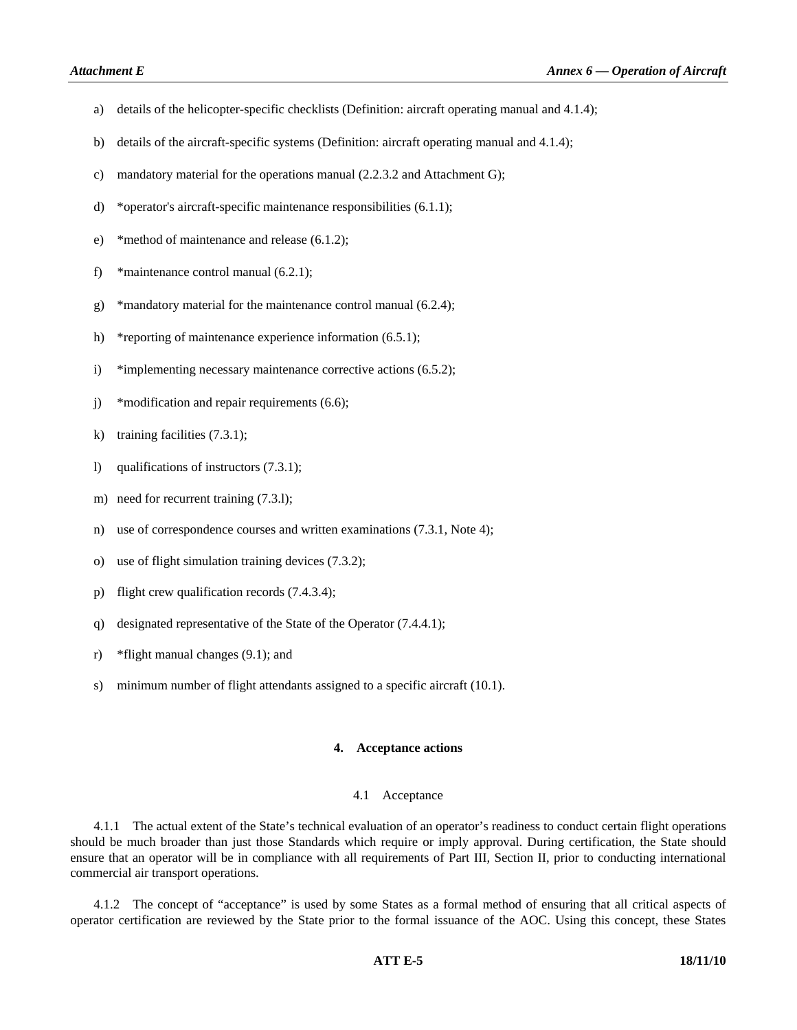a) details of the helicopter-specific checklists (Definition: aircraft operating manual and 4.1.4);

b) details of the aircraft-specific systems (Definition: aircraft operating manual and 4.1.4);

c) mandatory material for the operations manual (2.2.3.2 and Attachment G);

d) *operator's aircraft-specific maintenance responsibilities (6.1.1);

e) *method of maintenance and release (6.1.2);

f) *maintenance control manual (6.2.1);

g) *mandatory material for the maintenance control manual (6.2.4);

h) *reporting of maintenance experience information (6.5.1);

i) *implementing necessary maintenance corrective actions (6.5.2);

j) *modification and repair requirements (6.6);

k) training facilities (7.3.1);

l) qualifications of instructors (7.3.1);

m) need for recurrent training (7.3.l);

n) use of correspondence courses and written examinations (7.3.1, Note 4);

o) use of flight simulation training devices (7.3.2);

p) flight crew qualification records (7.4.3.4);

q) designated representative of the State of the Operator (7.4.4.1);

r) *flight manual changes (9.1); and

s) minimum number of flight attendants assigned to a specific aircraft (10.1).

## 4. Acceptance actions

### 4.1 Acceptance

4.1.1 The actual extent of the State's technical evaluation of an operator's readiness to conduct certain flight operations should be much broader than just those Standards which require or imply approval. During certification, the State should ensure that an operator will be in compliance with all requirements of Part III, Section II, prior to conducting international commercial air transport operations.

4.1.2 The concept of "acceptance" is used by some States as a formal method of ensuring that all critical aspects of operator certification are reviewed by the State prior to the formal issuance of the AOC. Using this concept, these States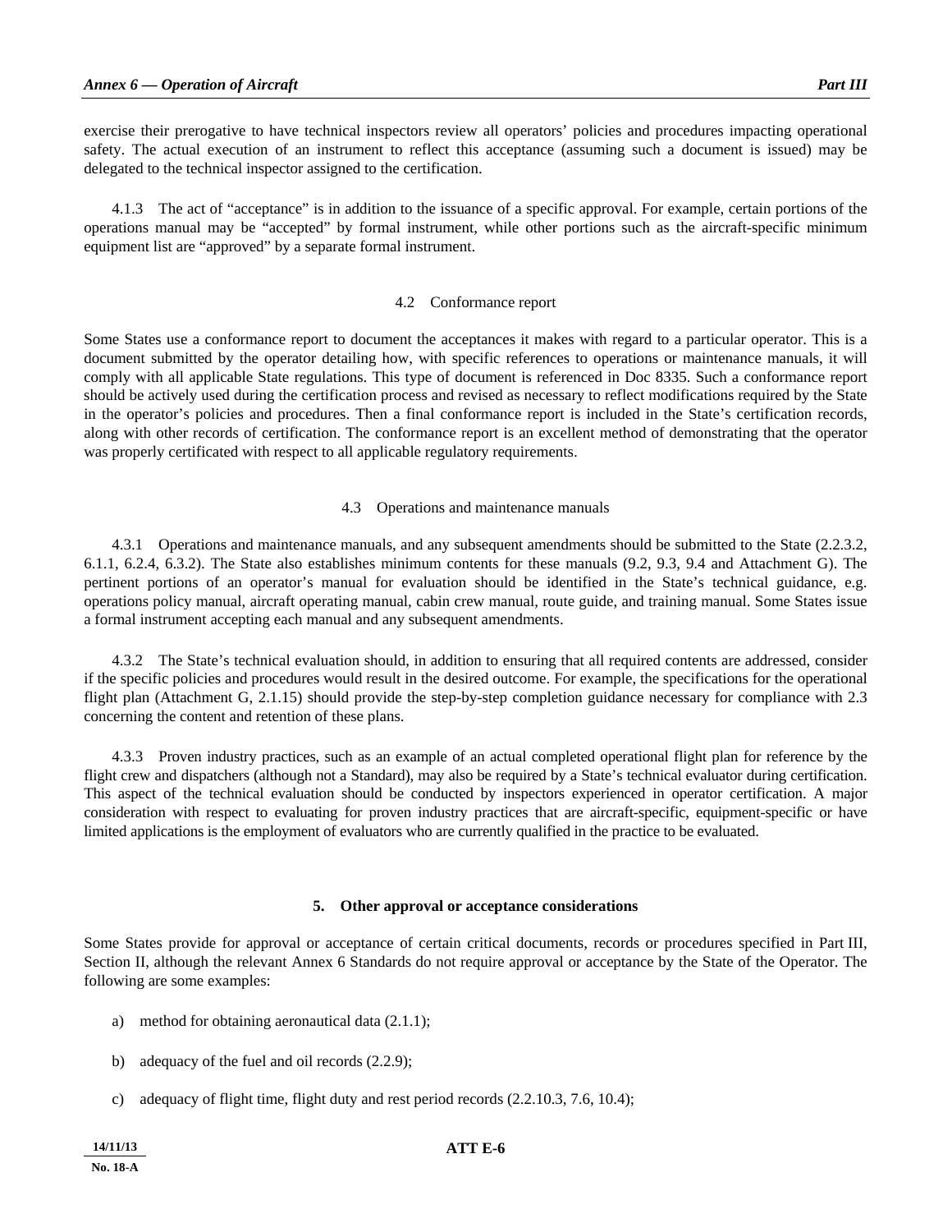exercise their prerogative to have technical inspectors review all operators' policies and procedures impacting operational safety. The actual execution of an instrument to reflect this acceptance (assuming such a document is issued) may be delegated to the technical inspector assigned to the certification.

4.1.3 The act of "acceptance" is in addition to the issuance of a specific approval. For example, certain portions of the operations manual may be "accepted" by formal instrument, while other portions such as the aircraft-specific minimum equipment list are "approved" by a separate formal instrument.

### 4.2 Conformance report

Some States use a conformance report to document the acceptances it makes with regard to a particular operator. This is a document submitted by the operator detailing how, with specific references to operations or maintenance manuals, it will comply with all applicable State regulations. This type of document is referenced in Doc 8335. Such a conformance report should be actively used during the certification process and revised as necessary to reflect modifications required by the State in the operator's policies and procedures. Then a final conformance report is included in the State's certification records, along with other records of certification. The conformance report is an excellent method of demonstrating that the operator was properly certificated with respect to all applicable regulatory requirements.

### 4.3 Operations and maintenance manuals

4.3.1 Operations and maintenance manuals, and any subsequent amendments should be submitted to the State (2.2.3.2, 6.1.1, 6.2.4, 6.3.2). The State also establishes minimum contents for these manuals (9.2, 9.3, 9.4 and Attachment G). The pertinent portions of an operator's manual for evaluation should be identified in the State's technical guidance, e.g. operations policy manual, aircraft operating manual, cabin crew manual, route guide, and training manual. Some States issue a formal instrument accepting each manual and any subsequent amendments.

4.3.2 The State's technical evaluation should, in addition to ensuring that all required contents are addressed, consider if the specific policies and procedures would result in the desired outcome. For example, the specifications for the operational flight plan (Attachment G, 2.1.15) should provide the step-by-step completion guidance necessary for compliance with 2.3 concerning the content and retention of these plans.

4.3.3 Proven industry practices, such as an example of an actual completed operational flight plan for reference by the flight crew and dispatchers (although not a Standard), may also be required by a State's technical evaluator during certification. This aspect of the technical evaluation should be conducted by inspectors experienced in operator certification. A major consideration with respect to evaluating for proven industry practices that are aircraft-specific, equipment-specific or have limited applications is the employment of evaluators who are currently qualified in the practice to be evaluated.

## 5. Other approval or acceptance considerations

Some States provide for approval or acceptance of certain critical documents, records or procedures specified in Part III, Section II, although the relevant Annex 6 Standards do not require approval or acceptance by the State of the Operator. The following are some examples:

a) method for obtaining aeronautical data (2.1.1);

b) adequacy of the fuel and oil records (2.2.9);

c) adequacy of flight time, flight duty and rest period records (2.2.10.3, 7.6, 10.4);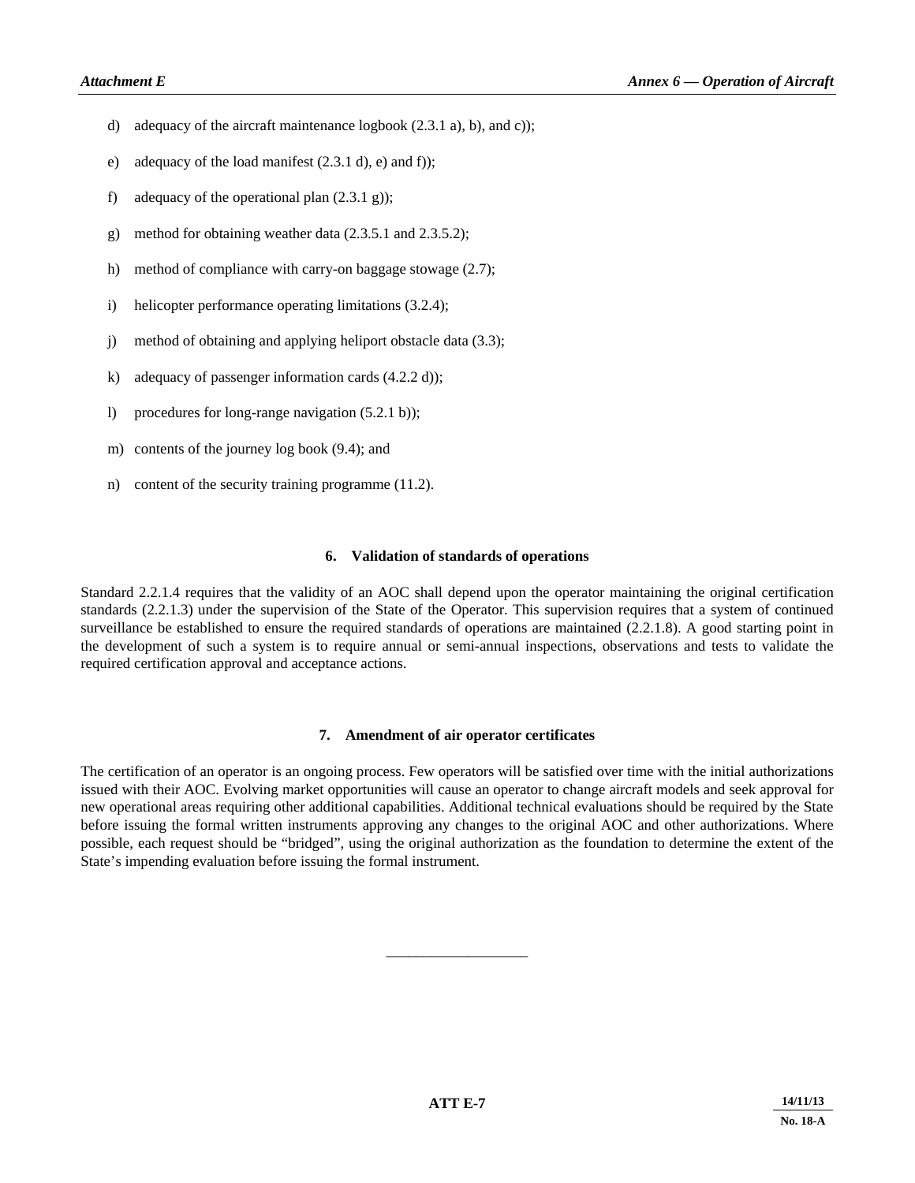d) adequacy of the aircraft maintenance logbook (2.3.1 a), b), and c));

e) adequacy of the load manifest (2.3.1 d), e) and f));

f) adequacy of the operational plan (2.3.1 g));

g) method for obtaining weather data (2.3.5.1 and 2.3.5.2);

h) method of compliance with carry-on baggage stowage (2.7);

i) helicopter performance operating limitations (3.2.4);

j) method of obtaining and applying heliport obstacle data (3.3);

k) adequacy of passenger information cards (4.2.2 d));

l) procedures for long-range navigation (5.2.1 b));

m) contents of the journey log book (9.4); and

n) content of the security training programme (11.2).

## 6. Validation of standards of operations

Standard 2.2.1.4 requires that the validity of an AOC shall depend upon the operator maintaining the original certification standards (2.2.1.3) under the supervision of the State of the Operator. This supervision requires that a system of continued surveillance be established to ensure the required standards of operations are maintained (2.2.1.8). A good starting point in the development of such a system is to require annual or semi-annual inspections, observations and tests to validate the required certification approval and acceptance actions.

## 7. Amendment of air operator certificates

The certification of an operator is an ongoing process. Few operators will be satisfied over time with the initial authorizations issued with their AOC. Evolving market opportunities will cause an operator to change aircraft models and seek approval for new operational areas requiring other additional capabilities. Additional technical evaluations should be required by the State before issuing the formal written instruments approving any changes to the original AOC and other authorizations. Where possible, each request should be "bridged", using the original authorization as the foundation to determine the extent of the State's impending evaluation before issuing the formal instrument.

___________________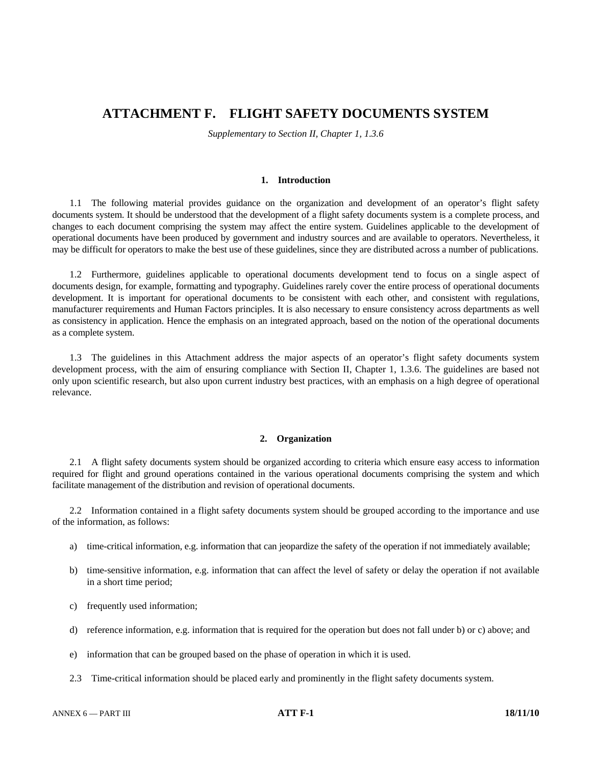# ATTACHMENT F. FLIGHT SAFETY DOCUMENTS SYSTEM

*Supplementary to Section II, Chapter 1, 1.3.6*

## 1. Introduction

1.1 The following material provides guidance on the organization and development of an operator's flight safety documents system. It should be understood that the development of a flight safety documents system is a complete process, and changes to each document comprising the system may affect the entire system. Guidelines applicable to the development of operational documents have been produced by government and industry sources and are available to operators. Nevertheless, it may be difficult for operators to make the best use of these guidelines, since they are distributed across a number of publications.

1.2 Furthermore, guidelines applicable to operational documents development tend to focus on a single aspect of documents design, for example, formatting and typography. Guidelines rarely cover the entire process of operational documents development. It is important for operational documents to be consistent with each other, and consistent with regulations, manufacturer requirements and Human Factors principles. It is also necessary to ensure consistency across departments as well as consistency in application. Hence the emphasis on an integrated approach, based on the notion of the operational documents as a complete system.

1.3 The guidelines in this Attachment address the major aspects of an operator's flight safety documents system development process, with the aim of ensuring compliance with Section II, Chapter 1, 1.3.6. The guidelines are based not only upon scientific research, but also upon current industry best practices, with an emphasis on a high degree of operational relevance.

## 2. Organization

2.1 A flight safety documents system should be organized according to criteria which ensure easy access to information required for flight and ground operations contained in the various operational documents comprising the system and which facilitate management of the distribution and revision of operational documents.

2.2 Information contained in a flight safety documents system should be grouped according to the importance and use of the information, as follows:

a) time-critical information, e.g. information that can jeopardize the safety of the operation if not immediately available;

b) time-sensitive information, e.g. information that can affect the level of safety or delay the operation if not available in a short time period;

c) frequently used information;

d) reference information, e.g. information that is required for the operation but does not fall under b) or c) above; and

e) information that can be grouped based on the phase of operation in which it is used.

2.3 Time-critical information should be placed early and prominently in the flight safety documents system.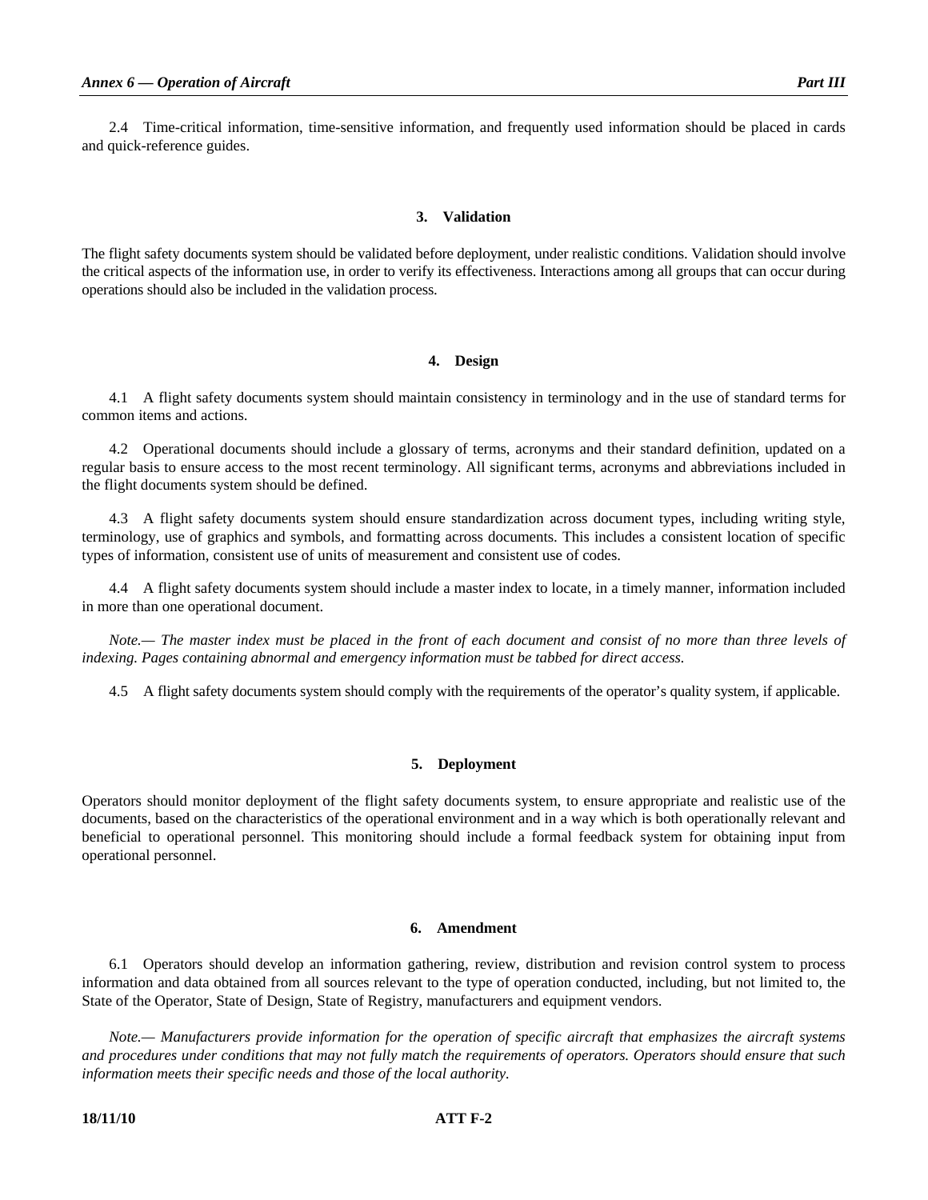2.4 Time-critical information, time-sensitive information, and frequently used information should be placed in cards and quick-reference guides.

## 3. Validation

The flight safety documents system should be validated before deployment, under realistic conditions. Validation should involve the critical aspects of the information use, in order to verify its effectiveness. Interactions among all groups that can occur during operations should also be included in the validation process.

## 4. Design

4.1 A flight safety documents system should maintain consistency in terminology and in the use of standard terms for common items and actions.

4.2 Operational documents should include a glossary of terms, acronyms and their standard definition, updated on a regular basis to ensure access to the most recent terminology. All significant terms, acronyms and abbreviations included in the flight documents system should be defined.

4.3 A flight safety documents system should ensure standardization across document types, including writing style, terminology, use of graphics and symbols, and formatting across documents. This includes a consistent location of specific types of information, consistent use of units of measurement and consistent use of codes.

4.4 A flight safety documents system should include a master index to locate, in a timely manner, information included in more than one operational document.

*Note.— The master index must be placed in the front of each document and consist of no more than three levels of indexing. Pages containing abnormal and emergency information must be tabbed for direct access.*

4.5 A flight safety documents system should comply with the requirements of the operator's quality system, if applicable.

## 5. Deployment

Operators should monitor deployment of the flight safety documents system, to ensure appropriate and realistic use of the documents, based on the characteristics of the operational environment and in a way which is both operationally relevant and beneficial to operational personnel. This monitoring should include a formal feedback system for obtaining input from operational personnel.

## 6. Amendment

6.1 Operators should develop an information gathering, review, distribution and revision control system to process information and data obtained from all sources relevant to the type of operation conducted, including, but not limited to, the State of the Operator, State of Design, State of Registry, manufacturers and equipment vendors.

*Note.— Manufacturers provide information for the operation of specific aircraft that emphasizes the aircraft systems and procedures under conditions that may not fully match the requirements of operators. Operators should ensure that such information meets their specific needs and those of the local authority.*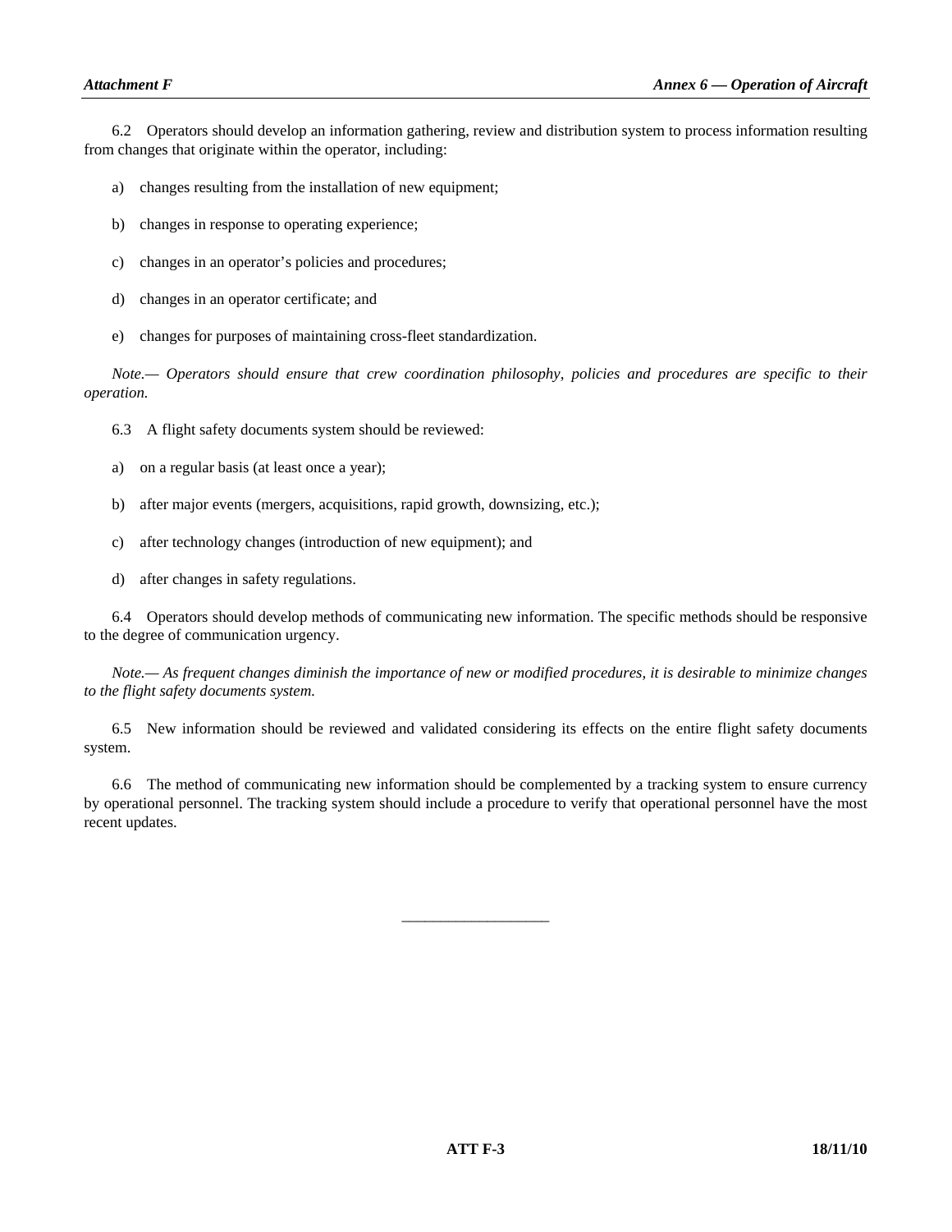6.2 Operators should develop an information gathering, review and distribution system to process information resulting from changes that originate within the operator, including:

a) changes resulting from the installation of new equipment;

b) changes in response to operating experience;

c) changes in an operator's policies and procedures;

d) changes in an operator certificate; and

e) changes for purposes of maintaining cross-fleet standardization.

*Note.— Operators should ensure that crew coordination philosophy, policies and procedures are specific to their operation.*

6.3 A flight safety documents system should be reviewed:

a) on a regular basis (at least once a year);

b) after major events (mergers, acquisitions, rapid growth, downsizing, etc.);

c) after technology changes (introduction of new equipment); and

d) after changes in safety regulations.

6.4 Operators should develop methods of communicating new information. The specific methods should be responsive to the degree of communication urgency.

*Note.— As frequent changes diminish the importance of new or modified procedures, it is desirable to minimize changes to the flight safety documents system.*

6.5 New information should be reviewed and validated considering its effects on the entire flight safety documents system.

6.6 The method of communicating new information should be complemented by a tracking system to ensure currency by operational personnel. The tracking system should include a procedure to verify that operational personnel have the most recent updates.

—————————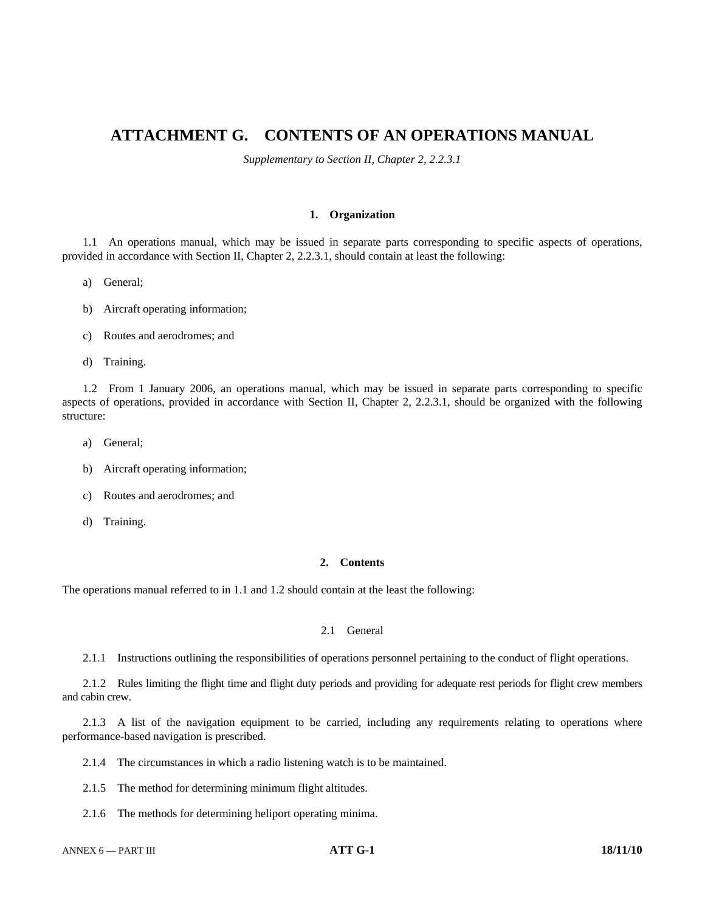# ATTACHMENT G. CONTENTS OF AN OPERATIONS MANUAL

*Supplementary to Section II, Chapter 2, 2.2.3.1*

## 1. Organization

1.1 An operations manual, which may be issued in separate parts corresponding to specific aspects of operations, provided in accordance with Section II, Chapter 2, 2.2.3.1, should contain at least the following:

a) General;

b) Aircraft operating information;

c) Routes and aerodromes; and

d) Training.

1.2 From 1 January 2006, an operations manual, which may be issued in separate parts corresponding to specific aspects of operations, provided in accordance with Section II, Chapter 2, 2.2.3.1, should be organized with the following structure:

a) General;

b) Aircraft operating information;

c) Routes and aerodromes; and

d) Training.

## 2. Contents

The operations manual referred to in 1.1 and 1.2 should contain at the least the following:

### 2.1 General

2.1.1 Instructions outlining the responsibilities of operations personnel pertaining to the conduct of flight operations.

2.1.2 Rules limiting the flight time and flight duty periods and providing for adequate rest periods for flight crew members and cabin crew.

2.1.3 A list of the navigation equipment to be carried, including any requirements relating to operations where performance-based navigation is prescribed.

2.1.4 The circumstances in which a radio listening watch is to be maintained.

2.1.5 The method for determining minimum flight altitudes.

2.1.6 The methods for determining heliport operating minima.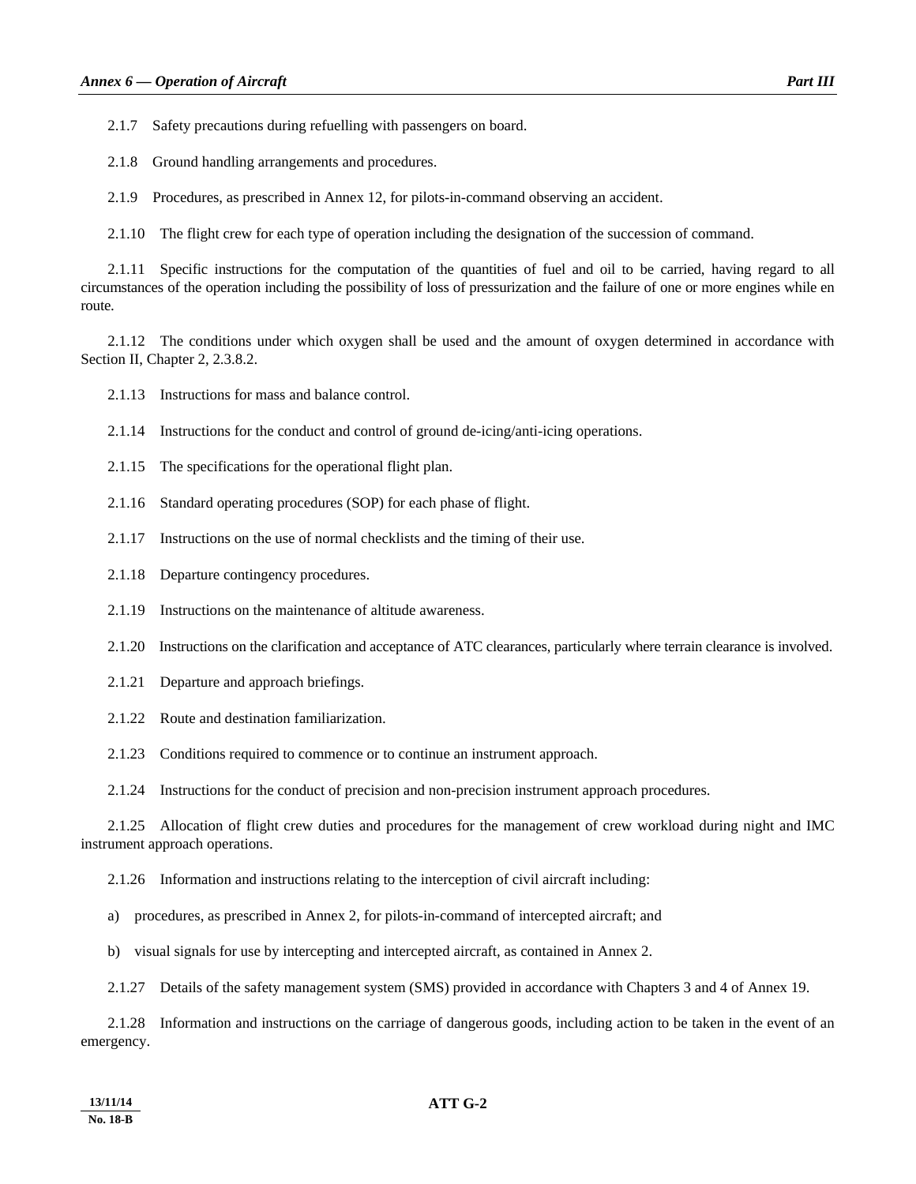2.1.7 Safety precautions during refuelling with passengers on board.

2.1.8 Ground handling arrangements and procedures.

2.1.9 Procedures, as prescribed in Annex 12, for pilots-in-command observing an accident.

2.1.10 The flight crew for each type of operation including the designation of the succession of command.

2.1.11 Specific instructions for the computation of the quantities of fuel and oil to be carried, having regard to all circumstances of the operation including the possibility of loss of pressurization and the failure of one or more engines while en route.

2.1.12 The conditions under which oxygen shall be used and the amount of oxygen determined in accordance with Section II, Chapter 2, 2.3.8.2.

2.1.13 Instructions for mass and balance control.

2.1.14 Instructions for the conduct and control of ground de-icing/anti-icing operations.

2.1.15 The specifications for the operational flight plan.

2.1.16 Standard operating procedures (SOP) for each phase of flight.

2.1.17 Instructions on the use of normal checklists and the timing of their use.

2.1.18 Departure contingency procedures.

2.1.19 Instructions on the maintenance of altitude awareness.

2.1.20 Instructions on the clarification and acceptance of ATC clearances, particularly where terrain clearance is involved.

2.1.21 Departure and approach briefings.

2.1.22 Route and destination familiarization.

2.1.23 Conditions required to commence or to continue an instrument approach.

2.1.24 Instructions for the conduct of precision and non-precision instrument approach procedures.

2.1.25 Allocation of flight crew duties and procedures for the management of crew workload during night and IMC instrument approach operations.

2.1.26 Information and instructions relating to the interception of civil aircraft including:

a) procedures, as prescribed in Annex 2, for pilots-in-command of intercepted aircraft; and

b) visual signals for use by intercepting and intercepted aircraft, as contained in Annex 2.

2.1.27 Details of the safety management system (SMS) provided in accordance with Chapters 3 and 4 of Annex 19.

2.1.28 Information and instructions on the carriage of dangerous goods, including action to be taken in the event of an emergency.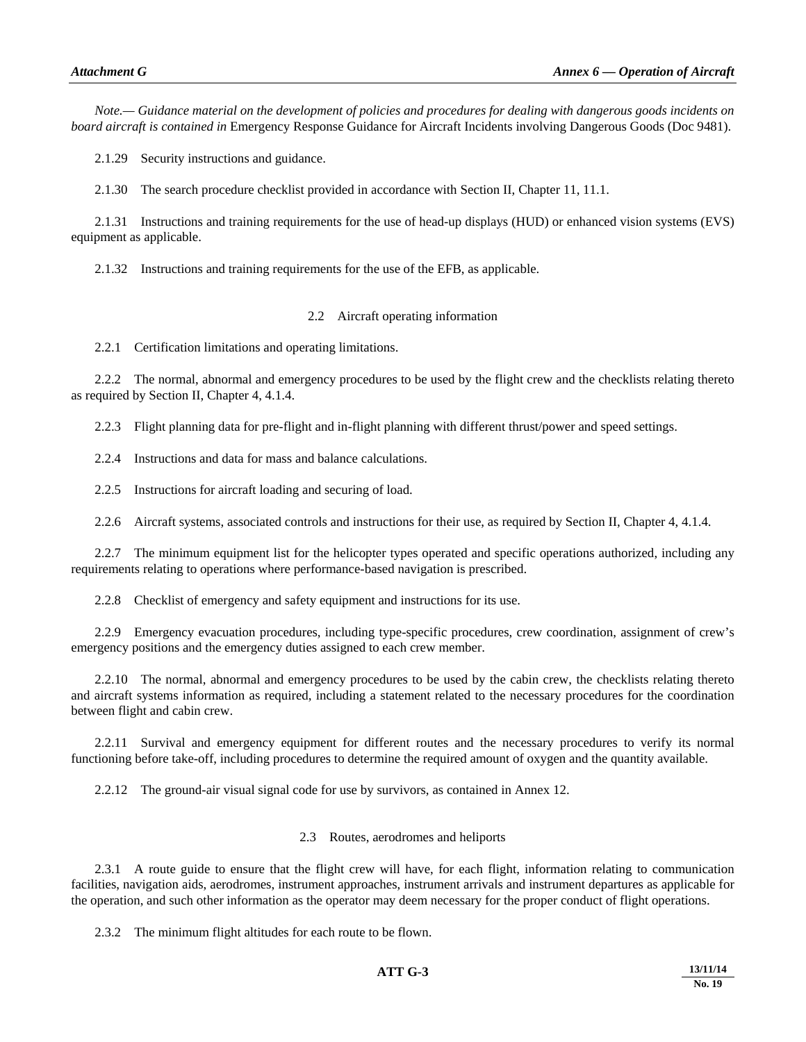*Note.— Guidance material on the development of policies and procedures for dealing with dangerous goods incidents on board aircraft is contained in* Emergency Response Guidance for Aircraft Incidents involving Dangerous Goods (Doc 9481).

2.1.29 Security instructions and guidance.

2.1.30 The search procedure checklist provided in accordance with Section II, Chapter 11, 11.1.

2.1.31 Instructions and training requirements for the use of head-up displays (HUD) or enhanced vision systems (EVS) equipment as applicable.

2.1.32 Instructions and training requirements for the use of the EFB, as applicable.

## 2.2 Aircraft operating information

2.2.1 Certification limitations and operating limitations.

2.2.2 The normal, abnormal and emergency procedures to be used by the flight crew and the checklists relating thereto as required by Section II, Chapter 4, 4.1.4.

2.2.3 Flight planning data for pre-flight and in-flight planning with different thrust/power and speed settings.

2.2.4 Instructions and data for mass and balance calculations.

2.2.5 Instructions for aircraft loading and securing of load.

2.2.6 Aircraft systems, associated controls and instructions for their use, as required by Section II, Chapter 4, 4.1.4.

2.2.7 The minimum equipment list for the helicopter types operated and specific operations authorized, including any requirements relating to operations where performance-based navigation is prescribed.

2.2.8 Checklist of emergency and safety equipment and instructions for its use.

2.2.9 Emergency evacuation procedures, including type-specific procedures, crew coordination, assignment of crew's emergency positions and the emergency duties assigned to each crew member.

2.2.10 The normal, abnormal and emergency procedures to be used by the cabin crew, the checklists relating thereto and aircraft systems information as required, including a statement related to the necessary procedures for the coordination between flight and cabin crew.

2.2.11 Survival and emergency equipment for different routes and the necessary procedures to verify its normal functioning before take-off, including procedures to determine the required amount of oxygen and the quantity available.

2.2.12 The ground-air visual signal code for use by survivors, as contained in Annex 12.

## 2.3 Routes, aerodromes and heliports

2.3.1 A route guide to ensure that the flight crew will have, for each flight, information relating to communication facilities, navigation aids, aerodromes, instrument approaches, instrument arrivals and instrument departures as applicable for the operation, and such other information as the operator may deem necessary for the proper conduct of flight operations.

2.3.2 The minimum flight altitudes for each route to be flown.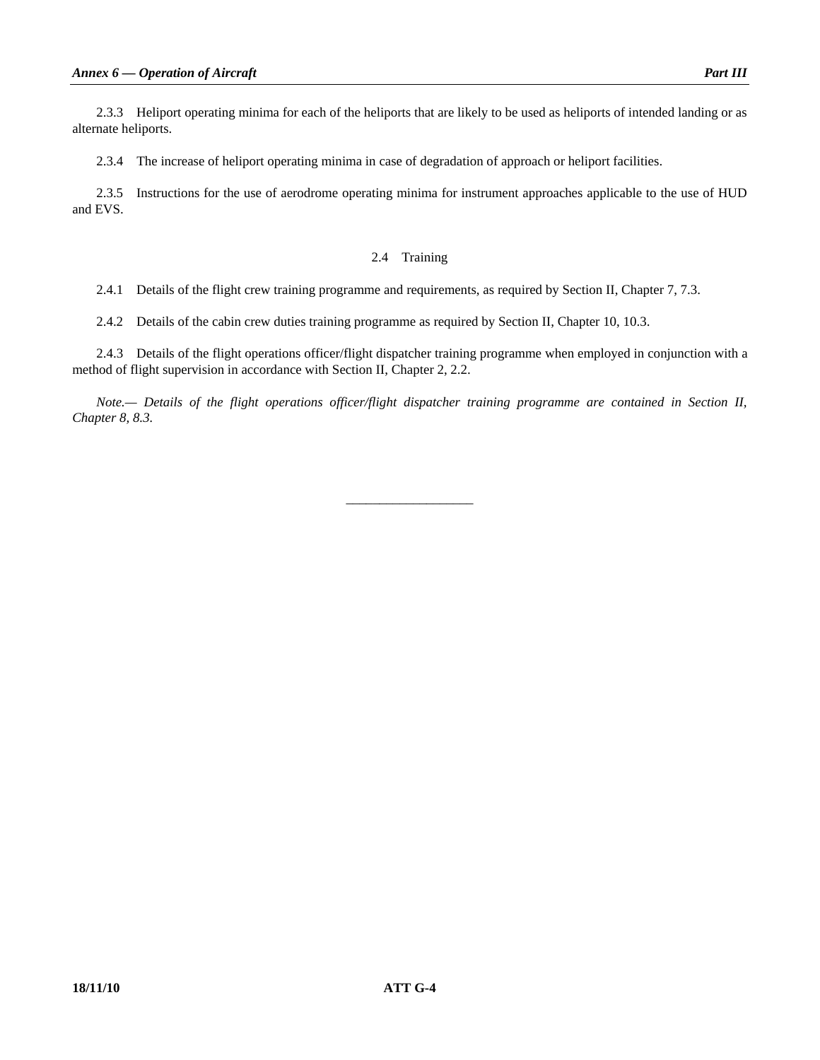2.3.3 Heliport operating minima for each of the heliports that are likely to be used as heliports of intended landing or as alternate heliports.

2.3.4 The increase of heliport operating minima in case of degradation of approach or heliport facilities.

2.3.5 Instructions for the use of aerodrome operating minima for instrument approaches applicable to the use of HUD and EVS.

## 2.4 Training

2.4.1 Details of the flight crew training programme and requirements, as required by Section II, Chapter 7, 7.3.

2.4.2 Details of the cabin crew duties training programme as required by Section II, Chapter 10, 10.3.

2.4.3 Details of the flight operations officer/flight dispatcher training programme when employed in conjunction with a method of flight supervision in accordance with Section II, Chapter 2, 2.2.

*Note.— Details of the flight operations officer/flight dispatcher training programme are contained in Section II, Chapter 8, 8.3.*

———————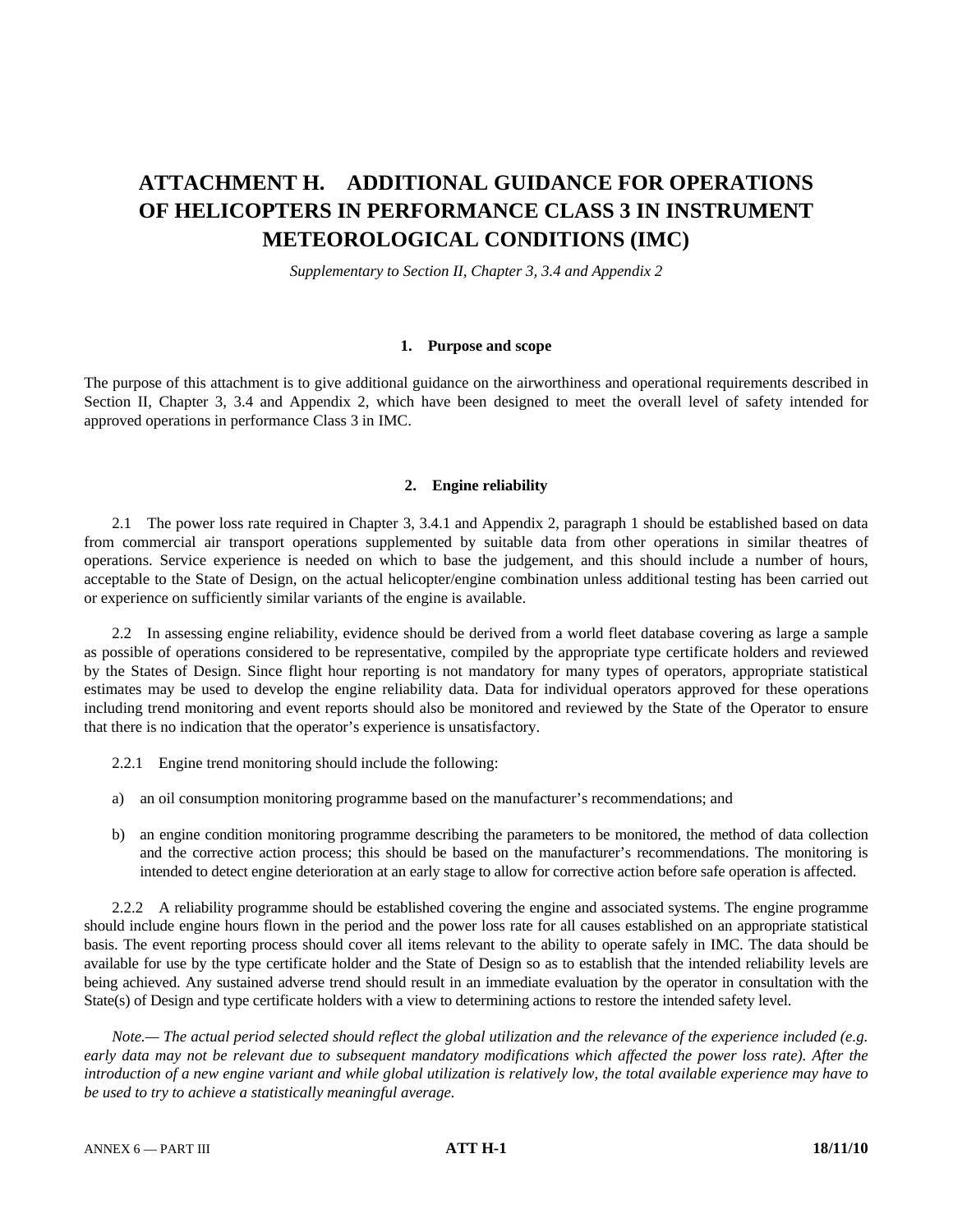# ATTACHMENT H. ADDITIONAL GUIDANCE FOR OPERATIONS OF HELICOPTERS IN PERFORMANCE CLASS 3 IN INSTRUMENT METEOROLOGICAL CONDITIONS (IMC)

*Supplementary to Section II, Chapter 3, 3.4 and Appendix 2*

## 1. Purpose and scope

The purpose of this attachment is to give additional guidance on the airworthiness and operational requirements described in Section II, Chapter 3, 3.4 and Appendix 2, which have been designed to meet the overall level of safety intended for approved operations in performance Class 3 in IMC.

## 2. Engine reliability

2.1 The power loss rate required in Chapter 3, 3.4.1 and Appendix 2, paragraph 1 should be established based on data from commercial air transport operations supplemented by suitable data from other operations in similar theatres of operations. Service experience is needed on which to base the judgement, and this should include a number of hours, acceptable to the State of Design, on the actual helicopter/engine combination unless additional testing has been carried out or experience on sufficiently similar variants of the engine is available.

2.2 In assessing engine reliability, evidence should be derived from a world fleet database covering as large a sample as possible of operations considered to be representative, compiled by the appropriate type certificate holders and reviewed by the States of Design. Since flight hour reporting is not mandatory for many types of operators, appropriate statistical estimates may be used to develop the engine reliability data. Data for individual operators approved for these operations including trend monitoring and event reports should also be monitored and reviewed by the State of the Operator to ensure that there is no indication that the operator's experience is unsatisfactory.

2.2.1 Engine trend monitoring should include the following:

a) an oil consumption monitoring programme based on the manufacturer's recommendations; and

b) an engine condition monitoring programme describing the parameters to be monitored, the method of data collection and the corrective action process; this should be based on the manufacturer's recommendations. The monitoring is intended to detect engine deterioration at an early stage to allow for corrective action before safe operation is affected.

2.2.2 A reliability programme should be established covering the engine and associated systems. The engine programme should include engine hours flown in the period and the power loss rate for all causes established on an appropriate statistical basis. The event reporting process should cover all items relevant to the ability to operate safely in IMC. The data should be available for use by the type certificate holder and the State of Design so as to establish that the intended reliability levels are being achieved. Any sustained adverse trend should result in an immediate evaluation by the operator in consultation with the State(s) of Design and type certificate holders with a view to determining actions to restore the intended safety level.

*Note.— The actual period selected should reflect the global utilization and the relevance of the experience included (e.g. early data may not be relevant due to subsequent mandatory modifications which affected the power loss rate). After the introduction of a new engine variant and while global utilization is relatively low, the total available experience may have to be used to try to achieve a statistically meaningful average.*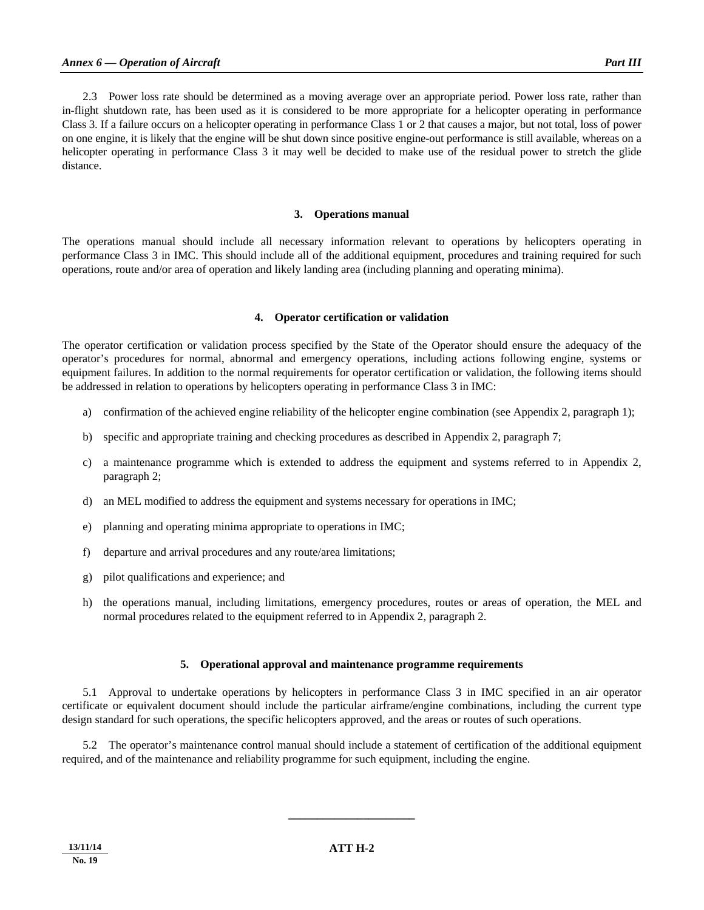2.3 Power loss rate should be determined as a moving average over an appropriate period. Power loss rate, rather than in-flight shutdown rate, has been used as it is considered to be more appropriate for a helicopter operating in performance Class 3. If a failure occurs on a helicopter operating in performance Class 1 or 2 that causes a major, but not total, loss of power on one engine, it is likely that the engine will be shut down since positive engine-out performance is still available, whereas on a helicopter operating in performance Class 3 it may well be decided to make use of the residual power to stretch the glide distance.

### 3. Operations manual

The operations manual should include all necessary information relevant to operations by helicopters operating in performance Class 3 in IMC. This should include all of the additional equipment, procedures and training required for such operations, route and/or area of operation and likely landing area (including planning and operating minima).

### 4. Operator certification or validation

The operator certification or validation process specified by the State of the Operator should ensure the adequacy of the operator's procedures for normal, abnormal and emergency operations, including actions following engine, systems or equipment failures. In addition to the normal requirements for operator certification or validation, the following items should be addressed in relation to operations by helicopters operating in performance Class 3 in IMC:

a) confirmation of the achieved engine reliability of the helicopter engine combination (see Appendix 2, paragraph 1);

b) specific and appropriate training and checking procedures as described in Appendix 2, paragraph 7;

c) a maintenance programme which is extended to address the equipment and systems referred to in Appendix 2, paragraph 2;

d) an MEL modified to address the equipment and systems necessary for operations in IMC;

e) planning and operating minima appropriate to operations in IMC;

f) departure and arrival procedures and any route/area limitations;

g) pilot qualifications and experience; and

h) the operations manual, including limitations, emergency procedures, routes or areas of operation, the MEL and normal procedures related to the equipment referred to in Appendix 2, paragraph 2.

### 5. Operational approval and maintenance programme requirements

5.1 Approval to undertake operations by helicopters in performance Class 3 in IMC specified in an air operator certificate or equivalent document should include the particular airframe/engine combinations, including the current type design standard for such operations, the specific helicopters approved, and the areas or routes of such operations.

5.2 The operator's maintenance control manual should include a statement of certification of the additional equipment required, and of the maintenance and reliability programme for such equipment, including the engine.

______________________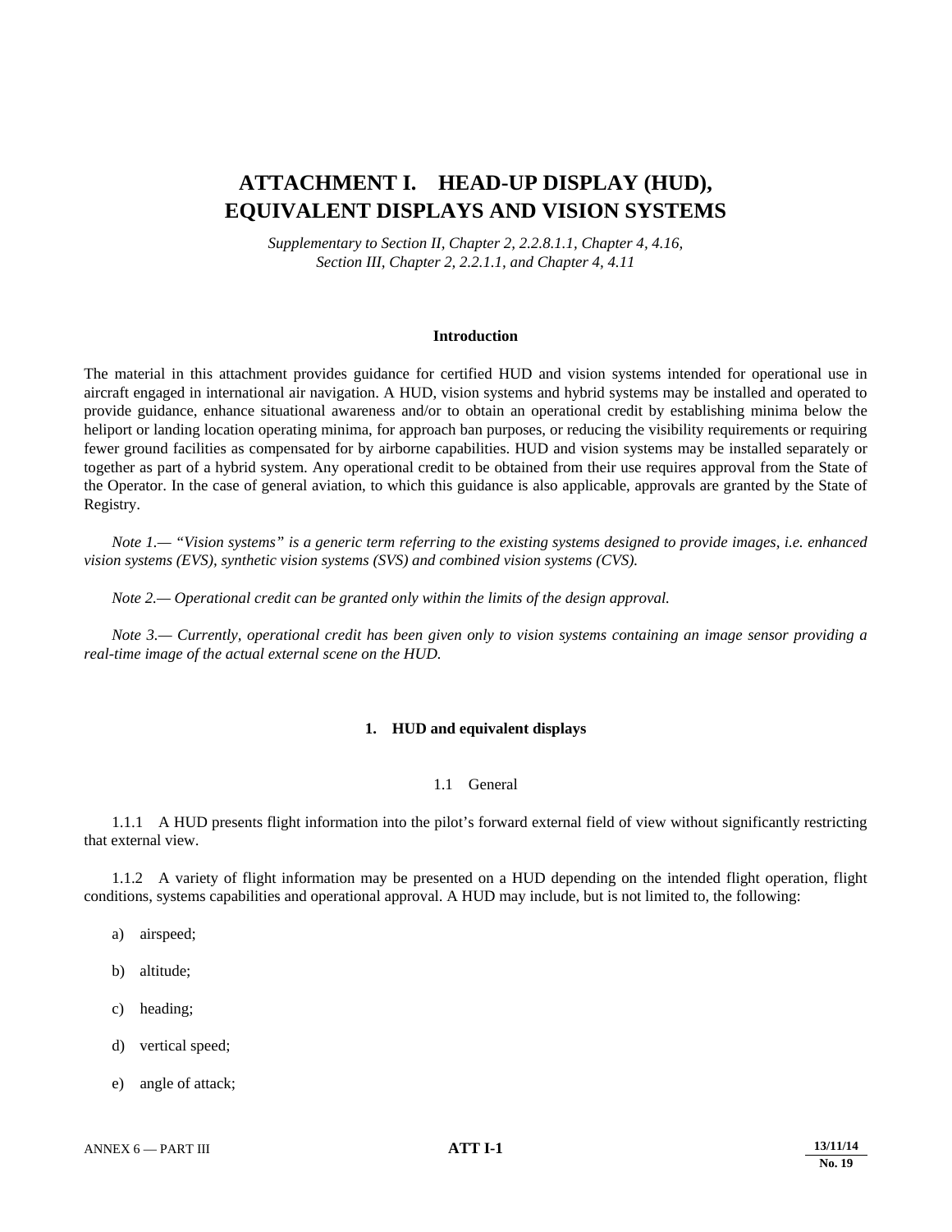# ATTACHMENT I. HEAD-UP DISPLAY (HUD), EQUIVALENT DISPLAYS AND VISION SYSTEMS

*Supplementary to Section II, Chapter 2, 2.2.8.1.1, Chapter 4, 4.16, Section III, Chapter 2, 2.2.1.1, and Chapter 4, 4.11*

**Introduction**

The material in this attachment provides guidance for certified HUD and vision systems intended for operational use in aircraft engaged in international air navigation. A HUD, vision systems and hybrid systems may be installed and operated to provide guidance, enhance situational awareness and/or to obtain an operational credit by establishing minima below the heliport or landing location operating minima, for approach ban purposes, or reducing the visibility requirements or requiring fewer ground facilities as compensated for by airborne capabilities. HUD and vision systems may be installed separately or together as part of a hybrid system. Any operational credit to be obtained from their use requires approval from the State of the Operator. In the case of general aviation, to which this guidance is also applicable, approvals are granted by the State of Registry.

*Note 1.— "Vision systems" is a generic term referring to the existing systems designed to provide images, i.e. enhanced vision systems (EVS), synthetic vision systems (SVS) and combined vision systems (CVS).*

*Note 2.— Operational credit can be granted only within the limits of the design approval.*

*Note 3.— Currently, operational credit has been given only to vision systems containing an image sensor providing a real-time image of the actual external scene on the HUD.*

## 1. HUD and equivalent displays

### 1.1 General

1.1.1 A HUD presents flight information into the pilot's forward external field of view without significantly restricting that external view.

1.1.2 A variety of flight information may be presented on a HUD depending on the intended flight operation, flight conditions, systems capabilities and operational approval. A HUD may include, but is not limited to, the following:

a) airspeed;

b) altitude;

c) heading;

d) vertical speed;

e) angle of attack;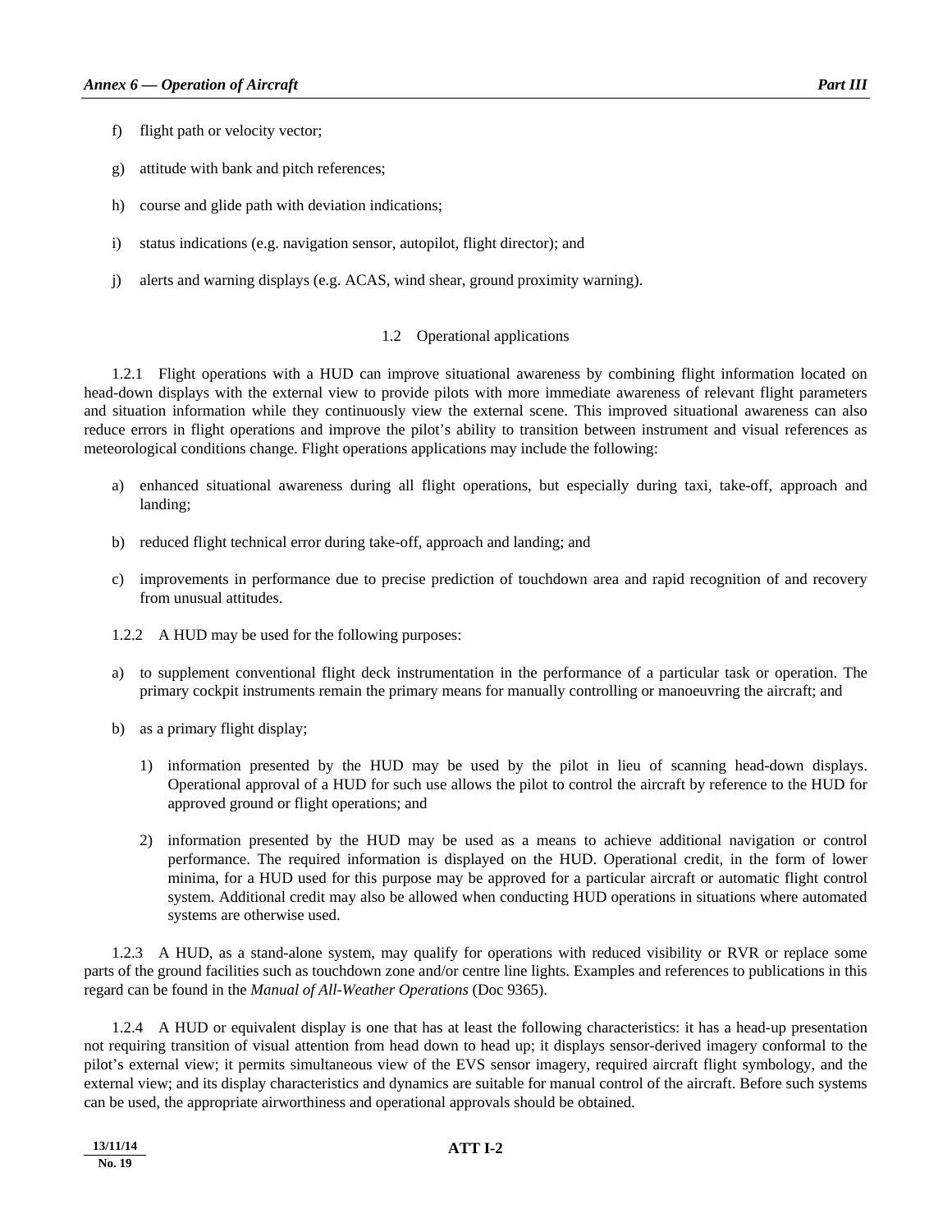f) flight path or velocity vector;

g) attitude with bank and pitch references;

h) course and glide path with deviation indications;

i) status indications (e.g. navigation sensor, autopilot, flight director); and

j) alerts and warning displays (e.g. ACAS, wind shear, ground proximity warning).

### 1.2 Operational applications

1.2.1 Flight operations with a HUD can improve situational awareness by combining flight information located on head-down displays with the external view to provide pilots with more immediate awareness of relevant flight parameters and situation information while they continuously view the external scene. This improved situational awareness can also reduce errors in flight operations and improve the pilot's ability to transition between instrument and visual references as meteorological conditions change. Flight operations applications may include the following:

a) enhanced situational awareness during all flight operations, but especially during taxi, take-off, approach and landing;

b) reduced flight technical error during take-off, approach and landing; and

c) improvements in performance due to precise prediction of touchdown area and rapid recognition of and recovery from unusual attitudes.

1.2.2 A HUD may be used for the following purposes:

a) to supplement conventional flight deck instrumentation in the performance of a particular task or operation. The primary cockpit instruments remain the primary means for manually controlling or manoeuvring the aircraft; and

b) as a primary flight display;

   1) information presented by the HUD may be used by the pilot in lieu of scanning head-down displays. Operational approval of a HUD for such use allows the pilot to control the aircraft by reference to the HUD for approved ground or flight operations; and

   2) information presented by the HUD may be used as a means to achieve additional navigation or control performance. The required information is displayed on the HUD. Operational credit, in the form of lower minima, for a HUD used for this purpose may be approved for a particular aircraft or automatic flight control system. Additional credit may also be allowed when conducting HUD operations in situations where automated systems are otherwise used.

1.2.3 A HUD, as a stand-alone system, may qualify for operations with reduced visibility or RVR or replace some parts of the ground facilities such as touchdown zone and/or centre line lights. Examples and references to publications in this regard can be found in the *Manual of All-Weather Operations* (Doc 9365).

1.2.4 A HUD or equivalent display is one that has at least the following characteristics: it has a head-up presentation not requiring transition of visual attention from head down to head up; it displays sensor-derived imagery conformal to the pilot's external view; it permits simultaneous view of the EVS sensor imagery, required aircraft flight symbology, and the external view; and its display characteristics and dynamics are suitable for manual control of the aircraft. Before such systems can be used, the appropriate airworthiness and operational approvals should be obtained.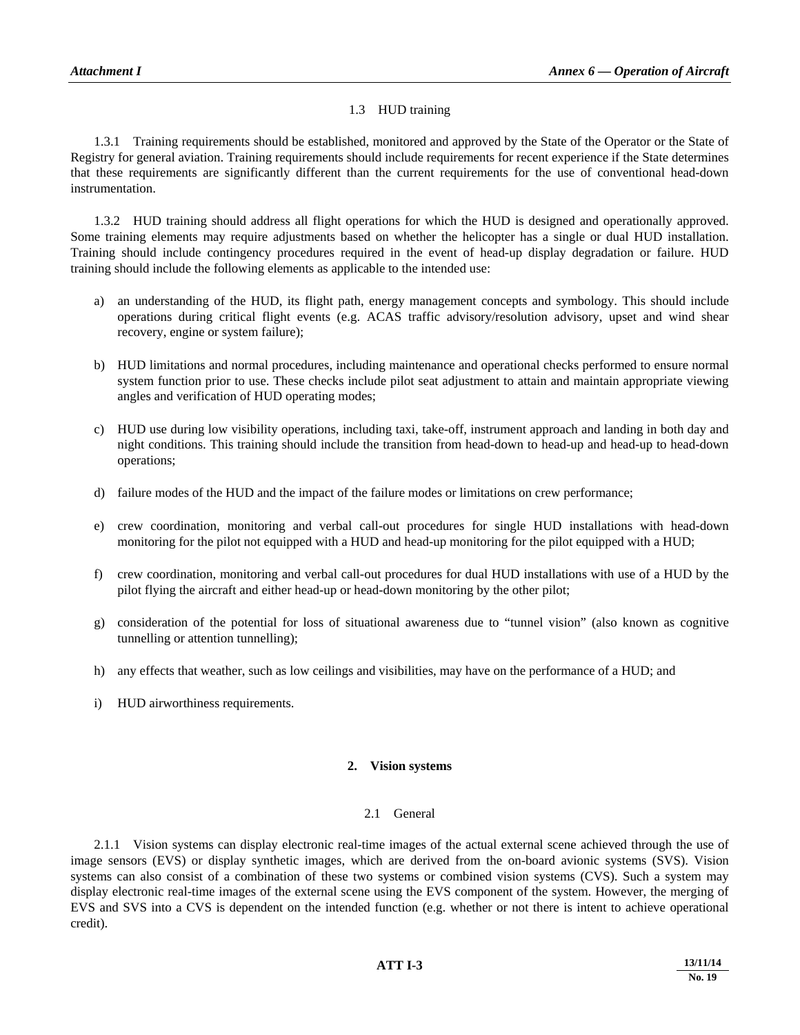### 1.3 HUD training

1.3.1 Training requirements should be established, monitored and approved by the State of the Operator or the State of Registry for general aviation. Training requirements should include requirements for recent experience if the State determines that these requirements are significantly different than the current requirements for the use of conventional head-down instrumentation.

1.3.2 HUD training should address all flight operations for which the HUD is designed and operationally approved. Some training elements may require adjustments based on whether the helicopter has a single or dual HUD installation. Training should include contingency procedures required in the event of head-up display degradation or failure. HUD training should include the following elements as applicable to the intended use:

a) an understanding of the HUD, its flight path, energy management concepts and symbology. This should include operations during critical flight events (e.g. ACAS traffic advisory/resolution advisory, upset and wind shear recovery, engine or system failure);

b) HUD limitations and normal procedures, including maintenance and operational checks performed to ensure normal system function prior to use. These checks include pilot seat adjustment to attain and maintain appropriate viewing angles and verification of HUD operating modes;

c) HUD use during low visibility operations, including taxi, take-off, instrument approach and landing in both day and night conditions. This training should include the transition from head-down to head-up and head-up to head-down operations;

d) failure modes of the HUD and the impact of the failure modes or limitations on crew performance;

e) crew coordination, monitoring and verbal call-out procedures for single HUD installations with head-down monitoring for the pilot not equipped with a HUD and head-up monitoring for the pilot equipped with a HUD;

f) crew coordination, monitoring and verbal call-out procedures for dual HUD installations with use of a HUD by the pilot flying the aircraft and either head-up or head-down monitoring by the other pilot;

g) consideration of the potential for loss of situational awareness due to "tunnel vision" (also known as cognitive tunnelling or attention tunnelling);

h) any effects that weather, such as low ceilings and visibilities, may have on the performance of a HUD; and

i) HUD airworthiness requirements.

## 2. Vision systems

### 2.1 General

2.1.1 Vision systems can display electronic real-time images of the actual external scene achieved through the use of image sensors (EVS) or display synthetic images, which are derived from the on-board avionic systems (SVS). Vision systems can also consist of a combination of these two systems or combined vision systems (CVS). Such a system may display electronic real-time images of the external scene using the EVS component of the system. However, the merging of EVS and SVS into a CVS is dependent on the intended function (e.g. whether or not there is intent to achieve operational credit).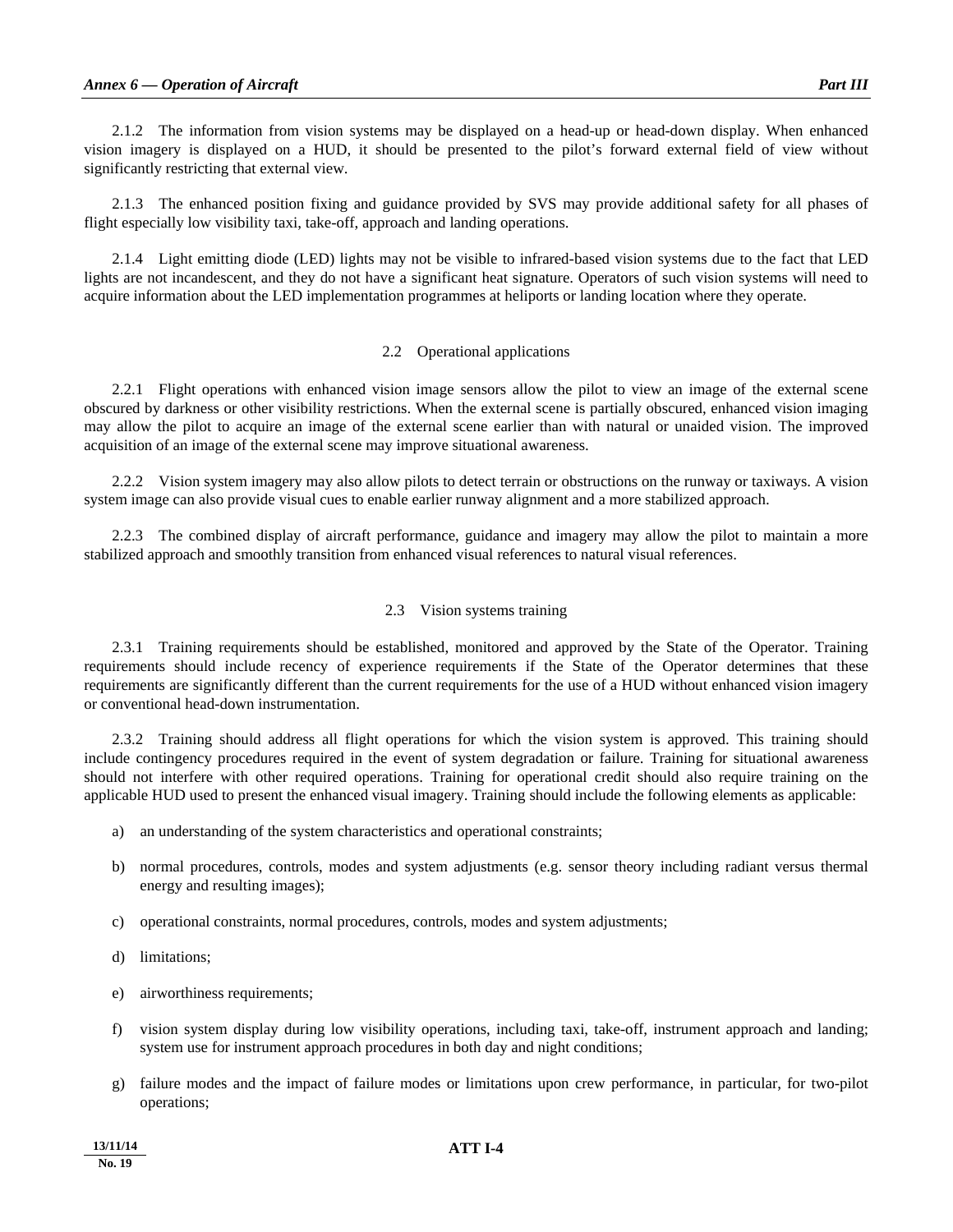2.1.2 The information from vision systems may be displayed on a head-up or head-down display. When enhanced vision imagery is displayed on a HUD, it should be presented to the pilot's forward external field of view without significantly restricting that external view.

2.1.3 The enhanced position fixing and guidance provided by SVS may provide additional safety for all phases of flight especially low visibility taxi, take-off, approach and landing operations.

2.1.4 Light emitting diode (LED) lights may not be visible to infrared-based vision systems due to the fact that LED lights are not incandescent, and they do not have a significant heat signature. Operators of such vision systems will need to acquire information about the LED implementation programmes at heliports or landing location where they operate.

### 2.2 Operational applications

2.2.1 Flight operations with enhanced vision image sensors allow the pilot to view an image of the external scene obscured by darkness or other visibility restrictions. When the external scene is partially obscured, enhanced vision imaging may allow the pilot to acquire an image of the external scene earlier than with natural or unaided vision. The improved acquisition of an image of the external scene may improve situational awareness.

2.2.2 Vision system imagery may also allow pilots to detect terrain or obstructions on the runway or taxiways. A vision system image can also provide visual cues to enable earlier runway alignment and a more stabilized approach.

2.2.3 The combined display of aircraft performance, guidance and imagery may allow the pilot to maintain a more stabilized approach and smoothly transition from enhanced visual references to natural visual references.

### 2.3 Vision systems training

2.3.1 Training requirements should be established, monitored and approved by the State of the Operator. Training requirements should include recency of experience requirements if the State of the Operator determines that these requirements are significantly different than the current requirements for the use of a HUD without enhanced vision imagery or conventional head-down instrumentation.

2.3.2 Training should address all flight operations for which the vision system is approved. This training should include contingency procedures required in the event of system degradation or failure. Training for situational awareness should not interfere with other required operations. Training for operational credit should also require training on the applicable HUD used to present the enhanced visual imagery. Training should include the following elements as applicable:

a) an understanding of the system characteristics and operational constraints;

b) normal procedures, controls, modes and system adjustments (e.g. sensor theory including radiant versus thermal energy and resulting images);

c) operational constraints, normal procedures, controls, modes and system adjustments;

d) limitations;

e) airworthiness requirements;

f) vision system display during low visibility operations, including taxi, take-off, instrument approach and landing; system use for instrument approach procedures in both day and night conditions;

g) failure modes and the impact of failure modes or limitations upon crew performance, in particular, for two-pilot operations;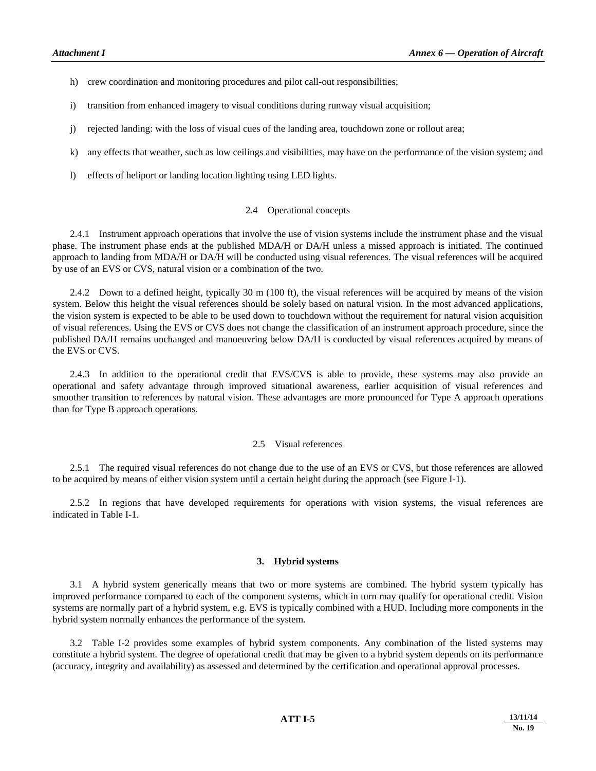h) crew coordination and monitoring procedures and pilot call-out responsibilities;

i) transition from enhanced imagery to visual conditions during runway visual acquisition;

j) rejected landing: with the loss of visual cues of the landing area, touchdown zone or rollout area;

k) any effects that weather, such as low ceilings and visibilities, may have on the performance of the vision system; and

l) effects of heliport or landing location lighting using LED lights.

### 2.4 Operational concepts

2.4.1 Instrument approach operations that involve the use of vision systems include the instrument phase and the visual phase. The instrument phase ends at the published MDA/H or DA/H unless a missed approach is initiated. The continued approach to landing from MDA/H or DA/H will be conducted using visual references. The visual references will be acquired by use of an EVS or CVS, natural vision or a combination of the two.

2.4.2 Down to a defined height, typically 30 m (100 ft), the visual references will be acquired by means of the vision system. Below this height the visual references should be solely based on natural vision. In the most advanced applications, the vision system is expected to be able to be used down to touchdown without the requirement for natural vision acquisition of visual references. Using the EVS or CVS does not change the classification of an instrument approach procedure, since the published DA/H remains unchanged and manoeuvring below DA/H is conducted by visual references acquired by means of the EVS or CVS.

2.4.3 In addition to the operational credit that EVS/CVS is able to provide, these systems may also provide an operational and safety advantage through improved situational awareness, earlier acquisition of visual references and smoother transition to references by natural vision. These advantages are more pronounced for Type A approach operations than for Type B approach operations.

### 2.5 Visual references

2.5.1 The required visual references do not change due to the use of an EVS or CVS, but those references are allowed to be acquired by means of either vision system until a certain height during the approach (see Figure I-1).

2.5.2 In regions that have developed requirements for operations with vision systems, the visual references are indicated in Table I-1.

## 3. Hybrid systems

3.1 A hybrid system generically means that two or more systems are combined. The hybrid system typically has improved performance compared to each of the component systems, which in turn may qualify for operational credit. Vision systems are normally part of a hybrid system, e.g. EVS is typically combined with a HUD. Including more components in the hybrid system normally enhances the performance of the system.

3.2 Table I-2 provides some examples of hybrid system components. Any combination of the listed systems may constitute a hybrid system. The degree of operational credit that may be given to a hybrid system depends on its performance (accuracy, integrity and availability) as assessed and determined by the certification and operational approval processes.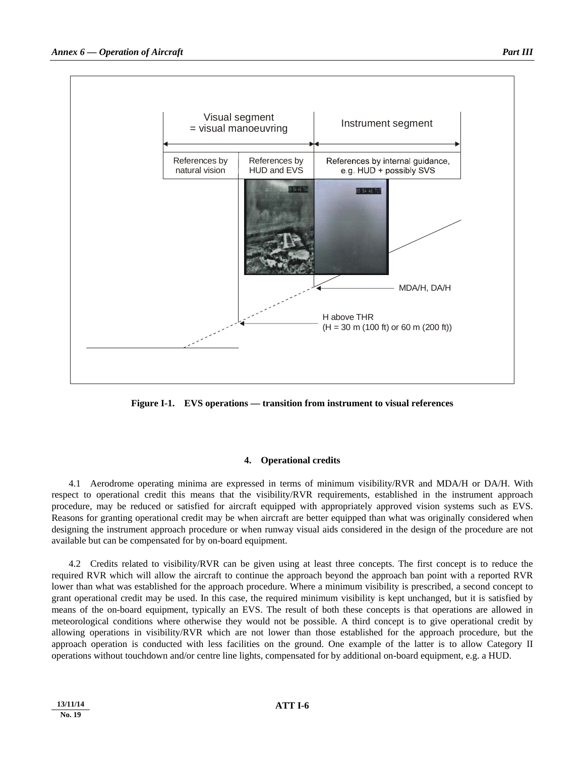Visual segment
= visual manoeuvring

Instrument segment

References by natural vision

References by HUD and EVS

References by internal guidance, e.g. HUD + possibly SVS

MDA/H, DA/H

H above THR
(H = 30 m (100 ft) or 60 m (200 ft))

**Figure I-1. EVS operations — transition from instrument to visual references**

#### 4. Operational credits

4.1 Aerodrome operating minima are expressed in terms of minimum visibility/RVR and MDA/H or DA/H. With respect to operational credit this means that the visibility/RVR requirements, established in the instrument approach procedure, may be reduced or satisfied for aircraft equipped with appropriately approved vision systems such as EVS. Reasons for granting operational credit may be when aircraft are better equipped than what was originally considered when designing the instrument approach procedure or when runway visual aids considered in the design of the procedure are not available but can be compensated for by on-board equipment.

4.2 Credits related to visibility/RVR can be given using at least three concepts. The first concept is to reduce the required RVR which will allow the aircraft to continue the approach beyond the approach ban point with a reported RVR lower than what was established for the approach procedure. Where a minimum visibility is prescribed, a second concept to grant operational credit may be used. In this case, the required minimum visibility is kept unchanged, but it is satisfied by means of the on-board equipment, typically an EVS. The result of both these concepts is that operations are allowed in meteorological conditions where otherwise they would not be possible. A third concept is to give operational credit by allowing operations in visibility/RVR which are not lower than those established for the approach procedure, but the approach operation is conducted with less facilities on the ground. One example of the latter is to allow Category II operations without touchdown and/or centre line lights, compensated for by additional on-board equipment, e.g. a HUD.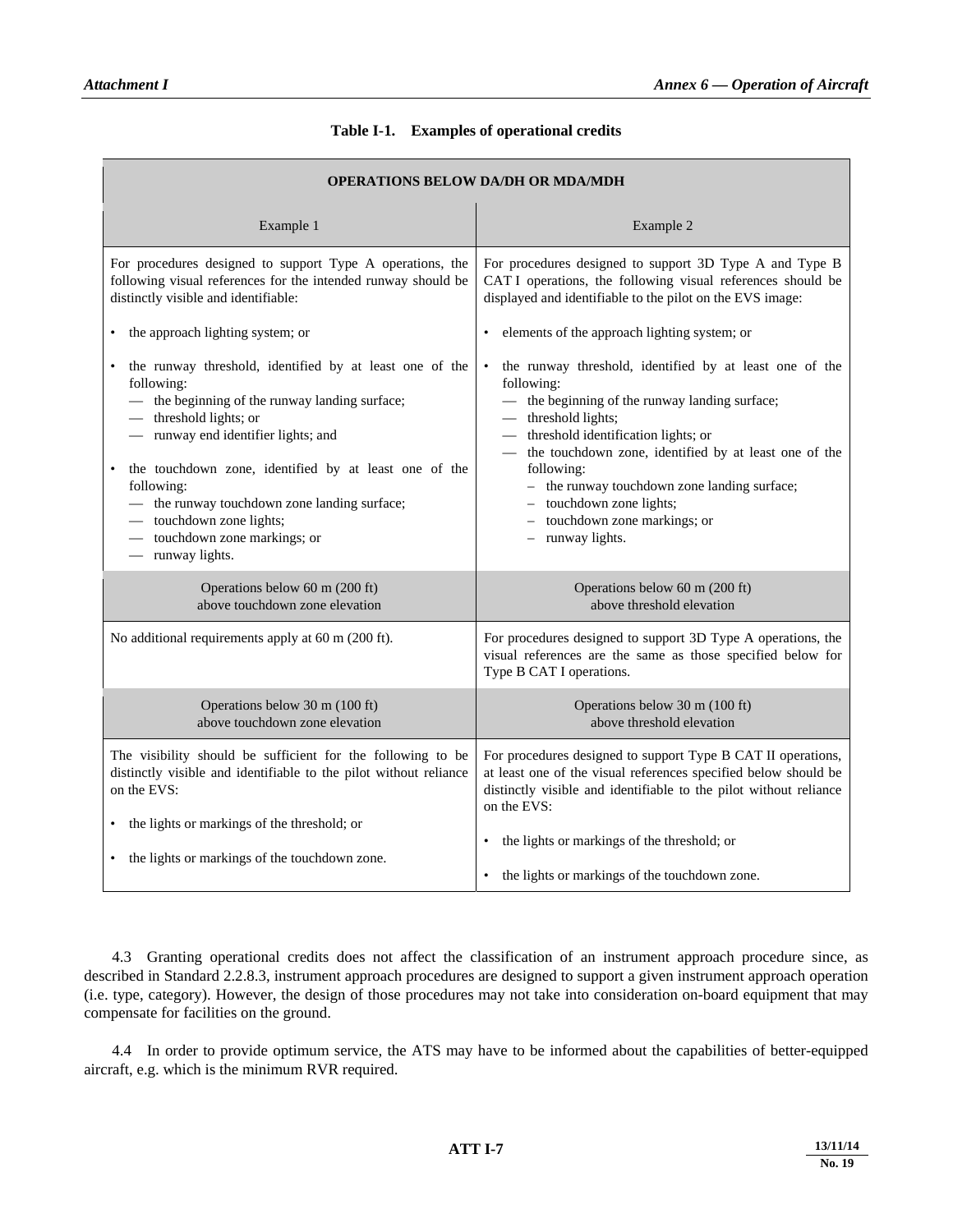**Table I-1. Examples of operational credits**

| OPERATIONS BELOW DA/DH OR MDA/MDH | |
|---|---|
| Example 1 | Example 2 |
| For procedures designed to support Type A operations, the following visual references for the intended runway should be distinctly visible and identifiable:<br><br>• the approach lighting system; or<br><br>• the runway threshold, identified by at least one of the following:<br>— the beginning of the runway landing surface;<br>— threshold lights; or<br>— runway end identifier lights; and<br><br>• the touchdown zone, identified by at least one of the following:<br>— the runway touchdown zone landing surface;<br>— touchdown zone lights;<br>— touchdown zone markings; or<br>— runway lights. | For procedures designed to support 3D Type A and Type B CAT I operations, the following visual references should be displayed and identifiable to the pilot on the EVS image:<br><br>• elements of the approach lighting system; or<br><br>• the runway threshold, identified by at least one of the following:<br>— the beginning of the runway landing surface;<br>— threshold lights;<br>— threshold identification lights; or<br>— the touchdown zone, identified by at least one of the following:<br>– the runway touchdown zone landing surface;<br>– touchdown zone lights;<br>– touchdown zone markings; or<br>– runway lights. |
| Operations below 60 m (200 ft) above touchdown zone elevation | Operations below 60 m (200 ft) above threshold elevation |
| No additional requirements apply at 60 m (200 ft). | For procedures designed to support 3D Type A operations, the visual references are the same as those specified below for Type B CAT I operations. |
| Operations below 30 m (100 ft) above touchdown zone elevation | Operations below 30 m (100 ft) above threshold elevation |
| The visibility should be sufficient for the following to be distinctly visible and identifiable to the pilot without reliance on the EVS:<br><br>• the lights or markings of the threshold; or<br><br>• the lights or markings of the touchdown zone. | For procedures designed to support Type B CAT II operations, at least one of the visual references specified below should be distinctly visible and identifiable to the pilot without reliance on the EVS:<br><br>• the lights or markings of the threshold; or<br><br>• the lights or markings of the touchdown zone. |

4.3 Granting operational credits does not affect the classification of an instrument approach procedure since, as described in Standard 2.2.8.3, instrument approach procedures are designed to support a given instrument approach operation (i.e. type, category). However, the design of those procedures may not take into consideration on-board equipment that may compensate for facilities on the ground.

4.4 In order to provide optimum service, the ATS may have to be informed about the capabilities of better-equipped aircraft, e.g. which is the minimum RVR required.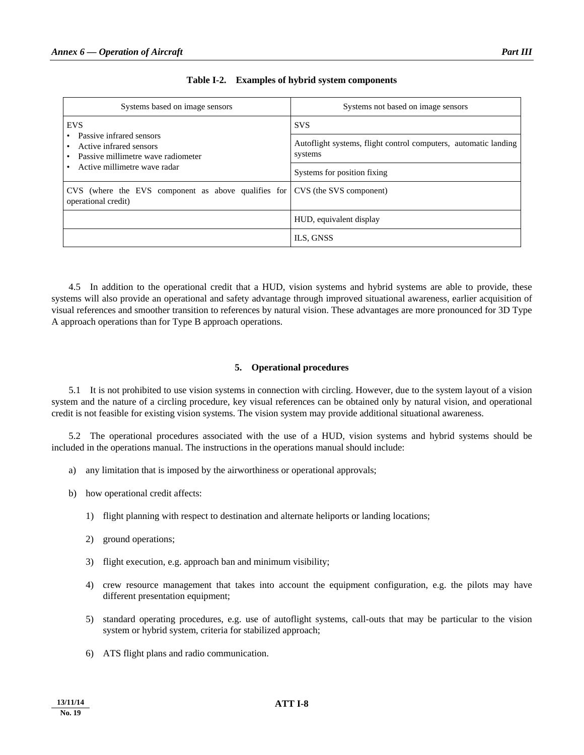**Table I-2. Examples of hybrid system components**

| Systems based on image sensors | Systems not based on image sensors |
|---|---|
| EVS<br>• Passive infrared sensors<br>• Active infrared sensors<br>• Passive millimetre wave radiometer<br>• Active millimetre wave radar | SVS |
| | Autoflight systems, flight control computers, automatic landing systems |
| | Systems for position fixing |
| CVS (where the EVS component as above qualifies for operational credit) | CVS (the SVS component) |
| | HUD, equivalent display |
| | ILS, GNSS |

4.5 In addition to the operational credit that a HUD, vision systems and hybrid systems are able to provide, these systems will also provide an operational and safety advantage through improved situational awareness, earlier acquisition of visual references and smoother transition to references by natural vision. These advantages are more pronounced for 3D Type A approach operations than for Type B approach operations.

## 5. Operational procedures

5.1 It is not prohibited to use vision systems in connection with circling. However, due to the system layout of a vision system and the nature of a circling procedure, key visual references can be obtained only by natural vision, and operational credit is not feasible for existing vision systems. The vision system may provide additional situational awareness.

5.2 The operational procedures associated with the use of a HUD, vision systems and hybrid systems should be included in the operations manual. The instructions in the operations manual should include:

a) any limitation that is imposed by the airworthiness or operational approvals;

b) how operational credit affects:

   1) flight planning with respect to destination and alternate heliports or landing locations;

   2) ground operations;

   3) flight execution, e.g. approach ban and minimum visibility;

   4) crew resource management that takes into account the equipment configuration, e.g. the pilots may have different presentation equipment;

   5) standard operating procedures, e.g. use of autoflight systems, call-outs that may be particular to the vision system or hybrid system, criteria for stabilized approach;

   6) ATS flight plans and radio communication.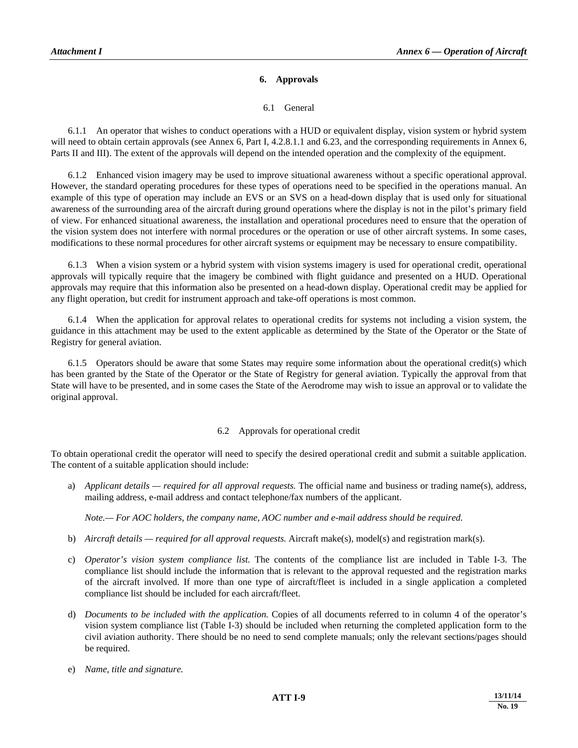## 6. Approvals

### 6.1 General

6.1.1 An operator that wishes to conduct operations with a HUD or equivalent display, vision system or hybrid system will need to obtain certain approvals (see Annex 6, Part I, 4.2.8.1.1 and 6.23, and the corresponding requirements in Annex 6, Parts II and III). The extent of the approvals will depend on the intended operation and the complexity of the equipment.

6.1.2 Enhanced vision imagery may be used to improve situational awareness without a specific operational approval. However, the standard operating procedures for these types of operations need to be specified in the operations manual. An example of this type of operation may include an EVS or an SVS on a head-down display that is used only for situational awareness of the surrounding area of the aircraft during ground operations where the display is not in the pilot's primary field of view. For enhanced situational awareness, the installation and operational procedures need to ensure that the operation of the vision system does not interfere with normal procedures or the operation or use of other aircraft systems. In some cases, modifications to these normal procedures for other aircraft systems or equipment may be necessary to ensure compatibility.

6.1.3 When a vision system or a hybrid system with vision systems imagery is used for operational credit, operational approvals will typically require that the imagery be combined with flight guidance and presented on a HUD. Operational approvals may require that this information also be presented on a head-down display. Operational credit may be applied for any flight operation, but credit for instrument approach and take-off operations is most common.

6.1.4 When the application for approval relates to operational credits for systems not including a vision system, the guidance in this attachment may be used to the extent applicable as determined by the State of the Operator or the State of Registry for general aviation.

6.1.5 Operators should be aware that some States may require some information about the operational credit(s) which has been granted by the State of the Operator or the State of Registry for general aviation. Typically the approval from that State will have to be presented, and in some cases the State of the Aerodrome may wish to issue an approval or to validate the original approval.

### 6.2 Approvals for operational credit

To obtain operational credit the operator will need to specify the desired operational credit and submit a suitable application. The content of a suitable application should include:

a) *Applicant details — required for all approval requests.* The official name and business or trading name(s), address, mailing address, e-mail address and contact telephone/fax numbers of the applicant.

   *Note.— For AOC holders, the company name, AOC number and e-mail address should be required.*

b) *Aircraft details — required for all approval requests.* Aircraft make(s), model(s) and registration mark(s).

c) *Operator's vision system compliance list.* The contents of the compliance list are included in Table I-3. The compliance list should include the information that is relevant to the approval requested and the registration marks of the aircraft involved. If more than one type of aircraft/fleet is included in a single application a completed compliance list should be included for each aircraft/fleet.

d) *Documents to be included with the application.* Copies of all documents referred to in column 4 of the operator's vision system compliance list (Table I-3) should be included when returning the completed application form to the civil aviation authority. There should be no need to send complete manuals; only the relevant sections/pages should be required.

e) *Name, title and signature.*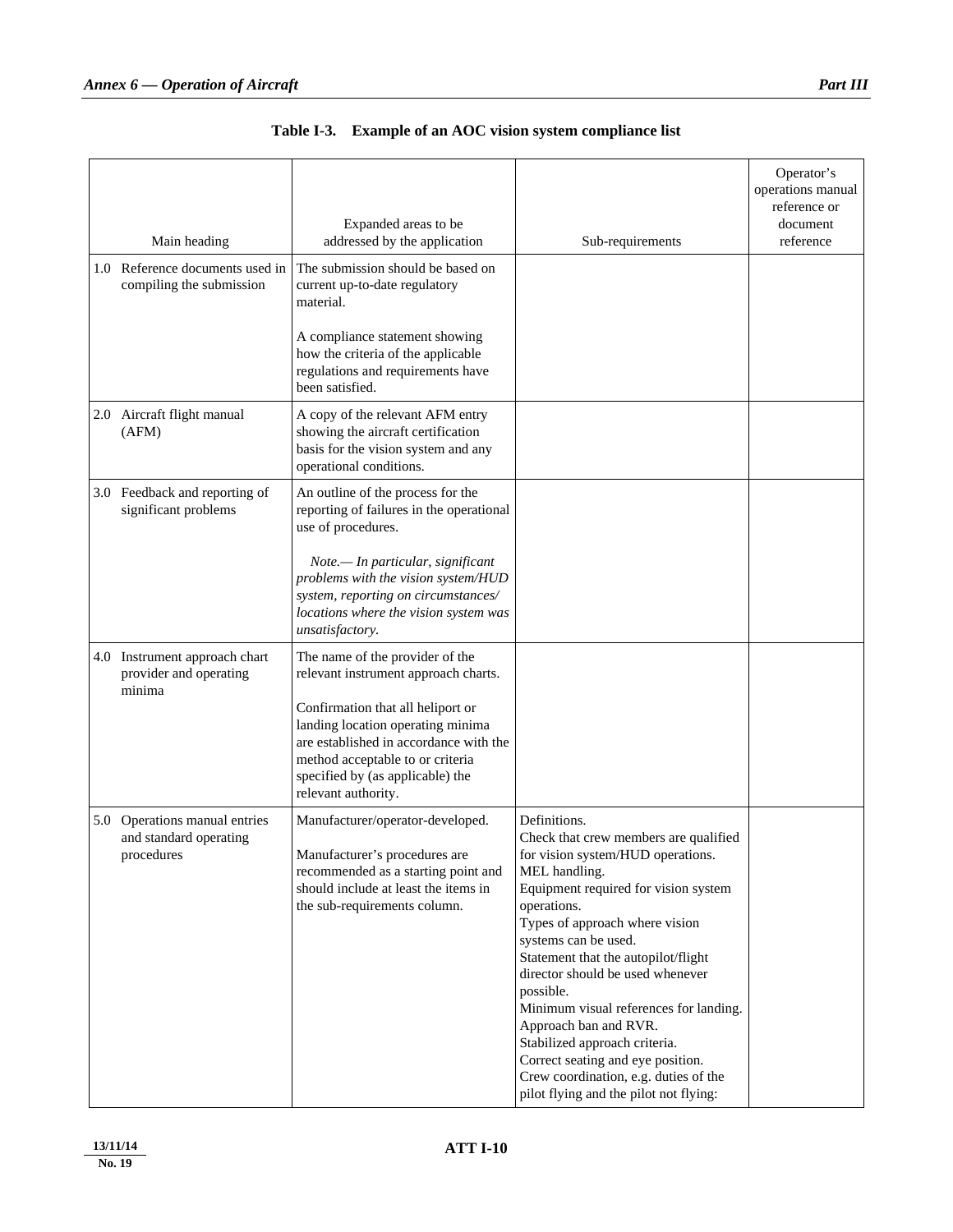**Table I-3. Example of an AOC vision system compliance list**

| Main heading | Expanded areas to be addressed by the application | Sub-requirements | Operator's operations manual reference or document reference |
|---|---|---|---|
| 1.0 Reference documents used in compiling the submission | The submission should be based on current up-to-date regulatory material.<br><br>A compliance statement showing how the criteria of the applicable regulations and requirements have been satisfied. | | |
| 2.0 Aircraft flight manual (AFM) | A copy of the relevant AFM entry showing the aircraft certification basis for the vision system and any operational conditions. | | |
| 3.0 Feedback and reporting of significant problems | An outline of the process for the reporting of failures in the operational use of procedures.<br><br>*Note.— In particular, significant problems with the vision system/HUD system, reporting on circumstances/ locations where the vision system was unsatisfactory.* | | |
| 4.0 Instrument approach chart provider and operating minima | The name of the provider of the relevant instrument approach charts.<br><br>Confirmation that all heliport or landing location operating minima are established in accordance with the method acceptable to or criteria specified by (as applicable) the relevant authority. | | |
| 5.0 Operations manual entries and standard operating procedures | Manufacturer/operator-developed.<br><br>Manufacturer's procedures are recommended as a starting point and should include at least the items in the sub-requirements column. | Definitions.<br>Check that crew members are qualified for vision system/HUD operations.<br>MEL handling.<br>Equipment required for vision system operations.<br>Types of approach where vision systems can be used.<br>Statement that the autopilot/flight director should be used whenever possible.<br>Minimum visual references for landing.<br>Approach ban and RVR.<br>Stabilized approach criteria.<br>Correct seating and eye position.<br>Crew coordination, e.g. duties of the pilot flying and the pilot not flying: | |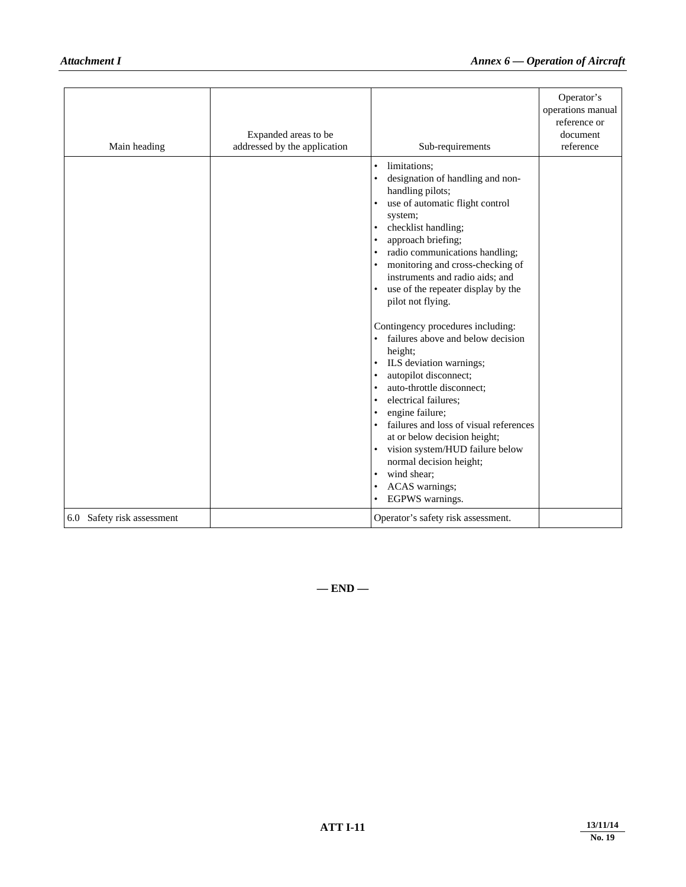| Main heading | Expanded areas to be addressed by the application | Sub-requirements | Operator's operations manual reference or document reference |
|---|---|---|---|
| | | • limitations;<br>• designation of handling and non-handling pilots;<br>• use of automatic flight control system;<br>• checklist handling;<br>• approach briefing;<br>• radio communications handling;<br>• monitoring and cross-checking of instruments and radio aids; and<br>• use of the repeater display by the pilot not flying.<br><br>Contingency procedures including:<br>• failures above and below decision height;<br>• ILS deviation warnings;<br>• autopilot disconnect;<br>• auto-throttle disconnect;<br>• electrical failures;<br>• engine failure;<br>• failures and loss of visual references at or below decision height;<br>• vision system/HUD failure below normal decision height;<br>• wind shear;<br>• ACAS warnings;<br>• EGPWS warnings. | |
| 6.0 Safety risk assessment | | Operator's safety risk assessment. | |

**— END —**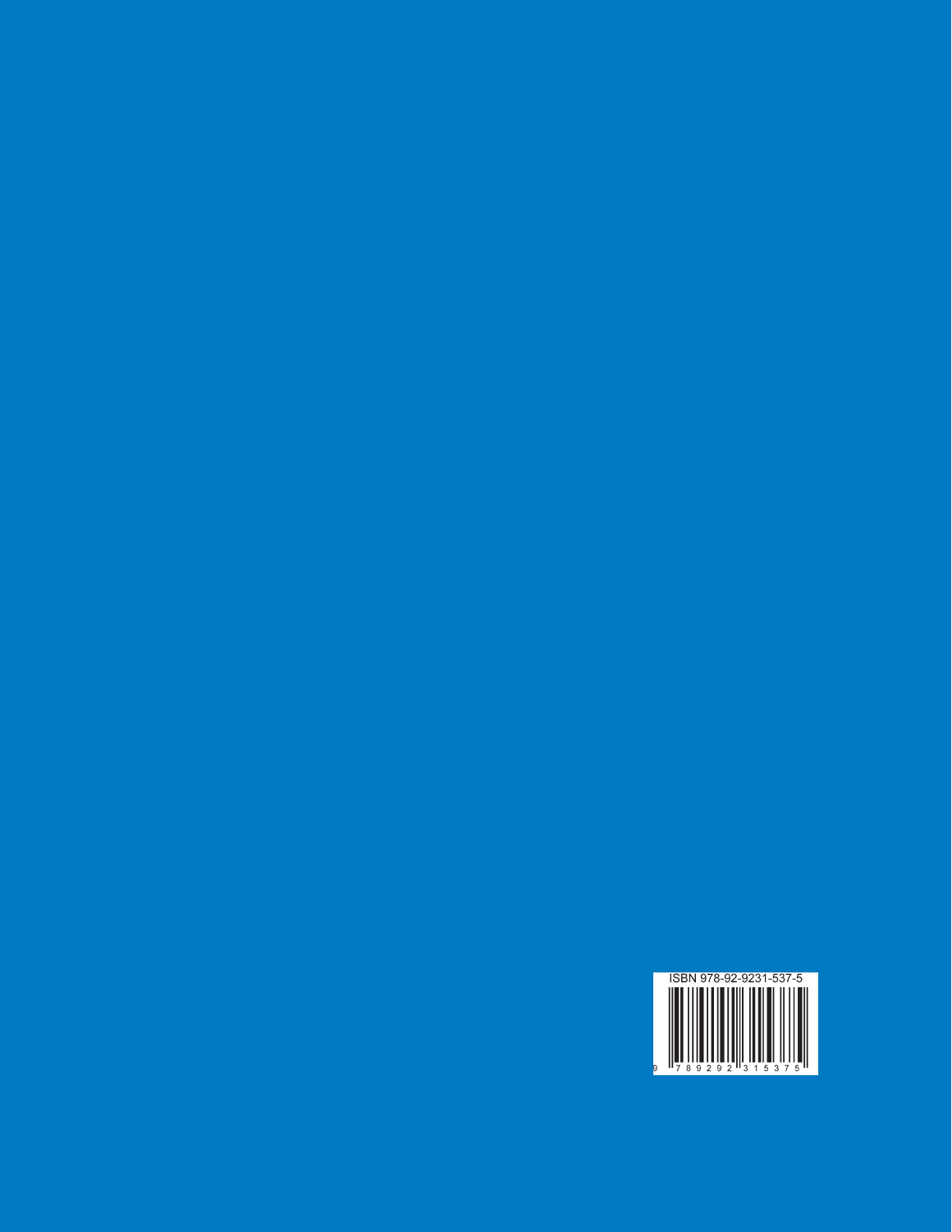ISBN 978-92-9231-537-5

9 789292 315375